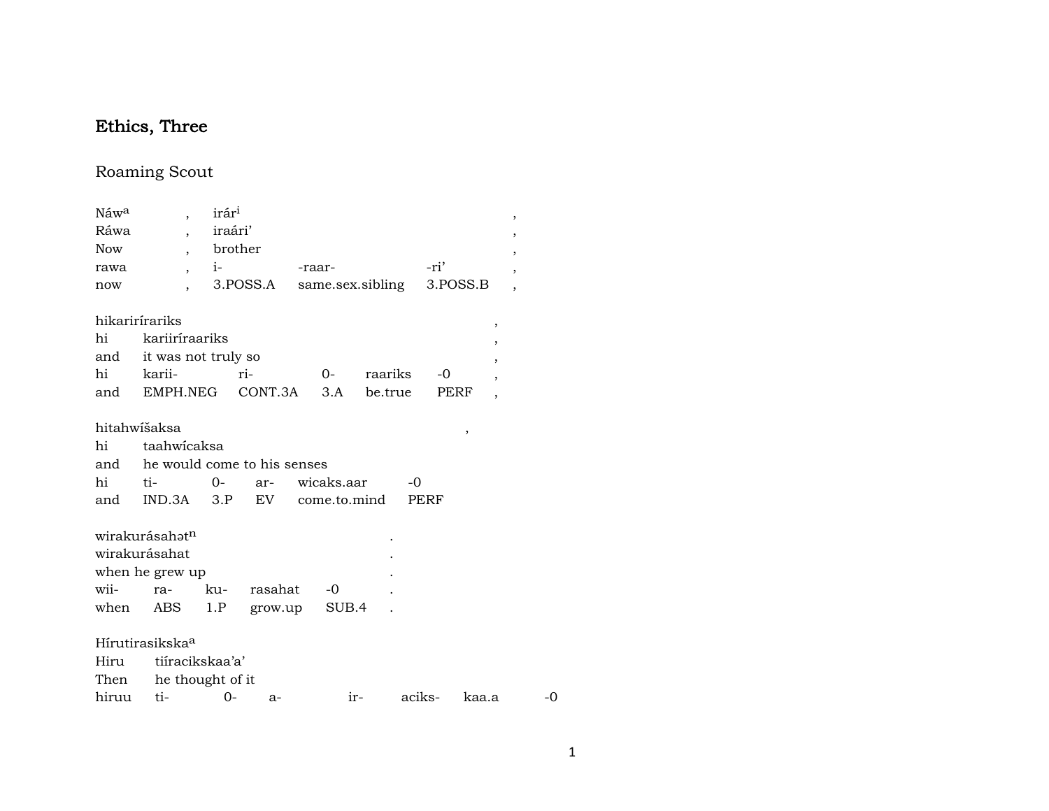# Ethics, Three

## Roaming Scout

| Náw[a] | , | irár[i] | | | , |
|---|---|---|---|---|---|
| Ráwa | , | iraári’ | | | , |
| Now | , | brother | | | , |
| rawa | , | i- | -raar- | -ri’ | , |
| now | , | 3.POSS.A | same.sex.sibling | 3.POSS.B | , |

| hikariríraríks | | | | | , |
|---|---|---|---|---|---|
| hi | kariiríraariks | | | | , |
| and | it was not truly so | | | | , |
| hi | karii- | ri- | 0- | raariks | -0 | ,
| and | EMPH.NEG | CONT.3A | 3.A | be.true | PERF | ,

| hitahwíšaksa | | | | | | , |
|---|---|---|---|---|---|---|
| hi | taahwícaksa | | | | | |
| and | he would come to his senses | | | | | |
| hi | ti- | 0- | ar- | wicaks.aar | -0 | |
| and | IND.3A | 3.P | EV | come.to.mind | PERF | |

| wirakurásahət[n] | | | | | . |
|---|---|---|---|---|---|
| wirakurásahat | | | | | . |
| when he grew up | | | | | . |
| wii- | ra- | ku- | rasahat | -0 | . |
| when | ABS | 1.P | grow.up | SUB.4 | . |

| Hírutirasikska[a] | | | | | | |
|---|---|---|---|---|---|---|
| Hiru | tiíracikskaa’a’ | | | | | |
| Then | he thought of it | | | | | |
| hiruu | ti- | 0- | a- | ir- | aciks- | kaa.a | -0 |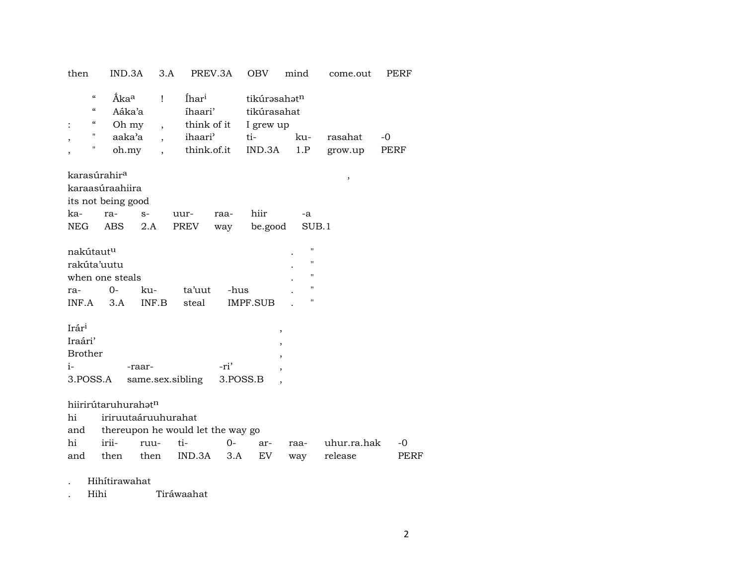| then | IND.3A | 3.A | PREV.3A | OBV | mind | come.out | PERF |
|---|---|---|---|---|---|---|---|

| | " | Áka[a] | ! | Íhar[i] | tikúrəsahət[n] | | | |
|---|---|---|---|---|---|---|---|---|
| | " | Aáka'a | | íhaari' | tikúrasahat | | | |
| : | " | Oh my | , | think of it | I grew up | | | |
| , | " | aaka'a | , | ihaari' | ti- | ku- | rasahat | -0 |
| , | " | oh.my | , | think.of.it | IND.3A | 1.P | grow.up | PERF |

| karasúrahir[a] | | | | | | | , |
|---|---|---|---|---|---|---|---|
| karaasúraahiira | | | | | | | |
| its not being good | | | | | | | |
| ka- | ra- | s- | uur- | raa- | hiir | -a | |
| NEG | ABS | 2.A | PREV | way | be.good | SUB.1 | |

| nakútaut[u] | | | | | . | " |
|---|---|---|---|---|---|---|
| rakúta'uutu | | | | | . | " |
| when one steals | | | | | . | " |
| ra- | 0- | ku- | ta'uut | -hus | . | " |
| INF.A | 3.A | INF.B | steal | IMPF.SUB | . | " |

| Irár[i] | | | , |
|---|---|---|---|
| Iraári' | | | , |
| Brother | | | , |
| i- | -raar- | -ri' | , |
| 3.POSS.A | same.sex.sibling | 3.POSS.B | , |

| hiirirútaruhurahət[n] | | | | | | | | |
|---|---|---|---|---|---|---|---|---|
| hi | iriruutaáruuhurahat | | | | | | | |
| and | thereupon he would let the way go | | | | | | | |
| hi | irii- | ruu- | ti- | 0- | ar- | raa- | uhur.ra.hak | -0 |
| and | then | then | IND.3A | 3.A | EV | way | release | PERF |

| . | Hihítirawahat | |
|---|---|---|
| . | Hihi | Tiráwaahat |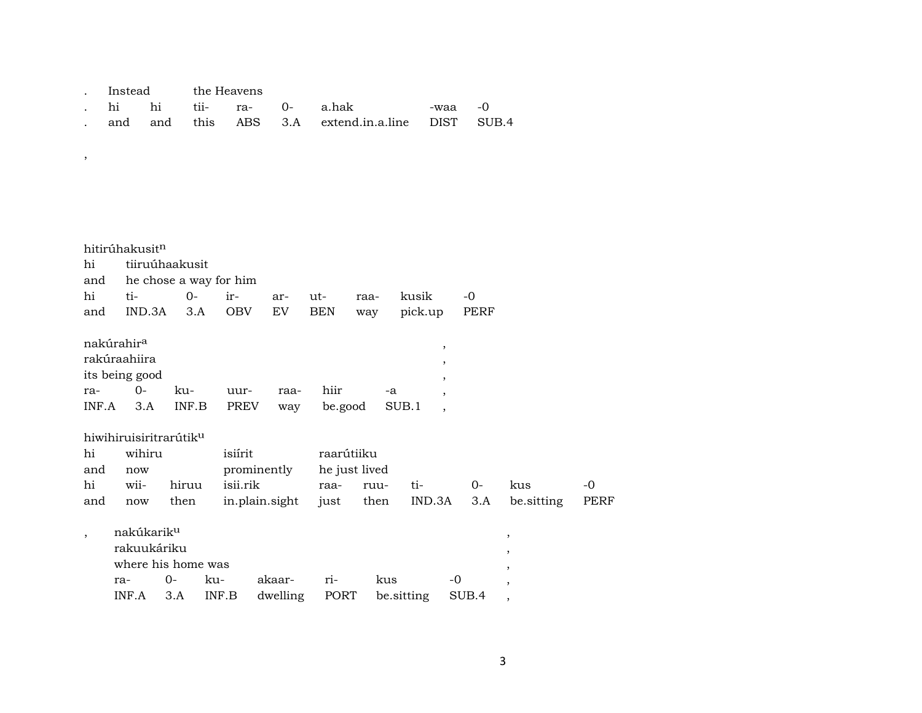| . | Instead | | the Heavens | | | | | |
|---|---|---|---|---|---|---|---|---|
| . | hi | hi | tii- | ra- | 0- | a.hak | -waa | -0 |
| . | and | and | this | ABS | 3.A | extend.in.a.line | DIST | SUB.4 |

,

hitirúhakusit[n]

| hi | tiiruúhaakusit | | | | | | | |
|---|---|---|---|---|---|---|---|---|
| and | he chose a way for him | | | | | | | |
| hi | ti- | 0- | ir- | ar- | ut- | raa- | kusik | -0 |
| and | IND.3A | 3.A | OBV | EV | BEN | way | pick.up | PERF |

nakúrahir[a] ,

| rakúraahiira | | | | | | | ,|
|---|---|---|---|---|---|---|---|
| its being good | | | | | | | , |
| ra- | 0- | ku- | uur- | raa- | hiir | -a | , |
| INF.A | 3.A | INF.B | PREV | way | be.good | SUB.1 | , |

hiwihiruisiritrarútik[u]

| hi | wihiru | | isiírit | raarútiiku | | | | |
|---|---|---|---|---|---|---|---|---|
| and | now | | prominently | he just lived | | | | |
| hi | wii- | hiruu | isii.rik | raa- | ruu- | ti- | 0- | kus | -0 |
| and | now | then | in.plain.sight | just | then | IND.3A | 3.A | be.sitting | PERF |

, nakúkarik[u] ,

| rakuukáriku | | | | | | | , |
|---|---|---|---|---|---|---|---|
| where his home was | | | | | | | , |
| ra- | 0- | ku- | akaar- | ri- | kus | -0 | , |
| INF.A | 3.A | INF.B | dwelling | PORT | be.sitting | SUB.4 | , |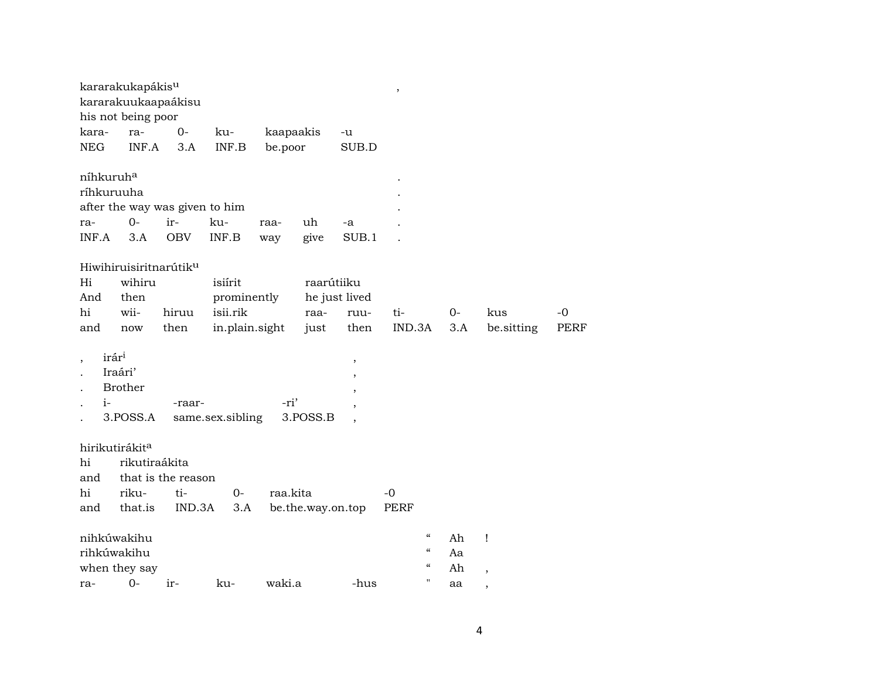| kararakukapákis^u | | | | | | , |
|---|---|---|---|---|---|---|
| kararakuukaapaákisu | | | | | | |
| his not being poor | | | | | | |
| kara- | ra- | 0- | ku- | kaapaakis | -u | |
| NEG | INF.A | 3.A | INF.B | be.poor | SUB.D | |

| níhkuruh^a | | | | | | | . |
|---|---|---|---|---|---|---|---|
| ríhkuruuha | | | | | | | . |
| after the way was given to him | | | | | | | . |
| ra- | 0- | ir- | ku- | raa- | uh | -a | . |
| INF.A | 3.A | OBV | INF.B | way | give | SUB.1 | . |

| Hiwihiruisiritnarútik^u | | | | | | | | | |
|---|---|---|---|---|---|---|---|---|---|
| Hi | wihiru | | isiírit | raarútiiku | | | | | |
| And | then | | prominently | he just lived | | | | | |
| hi | wii- | hiruu | isii.rik | raa- | ruu- | ti- | 0- | kus | -0 |
| and | now | then | in.plain.sight | just | then | IND.3A | 3.A | be.sitting | PERF |

| , | irár^i | | | , |
|---|---|---|---|---|
| . | Iraári’ | | | , |
| . | Brother | | | , |
| . | i- | -raar- | -ri’ | , |
| . | 3.POSS.A | same.sex.sibling | 3.POSS.B | , |

| hirikutirákit^a | | | | | |
|---|---|---|---|---|---|
| hi | rikutiraákita | | | | |
| and | that is the reason | | | | |
| hi | riku- | ti- | 0- | raa.kita | -0 |
| and | that.is | IND.3A | 3.A | be.the.way.on.top | PERF |

| nihkúwakihu | | | | | | “ | Ah | ! |
|---|---|---|---|---|---|---|---|---|
| rihkúwakihu | | | | | | “ | Aa | |
| when they say | | | | | | “ | Ah | , |
| ra- | 0- | ir- | ku- | waki.a | -hus | " | aa | , |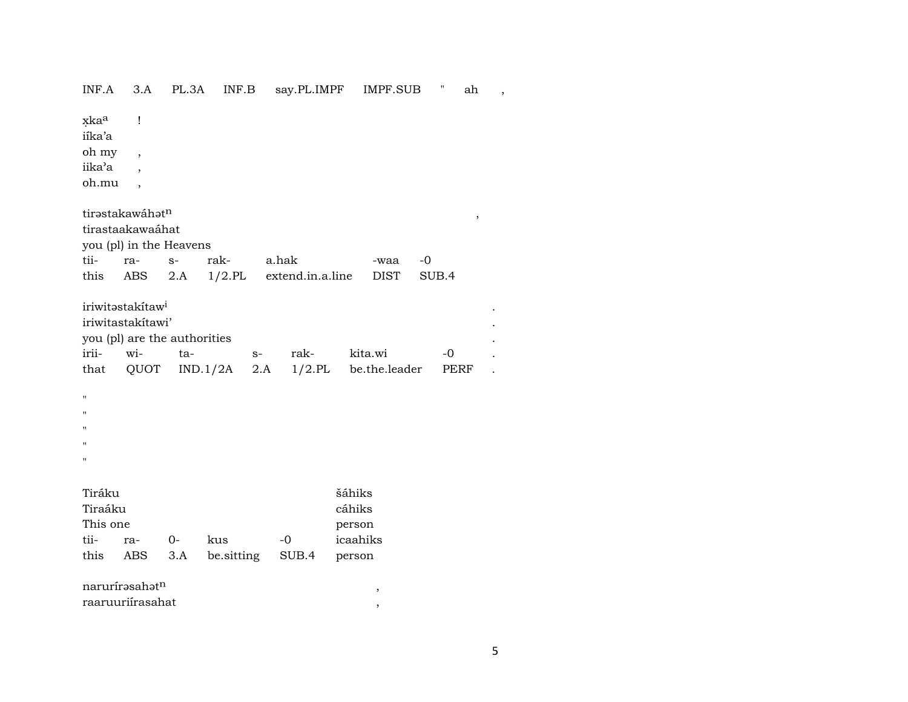INF.A 3.A PL.3A INF.B say.PL.IMPF IMPF.SUB " ah ,

x̣ka$^{a}$ !
iíka'a
oh my ,
iika'a ,
oh.mu ,

tirəstakawáhət$^{n}$ ,
tirastaakawaáhat
you (pl) in the Heavens

| tii- | ra- | s- | rak- | a.hak | -waa | -0 |
|---|---|---|---|---|---|---|
| this | ABS | 2.A | 1/2.PL | extend.in.a.line | DIST | SUB.4 |

iriwitəstakítaw$^{i}$ .
iriwitastakítawi' .
you (pl) are the authorities .

| irii- | wi- | ta- | s- | rak- | kita.wi | -0 | . |
|---|---|---|---|---|---|---|---|
| that | QUOT | IND.1/2A | 2.A | 1/2.PL | be.the.leader | PERF | . |

"
"
"
"
"

| Tiráku | | | | | šáhiks |
|---|---|---|---|---|---|
| Tiraáku | | | | | cáhiks |
| This one | | | | | person |
| tii- | ra- | 0- | kus | -0 | icaahiks |
| this | ABS | 3.A | be.sitting | SUB.4 | person |

narurírəsahət$^{n}$ ,
raaruuriírasahat ,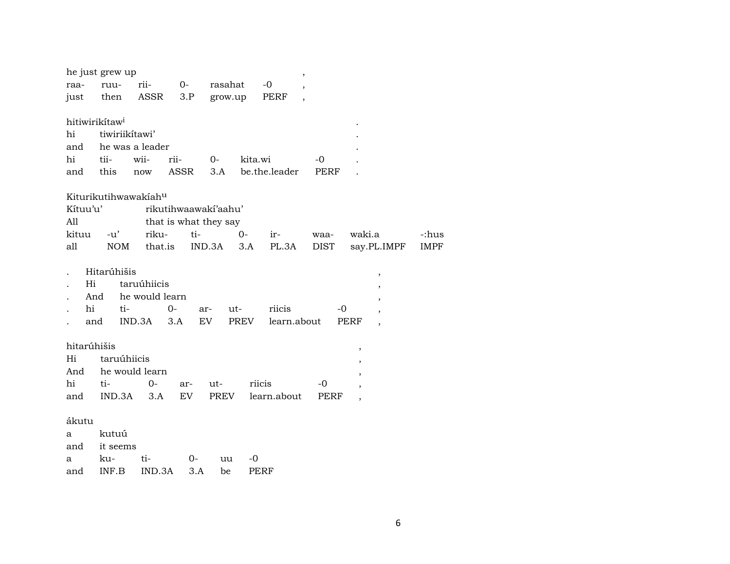he just grew up ,

| raa- | ruu- | rii- | 0- | rasahat | -0 | , |
|---|---|---|---|---|---|---|
| just | then | ASSR | 3.P | grow.up | PERF | , |

hitiwirikítaw[i] .

hi tiwiriikítawi' .

and he was a leader .

| hi | tii- | wii- | rii- | 0- | kita.wi | -0 | . |
|---|---|---|---|---|---|---|---|
| and | this | now | ASSR | 3.A | be.the.leader | PERF | . |

Kiturikutihwawakíah[u]

Kítuu'u' rikutihwaawakí'aahu'

All that is what they say

| kituu | -u' | riku- | ti- | 0- | ir- | waa- | waki.a | -:hus |
|---|---|---|---|---|---|---|---|---|
| all | NOM | that.is | IND.3A | 3.A | PL.3A | DIST | say.PL.IMPF | IMPF |

. Hitarúhišis ,

. Hi taruúhiicis ,

. And he would learn ,

| . | hi | ti- | 0- | ar- | ut- | riicis | -0 | , |
|---|---|---|---|---|---|---|---|---|
| . | and | IND.3A | 3.A | EV | PREV | learn.about | PERF | , |

hitarúhišis ,

Hi taruúhiicis ,

And he would learn ,

| hi | ti- | 0- | ar- | ut- | riicis | -0 | , |
|---|---|---|---|---|---|---|---|
| and | IND.3A | 3.A | EV | PREV | learn.about | PERF | , |

ákutu

a kutuú

and it seems

| a | ku- | ti- | 0- | uu | -0 |
|---|---|---|---|---|---|
| and | INF.B | IND.3A | 3.A | be | PERF |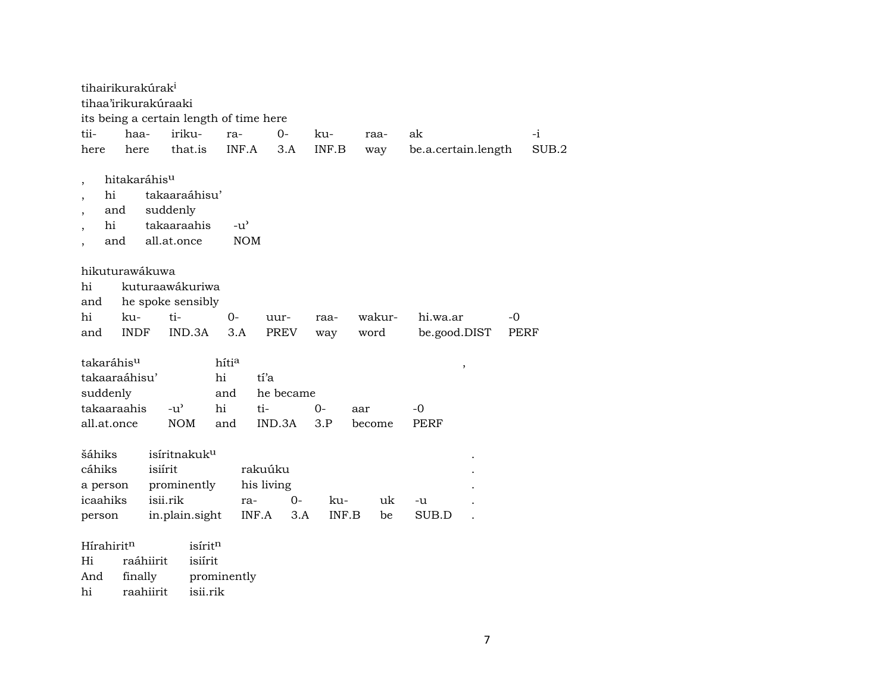tihairikurakúrak[i]
tihaa'irikurakúraaki
its being a certain length of time here

| tii- | haa- | iriku- | ra- | 0- | ku- | raa- | ak | -i |
|---|---|---|---|---|---|---|---|---|
| here | here | that.is | INF.A | 3.A | INF.B | way | be.a.certain.length | SUB.2 |

| , | hitakaráhis[u] | |
|---|---|---|
| , | hi | takaaraáhisu' | |
| , | and | suddenly | |
| , | hi | takaaraahis | -u' |
| , | and | all.at.once | NOM |

hikuturawákuwa
hi kuturaawákuriwa
and he spoke sensibly

| hi | ku- | ti- | 0- | uur- | raa- | wakur- | hi.wa.ar | -0 |
|---|---|---|---|---|---|---|---|---|
| and | INDF | IND.3A | 3.A | PREV | way | word | be.good.DIST | PERF |

| takaráhis[u] | | híti[a] | | | | | , |
|---|---|---|---|---|---|---|---|
| takaaraáhisu' | | hi | tí'a | | | | |
| suddenly | | and | he became | | | | |
| takaaraahis | -u' | hi | ti- | 0- | aar | -0 | |
| all.at.once | NOM | and | IND.3A | 3.P | become | PERF | |

| šáhiks | isíritnakuk[u] | | | | | | . |
|---|---|---|---|---|---|---|---|
| cáhiks | isiírit | rakuúku | | | | | . |
| a person | prominently | his living | | | | | . |
| icaahiks | isii.rik | ra- | 0- | ku- | uk | -u | . |
| person | in.plain.sight | INF.A | 3.A | INF.B | be | SUB.D | . |

| Hírahirit[n] | | isírit[n] |
|---|---|---|
| Hi | raáhiirit | isiírit |
| And | finally | prominently |
| hi | raahiirit | isii.rik |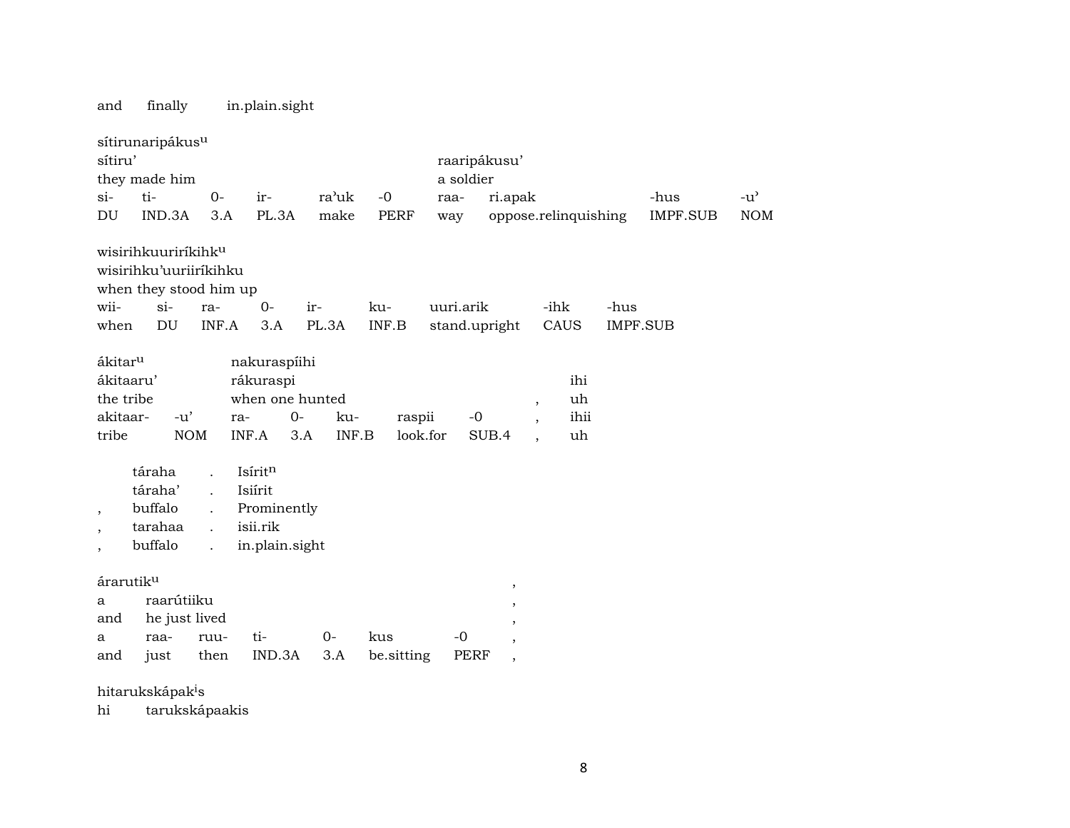and finally in.plain.sight

| sítirunaripákus$^{u}$ | | | | | | | | | | |
|---|---|---|---|---|---|---|---|---|---|---|
| sítiru' | | | | | | raaripákusu' | | | | |
| they made him | | | | | | a soldier | | | | |
| si- | ti- | 0- | ir- | ra'uk | -0 | raa- | ri.apak | -hus | -u' | |
| DU | IND.3A | 3.A | PL.3A | make | PERF | way | oppose.relinquishing | IMPF.SUB | NOM | |

| wisirihkuurirîkihk$^{u}$ | | | | | | | | |
|---|---|---|---|---|---|---|---|---|
| wisirihku'uuriiríkihku | | | | | | | | |
| when they stood him up | | | | | | | | |
| wii- | si- | ra- | 0- | ir- | ku- | uuri.arik | -ihk | -hus |
| when | DU | INF.A | 3.A | PL.3A | INF.B | stand.upright | CAUS | IMPF.SUB |

| ákitar$^{u}$ | | nakuraspíihi | | | | | | |
|---|---|---|---|---|---|---|---|---|
| ákitaaru' | | rákuraspi | | | | | | ihi |
| the tribe | | when one hunted | | | | | , | uh |
| akitaar- | -u' | ra- | 0- | ku- | raspii | -0 | , | ihii |
| tribe | NOM | INF.A | 3.A | INF.B | look.for | SUB.4 | , | uh |

| | táraha | . | Isírit$^{n}$ |
|---|---|---|---|
| | táraha' | . | Isiírit |
| , | buffalo | . | Prominently |
| , | tarahaa | . | isii.rik |
| , | buffalo | . | in.plain.sight |

| árarutik$^{u}$ | | | | | | |
|---|---|---|---|---|---|---|
| a | raarútiiku | | | | | , |
| and | he just lived | | | | | , |
| a | raa- | ruu- | ti- | 0- | kus | -0 | ,
| and | just | then | IND.3A | 3.A | be.sitting | PERF | ,

hitarukskápak$^{i}$s
hi tarukskápaakis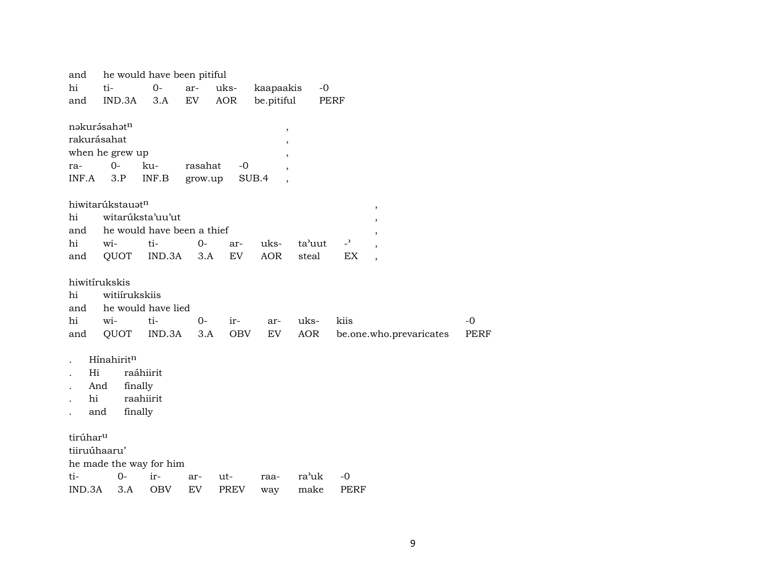and he would have been pitiful

| hi | ti- | 0- | ar- | uks- | kaapaakis | -0 |
|---|---|---|---|---|---|---|
| and | IND.3A | 3.A | EV | AOR | be.pitiful | PERF |

nəkurə́sahət$^{n}$ ,
rakurásahat ,
when he grew up ,

| ra- | 0- | ku- | rasahat | -0 | , |
|---|---|---|---|---|---|
| INF.A | 3.P | INF.B | grow.up | SUB.4 | , |

hiwitarúkstauət$^{n}$ ,
hi witarúksta'uu'ut ,
and he would have been a thief ,

| hi | wi- | ti- | 0- | ar- | uks- | ta'uut | -' | , |
|---|---|---|---|---|---|---|---|---|
| and | QUOT | IND.3A | 3.A | EV | AOR | steal | EX | , |

hiwitírukskis
hi witiírukskiis
and he would have lied

| hi | wi- | ti- | 0- | ir- | ar- | uks- | kiis | -0 |
|---|---|---|---|---|---|---|---|---|
| and | QUOT | IND.3A | 3.A | OBV | EV | AOR | be.one.who.prevaricates | PERF |

. Hínahirit$^{n}$
. Hi raáhiirit
. And finally
. hi raahiirit
. and finally

tirúhar$^{u}$
tiiruúhaaru'
he made the way for him

| ti- | 0- | ir- | ar- | ut- | raa- | ra'uk | -0 |
|---|---|---|---|---|---|---|---|
| IND.3A | 3.A | OBV | EV | PREV | way | make | PERF |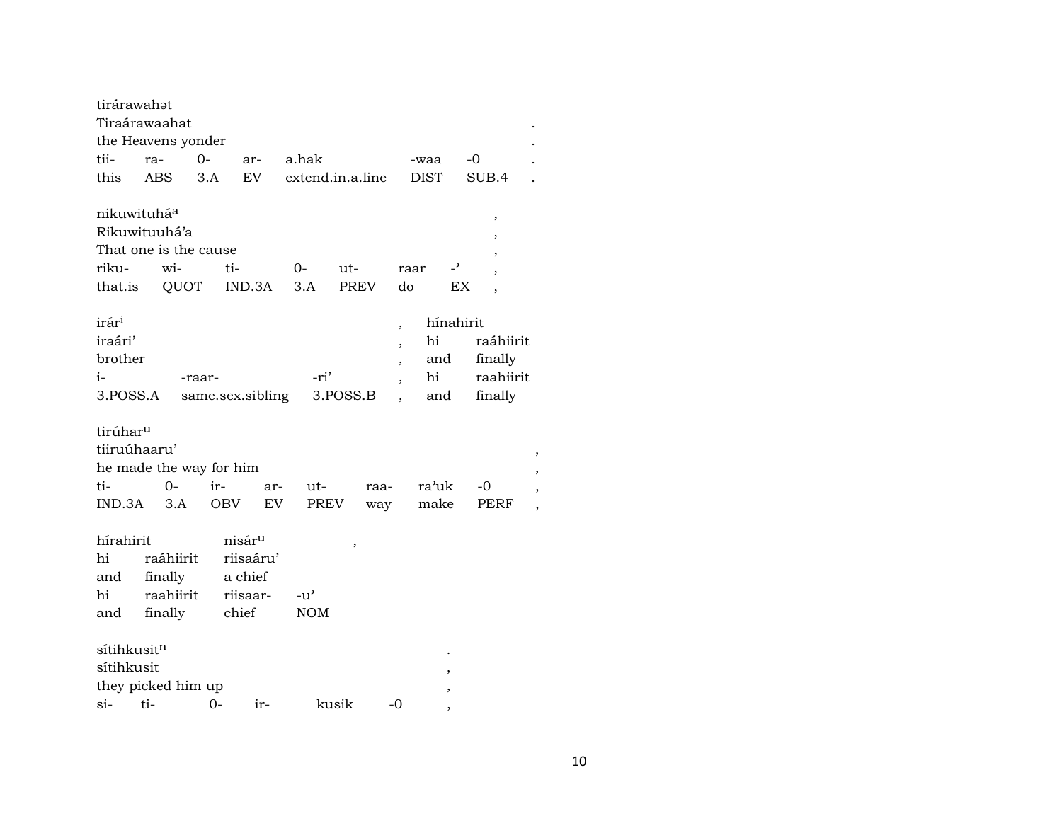tirárawahət
Tiraárawaahat .
the Heavens yonder .

| tii- | ra- | 0- | ar- | a.hak | -waa | -0 | . |
|---|---|---|---|---|---|---|---|
| this | ABS | 3.A | EV | extend.in.a.line | DIST | SUB.4 | . |

nikuwituhá[a] ,
Rikuwituuhá'a ,
That one is the cause ,

| riku- | wi- | ti- | 0- | ut- | raar | -' | , |
|---|---|---|---|---|---|---|---|
| that.is | QUOT | IND.3A | 3.A | PREV | do | EX | , |

irár[i] , hínahirit
iraári' , hi raáhiirit
brother , and finally

| i- | -raar- | -ri' | , | hi | raahiirit |
|---|---|---|---|---|---|
| 3.POSS.A | same.sex.sibling | 3.POSS.B | , | and | finally |

tirúhar[u]
tiiruúhaaru' ,
he made the way for him ,

| ti- | 0- | ir- | ar- | ut- | raa- | ra'uk | -0 | , |
|---|---|---|---|---|---|---|---|---|
| IND.3A | 3.A | OBV | EV | PREV | way | make | PERF | , |

hírahirit nisár[u] ,
hi raáhiirit riisaáru'
and finally a chief

| hi | raahiirit | riisaar- | -u' |
|---|---|---|---|
| and | finally | chief | NOM |

sítihkusit[n] .
sítihkusit ,
they picked him up ,

| si- | ti- | 0- | ir- | kusik | -0 | , |
|---|---|---|---|---|---|---|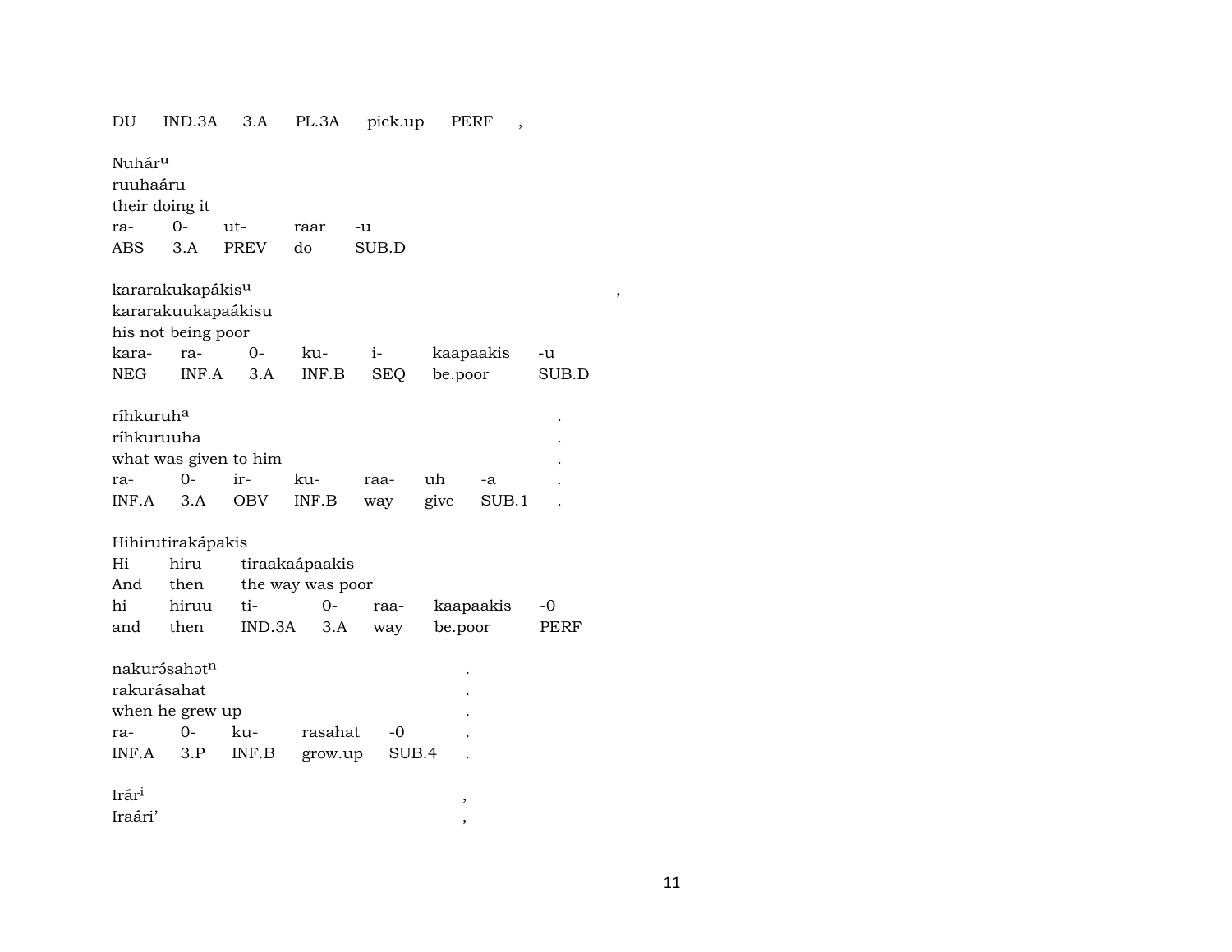DU IND.3A 3.A PL.3A pick.up PERF ,

Nuhár^u
ruuhaáru
their doing it

| ra- | 0- | ut- | raar | -u |
|---|---|---|---|---|
| ABS | 3.A | PREV | do | SUB.D |

kararakukapákis^u ,
kararakuukapaákisu
his not being poor

| kara- | ra- | 0- | ku- | i- | kaapaakis | -u |
|---|---|---|---|---|---|---|
| NEG | INF.A | 3.A | INF.B | SEQ | be.poor | SUB.D |

ríhkuruh^a .
ríhkuruuha .
what was given to him .

| ra- | 0- | ir- | ku- | raa- | uh | -a | . |
|---|---|---|---|---|---|---|---|
| INF.A | 3.A | OBV | INF.B | way | give | SUB.1 | . |

Hihirutirakápakis

| Hi | hiru | tiraakaápaakis | | | |
|---|---|---|---|---|---|
| And | then | the way was poor | | | |
| hi | hiruu | ti- | 0- | raa- | kaapaakis | -0 |
| and | then | IND.3A | 3.A | way | be.poor | PERF |

nakurə́sahət^n .
rakurásahat .
when he grew up .

| ra- | 0- | ku- | rasahat | -0 | . |
|---|---|---|---|---|---|
| INF.A | 3.P | INF.B | grow.up | SUB.4 | . |

Irár^i ,
Iraári' ,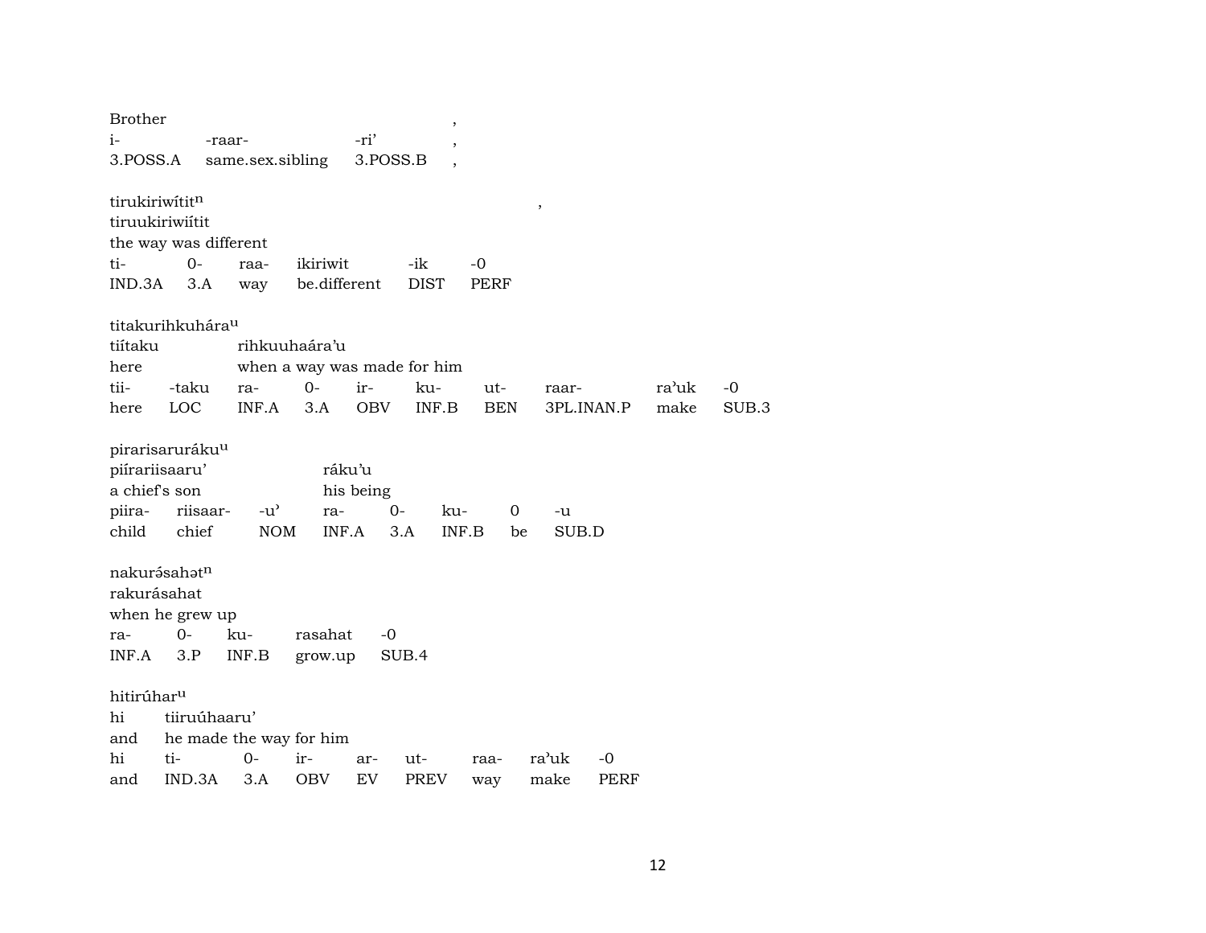Brother ,

| i- | -raar- | -ri’ | , |
|---|---|---|---|
| 3.POSS.A | same.sex.sibling | 3.POSS.B | , |

tirukiriwítit$^{n}$ ,
tiruukiriwiítit
the way was different

| ti- | 0- | raa- | ikiriwit | -ik | -0 |
|---|---|---|---|---|---|
| IND.3A | 3.A | way | be.different | DIST | PERF |

titakurihkuhára$^{u}$
tiítaku rihkuuhaára’u
here when a way was made for him

| tii- | -taku | ra- | 0- | ir- | ku- | ut- | raar- | ra’uk | -0 |
|---|---|---|---|---|---|---|---|---|---|
| here | LOC | INF.A | 3.A | OBV | INF.B | BEN | 3PL.INAN.P | make | SUB.3 |

pirarisaruráku$^{u}$
piírariisaaru’ ráku’u
a chief’s son his being

| piira- | riisaar- | -u’ | ra- | 0- | ku- | 0 | -u |
|---|---|---|---|---|---|---|---|
| child | chief | NOM | INF.A | 3.A | INF.B | be | SUB.D |

nakurə́sahət$^{n}$
rakurásahat
when he grew up

| ra- | 0- | ku- | rasahat | -0 |
|---|---|---|---|---|
| INF.A | 3.P | INF.B | grow.up | SUB.4 |

hitirúhar$^{u}$
hi tiiruúhaaru’
and he made the way for him

| hi | ti- | 0- | ir- | ar- | ut- | raa- | ra’uk | -0 |
|---|---|---|---|---|---|---|---|---|
| and | IND.3A | 3.A | OBV | EV | PREV | way | make | PERF |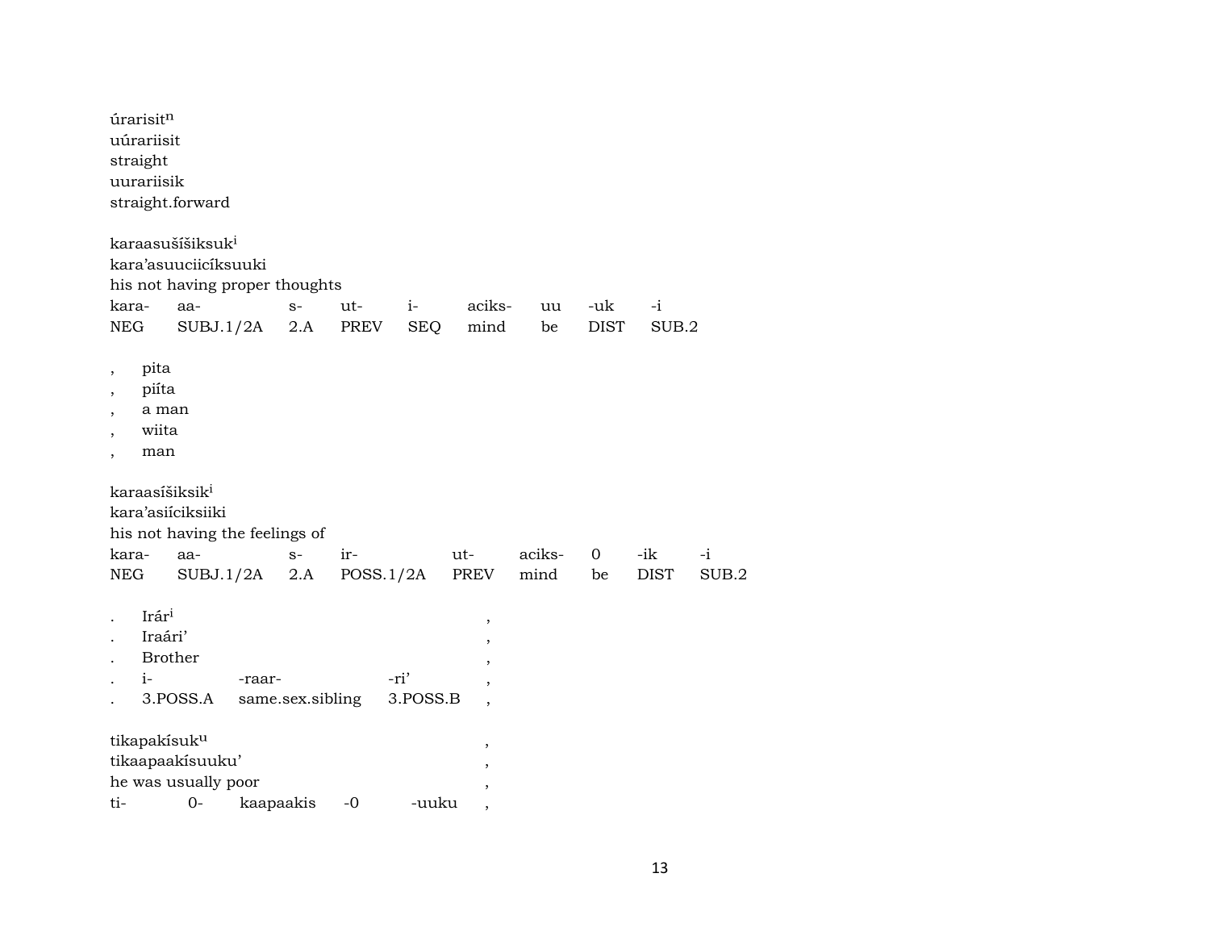úrarisit$^{n}$
uúrariisit
straight
uurariisik
straight.forward

karaasušíšiksuk$^{i}$
kara'asuuciicíksuuki
his not having proper thoughts

| kara- | aa- | s- | ut- | i- | aciks- | uu | -uk | -i |
|---|---|---|---|---|---|---|---|---|
| NEG | SUBJ.1/2A | 2.A | PREV | SEQ | mind | be | DIST | SUB.2 |

, pita
, piíta
, a man
, wiita
, man

karaasíšiksik$^{i}$
kara'asiíciksiiki
his not having the feelings of

| kara- | aa- | s- | ir- | ut- | aciks- | 0 | -ik | -i |
|---|---|---|---|---|---|---|---|---|
| NEG | SUBJ.1/2A | 2.A | POSS.1/2A | PREV | mind | be | DIST | SUB.2 |

. Irár$^{i}$ ,
. Iraári' ,
. Brother ,

| . | i- | -raar- | -ri' | , |
|---|---|---|---|---|
| . | 3.POSS.A | same.sex.sibling | 3.POSS.B | , |

tikapakísuk$^{u}$ ,
tikaapaakísuuku' ,
he was usually poor ,

| ti- | 0- | kaapaakis | -0 | -uuku | , |
|---|---|---|---|---|---|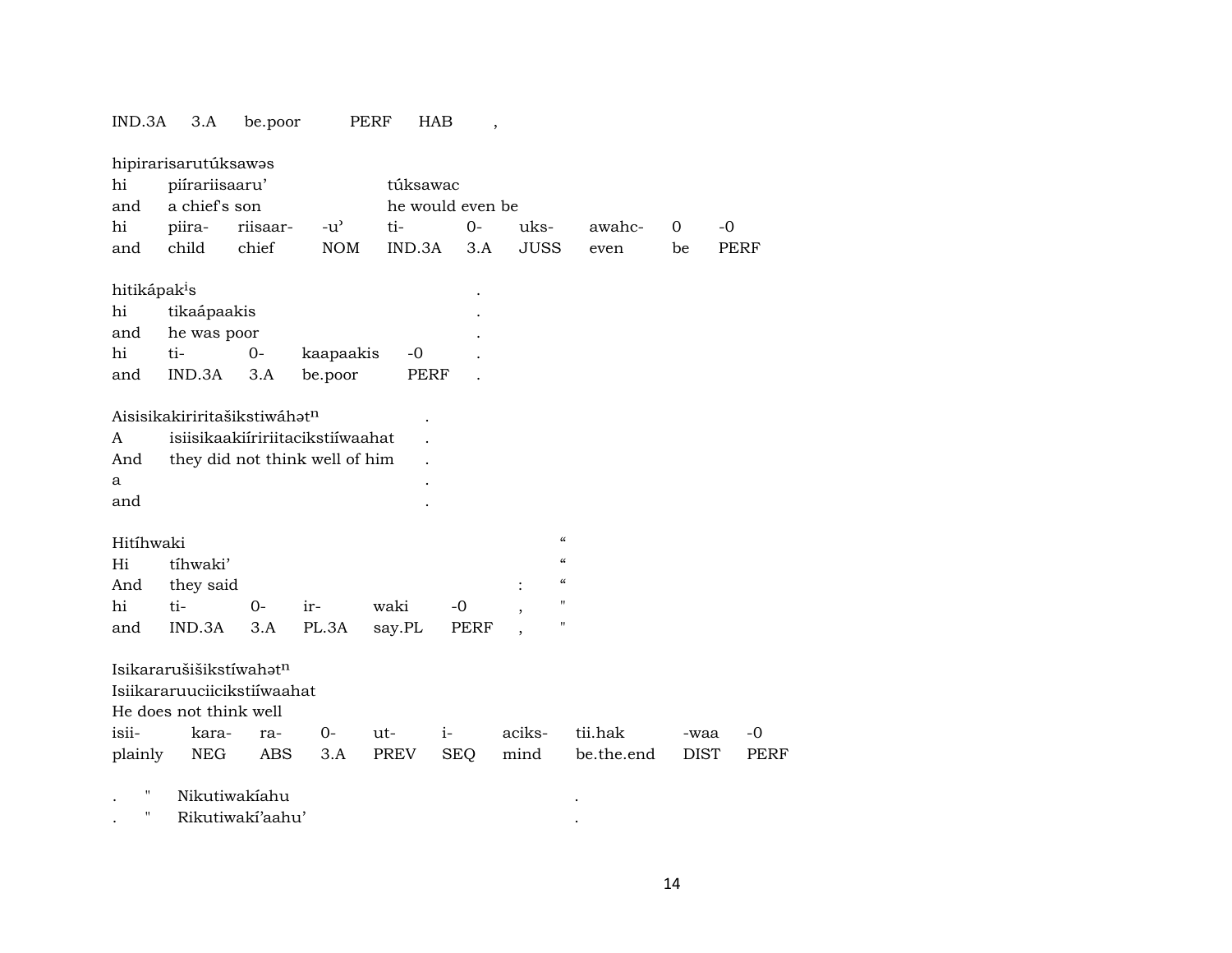| IND.3A | 3.A | be.poor | PERF | HAB | , |
|---|---|---|---|---|---|

hipirarisarutúksawəs

| hi | piírariisaaru’ | | | túksawac | | | | | |
|---|---|---|---|---|---|---|---|---|---|
| and | a chief's son | | | he would even be | | | | | |
| hi | piira- | riisaar- | -u’ | ti- | 0- | uks- | awahc- | 0 | -0 |
| and | child | chief | NOM | IND.3A | 3.A | JUSS | even | be | PERF |

hitikápak$^{i}$s .

| hi | tikaápaakis | | | | . |
|---|---|---|---|---|---|
| and | he was poor | | | | . |
| hi | ti- | 0- | kaapaakis | -0 | . |
| and | IND.3A | 3.A | be.poor | PERF | . |

Aisisikakiriritašikstiwáhət$^{n}$ .

| A | isiisikaakiíririitacikstiíwaahat | . |
|---|---|---|
| And | they did not think well of him | . |
| a | | . |
| and | | . |

Hitíhwaki “

| Hi | tíhwaki’ | | | | | “ |
|---|---|---|---|---|---|---|
| And | they said | | | | : | “ |
| hi | ti- | 0- | ir- | waki | -0 , | " |
| and | IND.3A | 3.A | PL.3A | say.PL | PERF , | " |

Isikararušišikstíwahət$^{n}$

Isiikararuuciicikstiíwaahat

He does not think well

| isii- | kara- | ra- | 0- | ut- | i- | aciks- | tii.hak | -waa | -0 |
|---|---|---|---|---|---|---|---|---|---|
| plainly | NEG | ABS | 3.A | PREV | SEQ | mind | be.the.end | DIST | PERF |

. " Nikutiwakíahu .

. " Rikutiwakí’aahu’ .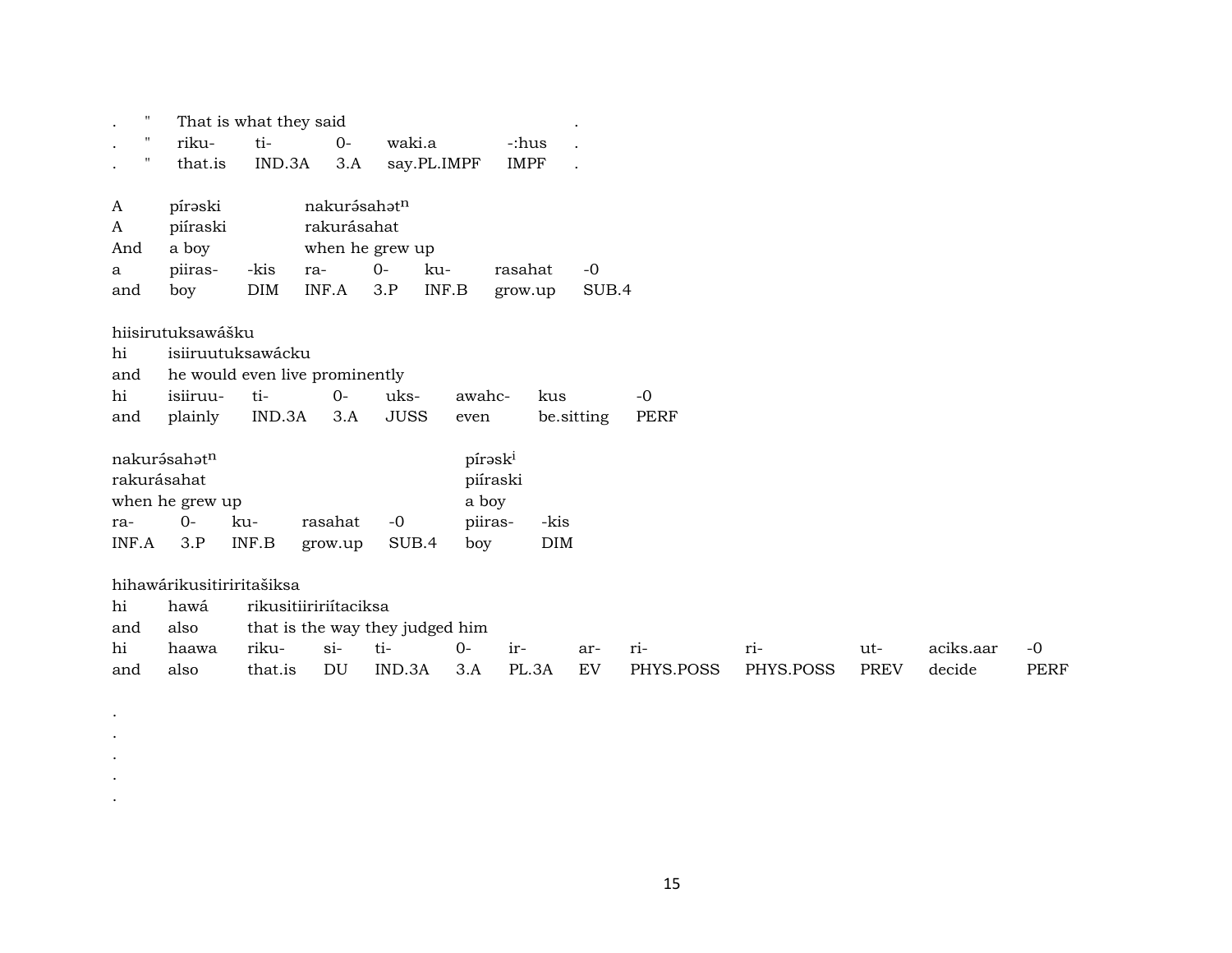| . | " | That is what they said | | | | . |
|---|---|---|---|---|---|---|
| . | " | riku- | ti- | 0- | waki.a | -:hus | . |
| . | " | that.is | IND.3A | 3.A | say.PL.IMPF | IMPF | . |

| A | pírəski | | nakurə́sahətⁿ | | | | |
|---|---|---|---|---|---|---|---|
| A | piíraski | | rakurásahat | | | | |
| And | a boy | | when he grew up | | | | |
| a | piiras- | -kis | ra- | 0- | ku- | rasahat | -0 |
| and | boy | DIM | INF.A | 3.P | INF.B | grow.up | SUB.4 |

| hiisirutuksawášku | | | | | | | |
|---|---|---|---|---|---|---|---|
| hi | isiiruutuksawácku | | | | | | |
| and | he would even live prominently | | | | | | |
| hi | isiiruu- | ti- | 0- | uks- | awahc- | kus | -0 |
| and | plainly | IND.3A | 3.A | JUSS | even | be.sitting | PERF |

| nakurə́sahətⁿ | | | | | píraskⁱ | |
|---|---|---|---|---|---|---|
| rakurásahat | | | | | piíraski | |
| when he grew up | | | | | a boy | |
| ra- | 0- | ku- | rasahat | -0 | piiras- | -kis |
| INF.A | 3.P | INF.B | grow.up | SUB.4 | boy | DIM |

| hihawárikusitiriritašiksa | | | | | | | | | | | | |
|---|---|---|---|---|---|---|---|---|---|---|---|---|
| hi | hawá | rikusitiiririítaciksa | | | | | | | | | | |
| and | also | that is the way they judged him | | | | | | | | | | |
| hi | haawa | riku- | si- | ti- | 0- | ir- | ar- | ri- | ri- | ut- | aciks.aar | -0 |
| and | also | that.is | DU | IND.3A | 3.A | PL.3A | EV | PHYS.POSS | PHYS.POSS | PREV | decide | PERF |

.
.
.
.
.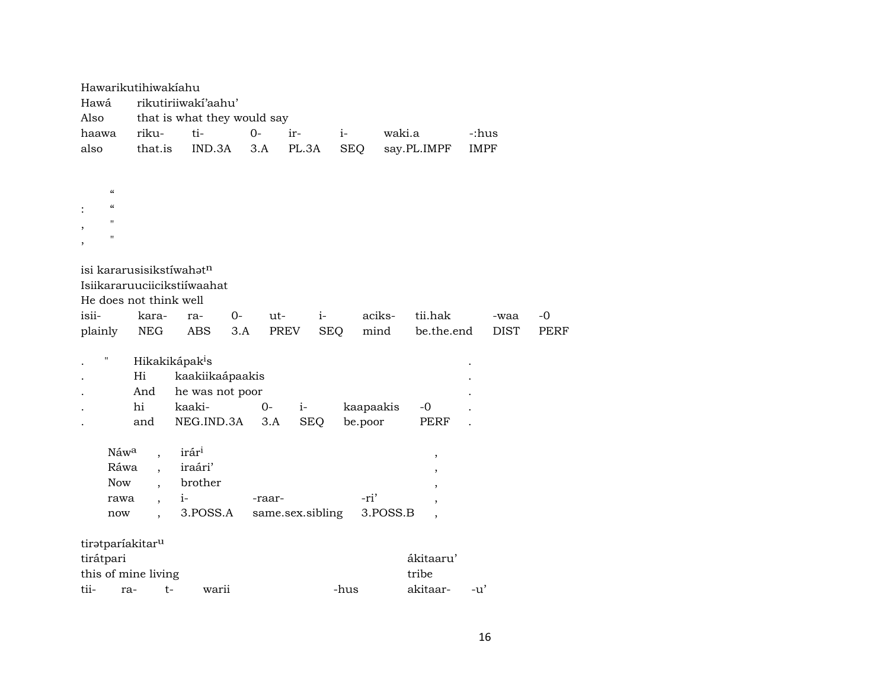Hawarikutihiwakíahu

| | | | | | | | |
|---|---|---|---|---|---|---|---|
| Hawá | rikutiriiwakí'aahu' | | | | | | |
| Also | that is what they would say | | | | | | |
| haawa | riku- | ti- | 0- | ir- | i- | waki.a | -:hus |
| also | that.is | IND.3A | 3.A | PL.3A | SEQ | say.PL.IMPF | IMPF |

"
: "
, "
, "

isi kararusisikstíwahət$^{n}$

Isiikararuuciicikstiíwaahat

He does not think well

| | | | | | | | | | |
|---|---|---|---|---|---|---|---|---|---|
| isii- | kara- | ra- | 0- | ut- | i- | aciks- | tii.hak | -waa | -0 |
| plainly | NEG | ABS | 3.A | PREV | SEQ | mind | be.the.end | DIST | PERF |

. " Hikakikápak$^{i}$s .

| | | | | | | | |
|---|---|---|---|---|---|---|---|
| . | Hi | kaakiikaápaakis | | | | | . |
| . | And | he was not poor | | | | | . |
| . | hi | kaaki- | 0- | i- | kaapaakis | -0 | . |
| . | and | NEG.IND.3A | 3.A | SEQ | be.poor | PERF | . |

| | | | | | |
|---|---|---|---|---|---|
| Náw$^{a}$ | , | irár$^{i}$ | | | , |
| Ráwa | , | iraári' | | | , |
| Now | , | brother | | | , |
| rawa | , | i- | -raar- | -ri' | , |
| now | , | 3.POSS.A | same.sex.sibling | 3.POSS.B | , |

tirətparíakitar$^{u}$

| | | | | | | |
|---|---|---|---|---|---|---|
| tirátpari | | | | | ákitaaru' | |
| this of mine living | | | | | tribe | |
| tii- | ra- | t- | warii | -hus | akitaar- | -u' |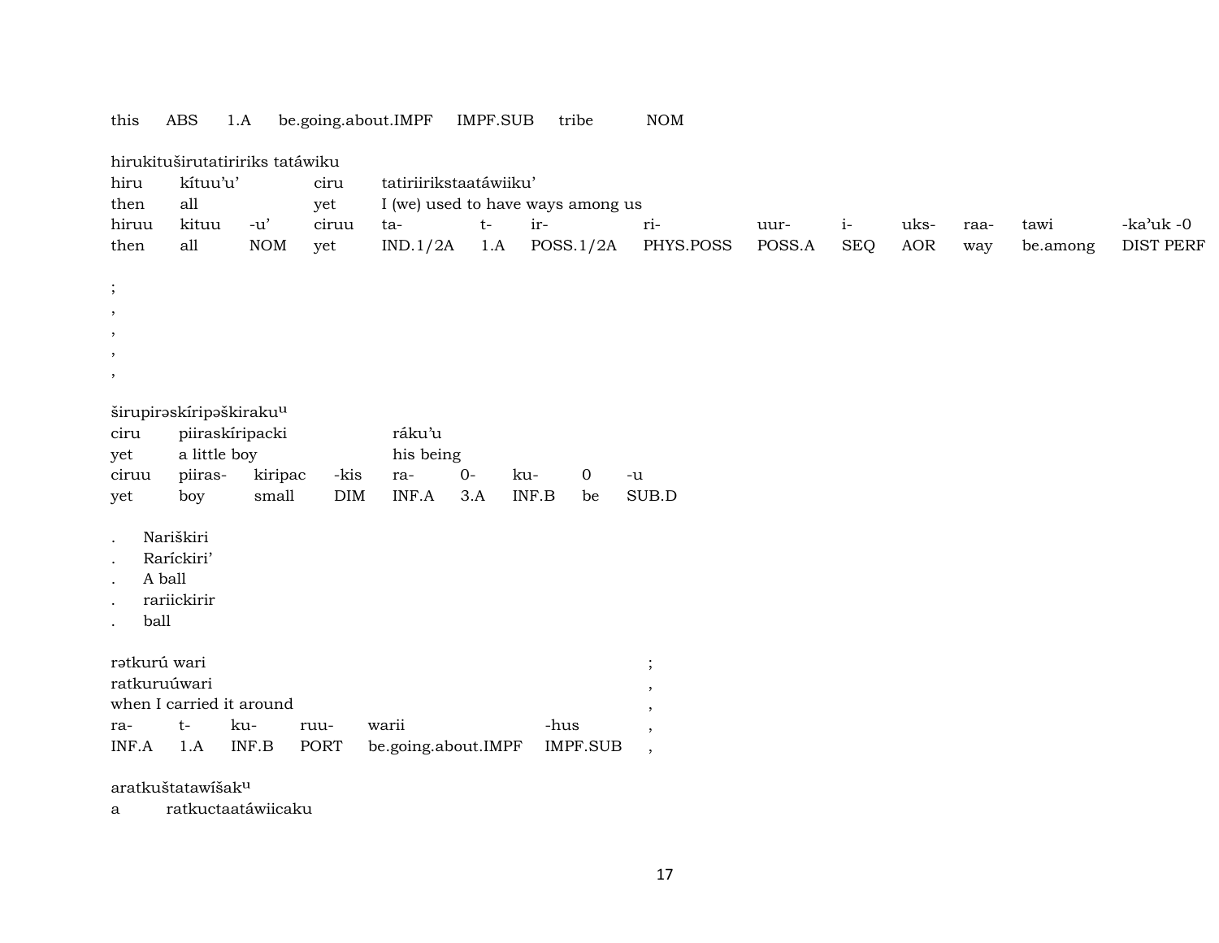this ABS 1.A be.going.about.IMPF IMPF.SUB tribe NOM

hirukituširutatiririks tatáwiku

| hiru | kítuu’u’ | | ciru | tatiriirikstaatáwiiku’ | | | | | | | | | |
|---|---|---|---|---|---|---|---|---|---|---|---|---|---|
| then | all | | yet | I (we) used to have ways among us | | | | | | | | | |
| hiruu | kituu | -u’ | ciruu | ta- | t- | ir- | ri- | uur- | i- | uks- | raa- | tawi | -ka’uk -0 |
| then | all | NOM | yet | IND.1/2A | 1.A | POSS.1/2A | PHYS.POSS | POSS.A | SEQ | AOR | way | be.among | DIST PERF |

;
,
,
,
,

širupirəskíripəškiraku[u]

| ciru | piiraskíripacki | | | ráku’u | | | | |
|---|---|---|---|---|---|---|---|---|
| yet | a little boy | | | his being | | | | |
| ciruu | piiras- | kiripac | -kis | ra- | 0- | ku- | 0 | -u |
| yet | boy | small | DIM | INF.A | 3.A | INF.B | be | SUB.D |

. Nariškiri
. Raríckiri’
. A ball
. rariickirir
. ball

rətkurú wari ;
ratkuruúwari ,
when I carried it around ,

| ra- | t- | ku- | ruu- | warii | -hus | , |
|---|---|---|---|---|---|---|
| INF.A | 1.A | INF.B | PORT | be.going.about.IMPF | IMPF.SUB | , |

aratkuštatawíšak[u]

a ratkuctaatáwiicaku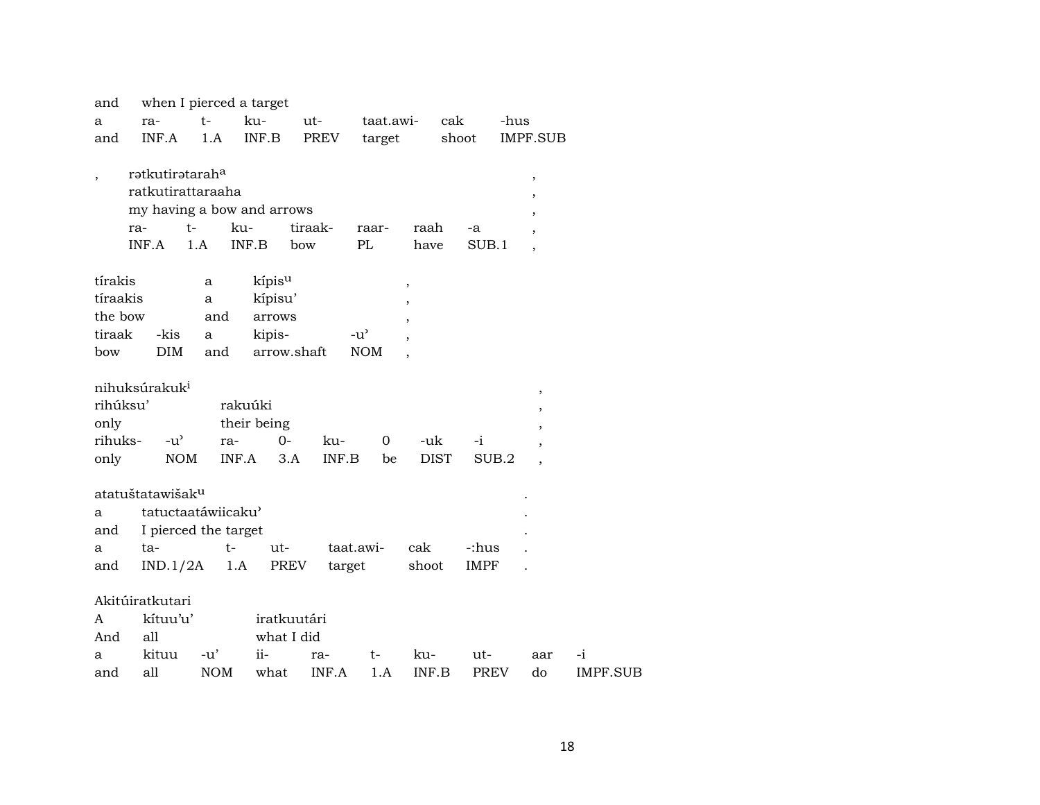| and | when I pierced a target | | | | | | |
|---|---|---|---|---|---|---|---|
| a | ra- | t- | ku- | ut- | taat.awi- | cak | -hus |
| and | INF.A | 1.A | INF.B | PREV | target | shoot | IMPF.SUB |

| , | rətkutirətarah[a] | | | | | | | , |
|---|---|---|---|---|---|---|---|---|
| | ratkutirattaraaha | | | | | | | , |
| | my having a bow and arrows | | | | | | | , |
| | ra- | t- | ku- | tiraak- | raar- | raah | -a | , |
| | INF.A | 1.A | INF.B | bow | PL | have | SUB.1 | , |

| tírakis | | a | kípis[u] | | , |
|---|---|---|---|---|---|
| tíraakis | | a | kípisu' | | , |
| the bow | | and | arrows | | , |
| tiraak | -kis | a | kipis- | -u' | , |
| bow | DIM | and | arrow.shaft | NOM | , |

| nihuksúrakuk[i] | | | | | | | | , |
|---|---|---|---|---|---|---|---|---|
| rihúksu' | | rakuúki | | | | | | , |
| only | | their being | | | | | | , |
| rihuks- | -u' | ra- | 0- | ku- | 0 | -uk | -i | , |
| only | NOM | INF.A | 3.A | INF.B | be | DIST | SUB.2 | , |

| atatuštatawišak[u] | | | | | | | . |
|---|---|---|---|---|---|---|---|
| a | tatuctaatáwiicaku' | | | | | | . |
| and | I pierced the target | | | | | | . |
| a | ta- | t- | ut- | taat.awi- | cak | -:hus | . |
| and | IND.1/2A | 1.A | PREV | target | shoot | IMPF | . |

| Akitúiratkutari | | | | | | | | | |
|---|---|---|---|---|---|---|---|---|---|
| A | kítuu'u' | | iratkuutári | | | | | | |
| And | all | | what I did | | | | | | |
| a | kituu | -u' | ii- | ra- | t- | ku- | ut- | aar | -i |
| and | all | NOM | what | INF.A | 1.A | INF.B | PREV | do | IMPF.SUB |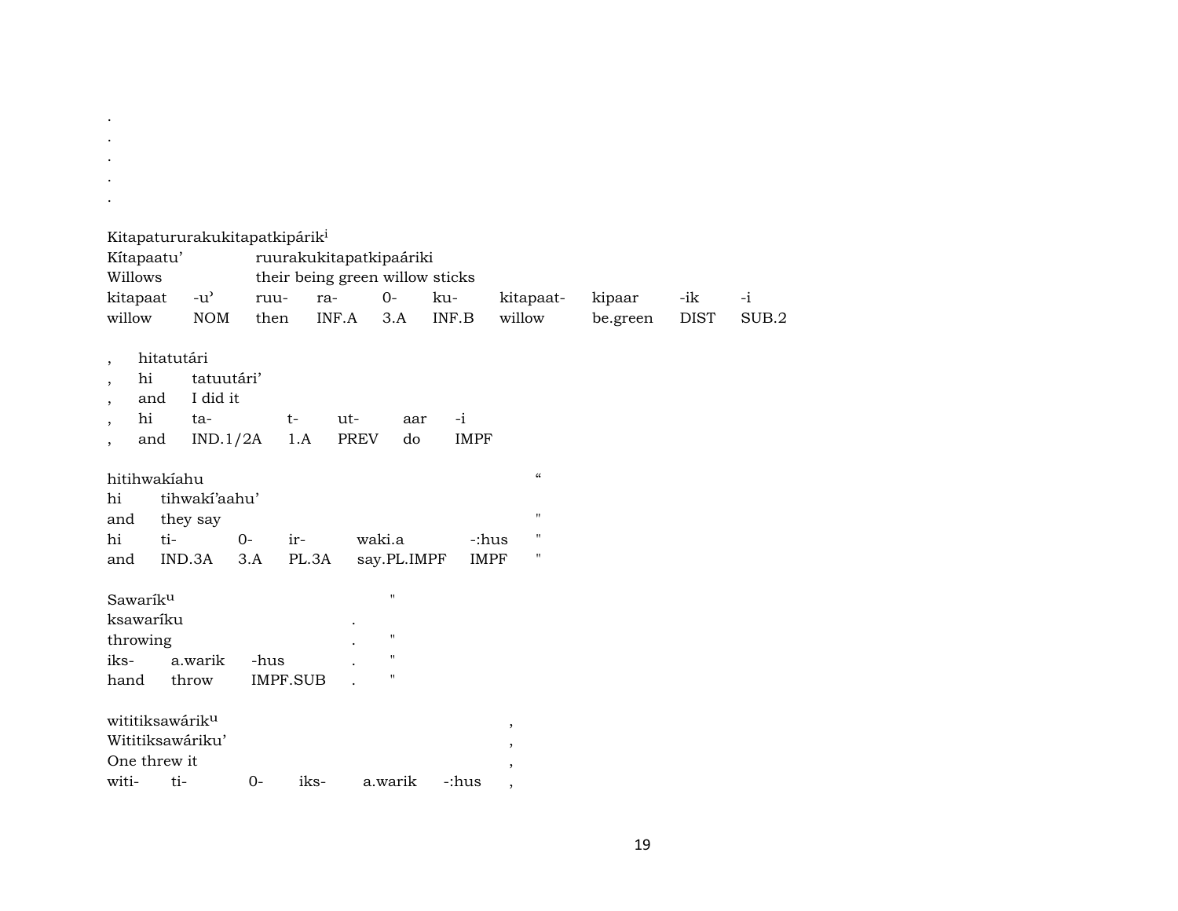.
.
.
.
.

Kitapatururakukitapatkipárik[i]

| Kítapaatu’ | | ruurakukitapatkipaáriki | | | | | | | |
|---|---|---|---|---|---|---|---|---|---|
| Willows | | their being green willow sticks | | | | | | | |
| kitapaat | -u’ | ruu- | ra- | 0- | ku- | kitapaat- | kipaar | -ik | -i |
| willow | NOM | then | INF.A | 3.A | INF.B | willow | be.green | DIST | SUB.2 |

| , | hitatutári | | | | | |
|---|---|---|---|---|---|---|
| , | hi | tatuutári’ | | | | |
| , | and | I did it | | | | |
| , | hi | ta- | t- | ut- | aar | -i |
| , | and | IND.1/2A | 1.A | PREV | do | IMPF |

| hitihwakíahu | | | | | | “ |
|---|---|---|---|---|---|---|
| hi | tihwakí’aahu’ | | | | | |
| and | they say | | | | | " |
| hi | ti- | 0- | ir- | waki.a | -:hus | " |
| and | IND.3A | 3.A | PL.3A | say.PL.IMPF | IMPF | " |

| Sawarík[u] | | | | " |
|---|---|---|---|---|
| ksawaríku | | | . | |
| throwing | | | . | " |
| iks- | a.warik | -hus | . | " |
| hand | throw | IMPF.SUB | . | " |

| wititiksawárik[u] | | | | | | , |
|---|---|---|---|---|---|---|
| Wititiksawáriku’ | | | | | | , |
| One threw it | | | | | | , |
| witi- | ti- | 0- | iks- | a.warik | -:hus | , |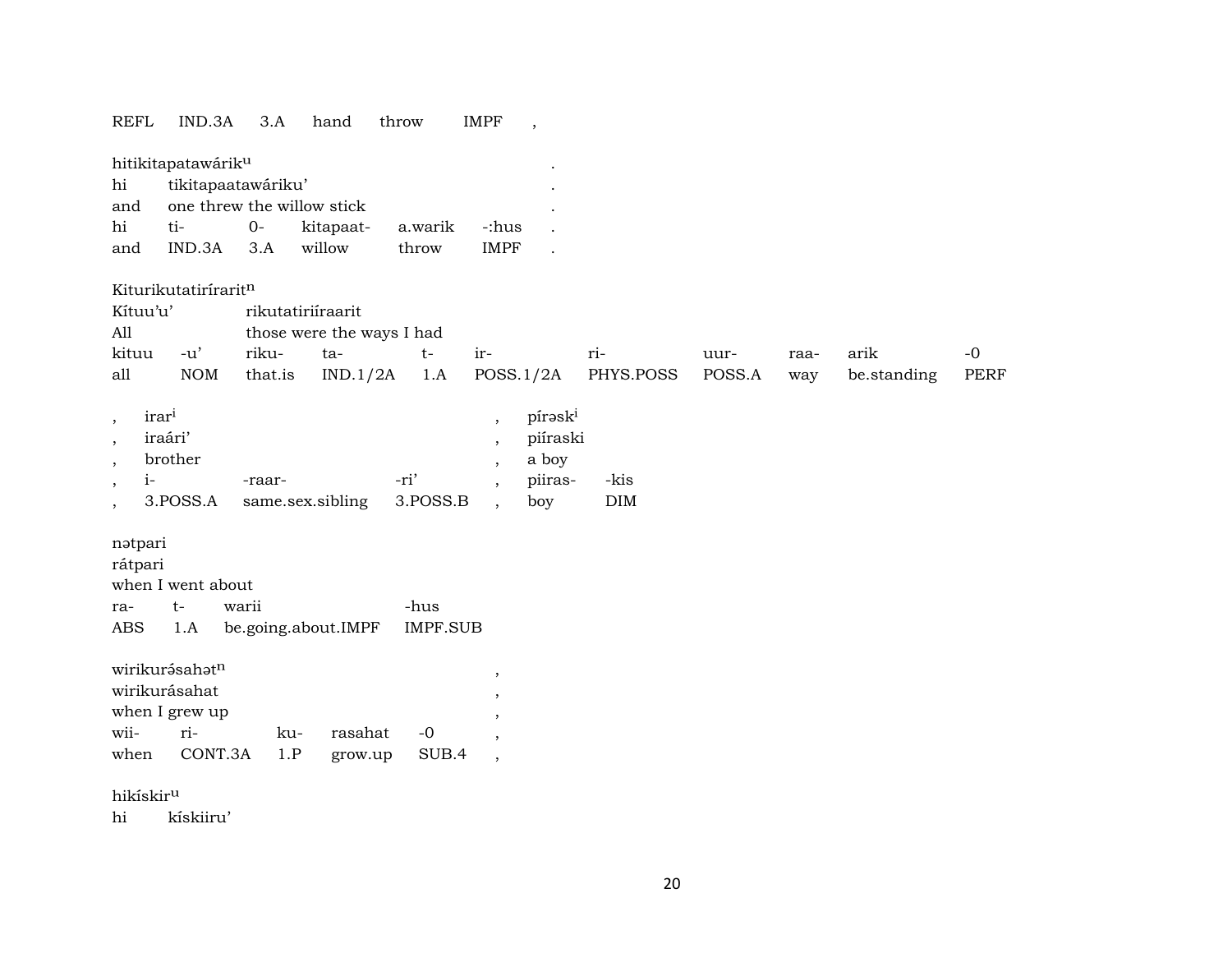| REFL | IND.3A | 3.A | hand | throw | IMPF | , |
|---|---|---|---|---|---|---|

hitikitapatawárik$^{u}$ .
hi tikitapaatawáriku' .
and one threw the willow stick .

| hi | ti- | 0- | kitapaat- | a.warik | -:hus | . |
|---|---|---|---|---|---|---|
| and | IND.3A | 3.A | willow | throw | IMPF | . |

Kiturikutatirírarit$^{n}$
Kítuu'u' rikutatiriíraarit
All those were the ways I had

| kituu | -u' | riku- | ta- | t- | ir- | ri- | uur- | raa- | arik | -0 |
|---|---|---|---|---|---|---|---|---|---|---|
| all | NOM | that.is | IND.1/2A | 1.A | POSS.1/2A | PHYS.POSS | POSS.A | way | be.standing | PERF |

, irar$^{i}$ , pírəsk$^{i}$
, iraári' , piíraski
, brother , a boy

| , | i- | -raar- | -ri' | , | piiras- | -kis |
|---|---|---|---|---|---|---|
| , | 3.POSS.A | same.sex.sibling | 3.POSS.B | , | boy | DIM |

nətpari
rátpari
when I went about

| ra- | t- | warii | -hus |
|---|---|---|---|
| ABS | 1.A | be.going.about.IMPF | IMPF.SUB |

wirikurə́sahət$^{n}$ ,
wirikurásahat ,
when I grew up ,

| wii- | ri- | ku- | rasahat | -0 | , |
|---|---|---|---|---|---|
| when | CONT.3A | 1.P | grow.up | SUB.4 | , |

hikískir$^{u}$
hi kískiiru'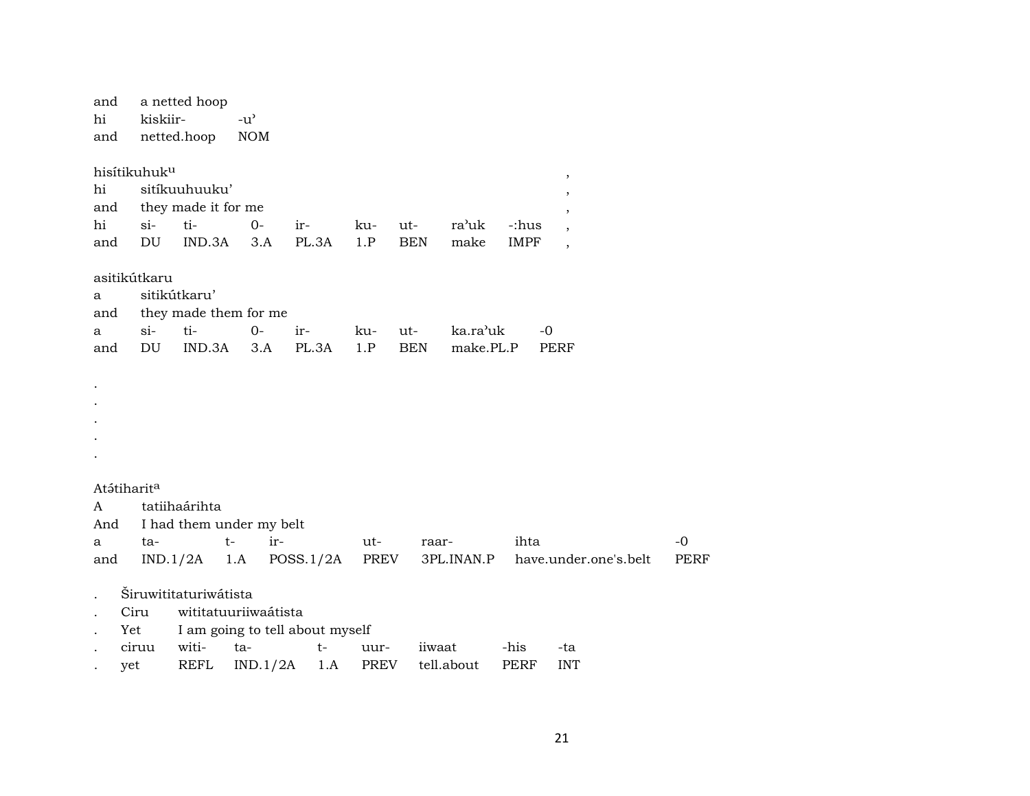| and | a netted hoop | | | | | | | | |
|---|---|---|---|---|---|---|---|---|---|
| hi | kiskiir- | -u’ | | | | | | | |
| and | netted.hoop | NOM | | | | | | | |

| hisítikuhuk$^{u}$ | | | | | | | | | ‚ |
|---|---|---|---|---|---|---|---|---|---|
| hi | sitíkuuhuuku’ | | | | | | | | ‚ |
| and | they made it for me | | | | | | | | ‚ |
| hi | si- | ti- | 0- | ir- | ku- | ut- | ra’uk | -:hus | ‚ |
| and | DU | IND.3A | 3.A | PL.3A | 1.P | BEN | make | IMPF | ‚ |

| asitikútkaru | | | | | | | | |
|---|---|---|---|---|---|---|---|---|
| a | sitikútkaru’ | | | | | | | |
| and | they made them for me | | | | | | | |
| a | si- | ti- | 0- | ir- | ku- | ut- | ka.ra’uk | -0 |
| and | DU | IND.3A | 3.A | PL.3A | 1.P | BEN | make.PL.P | PERF |

.
.
.
.
.

| Atә́tiharit$^{a}$ | | | | | | | |
|---|---|---|---|---|---|---|---|
| A | tatiihaárihta | | | | | | |
| And | I had them under my belt | | | | | | |
| a | ta- | t- | ir- | ut- | raar- | ihta | -0 |
| and | IND.1/2A | 1.A | POSS.1/2A | PREV | 3PL.INAN.P | have.under.one's.belt | PERF |

| . | Širuwititaturiwátista | | | | | | | |
|---|---|---|---|---|---|---|---|---|
| . | Ciru | wititatuuriiwaátista | | | | | | |
| . | Yet | I am going to tell about myself | | | | | | |
| . | ciruu | witi- | ta- | t- | uur- | iiwaat | -his | -ta |
| . | yet | REFL | IND.1/2A | 1.A | PREV | tell.about | PERF | INT |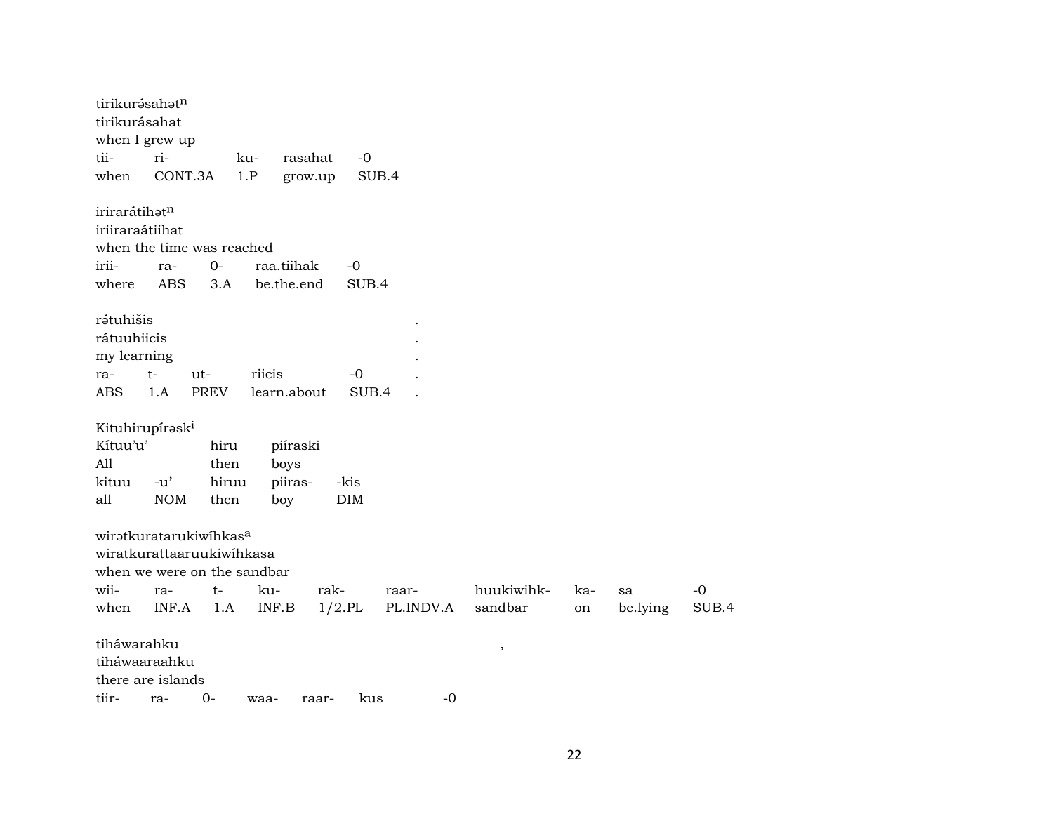tirikurə́sahət[n]
tirikurásahat
when I grew up

| tii- | ri- | ku- | rasahat | -0 |
|---|---|---|---|---|
| when | CONT.3A | 1.P | grow.up | SUB.4 |

irirarátihət[n]
iriiraraátiihat
when the time was reached

| irii- | ra- | 0- | raa.tiihak | -0 |
|---|---|---|---|---|
| where | ABS | 3.A | be.the.end | SUB.4 |

rə́tuhišis .
rátuuhiicis .
my learning .

| ra- | t- | ut- | riicis | -0 | . |
|---|---|---|---|---|---|
| ABS | 1.A | PREV | learn.about | SUB.4 | . |

Kituhirupírəsk[i]
Kítuu'u' hiru piíraski
All then boys

| kituu | -u' | hiruu | piiras- | -kis |
|---|---|---|---|---|
| all | NOM | then | boy | DIM |

wirətkuratarukiwíhkas[a]
wiratkurattaaruukiwíhkasa
when we were on the sandbar

| wii- | ra- | t- | ku- | rak- | raar- | huukiwihk- | ka- | sa | -0 |
|---|---|---|---|---|---|---|---|---|---|
| when | INF.A | 1.A | INF.B | 1/2.PL | PL.INDV.A | sandbar | on | be.lying | SUB.4 |

tiháwarahku ,
tiháwaaraahku
there are islands

| tiir- | ra- | 0- | waa- | raar- | kus | -0 |
|---|---|---|---|---|---|---|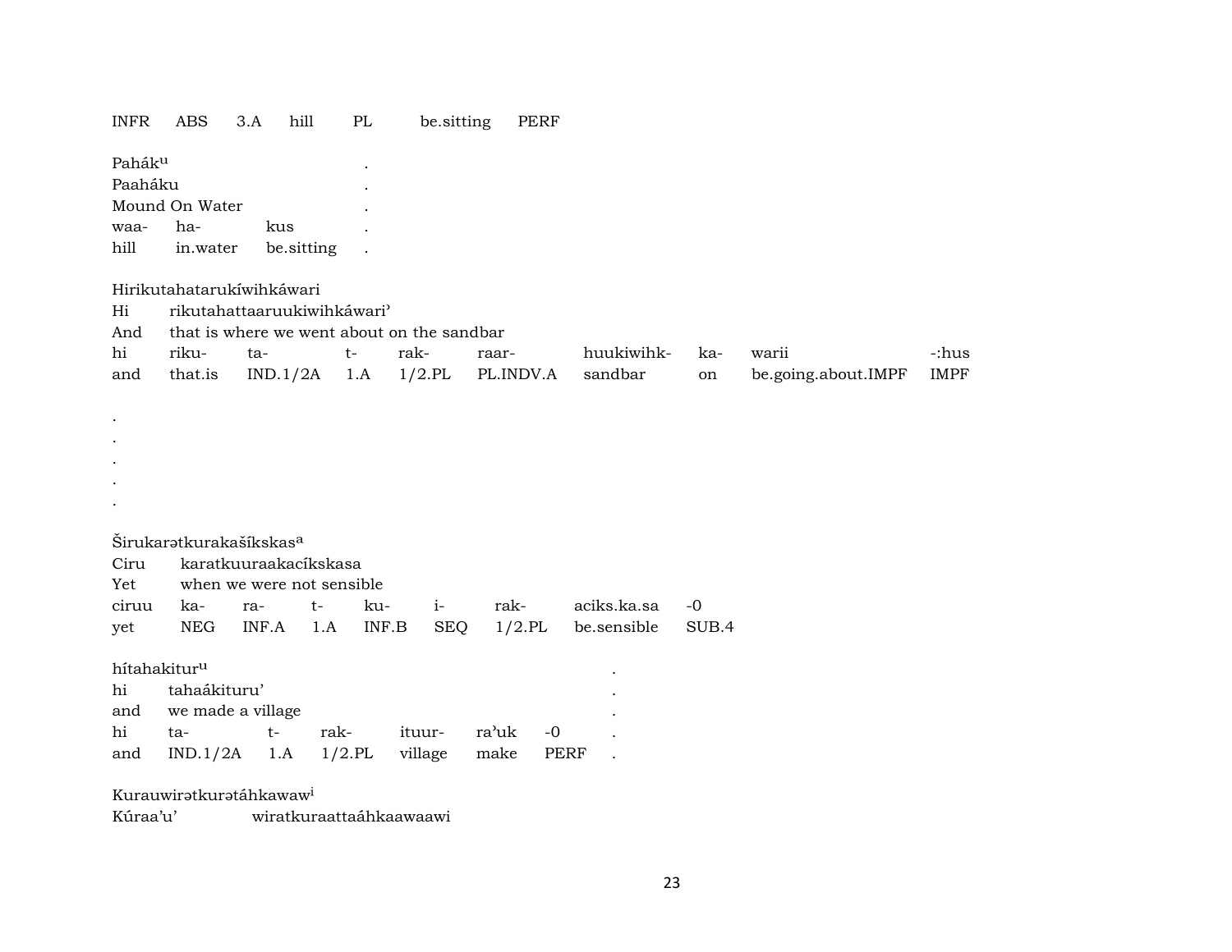| INFR | ABS | 3.A | hill | PL | be.sitting | PERF |
|---|---|---|---|---|---|---|

Pahák[u] .
Paaháku .
Mound On Water .

| waa- | ha- | kus | . |
|---|---|---|---|
| hill | in.water | be.sitting | . |

Hirikutahatarukíwihkáwari
Hi rikutahattaaruukiwihkáwari'
And that is where we went about on the sandbar

| hi | riku- | ta- | t- | rak- | raar- | huukiwihk- | ka- | warii | -:hus |
|---|---|---|---|---|---|---|---|---|---|
| and | that.is | IND.1/2A | 1.A | 1/2.PL | PL.INDV.A | sandbar | on | be.going.about.IMPF | IMPF |

.
.
.
.
.

Širukarətkurakašíkskas[a]
Ciru karatkuuraakacíkskasa
Yet when we were not sensible

| ciruu | ka- | ra- | t- | ku- | i- | rak- | aciks.ka.sa | -0 |
|---|---|---|---|---|---|---|---|---|
| yet | NEG | INF.A | 1.A | INF.B | SEQ | 1/2.PL | be.sensible | SUB.4 |

hítahakitur[u] .
hi tahaákituru' .
and we made a village .

| hi | ta- | t- | rak- | ituur- | ra'uk | -0 | . |
|---|---|---|---|---|---|---|---|
| and | IND.1/2A | 1.A | 1/2.PL | village | make | PERF | . |

Kurauwirətkurətáhkawaw[i]
Kúraa'u' wiratkuraattaáhkaawaawi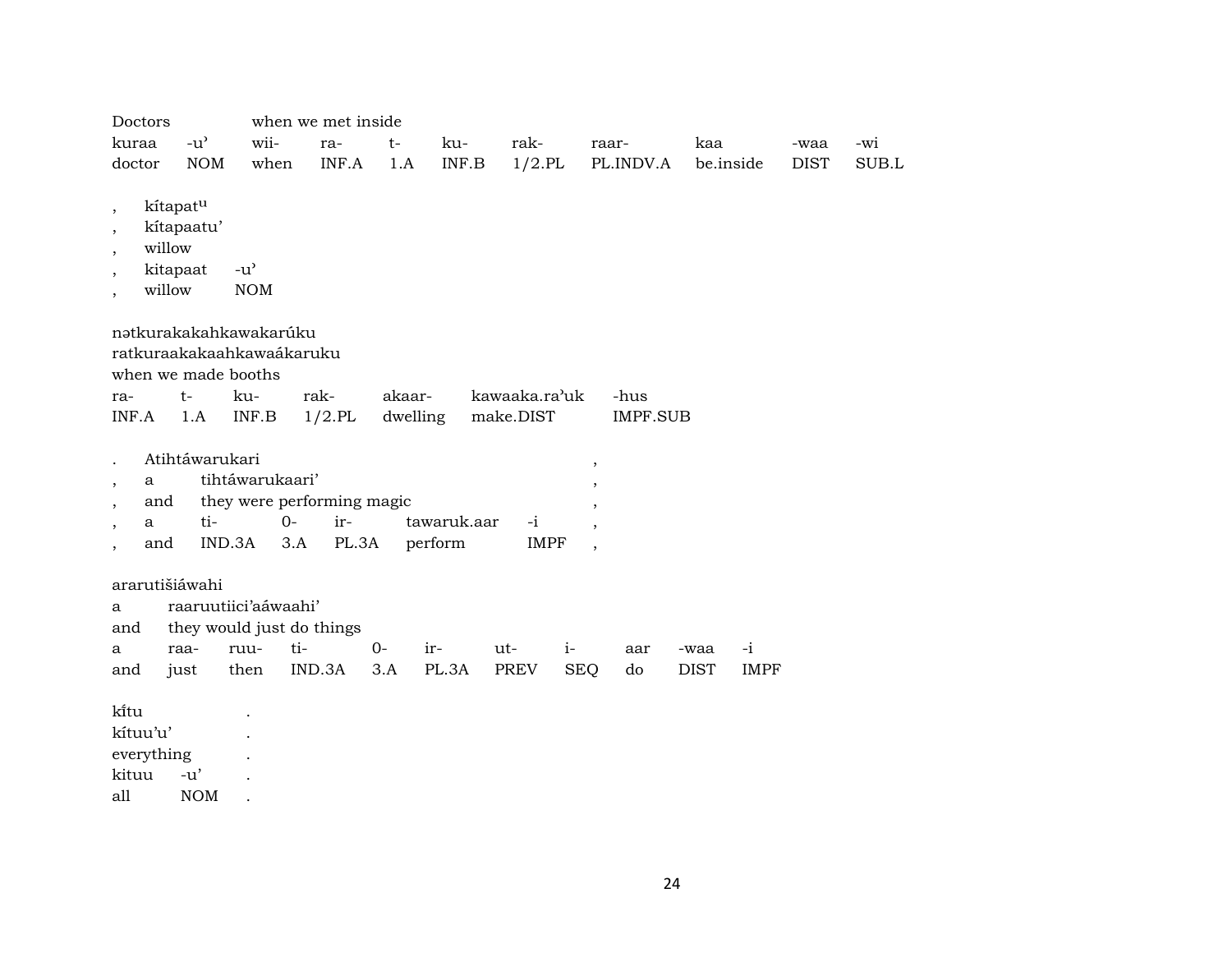| Doctors | | when we met inside | | | | | | | | |
|---|---|---|---|---|---|---|---|---|---|---|
| kuraa | -u' | wii- | ra- | t- | ku- | rak- | raar- | kaa | -waa | -wi |
| doctor | NOM | when | INF.A | 1.A | INF.B | 1/2.PL | PL.INDV.A | be.inside | DIST | SUB.L |

| , | kítapatᵘ | |
|---|---|---|
| , | kítapaatu' | |
| , | willow | |
| , | kitapaat | -u' |
| , | willow | NOM |

nətkurakakahkawakarúku
ratkuraakakaahkawaákaruku
when we made booths

| ra- | t- | ku- | rak- | akaar- | kawaaka.ra'uk | -hus |
|---|---|---|---|---|---|---|
| INF.A | 1.A | INF.B | 1/2.PL | dwelling | make.DIST | IMPF.SUB |

| . | Atihtáwarukari | | | | | , |
|---|---|---|---|---|---|---|
| , | a | tihtáwarukaari' | | | | , |
| , | and | they were performing magic | | | | , |
| , | a | ti- | 0- | ir- | tawaruk.aar | -i | ,
| , | and | IND.3A | 3.A | PL.3A | perform | IMPF | ,

ararutišiáwahi

| a | raaruutiici'aáwaahi' | | | | | | | | | |
|---|---|---|---|---|---|---|---|---|---|---|
| and | they would just do things | | | | | | | | | |
| a | raa- | ruu- | ti- | 0- | ir- | ut- | i- | aar | -waa | -i |
| and | just | then | IND.3A | 3.A | PL.3A | PREV | SEQ | do | DIST | IMPF |

| kı̃tu | | . |
|---|---|---|
| kítuu'u' | | . |
| everything | | . |
| kituu | -u' | . |
| all | NOM | . |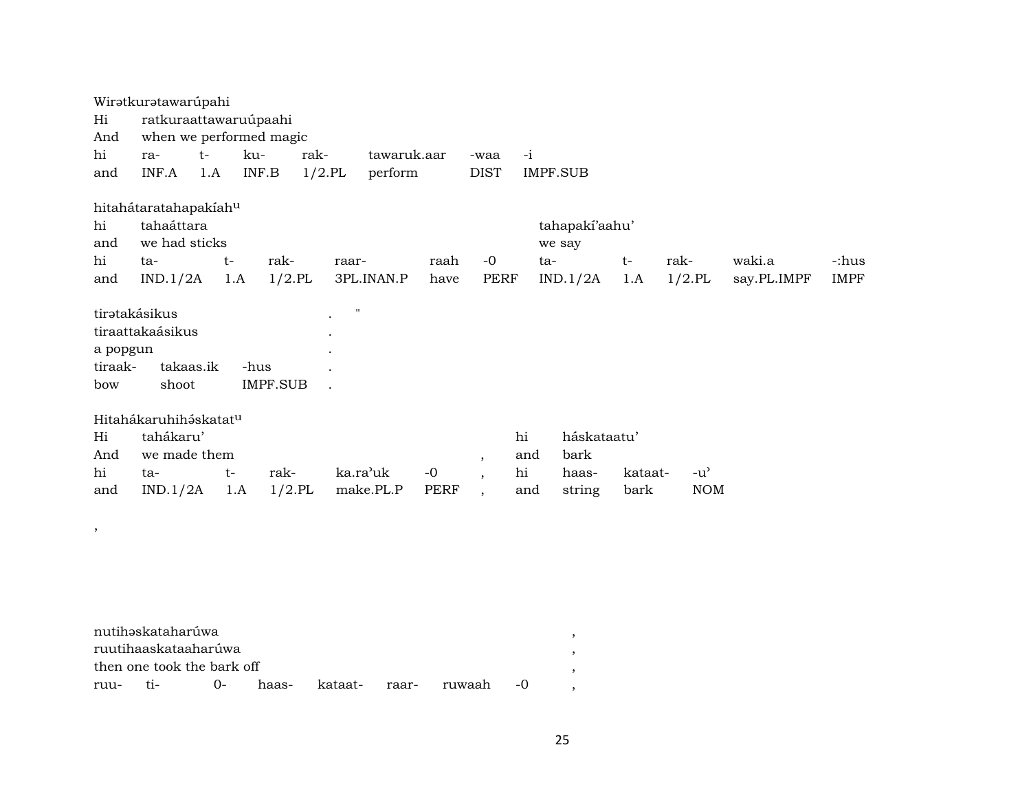Wirətkurətawarúpahi

| Hi | ratkuraattawaruúpaahi | | | | | | |
|---|---|---|---|---|---|---|---|
| And | when we performed magic | | | | | | |
| hi | ra- | t- | ku- | rak- | tawaruk.aar | -waa | -i |
| and | INF.A | 1.A | INF.B | 1/2.PL | perform | DIST | IMPF.SUB |

hitahátaratahapakíahu

| hi | tahaáttara | | | | | | tahapakí'aahu' | | | | |
|---|---|---|---|---|---|---|---|---|---|---|---|
| and | we had sticks | | | | | | we say | | | | |
| hi | ta- | t- | rak- | raar- | raah | -0 | ta- | t- | rak- | waki.a | -:hus |
| and | IND.1/2A | 1.A | 1/2.PL | 3PL.INAN.P | have | PERF | IND.1/2A | 1.A | 1/2.PL | say.PL.IMPF | IMPF |

tirətakásikus . "

| tiraattakaásikus | | | . |
|---|---|---|---|
| a popgun | | | . |
| tiraak- | takaas.ik | -hus | . |
| bow | shoot | IMPF.SUB | . |

Hitahákaruhihəskatatu

| Hi | tahákaru' | | | | | | hi | háskataatu' | | |
|---|---|---|---|---|---|---|---|---|---|---|
| And | we made them | | | | | , | and | bark | | |
| hi | ta- | t- | rak- | ka.ra'uk | -0 | , | hi | haas- | kataat- | -u' |
| and | IND.1/2A | 1.A | 1/2.PL | make.PL.P | PERF | , | and | string | bark | NOM |

,

nutihəskataharúwa ,

| ruutihaaskataaharúwa | | | | | | | | , |
|---|---|---|---|---|---|---|---|---|
| then one took the bark off | | | | | | | | , |
| ruu- | ti- | 0- | haas- | kataat- | raar- | ruwaah | -0 | , |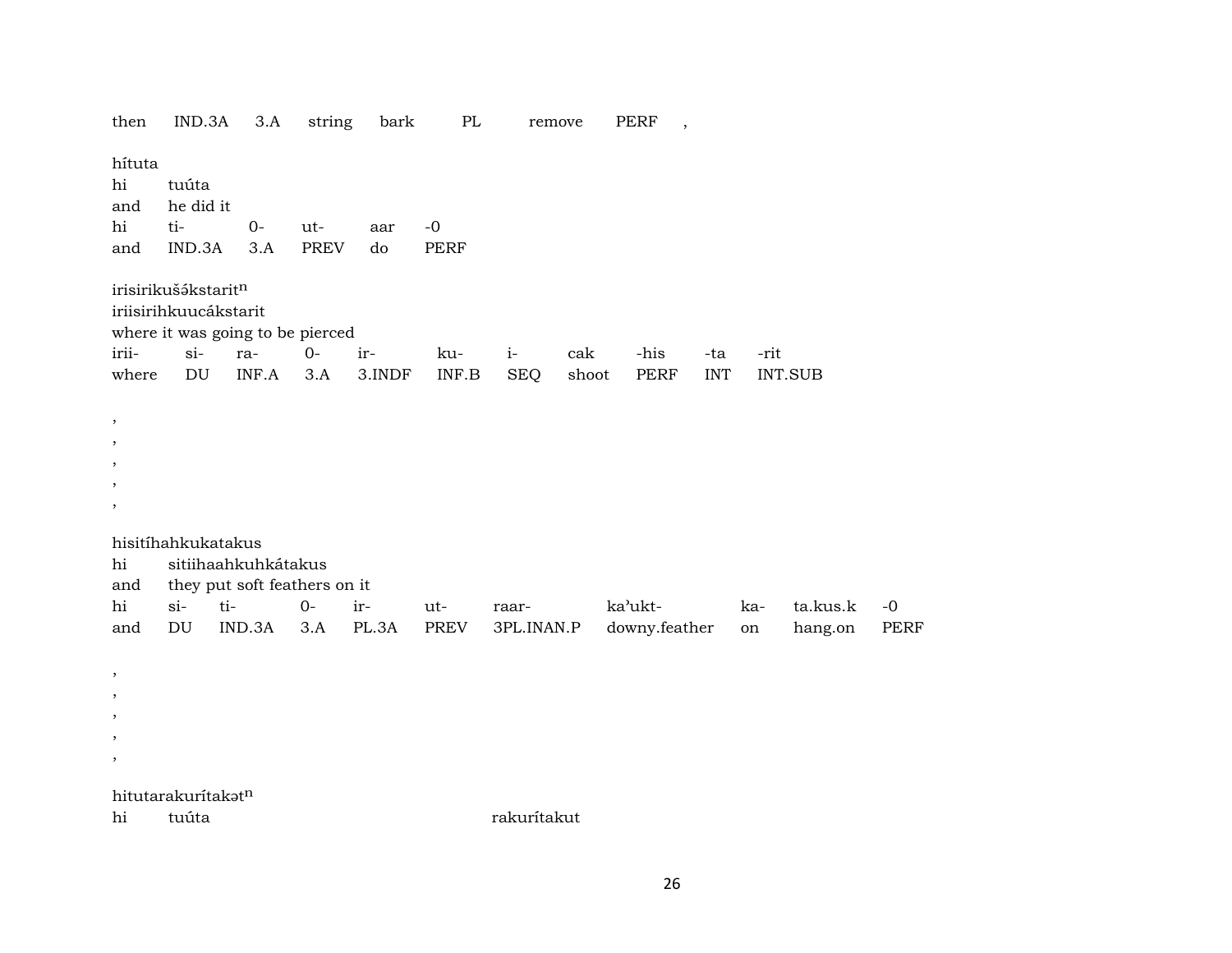then IND.3A 3.A string bark PL remove PERF ,

hítuta
hi tuúta
and he did it
hi ti- 0- ut- aar -0
and IND.3A 3.A PREV do PERF

irisirikušə́kstarit$^{n}$
iriisirihkuucákstarit
where it was going to be pierced
irii- si- ra- 0- ir- ku- i- cak -his -ta -rit
where DU INF.A 3.A 3.INDF INF.B SEQ shoot PERF INT INT.SUB

,
,
,
,
,

hisitíhahkukatakus
hi sitiihaahkuhkátakus
and they put soft feathers on it
hi si- ti- 0- ir- ut- raar- ka'ukt- ka- ta.kus.k -0
and DU IND.3A 3.A PL.3A PREV 3PL.INAN.P downy.feather on hang.on PERF

,
,
,
,
,

hitutarakurítakət$^{n}$
hi tuúta rakurítakut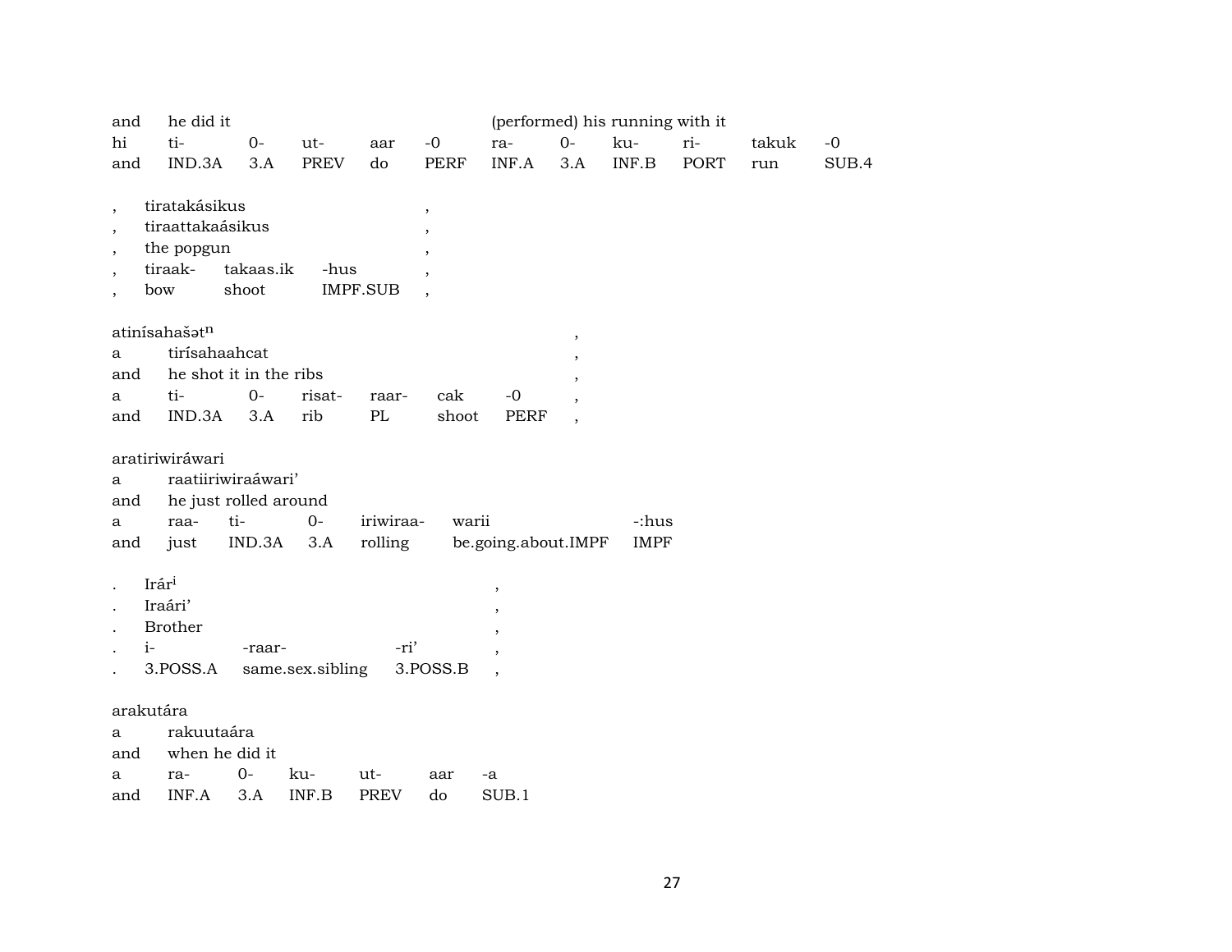| and | he did it | | | | | (performed) his running with it | | | | | |
|---|---|---|---|---|---|---|---|---|---|---|---|
| hi | ti- | 0- | ut- | aar | -0 | ra- | 0- | ku- | ri- | takuk | -0 |
| and | IND.3A | 3.A | PREV | do | PERF | INF.A | 3.A | INF.B | PORT | run | SUB.4 |

| , | tiratakásikus | | | , |
|---|---|---|---|---|
| , | tiraattakaásikus | | | , |
| , | the popgun | | | , |
| , | tiraak- | takaas.ik | -hus | , |
| , | bow | shoot | IMPF.SUB | , |

| atinísahašətⁿ | | | | | | | , |
|---|---|---|---|---|---|---|---|
| a | tirísahaahcat | | | | | | , |
| and | he shot it in the ribs | | | | | | , |
| a | ti- | 0- | risat- | raar- | cak | -0 | , |
| and | IND.3A | 3.A | rib | PL | shoot | PERF | , |

| aratiriwiráwari | | | | | | |
|---|---|---|---|---|---|---|
| a | raatiiriwiraáwari’ | | | | | |
| and | he just rolled around | | | | | |
| a | raa- | ti- | 0- | iriwiraa- | warii | -:hus |
| and | just | IND.3A | 3.A | rolling | be.going.about.IMPF | IMPF |

| . | Irár[i] | | | , |
|---|---|---|---|---|
| . | Iraári’ | | | , |
| . | Brother | | | , |
| . | i- | -raar- | -ri’ | , |
| . | 3.POSS.A | same.sex.sibling | 3.POSS.B | , |

| arakutára | | | | | | |
|---|---|---|---|---|---|---|
| a | rakuutaára | | | | | |
| and | when he did it | | | | | |
| a | ra- | 0- | ku- | ut- | aar | -a |
| and | INF.A | 3.A | INF.B | PREV | do | SUB.1 |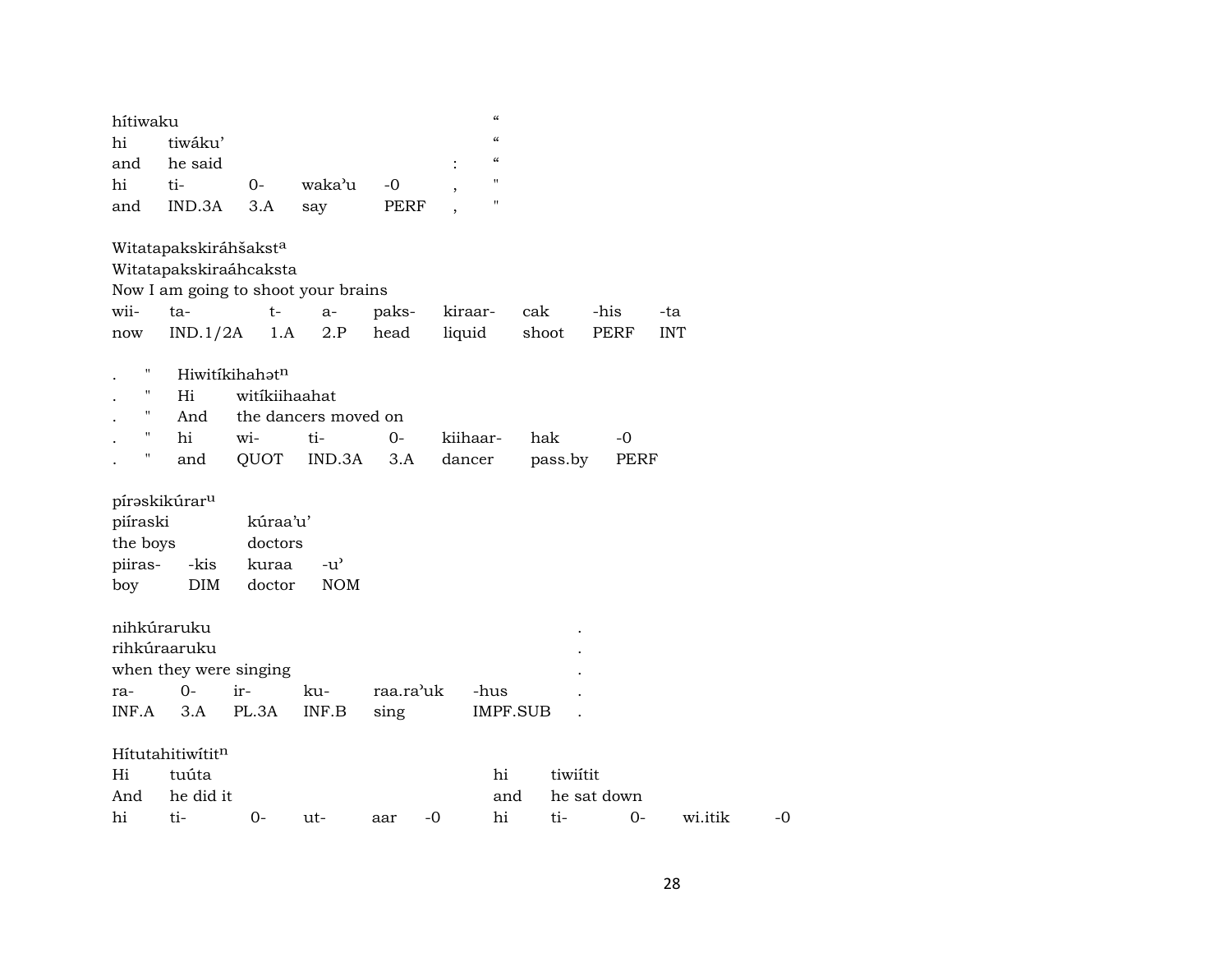| hítiwaku | | | | | | " |
|---|---|---|---|---|---|---|
| hi | tiwáku’ | | | | | " |
| and | he said | | | | : | " |
| hi | ti- | 0- | waka’u | -0 | , | " |
| and | IND.3A | 3.A | say | PERF | , | " |

| Witatapakskiráhšakst[a] | | | | | | | | |
|---|---|---|---|---|---|---|---|---|
| Witatapakskiraáhcaksta | | | | | | | | |
| Now I am going to shoot your brains | | | | | | | | |
| wii- | ta- | t- | a- | paks- | kiraar- | cak | -his | -ta |
| now | IND.1/2A | 1.A | 2.P | head | liquid | shoot | PERF | INT |

| . | " | Hiwitíkihahət[n] | | | | | | |
|---|---|---|---|---|---|---|---|---|
| . | " | Hi | witíkiihaahat | | | | | |
| . | " | And | the dancers moved on | | | | | |
| . | " | hi | wi- | ti- | 0- | kiihaar- | hak | -0 |
| . | " | and | QUOT | IND.3A | 3.A | dancer | pass.by | PERF |

| píraskikúrar[u] | | | |
|---|---|---|---|
| piíraski | | kúraa’u’ | |
| the boys | | doctors | |
| piiras- | -kis | kuraa | -u’ |
| boy | DIM | doctor | NOM |

| nihkúraruku | | | | | | . |
|---|---|---|---|---|---|---|
| rihkúraaruku | | | | | | . |
| when they were singing | | | | | | . |
| ra- | 0- | ir- | ku- | raa.ra’uk | -hus | . |
| INF.A | 3.A | PL.3A | INF.B | sing | IMPF.SUB | . |

| Hítutahitiwítit[n] | | | | | | | | | | |
|---|---|---|---|---|---|---|---|---|---|---|
| Hi | tuúta | | | | | hi | tiwiítit | | | |
| And | he did it | | | | | and | he sat down | | | |
| hi | ti- | 0- | ut- | aar | -0 | hi | ti- | 0- | wi.itik | -0 |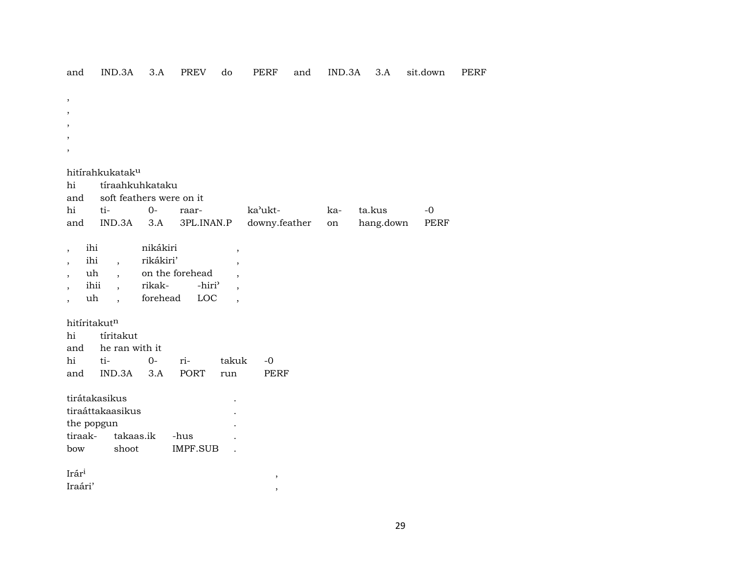and IND.3A 3.A PREV do PERF and IND.3A 3.A sit.down PERF

,
,
,
,
,

hitírahkukatak$^{u}$
hi tíraahkuhkataku
and soft feathers were on it
hi ti- 0- raar- ka'ukt- ka- ta.kus -0
and IND.3A 3.A 3PL.INAN.P downy.feather on hang.down PERF

, ihi nikákiri ,
, ihi , rikákiri' ,
, uh , on the forehead ,
, ihii , rikak- -hiri' ,
, uh , forehead LOC ,

hitíritakut$^{n}$
hi tíritakut
and he ran with it
hi ti- 0- ri- takuk -0
and IND.3A 3.A PORT run PERF

tirátakasikus .
tiraáttakaasikus .
the popgun .
tiraak- takaas.ik -hus .
bow shoot IMPF.SUB .

Irár$^{i}$ ,
Iraári' ,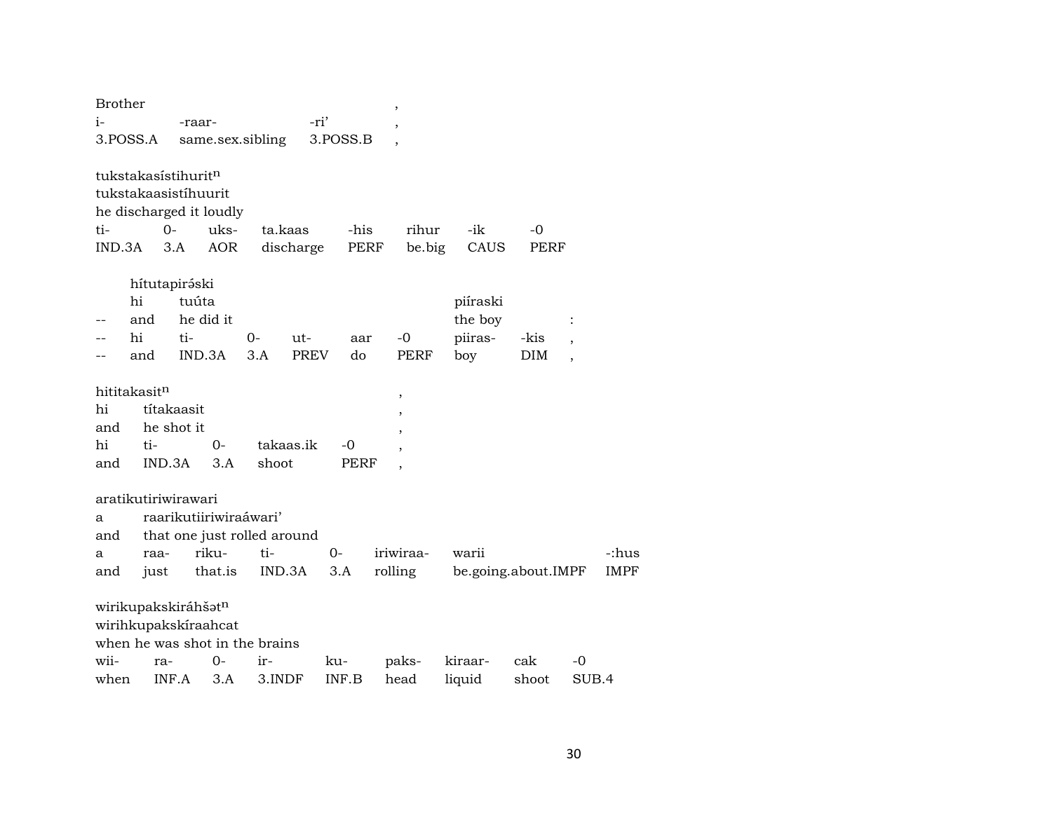Brother ,
i- -raar- -ri' ,
3.POSS.A same.sex.sibling 3.POSS.B ,

| Brother | | | , |
|---|---|---|---|
| i- | -raar- | -ri' | , |
| 3.POSS.A | same.sex.sibling | 3.POSS.B | , |

tukstakasístihurit$^{n}$
tukstakaasistíhuurit
he discharged it loudly

| ti- | 0- | uks- | ta.kaas | -his | rihur | -ik | -0 |
|---|---|---|---|---|---|---|---|
| IND.3A | 3.A | AOR | discharge | PERF | be.big | CAUS | PERF |

hítutapirə́ski

| | hi | tuúta | | | | | piíraski | | |
|---|---|---|---|---|---|---|---|---|---|
| -- | and | he did it | | | | | the boy | | : |
| -- | hi | ti- | 0- | ut- | aar | -0 | piiras- | -kis | , |
| -- | and | IND.3A | 3.A | PREV | do | PERF | boy | DIM | , |

hititakasit$^{n}$

| | | | | | , |
|---|---|---|---|---|---|
| hi | títakaasit | | | | , |
| and | he shot it | | | | , |
| hi | ti- | 0- | takaas.ik | -0 | , |
| and | IND.3A | 3.A | shoot | PERF | , |

aratikutiriwirawari

| a | raarikutiiriwiraáwari' | | | | | | |
|---|---|---|---|---|---|---|---|
| and | that one just rolled around | | | | | | |
| a | raa- | riku- | ti- | 0- | iriwiraa- | warii | -:hus |
| and | just | that.is | IND.3A | 3.A | rolling | be.going.about.IMPF | IMPF |

wirikupakskiráhšət$^{n}$
wirihkupakskíraahcat
when he was shot in the brains

| wii- | ra- | 0- | ir- | ku- | paks- | kiraar- | cak | -0 |
|---|---|---|---|---|---|---|---|---|
| when | INF.A | 3.A | 3.INDF | INF.B | head | liquid | shoot | SUB.4 |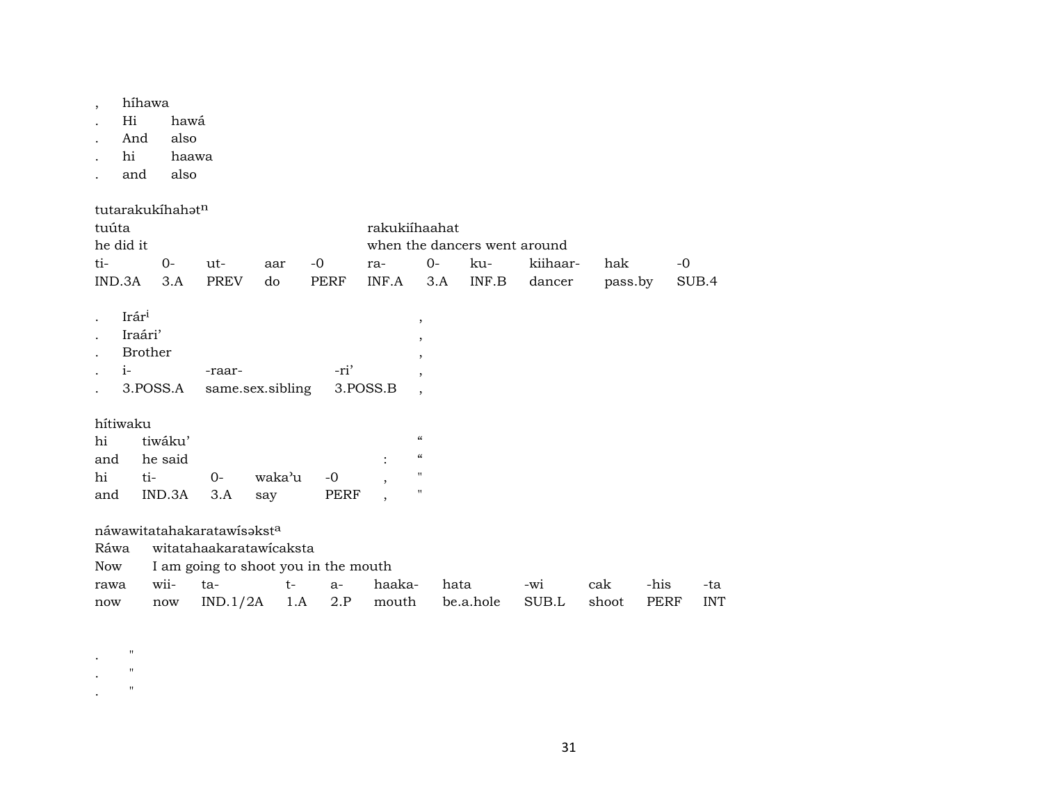| , | híhawa |
|---|---|
| . | Hi | hawá |
| . | And | also |
| . | hi | haawa |
| . | and | also |

tutarakukíhahət$^{n}$

| tuúta | | | | | rakukiíhaahat | | | | | |
|---|---|---|---|---|---|---|---|---|---|---|
| he did it | | | | | when the dancers went around | | | | | |
| ti- | 0- | ut- | aar | -0 | ra- | 0- | ku- | kiihaar- | hak | -0 |
| IND.3A | 3.A | PREV | do | PERF | INF.A | 3.A | INF.B | dancer | pass.by | SUB.4 |

| . | Irár$^{i}$ | | | , |
|---|---|---|---|---|
| . | Iraári’ | | | , |
| . | Brother | | | , |
| . | i- | -raar- | -ri’ | , |
| . | 3.POSS.A | same.sex.sibling | 3.POSS.B | , |

hítiwaku

| hi | tiwáku’ | | | | | “ |
|---|---|---|---|---|---|---|
| and | he said | | | | : | “ |
| hi | ti- | 0- | waka’u | -0 | , | " |
| and | IND.3A | 3.A | say | PERF | , | " |

náwawitatahakaratawísəkst$^{a}$

| Ráwa | witatahaakaratawícaksta | | | | | | | | | |
|---|---|---|---|---|---|---|---|---|---|---|
| Now | I am going to shoot you in the mouth | | | | | | | | | |
| rawa | wii- | ta- | t- | a- | haaka- | hata | -wi | cak | -his | -ta |
| now | now | IND.1/2A | 1.A | 2.P | mouth | be.a.hole | SUB.L | shoot | PERF | INT |

. "
. "
. "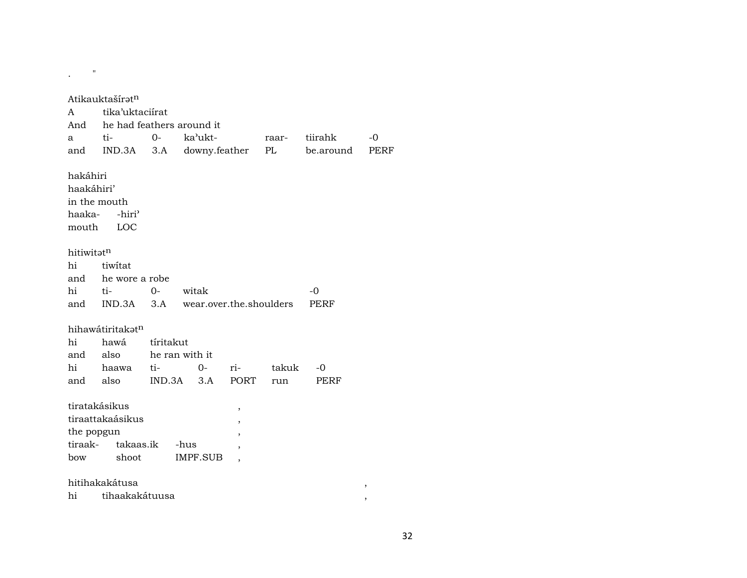.      "

Atikauktašírət$^{n}$
A      tika’uktaciírat
And      he had feathers around it

| a | ti- | 0- | ka’ukt- | raar- | tiirahk | -0 |
|---|---|---|---|---|---|---|
| and | IND.3A | 3.A | downy.feather | PL | be.around | PERF |

hakáhiri
haakáhiri’
in the mouth

| haaka- | -hiri’ |
|---|---|
| mouth | LOC |

hitiwitət$^{n}$
hi      tiwítat
and      he wore a robe

| hi | ti- | 0- | witak | -0 |
|---|---|---|---|---|
| and | IND.3A | 3.A | wear.over.the.shoulders | PERF |

hihawátiritakət$^{n}$
hi      hawá      tíritakut
and      also      he ran with it

| hi | haawa | ti- | 0- | ri- | takuk | -0 |
|---|---|---|---|---|---|---|
| and | also | IND.3A | 3.A | PORT | run | PERF |

tiratakásikus      ,
tiraattakaásikus      ,
the popgun      ,

| tiraak- | takaas.ik | -hus | , |
|---|---|---|---|
| bow | shoot | IMPF.SUB | , |

hitihakakátusa      ,
hi      tihaakakátuusa      ,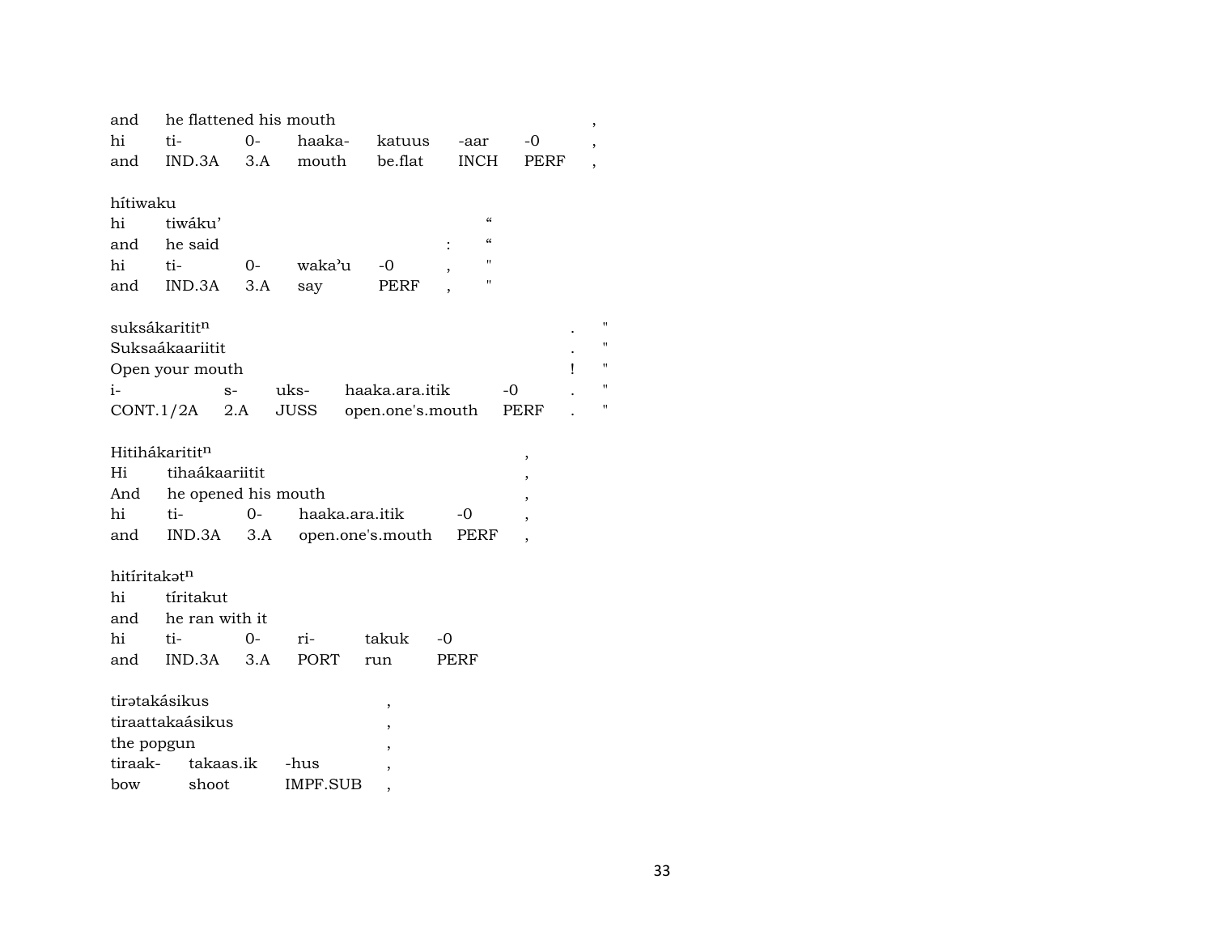| and | he flattened his mouth | | | | | | , |
|---|---|---|---|---|---|---|---|
| hi | ti- | 0- | haaka- | katuus | -aar | -0 | , |
| and | IND.3A | 3.A | mouth | be.flat | INCH | PERF | , |

hítiwaku

| hi | tiwáku' | | | | “ |
|---|---|---|---|---|---|
| and | he said | | | : | “ |
| hi | ti- | 0- | waka'u | -0 | , | " |
| and | IND.3A | 3.A | say | PERF | , | " |

| suksákaritit$^{n}$ | | | | | . | " |
|---|---|---|---|---|---|---|
| Suksaákaariitit | | | | | . | " |
| Open your mouth | | | | | ! | " |
| i- | s- | uks- | haaka.ara.itik | -0 | . | " |
| CONT.1/2A | 2.A | JUSS | open.one's.mouth | PERF | . | " |

Hitihákaritit$^{n}$ ,

| Hi | tihaákaariitit | | | | , |
|---|---|---|---|---|---|
| And | he opened his mouth | | | | , |
| hi | ti- | 0- | haaka.ara.itik | -0 | , |
| and | IND.3A | 3.A | open.one's.mouth | PERF | , |

hitíritakət$^{n}$

| hi | tíritakut | | | | |
|---|---|---|---|---|---|
| and | he ran with it | | | | |
| hi | ti- | 0- | ri- | takuk | -0 |
| and | IND.3A | 3.A | PORT | run | PERF |

| tirətakásikus | | | , |
|---|---|---|---|
| tiraattakaásikus | | | , |
| the popgun | | | , |
| tiraak- | takaas.ik | -hus | , |
| bow | shoot | IMPF.SUB | , |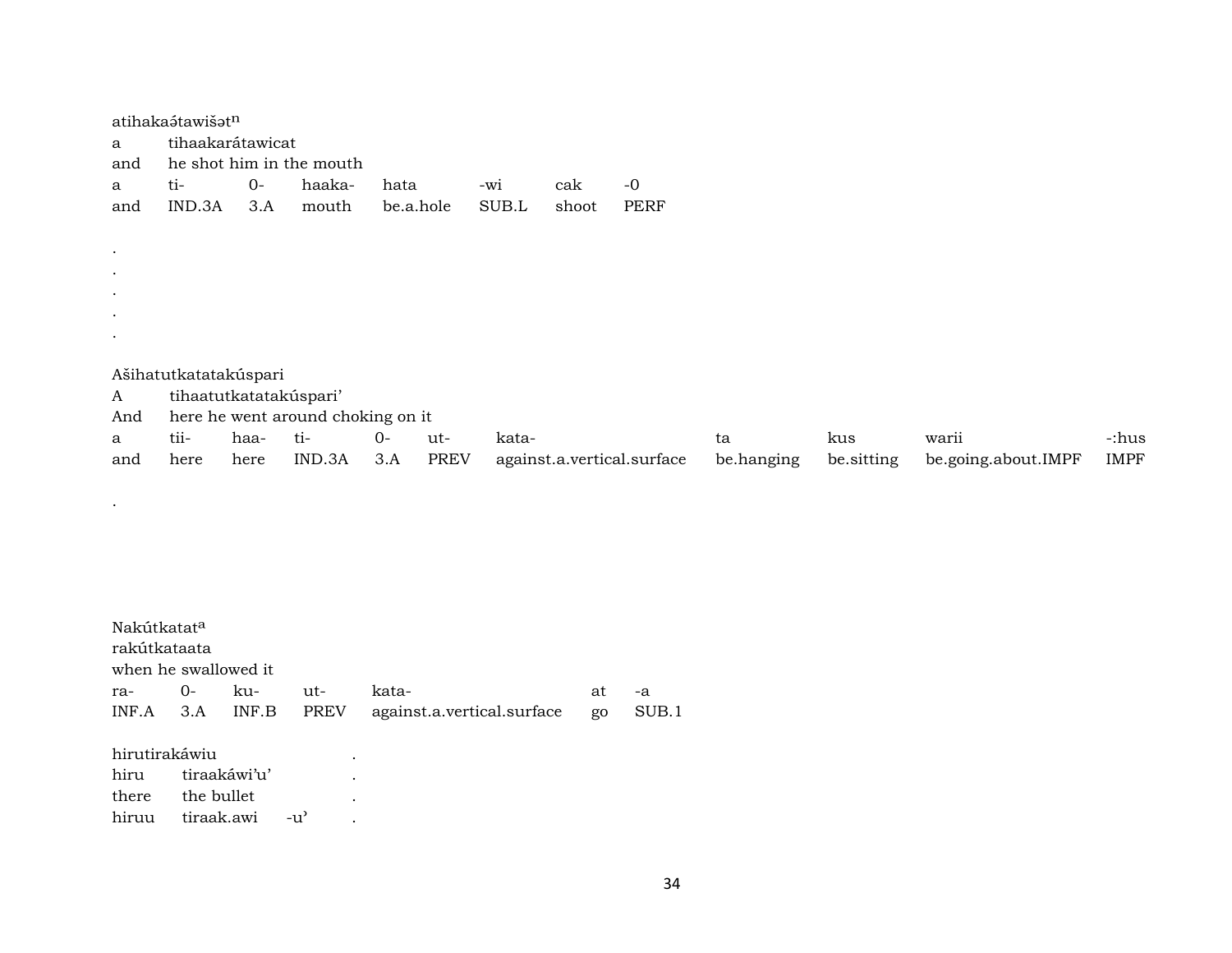atihakaə́tawišətⁿ

| a | tihaakarátawicat | | | | | |
|---|---|---|---|---|---|---|
| and | he shot him in the mouth | | | | | |
| a | ti- | 0- | haaka- | hata | -wi | cak | -0 |
| and | IND.3A | 3.A | mouth | be.a.hole | SUB.L | shoot | PERF |

.
.
.
.
.

Ašihatutkatatakúspari

| A | tihaatutkatatakúspari' | | | | | | | | | |
|---|---|---|---|---|---|---|---|---|---|---|
| And | here he went around choking on it | | | | | | | | | |
| a | tii- | haa- | ti- | 0- | ut- | kata- | ta | kus | warii | -:hus |
| and | here | here | IND.3A | 3.A | PREV | against.a.vertical.surface | be.hanging | be.sitting | be.going.about.IMPF | IMPF |

.

Nakútkatatᵃ

| rakútkataata | | | | | | |
|---|---|---|---|---|---|---|
| when he swallowed it | | | | | | |
| ra- | 0- | ku- | ut- | kata- | at | -a |
| INF.A | 3.A | INF.B | PREV | against.a.vertical.surface | go | SUB.1 |

hirutirakáwiu .

| hiru | tiraakáwi'u' | | . |
|---|---|---|---|
| there | the bullet | | . |
| hiruu | tiraak.awi | -u' | . |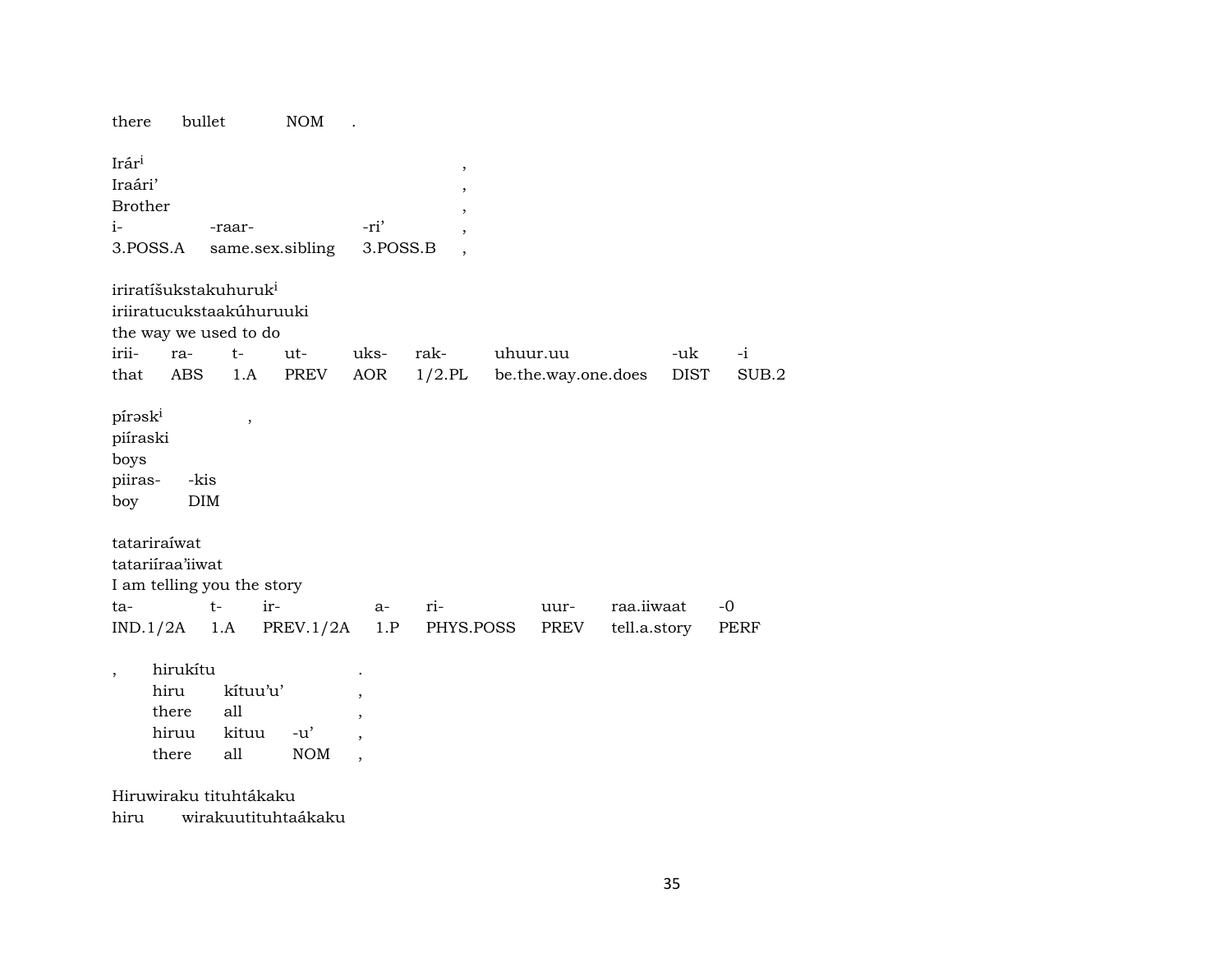there bullet NOM .

Irár[i] ,
Iraári’ ,
Brother ,

| i- | -raar- | -ri’ | , |
|---|---|---|---|
| 3.POSS.A | same.sex.sibling | 3.POSS.B | , |

iriratíšukstakuhuruk[i]
iriiratucukstaakúhuruuki
the way we used to do

| irii- | ra- | t- | ut- | uks- | rak- | uhuur.uu | -uk | -i |
|---|---|---|---|---|---|---|---|---|
| that | ABS | 1.A | PREV | AOR | 1/2.PL | be.the.way.one.does | DIST | SUB.2 |

pírəsk[i] ,
piíraski
boys

| piiras- | -kis |
|---|---|
| boy | DIM |

tatariraíwat
tatariíraa’iiwat
I am telling you the story

| ta- | t- | ir- | a- | ri- | uur- | raa.iiwaat | -0 |
|---|---|---|---|---|---|---|---|
| IND.1/2A | 1.A | PREV.1/2A | 1.P | PHYS.POSS | PREV | tell.a.story | PERF |

, hirukítu .
hiru kítuu’u’ ,
there all ,

| hiruu | kituu | -u’ | , |
|---|---|---|---|
| there | all | NOM | , |

Hiruwiraku tituhtákaku
hiru wirakuutituhtaákaku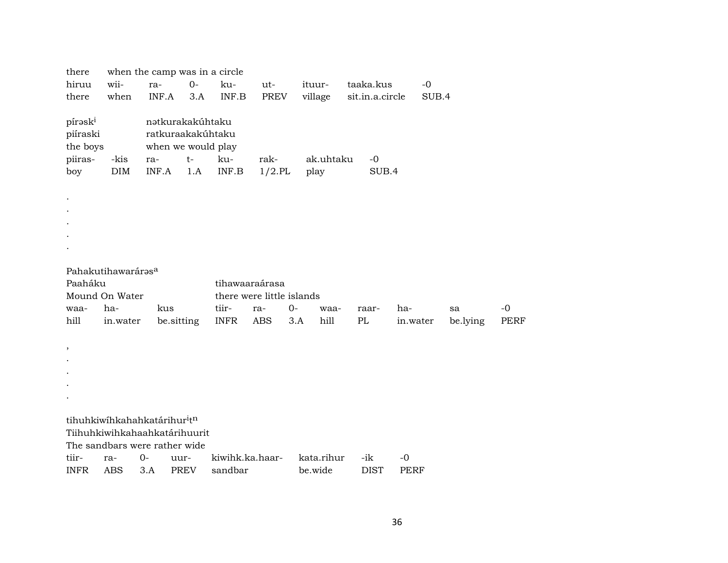there     when the camp was in a circle

| hiruu | wii- | ra- | 0- | ku- | ut- | ituur- | taaka.kus | -0 |
|---|---|---|---|---|---|---|---|---|
| there | when | INF.A | 3.A | INF.B | PREV | village | sit.in.a.circle | SUB.4 |

píraskⁱ     nətkurakakúhtaku
piíraski     ratkuraakakúhtaku
the boys     when we would play

| piiras- | -kis | ra- | t- | ku- | rak- | ak.uhtaku | -0 |
|---|---|---|---|---|---|---|---|
| boy | DIM | INF.A | 1.A | INF.B | 1/2.PL | play | SUB.4 |

.
.
.
.
.

Pahakutihawarárəs[a]
Paaháku     tihawaaraárasa
Mound On Water     there were little islands

| waa- | ha- | kus | tiir- | ra- | 0- | waa- | raar- | ha- | sa | -0 |
|---|---|---|---|---|---|---|---|---|---|---|
| hill | in.water | be.sitting | INFR | ABS | 3.A | hill | PL | in.water | be.lying | PERF |

,
.
.
.
.

tihuhkiwíhkahahkatárihurⁱt[n]
Tiihuhkiwihkahaahkatárihuurit
The sandbars were rather wide

| tiir- | ra- | 0- | uur- | kiwihk.ka.haar- | kata.rihur | -ik | -0 |
|---|---|---|---|---|---|---|---|
| INFR | ABS | 3.A | PREV | sandbar | be.wide | DIST | PERF |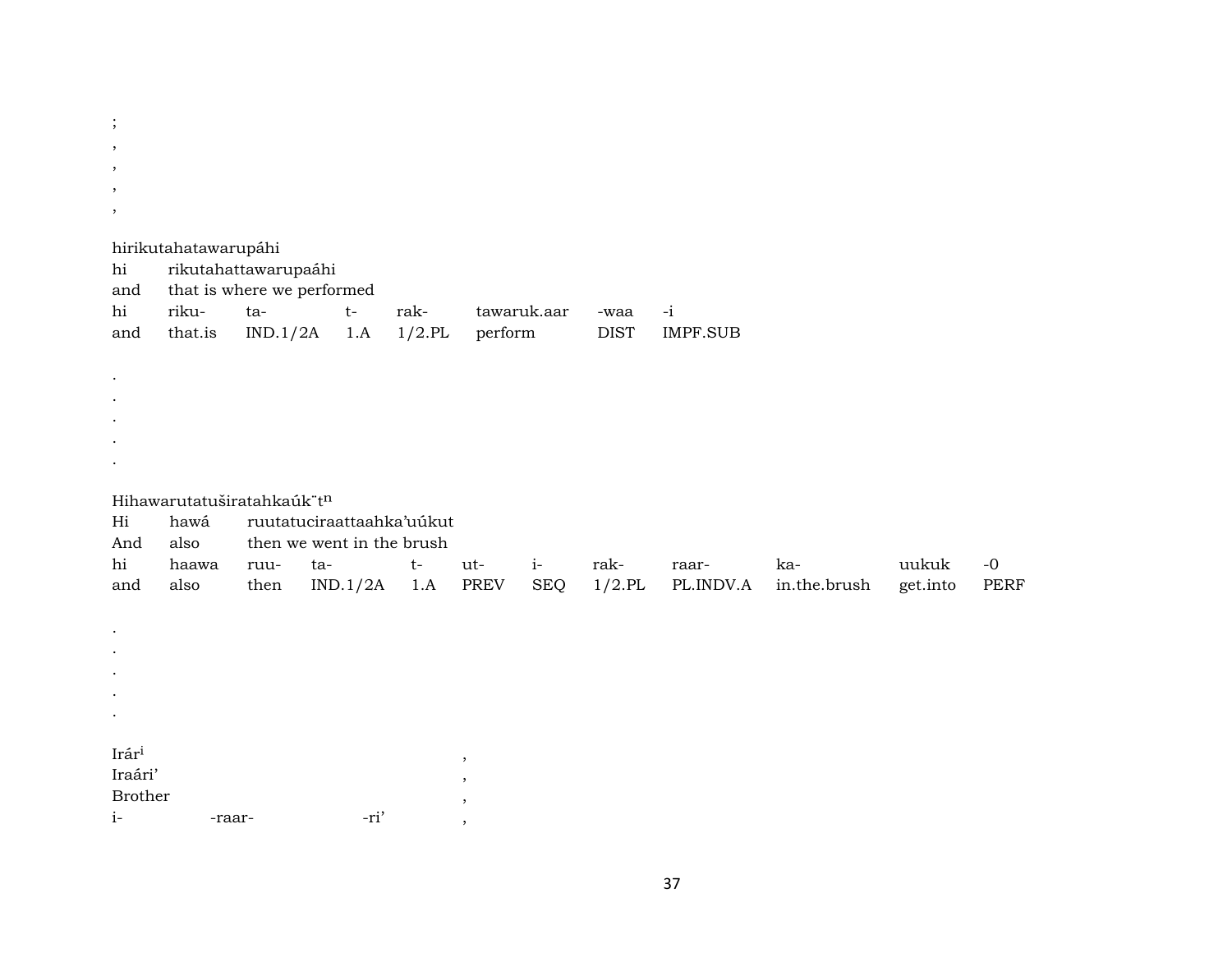;
,
,
,
,

hirikutahatawarupáhi

| hi | rikutahattawarupaáhi | | | | | | |
|---|---|---|---|---|---|---|---|
| and | that is where we performed | | | | | | |
| hi | riku- | ta- | t- | rak- | tawaruk.aar | -waa | -i |
| and | that.is | IND.1/2A | 1.A | 1/2.PL | perform | DIST | IMPF.SUB |

.
.
.
.
.

Hihawarutatuširatahkaúk¨tn

| Hi | hawá | ruutatuciraattaahka’uúkut | | | | | | | | | |
|---|---|---|---|---|---|---|---|---|---|---|---|
| And | also | then we went in the brush | | | | | | | | | |
| hi | haawa | ruu- | ta- | t- | ut- | i- | rak- | raar- | ka- | uukuk | -0 |
| and | also | then | IND.1/2A | 1.A | PREV | SEQ | 1/2.PL | PL.INDV.A | in.the.brush | get.into | PERF |

.
.
.
.
.

| Irár[i] | | | , |
|---|---|---|---|
| Iraári’ | | | , |
| Brother | | | , |
| i- | -raar- | -ri’ | , |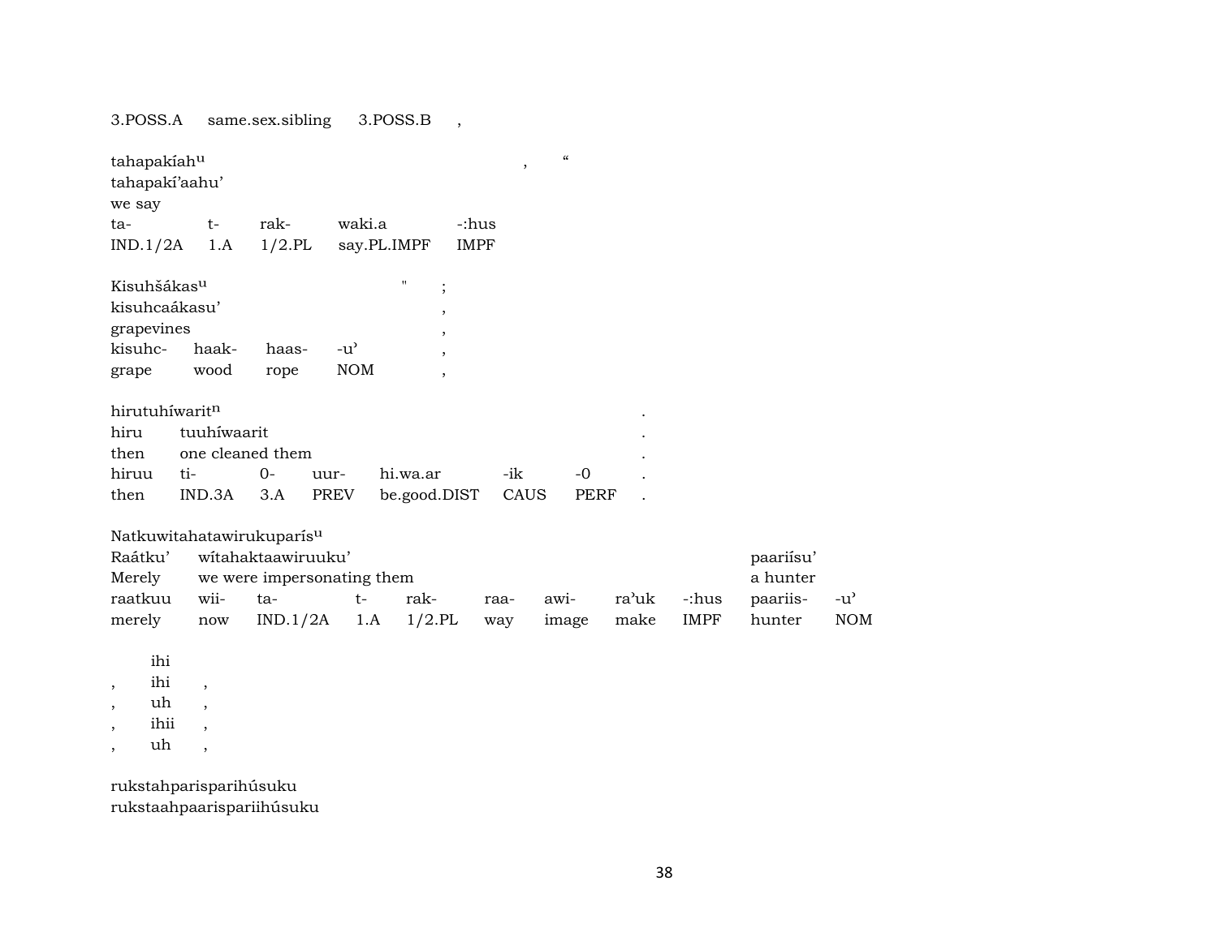| 3.POSS.A | same.sex.sibling | 3.POSS.B | , |
|---|---|---|---|

tahapakíah$^{u}$ , “
tahapakí’aahu’
we say

| ta- | t- | rak- | waki.a | -:hus |
|---|---|---|---|---|
| IND.1/2A | 1.A | 1/2.PL | say.PL.IMPF | IMPF |

Kisuhšákas$^{u}$ " ;
kisuhcaákasu’ ,
grapevines ,

| kisuhc- | haak- | haas- | -u’ | , |
|---|---|---|---|---|
| grape | wood | rope | NOM | , |

hirutuhíwarit$^{n}$ .

| hiru | tuuhíwaarit | | | | | | . |
|---|---|---|---|---|---|---|---|
| then | one cleaned them | | | | | | . |
| hiruu | ti- | 0- | uur- | hi.wa.ar | -ik | -0 | . |
| then | IND.3A | 3.A | PREV | be.good.DIST | CAUS | PERF | . |

Natkuwitahatawirukuparís$^{u}$

| Raátku’ | wítahaktaawiruuku’ | | | | | | | | paariísu’ | |
|---|---|---|---|---|---|---|---|---|---|---|
| Merely | we were impersonating them | | | | | | | | a hunter | |
| raatkuu | wii- | ta- | t- | rak- | raa- | awi- | ra’uk | -:hus | paariis- | -u’ |
| merely | now | IND.1/2A | 1.A | 1/2.PL | way | image | make | IMPF | hunter | NOM |

ihi
, ihi ,
, uh ,
, ihii ,
, uh ,

rukstahparisparihúsuku
rukstaahpaarispariihúsuku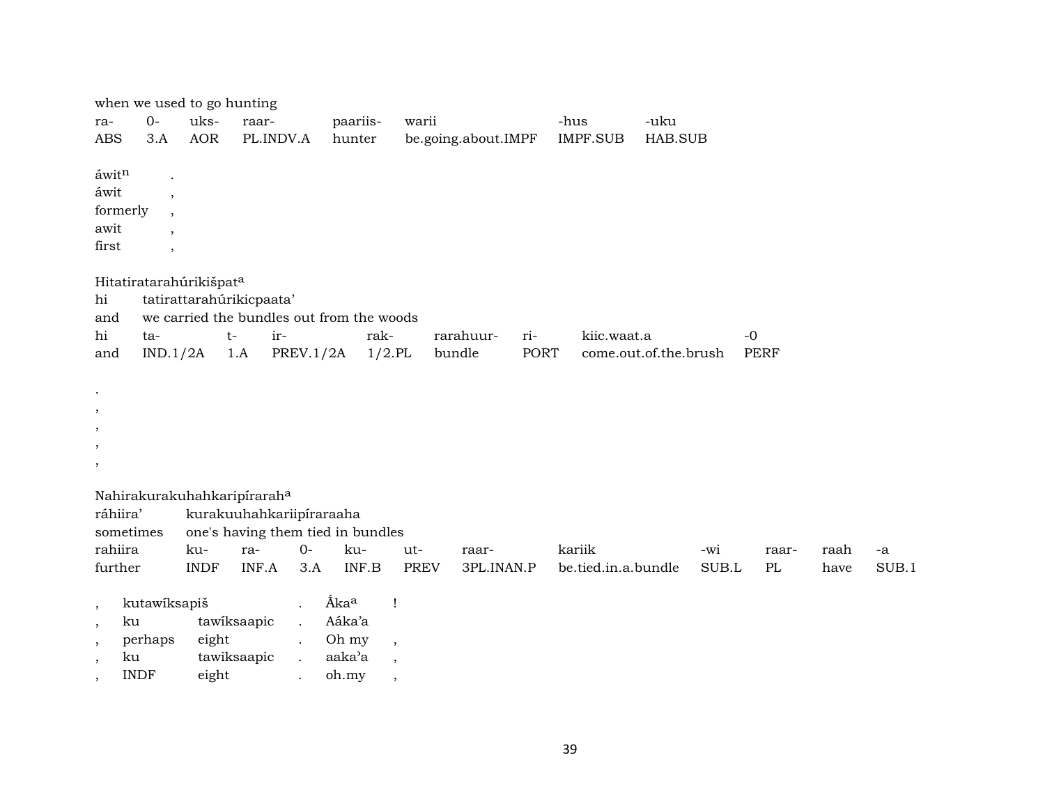when we used to go hunting

| ra- | 0- | uks- | raar- | paariis- | warii | -hus | -uku |
|---|---|---|---|---|---|---|---|
| ABS | 3.A | AOR | PL.INDV.A | hunter | be.going.about.IMPF | IMPF.SUB | HAB.SUB |

| | |
|---|---|
| áwit$^{n}$ | . |
| áwit | , |
| formerly | , |
| awit | , |
| first | , |

Hitatiratarahúrikišpat[a]

| | |
|---|---|
| hi | tatirattarahúrikicpaata' |
| and | we carried the bundles out from the woods |

| hi | ta- | t- | ir- | rak- | rarahuur- | ri- | kiic.waat.a | -0 |
|---|---|---|---|---|---|---|---|---|
| and | IND.1/2A | 1.A | PREV.1/2A | 1/2.PL | bundle | PORT | come.out.of.the.brush | PERF |

.
,
,
,
,

Nahirakurakuhahkaripírarah[a]

| | |
|---|---|
| ráhiira' | kurakuuhahkariipíraraaha |
| sometimes | one's having them tied in bundles |

| rahiira | ku- | ra- | 0- | ku- | ut- | raar- | kariik | -wi | raar- | raah | -a |
|---|---|---|---|---|---|---|---|---|---|---|---|
| further | INDF | INF.A | 3.A | INF.B | PREV | 3PL.INAN.P | be.tied.in.a.bundle | SUB.L | PL | have | SUB.1 |

| | | | | | |
|---|---|---|---|---|---|
| , | kutawíksapiš | | . | Áka[a] | ! |
| , | ku | tawíksaapic | . | Aáka'a | |
| , | perhaps | eight | . | Oh my | , |
| , | ku | tawiksaapic | . | aaka'a | , |
| , | INDF | eight | . | oh.my | , |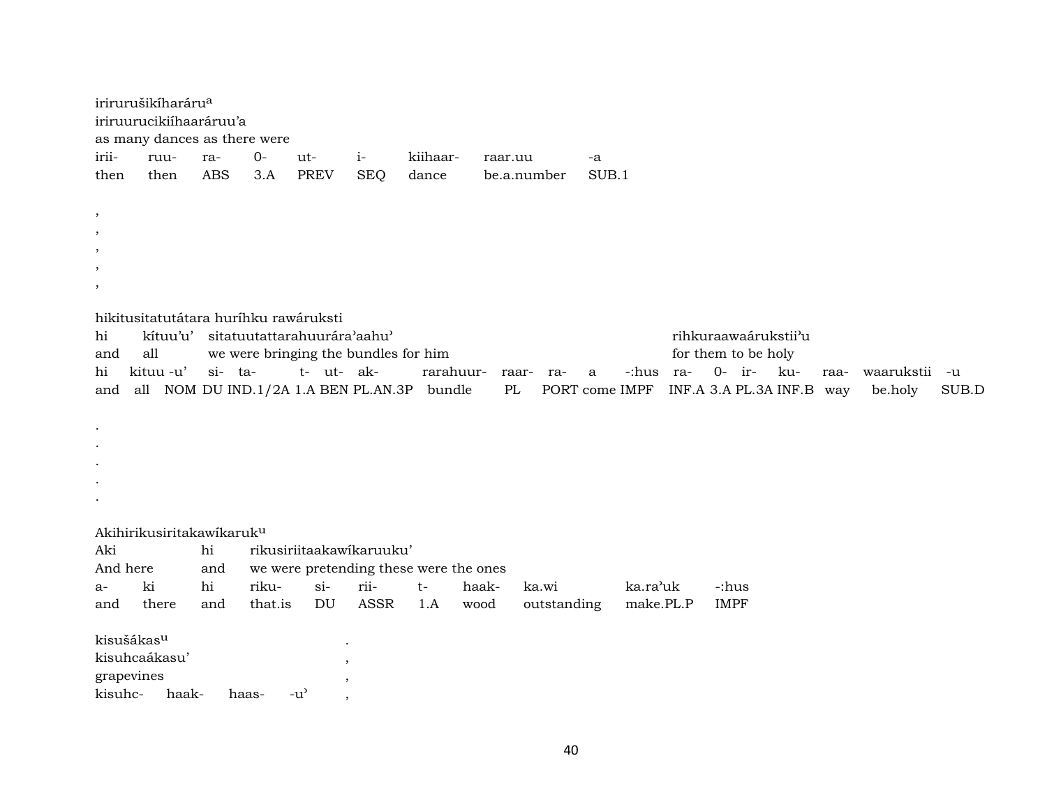iriruruši­kíharáru[a]
iriruurucikiíhaaráruu'a
as many dances as there were

| irii- | ruu- | ra- | 0- | ut- | i- | kiihaar- | raar.uu | -a |
|---|---|---|---|---|---|---|---|---|
| then | then | ABS | 3.A | PREV | SEQ | dance | be.a.number | SUB.1 |

,
,
,
,
,

hikitusitatutátara huríhku rawáruksti

| hi | kítuu'u' | sitatuutattarahuurára'aahu' | | | | | | | | | | rihkuraawaárukstii'u | | | | | | |
|---|---|---|---|---|---|---|---|---|---|---|---|---|---|---|---|---|---|---|
| and | all | we were bringing the bundles for him | | | | | | | | | | for them to be holy | | | | | | |
| hi | kituu -u' | si- | ta- | t- | ut- | ak- | rarahuur- | raar- | ra- | a | -:hus | ra- | 0- | ir- | ku- | raa- | waarukstii | -u |
| and | all NOM | DU | IND.1/2A | 1.A | BEN | PL.AN.3P | bundle | PL | PORT | come | IMPF | INF.A | 3.A | PL.3A | INF.B | way | be.holy | SUB.D |

.
.
.
.
.

Akihirikusiritakawíkaruk[u]

| Aki | | hi | rikusiriitaakawíkaruuku' | | | | | | | |
|---|---|---|---|---|---|---|---|---|---|---|
| And here | | and | we were pretending these were the ones | | | | | | | |
| a- | ki | hi | riku- | si- | rii- | t- | haak- | ka.wi | ka.ra'uk | -:hus |
| and | there | and | that.is | DU | ASSR | 1.A | wood | outstanding | make.PL.P | IMPF |

kisušákas[u] .
kisuhcaákasu' ,
grapevines ,
kisuhc- haak- haas- -u' ,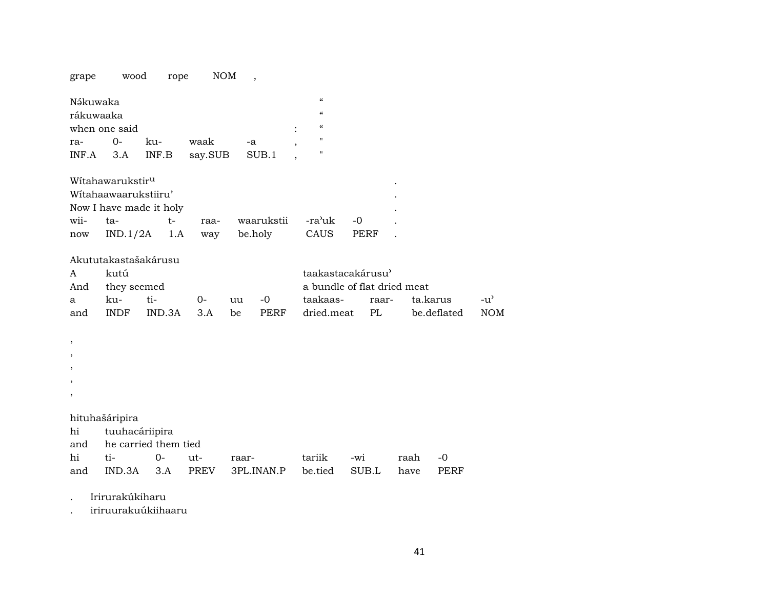grape wood rope NOM ,

| Nə́kuwaka | | | | | | “ |
|---|---|---|---|---|---|---|
| rákuwaaka | | | | | | “ |
| when one said | | | | | : | “ |
| ra- | 0- | ku- | waak | -a | , | " |
| INF.A | 3.A | INF.B | say.SUB | SUB.1 | , | " |

| Wítahawarukstir^u | | | | | | | . |
|---|---|---|---|---|---|---|---|
| Wítahaawaarukstiiru’ | | | | | | | . |
| Now I have made it holy | | | | | | | . |
| wii- | ta- | t- | raa- | waarukstii | -ra’uk | -0 | . |
| now | IND.1/2A | 1.A | way | be.holy | CAUS | PERF | . |

Akututakastašakárusu

| A | kutú | | | | | taakastacakárusu’ | | | |
|---|---|---|---|---|---|---|---|---|---|
| And | they seemed | | | | | a bundle of flat dried meat | | | |
| a | ku- | ti- | 0- | uu | -0 | taakaas- | raar- | ta.karus | -u’ |
| and | INDF | IND.3A | 3.A | be | PERF | dried.meat | PL | be.deflated | NOM |

,
,
,
,
,

hituhašáripira

| hi | tuuhacáriipira | | | | | | | |
|---|---|---|---|---|---|---|---|---|
| and | he carried them tied | | | | | | | |
| hi | ti- | 0- | ut- | raar- | tariik | -wi | raah | -0 |
| and | IND.3A | 3.A | PREV | 3PL.INAN.P | be.tied | SUB.L | have | PERF |

. Irirurakúkiharu
. iriruurakuúkiihaaru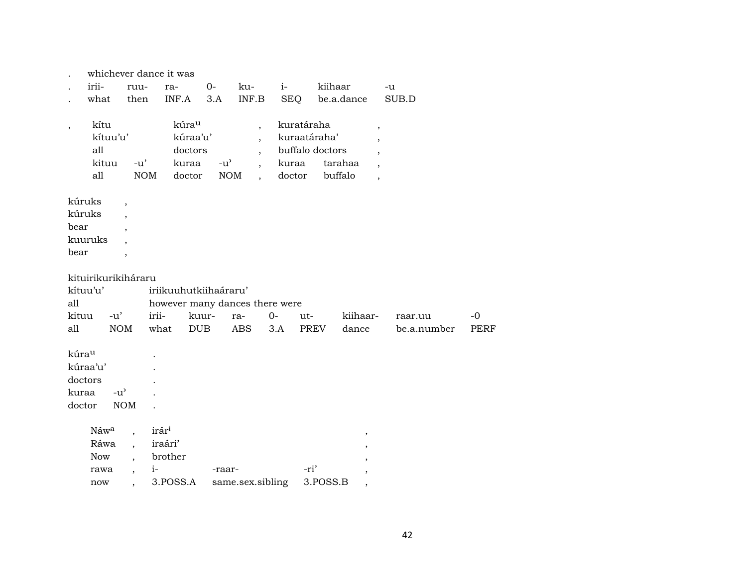| . | whichever dance it was | | | | | | |
|---|---|---|---|---|---|---|---|
| . | irii- | ruu- | ra- | 0- | ku- | i- | kiihaar | -u |
| . | what | then | INF.A | 3.A | INF.B | SEQ | be.a.dance | SUB.D |

| , | kítu | | kúra$^{u}$ | | , | kuratáraha | | , |
|---|---|---|---|---|---|---|---|---|
| | kítuu'u' | | kúraa'u' | | , | kuraatáraha' | | , |
| | all | | doctors | | , | buffalo doctors | | , |
| | kituu | -u' | kuraa | -u' | , | kuraa | tarahaa | , |
| | all | NOM | doctor | NOM | , | doctor | buffalo | , |

| kúruks | , |
|---|---|
| kúruks | , |
| bear | , |
| kuuruks | , |
| bear | , |

kituirikurikiháraru

| kítuu'u' | | iriikuuhutkiihaáraru' | | | | | | | |
|---|---|---|---|---|---|---|---|---|---|
| all | | however many dances there were | | | | | | | |
| kituu | -u' | irii- | kuur- | ra- | 0- | ut- | kiihaar- | raar.uu | -0 |
| all | NOM | what | DUB | ABS | 3.A | PREV | dance | be.a.number | PERF |

| kúra$^{u}$ | | . |
|---|---|---|
| kúraa'u' | | . |
| doctors | | . |
| kuraa | -u' | . |
| doctor | NOM | . |

| Náw$^{a}$ | , | irár$^{i}$ | | | , |
|---|---|---|---|---|---|
| Ráwa | , | iraári' | | | , |
| Now | , | brother | | | , |
| rawa | , | i- | -raar- | -ri' | , |
| now | , | 3.POSS.A | same.sex.sibling | 3.POSS.B | , |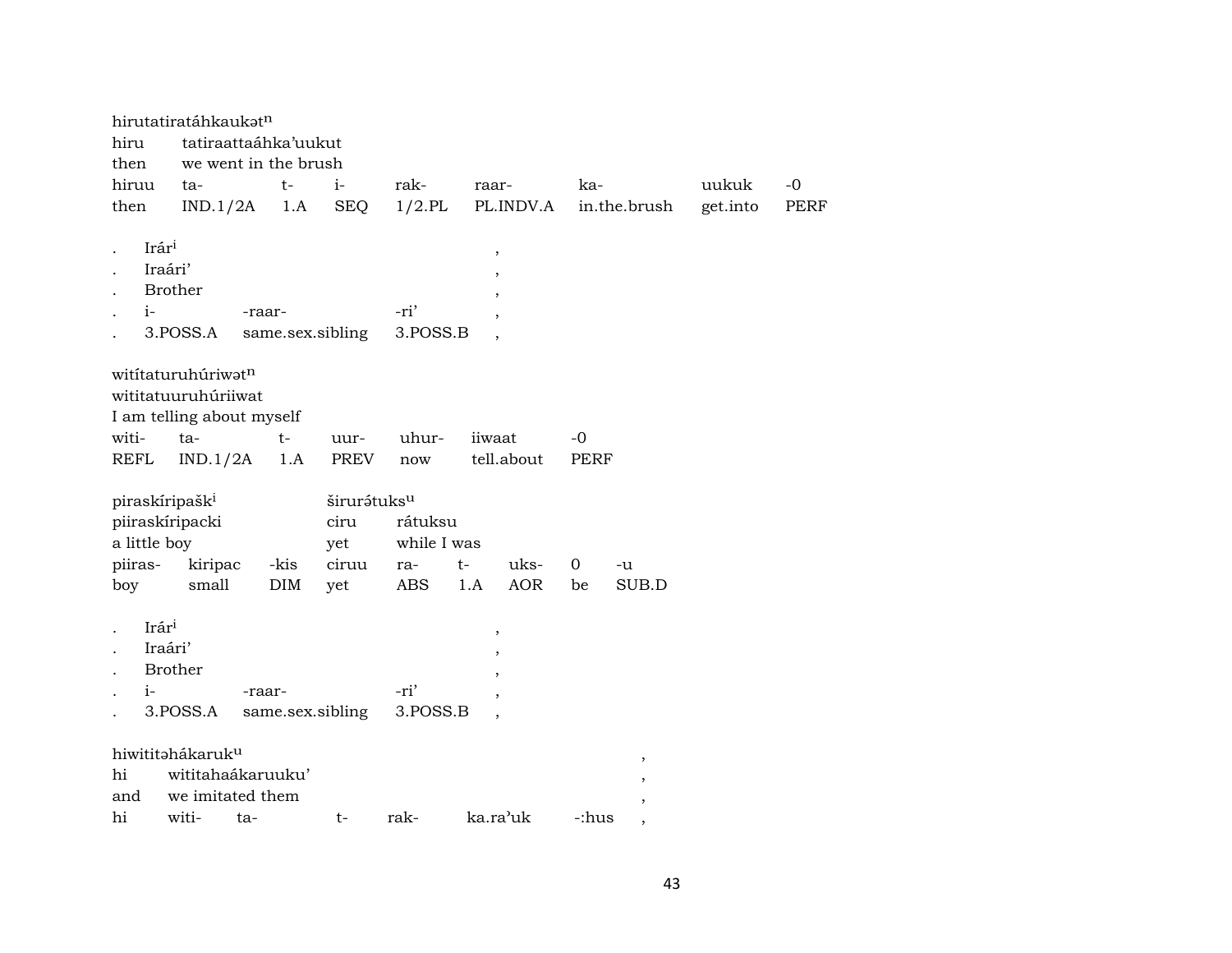hirutatiratáhkaukət^n
hiru tatiraattaáhka'uukut
then we went in the brush

| hiruu | ta- | t- | i- | rak- | raar- | ka- | uukuk | -0 |
|---|---|---|---|---|---|---|---|---|
| then | IND.1/2A | 1.A | SEQ | 1/2.PL | PL.INDV.A | in.the.brush | get.into | PERF |

. Irár^i ,
. Iraári' ,
. Brother ,

| . | i- | -raar- | -ri' | , |
|---|---|---|---|---|
| . | 3.POSS.A | same.sex.sibling | 3.POSS.B | , |

wititaturuhúriwət^n
witiitatuuruhúriiwat
I am telling about myself

| witi- | ta- | t- | uur- | uhur- | iiwaat | -0 |
|---|---|---|---|---|---|---|
| REFL | IND.1/2A | 1.A | PREV | now | tell.about | PERF |

piraskíripašk^i širurə́tuks^u
piiraskíripacki ciru rátuksu
a little boy yet while I was

| piiras- | kiripac | -kis | ciruu | ra- | t- | uks- | 0 | -u |
|---|---|---|---|---|---|---|---|---|
| boy | small | DIM | yet | ABS | 1.A | AOR | be | SUB.D |

. Irár^i ,
. Iraári' ,
. Brother ,

| . | i- | -raar- | -ri' | , |
|---|---|---|---|---|
| . | 3.POSS.A | same.sex.sibling | 3.POSS.B | , |

hiwititəhákaruk^u ,
hi wititahaákaruuku' ,
and we imitated them ,

| hi | witi- | ta- | t- | rak- | ka.ra'uk | -:hus | , |
|---|---|---|---|---|---|---|---|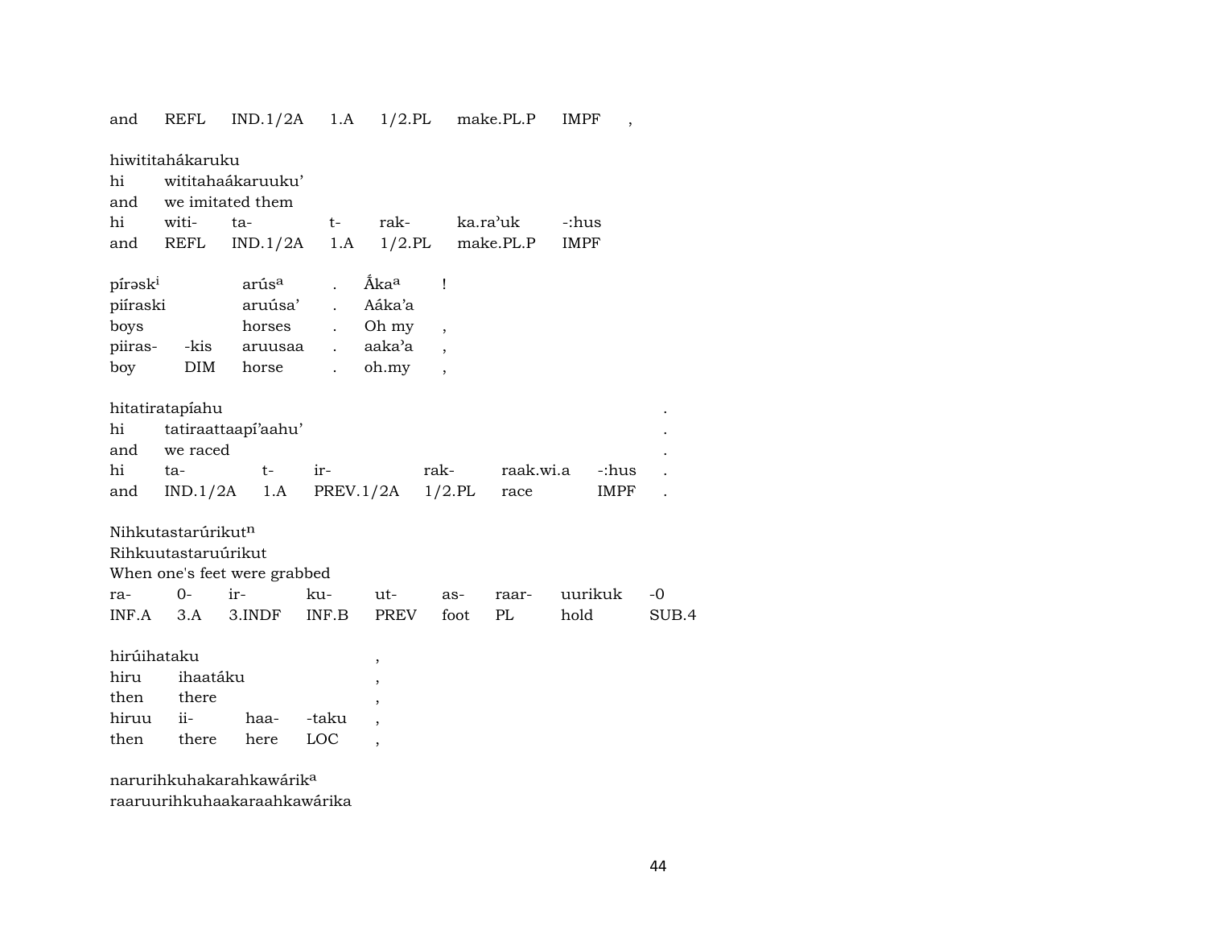and REFL IND.1/2A 1.A 1/2.PL make.PL.P IMPF ,

hiwititahákaruku
hi wititahaákaruuku'
and we imitated them
hi witi- ta- t- rak- ka.ra'uk -:hus
and REFL IND.1/2A 1.A 1/2.PL make.PL.P IMPF

pírəsk$^{i}$ arús$^{a}$ . Ấka$^{a}$ !
piíraski aruúsa' . Aáka'a
boys horses . Oh my ,
piiras- -kis aruusaa . aaka'a ,
boy DIM horse . oh.my ,

hitatiratapíahu .
hi tatiraattaapí'aahu' .
and we raced .
hi ta- t- ir- rak- raak.wi.a -:hus .
and IND.1/2A 1.A PREV.1/2A 1/2.PL race IMPF .

Nihkutastarúrikut$^{n}$
Rihkuutastaruúrikut
When one's feet were grabbed
ra- 0- ir- ku- ut- as- raar- uurikuk -0
INF.A 3.A 3.INDF INF.B PREV foot PL hold SUB.4

hirúihataku ,
hiru ihaatáku ,
then there ,
hiruu ii- haa- -taku ,
then there here LOC ,

narurihkuhakarahkawárik$^{a}$
raaruurihkuhaakaraahkawárika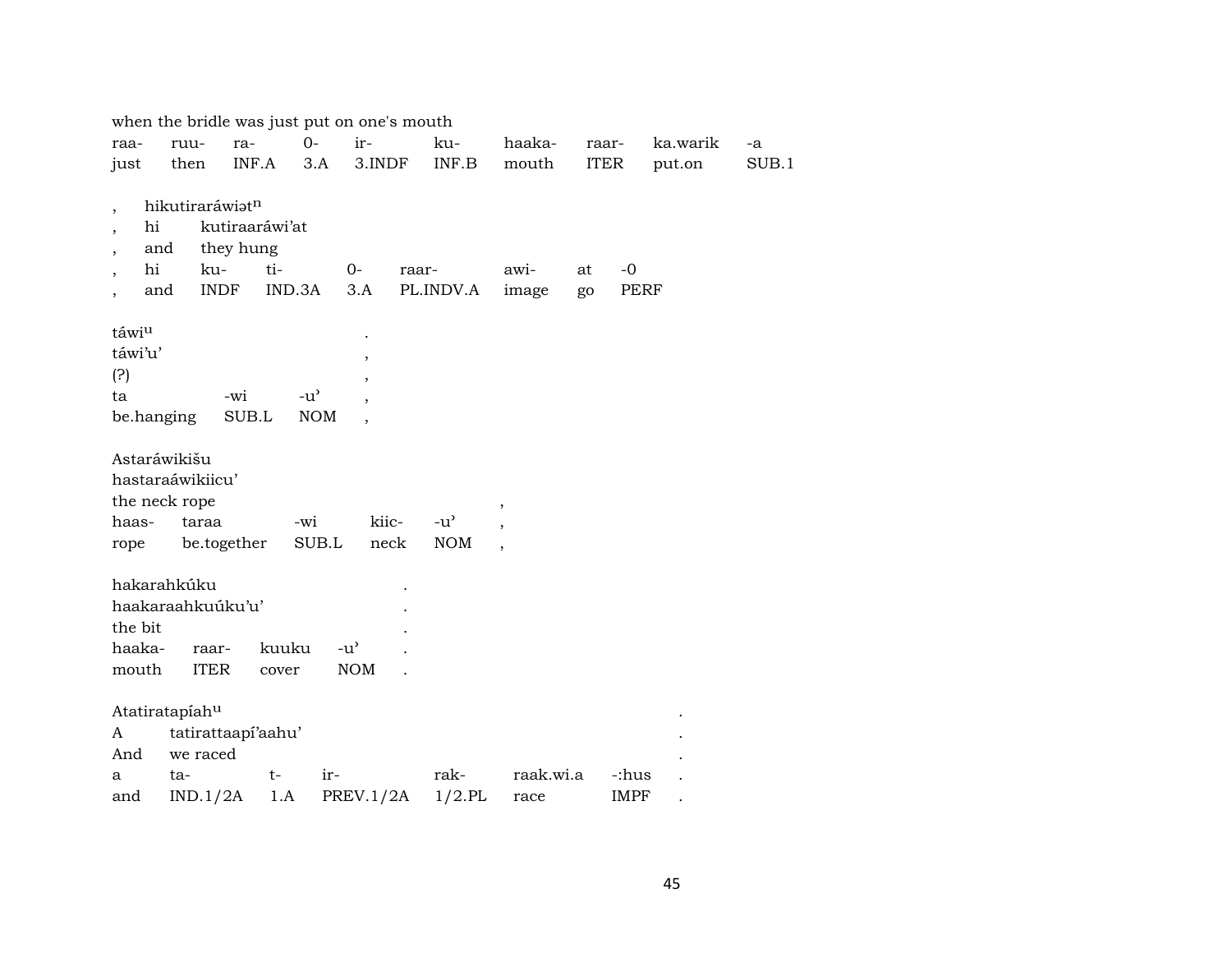when the bridle was just put on one's mouth

| raa- | ruu- | ra- | 0- | ir- | ku- | haaka- | raar- | ka.warik | -a |
|---|---|---|---|---|---|---|---|---|---|
| just | then | INF.A | 3.A | 3.INDF | INF.B | mouth | ITER | put.on | SUB.1 |

, hikutiraráwiət$^{n}$
, hi kutiraaráwi'at
, and they hung

| , | hi | ku- | ti- | 0- | raar- | awi- | at | -0 |
|---|---|---|---|---|---|---|---|---|
| , | and | INDF | IND.3A | 3.A | PL.INDV.A | image | go | PERF |

táwi$^{u}$ .
táwi'u' ,
(?) ,

| ta | -wi | -u' | , |
|---|---|---|---|
| be.hanging | SUB.L | NOM | , |

Astaráwikišu
hastaraáwikiicu'
the neck rope ,

| haas- | taraa | -wi | kiic- | -u' | , |
|---|---|---|---|---|---|
| rope | be.together | SUB.L | neck | NOM | , |

hakarahkúku .
haakaraahkuúku'u' .
the bit .

| haaka- | raar- | kuuku | -u' | . |
|---|---|---|---|---|
| mouth | ITER | cover | NOM | . |

Atatiratapíah$^{u}$ .
A tatirattaapí'aahu' .
And we raced .

| a | ta- | t- | ir- | rak- | raak.wi.a | -:hus | . |
|---|---|---|---|---|---|---|---|
| and | IND.1/2A | 1.A | PREV.1/2A | 1/2.PL | race | IMPF | . |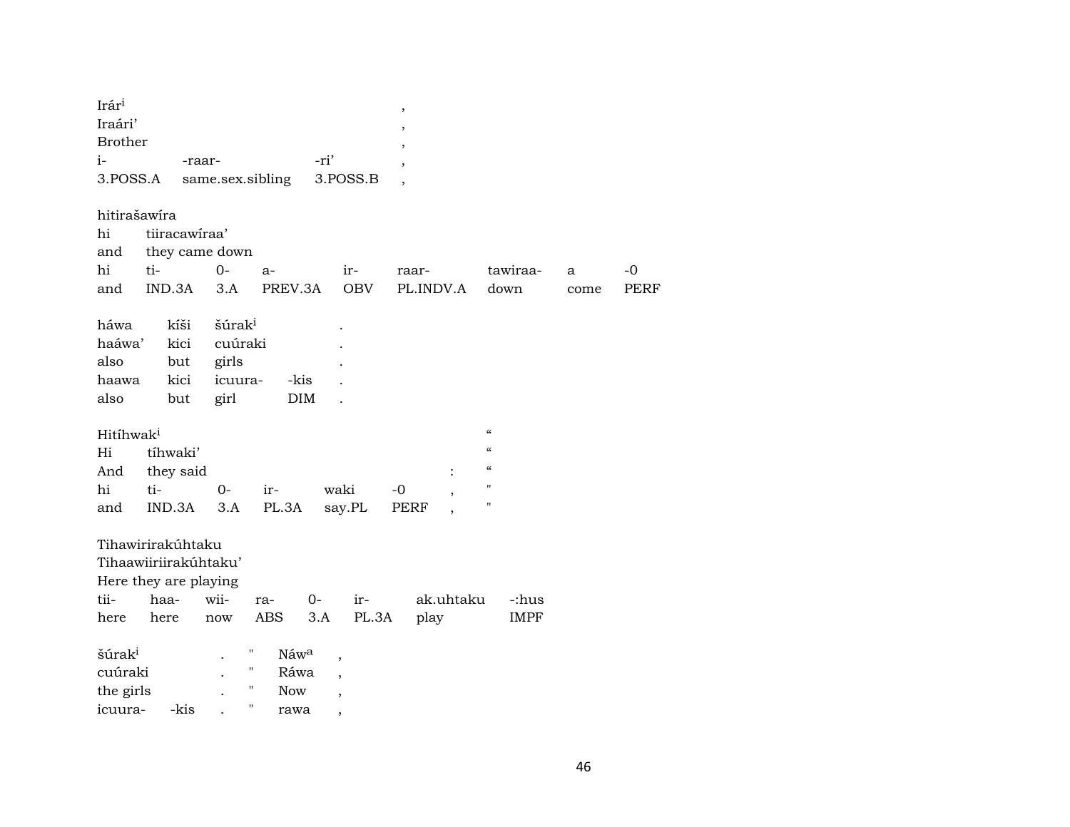| Irár[i] | | | , |
|---|---|---|---|
| Iraári' | | | , |
| Brother | | | , |
| i- | -raar- | -ri' | , |
| 3.POSS.A | same.sex.sibling | 3.POSS.B | , |

| hitirašawíra | | | | | | | | |
|---|---|---|---|---|---|---|---|---|
| hi | tiiracawíraa' | | | | | | | |
| and | they came down | | | | | | | |
| hi | ti- | 0- | a- | ir- | raar- | tawiraa- | a | -0 |
| and | IND.3A | 3.A | PREV.3A | OBV | PL.INDV.A | down | come | PERF |

| háwa | kíši | šúrak[i] | | . |
|---|---|---|---|---|
| haáwa' | kici | cuúraki | | . |
| also | but | girls | | . |
| haawa | kici | icuura- | -kis | . |
| also | but | girl | DIM | . |

| Hitíhwak[i] | | | | | | | " |
|---|---|---|---|---|---|---|---|
| Hi | tíhwaki' | | | | | | " |
| And | they said | | | | | : | " |
| hi | ti- | 0- | ir- | waki | -0 | , | " |
| and | IND.3A | 3.A | PL.3A | say.PL | PERF | , | " |

| Tihawirirakúhtaku | | | | | | | |
|---|---|---|---|---|---|---|---|
| Tihaawiiriirakúhtaku' | | | | | | | |
| Here they are playing | | | | | | | |
| tii- | haa- | wii- | ra- | 0- | ir- | ak.uhtaku | -:hus |
| here | here | now | ABS | 3.A | PL.3A | play | IMPF |

| šúrak[i] | | . | " | Náw[a] | , |
|---|---|---|---|---|---|
| cuúraki | | . | " | Ráwa | , |
| the girls | | . | " | Now | , |
| icuura- | -kis | . | " | rawa | , |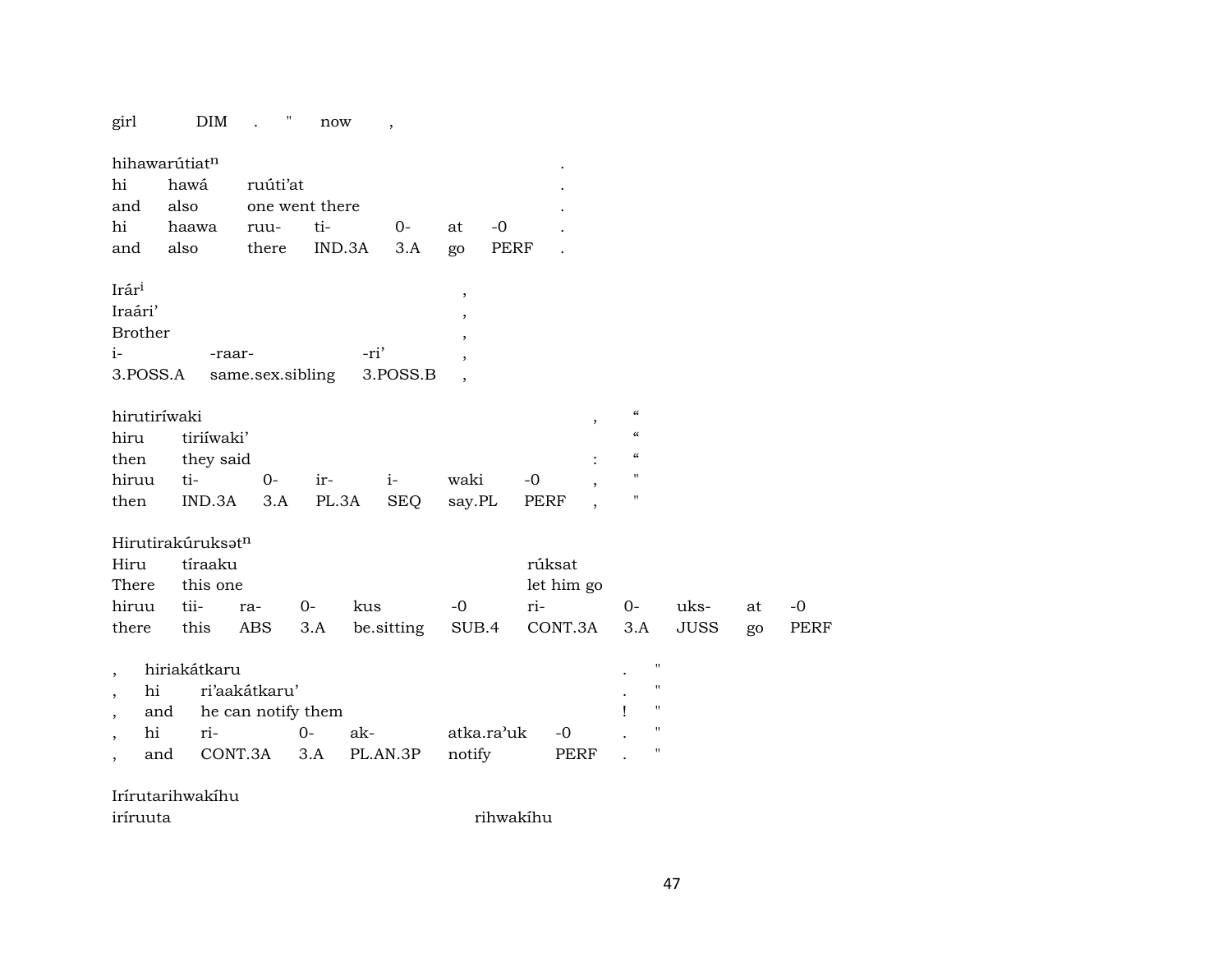girl DIM . " now ,

| hihawarútiat$^{n}$ | | | | | | |
|---|---|---|---|---|---|---|
| hi | hawá | ruúti'at | | | | . |
| and | also | one went there | | | | . |
| hi | haawa | ruu- | ti- | 0- | at | -0 | .
| and | also | there | IND.3A | 3.A | go | PERF | .

| Irár$^{i}$ | | | , |
|---|---|---|---|
| Iraári' | | | , |
| Brother | | | , |
| i- | -raar- | -ri' | , |
| 3.POSS.A | same.sex.sibling | 3.POSS.B | , |

| hirutiríwaki | | | | | | | , | " |
|---|---|---|---|---|---|---|---|---|
| hiru | tiriíwaki' | | | | | | | " |
| then | they said | | | | | | : | " |
| hiruu | ti- | 0- | ir- | i- | waki | -0 | , | " |
| then | IND.3A | 3.A | PL.3A | SEQ | say.PL | PERF | , | " |

| Hirutirakúruksət$^{n}$ | | | | | | | | | | |
|---|---|---|---|---|---|---|---|---|---|---|
| Hiru | tíraaku | | | | | rúksat | | | | |
| There | this one | | | | | let him go | | | | |
| hiruu | tii- | ra- | 0- | kus | -0 | ri- | 0- | uks- | at | -0 |
| there | this | ABS | 3.A | be.sitting | SUB.4 | CONT.3A | 3.A | JUSS | go | PERF |

| , | hiriakátkaru | | | | | . | " |
|---|---|---|---|---|---|---|---|
| , | hi | ri'aakátkaru' | | | | . | " |
| , | and | he can notify them | | | | ! | " |
| , | hi | ri- | 0- | ak- | atka.ra'uk | -0 | . | "
| , | and | CONT.3A | 3.A | PL.AN.3P | notify | PERF | . | "

Irírutarihwakíhu
iríruuta rihwakíhu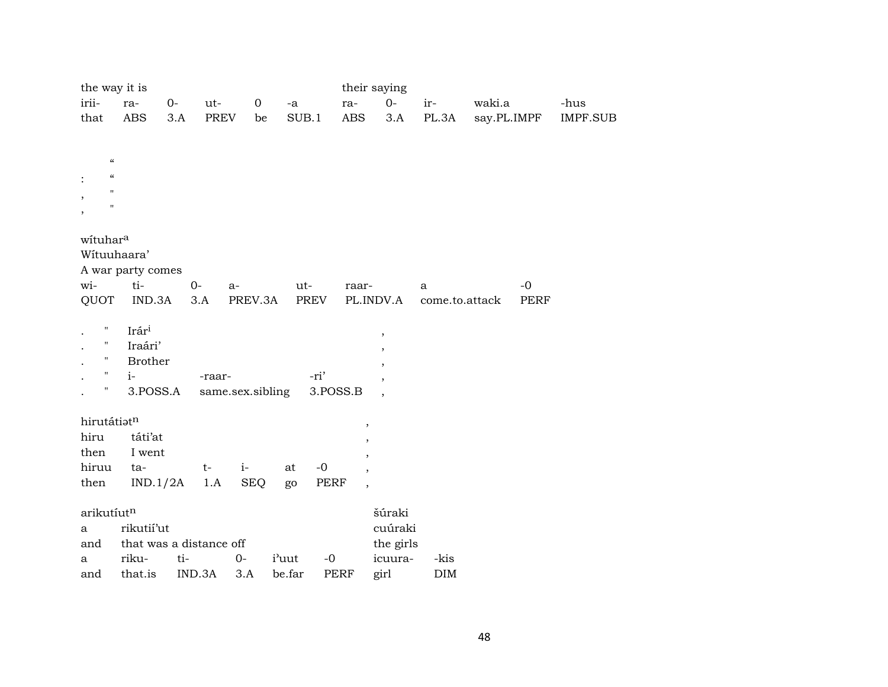| the way it is | | | | | | their saying | | | | |
|---|---|---|---|---|---|---|---|---|---|---|
| irii- | ra- | 0- | ut- | 0 | -a | ra- | 0- | ir- | waki.a | -hus |
| that | ABS | 3.A | PREV | be | SUB.1 | ABS | 3.A | PL.3A | say.PL.IMPF | IMPF.SUB |

| | “ |
|---|---|
| : | “ |
| , | " |
| , | " |

| wítuhar^a | | | | | | |
|---|---|---|---|---|---|---|
| Wítuuhaara’ | | | | | | |
| A war party comes | | | | | | |
| wi- | ti- | 0- | a- | ut- | raar- | a | -0 |
| QUOT | IND.3A | 3.A | PREV.3A | PREV | PL.INDV.A | come.to.attack | PERF |

| . | " | Irár^i | | | , |
|---|---|---|---|---|---|
| . | " | Iraári’ | | | , |
| . | " | Brother | | | , |
| . | " | i- | -raar- | -ri’ | , |
| . | " | 3.POSS.A | same.sex.sibling | 3.POSS.B | , |

| hirutátiət^n | | | | | | , |
|---|---|---|---|---|---|---|
| hiru | táti’at | | | | | , |
| then | I went | | | | | , |
| hiruu | ta- | t- | i- | at | -0 | , |
| then | IND.1/2A | 1.A | SEQ | go | PERF | , |

| arikutíut^n | | | | | | šúraki | |
|---|---|---|---|---|---|---|---|
| a | rikutií’ut | | | | | cuúraki | |
| and | that was a distance off | | | | | the girls | |
| a | riku- | ti- | 0- | i’uut | -0 | icuura- | -kis |
| and | that.is | IND.3A | 3.A | be.far | PERF | girl | DIM |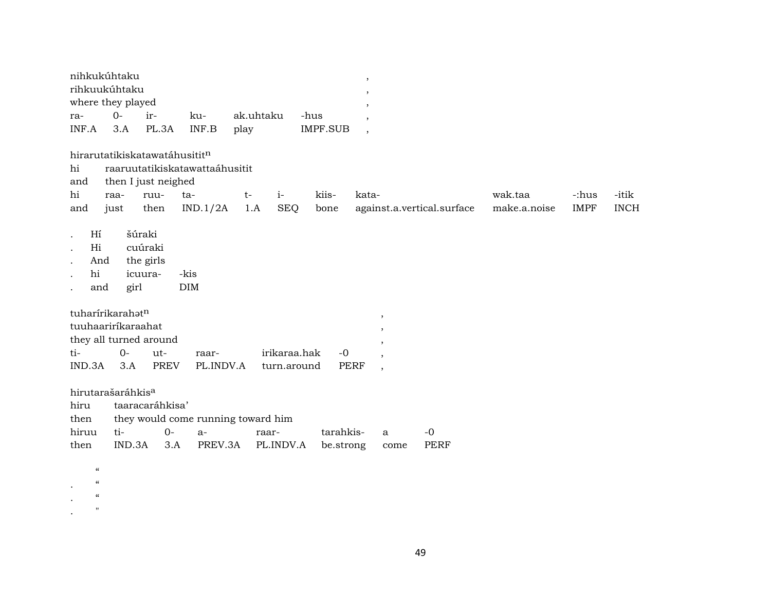| nihkukúhtaku | | | | | | , |
|---|---|---|---|---|---|---|
| rihkuukúhtaku | | | | | | , |
| where they played | | | | | | , |
| ra- | 0- | ir- | ku- | ak.uhtaku | -hus | , |
| INF.A | 3.A | PL.3A | INF.B | play | IMPF.SUB | , |

| hirarutatikiskatawatáhusitit[n] | | | | | | | | | | | |
|---|---|---|---|---|---|---|---|---|---|---|---|
| hi | raaruutatikiskatawattaáhusitit | | | | | | | | | | |
| and | then I just neighed | | | | | | | | | | |
| hi | raa- | ruu- | ta- | t- | i- | kiis- | kata- | wak.taa | -:hus | -itik |
| and | just | then | IND.1/2A | 1.A | SEQ | bone | against.a.vertical.surface | make.a.noise | IMPF | INCH |

| . | Hí | šúraki | |
|---|---|---|---|
| . | Hi | cuúraki | |
| . | And | the girls | |
| . | hi | icuura- | -kis |
| . | and | girl | DIM |

| tuharírikarahət[n] | | | | | | , |
|---|---|---|---|---|---|---|
| tuuhaariríkaraahat | | | | | | , |
| they all turned around | | | | | | , |
| ti- | 0- | ut- | raar- | irikaraa.hak | -0 | , |
| IND.3A | 3.A | PREV | PL.INDV.A | turn.around | PERF | , |

| hirutarašaráhkis[a] | | | | | | | |
|---|---|---|---|---|---|---|---|
| hiru | taaracaráhkisa’ | | | | | | |
| then | they would come running toward him | | | | | | |
| hiruu | ti- | 0- | a- | raar- | tarahkis- | a | -0 |
| then | IND.3A | 3.A | PREV.3A | PL.INDV.A | be.strong | come | PERF |

“
. “
. “
. "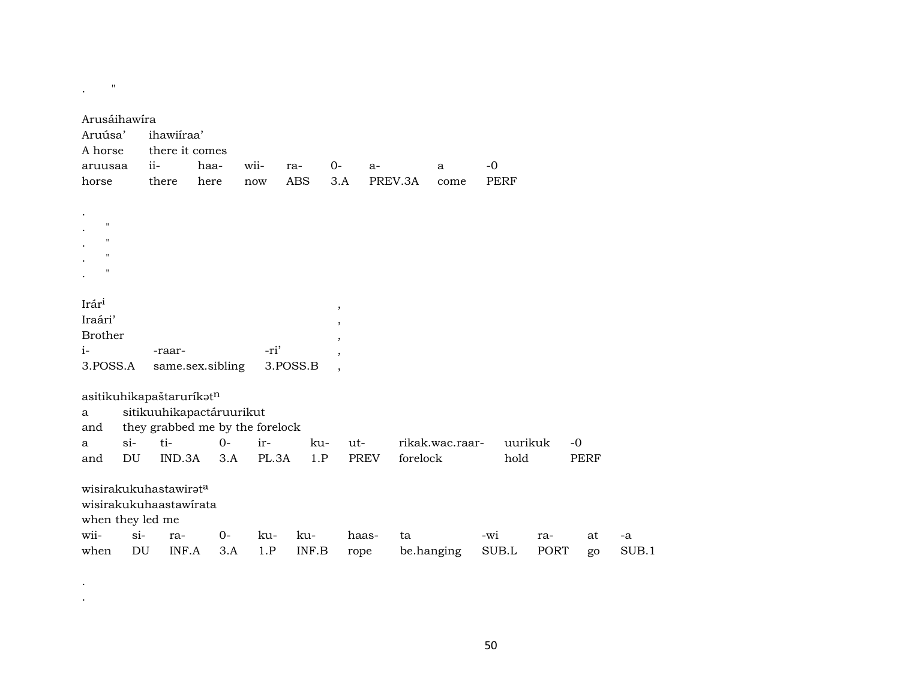.        "

Arusáihawíra
Aruúsa'     ihawiíraa'
A horse     there it comes

| aruusaa | ii- | haa- | wii- | ra- | 0- | a- | a | -0 |
|---|---|---|---|---|---|---|---|---|
| horse | there | here | now | ABS | 3.A | PREV.3A | come | PERF |

.
.     "
.     "
.     "
.     "

Irár[i]                                                    ,
Iraári'                                                    ,
Brother                                                    ,

| i- | -raar- | -ri' | , |
|---|---|---|---|
| 3.POSS.A | same.sex.sibling | 3.POSS.B | , |

asitikuhikapaštaruríkət[n]
a     sitikuuhikapactáruurikut
and     they grabbed me by the forelock

| a | si- | ti- | 0- | ir- | ku- | ut- | rikak.wac.raar- | uurikuk | -0 |
|---|---|---|---|---|---|---|---|---|---|
| and | DU | IND.3A | 3.A | PL.3A | 1.P | PREV | forelock | hold | PERF |

wisirakukuhastawirət[a]
wisirakukuhaastawírata
when they led me

| wii- | si- | ra- | 0- | ku- | ku- | haas- | ta | -wi | ra- | at | -a |
|---|---|---|---|---|---|---|---|---|---|---|---|
| when | DU | INF.A | 3.A | 1.P | INF.B | rope | be.hanging | SUB.L | PORT | go | SUB.1 |

.
.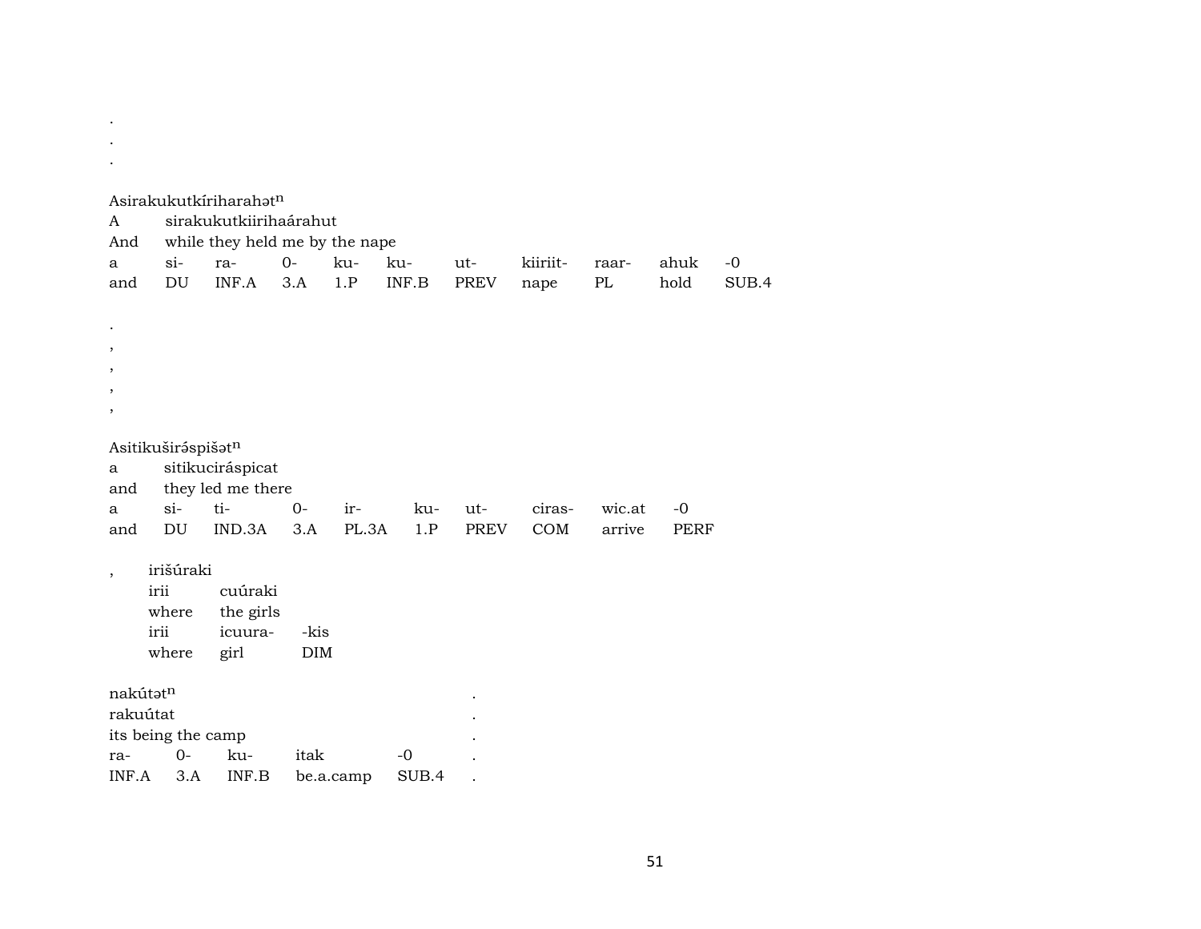.
.
.

Asirakukutkíriharahətn
A sirakukutkiirihaárahut
And while they held me by the nape

| a | si- | ra- | 0- | ku- | ku- | ut- | kiiriit- | raar- | ahuk | -0 |
|---|---|---|---|---|---|---|---|---|---|---|
| and | DU | INF.A | 3.A | 1.P | INF.B | PREV | nape | PL | hold | SUB.4 |

.
,
,
,
,

Asitikuširəspišətn
a sitikuciráspicat
and they led me there

| a | si- | ti- | 0- | ir- | ku- | ut- | ciras- | wic.at | -0 |
|---|---|---|---|---|---|---|---|---|---|
| and | DU | IND.3A | 3.A | PL.3A | 1.P | PREV | COM | arrive | PERF |

, irišúraki
irii cuúraki
where the girls

| irii | icuura- | -kis |
|---|---|---|
| where | girl | DIM |

nakútətn .
rakuútat .
its being the camp .

| ra- | 0- | ku- | itak | -0 | . |
|---|---|---|---|---|---|
| INF.A | 3.A | INF.B | be.a.camp | SUB.4 | . |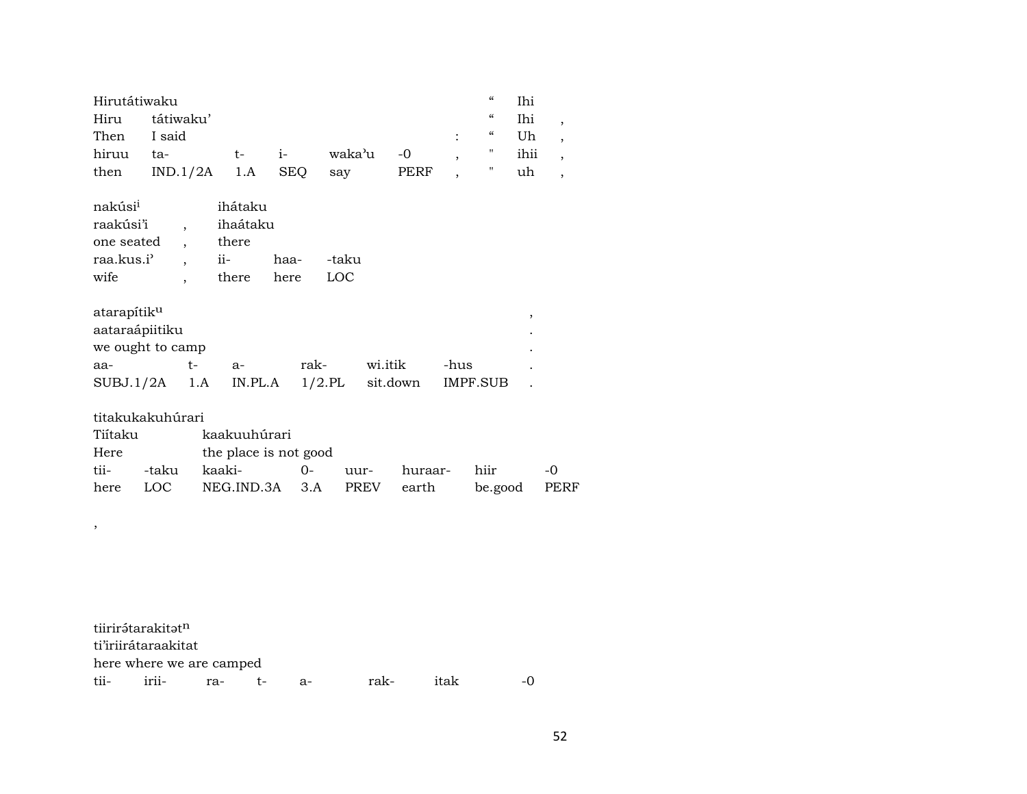| Hirutátiwaku | | | | | | | “ | Ihi | |
|---|---|---|---|---|---|---|---|---|---|
| Hiru | tátiwaku’ | | | | | | “ | Ihi | , |
| Then | I said | | | | | : | “ | Uh | , |
| hiruu | ta- | t- | i- | waka’u | -0 | , | " | ihii | , |
| then | IND.1/2A | 1.A | SEQ | say | PERF | , | " | uh | , |

| nakúsi[i] | | ihátaku | | |
|---|---|---|---|---|
| raakúsi’i | , | ihaátaku | | |
| one seated | , | there | | |
| raa.kus.i’ | , | ii- | haa- | -taku |
| wife | , | there | here | LOC |

| atarapítik[u] | | | | | | , |
|---|---|---|---|---|---|---|
| aataraápiitiku | | | | | | . |
| we ought to camp | | | | | | . |
| aa- | t- | a- | rak- | wi.itik | -hus | . |
| SUBJ.1/2A | 1.A | IN.PL.A | 1/2.PL | sit.down | IMPF.SUB | . |

| titakukakuhúrari | | | | | | | |
|---|---|---|---|---|---|---|---|
| Tiítaku | | kaakuuhúrari | | | | | |
| Here | | the place is not good | | | | | |
| tii- | -taku | kaaki- | 0- | uur- | huraar- | hiir | -0 |
| here | LOC | NEG.IND.3A | 3.A | PREV | earth | be.good | PERF |

,

| tiirirətarakitət[n] | | | | | | | |
|---|---|---|---|---|---|---|---|
| ti’iriirátaraakitat | | | | | | | |
| here where we are camped | | | | | | | |
| tii- | irii- | ra- | t- | a- | rak- | itak | -0 |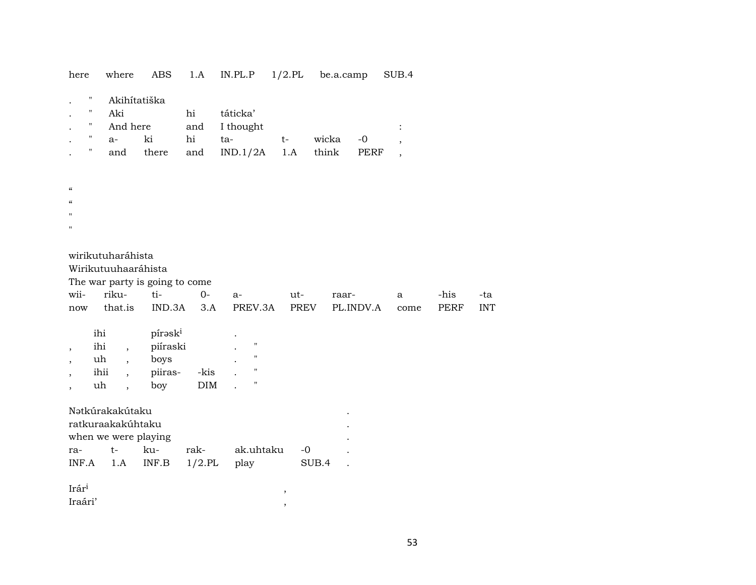| here | where | ABS | 1.A | IN.PL.P | 1/2.PL | be.a.camp | SUB.4 |
|---|---|---|---|---|---|---|---|

| . | " | Akihítatiška | | | | | | |
|---|---|---|---|---|---|---|---|---|
| . | " | Aki | | hi | táticka’ | | | |
| . | " | And here | | and | I thought | | | : |
| . | " | a- | ki | hi | ta- | t- | wicka | -0 | ,
| . | " | and | there | and | IND.1/2A | 1.A | think | PERF | ,

“
“
"
"

wirikutuharáhista
Wirikutuuhaaráhista
The war party is going to come

| wii- | riku- | ti- | 0- | a- | ut- | raar- | a | -his | -ta |
|---|---|---|---|---|---|---|---|---|---|
| now | that.is | IND.3A | 3.A | PREV.3A | PREV | PL.INDV.A | come | PERF | INT |

| | ihi | | pírəsk[i] | | . | |
|---|---|---|---|---|---|---|
| , | ihi | , | piíraski | | . | " |
| , | uh | , | boys | | . | " |
| , | ihii | , | piiras- | -kis | . | " |
| , | uh | , | boy | DIM | . | " |

Nətkúrakakútaku .
ratkuraakakúhtaku .
when we were playing .

| ra- | t- | ku- | rak- | ak.uhtaku | -0 | . |
|---|---|---|---|---|---|---|
| INF.A | 1.A | INF.B | 1/2.PL | play | SUB.4 | . |

Irár[i] ,
Iraári’ ,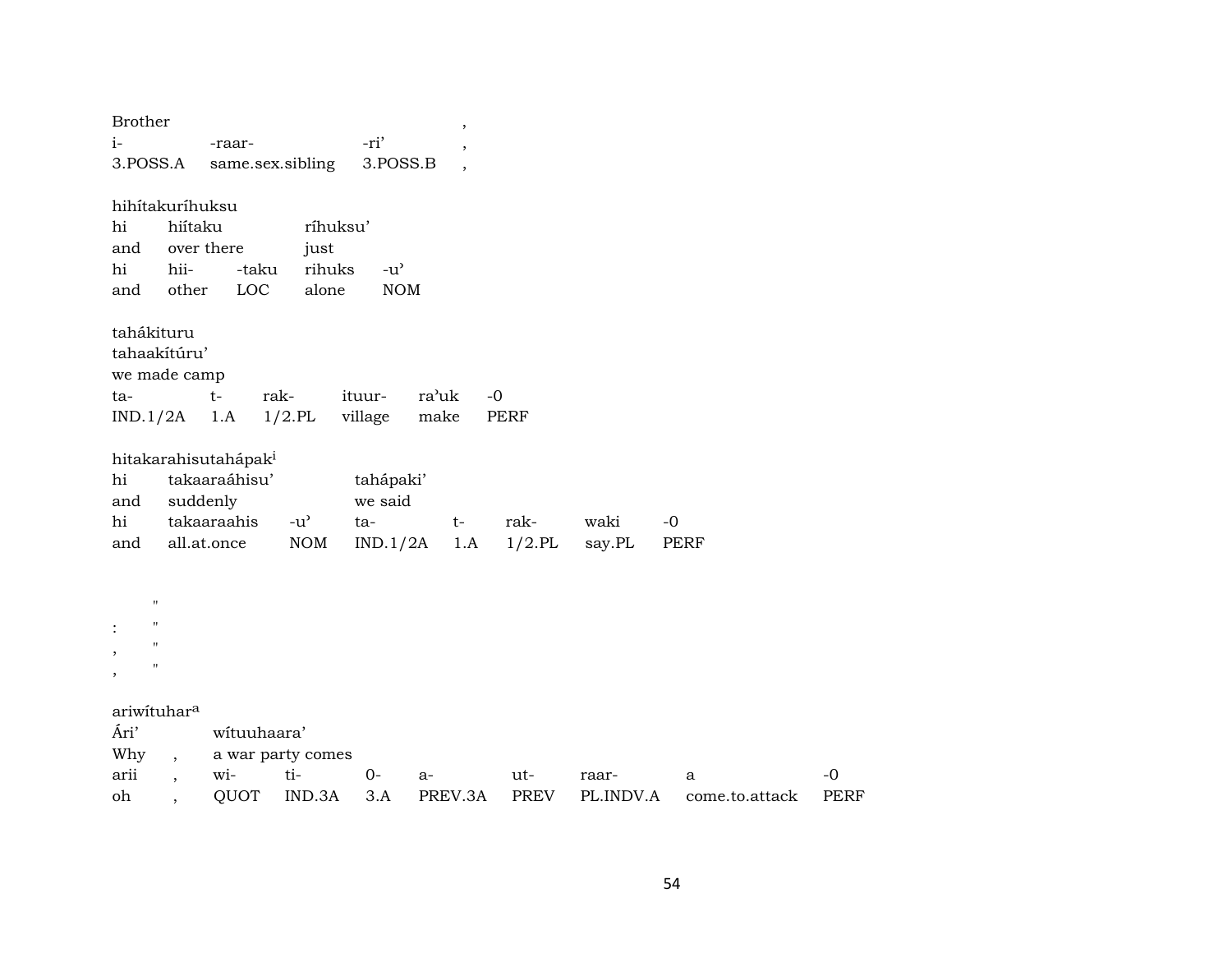| Brother | | | , |
|---|---|---|---|
| i- | -raar- | -ri' | , |
| 3.POSS.A | same.sex.sibling | 3.POSS.B | , |

hihítakuríhuksu

| hi | hiítaku | | ríhuksu' | |
|---|---|---|---|---|
| and | over there | | just | |
| hi | hii- | -taku | rihuks | -u' |
| and | other | LOC | alone | NOM |

tahákituru
tahaakítúru'
we made camp

| ta- | t- | rak- | ituur- | ra'uk | -0 |
|---|---|---|---|---|---|
| IND.1/2A | 1.A | 1/2.PL | village | make | PERF |

hitakarahisutahápak[i]

| hi | takaaraáhisu' | | tahápaki' | | | | |
|---|---|---|---|---|---|---|---|
| and | suddenly | | we said | | | | |
| hi | takaaraahis | -u' | ta- | t- | rak- | waki | -0 |
| and | all.at.once | NOM | IND.1/2A | 1.A | 1/2.PL | say.PL | PERF |

"
: "
, "
, "

ariwítuhar[a]

| Ári' | | wítuuhaara' | | | | | | | |
|---|---|---|---|---|---|---|---|---|---|
| Why | , | a war party comes | | | | | | | |
| arii | , | wi- | ti- | 0- | a- | ut- | raar- | a | -0 |
| oh | , | QUOT | IND.3A | 3.A | PREV.3A | PREV | PL.INDV.A | come.to.attack | PERF |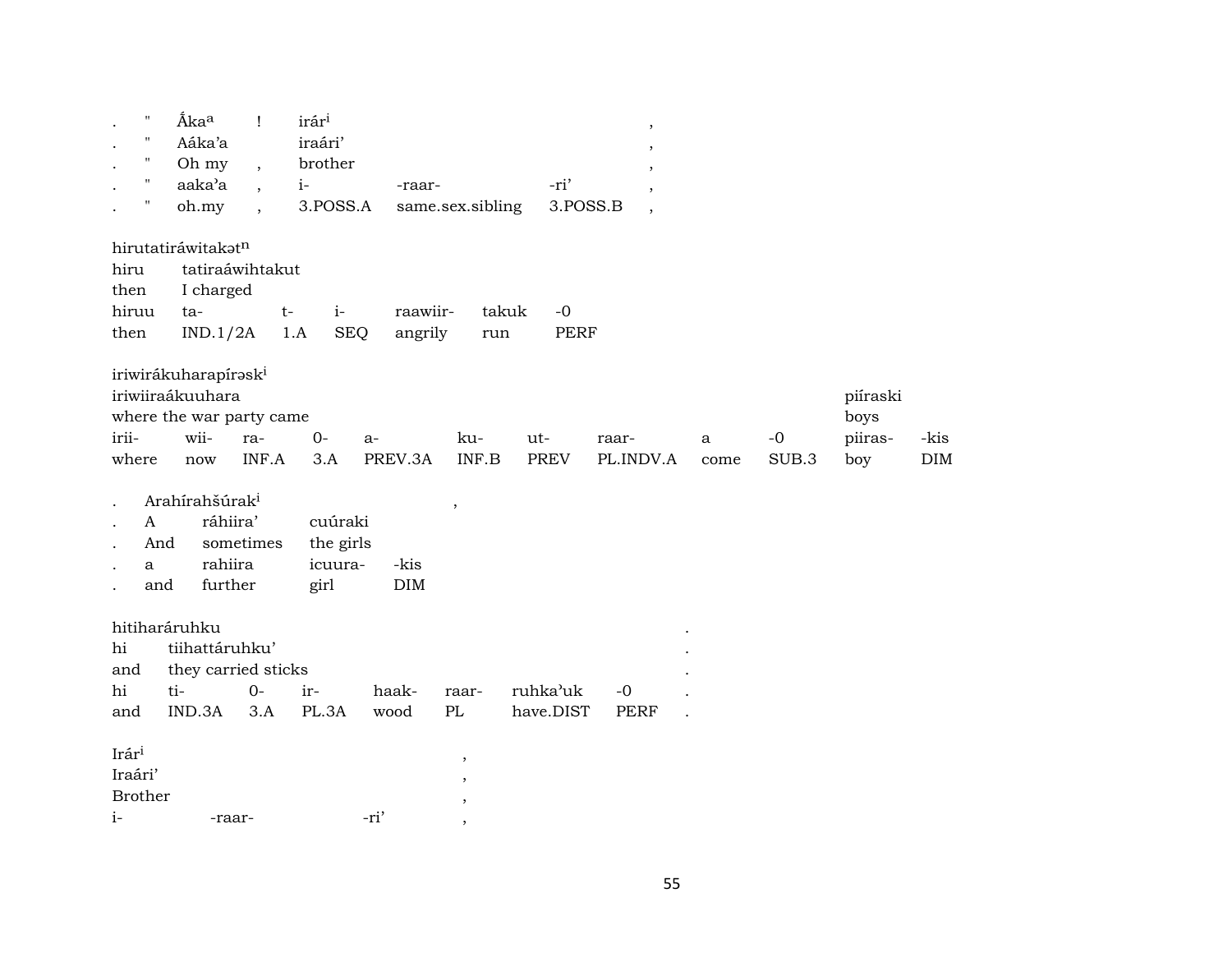| . | " | Ấkaª | ! | irár$^{i}$ | | | , |
|---|---|---|---|---|---|---|---|
| . | " | Aáka’a | | iraári’ | | | , |
| . | " | Oh my | , | brother | | | , |
| . | " | aaka’a | , | i- | -raar- | -ri’ | , |
| . | " | oh.my | , | 3.POSS.A | same.sex.sibling | 3.POSS.B | , |

hirutatiráwitakət$^{n}$

| hiru | tatiraáwihtakut | | | | | |
|---|---|---|---|---|---|---|
| then | I charged | | | | | |
| hiruu | ta- | t- | i- | raawiir- | takuk | -0 |
| then | IND.1/2A | 1.A | SEQ | angrily | run | PERF |

iriwirákuharapírəsk$^{i}$

| iriwiiraákuuhara | | | | | | | | | | piíraski | |
|---|---|---|---|---|---|---|---|---|---|---|---|
| where the war party came | | | | | | | | | | boys | |
| irii- | wii- | ra- | 0- | a- | ku- | ut- | raar- | a | -0 | piiras- | -kis |
| where | now | INF.A | 3.A | PREV.3A | INF.B | PREV | PL.INDV.A | come | SUB.3 | boy | DIM |

| . | Arahírahšúrak$^{i}$ | | | , |
|---|---|---|---|---|
| . | A | ráhiira’ | cuúraki | |
| . | And | sometimes | the girls | |
| . | a | rahiira | icuura- | -kis |
| . | and | further | girl | DIM |

hitiharáruhku

| hi | tiihattáruhku’ | | | | | | | . |
|---|---|---|---|---|---|---|---|---|
| and | they carried sticks | | | | | | | . |
| hi | ti- | 0- | ir- | haak- | raar- | ruhka’uk | -0 | . |
| and | IND.3A | 3.A | PL.3A | wood | PL | have.DIST | PERF | . |

| Irár$^{i}$ | | | , |
|---|---|---|---|
| Iraári’ | | | , |
| Brother | | | , |
| i- | -raar- | -ri’ | , |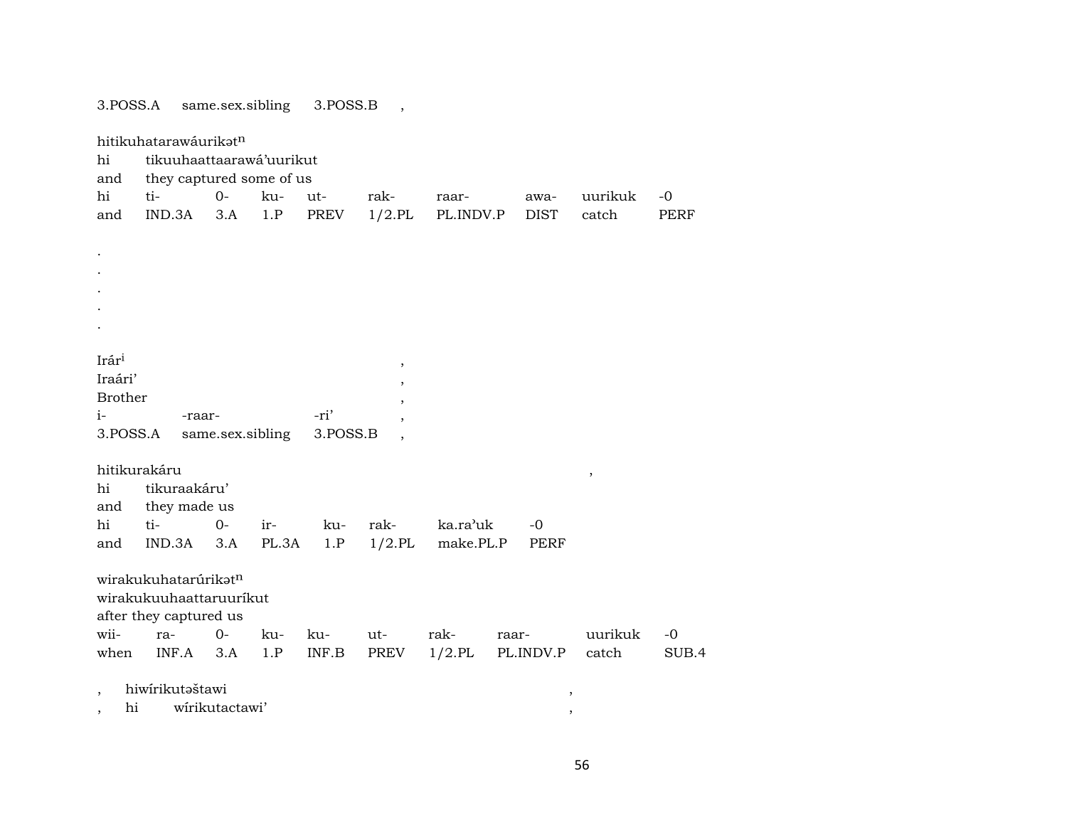3.POSS.A same.sex.sibling 3.POSS.B ,

hitikuhatarawáurikətⁿ
hi tikuuhaattaarawá'uurikut
and they captured some of us

| hi | ti- | 0- | ku- | ut- | rak- | raar- | awa- | uurikuk | -0 |
|---|---|---|---|---|---|---|---|---|---|
| and | IND.3A | 3.A | 1.P | PREV | 1/2.PL | PL.INDV.P | DIST | catch | PERF |

.
.
.
.
.

Irárⁱ ,
Iraári' ,
Brother ,

| i- | -raar- | -ri' | , |
|---|---|---|---|
| 3.POSS.A | same.sex.sibling | 3.POSS.B | , |

hitikurakáru ,
hi tikuraakáru'
and they made us

| hi | ti- | 0- | ir- | ku- | rak- | ka.ra'uk | -0 |
|---|---|---|---|---|---|---|---|
| and | IND.3A | 3.A | PL.3A | 1.P | 1/2.PL | make.PL.P | PERF |

wirakukuhatarúrikətⁿ
wirakukuuhaattaruuríkut
after they captured us

| wii- | ra- | 0- | ku- | ku- | ut- | rak- | raar- | uurikuk | -0 |
|---|---|---|---|---|---|---|---|---|---|
| when | INF.A | 3.A | 1.P | INF.B | PREV | 1/2.PL | PL.INDV.P | catch | SUB.4 |

, hiwírikutəštawi ,
, hi wírikutactawi' ,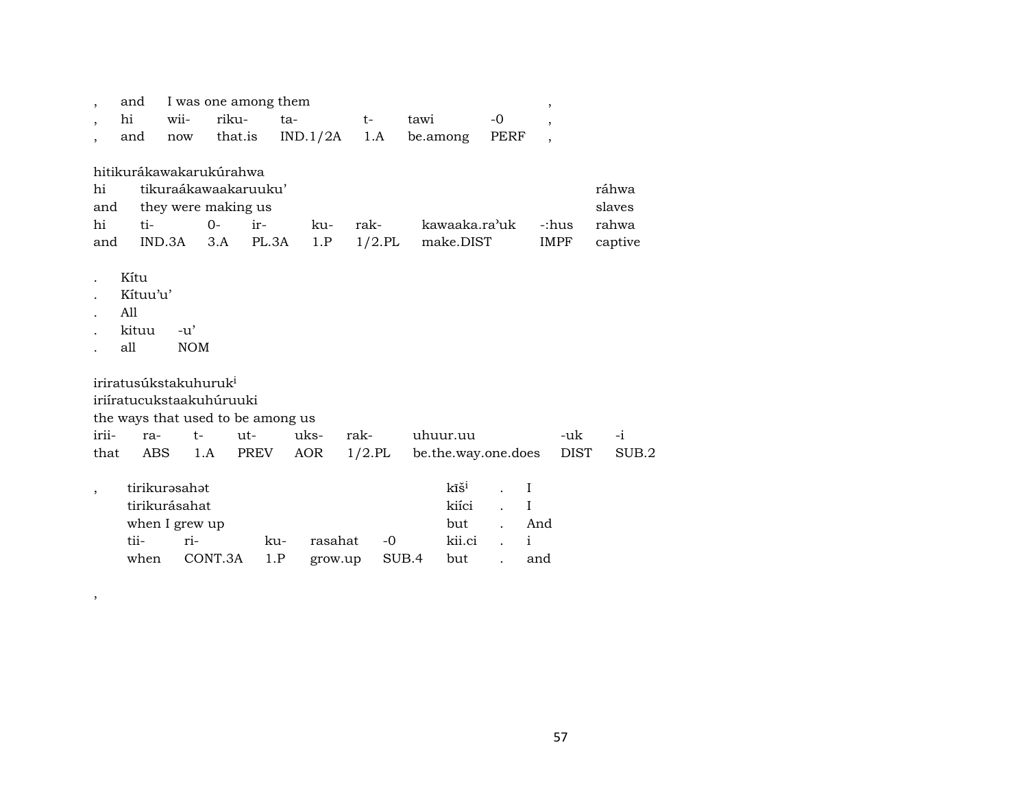| , | and | I was one among them | | | | | , |
|---|---|---|---|---|---|---|---|
| , | hi | wii- | riku- | ta- | t- | tawi | -0 | , |
| , | and | now | that.is | IND.1/2A | 1.A | be.among | PERF | , |

hitikurákawakarukúrahwa

| hi | tikuraákawaakaruuku’ | | | | | | | ráhwa |
|---|---|---|---|---|---|---|---|---|
| and | they were making us | | | | | | | slaves |
| hi | ti- | 0- | ir- | ku- | rak- | kawaaka.ra’uk | -:hus | rahwa |
| and | IND.3A | 3.A | PL.3A | 1.P | 1/2.PL | make.DIST | IMPF | captive |

| . | Kítu | |
|---|---|---|
| . | Kítuu’u’ | |
| . | All | |
| . | kituu | -u’ |
| . | all | NOM |

iriratusúkstakuhuruk[i]

| iriíratucukstaakuhúruuki | | | | | | | | |
|---|---|---|---|---|---|---|---|---|
| the ways that used to be among us | | | | | | | | |
| irii- | ra- | t- | ut- | uks- | rak- | uhuur.uu | -uk | -i |
| that | ABS | 1.A | PREV | AOR | 1/2.PL | be.the.way.one.does | DIST | SUB.2 |

| , | tirikurəsahət | | | | | kīš[i] | . | I |
|---|---|---|---|---|---|---|---|---|
| | tirikurásahat | | | | | kiíci | . | I |
| | when I grew up | | | | | but | . | And |
| | tii- | ri- | ku- | rasahat | -0 | kii.ci | . | i |
| | when | CONT.3A | 1.P | grow.up | SUB.4 | but | . | and |

,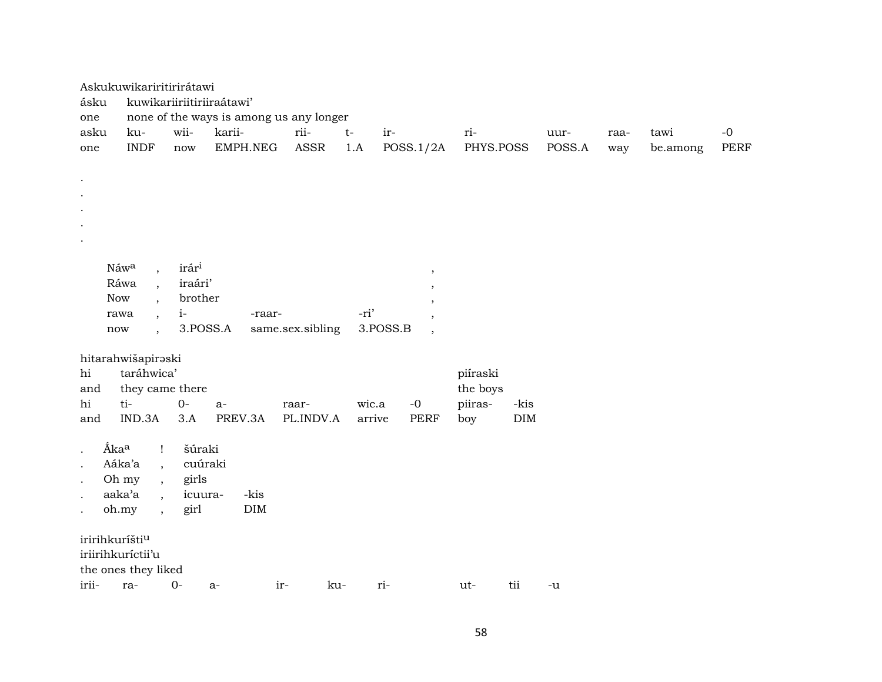Askukuwikariritirirátawi

| ásku | kuwikariiriitiriiraátawi’ | | | | | | | | | | |
|---|---|---|---|---|---|---|---|---|---|---|---|
| one | none of the ways is among us any longer | | | | | | | | | | |
| asku | ku- | wii- | karii- | rii- | t- | ir- | ri- | uur- | raa- | tawi | -0 |
| one | INDF | now | EMPH.NEG | ASSR | 1.A | POSS.1/2A | PHYS.POSS | POSS.A | way | be.among | PERF |

.
.
.
.
.

| Náw[a] | , | irár[i] | | | , |
|---|---|---|---|---|---|
| Ráwa | , | iraári’ | | | , |
| Now | , | brother | | | , |
| rawa | , | i- | -raar- | -ri’ | , |
| now | , | 3.POSS.A | same.sex.sibling | 3.POSS.B | , |

hitarahwišapirəski

| hi | taráhwica’ | | | | | | piíraski | |
|---|---|---|---|---|---|---|---|---|
| and | they came there | | | | | | the boys | |
| hi | ti- | 0- | a- | raar- | wic.a | -0 | piiras- | -kis |
| and | IND.3A | 3.A | PREV.3A | PL.INDV.A | arrive | PERF | boy | DIM |

| . | Áka[a] | ! | šúraki | |
|---|---|---|---|---|
| . | Aáka’a | , | cuúraki | |
| . | Oh my | , | girls | |
| . | aaka’a | , | icuura- | -kis |
| . | oh.my | , | girl | DIM |

ririhkurišti[u]

iriirihkuríctii’u

the ones they liked

| irii- | ra- | 0- | a- | ir- | ku- | ri- | ut- | tii | -u |
|---|---|---|---|---|---|---|---|---|---|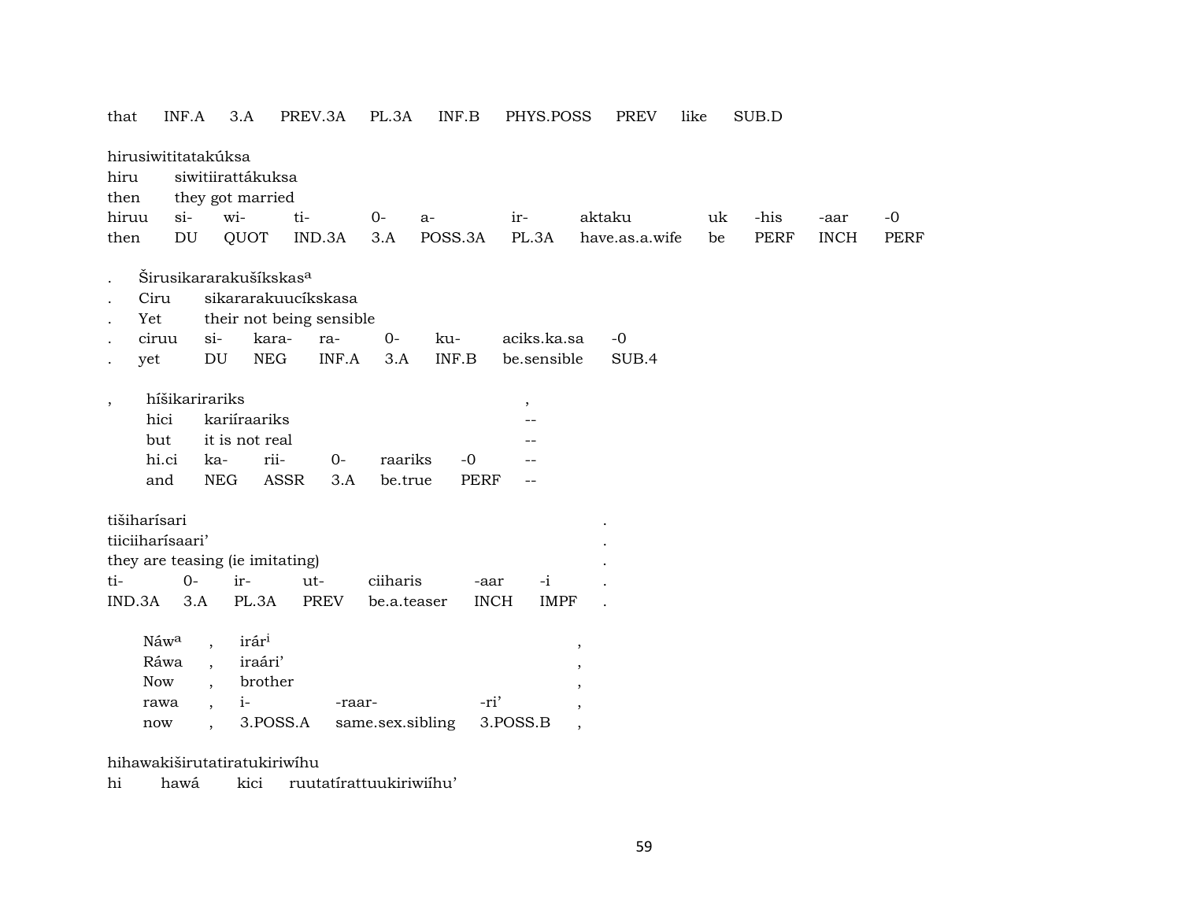| that | INF.A | 3.A | PREV.3A | PL.3A | INF.B | PHYS.POSS | PREV | like | SUB.D |
|---|---|---|---|---|---|---|---|---|---|

hirusiwititatakúksa
hiru siwitiirattákuksa
then they got married

| hiruu | si- | wi- | ti- | 0- | a- | ir- | aktaku | uk | -his | -aar | -0 |
|---|---|---|---|---|---|---|---|---|---|---|---|
| then | DU | QUOT | IND.3A | 3.A | POSS.3A | PL.3A | have.as.a.wife | be | PERF | INCH | PERF |

. Širusikararakušíkskas[a]
. Ciru sikararakuucíkskasa
. Yet their not being sensible

| . | ciruu | si- | kara- | ra- | 0- | ku- | aciks.ka.sa | -0 |
|---|---|---|---|---|---|---|---|---|
| . | yet | DU | NEG | INF.A | 3.A | INF.B | be.sensible | SUB.4 |

, híšikarirariks ,
hici kariíraariks --
but it is not real --

| hi.ci | ka- | rii- | 0- | raariks | -0 | -- |
|---|---|---|---|---|---|---|
| and | NEG | ASSR | 3.A | be.true | PERF | -- |

tišiharísari .
tiiciiharísaari' .
they are teasing (ie imitating) .

| ti- | 0- | ir- | ut- | ciiharis | -aar | -i | . |
|---|---|---|---|---|---|---|---|
| IND.3A | 3.A | PL.3A | PREV | be.a.teaser | INCH | IMPF | . |

Náw[a] , irár[i] ,
Ráwa , iraári' ,
Now , brother ,

| rawa | , | i- | -raar- | -ri' | , |
|---|---|---|---|---|---|
| now | , | 3.POSS.A | same.sex.sibling | 3.POSS.B | , |

hihawakiširutatiratukiriwíhu
hi hawá kici ruutatírattuukiriwiíhu'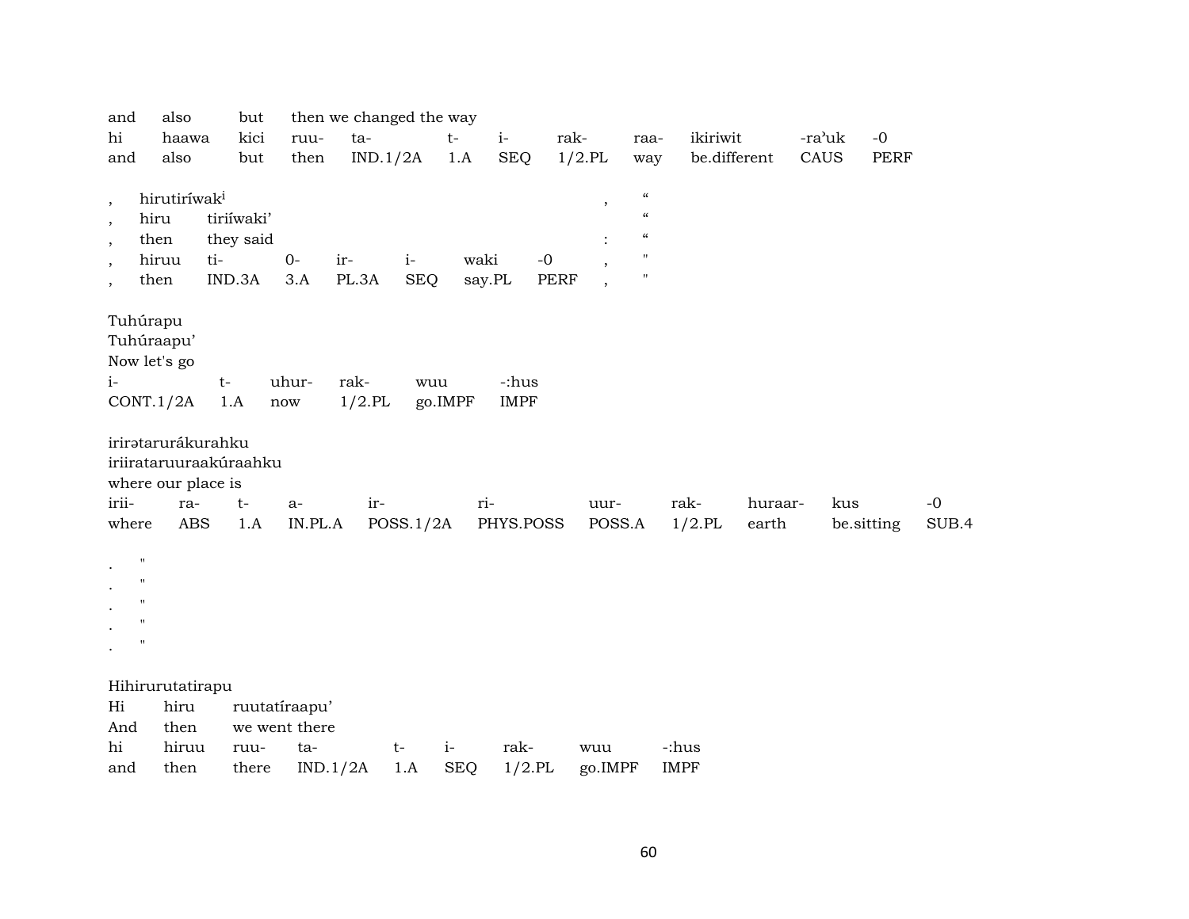| and | also | but | then we changed the way | | | | | | | | |
|---|---|---|---|---|---|---|---|---|---|---|---|
| hi | haawa | kici | ruu- | ta- | t- | i- | rak- | raa- | ikiriwit | -raʾuk | -0 |
| and | also | but | then | IND.1/2A | 1.A | SEQ | 1/2.PL | way | be.different | CAUS | PERF |

| , | hirutiríwak[i] | | | | | | , | “ |
|---|---|---|---|---|---|---|---|---|
| , | hiru | tiriíwakiʾ | | | | | | “ |
| , | then | they said | | | | | : | “ |
| , | hiruu | ti- | 0- | ir- | i- | waki | -0 | , | " |
| , | then | IND.3A | 3.A | PL.3A | SEQ | say.PL | PERF | , | " |

| Tuhúrapu | | | | | |
|---|---|---|---|---|---|
| Tuhúraapuʾ | | | | | |
| Now let's go | | | | | |
| i- | t- | uhur- | rak- | wuu | -:hus |
| CONT.1/2A | 1.A | now | 1/2.PL | go.IMPF | IMPF |

| irirətarurákurahku | | | | | | | | | | |
|---|---|---|---|---|---|---|---|---|---|---|
| iriirataruuraakúraahku | | | | | | | | | | |
| where our place is | | | | | | | | | | |
| irii- | ra- | t- | a- | ir- | ri- | uur- | rak- | huraar- | kus | -0 |
| where | ABS | 1.A | IN.PL.A | POSS.1/2A | PHYS.POSS | POSS.A | 1/2.PL | earth | be.sitting | SUB.4 |

. "
. "
. "
. "
. "

| Hihirurutatirapu | | | | | | | | |
|---|---|---|---|---|---|---|---|---|
| Hi | hiru | ruutatíraapuʾ | | | | | | |
| And | then | we went there | | | | | | |
| hi | hiruu | ruu- | ta- | t- | i- | rak- | wuu | -:hus |
| and | then | there | IND.1/2A | 1.A | SEQ | 1/2.PL | go.IMPF | IMPF |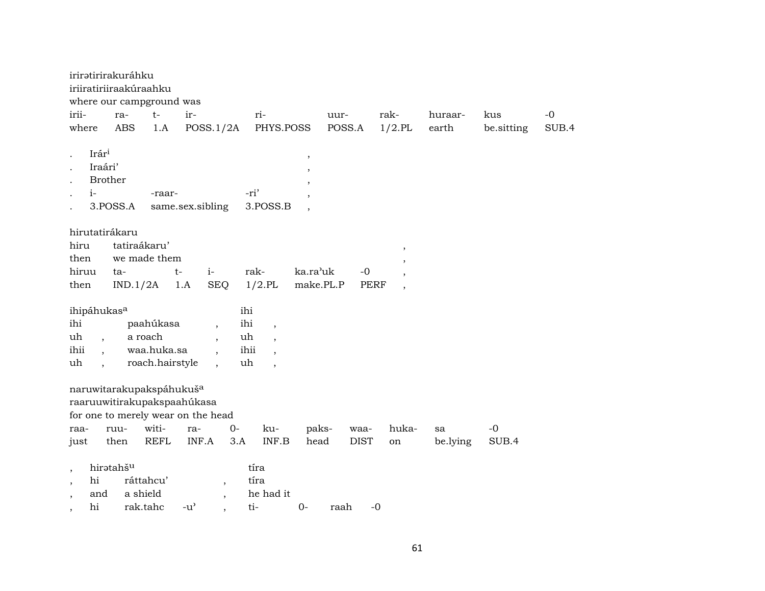irirətirirakuráhku
iriiratiriiraakúraahku
where our campground was

| irii- | ra- | t- | ir- | ri- | uur- | rak- | huraar- | kus | -0 |
|---|---|---|---|---|---|---|---|---|---|
| where | ABS | 1.A | POSS.1/2A | PHYS.POSS | POSS.A | 1/2.PL | earth | be.sitting | SUB.4 |

. Irár[i] ,
. Iraári' ,
. Brother ,

| . | i- | -raar- | -ri' | , |
|---|---|---|---|---|
| . | 3.POSS.A | same.sex.sibling | 3.POSS.B | , |

hirutatirákaru
hiru tatiraákaru' ,
then we made them ,

| hiruu | ta- | t- | i- | rak- | ka.ra'uk | -0 | , |
|---|---|---|---|---|---|---|---|
| then | IND.1/2A | 1.A | SEQ | 1/2.PL | make.PL.P | PERF | , |

| ihipáhukas[a] | | | ihi | |
|---|---|---|---|---|
| ihi | paahúkasa | , | ihi | , |
| uh , | a roach | , | uh | , |
| ihii , | waa.huka.sa | , | ihii | , |
| uh , | roach.hairstyle | , | uh | , |

naruwitarakupakspáhukuš[a]
raaruuwitirakupakspaahúkasa
for one to merely wear on the head

| raa- | ruu- | witi- | ra- | 0- | ku- | paks- | waa- | huka- | sa | -0 |
|---|---|---|---|---|---|---|---|---|---|---|
| just | then | REFL | INF.A | 3.A | INF.B | head | DIST | on | be.lying | SUB.4 |

| , | hirətahš[u] | | | tíra | | | |
|---|---|---|---|---|---|---|---|
| , | hi | ráttahcu' | , | tíra | | | |
| , | and | a shield | , | he had it | | | |
| , | hi | rak.tahc -u' | , | ti- | 0- | raah | -0 |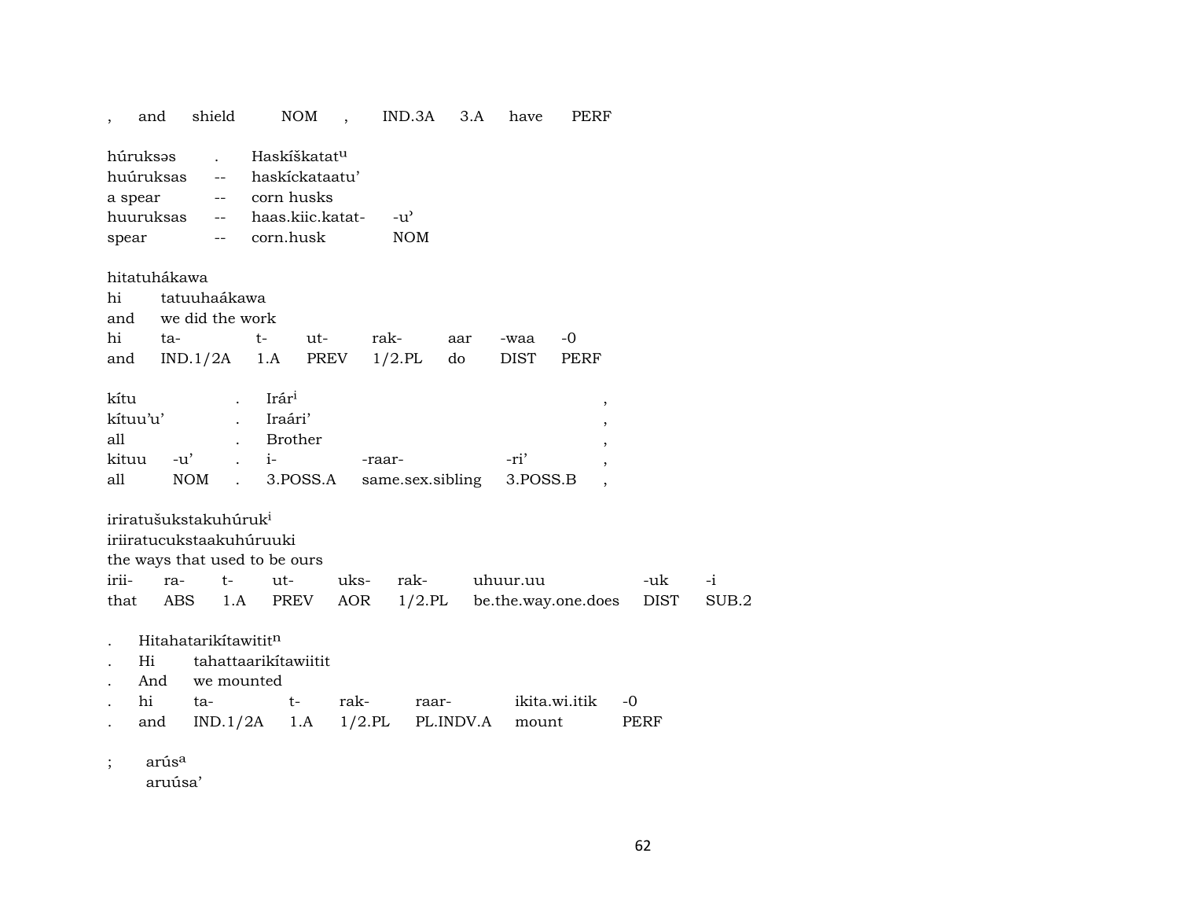| , | and | shield | NOM | , | IND.3A | 3.A | have | PERF |
|---|---|---|---|---|---|---|---|---|

| húruksəs | . | Haskíškatat[u] | |
|---|---|---|---|
| huúruksas | -- | haskícka­taatu' | |
| a spear | -- | corn husks | |
| huuruksas | -- | haas.kiic.katat- | -u' |
| spear | -- | corn.husk | NOM |

hitatuhákawa

| hi | tatuuhaákawa | | | | | | |
|---|---|---|---|---|---|---|---|
| and | we did the work | | | | | | |
| hi | ta- | t- | ut- | rak- | aar | -waa | -0 |
| and | IND.1/2A | 1.A | PREV | 1/2.PL | do | DIST | PERF |

| kítu | | . | Irár[i] | | | , |
|---|---|---|---|---|---|---|
| kítuu'u' | | . | Iraári' | | | , |
| all | | . | Brother | | | , |
| kituu | -u' | . | i- | -raar- | -ri' | , |
| all | NOM | . | 3.POSS.A | same.sex.sibling | 3.POSS.B | , |

iriratušukstakuhúruk[i]

iriiratucukstaakuhúruuki

the ways that used to be ours

| irii- | ra- | t- | ut- | uks- | rak- | uhuur.uu | -uk | -i |
|---|---|---|---|---|---|---|---|---|
| that | ABS | 1.A | PREV | AOR | 1/2.PL | be.the.way.one.does | DIST | SUB.2 |

| . | Hitahatarikítawitit[n] | | | | | | |
|---|---|---|---|---|---|---|---|
| . | Hi | tahattaarikítawiitit | | | | | |
| . | And | we mounted | | | | | |
| . | hi | ta- | t- | rak- | raar- | ikita.wi.itik | -0 |
| . | and | IND.1/2A | 1.A | 1/2.PL | PL.INDV.A | mount | PERF |

; arús[a]

aruúsa'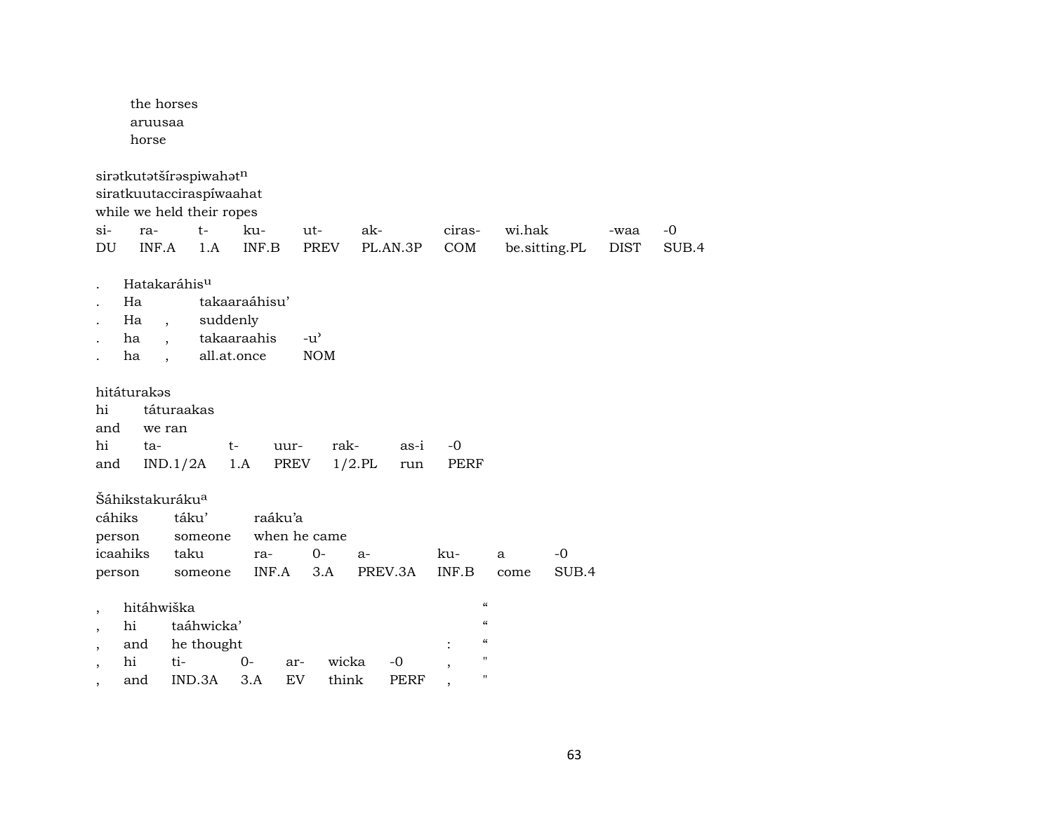the horses
aruusaa
horse

sirətkutətšírəspiwahət[n]
siratkuutacciraspíwaahat
while we held their ropes

| si- | ra- | t- | ku- | ut- | ak- | ciras- | wi.hak | -waa | -0 |
|---|---|---|---|---|---|---|---|---|---|
| DU | INF.A | 1.A | INF.B | PREV | PL.AN.3P | COM | be.sitting.PL | DIST | SUB.4 |

| . | Hatakaráhis[u] | | |
|---|---|---|---|
| . | Ha | takaaraáhisu’ | |
| . | Ha , | suddenly | |
| . | ha , | takaaraahis | -u’ |
| . | ha , | all.at.once | NOM |

hitáturakəs
hi táturaakas
and we ran

| hi | ta- | t- | uur- | rak- | as-i | -0 |
|---|---|---|---|---|---|---|
| and | IND.1/2A | 1.A | PREV | 1/2.PL | run | PERF |

Šáhikstakuráku[a]

| cáhiks | táku’ | raáku’a | | | | | |
|---|---|---|---|---|---|---|---|
| person | someone | when he came | | | | | |
| icaahiks | taku | ra- | 0- | a- | ku- | a | -0 |
| person | someone | INF.A | 3.A | PREV.3A | INF.B | come | SUB.4 |

| , | hitáhwiška | | | | | | “ |
|---|---|---|---|---|---|---|---|
| , | hi | taáhwicka’ | | | | | “ |
| , | and | he thought | | | | : | “ |
| , | hi | ti- | 0- | ar- | wicka | -0 , | " |
| , | and | IND.3A | 3.A | EV | think | PERF , | " |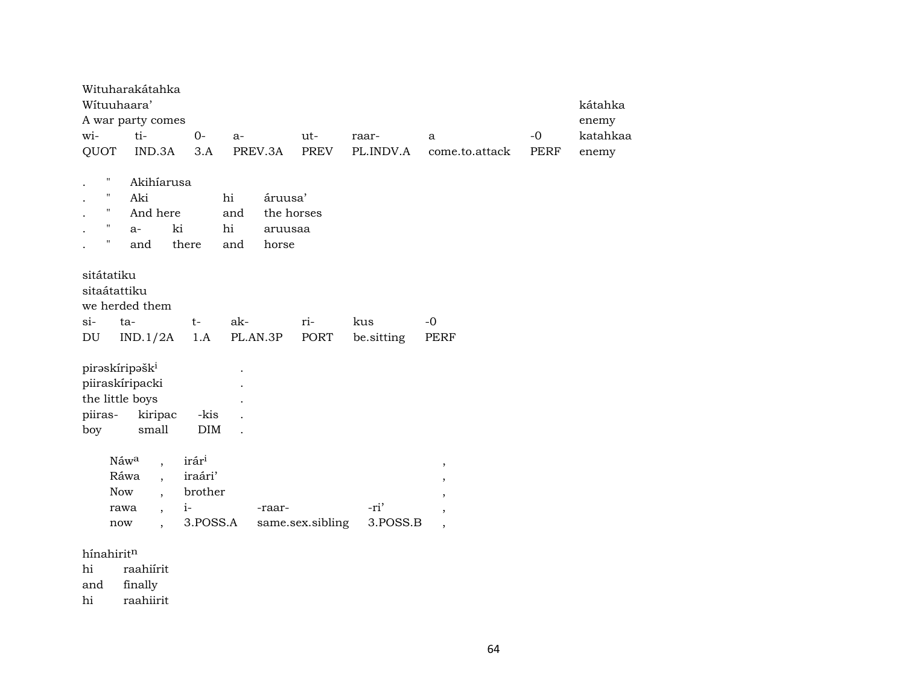Wituharakátahka
Wítuuhaara' kátahka
A war party comes enemy

| wi- | ti- | 0- | a- | ut- | raar- | a | -0 | katahkaa |
|---|---|---|---|---|---|---|---|---|
| QUOT | IND.3A | 3.A | PREV.3A | PREV | PL.INDV.A | come.to.attack | PERF | enemy |

| . | " | Akihíarusa | | | |
|---|---|---|---|---|---|
| . | " | Aki | | hi | áruusa' |
| . | " | And here | | and | the horses |
| . | " | a- | ki | hi | aruusaa |
| . | " | and | there | and | horse |

sitátatiku
sitaátattiku
we herded them

| si- | ta- | t- | ak- | ri- | kus | -0 |
|---|---|---|---|---|---|---|
| DU | IND.1/2A | 1.A | PL.AN.3P | PORT | be.sitting | PERF |

pirəskíripəšk[i] .
piiraskíripacki .
the little boys .

| piiras- | kiripac | -kis | . |
|---|---|---|---|
| boy | small | DIM | . |

| Náw[a] | , | irár[i] | | | , |
|---|---|---|---|---|---|
| Ráwa | , | iraári' | | | , |
| Now | , | brother | | | , |
| rawa | , | i- | -raar- | -ri' | , |
| now | , | 3.POSS.A | same.sex.sibling | 3.POSS.B | , |

hínahirit[n]

| hi | raahiírit |
|---|---|
| and | finally |
| hi | raahiirit |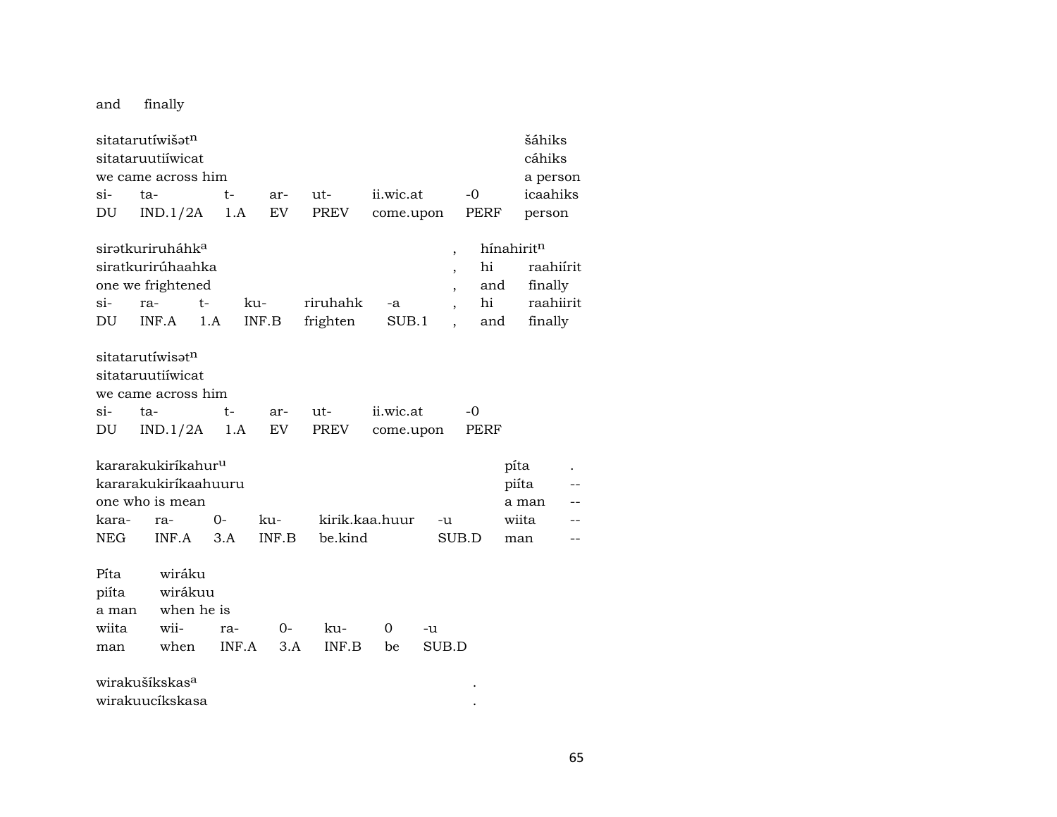and finally

| sitatarutíwišət[n] | | | | | | | šáhiks |
|---|---|---|---|---|---|---|---|
| sitataruutiíwicat | | | | | | | cáhiks |
| we came across him | | | | | | | a person |
| si- | ta- | t- | ar- | ut- | ii.wic.at | -0 | icaahiks |
| DU | IND.1/2A | 1.A | EV | PREV | come.upon | PERF | person |

| sirətkuriruháhk[a] | | | | | | , | hínahirit[n] | |
|---|---|---|---|---|---|---|---|---|
| siratkurirúhaahka | | | | | | , | hi | raahiírit |
| one we frightened | | | | | | , | and | finally |
| si- | ra- | t- | ku- | riruhahk | -a | , | hi | raahiirit |
| DU | INF.A | 1.A | INF.B | frighten | SUB.1 | , | and | finally |

| sitatarutíwisət[n] | | | | | | |
|---|---|---|---|---|---|---|
| sitataruutiíwicat | | | | | | |
| we came across him | | | | | | |
| si- | ta- | t- | ar- | ut- | ii.wic.at | -0 |
| DU | IND.1/2A | 1.A | EV | PREV | come.upon | PERF |

| kararakukiríkahur[u] | | | | | | píta | . |
|---|---|---|---|---|---|---|---|
| kararakukiríkaahuuru | | | | | | piíta | -- |
| one who is mean | | | | | | a man | -- |
| kara- | ra- | 0- | ku- | kirik.kaa.huur | -u | wiita | -- |
| NEG | INF.A | 3.A | INF.B | be.kind | SUB.D | man | -- |

| Píta | wiráku | | | | | |
|---|---|---|---|---|---|---|
| piíta | wirákuu | | | | | |
| a man | when he is | | | | | |
| wiita | wii- | ra- | 0- | ku- | 0 | -u |
| man | when | INF.A | 3.A | INF.B | be | SUB.D |

wirakušíkskas[a] .
wirakuucíkskasa .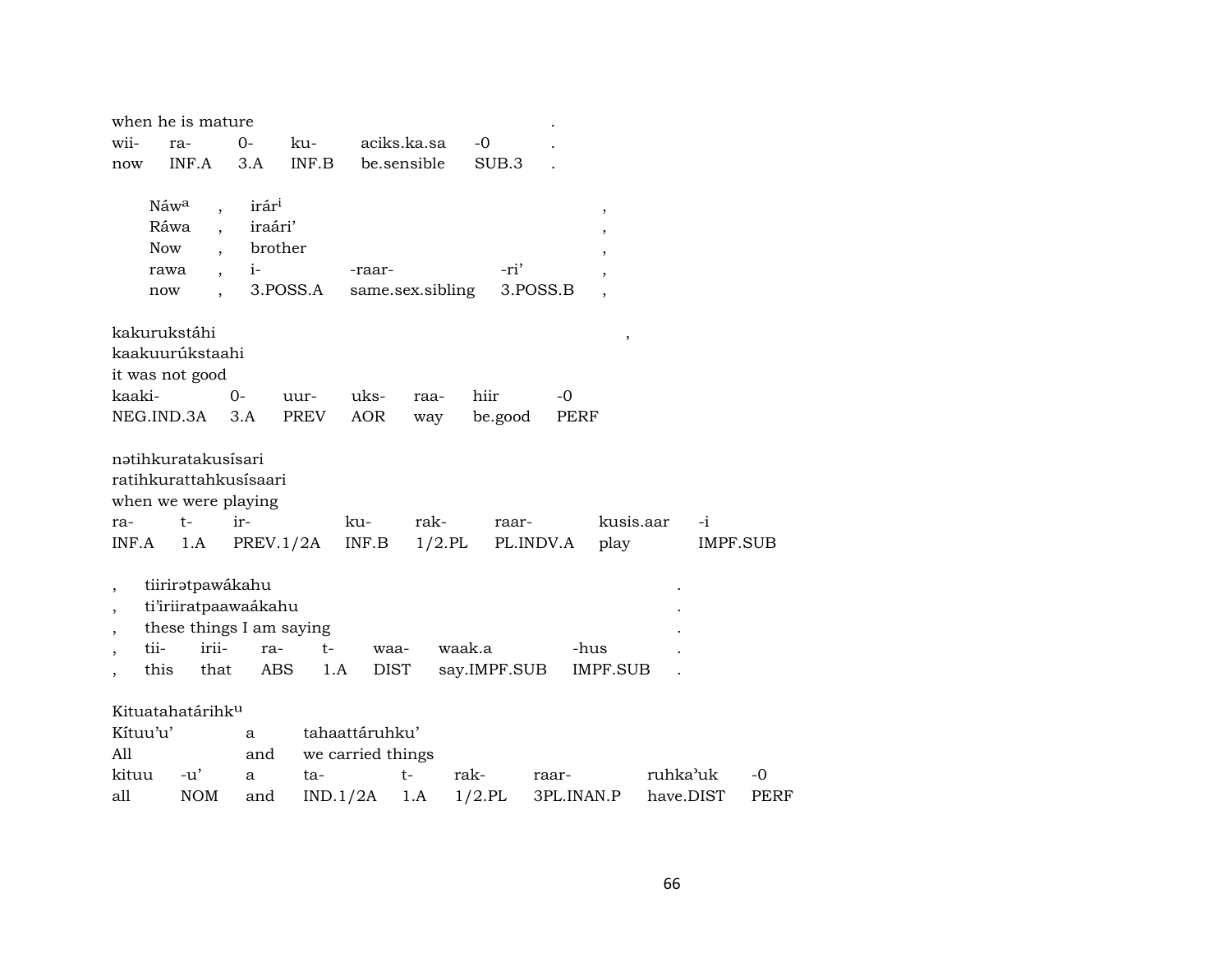when he is mature .

| wii- | ra- | 0- | ku- | aciks.ka.sa | -0 | . |
|---|---|---|---|---|---|---|
| now | INF.A | 3.A | INF.B | be.sensible | SUB.3 | . |

| Náwa | , | irári | | | , |
|---|---|---|---|---|---|
| Ráwa | , | iraári’ | | | , |
| Now | , | brother | | | , |
| rawa | , | i- | -raar- | -ri’ | , |
| now | , | 3.POSS.A | same.sex.sibling | 3.POSS.B | , |

kakurukstáhi ,
kaakuurúkstaahi
it was not good

| kaaki- | 0- | uur- | uks- | raa- | hiir | -0 |
|---|---|---|---|---|---|---|
| NEG.IND.3A | 3.A | PREV | AOR | way | be.good | PERF |

nətihkuratakusísari
ratihkurattahkusísaari
when we were playing

| ra- | t- | ir- | ku- | rak- | raar- | kusis.aar | -i |
|---|---|---|---|---|---|---|---|
| INF.A | 1.A | PREV.1/2A | INF.B | 1/2.PL | PL.INDV.A | play | IMPF.SUB |

, tiirirətpawákahu .
, ti’iriiratpaawaákahu .
, these things I am saying .

| , | tii- | irii- | ra- | t- | waa- | waak.a | -hus | . |
|---|---|---|---|---|---|---|---|---|
| , | this | that | ABS | 1.A | DIST | say.IMPF.SUB | IMPF.SUB | . |

Kituatahatárihku
Kítuu’u’ a tahaattáruhku’
All and we carried things

| kituu | -u’ | a | ta- | t- | rak- | raar- | ruhka’uk | -0 |
|---|---|---|---|---|---|---|---|---|
| all | NOM | and | IND.1/2A | 1.A | 1/2.PL | 3PL.INAN.P | have.DIST | PERF |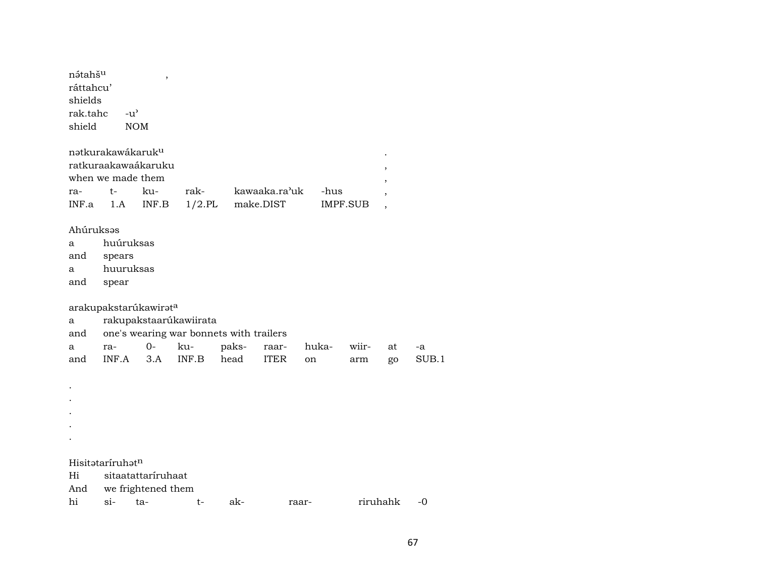nə́tahšᵘ ,
ráttahcu'
shields

| rak.tahc | -u' |
|---|---|
| shield | NOM |

nətkurakawákarukᵘ .
ratkuraakawaákaruku ,
when we made them ,

| ra- | t- | ku- | rak- | kawaaka.ra'uk | -hus | , |
|---|---|---|---|---|---|---|
| INF.a | 1.A | INF.B | 1/2.PL | make.DIST | IMPF.SUB | , |

Ahúruksəs

| a | huúruksas |
|---|---|
| and | spears |
| a | huuruksas |
| and | spear |

arakupakstarúkawirətᵃ

a rakupakstaarúkawiirata
and one's wearing war bonnets with trailers

| a | ra- | 0- | ku- | paks- | raar- | huka- | wiir- | at | -a |
|---|---|---|---|---|---|---|---|---|---|
| and | INF.A | 3.A | INF.B | head | ITER | on | arm | go | SUB.1 |

.
.
.
.
.

Hisitətaríruhətⁿ

Hi sitaatattaríruhaat
And we frightened them

| hi | si- | ta- | t- | ak- | raar- | riruhahk | -0 |
|---|---|---|---|---|---|---|---|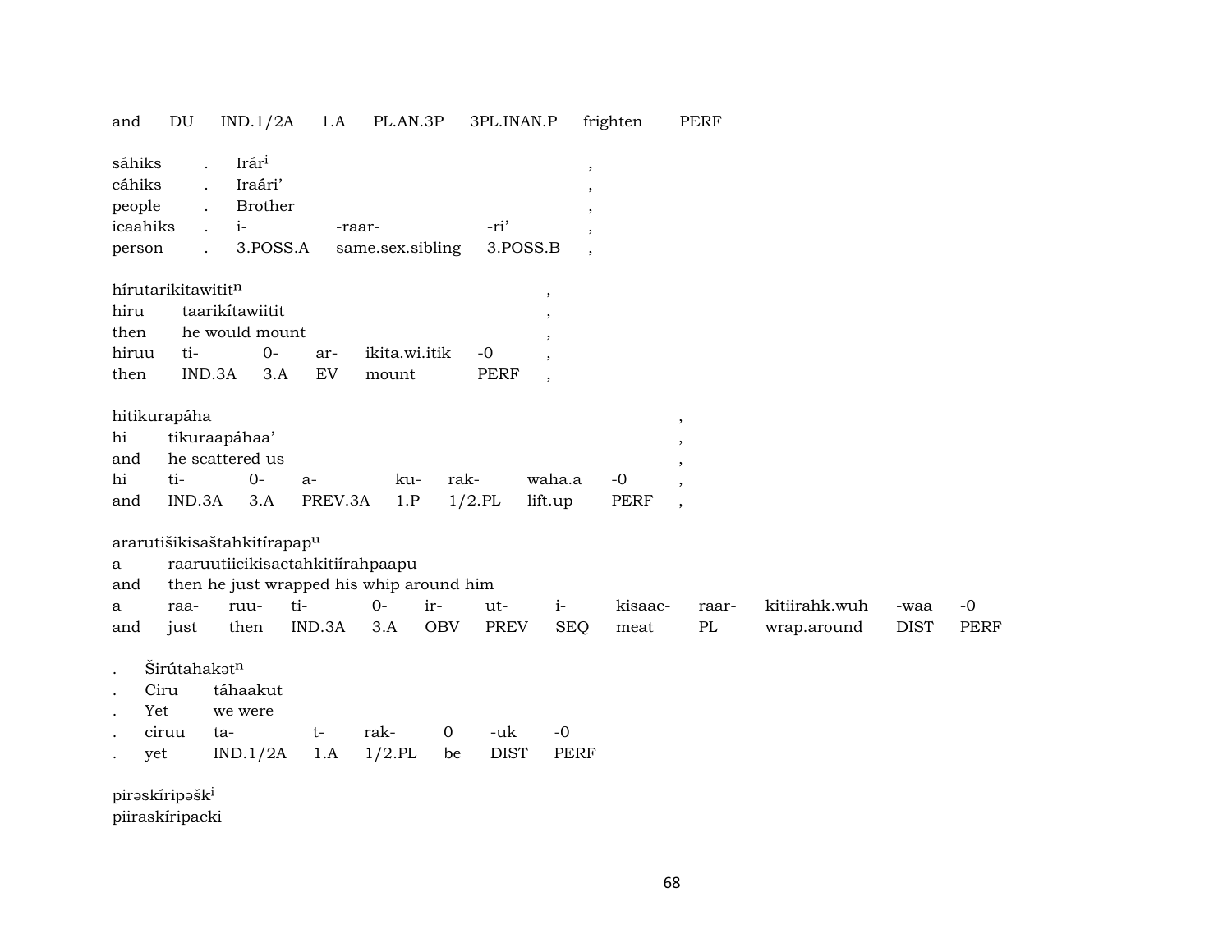| and | DU | IND.1/2A | 1.A | PL.AN.3P | 3PL.INAN.P | frighten | PERF |
|---|---|---|---|---|---|---|---|

| sáhiks | . | Irár$^{i}$ | | | , |
|---|---|---|---|---|---|
| cáhiks | . | Iraári’ | | | , |
| people | . | Brother | | | , |
| icaahiks | . | i- | -raar- | -ri’ | , |
| person | . | 3.POSS.A | same.sex.sibling | 3.POSS.B | , |

hírutarikitawitit$^{n}$

| hiru | taarikítawiitit | | | | | , |
|---|---|---|---|---|---|---|
| then | he would mount | | | | | , |
| hiruu | ti- | 0- | ar- | ikita.wi.itik | -0 | , |
| then | IND.3A | 3.A | EV | mount | PERF | , |

hitikurapáha

| hi | tikuraapáhaa’ | | | | | | | , |
|---|---|---|---|---|---|---|---|---|
| and | he scattered us | | | | | | | , |
| hi | ti- | 0- | a- | ku- | rak- | waha.a | -0 | , |
| and | IND.3A | 3.A | PREV.3A | 1.P | 1/2.PL | lift.up | PERF | , |

ararutišikisaštahkitírapap$^{u}$

| a | raaruutiicikisactahkitiírahpaapu | | | | | | | | | | | |
|---|---|---|---|---|---|---|---|---|---|---|---|---|
| and | then he just wrapped his whip around him | | | | | | | | | | | |
| a | raa- | ruu- | ti- | 0- | ir- | ut- | i- | kisaac- | raar- | kitiirahk.wuh | -waa | -0 |
| and | just | then | IND.3A | 3.A | OBV | PREV | SEQ | meat | PL | wrap.around | DIST | PERF |

. Širútahakət$^{n}$

| . | Ciru | táhaakut | | | | | |
|---|---|---|---|---|---|---|---|
| . | Yet | we were | | | | | |
| . | ciruu | ta- | t- | rak- | 0 | -uk | -0 |
| . | yet | IND.1/2A | 1.A | 1/2.PL | be | DIST | PERF |

pirəskíripəšk$^{i}$

piiraskíripacki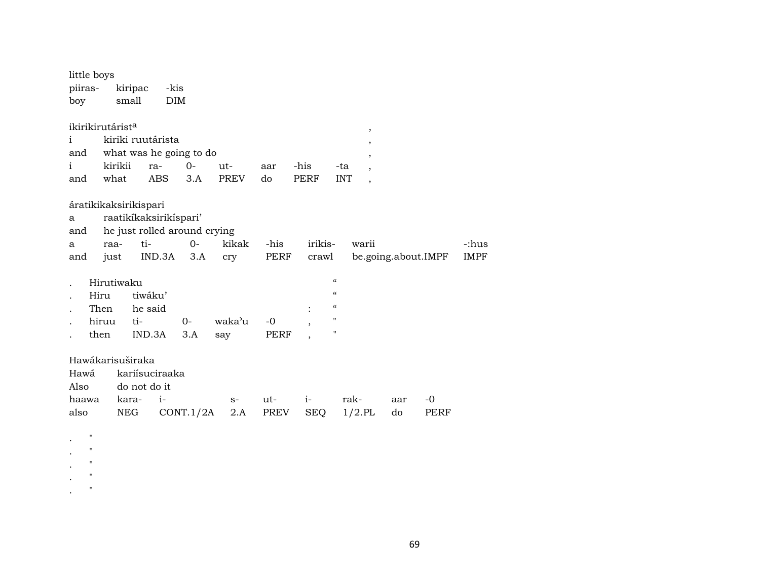little boys

| piiras- | kiripac | -kis |
|---|---|---|
| boy | small | DIM |

ikirikirutárist[a] ,

| i | kiriki ruutárista | | | | | | | , |
|---|---|---|---|---|---|---|---|---|
| and | what was he going to do | | | | | | | , |
| i | kirikii | ra- | 0- | ut- | aar | -his | -ta | , |
| and | what | ABS | 3.A | PREV | do | PERF | INT | , |

áratikikaksirikispari

| a | raatikíkaksirikíspari' | | | | | | | |
|---|---|---|---|---|---|---|---|---|
| and | he just rolled around crying | | | | | | | |
| a | raa- | ti- | 0- | kikak | -his | irikis- | warii | -:hus |
| and | just | IND.3A | 3.A | cry | PERF | crawl | be.going.about.IMPF | IMPF |

| . | Hirutiwaku | | | | | " |
|---|---|---|---|---|---|---|
| . | Hiru | tiwáku' | | | | " |
| . | Then | he said | | | : | " |
| . | hiruu | ti- | 0- | waka'u | -0 , | " |
| . | then | IND.3A | 3.A | say | PERF , | " |

Hawákarisuširaka

| Hawá | kariísuciraaka | | | | | | | |
|---|---|---|---|---|---|---|---|---|
| Also | do not do it | | | | | | | |
| haawa | kara- | i- | s- | ut- | i- | rak- | aar | -0 |
| also | NEG | CONT.1/2A | 2.A | PREV | SEQ | 1/2.PL | do | PERF |

. "
. "
. "
. "
. "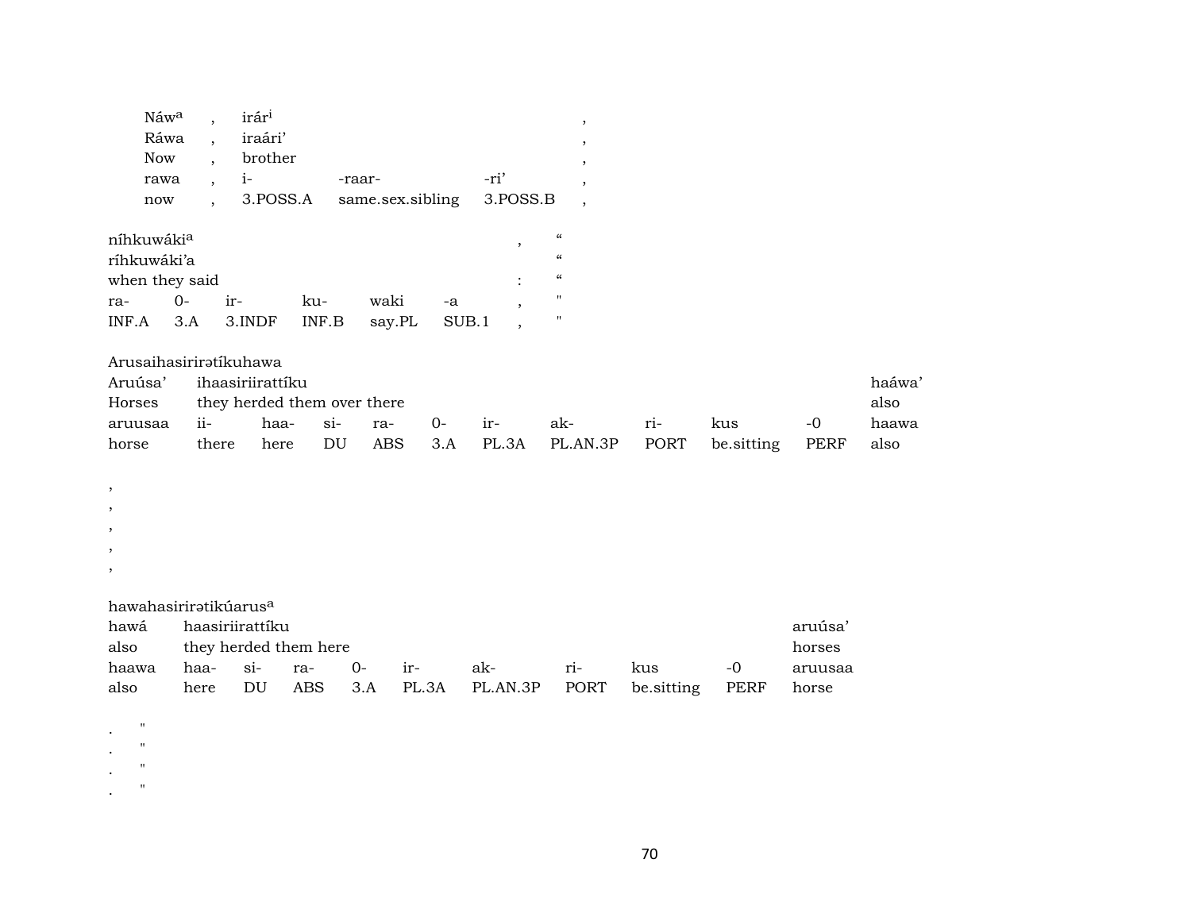| Náw[a] | , | irár[i] | | | , |
|---|---|---|---|---|---|
| Ráwa | , | iraári' | | | , |
| Now | , | brother | | | , |
| rawa | , | i- | -raar- | -ri' | , |
| now | , | 3.POSS.A | same.sex.sibling | 3.POSS.B | , |

| níhkuwáki[a] | | | | | | , | " |
|---|---|---|---|---|---|---|---|
| ríhkuwáki'a | | | | | | | " |
| when they said | | | | | | : | " |
| ra- | 0- | ir- | ku- | waki | -a | , | " |
| INF.A | 3.A | 3.INDF | INF.B | say.PL | SUB.1 | , | " |

| Arusaihasirirətíkuhawa | | | | | | | | | | | |
|---|---|---|---|---|---|---|---|---|---|---|---|
| Aruúsa' | ihaasiriirattíku | | | | | | | | | | haáwa' |
| Horses | they herded them over there | | | | | | | | | | also |
| aruusaa | ii- | haa- | si- | ra- | 0- | ir- | ak- | ri- | kus | -0 | haawa |
| horse | there | here | DU | ABS | 3.A | PL.3A | PL.AN.3P | PORT | be.sitting | PERF | also |

,
,
,
,
,

| hawahasirirətikúarus[a] | | | | | | | | | | |
|---|---|---|---|---|---|---|---|---|---|---|
| hawá | haasiriirattíku | | | | | | | | | aruúsa' |
| also | they herded them here | | | | | | | | | horses |
| haawa | haa- | si- | ra- | 0- | ir- | ak- | ri- | kus | -0 | aruusaa |
| also | here | DU | ABS | 3.A | PL.3A | PL.AN.3P | PORT | be.sitting | PERF | horse |

. "
. "
. "
. "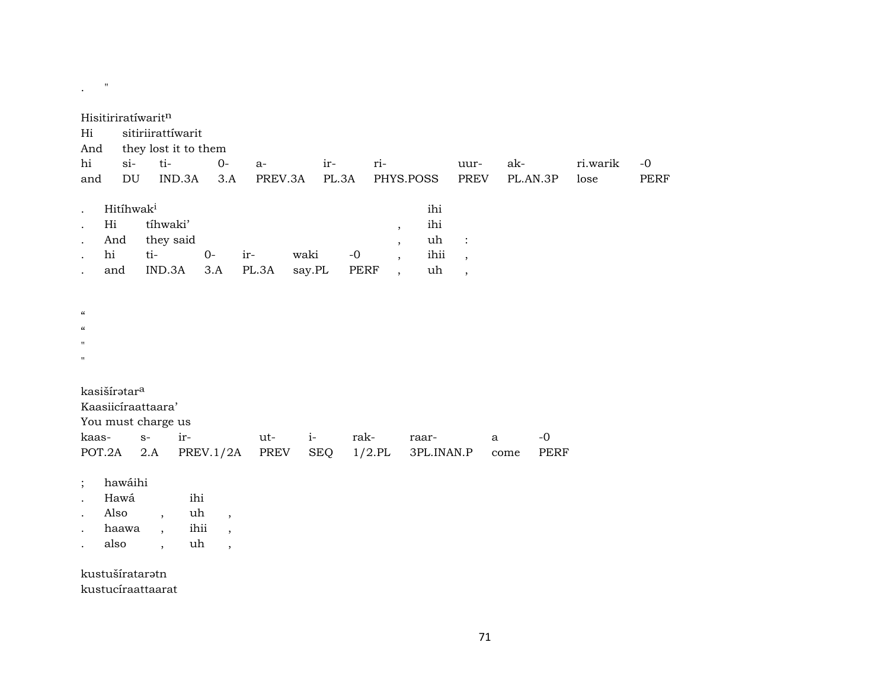.   "

Hisitiriratíwarit[n]
Hi   sitiriirattíwarit
And   they lost it to them

| hi | si- | ti- | 0- | a- | ir- | ri- | uur- | ak- | ri.warik | -0 |
|---|---|---|---|---|---|---|---|---|---|---|
| and | DU | IND.3A | 3.A | PREV.3A | PL.3A | PHYS.POSS | PREV | PL.AN.3P | lose | PERF |

| . | Hitíhwak[i] | | | | | | | ihi | |
|---|---|---|---|---|---|---|---|---|---|
| . | Hi | tíhwaki' | | | | | , | ihi | |
| . | And | they said | | | | | , | uh | : |
| . | hi | ti- | 0- | ir- | waki | -0 | , | ihii | , |
| . | and | IND.3A | 3.A | PL.3A | say.PL | PERF | , | uh | , |

"
"
"
"

kasišírətar[a]
Kaasiicíraattaara'
You must charge us

| kaas- | s- | ir- | ut- | i- | rak- | raar- | a | -0 |
|---|---|---|---|---|---|---|---|---|
| POT.2A | 2.A | PREV.1/2A | PREV | SEQ | 1/2.PL | 3PL.INAN.P | come | PERF |

| ; | hawáihi | | | |
|---|---|---|---|---|
| . | Hawá | | ihi | |
| . | Also | , | uh | , |
| . | haawa | , | ihii | , |
| . | also | , | uh | , |

kustušíratarətn
kustucíraattaarat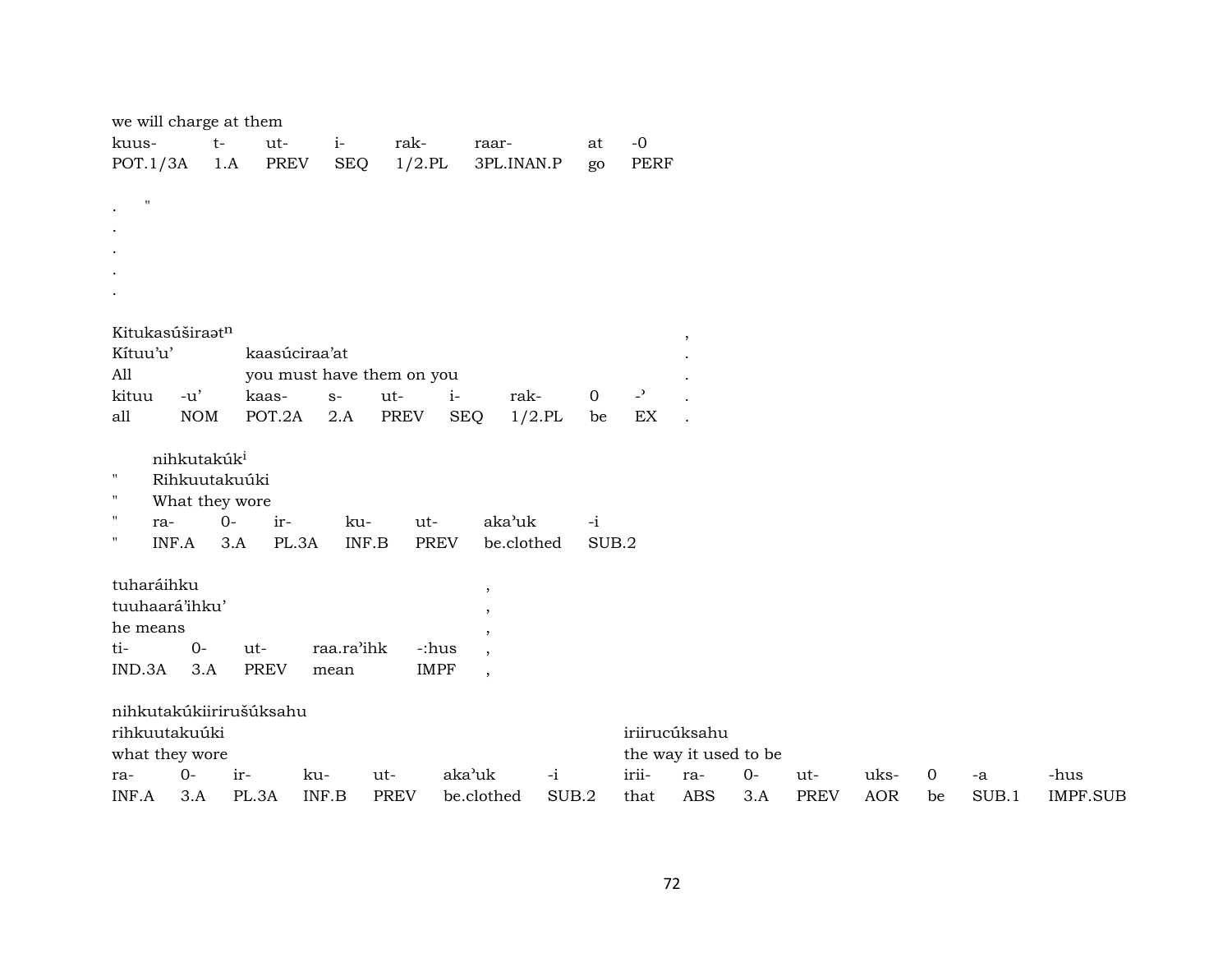we will charge at them

| kuus- | t- | ut- | i- | rak- | raar- | at | -0 |
|---|---|---|---|---|---|---|---|
| POT.1/3A | 1.A | PREV | SEQ | 1/2.PL | 3PL.INAN.P | go | PERF |

. "
.
.
.
.

| Kitukasúširaət$^{n}$ | | | | | | | | , |
|---|---|---|---|---|---|---|---|---|
| Kítuu'u' | | kaasúciraa'at | | | | | | . |
| All | | you must have them on you | | | | | | . |
| kituu | -u' | kaas- | s- | ut- | i- | rak- | 0 | -' | . |
| all | NOM | POT.2A | 2.A | PREV | SEQ | 1/2.PL | be | EX | . |

| | nihkutakúk$^{i}$ | | | | | | |
|---|---|---|---|---|---|---|---|
| " | Rihkuutakuúki | | | | | | |
| " | What they wore | | | | | | |
| " | ra- | 0- | ir- | ku- | ut- | aka'uk | -i |
| " | INF.A | 3.A | PL.3A | INF.B | PREV | be.clothed | SUB.2 |

| tuharáihku | | | | | , |
|---|---|---|---|---|---|
| tuuhaará'ihku' | | | | | , |
| he means | | | | | , |
| ti- | 0- | ut- | raa.ra'ihk | -:hus | , |
| IND.3A | 3.A | PREV | mean | IMPF | , |

nihkutakúkiirirušúksahu

| rihkuutakuúki | | | | | | | iriirucúksahu | | | | | | | |
|---|---|---|---|---|---|---|---|---|---|---|---|---|---|---|
| what they wore | | | | | | | the way it used to be | | | | | | | |
| ra- | 0- | ir- | ku- | ut- | aka'uk | -i | irii- | ra- | 0- | ut- | uks- | 0 | -a | -hus |
| INF.A | 3.A | PL.3A | INF.B | PREV | be.clothed | SUB.2 | that | ABS | 3.A | PREV | AOR | be | SUB.1 | IMPF.SUB |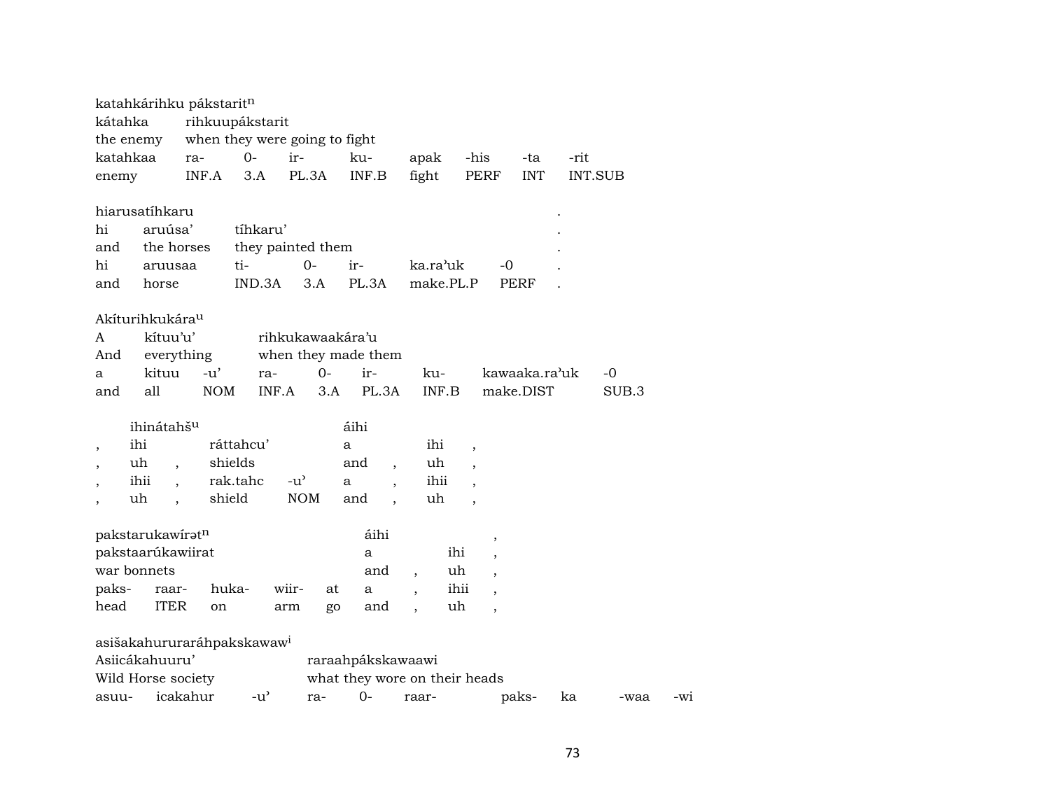katahkárihku pákstarit[n]

| kátahka | rihkuupákstarit | | | | | | |
|---|---|---|---|---|---|---|---|
| the enemy | when they were going to fight | | | | | | |
| katahkaa | ra- | 0- | ir- | ku- | apak | -his | -ta | -rit |
| enemy | INF.A | 3.A | PL.3A | INF.B | fight | PERF | INT | INT.SUB |

hiarusatíhkaru .

| hi | aruúsa’ | tíhkaru’ | | | | . |
|---|---|---|---|---|---|---|
| and | the horses | they painted them | | | | . |
| hi | aruusaa | ti- | 0- | ir- | ka.ra’uk | -0 | . |
| and | horse | IND.3A | 3.A | PL.3A | make.PL.P | PERF | . |

Akíturihkukára[u]

| A | kítuu’u’ | | rihkukawaakára’u | | | | | |
|---|---|---|---|---|---|---|---|---|
| And | everything | | when they made them | | | | | |
| a | kituu | -u’ | ra- | 0- | ir- | ku- | kawaaka.ra’uk | -0 |
| and | all | NOM | INF.A | 3.A | PL.3A | INF.B | make.DIST | SUB.3 |

ihinátahš[u] áihi

| , | ihi | | ráttahcu’ | | a | | ihi | , |
|---|---|---|---|---|---|---|---|---|
| , | uh | , | shields | | and | , | uh | , |
| , | ihii | , | rak.tahc | -u’ | a | , | ihii | , |
| , | uh | , | shield | NOM | and | , | uh | , |

pakstarukawírət[n] áihi ,

| pakstaarúkawiirat | | | | | a | | ihi | , |
|---|---|---|---|---|---|---|---|---|
| war bonnets | | | | | and | , | uh | , |
| paks- | raar- | huka- | wiir- | at | a | , | ihii | , |
| head | ITER | on | arm | go | and | , | uh | , |

asišakahururaráhpakskawaw[i]

| Asiicákahuuru’ | | | raraahpákskawaawi | | | | | | |
|---|---|---|---|---|---|---|---|---|---|
| Wild Horse society | | | what they wore on their heads | | | | | | |
| asuu- | icakahur | -u’ | ra- | 0- | raar- | paks- | ka | -waa | -wi |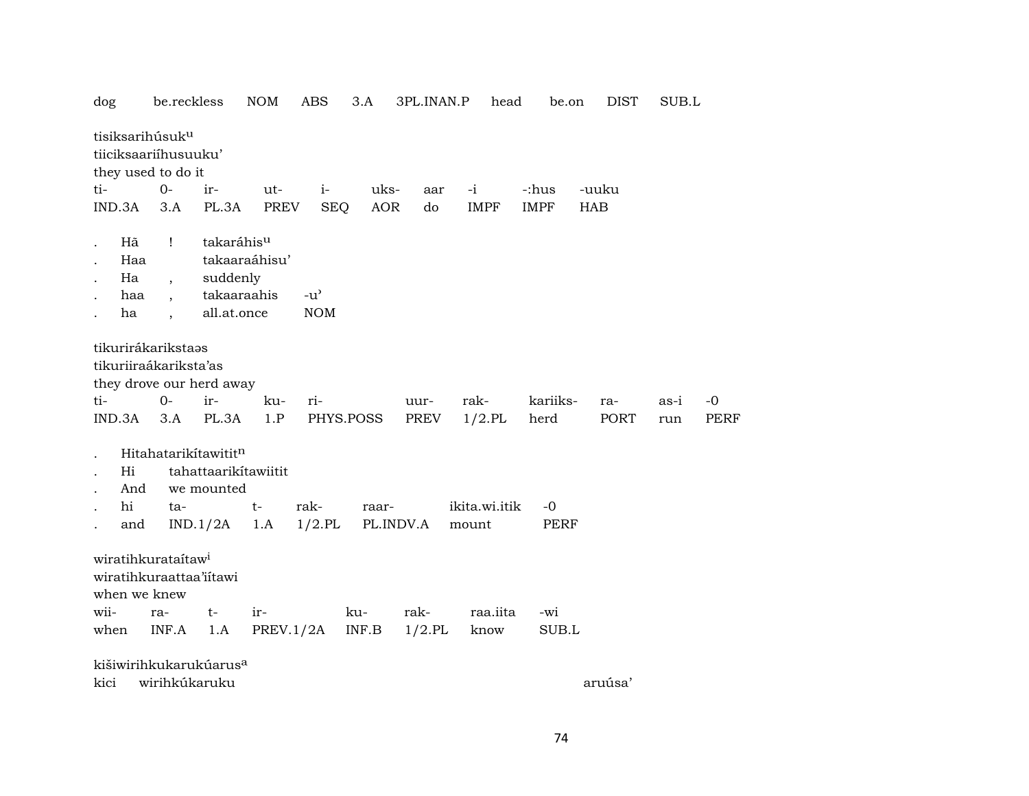dog be.reckless NOM ABS 3.A 3PL.INAN.P head be.on DIST SUB.L

tisiksarihúsuk[u]
tiiciksaariíhusuuku'
they used to do it

| ti- | 0- | ir- | ut- | i- | uks- | aar | -i | -:hus | -uuku |
|---|---|---|---|---|---|---|---|---|---|
| IND.3A | 3.A | PL.3A | PREV | SEQ | AOR | do | IMPF | IMPF | HAB |

| . | Hã | ! | takaráhis[u] | |
|---|---|---|---|---|
| . | Haa | | takaaraáhisu' | |
| . | Ha | , | suddenly | |
| . | haa | , | takaaraahis | -u' |
| . | ha | , | all.at.once | NOM |

tikurirákarikstaəs
tikuriiraákariksta'as
they drove our herd away

| ti- | 0- | ir- | ku- | ri- | uur- | rak- | kariiks- | ra- | as-i | -0 |
|---|---|---|---|---|---|---|---|---|---|---|
| IND.3A | 3.A | PL.3A | 1.P | PHYS.POSS | PREV | 1/2.PL | herd | PORT | run | PERF |

| . | Hitahatarikítawitit[n] | | | | | |
|---|---|---|---|---|---|---|
| . | Hi | tahattaarikítawiitit | | | | |
| . | And | we mounted | | | | |
| . | hi | ta- | t- | rak- | raar- | ikita.wi.itik | -0 |
| . | and | IND.1/2A | 1.A | 1/2.PL | PL.INDV.A | mount | PERF |

wiratihkurataítaw[i]
wiratihkuraattaa'iítawi
when we knew

| wii- | ra- | t- | ir- | ku- | rak- | raa.iita | -wi |
|---|---|---|---|---|---|---|---|
| when | INF.A | 1.A | PREV.1/2A | INF.B | 1/2.PL | know | SUB.L |

kišiwirihkukarukúarus[a]
kici wirihkúkaruku aruúsa'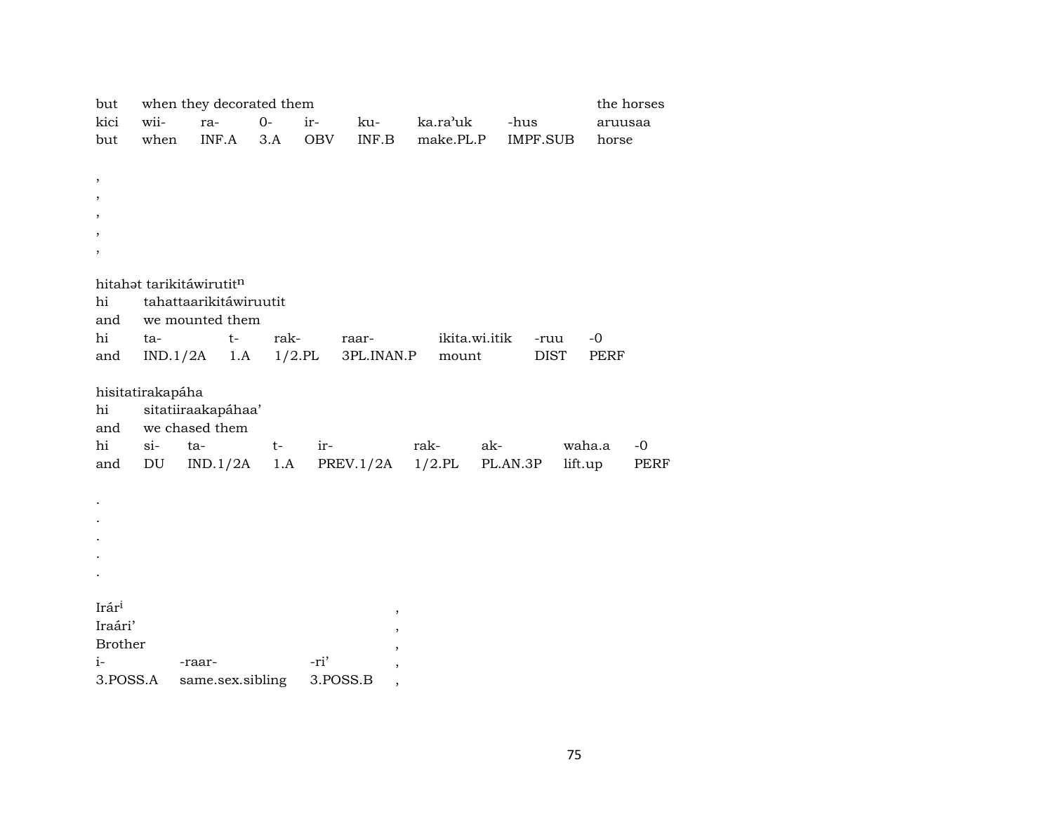| but | when they decorated them | | | | | | | the horses |
|---|---|---|---|---|---|---|---|---|
| kici | wii- | ra- | 0- | ir- | ku- | ka.ra'uk | -hus | aruusaa |
| but | when | INF.A | 3.A | OBV | INF.B | make.PL.P | IMPF.SUB | horse |

,
,
,
,
,

hitahət tarikitáwirutit$^{n}$

| hi | tahattaarikitáwiruutit | | | | | |
|---|---|---|---|---|---|---|
| and | we mounted them | | | | | |
| hi | ta- | t- | rak- | raar- | ikita.wi.itik | -ruu | -0 |
| and | IND.1/2A | 1.A | 1/2.PL | 3PL.INAN.P | mount | DIST | PERF |

hisitatirakapáha

| hi | sitatiiraakapáhaa' | | | | | | | |
|---|---|---|---|---|---|---|---|---|
| and | we chased them | | | | | | | |
| hi | si- | ta- | t- | ir- | rak- | ak- | waha.a | -0 |
| and | DU | IND.1/2A | 1.A | PREV.1/2A | 1/2.PL | PL.AN.3P | lift.up | PERF |

.
.
.
.
.

| Irár$^{i}$ | | | , |
|---|---|---|---|
| Iraári' | | | , |
| Brother | | | , |
| i- | -raar- | -ri' | , |
| 3.POSS.A | same.sex.sibling | 3.POSS.B | , |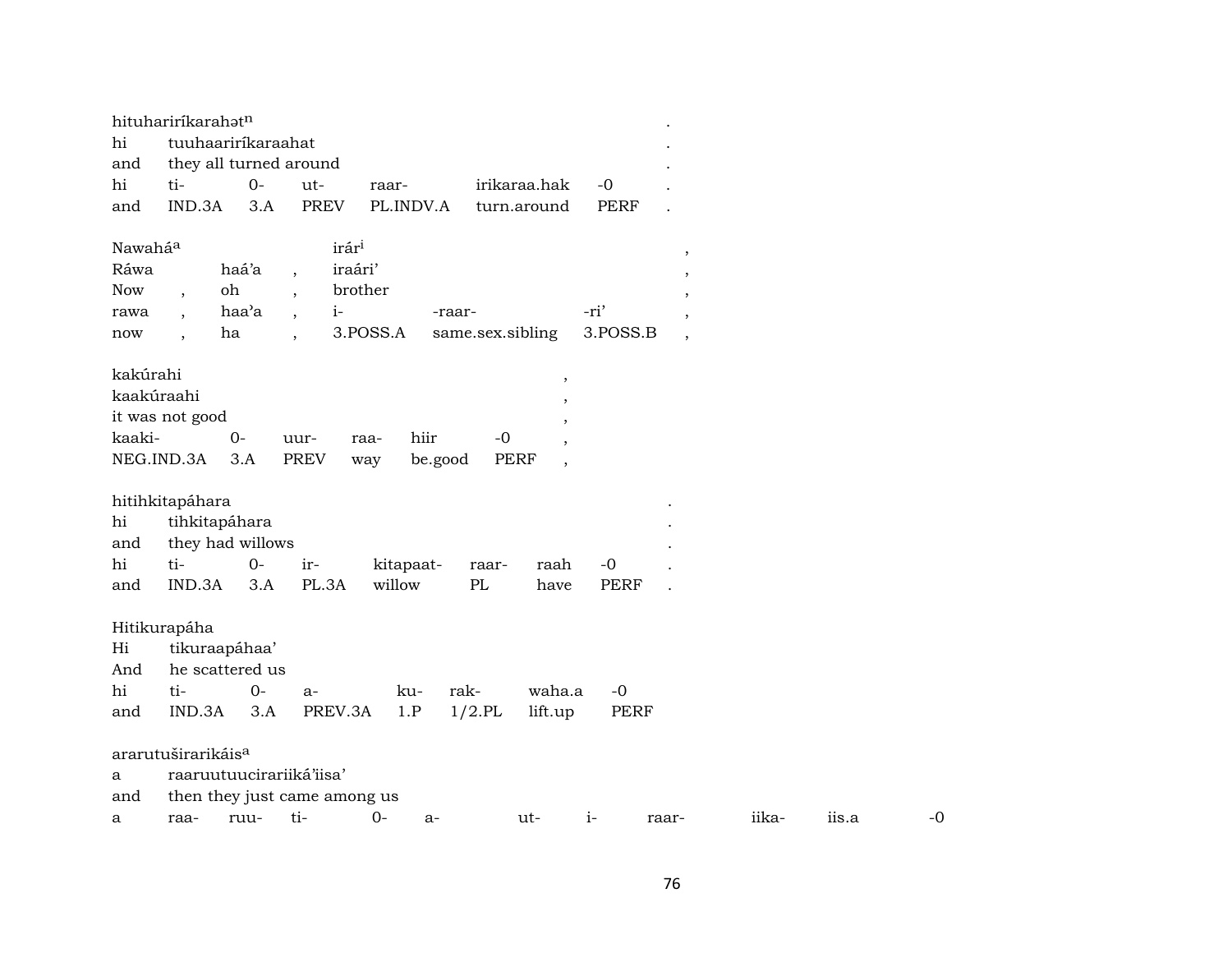hituharirikarahət$^{n}$ .

| hi | tuuhaariríkaraahat | | | | | | . |
|---|---|---|---|---|---|---|---|
| and | they all turned around | | | | | | . |
| hi | ti- | 0- | ut- | raar- | irikaraa.hak | -0 | . |
| and | IND.3A | 3.A | PREV | PL.INDV.A | turn.around | PERF | . |

| Nawaháa | | | irári | | | , |
|---|---|---|---|---|---|---|
| Ráwa | haá'a | , | iraári' | | | , |
| Now , | oh | , | brother | | | , |
| rawa , | haa'a | , | i- | -raar- | -ri' | , |
| now , | ha | , | 3.POSS.A | same.sex.sibling | 3.POSS.B | , |

kakúrahi ,

| kaakúraahi | | | | | | , |
|---|---|---|---|---|---|---|
| it was not good | | | | | | , |
| kaaki- | 0- | uur- | raa- | hiir | -0 | , |
| NEG.IND.3A | 3.A | PREV | way | be.good | PERF | , |

hitihkitapáhara .

| hi | tihkitapáhara | | | | | | | . |
|---|---|---|---|---|---|---|---|---|
| and | they had willows | | | | | | | . |
| hi | ti- | 0- | ir- | kitapaat- | raar- | raah | -0 | . |
| and | IND.3A | 3.A | PL.3A | willow | PL | have | PERF | . |

Hitikurapáha

| Hi | tikuraapáhaa' | | | | | | |
|---|---|---|---|---|---|---|---|
| And | he scattered us | | | | | | |
| hi | ti- | 0- | a- | ku- | rak- | waha.a | -0 |
| and | IND.3A | 3.A | PREV.3A | 1.P | 1/2.PL | lift.up | PERF |

ararutuširarikáisa

| a | raaruutuucirariiká'iisa' | | | | | | | | | |
|---|---|---|---|---|---|---|---|---|---|---|
| and | then they just came among us | | | | | | | | | |
| a | raa- | ruu- | ti- | 0- | a- | ut- | i- | raar- | iika- | iis.a | -0 |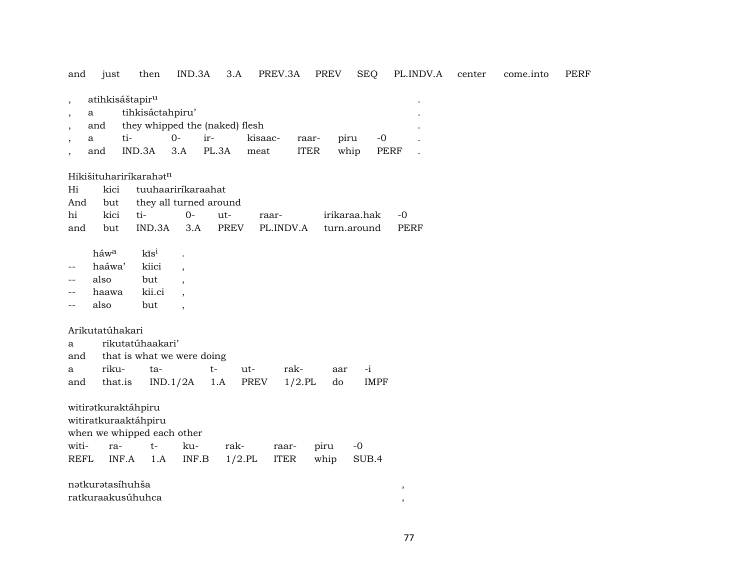and just then IND.3A 3.A PREV.3A PREV SEQ PL.INDV.A center come.into PERF

, atihkisáštapir$^{u}$ .
, a tihkisáctahpiru’ .
, and they whipped the (naked) flesh .

| , | a | ti- | 0- | ir- | kisaac- | raar- | piru | -0 | . |
|---|---|---|---|---|---|---|---|---|---|
| , | and | IND.3A | 3.A | PL.3A | meat | ITER | whip | PERF | . |

Hikišituharirίkarahət$^{n}$
Hi kici tuuhaarirίkaraahat
And but they all turned around

| hi | kici | ti- | 0- | ut- | raar- | irikaraa.hak | -0 |
|---|---|---|---|---|---|---|---|
| and | but | IND.3A | 3.A | PREV | PL.INDV.A | turn.around | PERF |

| | háw$^{a}$ | kīs$^{i}$ | . |
|---|---|---|---|
| -- | haáwa’ | kiici | , |
| -- | also | but | , |
| -- | haawa | kii.ci | , |
| -- | also | but | , |

Arikutatúhakari
a rikutatúhaakari’
and that is what we were doing

| a | riku- | ta- | t- | ut- | rak- | aar | -i |
|---|---|---|---|---|---|---|---|
| and | that.is | IND.1/2A | 1.A | PREV | 1/2.PL | do | IMPF |

witirətkuraktáhpiru
witiratkuraaktáhpiru
when we whipped each other

| witi- | ra- | t- | ku- | rak- | raar- | piru | -0 |
|---|---|---|---|---|---|---|---|
| REFL | INF.A | 1.A | INF.B | 1/2.PL | ITER | whip | SUB.4 |

nətkurətasíhuhša ,
ratkuraakusúhuhca ,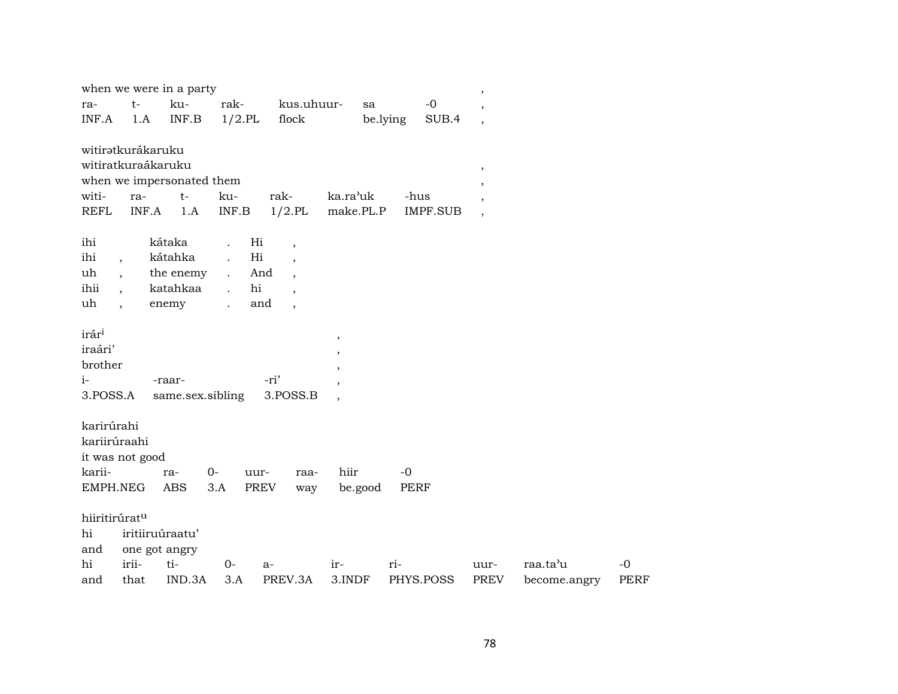when we were in a party ,

| ra- | t- | ku- | rak- | kus.uhuur- | sa | -0 | , |
|---|---|---|---|---|---|---|---|
| INF.A | 1.A | INF.B | 1/2.PL | flock | be.lying | SUB.4 | , |

witirətkurákaruku
witiratkuraákaruku ,
when we impersonated them ,

| witi- | ra- | t- | ku- | rak- | ka.ra'uk | -hus | , |
|---|---|---|---|---|---|---|---|
| REFL | INF.A | 1.A | INF.B | 1/2.PL | make.PL.P | IMPF.SUB | , |

| ihi | | kátaka | . | Hi | , |
|---|---|---|---|---|---|
| ihi | , | kátahka | . | Hi | , |
| uh | , | the enemy | . | And | , |
| ihii | , | katahkaa | . | hi | , |
| uh | , | enemy | . | and | , |

irár[i] ,
iraári' ,
brother ,

| i- | -raar- | -ri' | , |
|---|---|---|---|
| 3.POSS.A | same.sex.sibling | 3.POSS.B | , |

karirúrahi
kariirúraahi
it was not good

| karii- | ra- | 0- | uur- | raa- | hiir | -0 |
|---|---|---|---|---|---|---|
| EMPH.NEG | ABS | 3.A | PREV | way | be.good | PERF |

hiiritirúrat[u]
hi iritiiruúraatu'
and one got angry

| hi | irii- | ti- | 0- | a- | ir- | ri- | uur- | raa.ta'u | -0 |
|---|---|---|---|---|---|---|---|---|---|
| and | that | IND.3A | 3.A | PREV.3A | 3.INDF | PHYS.POSS | PREV | become.angry | PERF |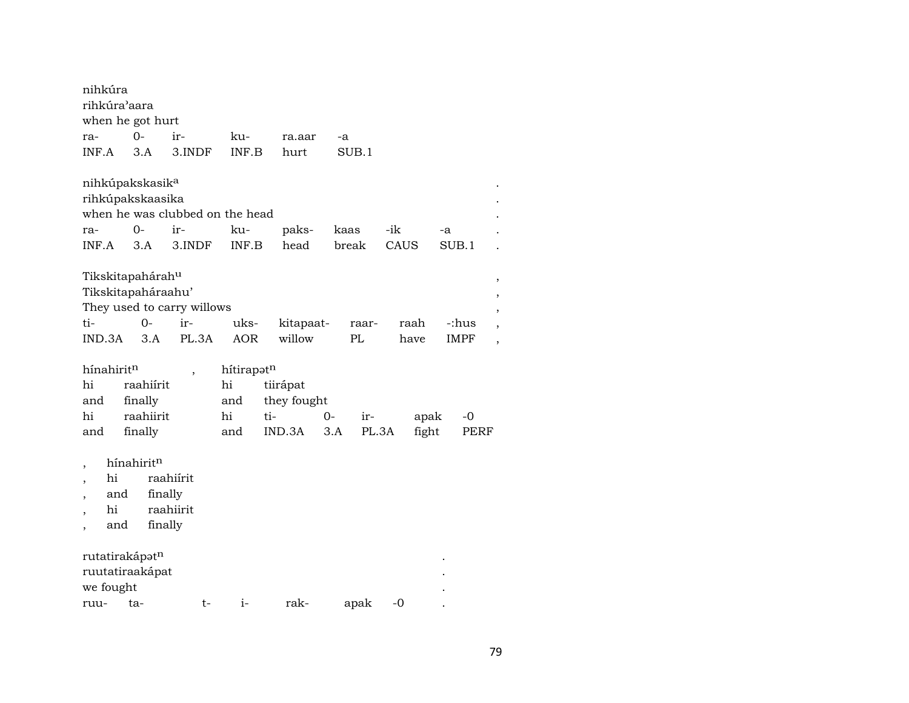nihkúra
rihkúra'aara
when he got hurt

| ra- | 0- | ir- | ku- | ra.aar | -a |
|---|---|---|---|---|---|
| INF.A | 3.A | 3.INDF | INF.B | hurt | SUB.1 |

nihkúpakskasik[a] .
rihkúpakskaasika .
when he was clubbed on the head .

| ra- | 0- | ir- | ku- | paks- | kaas | -ik | -a | . |
|---|---|---|---|---|---|---|---|---|
| INF.A | 3.A | 3.INDF | INF.B | head | break | CAUS | SUB.1 | . |

Tikskitapahárah[u] ,
Tikskitapaháraahu' ,
They used to carry willows ,

| ti- | 0- | ir- | uks- | kitapaat- | raar- | raah | -:hus | , |
|---|---|---|---|---|---|---|---|---|
| IND.3A | 3.A | PL.3A | AOR | willow | PL | have | IMPF | , |

hínahirit[n] , hítirapət[n]

| hi | raahiírit | hi | tiirápat | | | | |
|---|---|---|---|---|---|---|---|
| and | finally | and | they fought | | | | |
| hi | raahiirit | hi | ti- | 0- | ir- | apak | -0 |
| and | finally | and | IND.3A | 3.A | PL.3A | fight | PERF |

, hínahirit[n]
, hi raahiírit
, and finally
, hi raahiirit
, and finally

rutatirakápət[n] .
ruutatiraakápat .
we fought .

| ruu- | ta- | t- | i- | rak- | apak | -0 | . |
|---|---|---|---|---|---|---|---|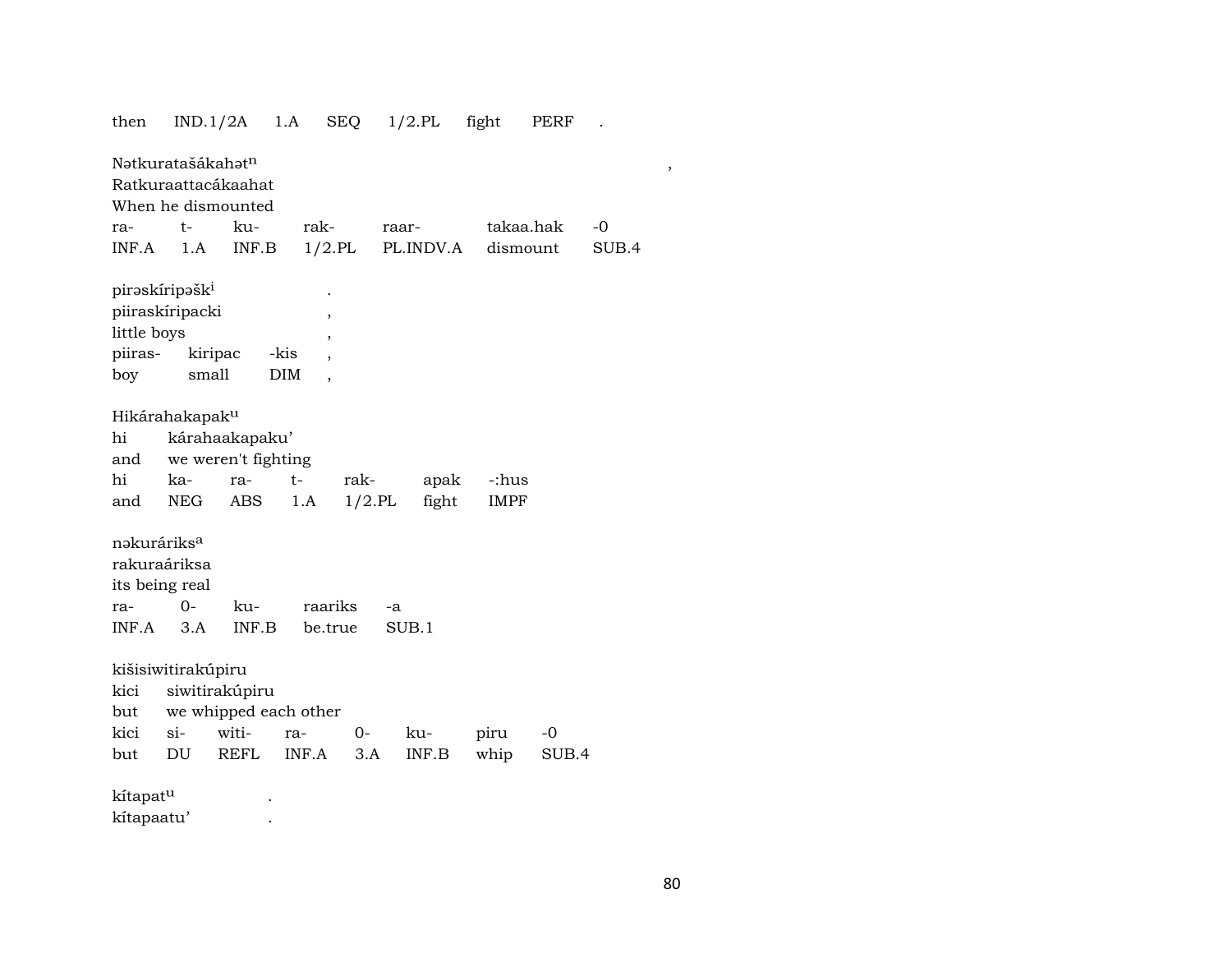| then | IND.1/2A | 1.A | SEQ | 1/2.PL | fight | PERF | . |
|---|---|---|---|---|---|---|---|

Nətkuratašákahət[n] ,
Ratkuraattacákaahat
When he dismounted

| ra- | t- | ku- | rak- | raar- | takaa.hak | -0 |
|---|---|---|---|---|---|---|
| INF.A | 1.A | INF.B | 1/2.PL | PL.INDV.A | dismount | SUB.4 |

pirəskíripəšk[i] .
piiraskíripacki ,
little boys ,

| piiras- | kiripac | -kis | , |
|---|---|---|---|
| boy | small | DIM | , |

Hikárahakapak[u]

| hi | kárahaakapaku' |
|---|---|
| and | we weren't fighting |

| hi | ka- | ra- | t- | rak- | apak | -:hus |
|---|---|---|---|---|---|---|
| and | NEG | ABS | 1.A | 1/2.PL | fight | IMPF |

nəkuráriks[a]
rakuraáriksa
its being real

| ra- | 0- | ku- | raariks | -a |
|---|---|---|---|---|
| INF.A | 3.A | INF.B | be.true | SUB.1 |

kišisiwitirakúpiru

| kici | siwitirakúpiru |
|---|---|
| but | we whipped each other |

| kici | si- | witi- | ra- | 0- | ku- | piru | -0 |
|---|---|---|---|---|---|---|---|
| but | DU | REFL | INF.A | 3.A | INF.B | whip | SUB.4 |

kítapat[u] .
kítapaatu' .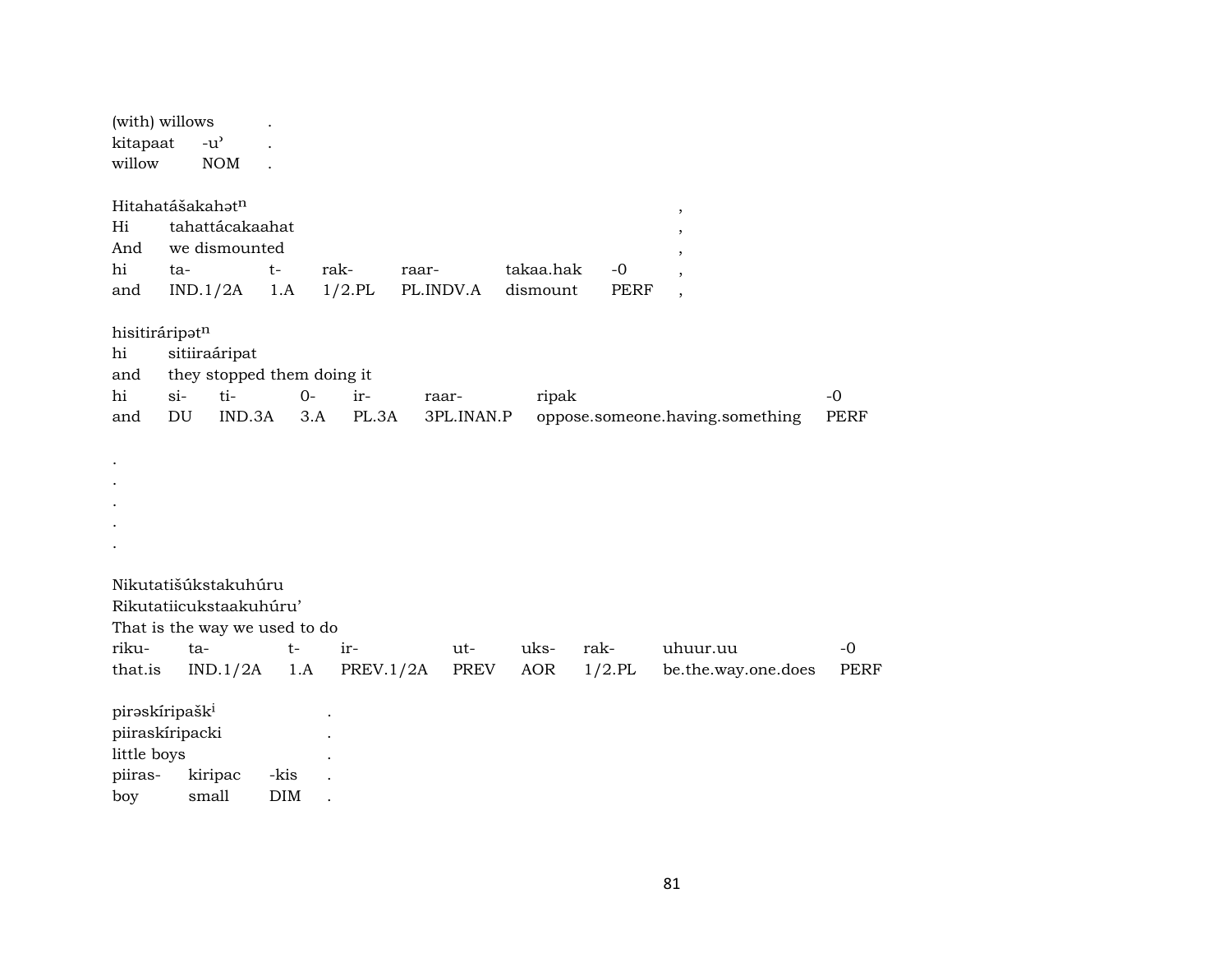(with) willows .
kitapaat -u' .
willow NOM .

Hitahatášakahət$^{n}$ ,
Hi tahattácakaahat ,
And we dismounted ,
hi ta- t- rak- raar- takaa.hak -0 ,
and IND.1/2A 1.A 1/2.PL PL.INDV.A dismount PERF ,

hisitiráripət$^{n}$
hi sitiiraáripat
and they stopped them doing it
hi si- ti- 0- ir- raar- ripak -0
and DU IND.3A 3.A PL.3A 3PL.INAN.P oppose.someone.having.something PERF

.
.
.
.
.

Nikutatišúkstakuhúru
Rikutatiicukstaakuhúru'
That is the way we used to do
riku- ta- t- ir- ut- uks- rak- uhuur.uu -0
that.is IND.1/2A 1.A PREV.1/2A PREV AOR 1/2.PL be.the.way.one.does PERF

pirəskíripašk$^{i}$ .
piiraskíripacki .
little boys .
piiras- kiripac -kis .
boy small DIM .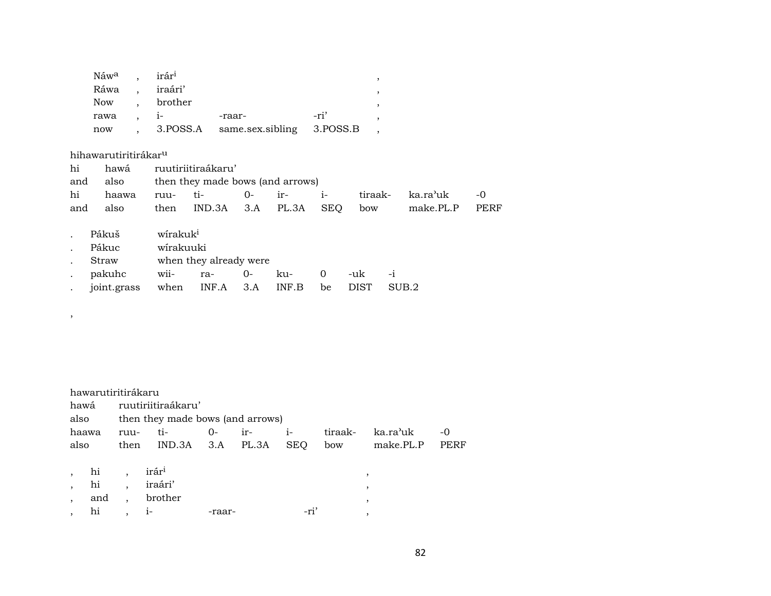| Náw[a] | , | irár[i] | | | , |
|---|---|---|---|---|---|
| Ráwa | , | iraári' | | | , |
| Now | , | brother | | | , |
| rawa | , | i- | -raar- | -ri' | , |
| now | , | 3.POSS.A | same.sex.sibling | 3.POSS.B | , |

| hihawarutiritirákar[u] | | | | | | | | | |
|---|---|---|---|---|---|---|---|---|---|
| hi | hawá | ruutiriitiraákaru' | | | | | | | |
| and | also | then they made bows (and arrows) | | | | | | | |
| hi | haawa | ruu- | ti- | 0- | ir- | i- | tiraak- | ka.ra'uk | -0 |
| and | also | then | IND.3A | 3.A | PL.3A | SEQ | bow | make.PL.P | PERF |

| . | Pákuš | wírakuk[i] | | | | | | |
|---|---|---|---|---|---|---|---|---|
| . | Pákuc | wírakuuki | | | | | | |
| . | Straw | when they already were | | | | | | |
| . | pakuhc | wii- | ra- | 0- | ku- | 0 | -uk | -i |
| . | joint.grass | when | INF.A | 3.A | INF.B | be | DIST | SUB.2 |

,

| hawarutiritirákaru | | | | | | | | |
|---|---|---|---|---|---|---|---|---|
| hawá | ruutiriitiraákaru' | | | | | | | |
| also | then they made bows (and arrows) | | | | | | | |
| haawa | ruu- | ti- | 0- | ir- | i- | tiraak- | ka.ra'uk | -0 |
| also | then | IND.3A | 3.A | PL.3A | SEQ | bow | make.PL.P | PERF |

| , | hi | , | irár[i] | | | , |
|---|---|---|---|---|---|---|
| , | hi | , | iraári' | | | , |
| , | and | , | brother | | | , |
| , | hi | , | i- | -raar- | -ri' | , |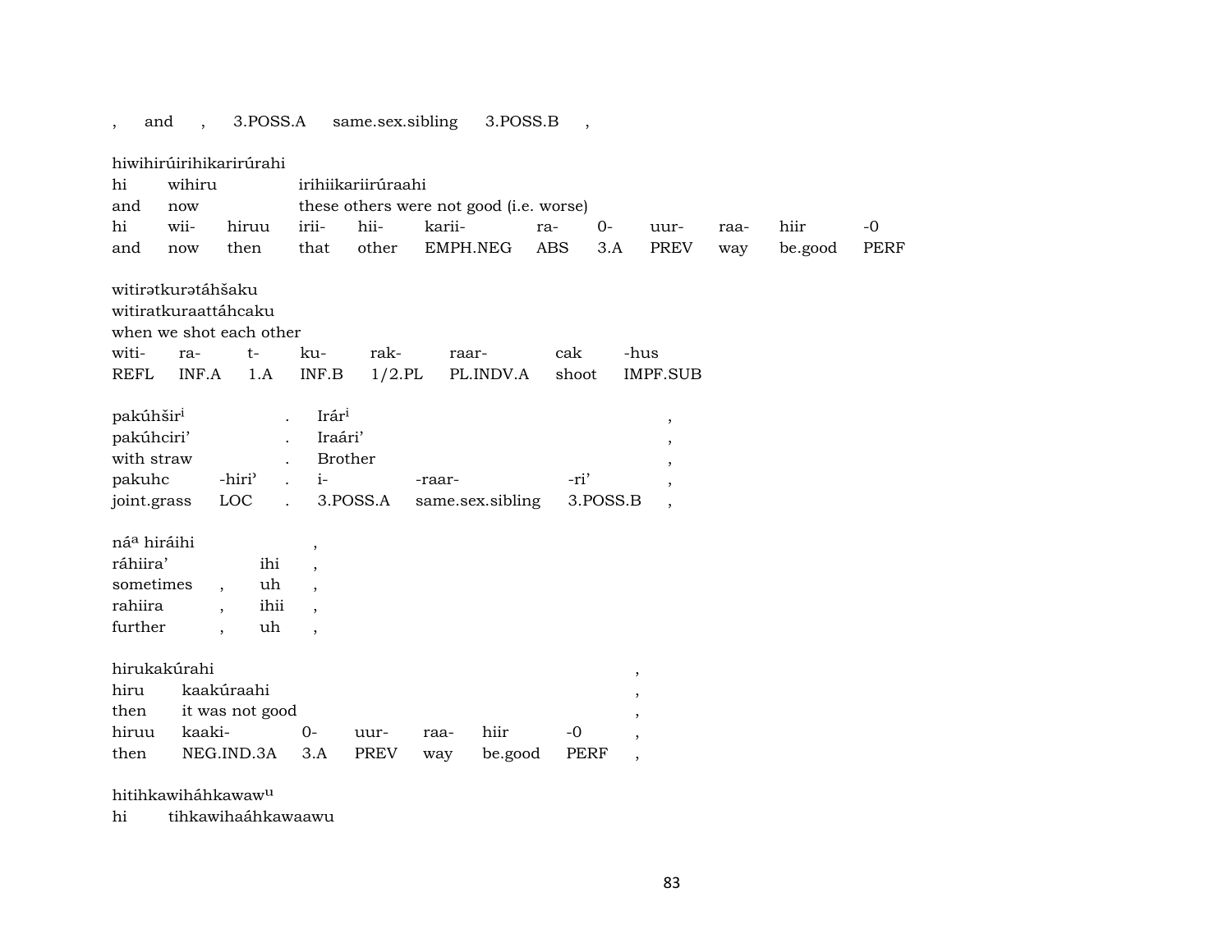| , | and | , | 3.POSS.A | same.sex.sibling | 3.POSS.B | , |
|---|---|---|---|---|---|---|

hiwihirúirihikarirúrahi

| hi | wihiru | irihiikariirúraahi | | | | | | | | |
|---|---|---|---|---|---|---|---|---|---|---|
| and | now | these others were not good (i.e. worse) | | | | | | | | |
| hi | wii- | hiruu | irii- | hii- | karii- | ra- | 0- | uur- | raa- | hiir | -0 |
| and | now | then | that | other | EMPH.NEG | ABS | 3.A | PREV | way | be.good | PERF |

witirətkurətáhšaku
witiratkuraattáhcaku
when we shot each other

| witi- | ra- | t- | ku- | rak- | raar- | cak | -hus |
|---|---|---|---|---|---|---|---|
| REFL | INF.A | 1.A | INF.B | 1/2.PL | PL.INDV.A | shoot | IMPF.SUB |

| pakúhšir[i] | | . | Irár[i] | | | , |
|---|---|---|---|---|---|---|
| pakúhciri’ | | . | Iraári’ | | | , |
| with straw | | . | Brother | | | , |
| pakuhc | -hiri’ | . | i- | -raar- | -ri’ | , |
| joint.grass | LOC | . | 3.POSS.A | same.sex.sibling | 3.POSS.B | , |

| ná[a] hiráihi | | | , |
|---|---|---|---|
| ráhiira’ | | ihi | , |
| sometimes | , | uh | , |
| rahiira | , | ihii | , |
| further | , | uh | , |

hirukakúrahi

| hiru | kaakúraahi | | | | | | , |
|---|---|---|---|---|---|---|---|
| then | it was not good | | | | | | , |
| hiruu | kaaki- | 0- | uur- | raa- | hiir | -0 | , |
| then | NEG.IND.3A | 3.A | PREV | way | be.good | PERF | , |

hitihkawiháhkawaw[u]

hi tihkawihaáhkawaawu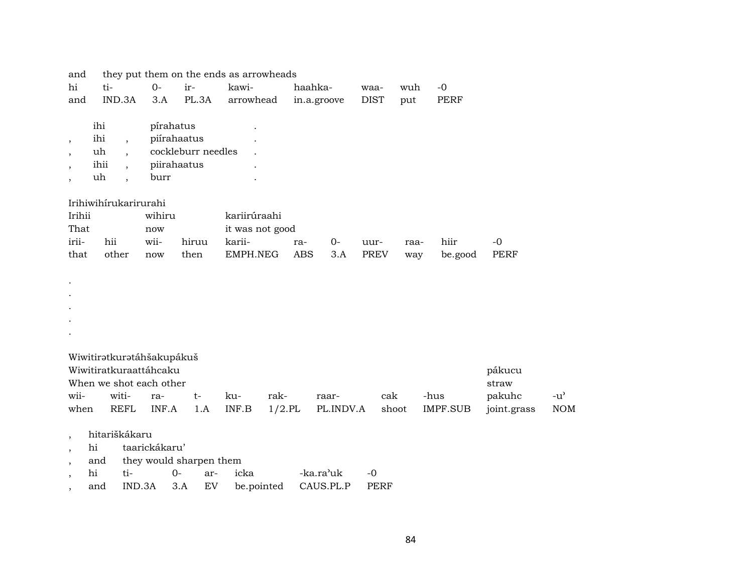| and | they put them on the ends as arrowheads | | | | | | | |
|---|---|---|---|---|---|---|---|---|
| hi | ti- | 0- | ir- | kawi- | haahka- | waa- | wuh | -0 |
| and | IND.3A | 3.A | PL.3A | arrowhead | in.a.groove | DIST | put | PERF |

| | ihi | | pírahatus | . |
|---|---|---|---|---|
| , | ihi | , | piírahaatus | . |
| , | uh | , | cockleburr needles | . |
| , | ihii | , | piirahaatus | . |
| , | uh | , | burr | . |

Irihiwihírukarirurahi

| Irihii | | wihiru | | kariirúraahi | | | | | | |
|---|---|---|---|---|---|---|---|---|---|---|
| That | | now | | it was not good | | | | | | |
| irii- | hii | wii- | hiruu | karii- | ra- | 0- | uur- | raa- | hiir | -0 |
| that | other | now | then | EMPH.NEG | ABS | 3.A | PREV | way | be.good | PERF |

.
.
.
.
.

Wiwitirətkurətáhšakupákuš

| Wiwitiratkuraattáhcaku | | | | | | | | | pákucu | |
|---|---|---|---|---|---|---|---|---|---|---|
| When we shot each other | | | | | | | | | straw | |
| wii- | witi- | ra- | t- | ku- | rak- | raar- | cak | -hus | pakuhc | -u’ |
| when | REFL | INF.A | 1.A | INF.B | 1/2.PL | PL.INDV.A | shoot | IMPF.SUB | joint.grass | NOM |

| , | hitariškákaru | | | | | | |
|---|---|---|---|---|---|---|---|
| , | hi | taarickákaru’ | | | | | |
| , | and | they would sharpen them | | | | | |
| , | hi | ti- | 0- | ar- | icka | -ka.ra’uk | -0 |
| , | and | IND.3A | 3.A | EV | be.pointed | CAUS.PL.P | PERF |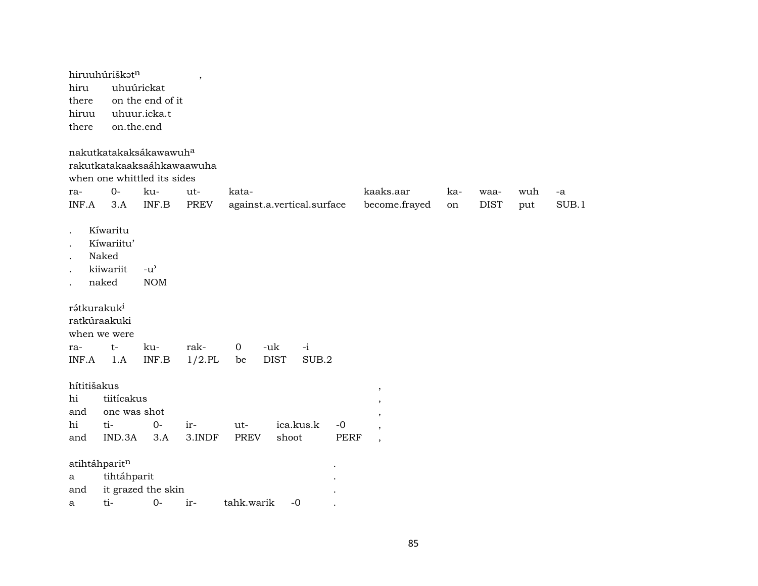hiruuhúriškət^n ,
hiru uhuúrickat
there on the end of it
hiruu uhuur.icka.t
there on.the.end

nakutkatakaksákawawuh^a
rakutkatakaaksaáhkawaawuha
when one whittled its sides

| ra- | 0- | ku- | ut- | kata- | kaaks.aar | ka- | waa- | wuh | -a |
|---|---|---|---|---|---|---|---|---|---|
| INF.A | 3.A | INF.B | PREV | against.a.vertical.surface | become.frayed | on | DIST | put | SUB.1 |

. Kíwaritu
. Kíwariitu’
. Naked
. kiiwariit -u’
. naked NOM

rə́tkurakuk^i
ratkúraakuki
when we were

| ra- | t- | ku- | rak- | 0 | -uk | -i |
|---|---|---|---|---|---|---|
| INF.A | 1.A | INF.B | 1/2.PL | be | DIST | SUB.2 |

hítitišakus ,
hi tiitícakus ,
and one was shot ,

| hi | ti- | 0- | ir- | ut- | ica.kus.k | -0 | , |
|---|---|---|---|---|---|---|---|
| and | IND.3A | 3.A | 3.INDF | PREV | shoot | PERF | , |

atihtáhparit^n .
a tihtáhparit .
and it grazed the skin .

| a | ti- | 0- | ir- | tahk.warik | -0 | . |
|---|---|---|---|---|---|---|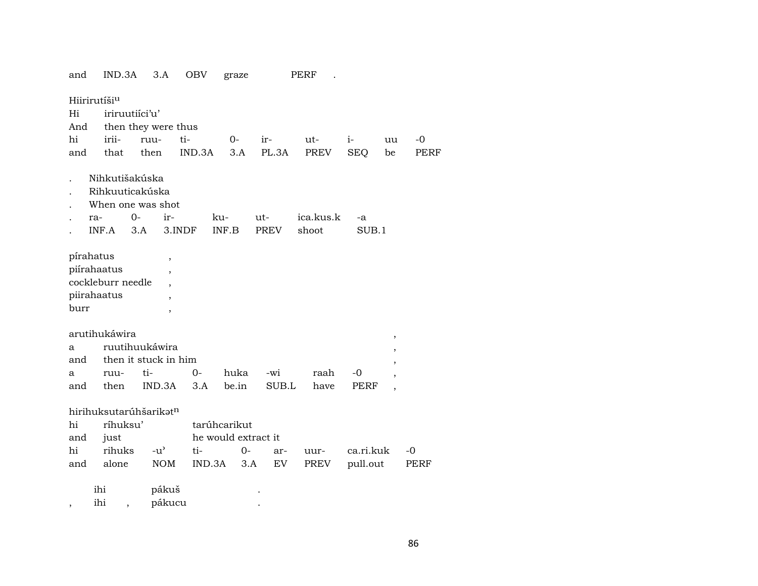and IND.3A 3.A OBV graze PERF .

Hiirirutíšiᵘ
Hi iriruutiíci'u'
And then they were thus
hi irii- ruu- ti- 0- ir- ut- i- uu -0
and that then IND.3A 3.A PL.3A PREV SEQ be PERF

. Nihkutišakúska
. Rihkuuticakúska
. When one was shot
. ra- 0- ir- ku- ut- ica.kus.k -a
. INF.A 3.A 3.INDF INF.B PREV shoot SUB.1

pírahatus ,
piírahaatus ,
cockleburr needle ,
piirahaatus ,
burr ,

arutihukáwira ,
a ruutihuukáwira ,
and then it stuck in him ,
a ruu- ti- 0- huka -wi raah -0 ,
and then IND.3A 3.A be.in SUB.L have PERF ,

hirihuksutarúhšarikətⁿ
hi ríhuksu' tarúhcarikut
and just he would extract it
hi rihuks -u' ti- 0- ar- uur- ca.ri.kuk -0
and alone NOM IND.3A 3.A EV PREV pull.out PERF

ihi pákuš .
, ihi , pákucu .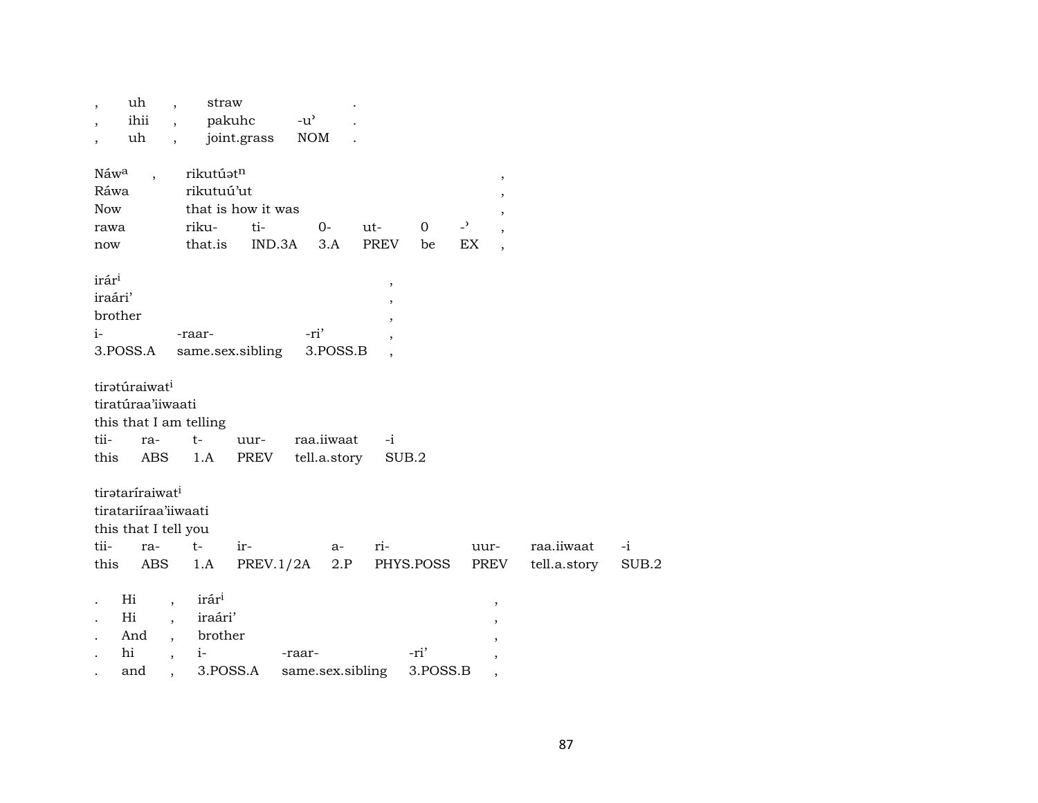| , | uh | , | straw | | . |
|---|---|---|---|---|---|
| , | ihii | , | pakuhc | -u’ | . |
| , | uh | , | joint.grass | NOM | . |

| Náw^a | , | rikutúət^n | | | | | | , |
|---|---|---|---|---|---|---|---|---|
| Ráwa | | rikutuú’ut | | | | | | , |
| Now | | that is how it was | | | | | | , |
| rawa | | riku- | ti- | 0- | ut- | 0 | -’ | , |
| now | | that.is | IND.3A | 3.A | PREV | be | EX | , |

| irár^i | | | , |
|---|---|---|---|
| iraári’ | | | , |
| brother | | | , |
| i- | -raar- | -ri’ | , |
| 3.POSS.A | same.sex.sibling | 3.POSS.B | , |

| tirətúraiwat^i | | | | | |
|---|---|---|---|---|---|
| tiratúraa’iiwaati | | | | | |
| this that I am telling | | | | | |
| tii- | ra- | t- | uur- | raa.iiwaat | -i |
| this | ABS | 1.A | PREV | tell.a.story | SUB.2 |

| tirətaríraiwat^i | | | | | | | | |
|---|---|---|---|---|---|---|---|---|
| tiratariíraa’iiwaati | | | | | | | | |
| this that I tell you | | | | | | | | |
| tii- | ra- | t- | ir- | a- | ri- | uur- | raa.iiwaat | -i |
| this | ABS | 1.A | PREV.1/2A | 2.P | PHYS.POSS | PREV | tell.a.story | SUB.2 |

| . | Hi | , | irár^i | | | , |
|---|---|---|---|---|---|---|
| . | Hi | , | iraári’ | | | , |
| . | And | , | brother | | | , |
| . | hi | , | i- | -raar- | -ri’ | , |
| . | and | , | 3.POSS.A | same.sex.sibling | 3.POSS.B | , |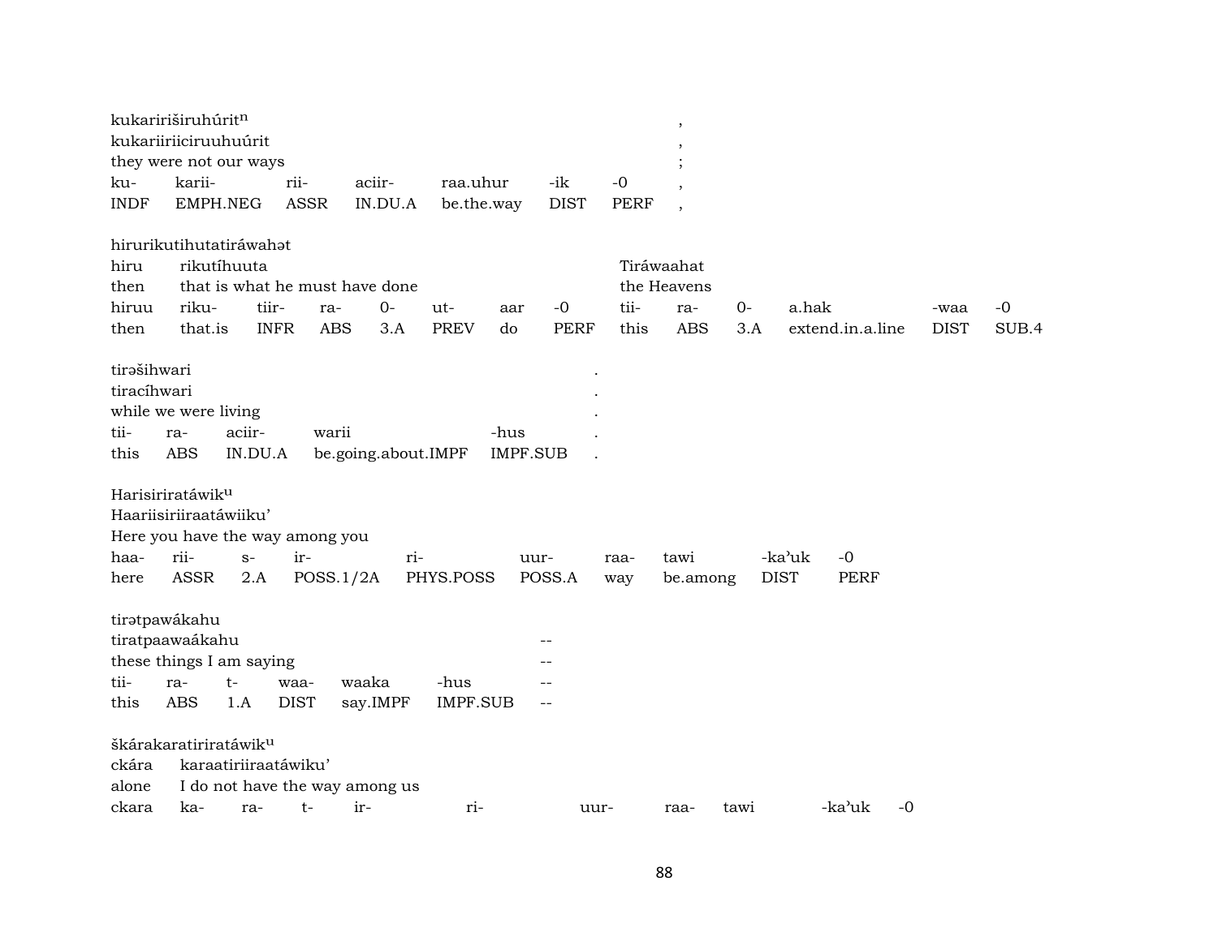kukaririširuhúrit$^{n}$ ,
kukariiriiciruuhuúrit ,
they were not our ways ;

| ku- | karii- | rii- | aciir- | raa.uhur | -ik | -0 | , |
|---|---|---|---|---|---|---|---|
| INDF | EMPH.NEG | ASSR | IN.DU.A | be.the.way | DIST | PERF | , |

hirurikutihutatiráwahət

| hiru | rikutíhuuta | | | | | | | Tiráwaahat | | | | | |
|---|---|---|---|---|---|---|---|---|---|---|---|---|---|
| then | that is what he must have done | | | | | | | the Heavens | | | | | |
| hiruu | riku- | tiir- | ra- | 0- | ut- | aar | -0 | tii- | ra- | 0- | a.hak | -waa | -0 |
| then | that.is | INFR | ABS | 3.A | PREV | do | PERF | this | ABS | 3.A | extend.in.a.line | DIST | SUB.4 |

tirəšihwari .
tiracíhwari .
while we were living .

| tii- | ra- | aciir- | warii | -hus | . |
|---|---|---|---|---|---|
| this | ABS | IN.DU.A | be.going.about.IMPF | IMPF.SUB | . |

Harisiriratáwik$^{u}$
Haariisiriiraatáwiiku’
Here you have the way among you

| haa- | rii- | s- | ir- | ri- | uur- | raa- | tawi | -ka’uk | -0 |
|---|---|---|---|---|---|---|---|---|---|
| here | ASSR | 2.A | POSS.1/2A | PHYS.POSS | POSS.A | way | be.among | DIST | PERF |

tirətpawákahu --
tiratpaawaákahu --
these things I am saying --

| tii- | ra- | t- | waa- | waaka | -hus | -- |
|---|---|---|---|---|---|---|
| this | ABS | 1.A | DIST | say.IMPF | IMPF.SUB | -- |

škárakaratiriratáwik$^{u}$

| ckára | karaatiriiraatáwiku’ | | | | | | | | | |
|---|---|---|---|---|---|---|---|---|---|---|
| alone | I do not have the way among us | | | | | | | | | |
| ckara | ka- | ra- | t- | ir- | ri- | uur- | raa- | tawi | -ka’uk | -0 |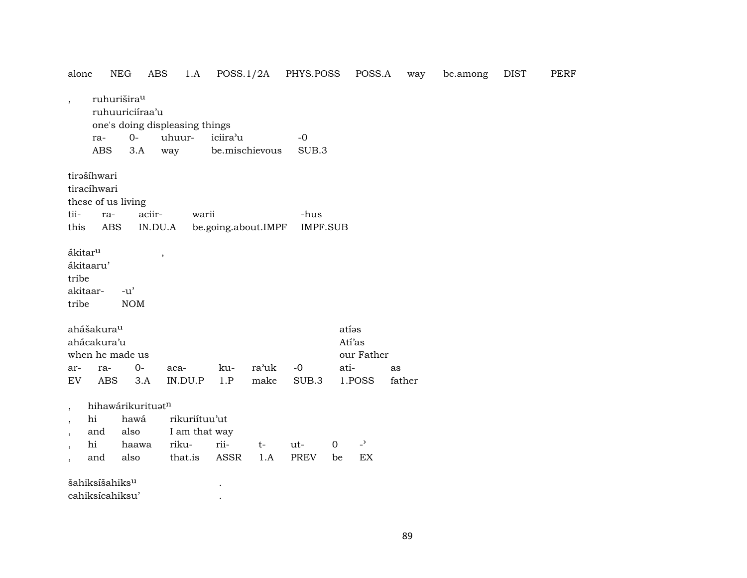alone NEG ABS 1.A POSS.1/2A PHYS.POSS POSS.A way be.among DIST PERF

| , | ruhurišira^u | | | | |
|---|---|---|---|---|---|
| | ruhuuriciíraa'u | | | | |
| | one's doing displeasing things | | | | |
| | ra- | 0- | uhuur- | iciira'u | -0 |
| | ABS | 3.A | way | be.mischievous | SUB.3 |

| tirəšíhwari | | | | |
|---|---|---|---|---|
| tiracíhwari | | | | |
| these of us living | | | | |
| tii- | ra- | aciir- | warii | -hus |
| this | ABS | IN.DU.A | be.going.about.IMPF | IMPF.SUB |

| ákitar^u | , |
|---|---|
| ákitaaru' | |
| tribe | |
| akitaar- | -u' |
| tribe | NOM |

| ahášakura^u | | | | | | | atíəs | |
|---|---|---|---|---|---|---|---|---|
| ahácakura'u | | | | | | | Atí'as | |
| when he made us | | | | | | | our Father | |
| ar- | ra- | 0- | aca- | ku- | ra'uk | -0 | ati- | as |
| EV | ABS | 3.A | IN.DU.P | 1.P | make | SUB.3 | 1.POSS | father |

| , | hihawárikurituət^n | | | | | | | |
|---|---|---|---|---|---|---|---|---|
| , | hi | hawá | rikuriítuu'ut | | | | | |
| , | and | also | I am that way | | | | | |
| , | hi | haawa | riku- | rii- | t- | ut- | 0 | -' |
| , | and | also | that.is | ASSR | 1.A | PREV | be | EX |

| šahiksíšahiks^u | . |
|---|---|
| cahiksícahiksu' | . |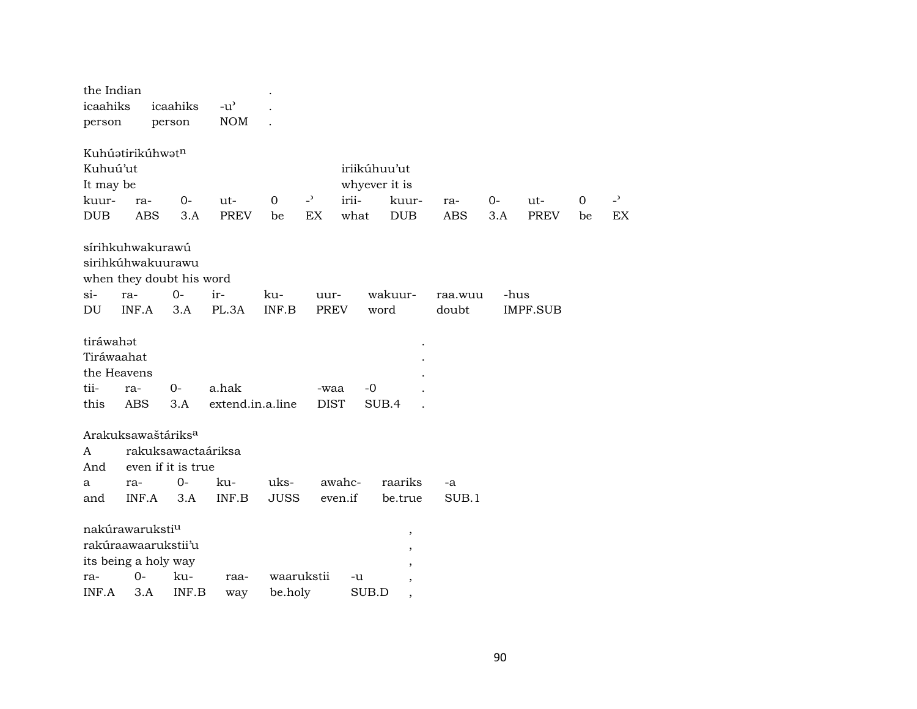the Indian .
icaahiks icaahiks -u' .
person person NOM .

Kuhúətirikúhwət$^{n}$
Kuhuú'ut iriikúhuu'ut
It may be whyever it is

| kuur- | ra- | 0- | ut- | 0 | -' | irii- | kuur- | ra- | 0- | ut- | 0 | -' |
|---|---|---|---|---|---|---|---|---|---|---|---|---|
| DUB | ABS | 3.A | PREV | be | EX | what | DUB | ABS | 3.A | PREV | be | EX |

sírihkuhwakurawú
sirihkúhwakuurawu
when they doubt his word

| si- | ra- | 0- | ir- | ku- | uur- | wakuur- | raa.wuu | -hus |
|---|---|---|---|---|---|---|---|---|
| DU | INF.A | 3.A | PL.3A | INF.B | PREV | word | doubt | IMPF.SUB |

tiráwahət .
Tiráwaahat .
the Heavens .

| tii- | ra- | 0- | a.hak | -waa | -0 | . |
|---|---|---|---|---|---|---|
| this | ABS | 3.A | extend.in.a.line | DIST | SUB.4 | . |

Arakuksawaštáriks$^{a}$
A rakuksawactaáriksa
And even if it is true

| a | ra- | 0- | ku- | uks- | awahc- | raariks | -a |
|---|---|---|---|---|---|---|---|
| and | INF.A | 3.A | INF.B | JUSS | even.if | be.true | SUB.1 |

nakúrawaruksti$^{u}$ ,
rakúraawaarukstii'u ,
its being a holy way ,

| ra- | 0- | ku- | raa- | waarukstii | -u | , |
|---|---|---|---|---|---|---|
| INF.A | 3.A | INF.B | way | be.holy | SUB.D | , |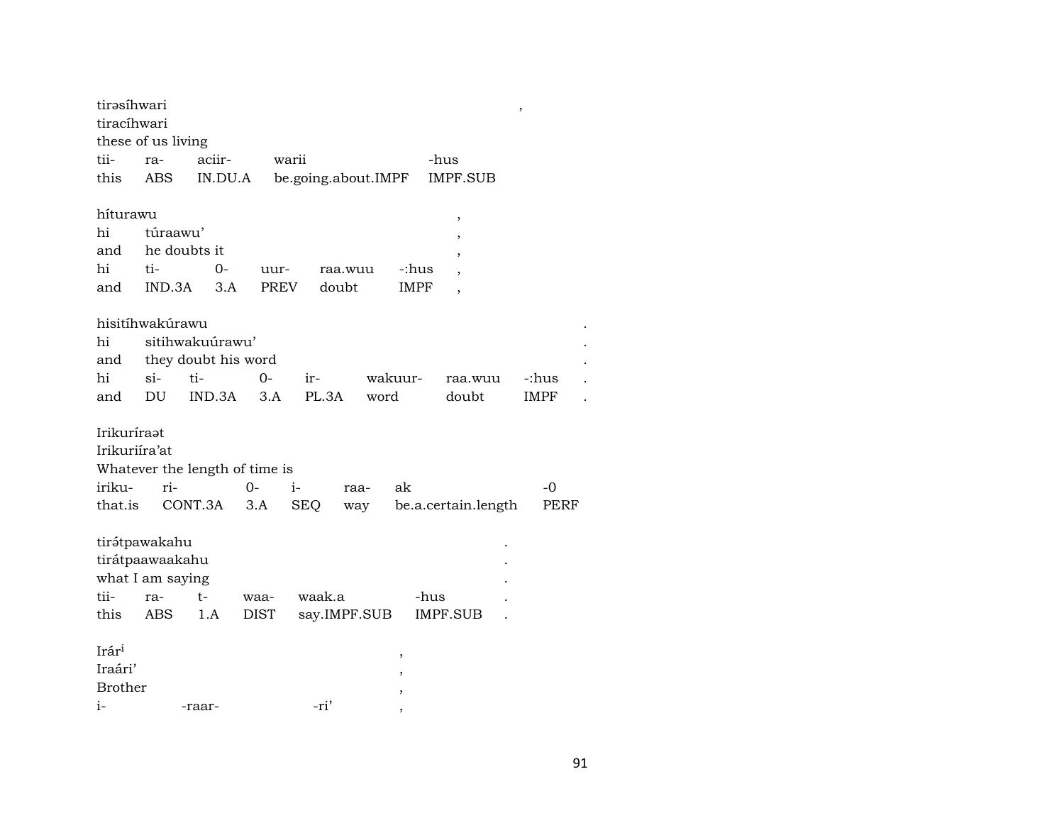tirəsíhwari ,
tiracíhwari
these of us living

| tii- | ra- | aciir- | warii | -hus |
|---|---|---|---|---|
| this | ABS | IN.DU.A | be.going.about.IMPF | IMPF.SUB |

híturawu ,
hi túraawu' ,
and he doubts it ,

| hi | ti- | 0- | uur- | raa.wuu | -:hus | , |
|---|---|---|---|---|---|---|
| and | IND.3A | 3.A | PREV | doubt | IMPF | , |

hisitíhwakúrawu .
hi sitihwakuúrawu' .
and they doubt his word .

| hi | si- | ti- | 0- | ir- | wakuur- | raa.wuu | -:hus | . |
|---|---|---|---|---|---|---|---|---|
| and | DU | IND.3A | 3.A | PL.3A | word | doubt | IMPF | . |

Irikuríraət
Irikuriíra'at
Whatever the length of time is

| iriku- | ri- | 0- | i- | raa- | ak | -0 |
|---|---|---|---|---|---|---|
| that.is | CONT.3A | 3.A | SEQ | way | be.a.certain.length | PERF |

tirə́tpawakahu .
tirátpaawaakahu .
what I am saying .

| tii- | ra- | t- | waa- | waak.a | -hus | . |
|---|---|---|---|---|---|---|
| this | ABS | 1.A | DIST | say.IMPF.SUB | IMPF.SUB | . |

Irár[i] ,
Iraári' ,
Brother ,

| i- | -raar- | -ri' | , |
|---|---|---|---|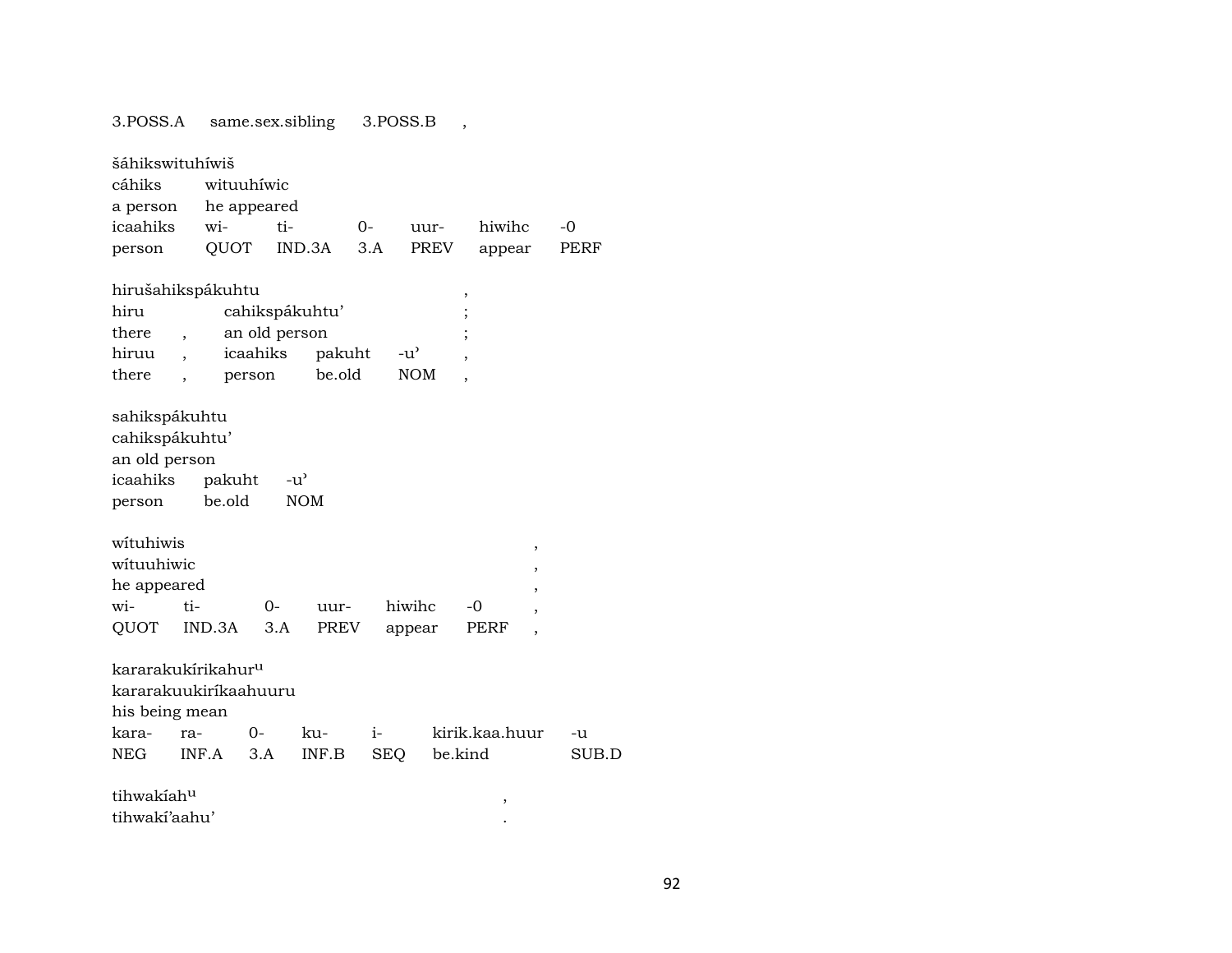3.POSS.A same.sex.sibling 3.POSS.B ,

šáhikswituhíwiš
cáhiks wituuhíwic
a person he appeared

| icaahiks | wi- | ti- | 0- | uur- | hiwihc | -0 |
|---|---|---|---|---|---|---|
| person | QUOT | IND.3A | 3.A | PREV | appear | PERF |

hirušahikspákuhtu ,
hiru cahikspákuhtu' ;
there , an old person ;

| hiruu | , | icaahiks | pakuht | -u' | , |
|---|---|---|---|---|---|
| there | , | person | be.old | NOM | , |

sahikspákuhtu
cahikspákuhtu'
an old person

| icaahiks | pakuht | -u' |
|---|---|---|
| person | be.old | NOM |

wítuhiwis ,
wítuuhiwic ,
he appeared ,

| wi- | ti- | 0- | uur- | hiwihc | -0 | , |
|---|---|---|---|---|---|---|
| QUOT | IND.3A | 3.A | PREV | appear | PERF | , |

kararakukírikahur[u]
kararakuukiríkaahuuru
his being mean

| kara- | ra- | 0- | ku- | i- | kirik.kaa.huur | -u |
|---|---|---|---|---|---|---|
| NEG | INF.A | 3.A | INF.B | SEQ | be.kind | SUB.D |

tihwakíah[u] ,
tihwakí'aahu' .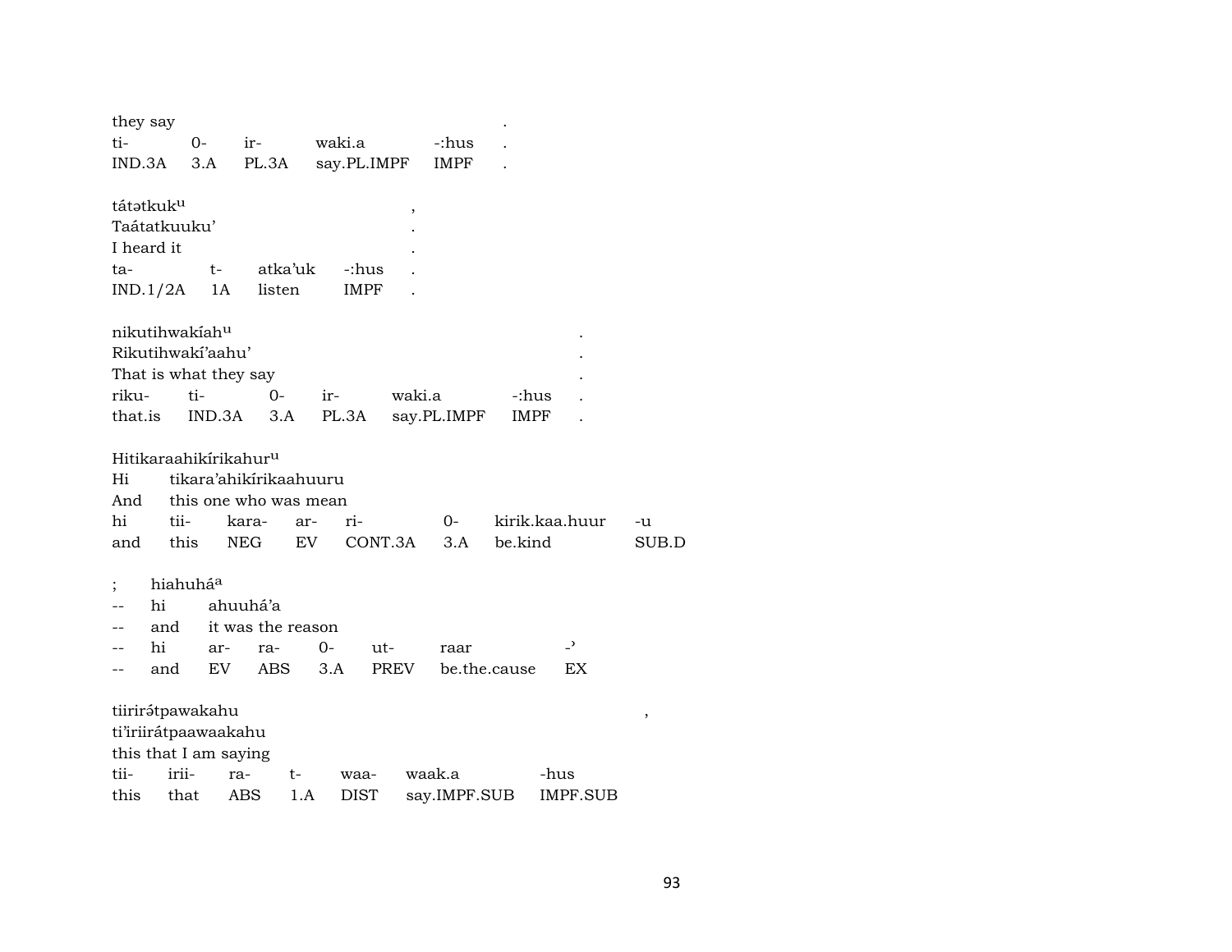they say .
ti- 0- ir- waki.a -:hus .
IND.3A 3.A PL.3A say.PL.IMPF IMPF .

tátətkuk[u] ,
Taátatkuuku' .
I heard it .
ta- t- atka'uk -:hus .
IND.1/2A 1A listen IMPF .

nikutihwakíah[u] .
Rikutihwakí'aahu' .
That is what they say .
riku- ti- 0- ir- waki.a -:hus .
that.is IND.3A 3.A PL.3A say.PL.IMPF IMPF .

Hitikaraahikírikahur[u]
Hi tikara'ahikírikaahuuru
And this one who was mean
hi tii- kara- ar- ri- 0- kirik.kaa.huur -u
and this NEG EV CONT.3A 3.A be.kind SUB.D

; hiahuhá[a]
-- hi ahuuhá'a
-- and it was the reason
-- hi ar- ra- 0- ut- raar -ʾ
-- and EV ABS 3.A PREV be.the.cause EX

tiirirə́tpawakahu ,
ti'iriirátpaawaakahu
this that I am saying
tii- irii- ra- t- waa- waak.a -hus
this that ABS 1.A DIST say.IMPF.SUB IMPF.SUB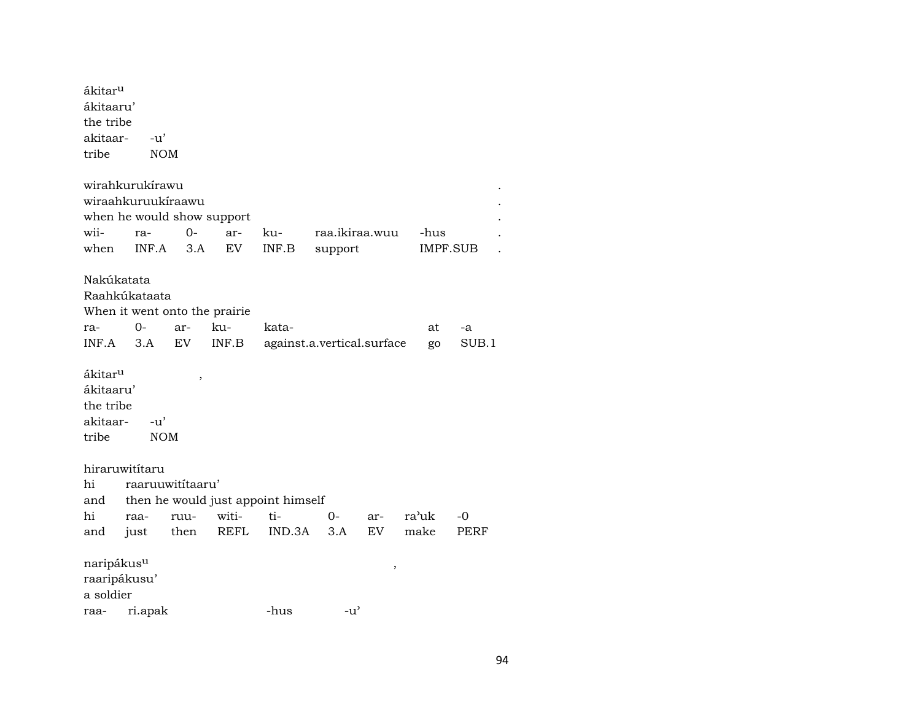ákitar$^{u}$
ákitaaru'
the tribe

| akitaar- | -u' |
|---|---|
| tribe | NOM |

wirahkurukírawu .
wiraahkuruukíraawu .
when he would show support .

| wii- | ra- | 0- | ar- | ku- | raa.ikiraa.wuu | -hus | . |
|---|---|---|---|---|---|---|---|
| when | INF.A | 3.A | EV | INF.B | support | IMPF.SUB | . |

Nakúkatata
Raahkúkataata
When it went onto the prairie

| ra- | 0- | ar- | ku- | kata- | at | -a |
|---|---|---|---|---|---|---|
| INF.A | 3.A | EV | INF.B | against.a.vertical.surface | go | SUB.1 |

ákitar$^{u}$ ,
ákitaaru'
the tribe

| akitaar- | -u' |
|---|---|
| tribe | NOM |

hiraruwitítaru
hi raaruuwitítaaru'
and then he would just appoint himself

| hi | raa- | ruu- | witi- | ti- | 0- | ar- | ra'uk | -0 |
|---|---|---|---|---|---|---|---|---|
| and | just | then | REFL | IND.3A | 3.A | EV | make | PERF |

naripákus$^{u}$ ,
raaripákusu'
a soldier

| raa- | ri.apak | -hus | -u' |
|---|---|---|---|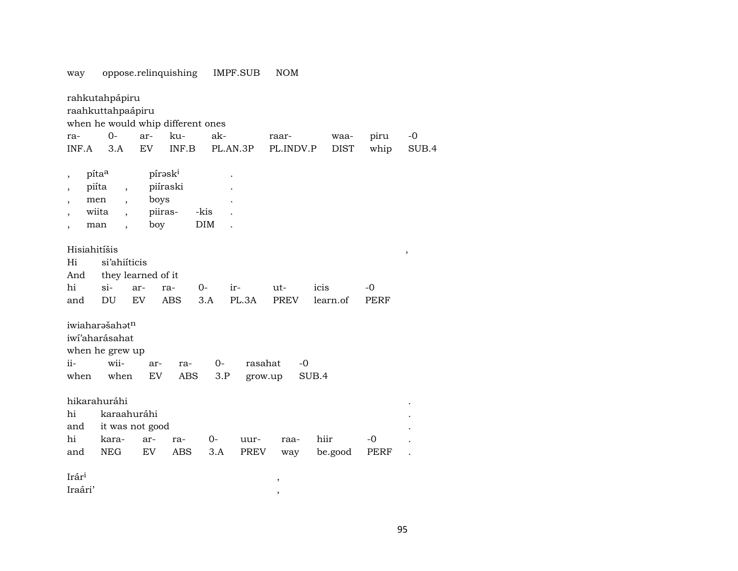way oppose.relinquishing IMPF.SUB NOM

rahkutahpápiru
raahkuttahpaápiru
when he would whip different ones

| ra- | 0- | ar- | ku- | ak- | raar- | waa- | piru | -0 |
|---|---|---|---|---|---|---|---|---|
| INF.A | 3.A | EV | INF.B | PL.AN.3P | PL.INDV.P | DIST | whip | SUB.4 |

| , | píta[a] | | pírəsk[i] | | . |
|---|---|---|---|---|---|
| , | piíta | , | piíraski | | . |
| , | men | , | boys | | . |
| , | wiita | , | piiras- | -kis | . |
| , | man | , | boy | DIM | . |

Hisiahitíšis ,
Hi si'ahiíticis
And they learned of it

| hi | si- | ar- | ra- | 0- | ir- | ut- | icis | -0 |
|---|---|---|---|---|---|---|---|---|
| and | DU | EV | ABS | 3.A | PL.3A | PREV | learn.of | PERF |

iwiaharəšahət[n]
iwí'aharásahat
when he grew up

| ii- | wii- | ar- | ra- | 0- | rasahat | -0 |
|---|---|---|---|---|---|---|
| when | when | EV | ABS | 3.P | grow.up | SUB.4 |

hikarahuráhi .
hi karaahuráhi .
and it was not good .

| hi | kara- | ar- | ra- | 0- | uur- | raa- | hiir | -0 | . |
|---|---|---|---|---|---|---|---|---|---|
| and | NEG | EV | ABS | 3.A | PREV | way | be.good | PERF | . |

Irár[i] ,
Iraári' ,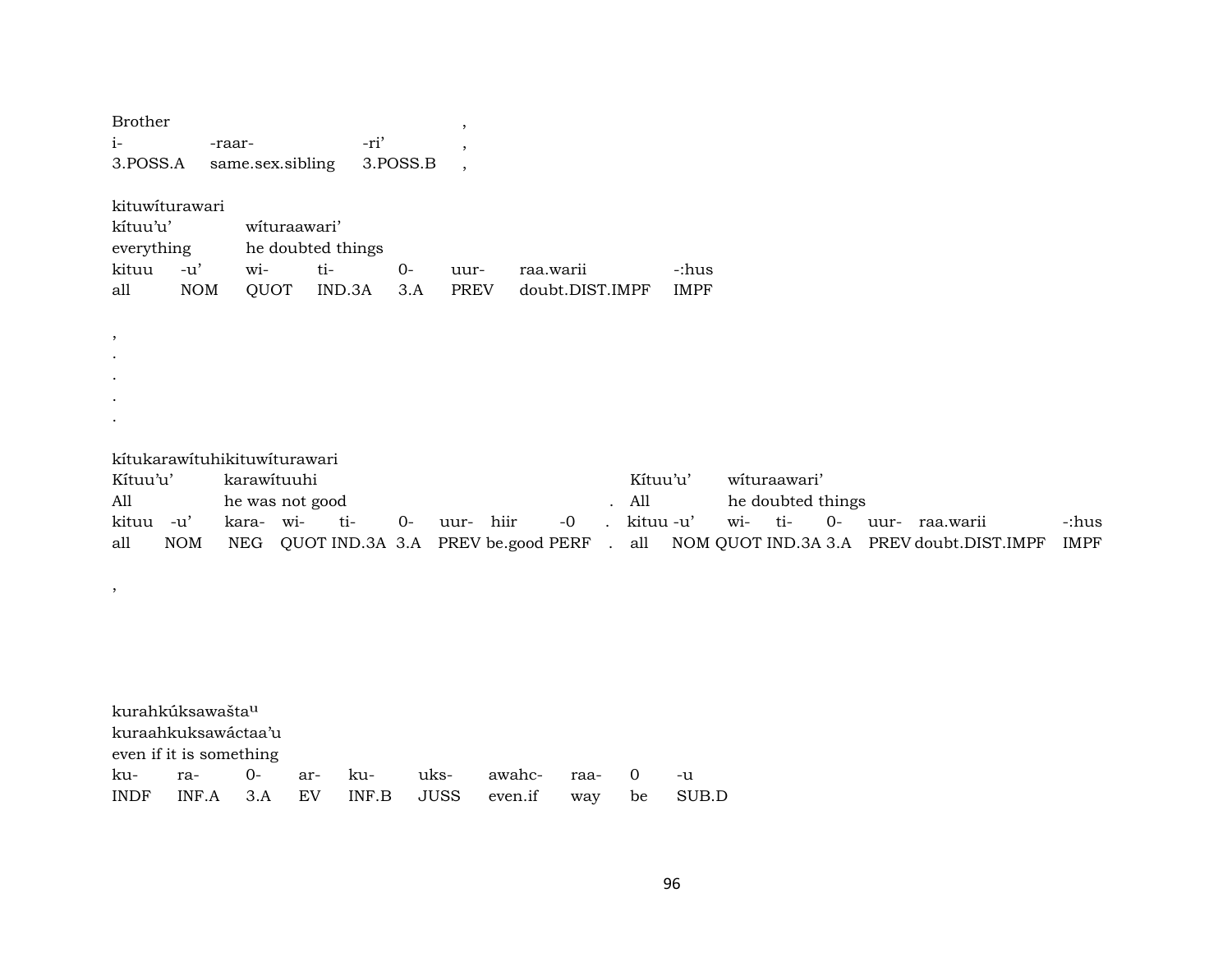Brother ,
i- -raar- -ri' ,
3.POSS.A same.sex.sibling 3.POSS.B ,

kituwíturawari
kítuu'u' wíturaawari'
everything he doubted things
kituu -u' wi- ti- 0- uur- raa.warii -:hus
all NOM QUOT IND.3A 3.A PREV doubt.DIST.IMPF IMPF

,
.
.
.
.

kítukarawítuhikituwíturawari
Kítuu'u' karawítuuhi . Kítuu'u' wíturaawari'
All he was not good . All he doubted things
kituu -u' kara- wi- ti- 0- uur- hiir -0 . kituu -u' wi- ti- 0- uur- raa.warii -:hus
all NOM NEG QUOT IND.3A 3.A PREV be.good PERF . all NOM QUOT IND.3A 3.A PREV doubt.DIST.IMPF IMPF

,

kurahkúksawašta[u]
kuraahkuksawáctaa'u
even if it is something
ku- ra- 0- ar- ku- uks- awahc- raa- 0 -u
INDF INF.A 3.A EV INF.B JUSS even.if way be SUB.D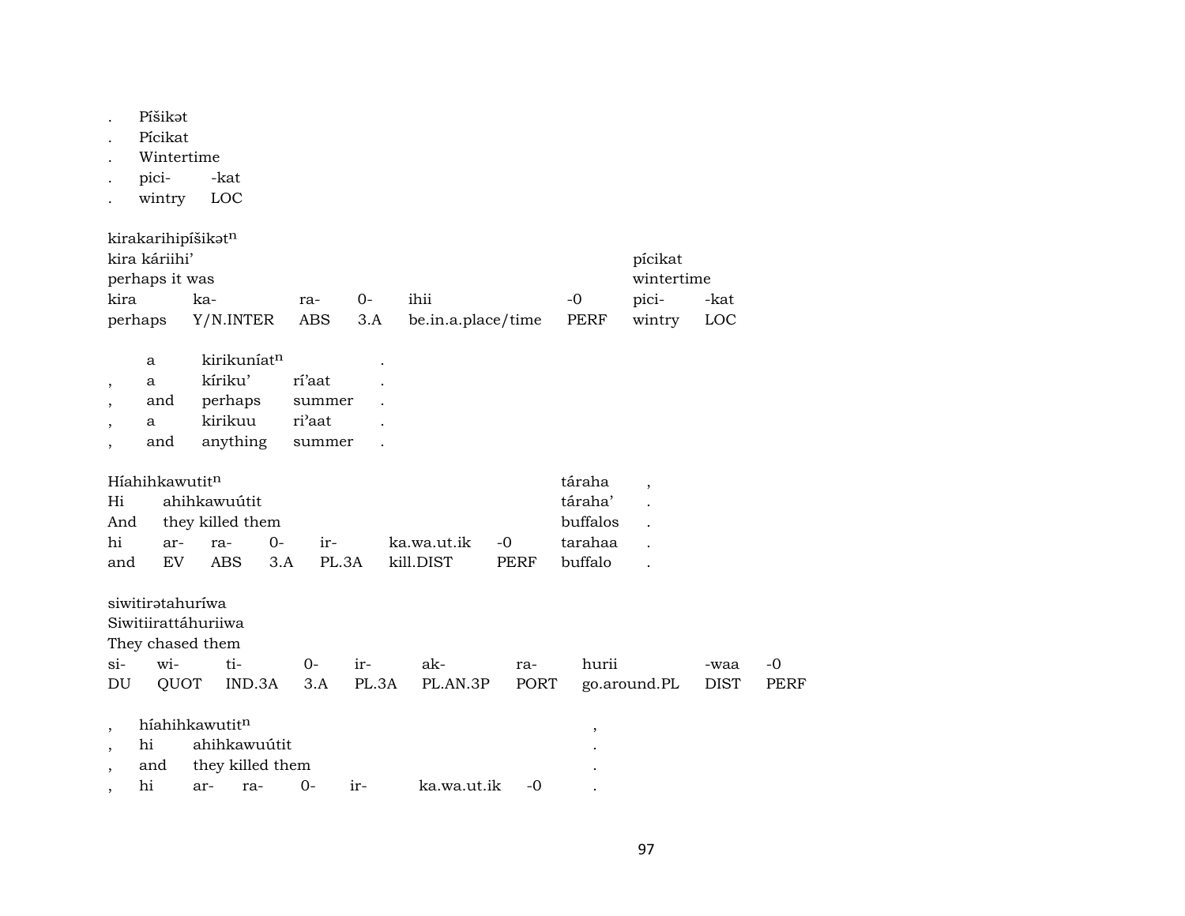| . | Píšikət | |
|---|---|---|
| . | Pícikat | |
| . | Wintertime | |
| . | pici- | -kat |
| . | wintry | LOC |

kirakarihipíšikət^n

| kira káriihi' | | | | | | pícikat | |
|---|---|---|---|---|---|---|---|
| perhaps it was | | | | | | wintertime | |
| kira | ka- | ra- | 0- | ihii | -0 | pici- | -kat |
| perhaps | Y/N.INTER | ABS | 3.A | be.in.a.place/time | PERF | wintry | LOC |

| | a | kirikuníat^n | | . |
|---|---|---|---|---|
| , | a | kíriku' | rí'aat | . |
| , | and | perhaps | summer | . |
| , | a | kirikuu | ri'aat | . |
| , | and | anything | summer | . |

Híahihkawutit^n

| | | | | | | táraha | , |
|---|---|---|---|---|---|---|---|
| Hi | ahihkawuútit | | | | | táraha' | . |
| And | they killed them | | | | | buffalos | . |
| hi | ar- | ra- | 0- | ir- | ka.wa.ut.ik | -0 | tarahaa | . |
| and | EV | ABS | 3.A | PL.3A | kill.DIST | PERF | buffalo | . |

siwitirətahuríwa

Siwitiirattáhuriiwa

They chased them

| si- | wi- | ti- | 0- | ir- | ak- | ra- | hurii | -waa | -0 |
|---|---|---|---|---|---|---|---|---|---|
| DU | QUOT | IND.3A | 3.A | PL.3A | PL.AN.3P | PORT | go.around.PL | DIST | PERF |

| , | híahihkawutit^n | | | | | | , |
|---|---|---|---|---|---|---|---|
| , | hi | ahihkawuútit | | | | | . |
| , | and | they killed them | | | | | . |
| , | hi | ar- | ra- | 0- | ir- | ka.wa.ut.ik | -0 | . |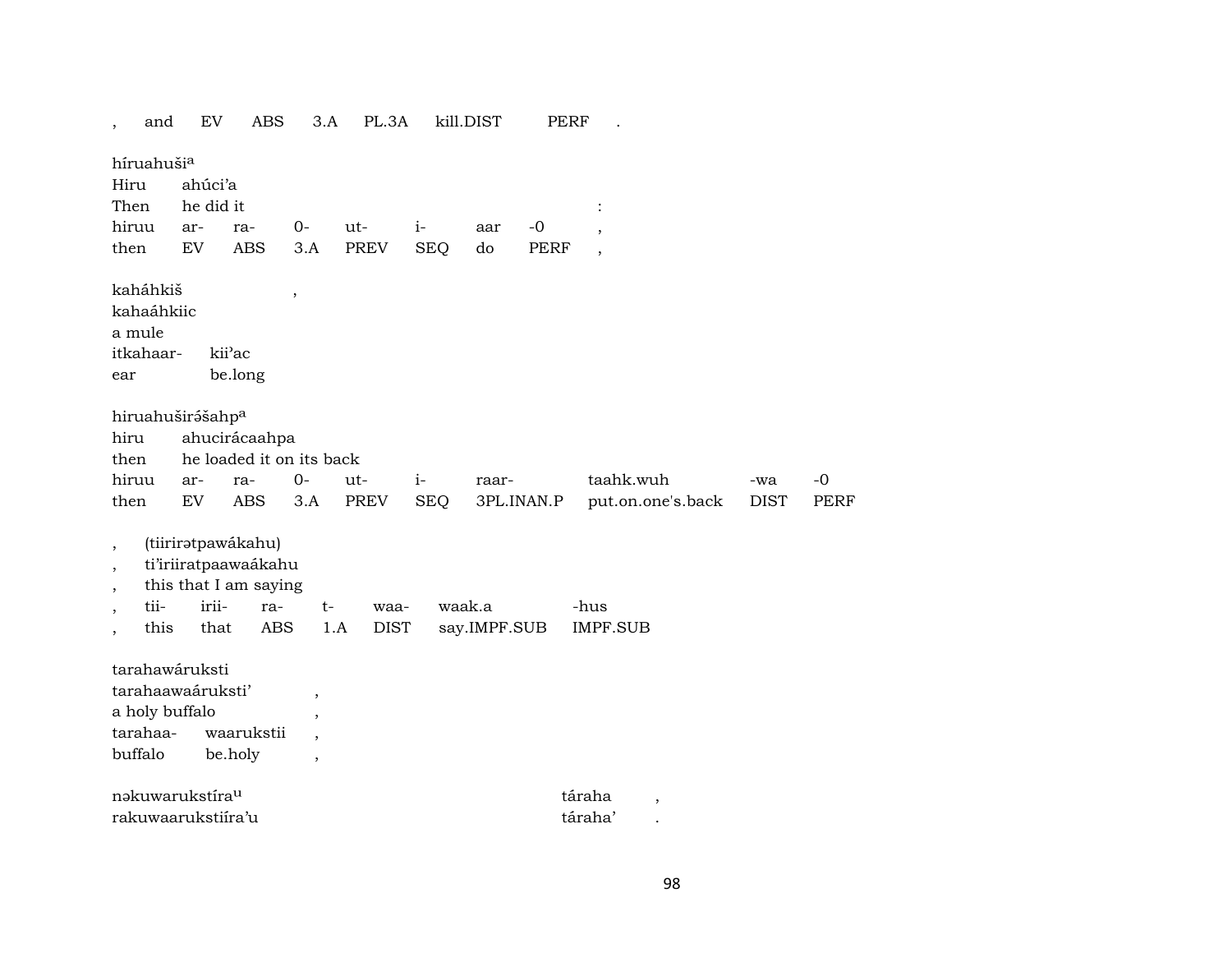| , | and | EV | ABS | 3.A | PL.3A | kill.DIST | PERF | . |
|---|---|---|---|---|---|---|---|---|

híruahuši[a]
Hiru ahúci’a
Then he did it :

| hiruu | ar- | ra- | 0- | ut- | i- | aar | -0 | , |
|---|---|---|---|---|---|---|---|---|
| then | EV | ABS | 3.A | PREV | SEQ | do | PERF | , |

kaháhkiš ,
kahaáhkiic
a mule

| itkahaar- | kii’ac |
|---|---|
| ear | be.long |

hiruahuširə́šahp[a]
hiru ahucirácaahpa
then he loaded it on its back

| hiruu | ar- | ra- | 0- | ut- | i- | raar- | taahk.wuh | -wa | -0 |
|---|---|---|---|---|---|---|---|---|---|
| then | EV | ABS | 3.A | PREV | SEQ | 3PL.INAN.P | put.on.one's.back | DIST | PERF |

, (tiirirətpawákahu)
, ti’iriiratpaawaákahu
, this that I am saying

| , | tii- | irii- | ra- | t- | waa- | waak.a | -hus |
|---|---|---|---|---|---|---|---|
| , | this | that | ABS | 1.A | DIST | say.IMPF.SUB | IMPF.SUB |

tarahawáruksti
tarahaawaáruksti’ ,
a holy buffalo ,

| tarahaa- | waarukstii | , |
|---|---|---|
| buffalo | be.holy | , |

nəkuwarukstíra[u] táraha ,
rakuwaarukstiíra’u táraha’ .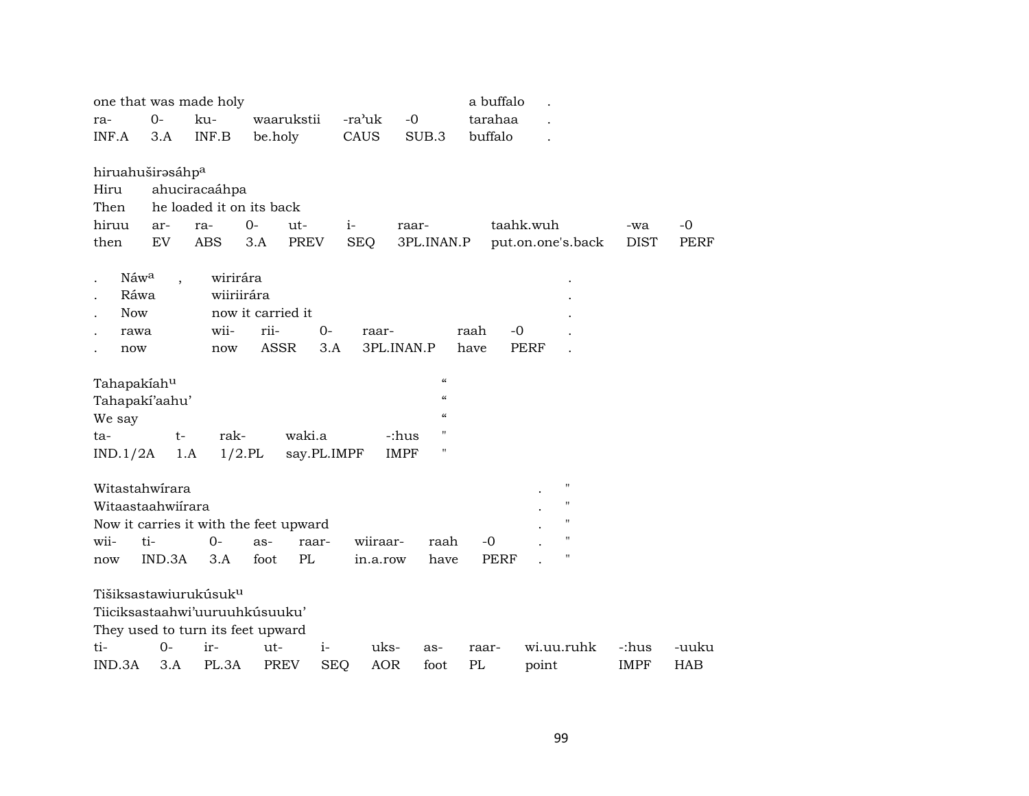| one that was made holy | | | | | | a buffalo | . |
|---|---|---|---|---|---|---|---|
| ra- | 0- | ku- | waarukstii | -ra'uk | -0 | tarahaa | . |
| INF.A | 3.A | INF.B | be.holy | CAUS | SUB.3 | buffalo | . |

hiruahuširəsáhp[a]

| Hiru | ahuciracaáhpa | | | | | | | | |
|---|---|---|---|---|---|---|---|---|---|
| Then | he loaded it on its back | | | | | | | | |
| hiruu | ar- | ra- | 0- | ut- | i- | raar- | taahk.wuh | -wa | -0 |
| then | EV | ABS | 3.A | PREV | SEQ | 3PL.INAN.P | put.on.one's.back | DIST | PERF |

| . | Náw[a] | , | wirirára | | | | | . |
|---|---|---|---|---|---|---|---|---|
| . | Ráwa | | wiiriirára | | | | | . |
| . | Now | | now it carried it | | | | | . |
| . | rawa | | wii- | rii- | 0- | raar- | raah | -0 | . |
| . | now | | now | ASSR | 3.A | 3PL.INAN.P | have | PERF | . |

| Tahapakíah[u] | | | | | " |
|---|---|---|---|---|---|
| Tahapakí'aahu' | | | | | " |
| We say | | | | | " |
| ta- | t- | rak- | waki.a | -:hus | " |
| IND.1/2A | 1.A | 1/2.PL | say.PL.IMPF | IMPF | " |

| Witastahwírara | | | | | | | . | " |
|---|---|---|---|---|---|---|---|---|
| Witaastaahwiírara | | | | | | | . | " |
| Now it carries it with the feet upward | | | | | | | . | " |
| wii- | ti- | 0- | as- | raar- | wiiraar- | raah | -0 | . | " |
| now | IND.3A | 3.A | foot | PL | in.a.row | have | PERF | . | " |

Tišiksastawiurukúsuk[u]

| Tiiciksastaahwi'uuruuhkúsuuku' | | | | | | | | | | |
|---|---|---|---|---|---|---|---|---|---|---|
| They used to turn its feet upward | | | | | | | | | | |
| ti- | 0- | ir- | ut- | i- | uks- | as- | raar- | wi.uu.ruhk | -:hus | -uuku |
| IND.3A | 3.A | PL.3A | PREV | SEQ | AOR | foot | PL | point | IMPF | HAB |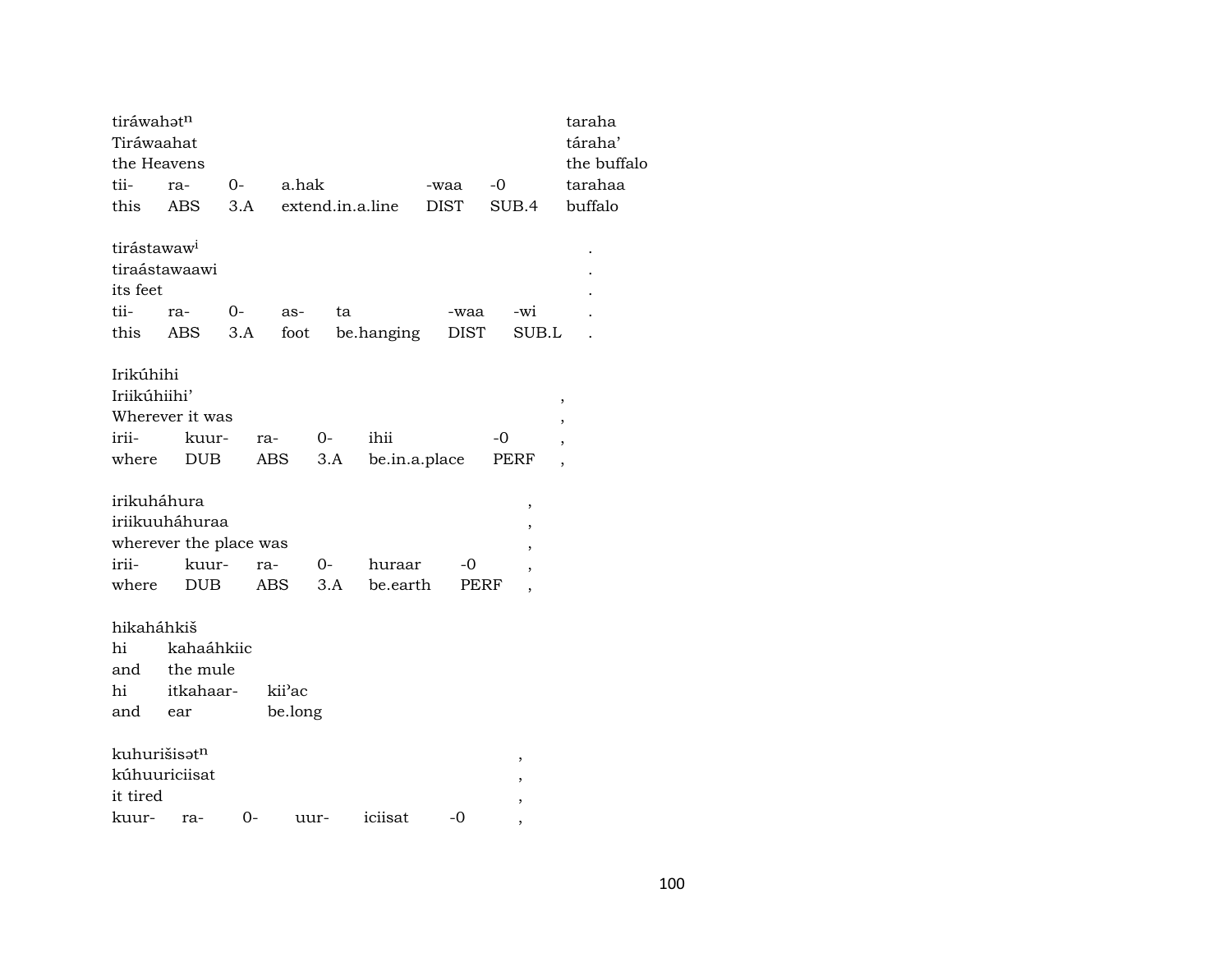| tiráwahətⁿ | | | | | | taraha |
|---|---|---|---|---|---|---|
| Tiráwaahat | | | | | | táraha' |
| the Heavens | | | | | | the buffalo |
| tii- | ra- | 0- | a.hak | -waa | -0 | tarahaa |
| this | ABS | 3.A | extend.in.a.line | DIST | SUB.4 | buffalo |

| tirástawawⁱ | | | | | | | . |
|---|---|---|---|---|---|---|---|
| tiraástawaawi | | | | | | | . |
| its feet | | | | | | | . |
| tii- | ra- | 0- | as- | ta | -waa | -wi | . |
| this | ABS | 3.A | foot | be.hanging | DIST | SUB.L | . |

| Irikúhihi | | | | | | |
|---|---|---|---|---|---|---|
| Iriikúhiihi' | | | | | | , |
| Wherever it was | | | | | | , |
| irii- | kuur- | ra- | 0- | ihii | -0 | , |
| where | DUB | ABS | 3.A | be.in.a.place | PERF | , |

| irikuháhura | | | | | | , |
|---|---|---|---|---|---|---|
| iriikuuháhuraa | | | | | | , |
| wherever the place was | | | | | | , |
| irii- | kuur- | ra- | 0- | huraar | -0 | , |
| where | DUB | ABS | 3.A | be.earth | PERF | , |

| hikaháhkiš | | |
|---|---|---|
| hi | kahaáhkiic | |
| and | the mule | |
| hi | itkahaar- | kii'ac |
| and | ear | be.long |

| kuhurišisətⁿ | | | | | | , |
|---|---|---|---|---|---|---|
| kúhuuriciisat | | | | | | , |
| it tired | | | | | | , |
| kuur- | ra- | 0- | uur- | iciisat | -0 | , |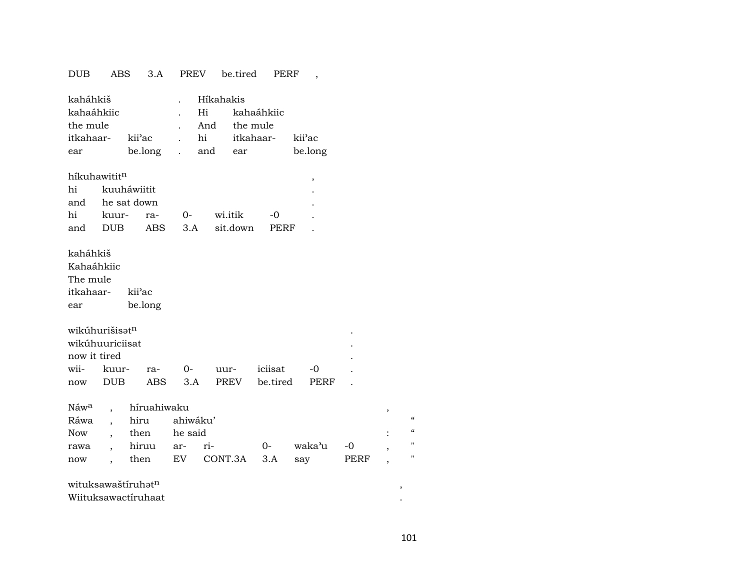| DUB | ABS | 3.A | PREV | be.tired | PERF | , |
|---|---|---|---|---|---|---|

| kaháhkiš | | . | Híkahakis | | |
|---|---|---|---|---|---|
| kahaáhkiic | | . | Hi | kahaáhkiic | |
| the mule | | . | And | the mule | |
| itkahaar- | kii'ac | . | hi | itkahaar- | kii'ac |
| ear | be.long | . | and | ear | be.long |

| híkuhawitit$^{n}$ | | | | | | , |
|---|---|---|---|---|---|---|
| hi | kuuháwiitit | | | | | . |
| and | he sat down | | | | | . |
| hi | kuur- | ra- | 0- | wi.itik | -0 | . |
| and | DUB | ABS | 3.A | sit.down | PERF | . |

| kaháhkiš | |
|---|---|
| Kahaáhkiic | |
| The mule | |
| itkahaar- | kii'ac |
| ear | be.long |

| wikúhurišisət$^{n}$ | | | | | | | . |
|---|---|---|---|---|---|---|---|
| wikúhuuriciisat | | | | | | | . |
| now it tired | | | | | | | . |
| wii- | kuur- | ra- | 0- | uur- | iciisat | -0 | . |
| now | DUB | ABS | 3.A | PREV | be.tired | PERF | . |

| Náw$^{a}$ | , | híruahiwaku | | | | | | , | |
|---|---|---|---|---|---|---|---|---|---|
| Ráwa | , | hiru | ahiwáku' | | | | | | " |
| Now | , | then | he said | | | | | : | " |
| rawa | , | hiruu | ar- | ri- | 0- | waka'u | -0 | , | " |
| now | , | then | EV | CONT.3A | 3.A | say | PERF | , | " |

| wituksawaštíruhət$^{n}$ | , |
|---|---|
| Wiituksawactíruhaat | . |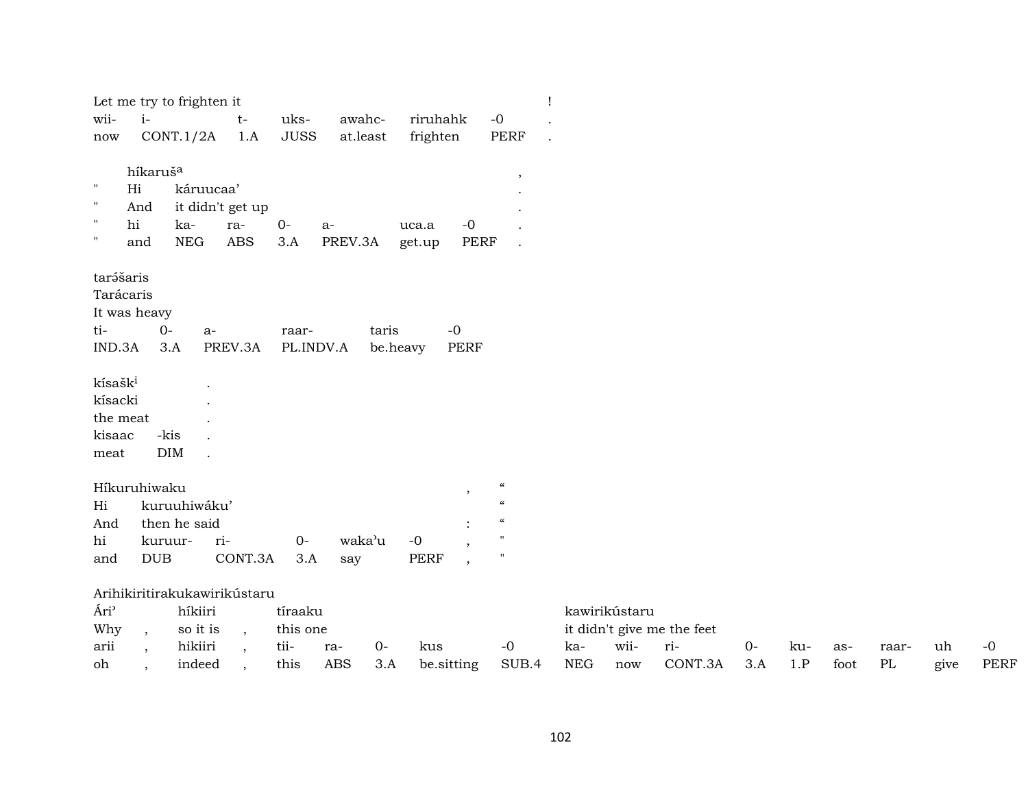| Let me try to frighten it | | | | | | !|
|---|---|---|---|---|---|---|
| wii- | i- | t- | uks- | awahc- | riruhahk | -0 | . |
| now | CONT.1/2A | 1.A | JUSS | at.least | frighten | PERF | . |

| | híkaruš[a] | | | | | | , |
|---|---|---|---|---|---|---|---|
| " | Hi | káruucaa' | | | | | . |
| " | And | it didn't get up | | | | | . |
| " | hi | ka- | ra- | 0- | a- | uca.a | -0 | . |
| " | and | NEG | ABS | 3.A | PREV.3A | get.up | PERF | . |

| tarə́šaris | | | | | |
|---|---|---|---|---|---|
| Tarácaris | | | | | |
| It was heavy | | | | | |
| ti- | 0- | a- | raar- | taris | -0 |
| IND.3A | 3.A | PREV.3A | PL.INDV.A | be.heavy | PERF |

| kísašk[i] | | . |
|---|---|---|
| kísacki | | . |
| the meat | | . |
| kisaac | -kis | . |
| meat | DIM | . |

| Híkuruhiwaku | | | | | , | " |
|---|---|---|---|---|---|---|
| Hi | kuruuhiwáku' | | | | | " |
| And | then he said | | | | : | " |
| hi | kuruur- | ri- | 0- | waka'u | -0 | , | " |
| and | DUB | CONT.3A | 3.A | say | PERF | , | " |

Arihikiritirakukawirikústaru

| Ári' | | híkiiri | | tíraaku | | | | kawirikústaru | | | | | | | | |
|---|---|---|---|---|---|---|---|---|---|---|---|---|---|---|---|---|
| Why | , | so it is | , | this one | | | | it didn't give me the feet | | | | | | | | |
| arii | , | hikiiri | , | tii- | ra- | 0- | kus | -0 | ka- | wii- | ri- | 0- | ku- | as- | raar- | uh | -0 |
| oh | , | indeed | , | this | ABS | 3.A | be.sitting | SUB.4 | NEG | now | CONT.3A | 3.A | 1.P | foot | PL | give | PERF |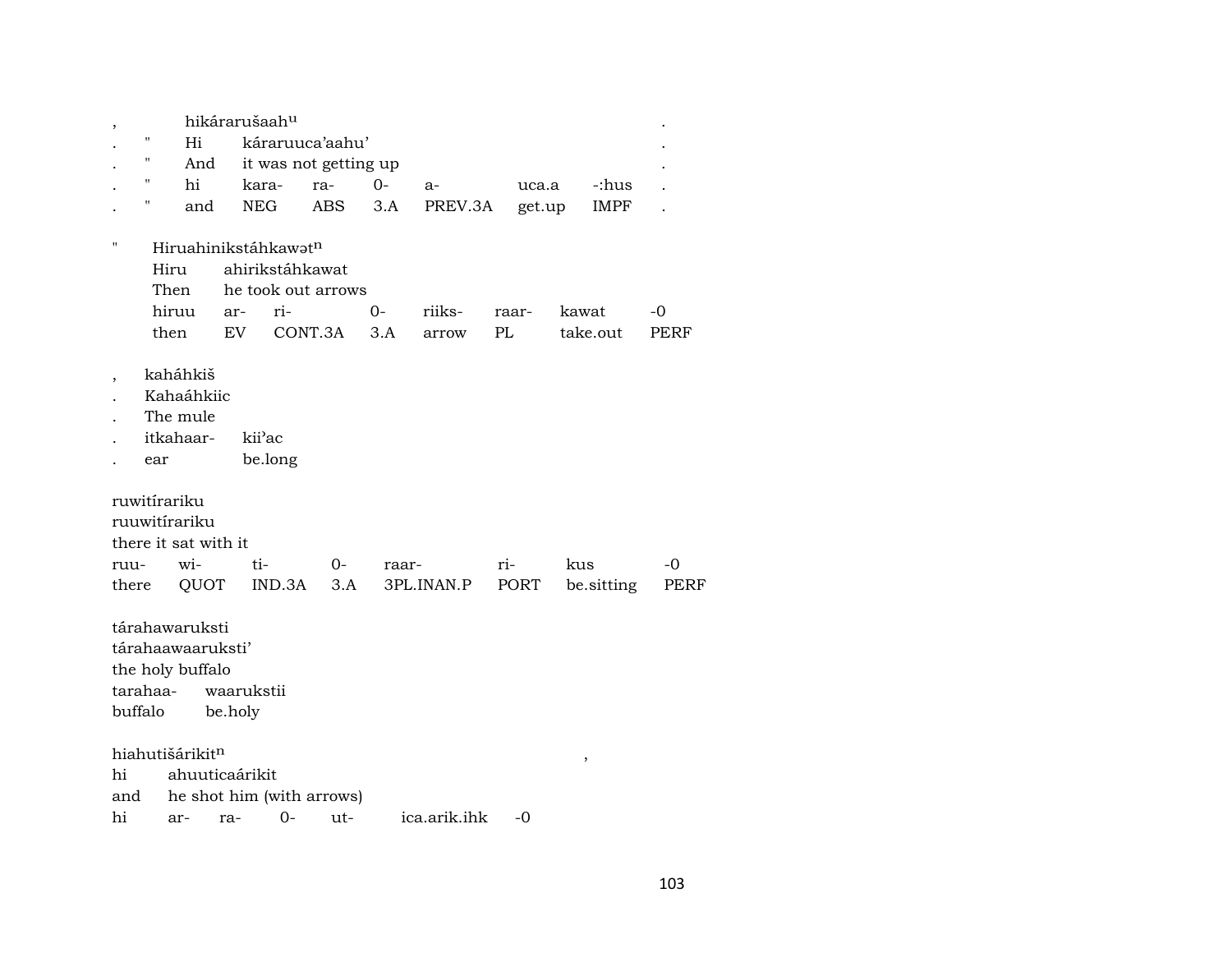| , | | hikárarušaah^u | | | | | | | . |
|---|---|---|---|---|---|---|---|---|---|
| . | " | Hi | kárarauuca'aahu' | | | | | | . |
| . | " | And | it was not getting up | | | | | | . |
| . | " | hi | kara- | ra- | 0- | a- | uca.a | -:hus | . |
| . | " | and | NEG | ABS | 3.A | PREV.3A | get.up | IMPF | . |

| " | Hiruahinikstáhkawət^n | | | | | | |
|---|---|---|---|---|---|---|---|
| | Hiru | ahirikstáhkawat | | | | | |
| | Then | he took out arrows | | | | | |
| | hiruu | ar- | ri- | 0- | riiks- | raar- | kawat | -0 |
| | then | EV | CONT.3A | 3.A | arrow | PL | take.out | PERF |

| , | kaháhkiš | |
|---|---|---|
| . | Kahaáhkiic | |
| . | The mule | |
| . | itkahaar- | kii'ac |
| . | ear | be.long |

| ruwitírariku | | | | | | | |
|---|---|---|---|---|---|---|---|
| ruuwitírariku | | | | | | | |
| there it sat with it | | | | | | | |
| ruu- | wi- | ti- | 0- | raar- | ri- | kus | -0 |
| there | QUOT | IND.3A | 3.A | 3PL.INAN.P | PORT | be.sitting | PERF |

| tárahawaruksti | |
|---|---|
| tárahaawaaruksti' | |
| the holy buffalo | |
| tarahaa- | waarukstii |
| buffalo | be.holy |

| hiahutišárikit^n | | | | | | , |
|---|---|---|---|---|---|---|
| hi | ahuuticaárikit | | | | | |
| and | he shot him (with arrows) | | | | | |
| hi | ar- | ra- | 0- | ut- | ica.arik.ihk | -0 |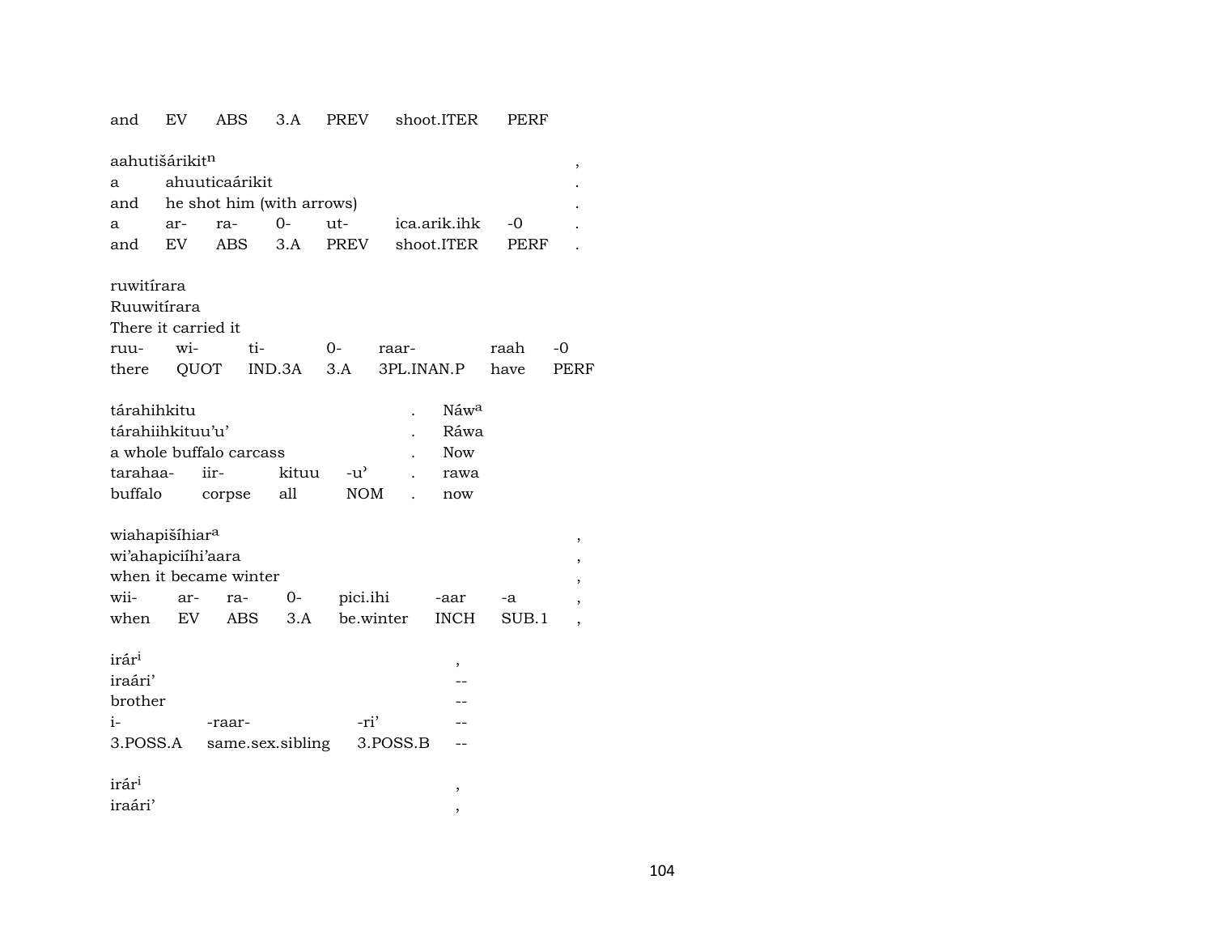and EV ABS 3.A PREV shoot.ITER PERF

aahutišárikit[n] ,
a ahuuticaárikit .
and he shot him (with arrows) .
a ar- ra- 0- ut- ica.arik.ihk -0 .
and EV ABS 3.A PREV shoot.ITER PERF .

ruwitírara
Ruuwitírara
There it carried it
ruu- wi- ti- 0- raar- raah -0
there QUOT IND.3A 3.A 3PL.INAN.P have PERF

tárahihkitu . Náw[a]
tárahiiihkituu'u' . Ráwa
a whole buffalo carcass . Now
tarahaa- iir- kituu -u' . rawa
buffalo corpse all NOM . now

wiahapišíhiar[a] ,
wi'ahapiciíhi'aara ,
when it became winter ,
wii- ar- ra- 0- pici.ihi -aar -a ,
when EV ABS 3.A be.winter INCH SUB.1 ,

irár[i] ,
iraári' --
brother --
i- -raar- -ri' --
3.POSS.A same.sex.sibling 3.POSS.B --

irár[i] ,
iraári' ,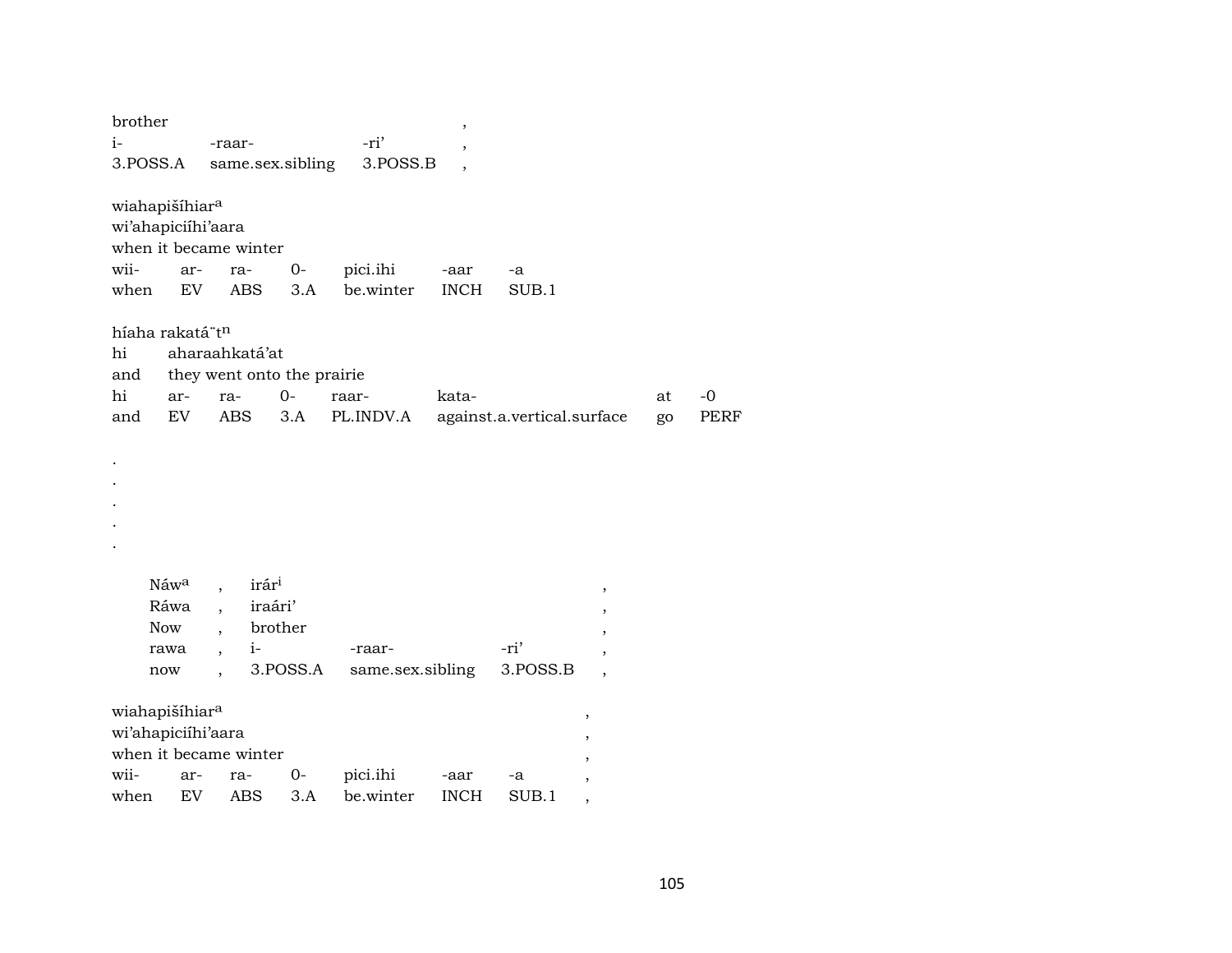brother ,
i- -raar- -ri' ,
3.POSS.A same.sex.sibling 3.POSS.B ,

wiahapišíhiar[a]
wi'ahapiciíhi'aara
when it became winter

| wii- | ar- | ra- | 0- | pici.ihi | -aar | -a |
|---|---|---|---|---|---|---|
| when | EV | ABS | 3.A | be.winter | INCH | SUB.1 |

híaha rakatá¨t[n]
hi aharaahkatá'at
and they went onto the prairie

| hi | ar- | ra- | 0- | raar- | kata- | at | -0 |
|---|---|---|---|---|---|---|---|
| and | EV | ABS | 3.A | PL.INDV.A | against.a.vertical.surface | go | PERF |

.
.
.
.
.

| Náw[a] | , | irár[i] | | | , |
|---|---|---|---|---|---|
| Ráwa | , | iraári' | | | , |
| Now | , | brother | | | , |
| rawa | , | i- | -raar- | -ri' | , |
| now | , | 3.POSS.A | same.sex.sibling | 3.POSS.B | , |

wiahapišíhiar[a] ,
wi'ahapiciíhi'aara ,
when it became winter ,

| wii- | ar- | ra- | 0- | pici.ihi | -aar | -a | , |
|---|---|---|---|---|---|---|---|
| when | EV | ABS | 3.A | be.winter | INCH | SUB.1 | , |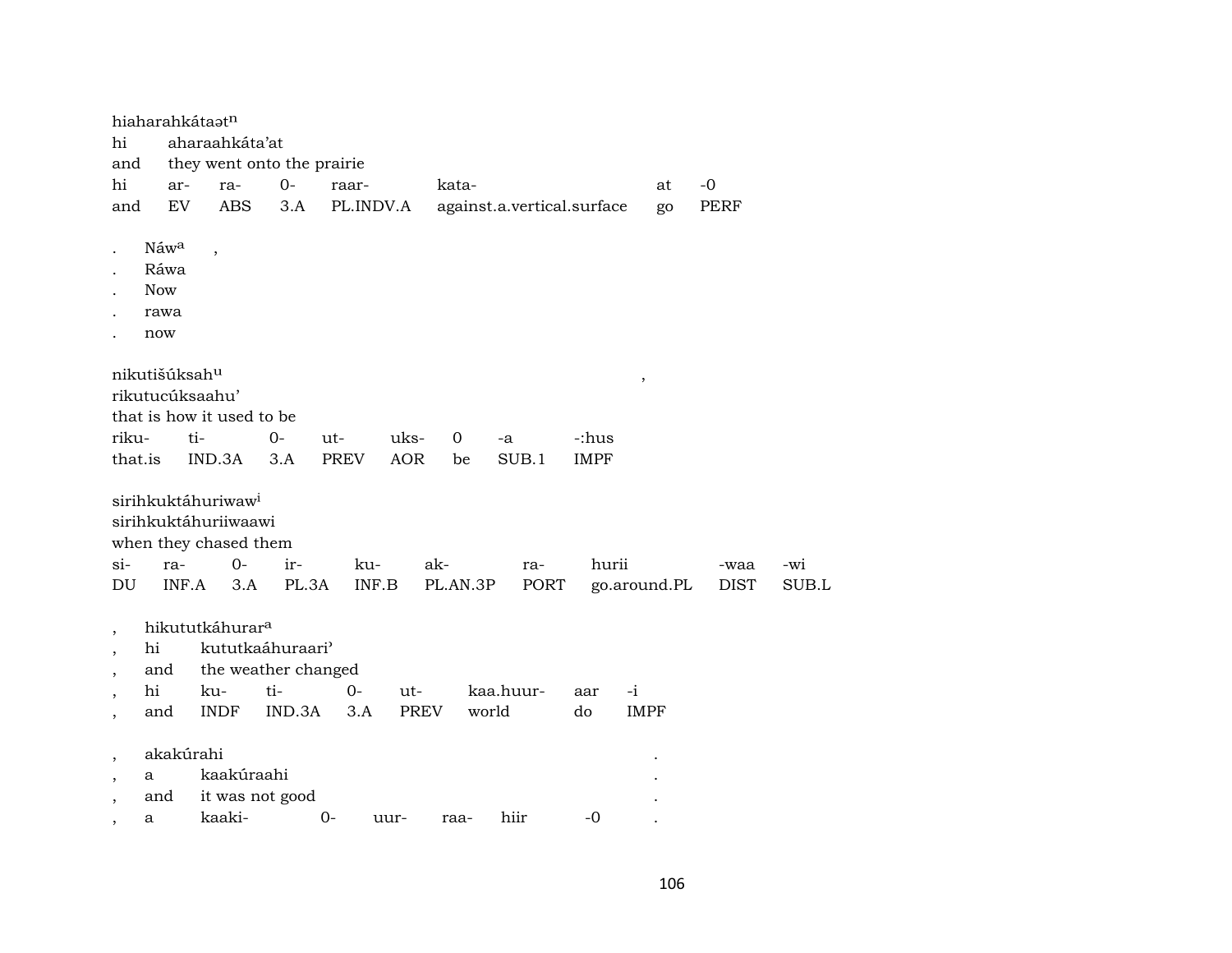hiaharahkátaət[n]
hi aharaahkáta'at
and they went onto the prairie

| hi | ar- | ra- | 0- | raar- | kata- | at | -0 |
|---|---|---|---|---|---|---|---|
| and | EV | ABS | 3.A | PL.INDV.A | against.a.vertical.surface | go | PERF |

| . | Náw[a] | , |
|---|---|---|
| . | Ráwa | |
| . | Now | |
| . | rawa | |
| . | now | |

nikutišúksah[u] ,
rikutucúksaahu'
that is how it used to be

| riku- | ti- | 0- | ut- | uks- | 0 | -a | -:hus |
|---|---|---|---|---|---|---|---|
| that.is | IND.3A | 3.A | PREV | AOR | be | SUB.1 | IMPF |

sirihkuktáhuriwaw[i]
sirihkuktáhuriiwaawi
when they chased them

| si- | ra- | 0- | ir- | ku- | ak- | ra- | hurii | -waa | -wi |
|---|---|---|---|---|---|---|---|---|---|
| DU | INF.A | 3.A | PL.3A | INF.B | PL.AN.3P | PORT | go.around.PL | DIST | SUB.L |

, hikututkáhurar[a]
, hi kututkaáhuraari'
, and the weather changed

| , | hi | ku- | ti- | 0- | ut- | kaa.huur- | aar | -i |
|---|---|---|---|---|---|---|---|---|
| , | and | INDF | IND.3A | 3.A | PREV | world | do | IMPF |

, akakúrahi .
, a kaakúraahi .
, and it was not good .

| , | a | kaaki- | 0- | uur- | raa- | hiir | -0 | . |
|---|---|---|---|---|---|---|---|---|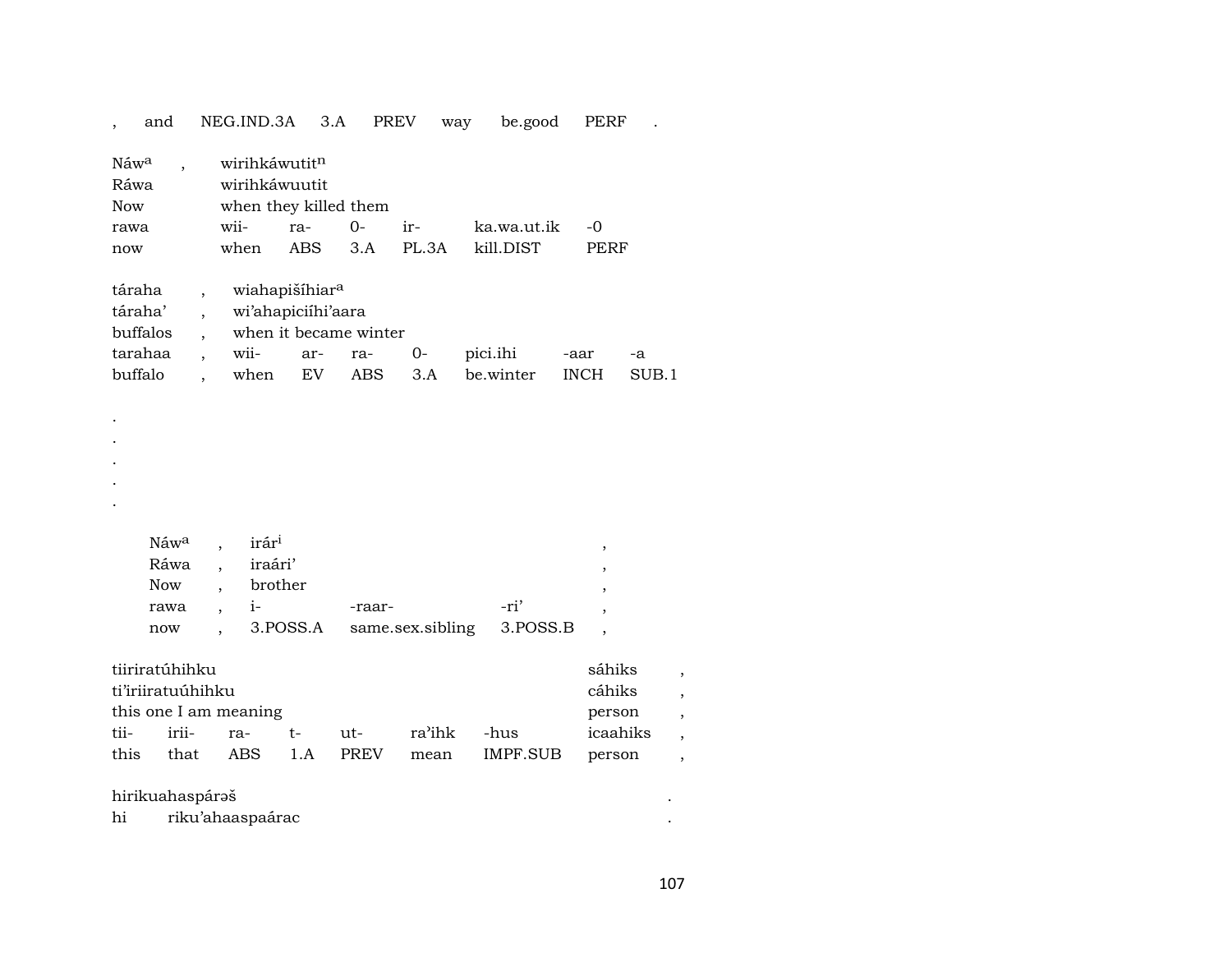| , | and | NEG.IND.3A | 3.A | PREV | way | be.good | PERF | . |
|---|---|---|---|---|---|---|---|---|

| Náwa | , | wirihkáwutitn | | | | | |
|---|---|---|---|---|---|---|---|
| Ráwa | | wirihkáwuutit | | | | | |
| Now | | when they killed them | | | | | |
| rawa | | wii- | ra- | 0- | ir- | ka.wa.ut.ik | -0 |
| now | | when | ABS | 3.A | PL.3A | kill.DIST | PERF |

| táraha | , | wiahapišíhiara | | | | | | |
|---|---|---|---|---|---|---|---|---|
| táraha' | , | wi'ahapiciíhi'aara | | | | | | |
| buffalos | , | when it became winter | | | | | | |
| tarahaa | , | wii- | ar- | ra- | 0- | pici.ihi | -aar | -a |
| buffalo | , | when | EV | ABS | 3.A | be.winter | INCH | SUB.1 |

.
.
.
.
.

| Náwa | , | irári | | | , |
|---|---|---|---|---|---|
| Ráwa | , | iraári' | | | , |
| Now | , | brother | | | , |
| rawa | , | i- | -raar- | -ri' | , |
| now | , | 3.POSS.A | same.sex.sibling | 3.POSS.B | , |

| tiiriratúhihku | | | | | | | sáhiks | , |
|---|---|---|---|---|---|---|---|---|
| ti'iriiratuúhihku | | | | | | | cáhiks | , |
| this one I am meaning | | | | | | | person | , |
| tii- | irii- | ra- | t- | ut- | ra'ihk | -hus | icaahiks | , |
| this | that | ABS | 1.A | PREV | mean | IMPF.SUB | person | , |

| hirikuahaspárəš | | . |
|---|---|---|
| hi | riku'ahaaspaárac | . |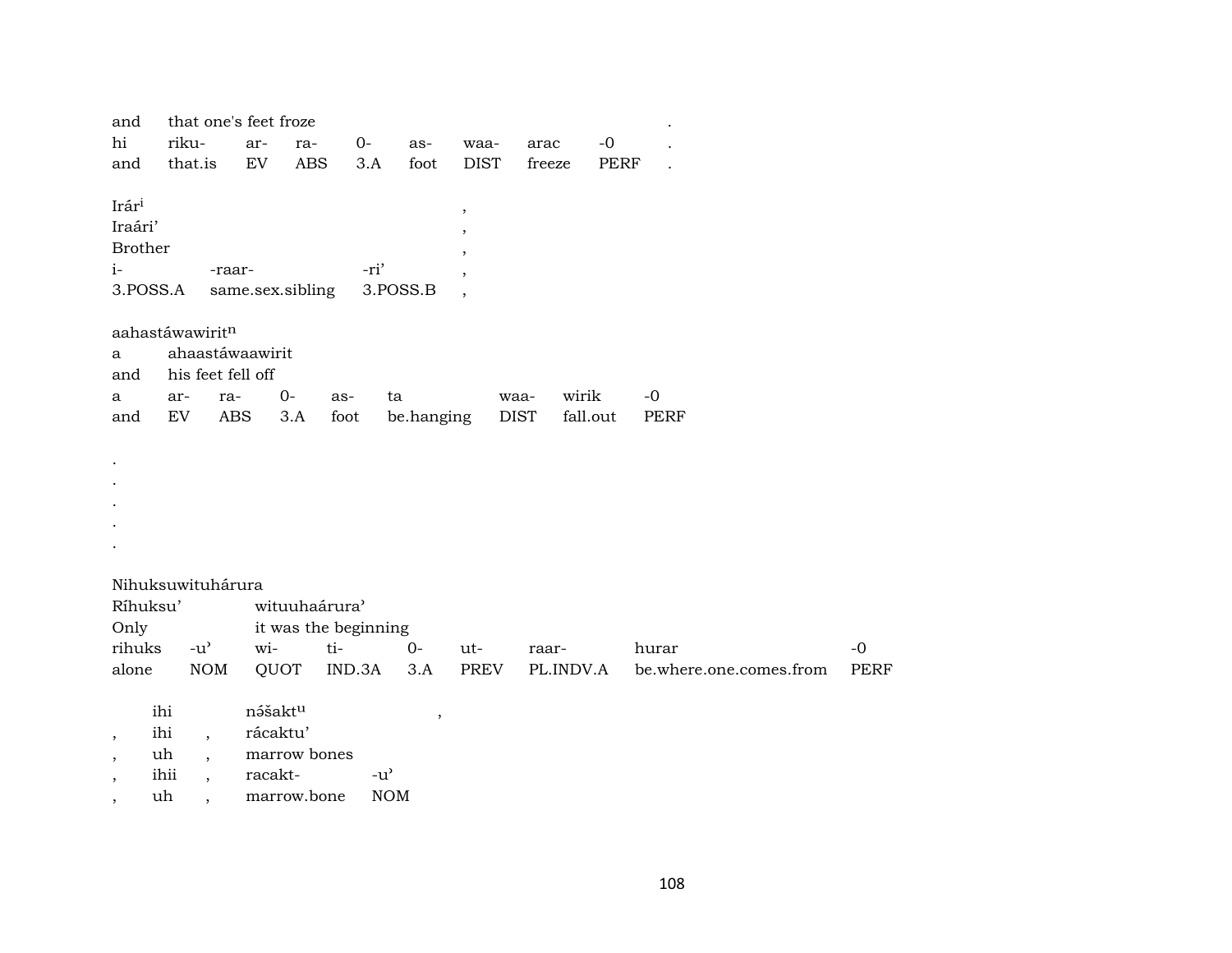| and | that one's feet froze | | | | | | | | . |
|---|---|---|---|---|---|---|---|---|---|
| hi | riku- | ar- | ra- | 0- | as- | waa- | arac | -0 | . |
| and | that.is | EV | ABS | 3.A | foot | DIST | freeze | PERF | . |

| Irár[i] | | | , |
|---|---|---|---|
| Iraári’ | | | , |
| Brother | | | , |
| i- | -raar- | -ri’ | , |
| 3.POSS.A | same.sex.sibling | 3.POSS.B | , |

aahastáwawirit[n]

| a | ahaastáwaawirit | | | | | | | |
|---|---|---|---|---|---|---|---|---|
| and | his feet fell off | | | | | | | |
| a | ar- | ra- | 0- | as- | ta | waa- | wirik | -0 |
| and | EV | ABS | 3.A | foot | be.hanging | DIST | fall.out | PERF |

.
.
.
.
.

Nihuksuwituhárura

| Ríhuksu’ | | wituuhaárura’ | | | | | | |
|---|---|---|---|---|---|---|---|---|
| Only | | it was the beginning | | | | | | |
| rihuks | -u’ | wi- | ti- | 0- | ut- | raar- | hurar | -0 |
| alone | NOM | QUOT | IND.3A | 3.A | PREV | PL.INDV.A | be.where.one.comes.from | PERF |

| | ihi | | nə̃šakt[u] | | , |
|---|---|---|---|---|---|
| , | ihi | , | rácaktu’ | | |
| , | uh | , | marrow bones | | |
| , | ihii | , | racakt- | -u’ | |
| , | uh | , | marrow.bone | NOM | |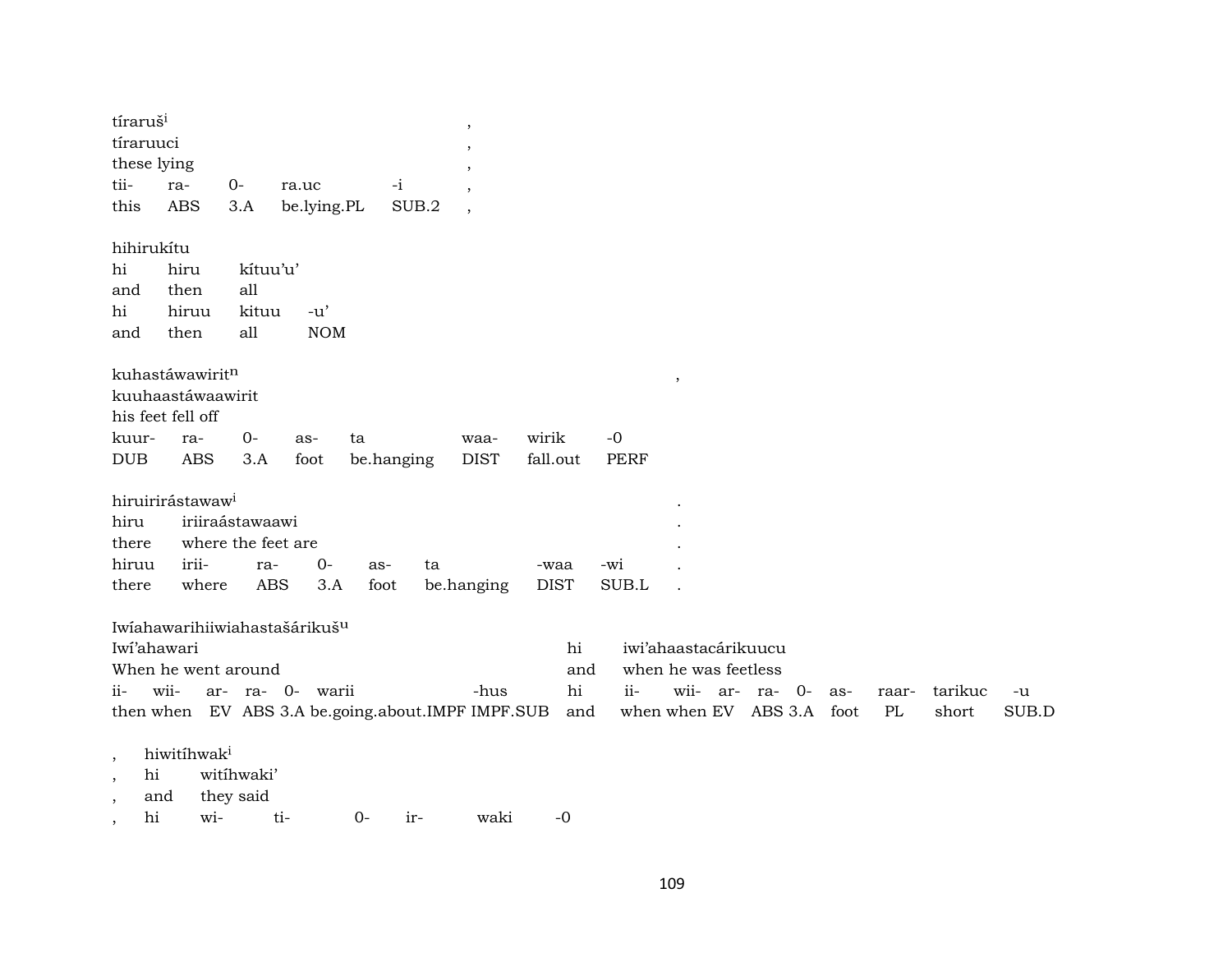| tíraruš[i] | | | | | , |
|---|---|---|---|---|---|
| tíraruuci | | | | | , |
| these lying | | | | | , |
| tii- | ra- | 0- | ra.uc | -i | , |
| this | ABS | 3.A | be.lying.PL | SUB.2 | , |

| hihirukítu | | | |
|---|---|---|---|
| hi | hiru | kítuu’u’ | |
| and | then | all | |
| hi | hiruu | kituu | -u’ |
| and | then | all | NOM |

| kuhastáwawirit[n] | | | | | | | | , |
|---|---|---|---|---|---|---|---|---|
| kuuhaastáwaawirit | | | | | | | | |
| his feet fell off | | | | | | | | |
| kuur- | ra- | 0- | as- | ta | waa- | wirik | -0 | |
| DUB | ABS | 3.A | foot | be.hanging | DIST | fall.out | PERF | |

| hiruirirástawaw[i] | | | | | | | | . |
|---|---|---|---|---|---|---|---|---|
| hiru | iriiraástawaawi | | | | | | | . |
| there | where the feet are | | | | | | | . |
| hiruu | irii- | ra- | 0- | as- | ta | -waa | -wi | . |
| there | where | ABS | 3.A | foot | be.hanging | DIST | SUB.L | . |

Iwíahawarihiiwiahastašárikuš[u]

| Iwí’ahawari | | | | | | | hi | iwi’ahaastacárikuucu | | | | | | | | | |
|---|---|---|---|---|---|---|---|---|---|---|---|---|---|---|---|---|---|
| When he went around | | | | | | | and | when he was feetless | | | | | | | | | |
| ii- | wii- | ar- | ra- | 0- | warii | -hus | hi | ii- | wii- | ar- | ra- | 0- | as- | raar- | tarikuc | -u | |
| then | when | EV | ABS | 3.A | be.going.about.IMPF | IMPF.SUB | and | when | when | EV | ABS | 3.A | foot | PL | short | SUB.D | |

| , | hiwitíhwak[i] | | | | | |
|---|---|---|---|---|---|---|
| , | hi | witíhwaki’ | | | | |
| , | and | they said | | | | |
| , | hi | wi- | ti- | 0- | ir- | waki | -0 |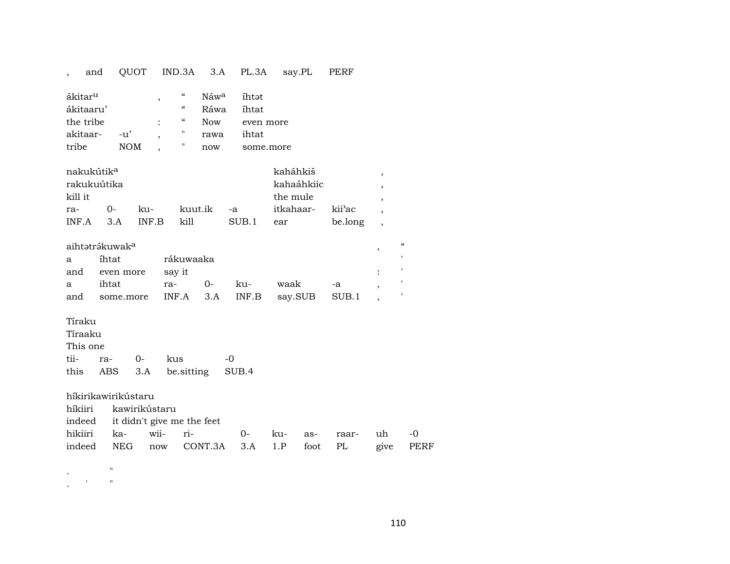| , | and | QUOT | IND.3A | 3.A | PL.3A | say.PL | PERF |
|---|---|---|---|---|---|---|---|

| ákitarᵘ | | , | “ | Náwᵃ | íhtət |
|---|---|---|---|---|---|
| ákitaaru’ | | | “ | Ráwa | íhtat |
| the tribe | | : | “ | Now | even more |
| akitaar- | -u’ | , | " | rawa | ihtat |
| tribe | NOM | , | " | now | some.more |

| nakukútikᵃ | | | | | kaháhkiš | | , |
|---|---|---|---|---|---|---|---|
| rakukuútika | | | | | kahaáhkiic | | , |
| kill it | | | | | the mule | | , |
| ra- | 0- | ku- | kuut.ik | -a | itkahaar- | kii’ac | , |
| INF.A | 3.A | INF.B | kill | SUB.1 | ear | be.long | , |

| aihtətrə́kuwakᵃ | | | | | | | , | “ |
|---|---|---|---|---|---|---|---|---|
| a | íhtat | rákuwaaka | | | | | | ' |
| and | even more | say it | | | | | : | ' |
| a | ihtat | ra- | 0- | ku- | waak | -a | , | ' |
| and | some.more | INF.A | 3.A | INF.B | say.SUB | SUB.1 | , | ' |

| Tíraku | | | | |
|---|---|---|---|---|
| Tíraaku | | | | |
| This one | | | | |
| tii- | ra- | 0- | kus | -0 |
| this | ABS | 3.A | be.sitting | SUB.4 |

| híkirikawirikústaru | | | | | | | | | |
|---|---|---|---|---|---|---|---|---|---|
| híkiiri | kawirikústaru | | | | | | | | |
| indeed | it didn't give me the feet | | | | | | | | |
| hikiiri | ka- | wii- | ri- | 0- | ku- | as- | raar- | uh | -0 |
| indeed | NEG | now | CONT.3A | 3.A | 1.P | foot | PL | give | PERF |

| . | | " |
|---|---|---|
| . | ' | " |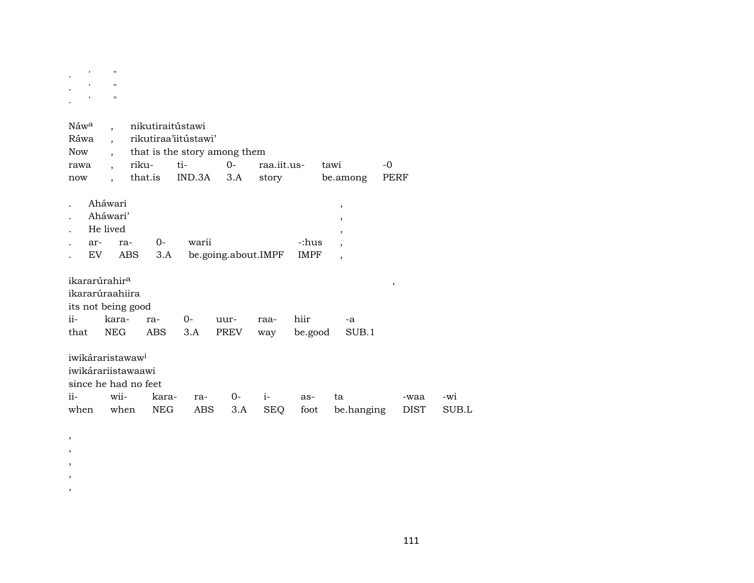.  '  "
.  '  "
.  '  "

Náw[a] , nikutiraitústawi
Ráwa , rikutiraa'iitústawi'
Now , that is the story among them

| rawa | , | riku- | ti- | 0- | raa.iit.us- | tawi | -0 |
|---|---|---|---|---|---|---|---|
| now | , | that.is | IND.3A | 3.A | story | be.among | PERF |

. Aháwari ,
. Aháwari' ,
. He lived ,

| . | ar- | ra- | 0- | warii | -:hus | , |
|---|---|---|---|---|---|---|
| . | EV | ABS | 3.A | be.going.about.IMPF | IMPF | , |

ikararúrahir[a] ,
ikararúraahiira
its not being good

| ii- | kara- | ra- | 0- | uur- | raa- | hiir | -a |
|---|---|---|---|---|---|---|---|
| that | NEG | ABS | 3.A | PREV | way | be.good | SUB.1 |

iwikáraristawaw[i]
iwikárariistawaawi
since he had no feet

| ii- | wii- | kara- | ra- | 0- | i- | as- | ta | -waa | -wi |
|---|---|---|---|---|---|---|---|---|---|
| when | when | NEG | ABS | 3.A | SEQ | foot | be.hanging | DIST | SUB.L |

,
,
,
,
,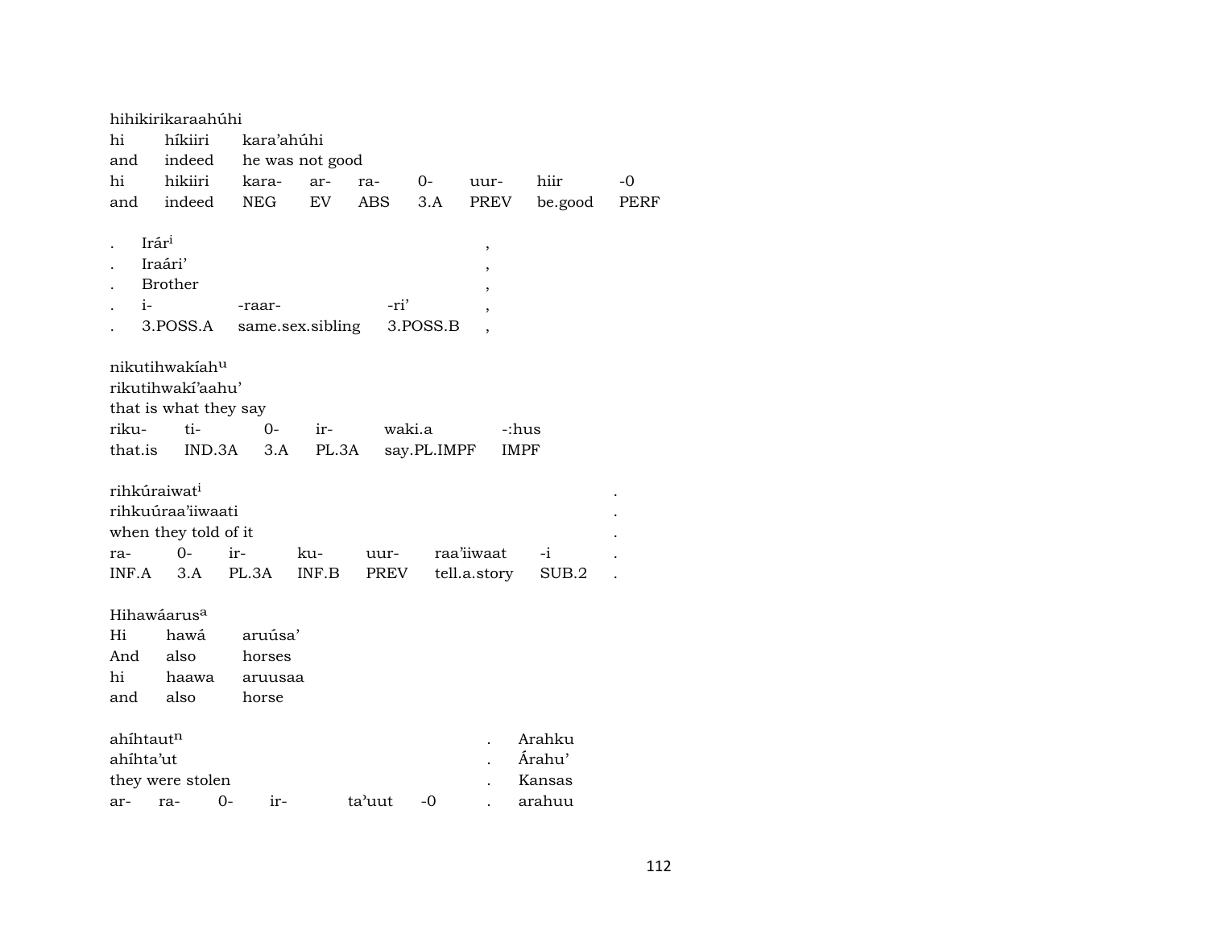hihikirikaraahúhi
hi híkiiri kara'ahúhi
and indeed he was not good

| hi | hikiiri | kara- | ar- | ra- | 0- | uur- | hiir | -0 |
|---|---|---|---|---|---|---|---|---|
| and | indeed | NEG | EV | ABS | 3.A | PREV | be.good | PERF |

. Irár^i ,
. Iraári' ,
. Brother ,

| . | i- | -raar- | -ri' | , |
|---|---|---|---|---|
| . | 3.POSS.A | same.sex.sibling | 3.POSS.B | , |

nikutihwakíah^u
rikutihwakí'aahu'
that is what they say

| riku- | ti- | 0- | ir- | waki.a | -:hus |
|---|---|---|---|---|---|
| that.is | IND.3A | 3.A | PL.3A | say.PL.IMPF | IMPF |

rihkúraiwat^i .
rihkuúraa'iiwaati .
when they told of it .

| ra- | 0- | ir- | ku- | uur- | raa'iiwaat | -i | . |
|---|---|---|---|---|---|---|---|
| INF.A | 3.A | PL.3A | INF.B | PREV | tell.a.story | SUB.2 | . |

Hihawáarus^a
Hi hawá aruúsa'
And also horses

| hi | haawa | aruusaa |
|---|---|---|
| and | also | horse |

ahíhtaut^n . Arahku
ahíhta'ut . Árahu'
they were stolen . Kansas

| ar- | ra- | 0- | ir- | ta'uut | -0 | . | arahuu |
|---|---|---|---|---|---|---|---|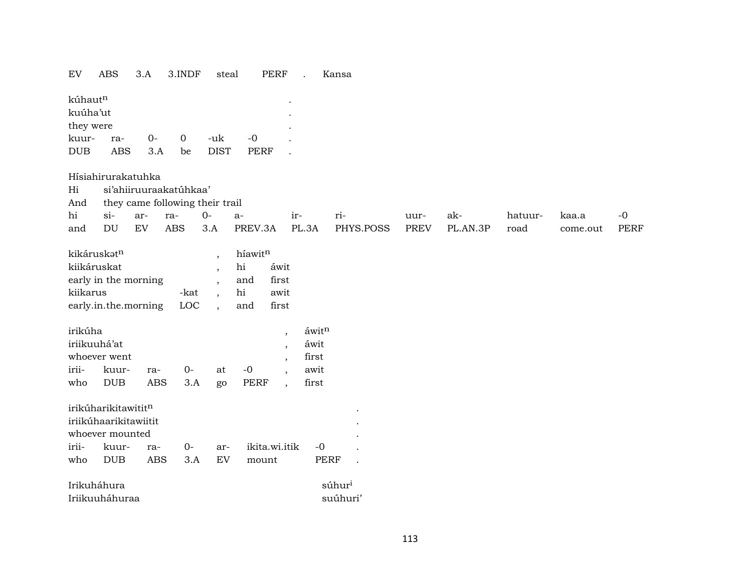| EV | ABS | 3.A | 3.INDF | steal | PERF | . | Kansa |
|---|---|---|---|---|---|---|---|

kúhaut$^{n}$ .
kuúha'ut .
they were .

| kuur- | ra- | 0- | 0 | -uk | -0 | . |
|---|---|---|---|---|---|---|
| DUB | ABS | 3.A | be | DIST | PERF | . |

Hísiahirurakatuhka
Hi si'ahiiruuraakatúhkaa'
And they came following their trail

| hi | si- | ar- | ra- | 0- | a- | ir- | ri- | uur- | ak- | hatuur- | kaa.a | -0 |
|---|---|---|---|---|---|---|---|---|---|---|---|---|
| and | DU | EV | ABS | 3.A | PREV.3A | PL.3A | PHYS.POSS | PREV | PL.AN.3P | road | come.out | PERF |

| kikáruskət$^{n}$ | | , | híawit$^{n}$ | |
|---|---|---|---|---|
| kiikáruskat | | , | hi | áwit |
| early in the morning | | , | and | first |
| kiikarus | -kat | , | hi | awit |
| early.in.the.morning | LOC | , | and | first |

irikúha , áwit$^{n}$
iriikuuhá'at , áwit
whoever went , first

| irii- | kuur- | ra- | 0- | at | -0 | , | awit |
|---|---|---|---|---|---|---|---|
| who | DUB | ABS | 3.A | go | PERF | , | first |

irikúharikitawitit$^{n}$ .
iriikúhaarikitawiitit .
whoever mounted .

| irii- | kuur- | ra- | 0- | ar- | ikita.wi.itik | -0 | . |
|---|---|---|---|---|---|---|---|
| who | DUB | ABS | 3.A | EV | mount | PERF | . |

Irikuháhura súhur$^{i}$
Iriikuuháhuraa suúhuri'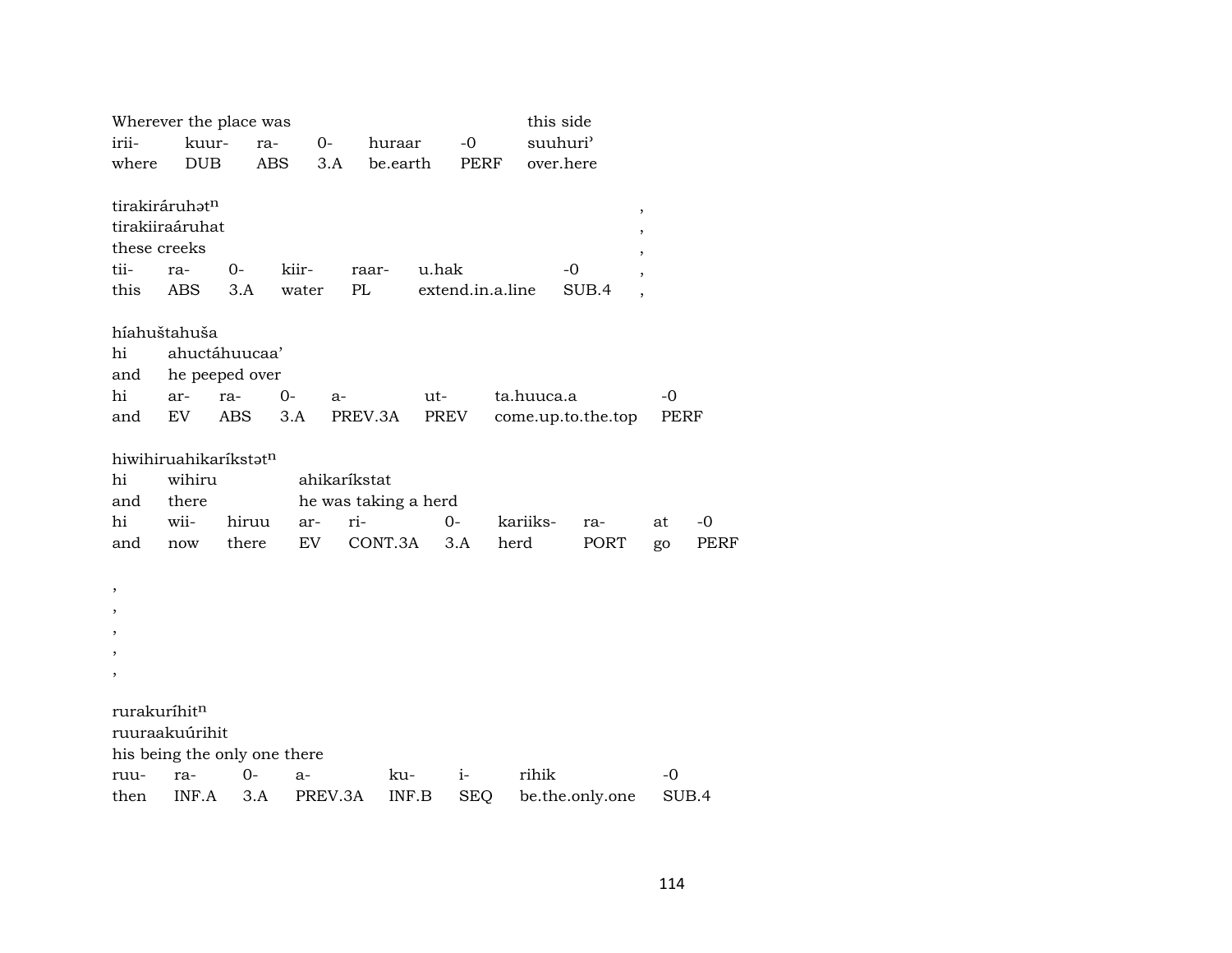| Wherever the place was | | | | | | this side |
|---|---|---|---|---|---|---|
| irii- | kuur- | ra- | 0- | huraar | -0 | suuhuri' |
| where | DUB | ABS | 3.A | be.earth | PERF | over.here |

tirakiráruhət$^{n}$ ,
tirakiiraáruhat ,
these creeks ,

| tii- | ra- | 0- | kiir- | raar- | u.hak | -0 | , |
|---|---|---|---|---|---|---|---|
| this | ABS | 3.A | water | PL | extend.in.a.line | SUB.4 | , |

híahuštahuša

| hi | ahuctáhuucaa' | | | | | |
|---|---|---|---|---|---|---|
| and | he peeped over | | | | | |
| hi | ar- | ra- | 0- | a- | ut- | ta.huuca.a | -0 |
| and | EV | ABS | 3.A | PREV.3A | PREV | come.up.to.the.top | PERF |

hiwihiruahikaríkstət$^{n}$

| hi | wihiru | | ahikaríkstat | | | | | | |
|---|---|---|---|---|---|---|---|---|---|
| and | there | | he was taking a herd | | | | | | |
| hi | wii- | hiruu | ar- | ri- | 0- | kariiks- | ra- | at | -0 |
| and | now | there | EV | CONT.3A | 3.A | herd | PORT | go | PERF |

,
,
,
,
,

rurakuríhit$^{n}$
ruuraakuúrihit
his being the only one there

| ruu- | ra- | 0- | a- | ku- | i- | rihik | -0 |
|---|---|---|---|---|---|---|---|
| then | INF.A | 3.A | PREV.3A | INF.B | SEQ | be.the.only.one | SUB.4 |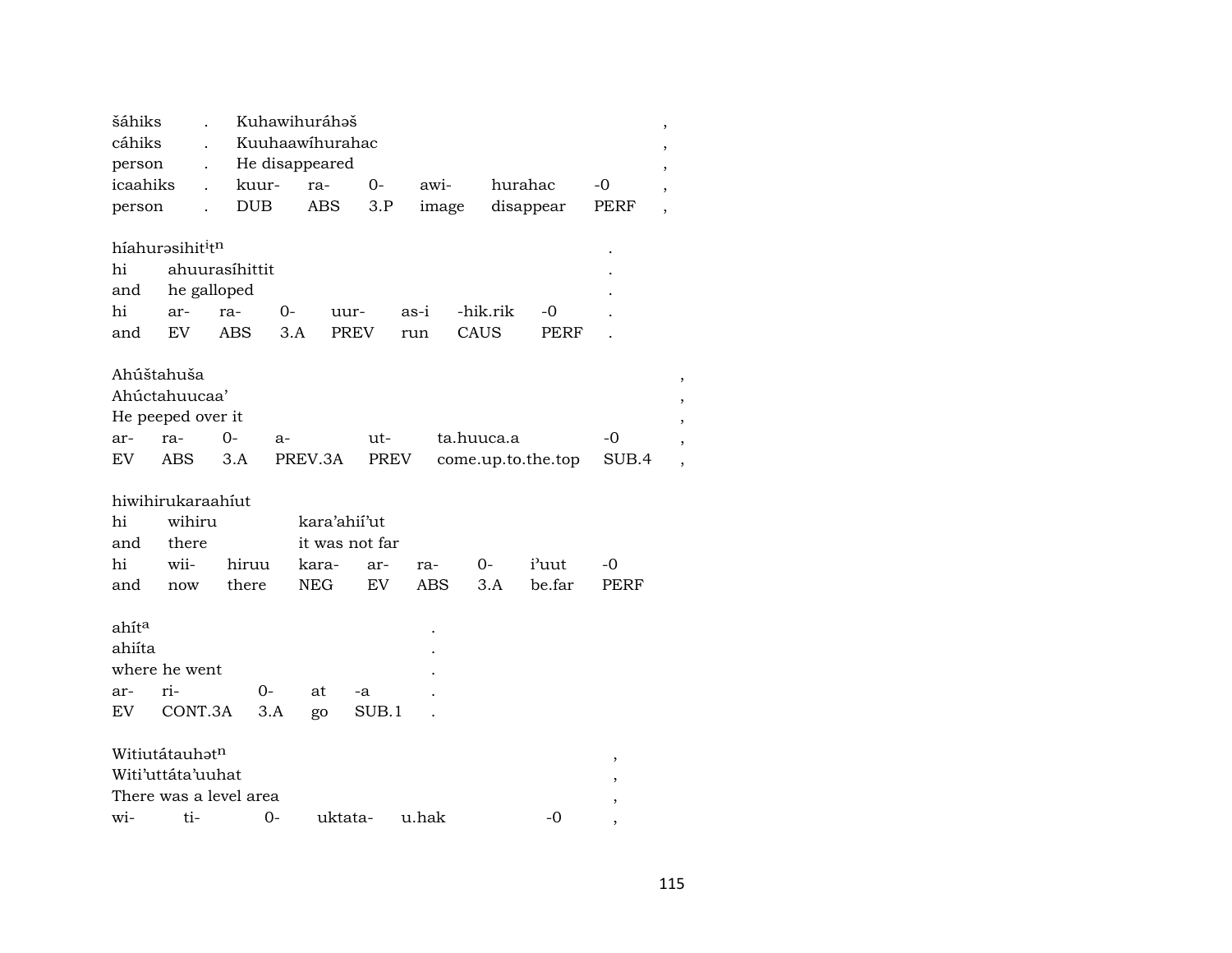| šáhiks | . | Kuhawihuráhəš | | | | | | , |
|---|---|---|---|---|---|---|---|---|
| cáhiks | . | Kuuhaawíhurahac | | | | | | , |
| person | . | He disappeared | | | | | | , |
| icaahiks | . | kuur- | ra- | 0- | awi- | hurahac | -0 | , |
| person | . | DUB | ABS | 3.P | image | disappear | PERF | , |

| híahurəsihit[i]t[n] | | | | | | | | . |
|---|---|---|---|---|---|---|---|---|
| hi | ahuurasíhittit | | | | | | | . |
| and | he galloped | | | | | | | . |
| hi | ar- | ra- | 0- | uur- | as-i | -hik.rik | -0 | . |
| and | EV | ABS | 3.A | PREV | run | CAUS | PERF | . |

| Ahúštahuša | | | | | | | , |
|---|---|---|---|---|---|---|---|
| Ahúctahuucaa’ | | | | | | | , |
| He peeped over it | | | | | | | , |
| ar- | ra- | 0- | a- | ut- | ta.huuca.a | -0 | , |
| EV | ABS | 3.A | PREV.3A | PREV | come.up.to.the.top | SUB.4 | , |

| hiwihirukaraahíut | | | | | | | | |
|---|---|---|---|---|---|---|---|---|
| hi | wihiru | | kara’ahií’ut | | | | | |
| and | there | | it was not far | | | | | |
| hi | wii- | hiruu | kara- | ar- | ra- | 0- | i’uut | -0 |
| and | now | there | NEG | EV | ABS | 3.A | be.far | PERF |

| ahít[a] | | | | | . |
|---|---|---|---|---|---|
| ahiíta | | | | | . |
| where he went | | | | | . |
| ar- | ri- | 0- | at | -a | . |
| EV | CONT.3A | 3.A | go | SUB.1 | . |

| Witiutátauhət[n] | | | | | | , |
|---|---|---|---|---|---|---|
| Witi’uttáta’uuhat | | | | | | , |
| There was a level area | | | | | | , |
| wi- | ti- | 0- | uktata- | u.hak | -0 | , |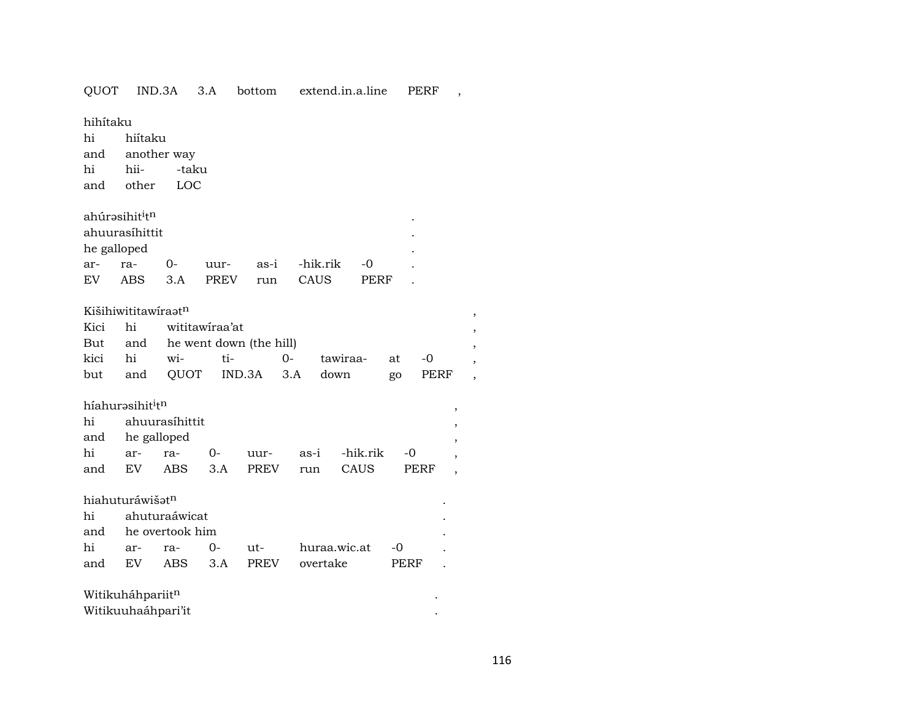QUOT IND.3A 3.A bottom extend.in.a.line PERF ,

hihítaku
hi hiítaku
and another way
hi hii- -taku
and other LOC

ahúrəsihit$^{i}$t$^{n}$ .
ahuurasíhittit .
he galloped .
ar- ra- 0- uur- as-i -hik.rik -0 .
EV ABS 3.A PREV run CAUS PERF .

Kišihiwititawíraət$^{n}$ ,
Kici hi wititawíraa'at ,
But and he went down (the hill) ,
kici hi wi- ti- 0- tawiraa- at -0 ,
but and QUOT IND.3A 3.A down go PERF ,

híahurəsihit$^{i}$t$^{n}$ ,
hi ahuurasíhittit ,
and he galloped ,
hi ar- ra- 0- uur- as-i -hik.rik -0 ,
and EV ABS 3.A PREV run CAUS PERF ,

hiahuturáwišət$^{n}$ .
hi ahuturaáwicat .
and he overtook him .
hi ar- ra- 0- ut- huraa.wic.at -0 .
and EV ABS 3.A PREV overtake PERF .

Witikuháhpariit$^{n}$ .
Witikuuhaáhpari'it .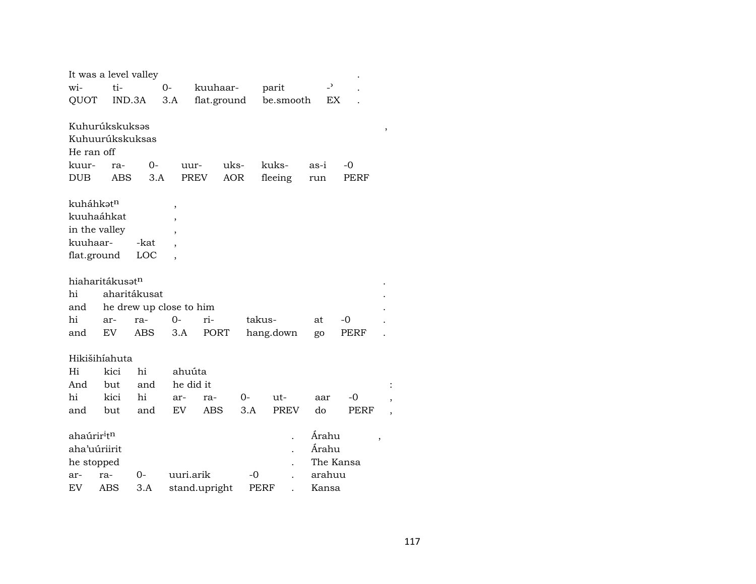It was a level valley .
wi- ti- 0- kuuhaar- parit -ʾ .
QUOT IND.3A 3.A flat.ground be.smooth EX .

Kuhurúkskuksəs ,
Kuhuurúkskuksas
He ran off
kuur- ra- 0- uur- uks- kuks- as-i -0
DUB ABS 3.A PREV AOR fleeing run PERF

kuháhkət$^{n}$ ,
kuuhaáhkat ,
in the valley ,
kuuhaar- -kat ,
flat.ground LOC ,

hiaharitákusət$^{n}$ .
hi aharitákusat .
and he drew up close to him .
hi ar- ra- 0- ri- takus- at -0 .
and EV ABS 3.A PORT hang.down go PERF .

Hikišihíahuta
Hi kici hi ahuúta
And but and he did it :
hi kici hi ar- ra- 0- ut- aar -0 ,
and but and EV ABS 3.A PREV do PERF ,

ahaúrir$^{i}$t$^{n}$ . Árahu ,
aha’uúriirit . Árahu
he stopped . The Kansa
ar- ra- 0- uuri.arik -0 . arahuu
EV ABS 3.A stand.upright PERF . Kansa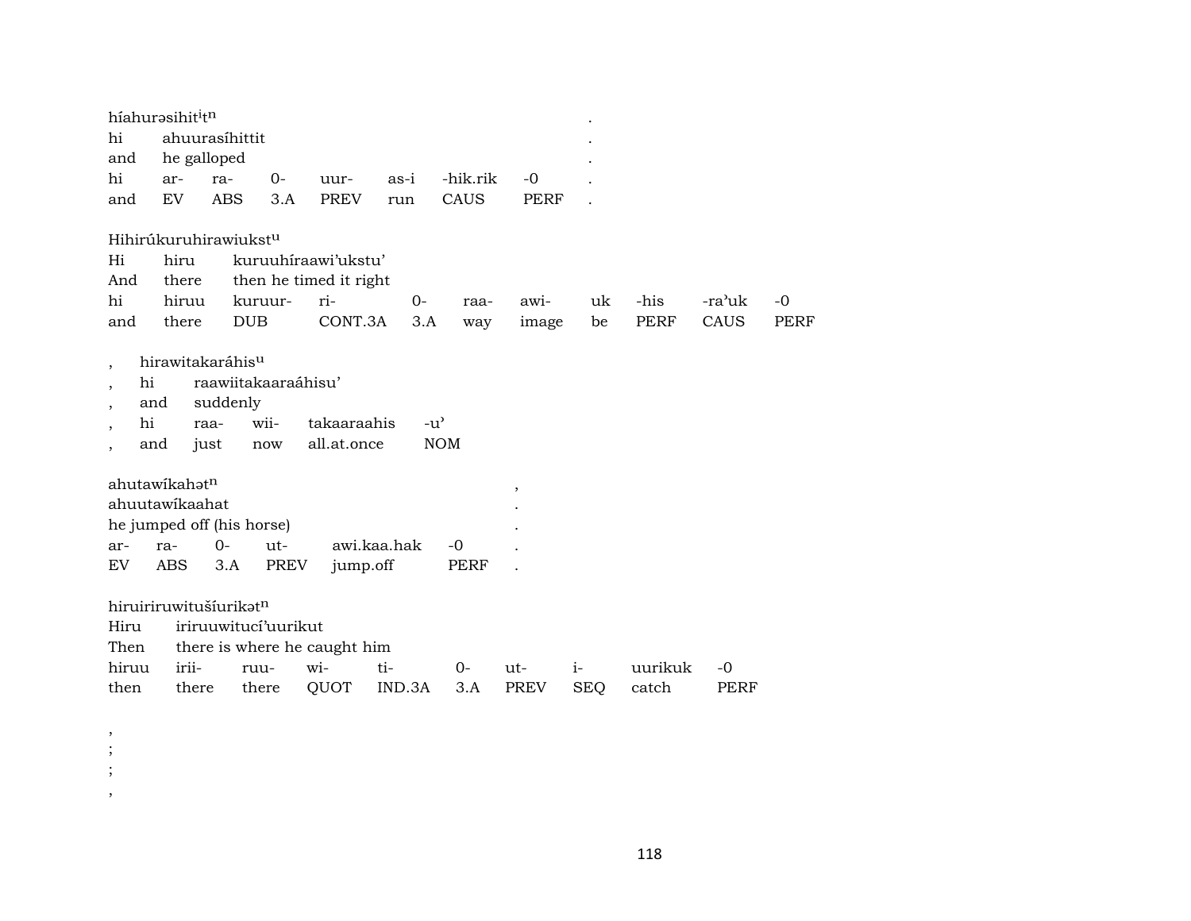híahurəsihit$^{i}$t$^{n}$ .

| hi | ahuurasíhittit | | | | | | | . |
|---|---|---|---|---|---|---|---|---|
| and | he galloped | | | | | | | . |
| hi | ar- | ra- | 0- | uur- | as-i | -hik.rik | -0 | . |
| and | EV | ABS | 3.A | PREV | run | CAUS | PERF | . |

Hihirúkuruhirawiukst$^{u}$

| Hi | hiru | kuruuhíraawi'ukstu' | | | | | | | | |
|---|---|---|---|---|---|---|---|---|---|---|
| And | there | then he timed it right | | | | | | | | |
| hi | hiruu | kuruur- | ri- | 0- | raa- | awi- | uk | -his | -ra'uk | -0 |
| and | there | DUB | CONT.3A | 3.A | way | image | be | PERF | CAUS | PERF |

, hirawitakaráhis$^{u}$

| , | hi | raawiitakaaraáhisu' | | | |
|---|---|---|---|---|---|
| , | and | suddenly | | | |
| , | hi | raa- | wii- | takaaraahis | -u' |
| , | and | just | now | all.at.once | NOM |

ahutawíkahət$^{n}$ ,

| ahuutawíkaahat | | | | | . |
|---|---|---|---|---|---|
| he jumped off (his horse) | | | | | . |
| ar- | ra- | 0- | ut- | awi.kaa.hak | -0 . |
| EV | ABS | 3.A | PREV | jump.off | PERF . |

hiruiriruwitušíurikət$^{n}$

| Hiru | iriruuwitucí'uurikut | | | | | | | |
|---|---|---|---|---|---|---|---|---|
| Then | there is where he caught him | | | | | | | |
| hiruu | irii- | ruu- | wi- | ti- | 0- | ut- | i- | uurikuk -0 |
| then | there | there | QUOT | IND.3A | 3.A | PREV | SEQ | catch PERF |

,
;
;
,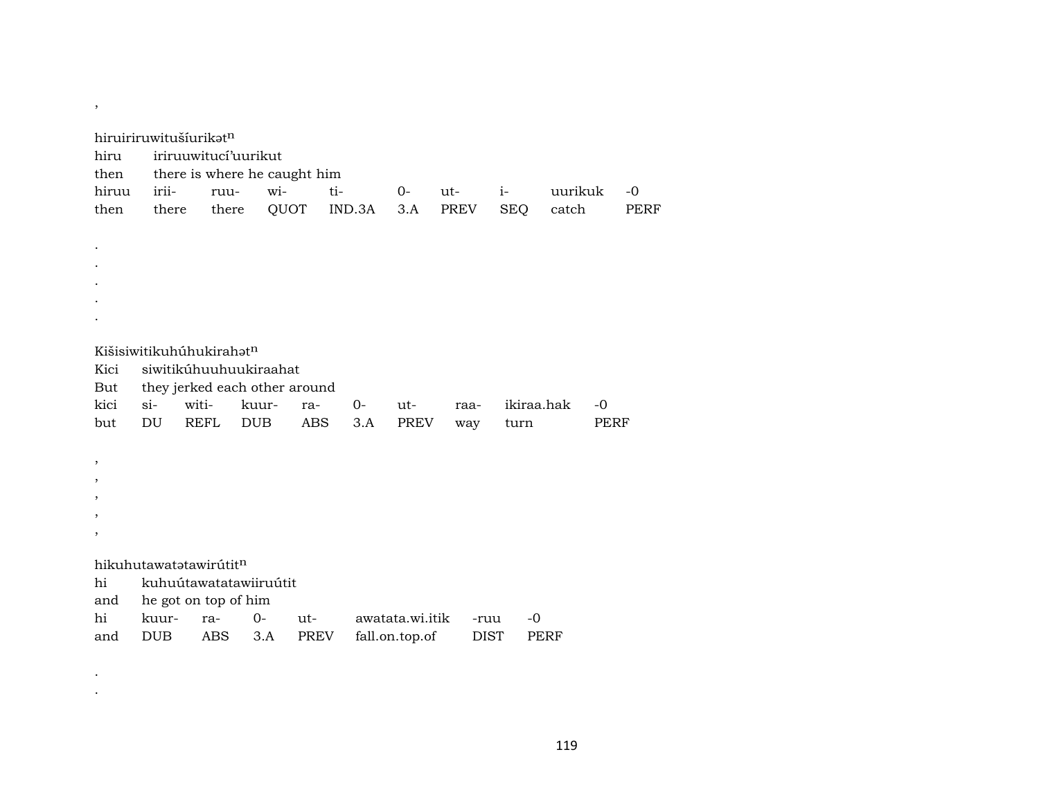,

hiruiriruwitušíurikət$^n$
hiru  iriruuwitucí'uurikut
then  there is where he caught him

| hiruu | irii- | ruu- | wi- | ti- | 0- | ut- | i- | uurikuk | -0 |
|---|---|---|---|---|---|---|---|---|---|
| then | there | there | QUOT | IND.3A | 3.A | PREV | SEQ | catch | PERF |

.
.
.
.
.

Kišisiwitikuhúhukirahət$^n$
Kici  siwitikúhuuhuukiraahat
But  they jerked each other around

| kici | si- | witi- | kuur- | ra- | 0- | ut- | raa- | ikiraa.hak | -0 |
|---|---|---|---|---|---|---|---|---|---|
| but | DU | REFL | DUB | ABS | 3.A | PREV | way | turn | PERF |

,
,
,
,
,

hikuhutawatətawirútit$^n$
hi  kuhuútawatatawiiruútit
and  he got on top of him

| hi | kuur- | ra- | 0- | ut- | awatata.wi.itik | -ruu | -0 |
|---|---|---|---|---|---|---|---|
| and | DUB | ABS | 3.A | PREV | fall.on.top.of | DIST | PERF |

.
.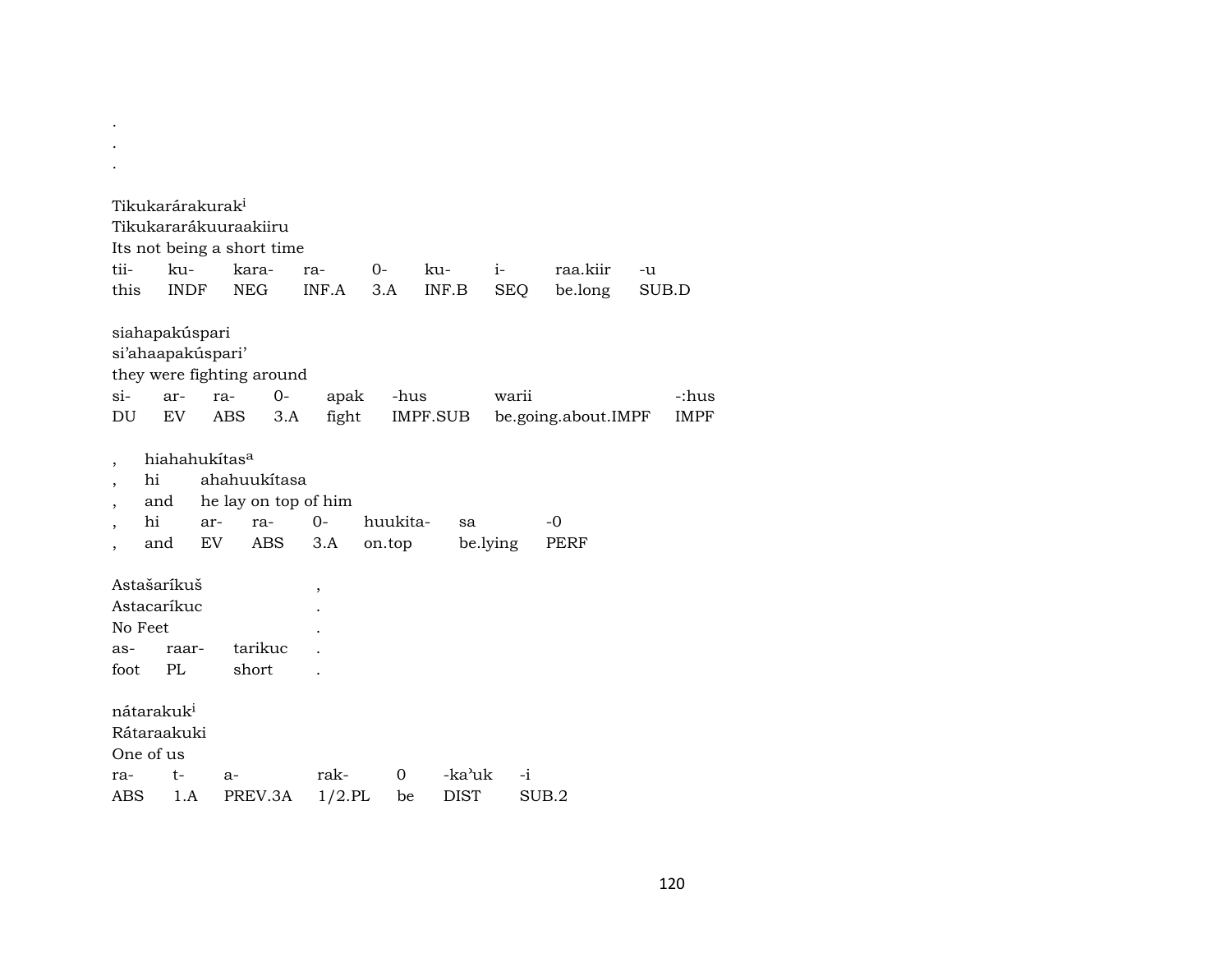.
.
.

Tikukarárakurak[i]
Tikukararákuuraakiiru
Its not being a short time

| tii- | ku- | kara- | ra- | 0- | ku- | i- | raa.kiir | -u |
|---|---|---|---|---|---|---|---|---|
| this | INDF | NEG | INF.A | 3.A | INF.B | SEQ | be.long | SUB.D |

siahapakúspari
si'ahaapakúspari'
they were fighting around

| si- | ar- | ra- | 0- | apak | -hus | warii | -:hus |
|---|---|---|---|---|---|---|---|
| DU | EV | ABS | 3.A | fight | IMPF.SUB | be.going.about.IMPF | IMPF |

, hiahahukítas[a]
, hi ahahuukítasa
, and he lay on top of him

| , | hi | ar- | ra- | 0- | huukita- | sa | -0 |
|---|---|---|---|---|---|---|---|
| , | and | EV | ABS | 3.A | on.top | be.lying | PERF |

Astašaríkuš ,
Astacaríkuc .
No Feet .

| as- | raar- | tarikuc | . |
|---|---|---|---|
| foot | PL | short | . |

nátarakuk[i]
Rátaraakuki
One of us

| ra- | t- | a- | rak- | 0 | -ka'uk | -i |
|---|---|---|---|---|---|---|
| ABS | 1.A | PREV.3A | 1/2.PL | be | DIST | SUB.2 |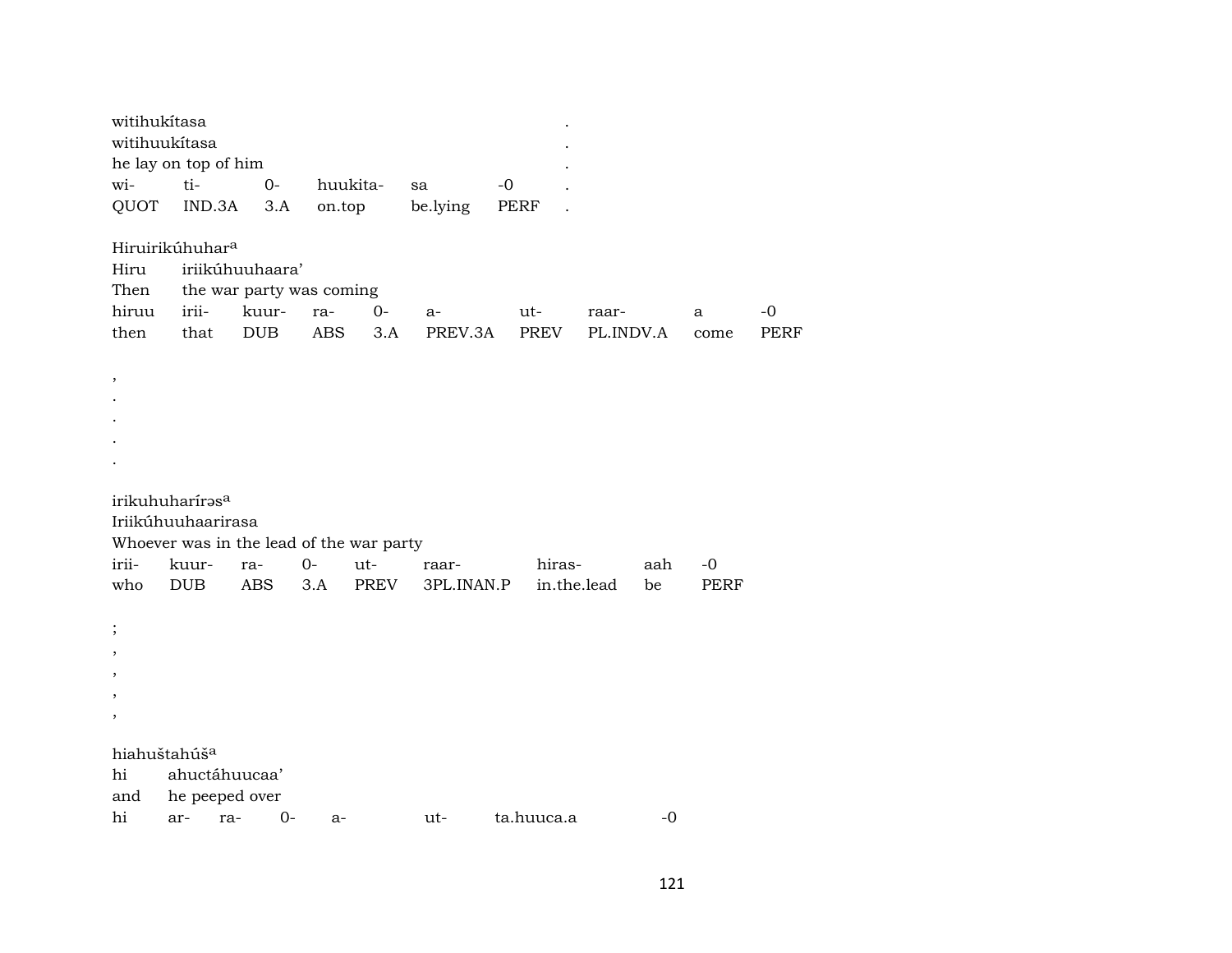witihukítasa .
witihuukítasa .
he lay on top of him .

| wi- | ti- | 0- | huukita- | sa | -0 | . |
|---|---|---|---|---|---|---|
| QUOT | IND.3A | 3.A | on.top | be.lying | PERF | . |

Hiruirikúhuhar[a]
Hiru iriikúhuuhaara’
Then the war party was coming

| hiruu | irii- | kuur- | ra- | 0- | a- | ut- | raar- | a | -0 |
|---|---|---|---|---|---|---|---|---|---|
| then | that | DUB | ABS | 3.A | PREV.3A | PREV | PL.INDV.A | come | PERF |

,
.
.
.
.

irikuhuharírəs[a]
Iriikúhuuhaarirasa
Whoever was in the lead of the war party

| irii- | kuur- | ra- | 0- | ut- | raar- | hiras- | aah | -0 |
|---|---|---|---|---|---|---|---|---|
| who | DUB | ABS | 3.A | PREV | 3PL.INAN.P | in.the.lead | be | PERF |

;
,
,
,
,

hiahuštahúš[a]
hi ahuctáhuucaa’
and he peeped over

| hi | ar- | ra- | 0- | a- | ut- | ta.huuca.a | -0 |
|---|---|---|---|---|---|---|---|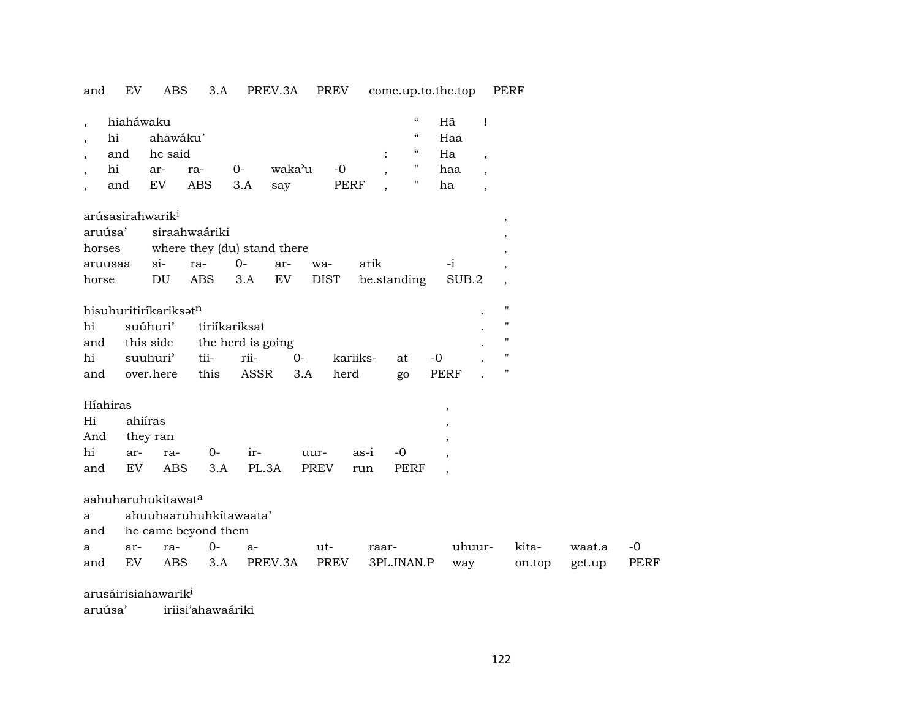and EV ABS 3.A PREV.3A PREV come.up.to.the.top PERF

| , | hiaháwaku | | | | | | “ | Hā | ! |
|---|---|---|---|---|---|---|---|---|---|
| , | hi | ahawáku’ | | | | | “ | Haa | |
| , | and | he said | | | | : | “ | Ha | , |
| , | hi | ar- | ra- | 0- | waka’u | -0 , | " | haa | , |
| , | and | EV | ABS | 3.A | say | PERF , | " | ha | , |

| arúsasirahwarik[i] | | | | | | | | , |
|---|---|---|---|---|---|---|---|---|
| aruúsa’ | siraahwaáriki | | | | | | | , |
| horses | where they (du) stand there | | | | | | | , |
| aruusaa | si- | ra- | 0- | ar- | wa- | arik | -i | , |
| horse | DU | ABS | 3.A | EV | DIST | be.standing | SUB.2 | , |

| hisuhuritiríkariksət[n] | | | | | | | | . | " |
|---|---|---|---|---|---|---|---|---|---|
| hi | suúhuri’ | tiriíkariksat | | | | | | . | " |
| and | this side | the herd is going | | | | | | . | " |
| hi | suuhuri’ | tii- | rii- | 0- | kariiks- | at | -0 | . | " |
| and | over.here | this | ASSR | 3.A | herd | go | PERF | . | " |

| Híahiras | | | | | | | | , |
|---|---|---|---|---|---|---|---|---|
| Hi | ahiíras | | | | | | | , |
| And | they ran | | | | | | | , |
| hi | ar- | ra- | 0- | ir- | uur- | as-i | -0 | , |
| and | EV | ABS | 3.A | PL.3A | PREV | run | PERF | , |

| aahuharuhukítawat[a] | | | | | | | | | | |
|---|---|---|---|---|---|---|---|---|---|---|
| a | ahuuhaaruhuhkítawaata’ | | | | | | | | | |
| and | he came beyond them | | | | | | | | | |
| a | ar- | ra- | 0- | a- | ut- | raar- | uhuur- | kita- | waat.a | -0 |
| and | EV | ABS | 3.A | PREV.3A | PREV | 3PL.INAN.P | way | on.top | get.up | PERF |

arusáirisiahawarik[i]

aruúsa’ iriisi’ahawaáriki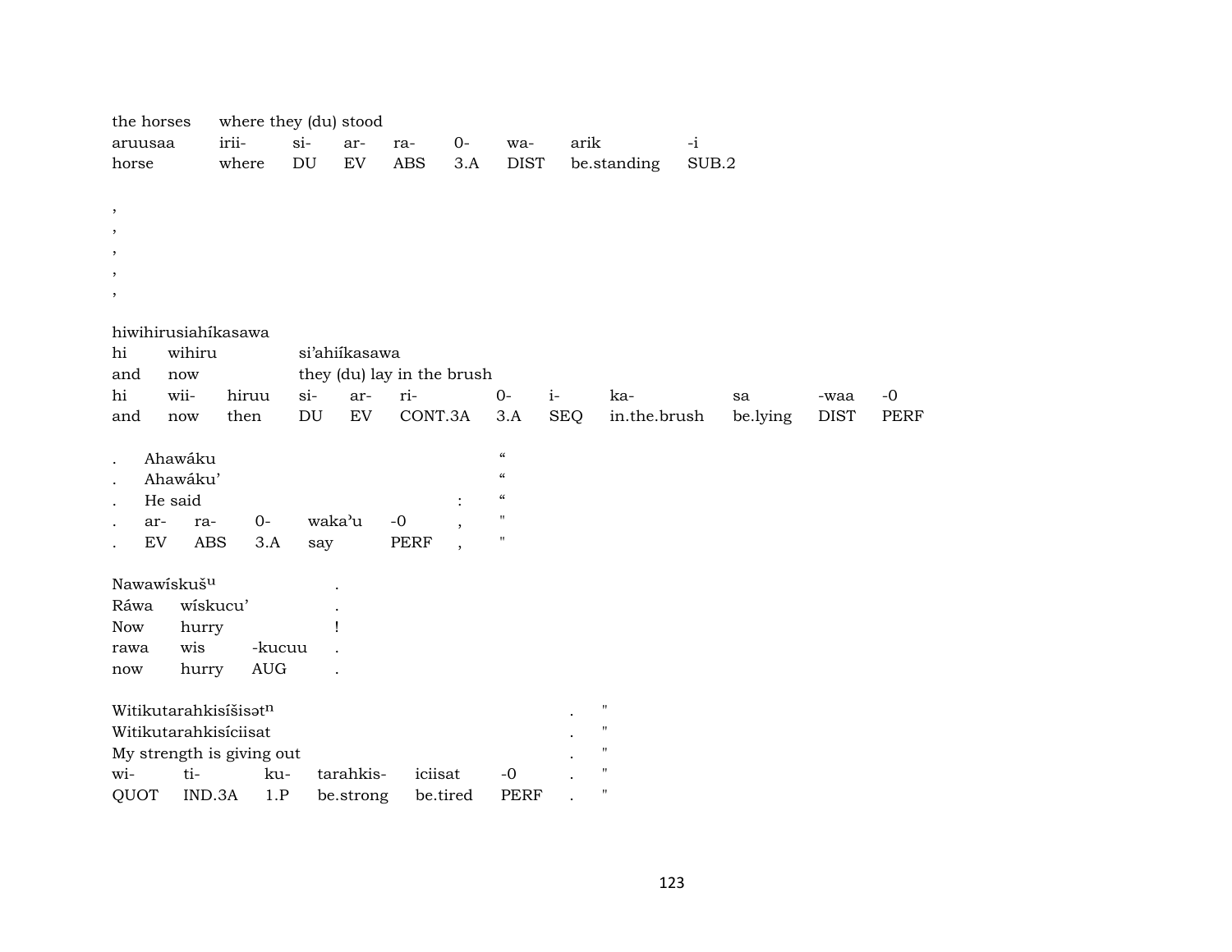| the horses | where they (du) stood | | | | | | | |
|---|---|---|---|---|---|---|---|---|
| aruusaa | irii- | si- | ar- | ra- | 0- | wa- | arik | -i |
| horse | where | DU | EV | ABS | 3.A | DIST | be.standing | SUB.2 |

,
,
,
,
,

hiwihirusiahíkasawa

| hi | wihiru | | si'ahiíkasawa | | | | | | | | |
|---|---|---|---|---|---|---|---|---|---|---|---|
| and | now | | they (du) lay in the brush | | | | | | | | |
| hi | wii- | hiruu | si- | ar- | ri- | 0- | i- | ka- | sa | -waa | -0 |
| and | now | then | DU | EV | CONT.3A | 3.A | SEQ | in.the.brush | be.lying | DIST | PERF |

| . | Ahawáku | | | | | | “ |
|---|---|---|---|---|---|---|---|
| . | Ahawáku' | | | | | | “ |
| . | He said | | | | | : | “ |
| . | ar- | ra- | 0- | waka'u | -0 | , | " |
| . | EV | ABS | 3.A | say | PERF | , | " |

| Nawawískuš[u] | | | . |
|---|---|---|---|
| Ráwa | wískucu' | | . |
| Now | hurry | | ! |
| rawa | wis | -kucuu | . |
| now | hurry | AUG | . |

| Witikutarahkisíšisət[n] | | | | | | . | " |
|---|---|---|---|---|---|---|---|
| Witikutarahkisíciisat | | | | | | . | " |
| My strength is giving out | | | | | | . | " |
| wi- | ti- | ku- | tarahkis- | iciisat | -0 | . | " |
| QUOT | IND.3A | 1.P | be.strong | be.tired | PERF | . | " |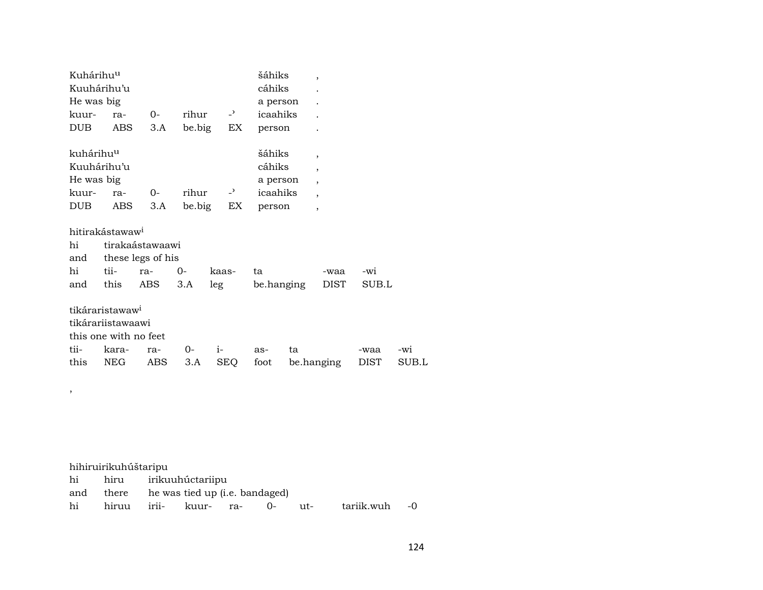| Kuhárihuᵘ | | | | | šáhiks | , |
|---|---|---|---|---|---|---|
| Kuuhárihu'u | | | | | cáhiks | . |
| He was big | | | | | a person | . |
| kuur- | ra- | 0- | rihur | -ʾ | icaahiks | . |
| DUB | ABS | 3.A | be.big | EX | person | . |

| kuhárihuᵘ | | | | | šáhiks | , |
|---|---|---|---|---|---|---|
| Kuuhárihu'u | | | | | cáhiks | , |
| He was big | | | | | a person | , |
| kuur- | ra- | 0- | rihur | -ʾ | icaahiks | , |
| DUB | ABS | 3.A | be.big | EX | person | , |

| hitirakástawawⁱ | | | | | | | |
|---|---|---|---|---|---|---|---|
| hi | tirakaástawaawi | | | | | | |
| and | these legs of his | | | | | | |
| hi | tii- | ra- | 0- | kaas- | ta | -waa | -wi |
| and | this | ABS | 3.A | leg | be.hanging | DIST | SUB.L |

| tikáraristawawⁱ | | | | | | | | |
|---|---|---|---|---|---|---|---|---|
| tikárariistawaawi | | | | | | | | |
| this one with no feet | | | | | | | | |
| tii- | kara- | ra- | 0- | i- | as- | ta | -waa | -wi |
| this | NEG | ABS | 3.A | SEQ | foot | be.hanging | DIST | SUB.L |

,

| hihiruirikuhúštaripu | | | | | | | | |
|---|---|---|---|---|---|---|---|---|
| hi | hiru | irikuuhúctariipu | | | | | | |
| and | there | he was tied up (i.e. bandaged) | | | | | | |
| hi | hiruu | irii- | kuur- | ra- | 0- | ut- | tariik.wuh | -0 |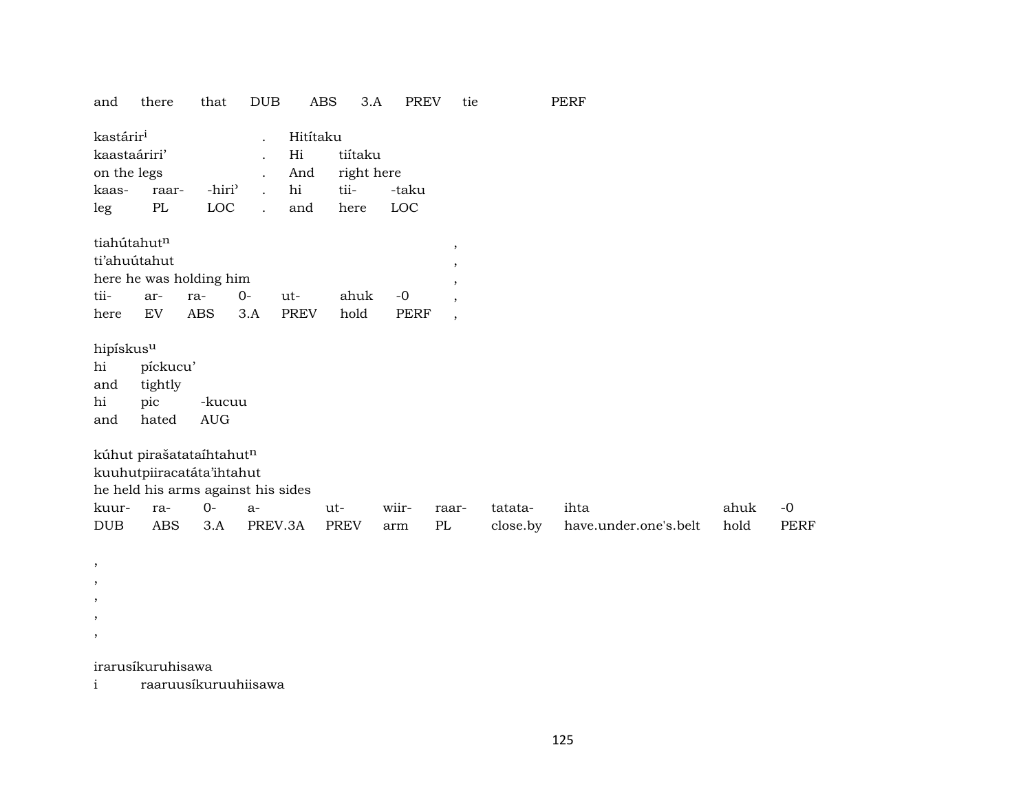| and | there | that | DUB | ABS | 3.A | PREV | tie | PERF |
|---|---|---|---|---|---|---|---|---|

kastárir[i] . Hitítaku
kaastaáriri' . Hi tiítaku
on the legs . And right here

| kaas- | raar- | -hiri' | . | hi | tii- | -taku |
|---|---|---|---|---|---|---|
| leg | PL | LOC | . | and | here | LOC |

tiahútahut[n] ,
ti'ahuútahut ,
here he was holding him ,

| tii- | ar- | ra- | 0- | ut- | ahuk | -0 | , |
|---|---|---|---|---|---|---|---|
| here | EV | ABS | 3.A | PREV | hold | PERF | , |

hipískus[u]
hi píckucu'
and tightly

| hi | pic | -kucuu |
|---|---|---|
| and | hated | AUG |

kúhut pirašatataíhtahut[n]
kuuhutpiiracatáta'ihtahut
he held his arms against his sides

| kuur- | ra- | 0- | a- | ut- | wiir- | raar- | tatata- | ihta | ahuk | -0 |
|---|---|---|---|---|---|---|---|---|---|---|
| DUB | ABS | 3.A | PREV.3A | PREV | arm | PL | close.by | have.under.one's.belt | hold | PERF |

,
,
,
,
,

irarusíkuruhisawa
i raaruusíkuruuhiisawa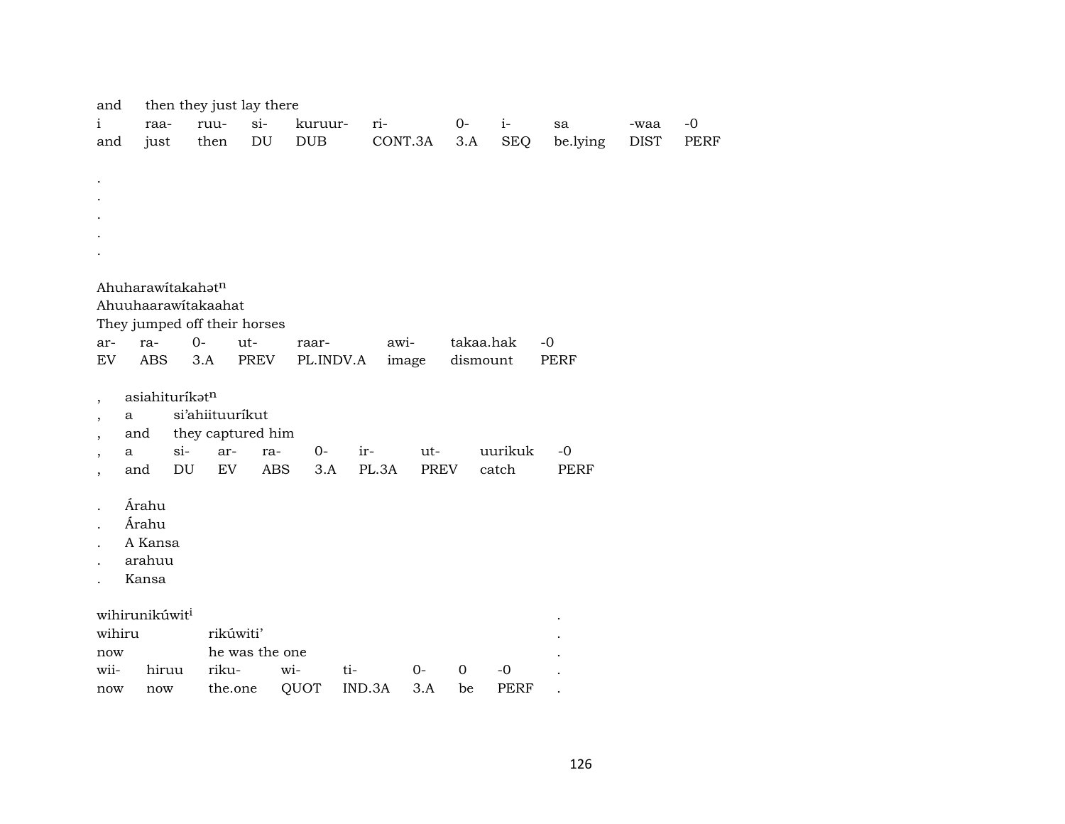and then they just lay there

| i | raa- | ruu- | si- | kuruur- | ri- | 0- | i- | sa | -waa | -0 |
|---|---|---|---|---|---|---|---|---|---|---|
| and | just | then | DU | DUB | CONT.3A | 3.A | SEQ | be.lying | DIST | PERF |

.
.
.
.
.

Ahuharawítakahət$^{n}$
Ahuuhaarawítakaahat
They jumped off their horses

| ar- | ra- | 0- | ut- | raar- | awi- | takaa.hak | -0 |
|---|---|---|---|---|---|---|---|
| EV | ABS | 3.A | PREV | PL.INDV.A | image | dismount | PERF |

, asiahituríkət$^{n}$
, a si'ahiituuríkut
, and they captured him

| , | a | si- | ar- | ra- | 0- | ir- | ut- | uurikuk | -0 |
|---|---|---|---|---|---|---|---|---|---|
| , | and | DU | EV | ABS | 3.A | PL.3A | PREV | catch | PERF |

. Árahu
. Árahu
. A Kansa
. arahuu
. Kansa

wihirunikúwit$^{i}$ .
wihiru rikúwiti' .
now he was the one .

| wii- | hiruu | riku- | wi- | ti- | 0- | 0 | -0 | . |
|---|---|---|---|---|---|---|---|---|
| now | now | the.one | QUOT | IND.3A | 3.A | be | PERF | . |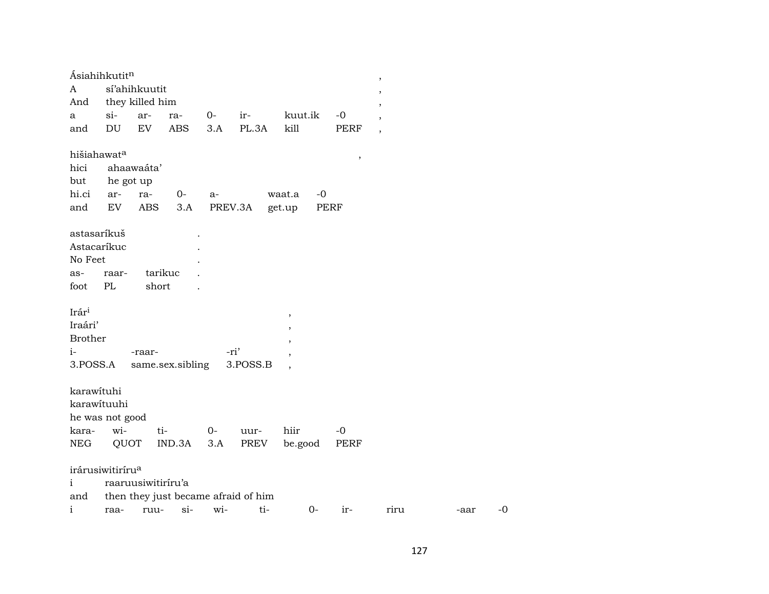Ásiahihkutit[n] ,
A sí'ahihkuutit ,
And they killed him ,

| a | si- | ar- | ra- | 0- | ir- | kuut.ik | -0 | , |
|---|---|---|---|---|---|---|---|---|
| and | DU | EV | ABS | 3.A | PL.3A | kill | PERF | , |

hišiahawat[a] ,
hici ahaawaáta'
but he got up

| hi.ci | ar- | ra- | 0- | a- | waat.a | -0 |
|---|---|---|---|---|---|---|
| and | EV | ABS | 3.A | PREV.3A | get.up | PERF |

astasaríkuš .
Astacaríkuc .
No Feet .

| as- | raar- | tarikuc | . |
|---|---|---|---|
| foot | PL | short | . |

Irár[i] ,
Iraári' ,
Brother ,

| i- | -raar- | -ri' | , |
|---|---|---|---|
| 3.POSS.A | same.sex.sibling | 3.POSS.B | , |

karawítuhi
karawítuuhi
he was not good

| kara- | wi- | ti- | 0- | uur- | hiir | -0 |
|---|---|---|---|---|---|---|
| NEG | QUOT | IND.3A | 3.A | PREV | be.good | PERF |

irárusiwitiríru[a]
i raaruusiwitiríru'a
and then they just became afraid of him

| i | raa- | ruu- | si- | wi- | ti- | 0- | ir- | riru | -aar | -0 |
|---|---|---|---|---|---|---|---|---|---|---|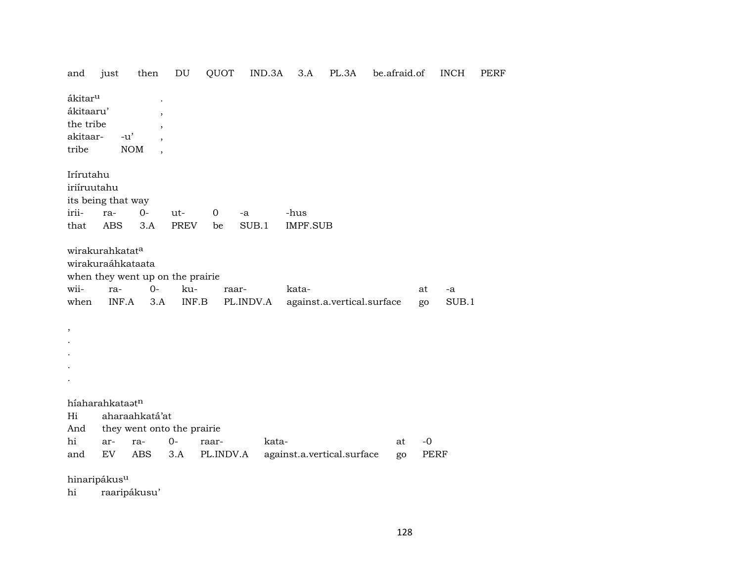and just then DU QUOT IND.3A 3.A PL.3A be.afraid.of INCH PERF

ákitar^u .
ákitaaru' ,
the tribe ,

| akitaar- | -u' | , |
|---|---|---|
| tribe | NOM | , |

Irírutahu
iriíruutahu
its being that way

| irii- | ra- | 0- | ut- | 0 | -a | -hus |
|---|---|---|---|---|---|---|
| that | ABS | 3.A | PREV | be | SUB.1 | IMPF.SUB |

wirakurahkatat^a
wirakuraáhkataata
when they went up on the prairie

| wii- | ra- | 0- | ku- | raar- | kata- | at | -a |
|---|---|---|---|---|---|---|---|
| when | INF.A | 3.A | INF.B | PL.INDV.A | against.a.vertical.surface | go | SUB.1 |

,
.
.
.
.

híaharahkataət^n

| Hi | aharaahkatá'at |
|---|---|
| And | they went onto the prairie |

| hi | ar- | ra- | 0- | raar- | kata- | at | -0 |
|---|---|---|---|---|---|---|---|
| and | EV | ABS | 3.A | PL.INDV.A | against.a.vertical.surface | go | PERF |

hinaripákus^u
hi raaripákusu'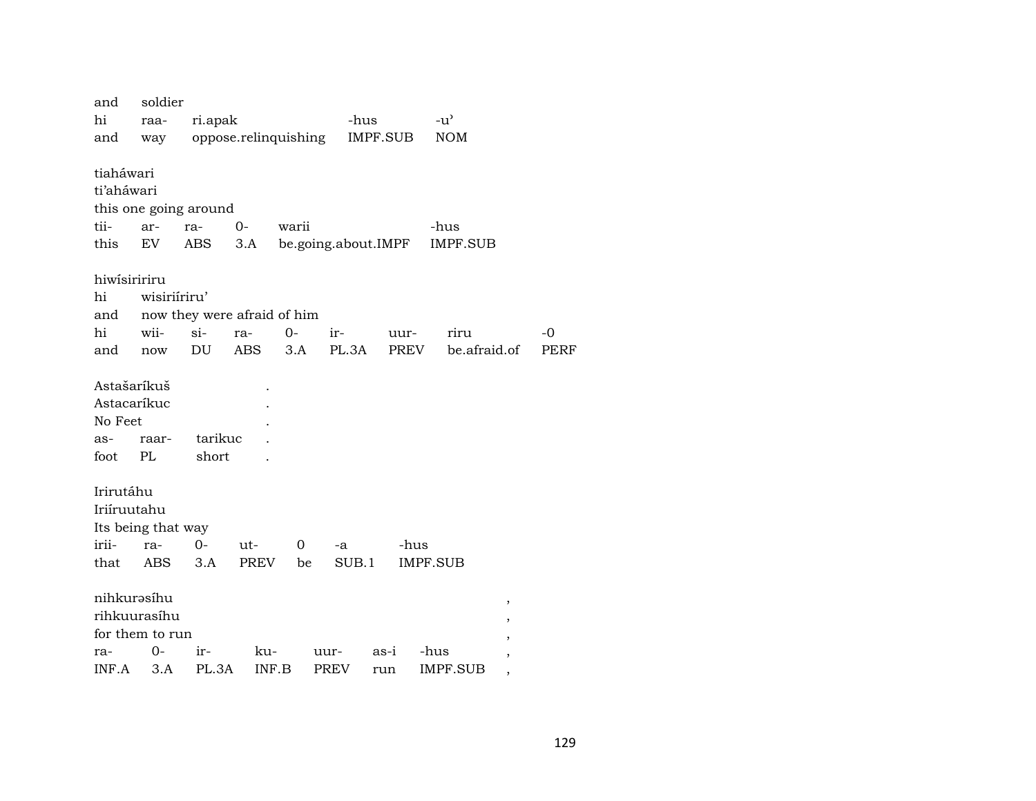and soldier
hi raa- ri.apak -hus -u'
and way oppose.relinquishing IMPF.SUB NOM

tiaháwari
ti'aháwari
this one going around
tii- ar- ra- 0- warii -hus
this EV ABS 3.A be.going.about.IMPF IMPF.SUB

hiwísiririru
hi wisiriíriru'
and now they were afraid of him
hi wii- si- ra- 0- ir- uur- riru -0
and now DU ABS 3.A PL.3A PREV be.afraid.of PERF

Astašaríkuš .
Astacaríkuc .
No Feet .
as- raar- tarikuc .
foot PL short .

Irirutáhu
Iriíruutahu
Its being that way
irii- ra- 0- ut- 0 -a -hus
that ABS 3.A PREV be SUB.1 IMPF.SUB

nihkurəsíhu ,
rihkuurasíhu ,
for them to run ,
ra- 0- ir- ku- uur- as-i -hus ,
INF.A 3.A PL.3A INF.B PREV run IMPF.SUB ,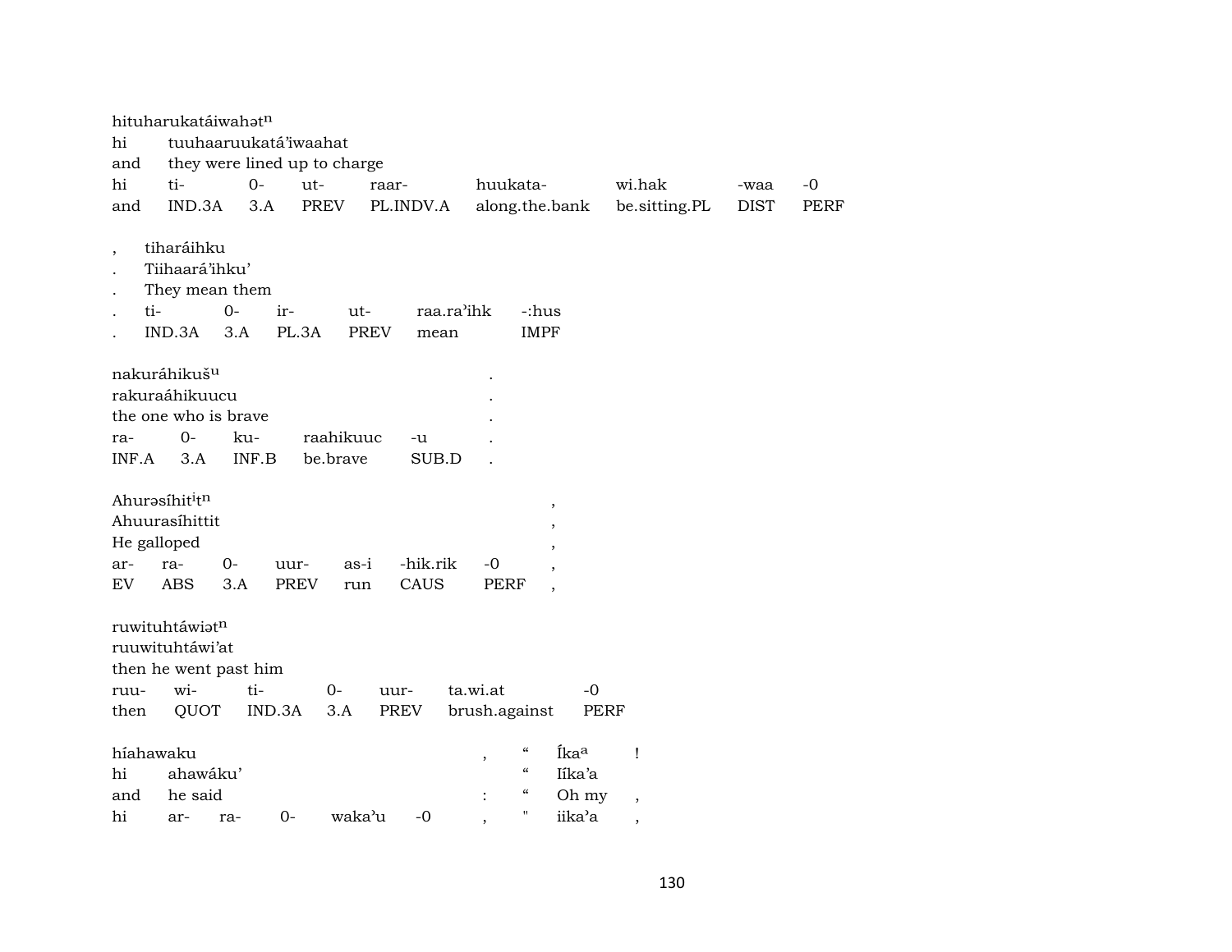hituharukatáiwahət$^{n}$
hi tuuhaaruukatá'iwaahat
and they were lined up to charge

| hi | ti- | 0- | ut- | raar- | huukata- | wi.hak | -waa | -0 |
|---|---|---|---|---|---|---|---|---|
| and | IND.3A | 3.A | PREV | PL.INDV.A | along.the.bank | be.sitting.PL | DIST | PERF |

| , | tiharáihku | | | | | |
|---|---|---|---|---|---|---|
| . | Tiihaará'ihku' | | | | | |
| . | They mean them | | | | | |
| . | ti- | 0- | ir- | ut- | raa.ra'ihk | -:hus |
| . | IND.3A | 3.A | PL.3A | PREV | mean | IMPF |

| nakuráhikuš$^{u}$ | | | | | . |
|---|---|---|---|---|---|
| rakuraáhikuucu | | | | | . |
| the one who is brave | | | | | . |
| ra- | 0- | ku- | raahikuuc | -u | . |
| INF.A | 3.A | INF.B | be.brave | SUB.D | . |

| Ahurəsíhit$^{i}$t$^{n}$ | | | | | | | , |
|---|---|---|---|---|---|---|---|
| Ahuurasíhittit | | | | | | | , |
| He galloped | | | | | | | , |
| ar- | ra- | 0- | uur- | as-i | -hik.rik | -0 | , |
| EV | ABS | 3.A | PREV | run | CAUS | PERF | , |

ruwituhtáwiət$^{n}$
ruuwituhtáwi'at
then he went past him

| ruu- | wi- | ti- | 0- | uur- | ta.wi.at | -0 |
|---|---|---|---|---|---|---|
| then | QUOT | IND.3A | 3.A | PREV | brush.against | PERF |

| híahawaku | | | | | , | " | Íka$^{a}$ | ! |
|---|---|---|---|---|---|---|---|---|
| hi | ahawáku' | | | | | " | Iíka'a | |
| and | he said | | | | : | " | Oh my | , |
| hi | ar- | ra- | 0- | waka'u | -0 , | " | iika'a | , |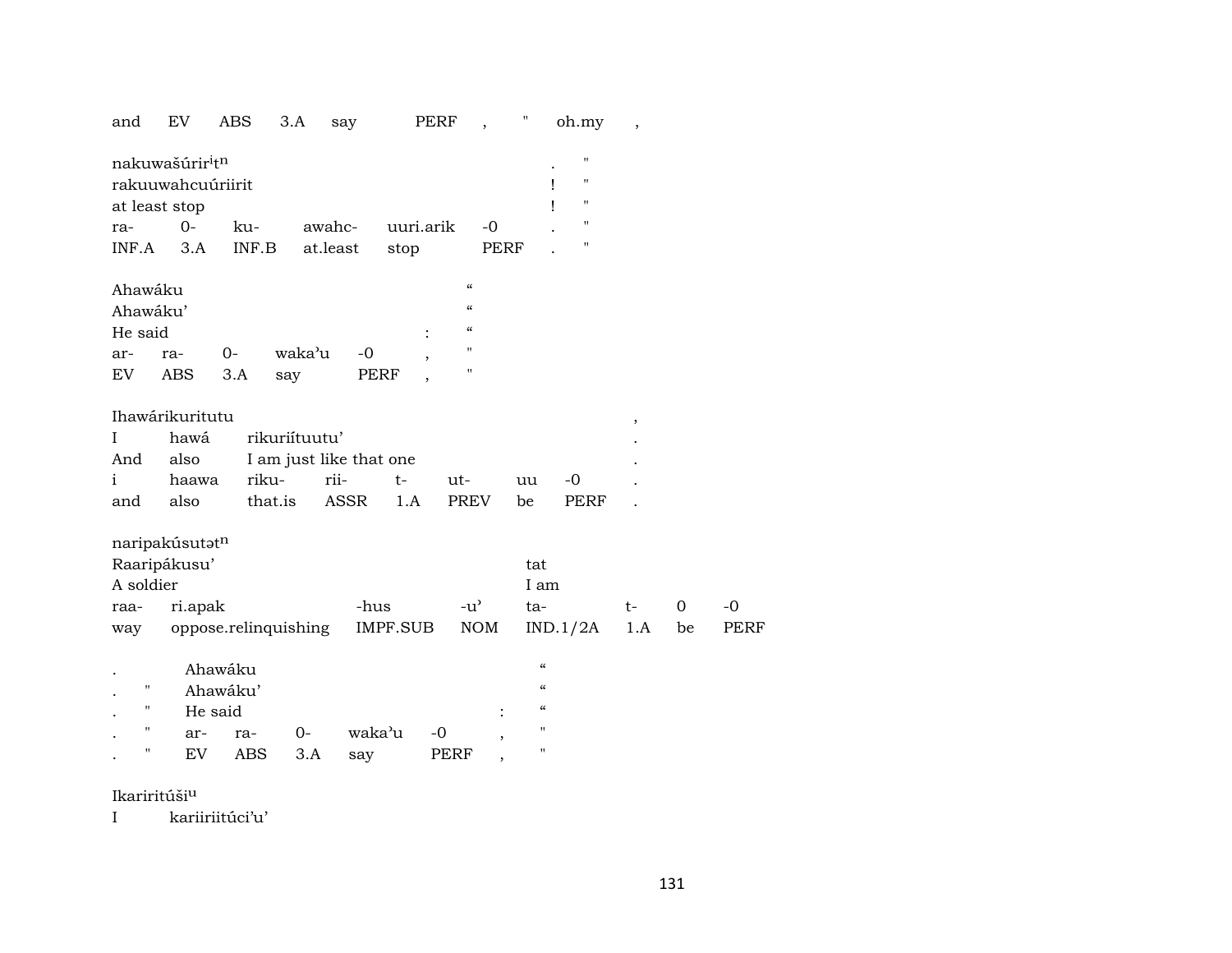and EV ABS 3.A say PERF , " oh.my ,

nakuwašúrir$^{i}$t$^{n}$ . "
rakuuwahcuúriirit ! "
at least stop ! "

| ra- | 0- | ku- | awahc- | uuri.arik | -0 | . | " |
|---|---|---|---|---|---|---|---|
| INF.A | 3.A | INF.B | at.least | stop | PERF | . | " |

Ahawáku "
Ahawáku' "
He said : "

| ar- | ra- | 0- | waka'u | -0 | , | " |
|---|---|---|---|---|---|---|
| EV | ABS | 3.A | say | PERF | , | " |

Ihawárikuritutu ,
I hawá rikuriítuutu' .
And also I am just like that one .

| i | haawa | riku- | rii- | t- | ut- | uu | -0 | . |
|---|---|---|---|---|---|---|---|---|
| and | also | that.is | ASSR | 1.A | PREV | be | PERF | . |

naripakúsutət$^{n}$
Raaripákusu' tat
A soldier I am

| raa- | ri.apak | -hus | -u' | ta- | t- | 0 | -0 |
|---|---|---|---|---|---|---|---|
| way | oppose.relinquishing | IMPF.SUB | NOM | IND.1/2A | 1.A | be | PERF |

. Ahawáku "
. " Ahawáku' "
. " He said : "

| . | " | ar- | ra- | 0- | waka'u | -0 | , | " |
|---|---|---|---|---|---|---|---|---|
| . | " | EV | ABS | 3.A | say | PERF | , | " |

Ikariritúši$^{u}$
I kariiriitúci'u'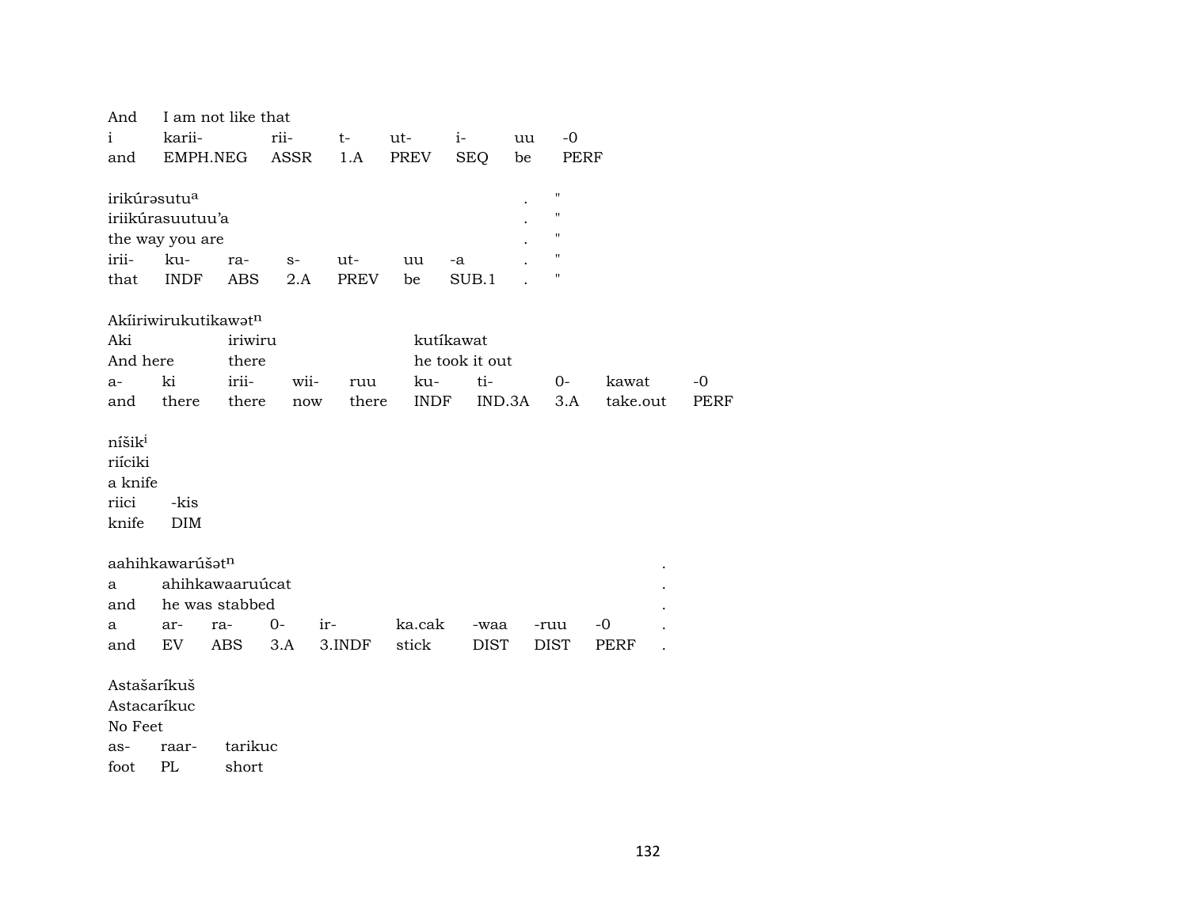| And | I am not like that | | | | | | |
|---|---|---|---|---|---|---|---|
| i | karii- | rii- | t- | ut- | i- | uu | -0 |
| and | EMPH.NEG | ASSR | 1.A | PREV | SEQ | be | PERF |

| irikúrəsutu[a] | | | | | | | . | " |
|---|---|---|---|---|---|---|---|---|
| iriikúrasuutuu'a | | | | | | | . | " |
| the way you are | | | | | | | . | " |
| irii- | ku- | ra- | s- | ut- | uu | -a | . | " |
| that | INDF | ABS | 2.A | PREV | be | SUB.1 | . | " |

| Akíiriwirukutikawət[n] | | | | | | | | | |
|---|---|---|---|---|---|---|---|---|---|
| Aki | | iriwiru | | | kutíkawat | | | | |
| And here | | there | | | he took it out | | | | |
| a- | ki | irii- | wii- | ruu | ku- | ti- | 0- | kawat | -0 |
| and | there | there | now | there | INDF | IND.3A | 3.A | take.out | PERF |

| níšik[i] | |
|---|---|
| riíciki | |
| a knife | |
| riici | -kis |
| knife | DIM |

| aahihkawarúšət[n] | | | | | | | | | . |
|---|---|---|---|---|---|---|---|---|---|
| a | ahihkawaaruúcat | | | | | | | | . |
| and | he was stabbed | | | | | | | | . |
| a | ar- | ra- | 0- | ir- | ka.cak | -waa | -ruu | -0 | . |
| and | EV | ABS | 3.A | 3.INDF | stick | DIST | DIST | PERF | . |

| Astašaríkuš | | |
|---|---|---|
| Astacaríkuc | | |
| No Feet | | |
| as- | raar- | tarikuc |
| foot | PL | short |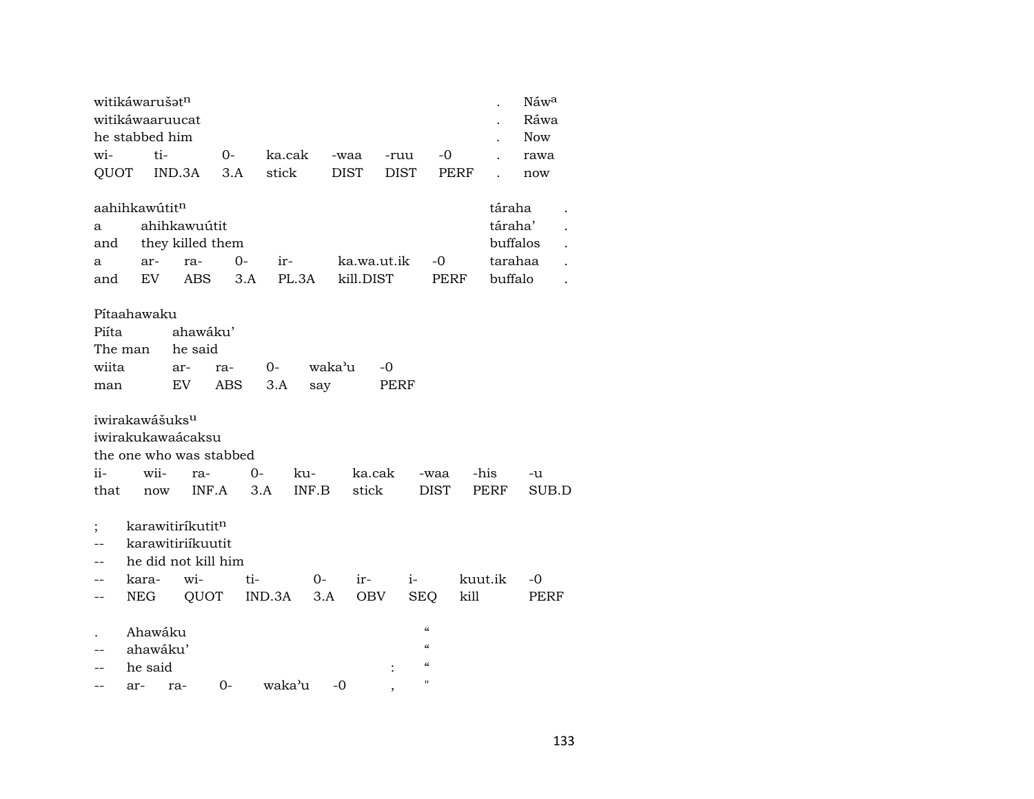witikáwarušət$^{n}$ . Náw$^{a}$
witikáwaaruucat . Ráwa
he stabbed him . Now

| wi- | ti- | 0- | ka.cak | -waa | -ruu | -0 | . | rawa |
|---|---|---|---|---|---|---|---|---|
| QUOT | IND.3A | 3.A | stick | DIST | DIST | PERF | . | now |

aahihkawútit$^{n}$ táraha .
a ahihkawuútit táraha' .
and they killed them buffalos .

| a | ar- | ra- | 0- | ir- | ka.wa.ut.ik | -0 | tarahaa | . |
|---|---|---|---|---|---|---|---|---|
| and | EV | ABS | 3.A | PL.3A | kill.DIST | PERF | buffalo | . |

Pítaahawaku
Piíta ahawáku'
The man he said

| wiita | ar- | ra- | 0- | waka'u | -0 |
|---|---|---|---|---|---|
| man | EV | ABS | 3.A | say | PERF |

iwirakawášuks$^{u}$
iwirakukawaácaksu
the one who was stabbed

| ii- | wii- | ra- | 0- | ku- | ka.cak | -waa | -his | -u |
|---|---|---|---|---|---|---|---|---|
| that | now | INF.A | 3.A | INF.B | stick | DIST | PERF | SUB.D |

; karawitiríkutit$^{n}$
-- karawitiriíkuutit
-- he did not kill him

| -- | kara- | wi- | ti- | 0- | ir- | i- | kuut.ik | -0 |
|---|---|---|---|---|---|---|---|---|
| -- | NEG | QUOT | IND.3A | 3.A | OBV | SEQ | kill | PERF |

. Ahawáku "
-- ahawáku' "
-- he said : "

| -- | ar- | ra- | 0- | waka'u | -0 | , | " |
|---|---|---|---|---|---|---|---|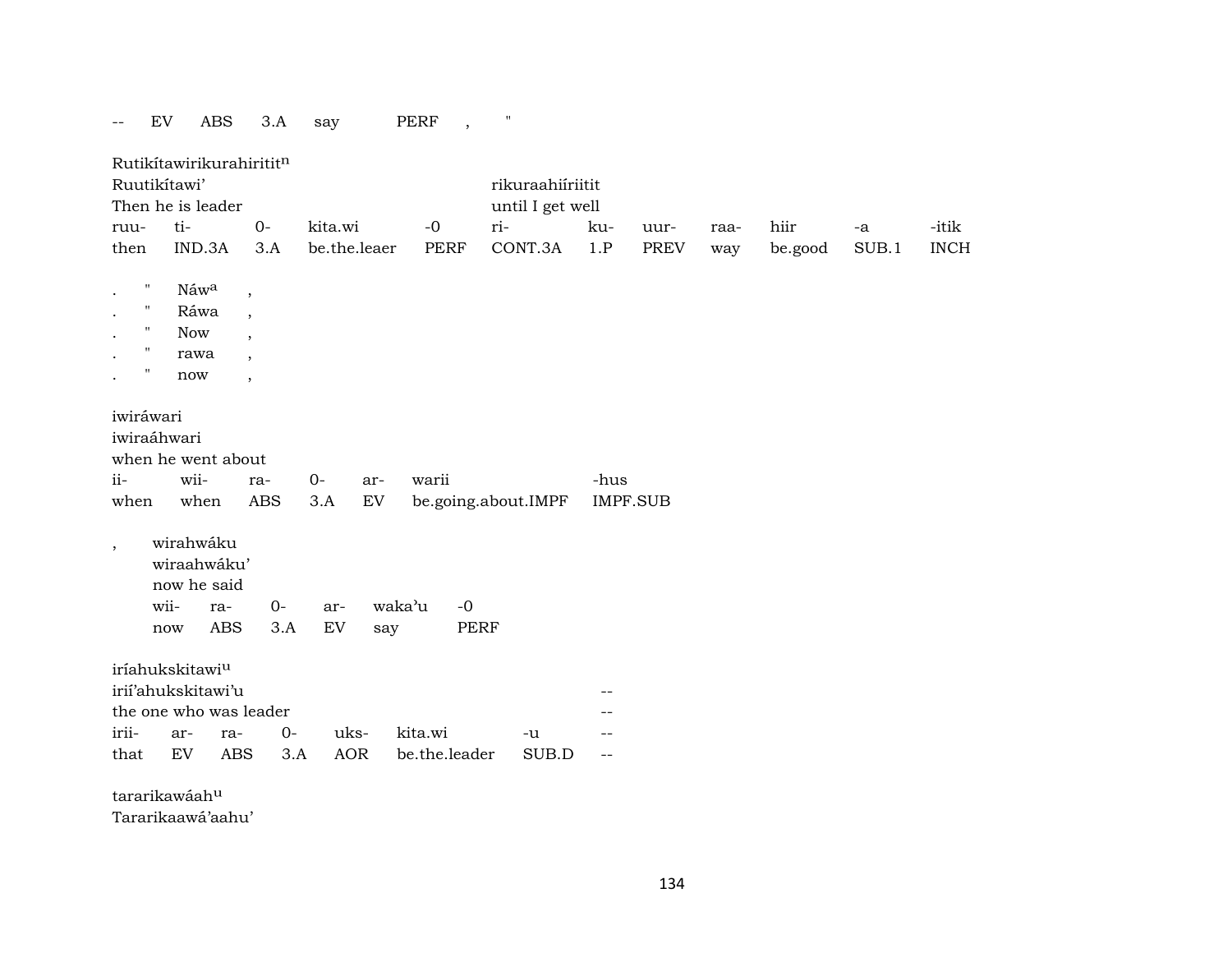-- EV ABS 3.A say PERF , "

Rutikítawirikurahiritit[n]
Ruutikítawi' rikuraahiíriitit
Then he is leader until I get well

| ruu- | ti- | 0- | kita.wi | -0 | ri- | ku- | uur- | raa- | hiir | -a | -itik |
|---|---|---|---|---|---|---|---|---|---|---|---|
| then | IND.3A | 3.A | be.the.leaer | PERF | CONT.3A | 1.P | PREV | way | be.good | SUB.1 | INCH |

. " Náw[a] ,
. " Ráwa ,
. " Now ,
. " rawa ,
. " now ,

iwiráwari
iwiraáhwari
when he went about

| ii- | wii- | ra- | 0- | ar- | warii | -hus |
|---|---|---|---|---|---|---|
| when | when | ABS | 3.A | EV | be.going.about.IMPF | IMPF.SUB |

, wirahwáku
wiraahwáku'
now he said

| wii- | ra- | 0- | ar- | waka'u | -0 |
|---|---|---|---|---|---|
| now | ABS | 3.A | EV | say | PERF |

iríahukskitawi[u]
irii'ahukskitawi'u --
the one who was leader --

| irii- | ar- | ra- | 0- | uks- | kita.wi | -u | -- |
|---|---|---|---|---|---|---|---|
| that | EV | ABS | 3.A | AOR | be.the.leader | SUB.D | -- |

tararikawáah[u]
Tararikaawá'aahu'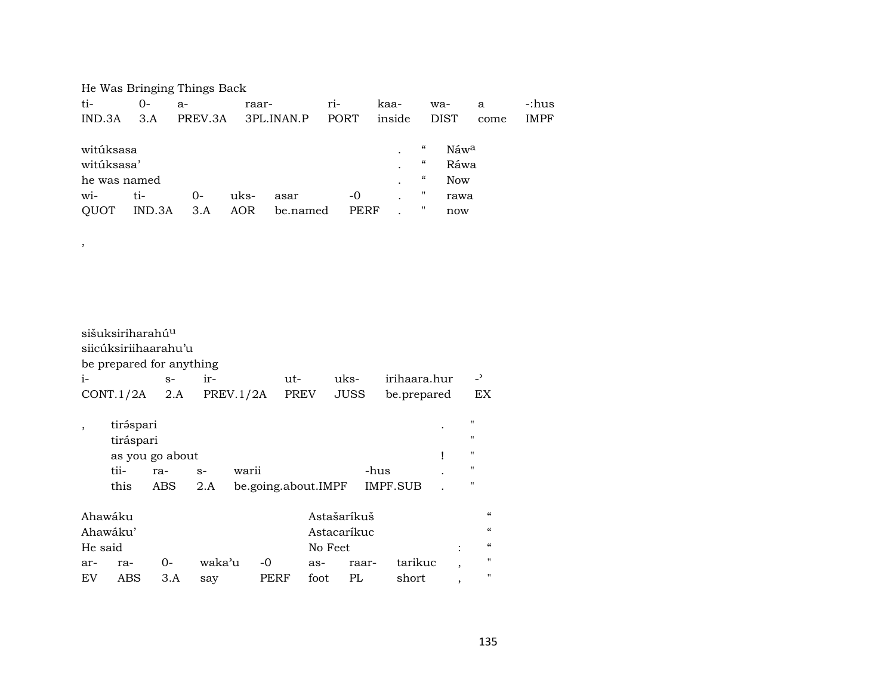He Was Bringing Things Back

| ti- | 0- | a- | raar- | ri- | kaa- | wa- | a | -:hus |
|---|---|---|---|---|---|---|---|---|
| IND.3A | 3.A | PREV.3A | 3PL.INAN.P | PORT | inside | DIST | come | IMPF |

witúksasa . “ Náwa
witúksasa’ . “ Ráwa
he was named . “ Now

| wi- | ti- | 0- | uks- | asar | -0 | . | " | rawa |
|---|---|---|---|---|---|---|---|---|
| QUOT | IND.3A | 3.A | AOR | be.named | PERF | . | " | now |

,

sišuksiriharahúu
siicúksiriihaarahu’u
be prepared for anything

| i- | s- | ir- | ut- | uks- | irihaara.hur | -’ |
|---|---|---|---|---|---|---|
| CONT.1/2A | 2.A | PREV.1/2A | PREV | JUSS | be.prepared | EX |

, tirə́spari . "
tiráspari "
as you go about ! "

| tii- | ra- | s- | warii | -hus | . | " |
|---|---|---|---|---|---|---|
| this | ABS | 2.A | be.going.about.IMPF | IMPF.SUB | . | " |

Ahawáku Astašaríkuš “
Ahawáku’ Astacaríkuc “
He said No Feet : “

| ar- | ra- | 0- | waka’u | -0 | as- | raar- | tarikuc | , | " |
|---|---|---|---|---|---|---|---|---|---|
| EV | ABS | 3.A | say | PERF | foot | PL | short | , | " |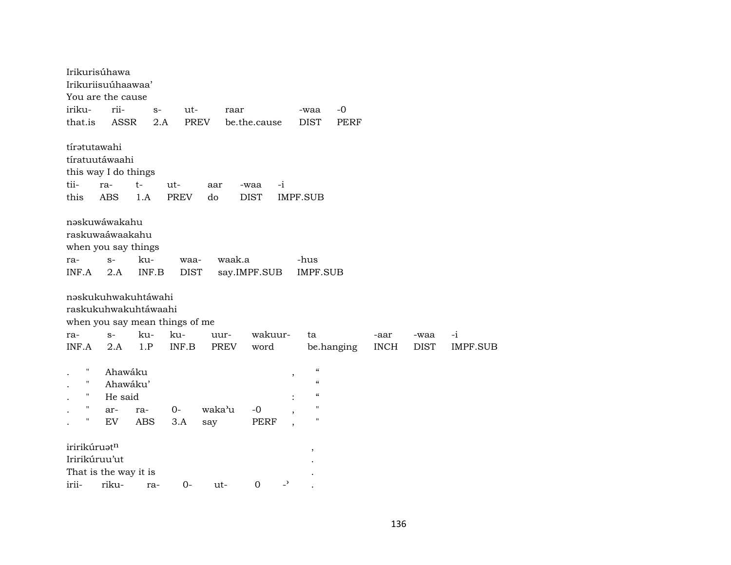Irikurisúhawa
Irikuriisuúhaawaa’
You are the cause

| iriku- | rii- | s- | ut- | raar | -waa | -0 |
|---|---|---|---|---|---|---|
| that.is | ASSR | 2.A | PREV | be.the.cause | DIST | PERF |

tírətutawahi
tíratuutáwaahi
this way I do things

| tii- | ra- | t- | ut- | aar | -waa | -i |
|---|---|---|---|---|---|---|
| this | ABS | 1.A | PREV | do | DIST | IMPF.SUB |

nəskuwáwakahu
raskuwaáwaakahu
when you say things

| ra- | s- | ku- | waa- | waak.a | -hus |
|---|---|---|---|---|---|
| INF.A | 2.A | INF.B | DIST | say.IMPF.SUB | IMPF.SUB |

nəskukuhwakuhtáwahi
raskukuhwakuhtáwaahi
when you say mean things of me

| ra- | s- | ku- | ku- | uur- | wakuur- | ta | -aar | -waa | -i |
|---|---|---|---|---|---|---|---|---|---|
| INF.A | 2.A | 1.P | INF.B | PREV | word | be.hanging | INCH | DIST | IMPF.SUB |

| . | " | Ahawáku | | | | , | “ |
|---|---|---|---|---|---|---|---|
| . | " | Ahawáku’ | | | | | “ |
| . | " | He said | | | | : | “ |
| . | " | ar- | ra- | 0- | waka’u | -0 , | " |
| . | " | EV | ABS | 3.A | say | PERF , | " |

iririkúruət$^{n}$ ,
Iririkúruu’ut .
That is the way it is .

| irii- | riku- | ra- | 0- | ut- | 0 | -’ | . |
|---|---|---|---|---|---|---|---|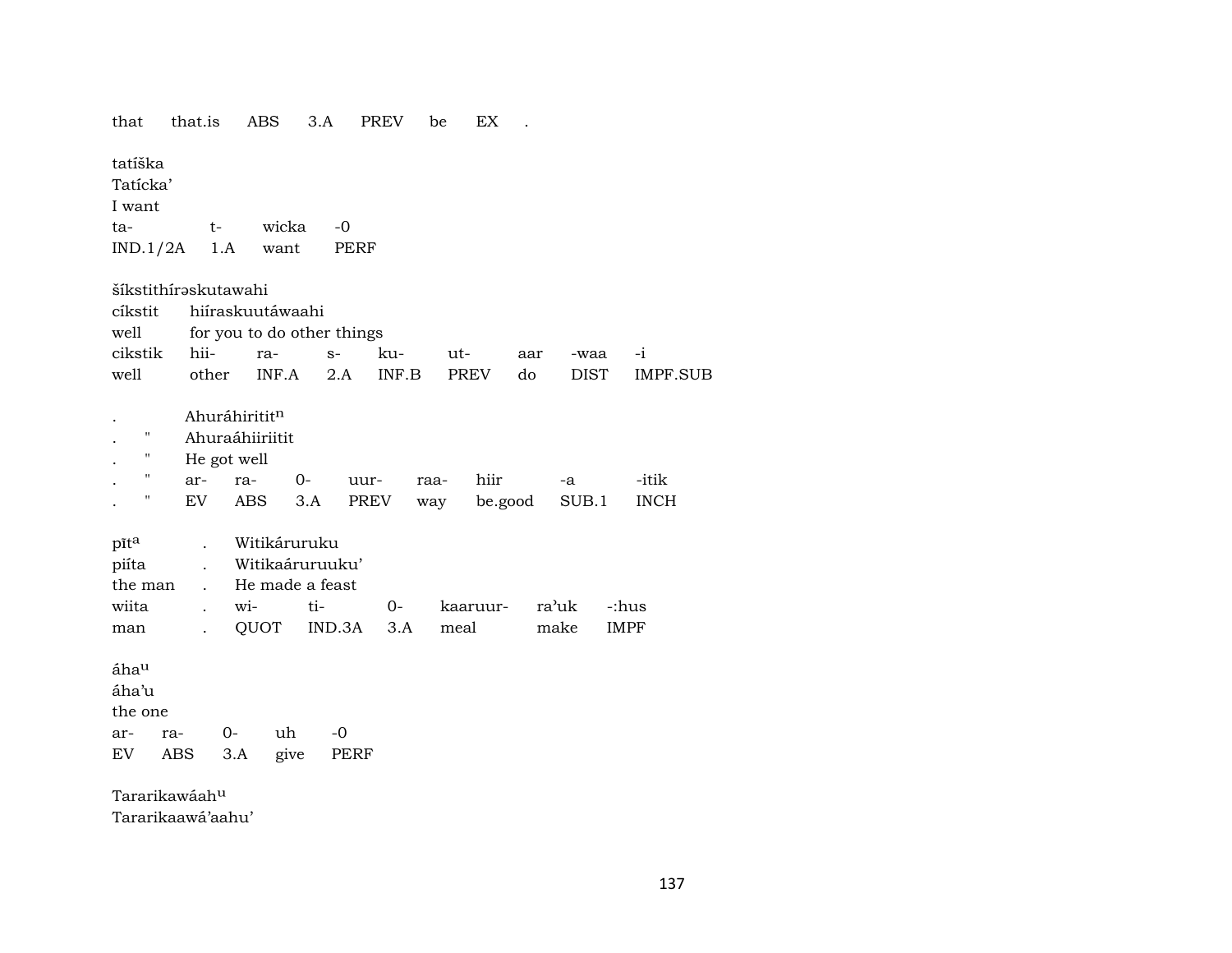that that.is ABS 3.A PREV be EX .

tatíška
Tatícka'
I want

| ta- | t- | wicka | -0 |
|---|---|---|---|
| IND.1/2A | 1.A | want | PERF |

šíkstithírəskutawahi
cíkstit hiíraskuutáwaahi
well for you to do other things

| cikstik | hii- | ra- | s- | ku- | ut- | aar | -waa | -i |
|---|---|---|---|---|---|---|---|---|
| well | other | INF.A | 2.A | INF.B | PREV | do | DIST | IMPF.SUB |

. Ahuráhiritit$^{n}$
. " Ahuraáhiiriitit
. " He got well

| . | " | ar- | ra- | 0- | uur- | raa- | hiir | -a | -itik |
|---|---|---|---|---|---|---|---|---|---|
| . | " | EV | ABS | 3.A | PREV | way | be.good | SUB.1 | INCH |

pīt$^{a}$ . Witikáruruku
piíta . Witikaáruruuku'
the man . He made a feast

| wiita | . | wi- | ti- | 0- | kaaruur- | ra'uk | -:hus |
|---|---|---|---|---|---|---|---|
| man | . | QUOT | IND.3A | 3.A | meal | make | IMPF |

áha$^{u}$
áha'u
the one

| ar- | ra- | 0- | uh | -0 |
|---|---|---|---|---|
| EV | ABS | 3.A | give | PERF |

Tararikawáah$^{u}$
Tararikaawá'aahu'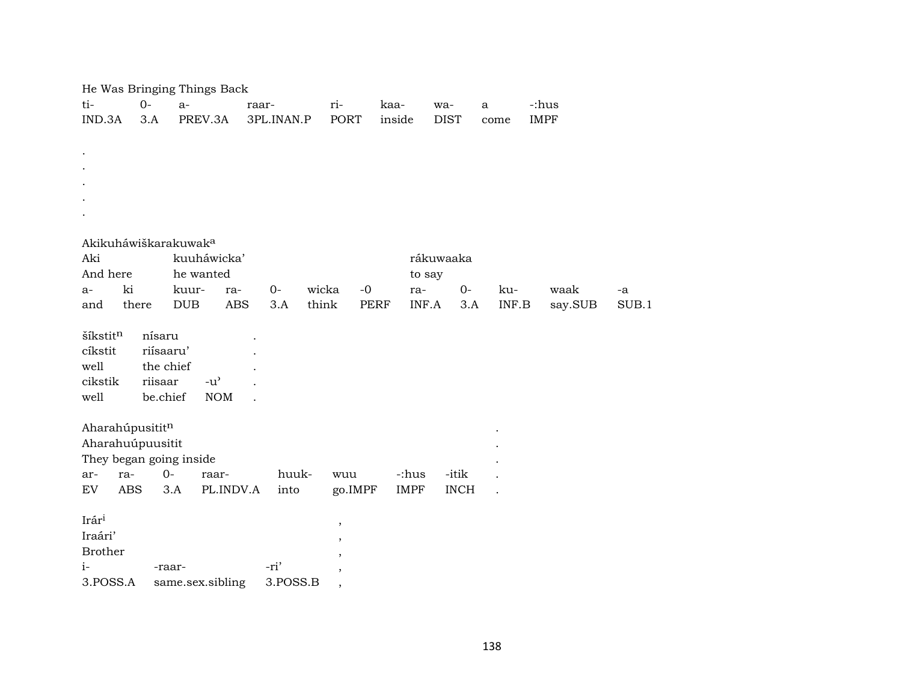He Was Bringing Things Back

| ti- | 0- | a- | raar- | ri- | kaa- | wa- | a | -:hus |
|---|---|---|---|---|---|---|---|---|
| IND.3A | 3.A | PREV.3A | 3PL.INAN.P | PORT | inside | DIST | come | IMPF |

.
.
.
.
.

Akikuháwiškarakuwak[a]

| Aki | | kuuháwicka’ | | | | | rákuwaaka | | | | |
|---|---|---|---|---|---|---|---|---|---|---|---|
| And here | | he wanted | | | | | to say | | | | |
| a- | ki | kuur- | ra- | 0- | wicka | -0 | ra- | 0- | ku- | waak | -a |
| and | there | DUB | ABS | 3.A | think | PERF | INF.A | 3.A | INF.B | say.SUB | SUB.1 |

| šíkstit[n] | nísaru | | . |
|---|---|---|---|
| cíkstit | riísaaru’ | | . |
| well | the chief | | . |
| cikstik | riisaar | -u’ | . |
| well | be.chief | NOM | . |

| Aharahúpusitit[n] | | | | | | | | . |
|---|---|---|---|---|---|---|---|---|
| Aharahuúpuusitit | | | | | | | | . |
| They began going inside | | | | | | | | . |
| ar- | ra- | 0- | raar- | huuk- | wuu | -:hus | -itik | . |
| EV | ABS | 3.A | PL.INDV.A | into | go.IMPF | IMPF | INCH | . |

| Irár[i] | | | , |
|---|---|---|---|
| Iraári’ | | | , |
| Brother | | | , |
| i- | -raar- | -ri’ | , |
| 3.POSS.A | same.sex.sibling | 3.POSS.B | , |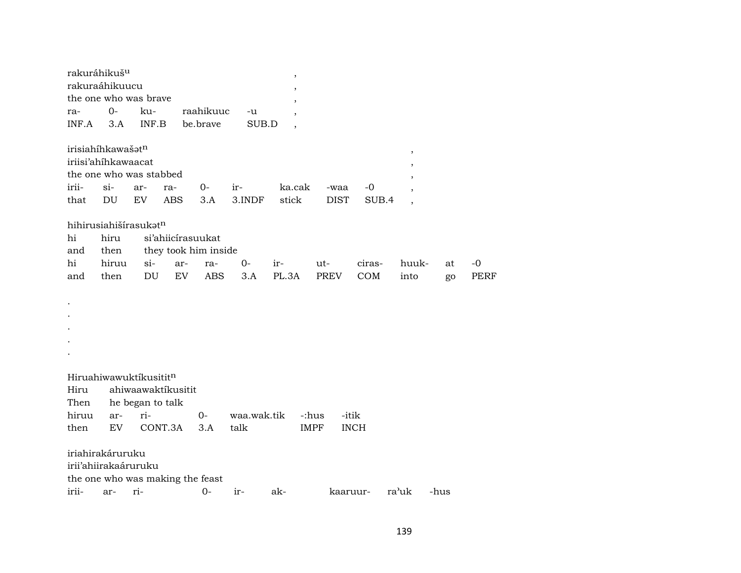rakuráhikuš$^{u}$ ,
rakuraáhikuucu ,
the one who was brave ,

| ra- | 0- | ku- | raahikuuc | -u | , |
|---|---|---|---|---|---|
| INF.A | 3.A | INF.B | be.brave | SUB.D | , |

irisiahíhkawašət$^{n}$ ,
iriisi'ahíhkawaacat ,
the one who was stabbed ,

| irii- | si- | ar- | ra- | 0- | ir- | ka.cak | -waa | -0 | , |
|---|---|---|---|---|---|---|---|---|---|
| that | DU | EV | ABS | 3.A | 3.INDF | stick | DIST | SUB.4 | , |

hihirusiahiširasukət$^{n}$
hi hiru si'ahiicírasuukat
and then they took him inside

| hi | hiruu | si- | ar- | ra- | 0- | ir- | ut- | ciras- | huuk- | at | -0 |
|---|---|---|---|---|---|---|---|---|---|---|---|
| and | then | DU | EV | ABS | 3.A | PL.3A | PREV | COM | into | go | PERF |

.
.
.
.
.

Hiruahiwawuktíkusitit$^{n}$
Hiru ahiwaawaktíkusitit
Then he began to talk

| hiruu | ar- | ri- | 0- | waa.wak.tik | -:hus | -itik |
|---|---|---|---|---|---|---|
| then | EV | CONT.3A | 3.A | talk | IMPF | INCH |

iriahirakáruruku
irii'ahiirakaáruruku
the one who was making the feast

| irii- | ar- | ri- | 0- | ir- | ak- | kaaruur- | ra'uk | -hus |
|---|---|---|---|---|---|---|---|---|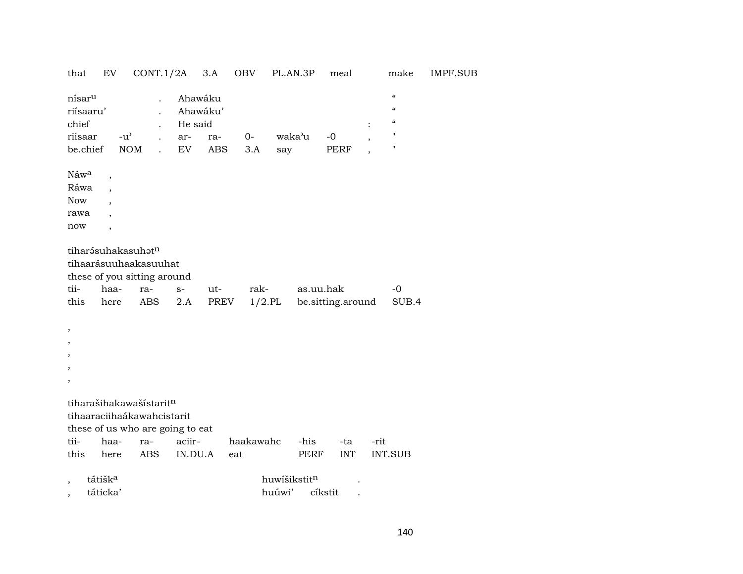| that | EV | CONT.1/2A | 3.A | OBV | PL.AN.3P | meal | make | IMPF.SUB |
|---|---|---|---|---|---|---|---|---|

| nísar[u] | | . | Ahawáku | | | | | " |
|---|---|---|---|---|---|---|---|---|
| riísaaru’ | | . | Ahawáku’ | | | | | " |
| chief | | . | He said | | | | : | " |
| riisaar | -u’ | . | ar- | ra- | 0- | waka’u | -0 | , | "
| be.chief | NOM | . | EV | ABS | 3.A | say | PERF | , | "

| Náw[a] | , |
|---|---|
| Ráwa | , |
| Now | , |
| rawa | , |
| now | , |

tiharə́suhakasuhət[n]
tihaarásuuhaakasuuhat
these of you sitting around

| tii- | haa- | ra- | s- | ut- | rak- | as.uu.hak | -0 |
|---|---|---|---|---|---|---|---|
| this | here | ABS | 2.A | PREV | 1/2.PL | be.sitting.around | SUB.4 |

,
,
,
,
,

tiharašihakawašístarit[n]
tihaaraciihaákawahcistarit
these of us who are going to eat

| tii- | haa- | ra- | aciir- | haakawahc | -his | -ta | -rit |
|---|---|---|---|---|---|---|---|
| this | here | ABS | IN.DU.A | eat | PERF | INT | INT.SUB |

| , | tátišk[a] | huwíšikstit[n] | | . |
|---|---|---|---|---|
| , | táticka’ | huúwi’ | cíkstit | . |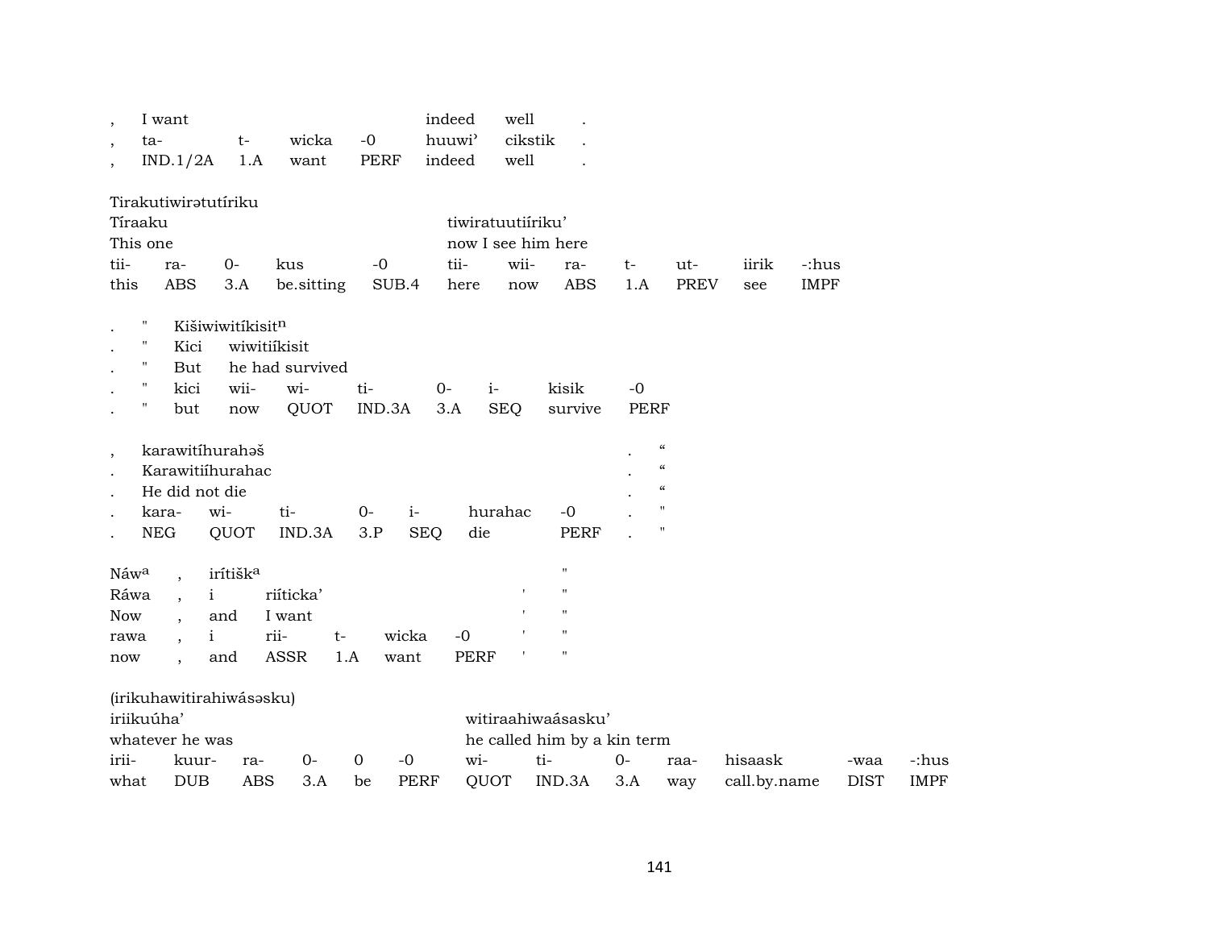| , | I want | | | | indeed | well | . |
|---|---|---|---|---|---|---|---|
| , | ta- | t- | wicka | -0 | huuwi’ | cikstik | . |
| , | IND.1/2A | 1.A | want | PERF | indeed | well | . |

Tirakutiwirətutíriku

| Tíraaku | | | | | tiwiratuutiíriku’ | | | | | | |
|---|---|---|---|---|---|---|---|---|---|---|---|
| This one | | | | | now I see him here | | | | | | |
| tii- | ra- | 0- | kus | -0 | tii- | wii- | ra- | t- | ut- | iirik | -:hus |
| this | ABS | 3.A | be.sitting | SUB.4 | here | now | ABS | 1.A | PREV | see | IMPF |

| . | " | Kišiwiwitíkisit[n] | | | | | | |
|---|---|---|---|---|---|---|---|---|
| . | " | Kici | wiwitiíkisit | | | | | |
| . | " | But | he had survived | | | | | |
| . | " | kici | wii- | wi- | ti- | 0- | i- | kisik | -0 |
| . | " | but | now | QUOT | IND.3A | 3.A | SEQ | survive | PERF |

| , | karawitíhurahəš | | | | | | . | “ |
|---|---|---|---|---|---|---|---|---|
| . | Karawitiíhurahac | | | | | | . | “ |
| . | He did not die | | | | | | . | “ |
| . | kara- | wi- | ti- | 0- | i- | hurahac | -0 | . | " |
| . | NEG | QUOT | IND.3A | 3.P | SEQ | die | PERF | . | " |

| Náw[a] | , | irítišk[a] | | | | | " |
|---|---|---|---|---|---|---|---|
| Ráwa | , | i | riíticka’ | | | ' | " |
| Now | , | and | I want | | | ' | " |
| rawa | , | i | rii- | t- | wicka | -0 | ' | " |
| now | , | and | ASSR | 1.A | want | PERF | ' | " |

(irikuhawitirahiwásəsku)

| iriikuúha’ | | | | | | witiraahiwaásasku’ | | | | | | |
|---|---|---|---|---|---|---|---|---|---|---|---|---|
| whatever he was | | | | | | he called him by a kin term | | | | | | |
| irii- | kuur- | ra- | 0- | 0 | -0 | wi- | ti- | 0- | raa- | hisaask | -waa | -:hus |
| what | DUB | ABS | 3.A | be | PERF | QUOT | IND.3A | 3.A | way | call.by.name | DIST | IMPF |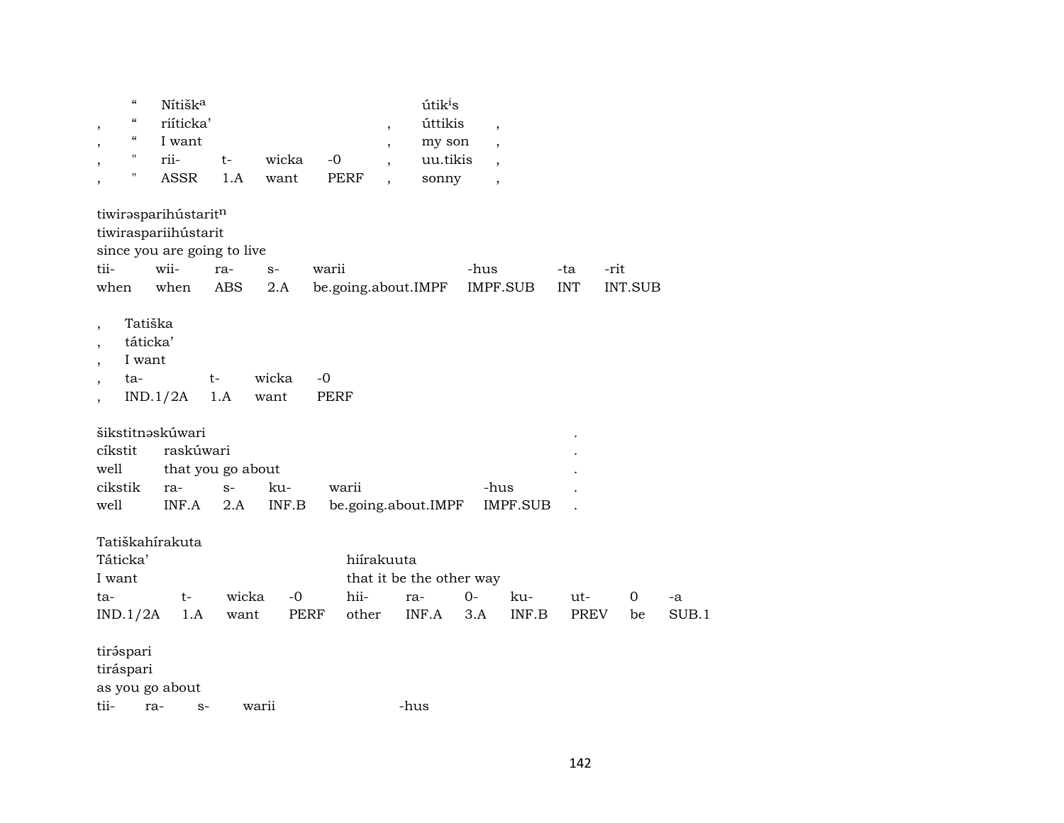|   | “ | Nítišk$^{a}$ |   |   |   | útik$^{i}$s |   |
|---|---|---|---|---|---|---|---|
| , | “ | riíticka’ |   |   | , | úttikis | , |
| , | “ | I want |   |   | , | my son | , |
| , | " | rii- | t- | wicka | -0 | , | uu.tikis | , |
| , | " | ASSR | 1.A | want | PERF | , | sonny | , |

tiwirəsparihústarit$^{n}$
tiwiraspariihústarit
since you are going to live

| tii- | wii- | ra- | s- | warii | -hus | -ta | -rit |
|---|---|---|---|---|---|---|---|
| when | when | ABS | 2.A | be.going.about.IMPF | IMPF.SUB | INT | INT.SUB |

| , | Tatiška |   |   |   |
|---|---|---|---|---|
| , | táticka’ |   |   |   |
| , | I want |   |   |   |
| , | ta- | t- | wicka | -0 |
| , | IND.1/2A | 1.A | want | PERF |

šikstitnəskúwari .
cíkstit raskúwari .
well that you go about .

| cikstik | ra- | s- | ku- | warii | -hus | . |
|---|---|---|---|---|---|---|
| well | INF.A | 2.A | INF.B | be.going.about.IMPF | IMPF.SUB | . |

Tatiškahírakuta
Táticka’ hiírakuuta
I want that it be the other way

| ta- | t- | wicka | -0 | hii- | ra- | 0- | ku- | ut- | 0 | -a |
|---|---|---|---|---|---|---|---|---|---|---|
| IND.1/2A | 1.A | want | PERF | other | INF.A | 3.A | INF.B | PREV | be | SUB.1 |

tirə́spari
tiráspari
as you go about

| tii- | ra- | s- | warii | -hus |
|---|---|---|---|---|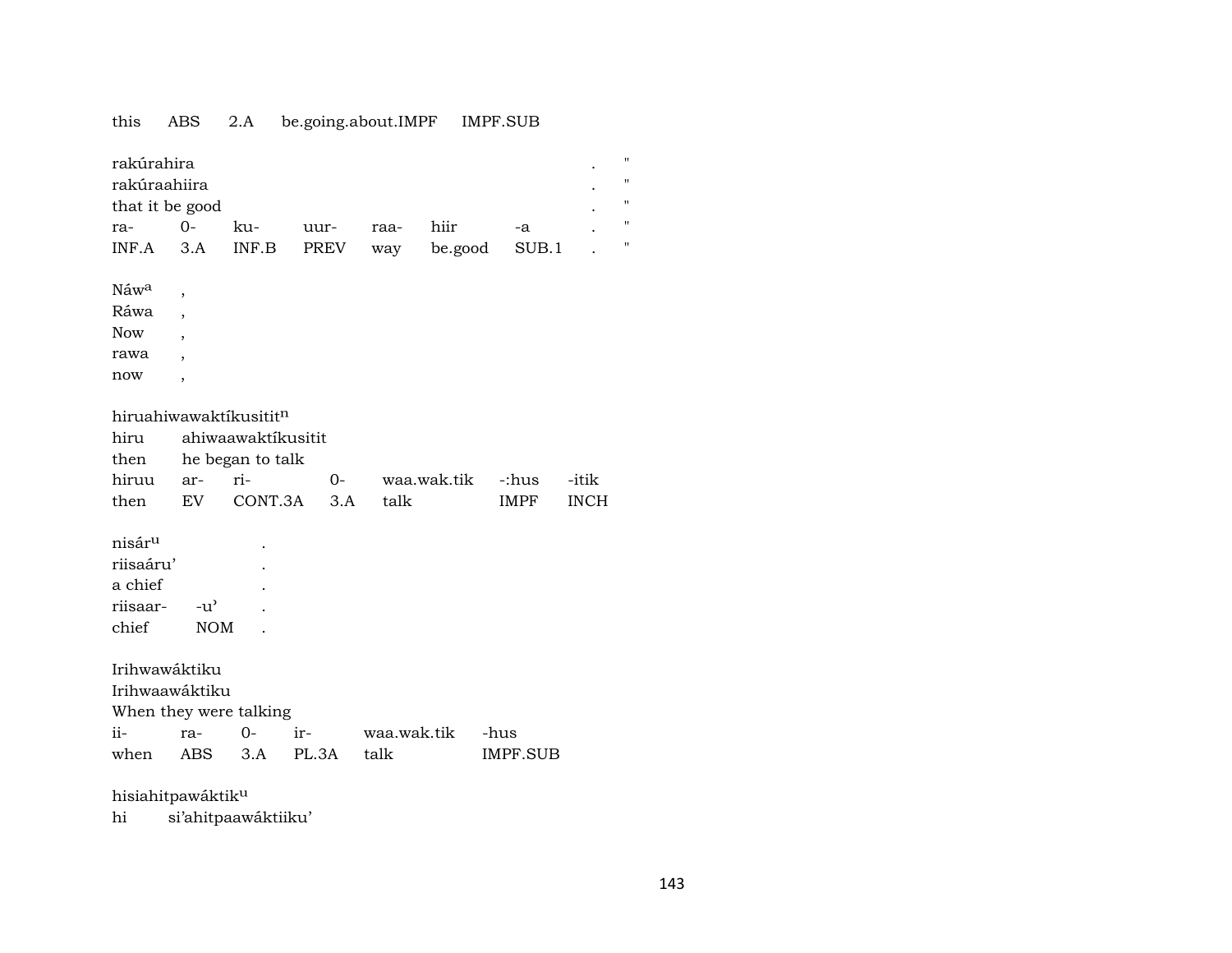this ABS 2.A be.going.about.IMPF IMPF.SUB

rakúrahira . "
rakúraahiira . "
that it be good . "

| ra- | 0- | ku- | uur- | raa- | hiir | -a | . | " |
|---|---|---|---|---|---|---|---|---|
| INF.A | 3.A | INF.B | PREV | way | be.good | SUB.1 | . | " |

Náw[a] ,
Ráwa ,
Now ,
rawa ,
now ,

hiruahiwawaktíkusitit[n]
hiru ahiwaawaktíkusitit
then he began to talk

| hiruu | ar- | ri- | 0- | waa.wak.tik | -:hus | -itik |
|---|---|---|---|---|---|---|
| then | EV | CONT.3A | 3.A | talk | IMPF | INCH |

nisár[u] .
riisaáru' .
a chief .

| riisaar- | -u' | . |
|---|---|---|
| chief | NOM | . |

Irihwawáktiku
Irihwaawáktiku
When they were talking

| ii- | ra- | 0- | ir- | waa.wak.tik | -hus |
|---|---|---|---|---|---|
| when | ABS | 3.A | PL.3A | talk | IMPF.SUB |

hisiahitpawáktik[u]
hi si'ahitpaawáktiiku'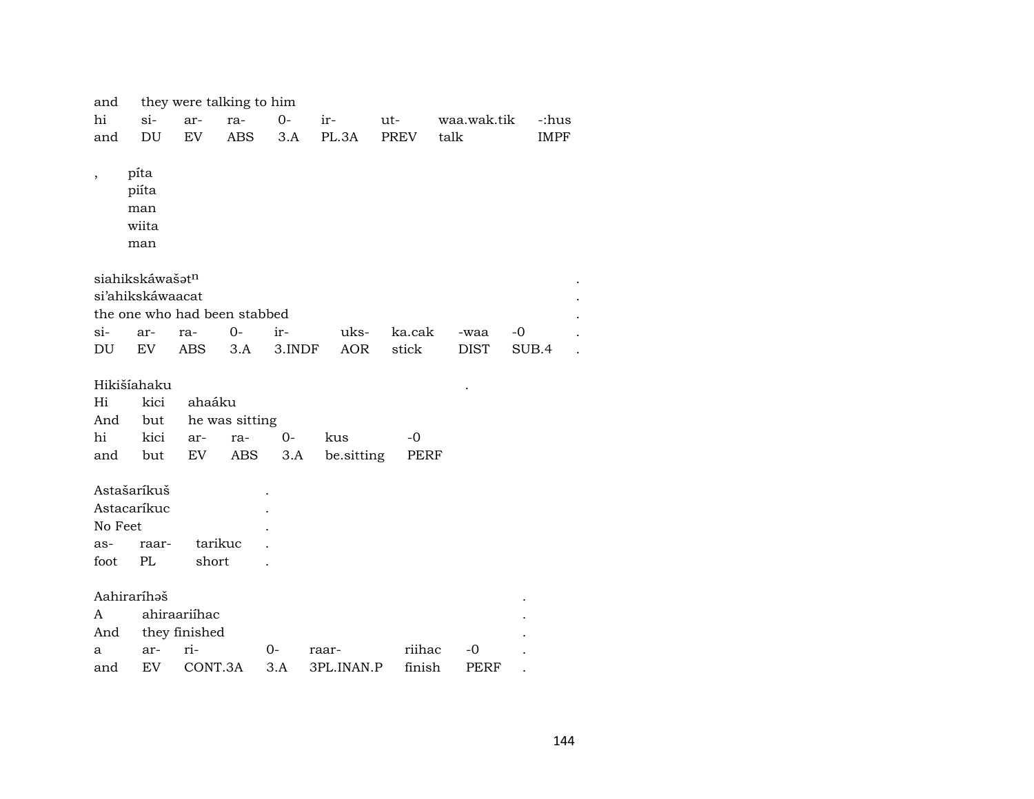| and | they were talking to him | | | | | | | |
|---|---|---|---|---|---|---|---|---|
| hi | si- | ar- | ra- | 0- | ir- | ut- | waa.wak.tik | -:hus |
| and | DU | EV | ABS | 3.A | PL.3A | PREV | talk | IMPF |

, píta
piíta
man
wiita
man

siahikskáwašət$^{n}$ .
si'ahikskáwaacat .
the one who had been stabbed .

| si- | ar- | ra- | 0- | ir- | uks- | ka.cak | -waa | -0 | . |
|---|---|---|---|---|---|---|---|---|---|
| DU | EV | ABS | 3.A | 3.INDF | AOR | stick | DIST | SUB.4 | . |

Hikišíahaku .

| Hi | kici | ahaáku | | | | |
|---|---|---|---|---|---|---|
| And | but | he was sitting | | | | |
| hi | kici | ar- | ra- | 0- | kus | -0 |
| and | but | EV | ABS | 3.A | be.sitting | PERF |

Astašaríkuš .
Astacaríkuc .
No Feet .

| as- | raar- | tarikuc | . |
|---|---|---|---|
| foot | PL | short | . |

Aahiraríhəš .

| A | ahiraariíhac | | | | | | . |
|---|---|---|---|---|---|---|---|
| And | they finished | | | | | | . |
| a | ar- | ri- | 0- | raar- | riihac | -0 | . |
| and | EV | CONT.3A | 3.A | 3PL.INAN.P | finish | PERF | . |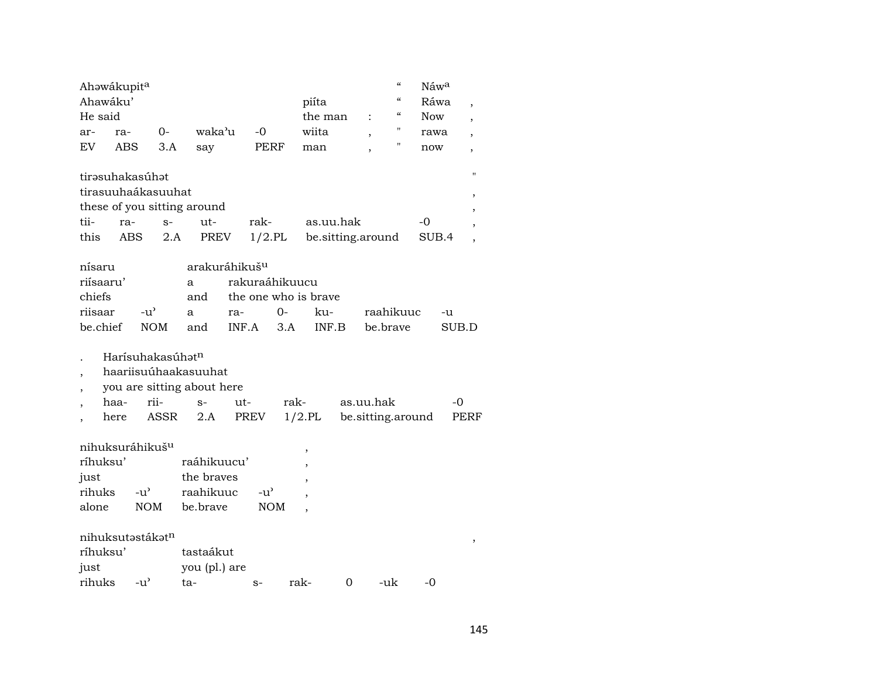| Ahəwákupit^a | | | | | | | “ | Náw^a | |
|---|---|---|---|---|---|---|---|---|---|
| Ahawáku’ | | | | | piíta | | “ | Ráwa | , |
| He said | | | | | the man | : | “ | Now | , |
| ar- | ra- | 0- | waka’u | -0 | wiita | , | " | rawa | , |
| EV | ABS | 3.A | say | PERF | man | , | " | now | , |

| tirəsuhakasúhət | | | | | | " |
|---|---|---|---|---|---|---|
| tirasuuhaákasuuhat | | | | | | , |
| these of you sitting around | | | | | | , |
| tii- | ra- | s- | ut- | rak- | as.uu.hak | -0 | ,
| this | ABS | 2.A | PREV | 1/2.PL | be.sitting.around | SUB.4 | ,

| nísaru | | arakuráhikuš^u | | | | | |
|---|---|---|---|---|---|---|---|
| riísaaru’ | | a | rakuraáhikuucu | | | | |
| chiefs | | and | the one who is brave | | | | |
| riisaar | -u’ | a | ra- | 0- | ku- | raahikuuc | -u |
| be.chief | NOM | and | INF.A | 3.A | INF.B | be.brave | SUB.D |

| . | Harísuhakasúhət^n | | | | | | |
|---|---|---|---|---|---|---|---|
| , | haariisuúhaakasuuhat | | | | | | |
| , | you are sitting about here | | | | | | |
| , | haa- | rii- | s- | ut- | rak- | as.uu.hak | -0 |
| , | here | ASSR | 2.A | PREV | 1/2.PL | be.sitting.around | PERF |

| nihuksuráhikuš^u | | | | , |
|---|---|---|---|---|
| ríhuksu’ | | raáhikuucu’ | | , |
| just | | the braves | | , |
| rihuks | -u’ | raahikuuc | -u’ | , |
| alone | NOM | be.brave | NOM | , |

| nihuksutəstákət^n | | | | | | | , |
|---|---|---|---|---|---|---|---|
| ríhuksu’ | | tastaákut | | | | | |
| just | | you (pl.) are | | | | | |
| rihuks | -u’ | ta- | s- | rak- | 0 | -uk | -0 |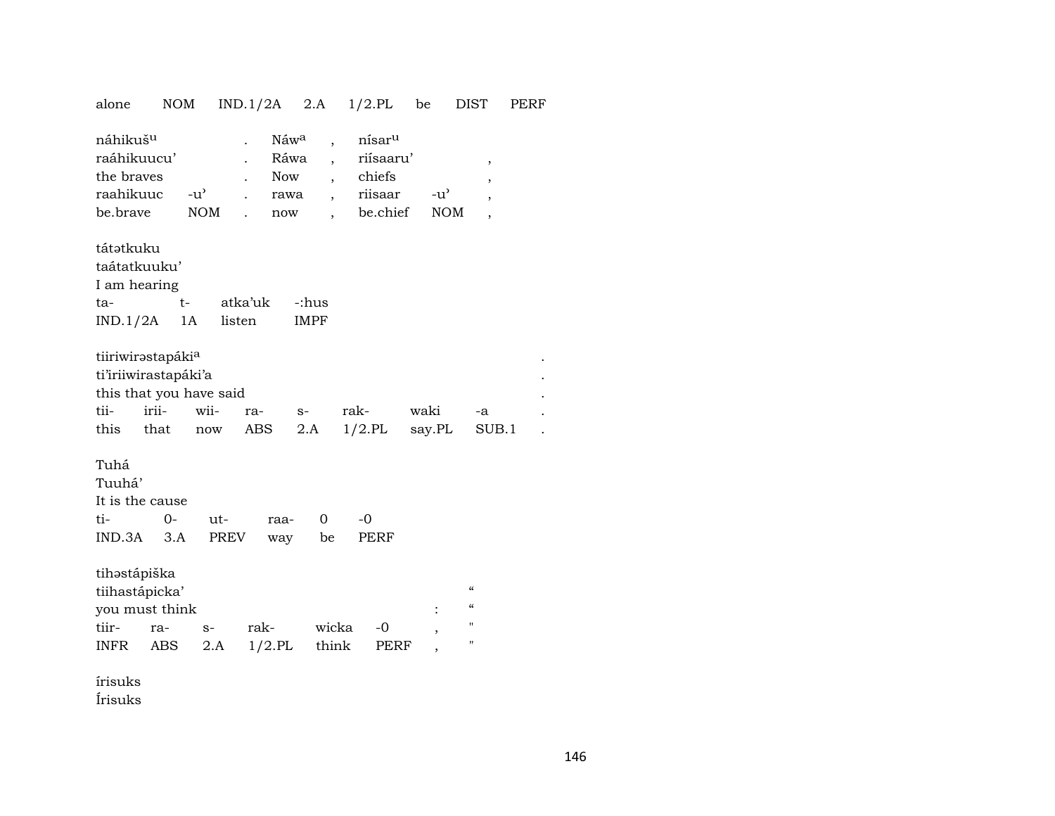alone NOM IND.1/2A 2.A 1/2.PL be DIST PERF

| náhikuš^u | | . | Náw^a | , | nísar^u | | |
|---|---|---|---|---|---|---|---|
| raáhikuucu’ | | . | Ráwa | , | riísaaru’ | | , |
| the braves | | . | Now | , | chiefs | | , |
| raahikuuc | -u’ | . | rawa | , | riisaar | -u’ | , |
| be.brave | NOM | . | now | , | be.chief | NOM | , |

| tátətkuku | | | |
|---|---|---|---|
| taátatkuuku’ | | | |
| I am hearing | | | |
| ta- | t- | atka’uk | -:hus |
| IND.1/2A | 1A | listen | IMPF |

| tiiriwirəstapáki^a | | | | | | | | . |
|---|---|---|---|---|---|---|---|---|
| ti’iriiwirastapáki’a | | | | | | | | . |
| this that you have said | | | | | | | | . |
| tii- | irii- | wii- | ra- | s- | rak- | waki | -a | . |
| this | that | now | ABS | 2.A | 1/2.PL | say.PL | SUB.1 | . |

| Tuhá | | | | | |
|---|---|---|---|---|---|
| Tuuhá’ | | | | | |
| It is the cause | | | | | |
| ti- | 0- | ut- | raa- | 0 | -0 |
| IND.3A | 3.A | PREV | way | be | PERF |

| tihəstápiška | | | | | | | |
|---|---|---|---|---|---|---|---|
| tiihastápicka’ | | | | | | | “ |
| you must think | | | | | | : | “ |
| tiir- | ra- | s- | rak- | wicka | -0 | , | " |
| INFR | ABS | 2.A | 1/2.PL | think | PERF | , | " |

írisuks
Írisuks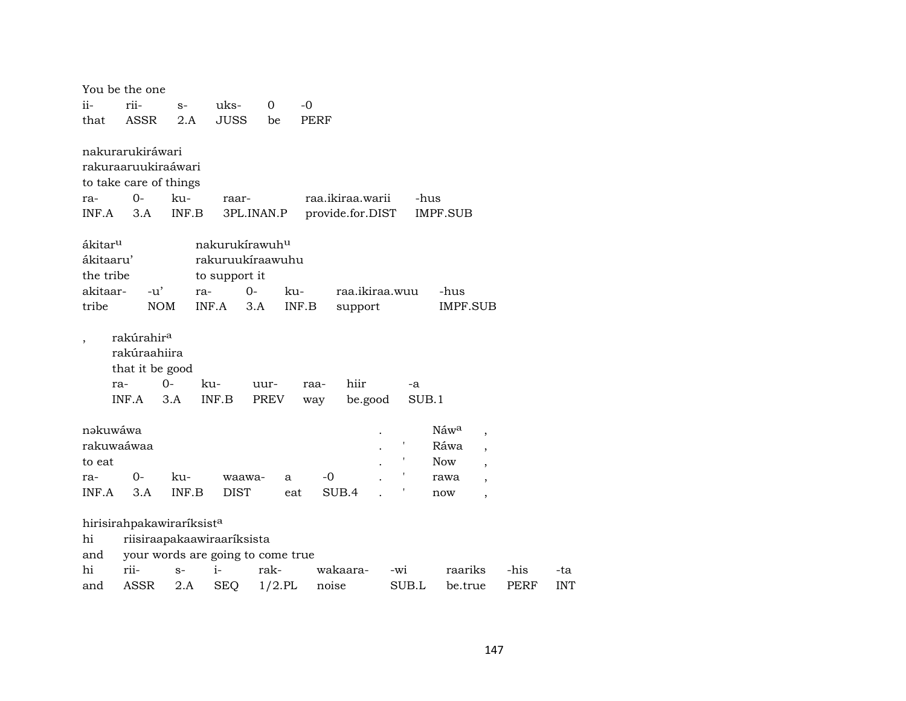You be the one

| ii- | rii- | s- | uks- | 0 | -0 |
|---|---|---|---|---|---|
| that | ASSR | 2.A | JUSS | be | PERF |

nakurarukiráwari
rakuraaruukiraáwari
to take care of things

| ra- | 0- | ku- | raar- | raa.ikiraa.warii | -hus |
|---|---|---|---|---|---|
| INF.A | 3.A | INF.B | 3PL.INAN.P | provide.for.DIST | IMPF.SUB |

ákitar[u] nakurukírawuh[u]
ákitaaru' rakuruukíraawuhu
the tribe to support it

| akitaar- | -u' | ra- | 0- | ku- | raa.ikiraa.wuu | -hus |
|---|---|---|---|---|---|---|
| tribe | NOM | INF.A | 3.A | INF.B | support | IMPF.SUB |

, rakúrahir[a]
rakúraahiira
that it be good

| ra- | 0- | ku- | uur- | raa- | hiir | -a |
|---|---|---|---|---|---|---|
| INF.A | 3.A | INF.B | PREV | way | be.good | SUB.1 |

nəkuwáwa . Náw[a] ,
rakuwaáwaa . ' Ráwa ,
to eat . ' Now ,

| ra- | 0- | ku- | waawa- | a | -0 | . | ' | rawa | , |
|---|---|---|---|---|---|---|---|---|---|
| INF.A | 3.A | INF.B | DIST | eat | SUB.4 | . | ' | now | , |

hirisirahpakawiraríksist[a]
hi riisiraapakaawiraaríksista
and your words are going to come true

| hi | rii- | s- | i- | rak- | wakaara- | -wi | raariks | -his | -ta |
|---|---|---|---|---|---|---|---|---|---|
| and | ASSR | 2.A | SEQ | 1/2.PL | noise | SUB.L | be.true | PERF | INT |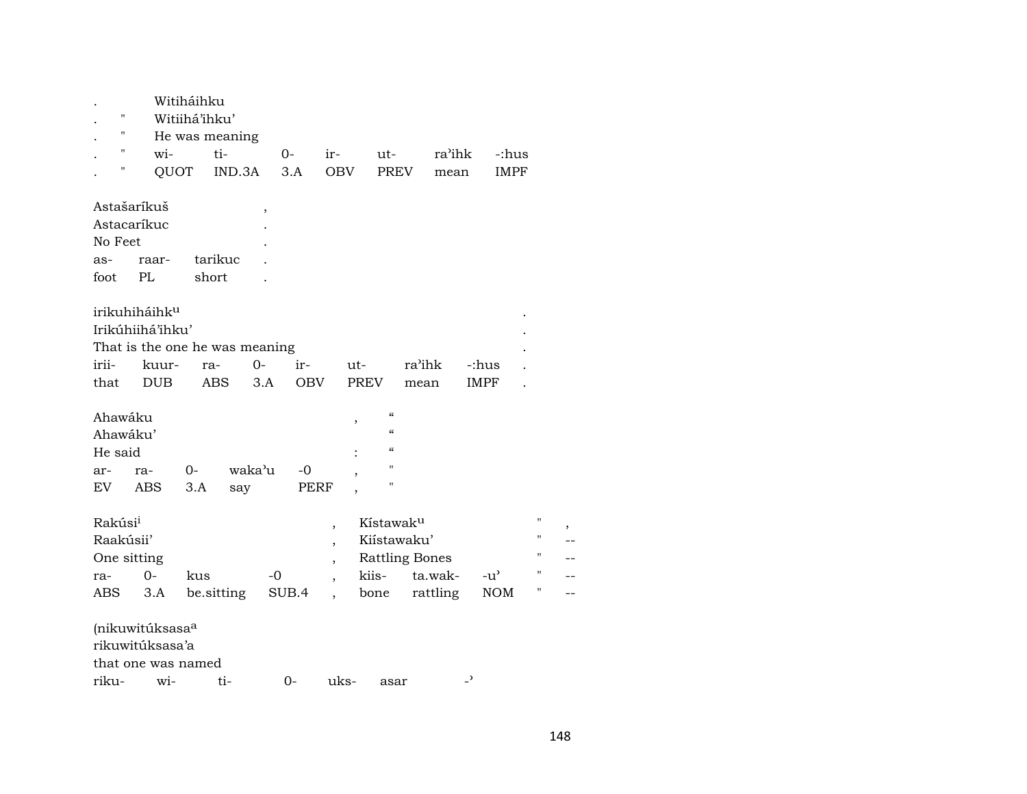| . | | Witiháihku | | | | | | |
|---|---|---|---|---|---|---|---|---|
| . | " | Witiihá'ihku' | | | | | | |
| . | " | He was meaning | | | | | | |
| . | " | wi- | ti- | 0- | ir- | ut- | ra'ihk | -:hus |
| . | " | QUOT | IND.3A | 3.A | OBV | PREV | mean | IMPF |

| Astašaríkuš | | | , |
|---|---|---|---|
| Astacaríkuc | | | . |
| No Feet | | | . |
| as- | raar- | tarikuc | . |
| foot | PL | short | . |

| irikuhiháihk[u] | | | | | | | | . |
|---|---|---|---|---|---|---|---|---|
| Irikúhiihá'ihku' | | | | | | | | . |
| That is the one he was meaning | | | | | | | | . |
| irii- | kuur- | ra- | 0- | ir- | ut- | ra'ihk | -:hus | . |
| that | DUB | ABS | 3.A | OBV | PREV | mean | IMPF | . |

| Ahawáku | | | | | , | " |
|---|---|---|---|---|---|---|
| Ahawáku' | | | | | | " |
| He said | | | | | : | " |
| ar- | ra- | 0- | waka'u | -0 | , | " |
| EV | ABS | 3.A | say | PERF | , | " |

| Rakúsi[i] | | | | , | Kístawak[u] | | | " | , |
|---|---|---|---|---|---|---|---|---|---|
| Raakúsii' | | | | , | Kiístawaku' | | | " | -- |
| One sitting | | | | , | Rattling Bones | | | " | -- |
| ra- | 0- | kus | -0 | , | kiis- | ta.wak- | -u' | " | -- |
| ABS | 3.A | be.sitting | SUB.4 | , | bone | rattling | NOM | " | -- |

| (nikuwitúksasa[a] | | | | | | |
|---|---|---|---|---|---|---|
| rikuwitúksasa'a | | | | | | |
| that one was named | | | | | | |
| riku- | wi- | ti- | 0- | uks- | asar | -' |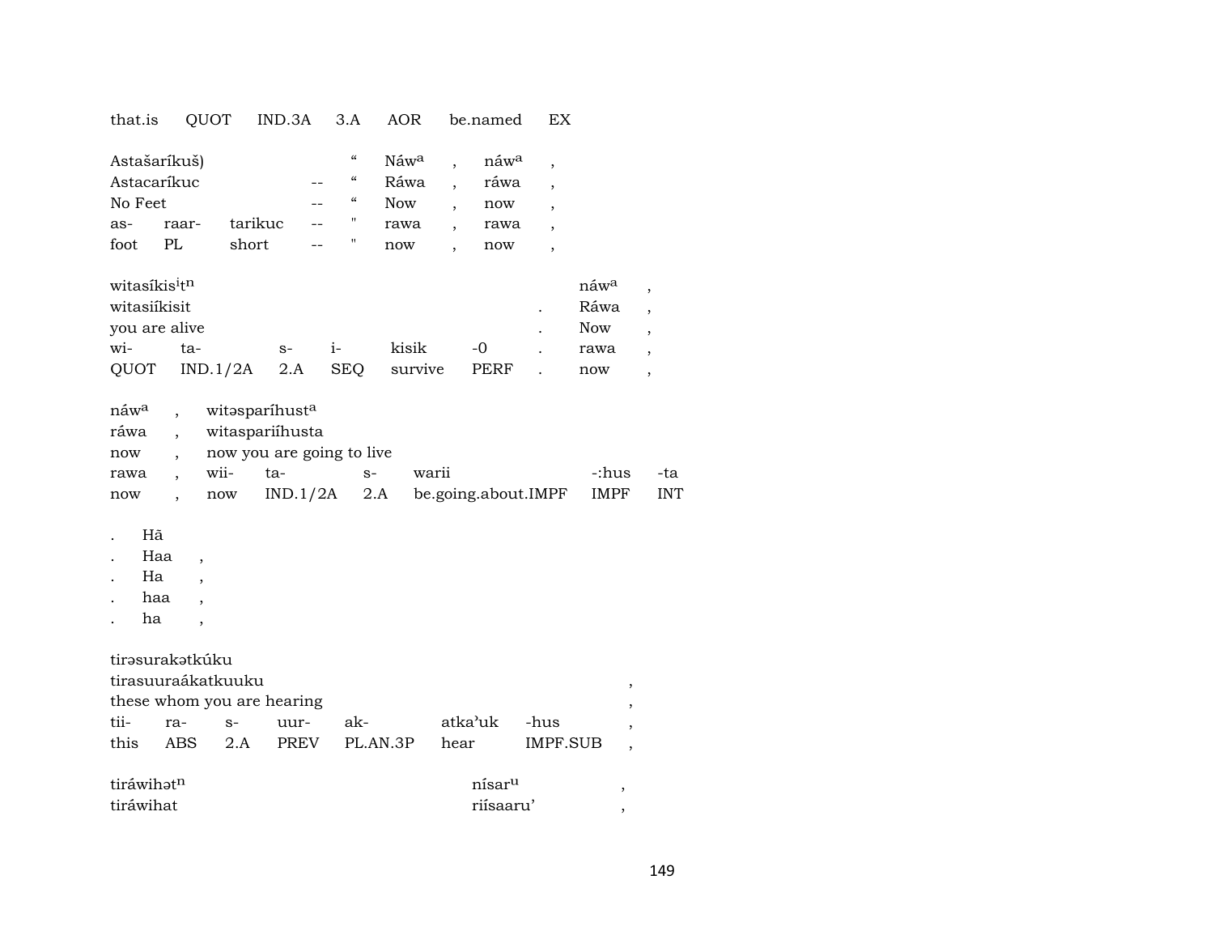| that.is | QUOT | IND.3A | 3.A | AOR | be.named | EX |
|---|---|---|---|---|---|---|

| Astašaríkuš) | | | | “ | Náw^a | , | náw^a | , |
|---|---|---|---|---|---|---|---|---|
| Astacaríkuc | | | -- | “ | Ráwa | , | ráwa | , |
| No Feet | | | -- | “ | Now | , | now | , |
| as- | raar- | tarikuc | -- | " | rawa | , | rawa | , |
| foot | PL | short | -- | " | now | , | now | , |

| witasíkis^i t^n | | | | | | | náw^a | , |
|---|---|---|---|---|---|---|---|---|
| witasiíkisit | | | | | | . | Ráwa | , |
| you are alive | | | | | | . | Now | , |
| wi- | ta- | s- | i- | kisik | -0 | . | rawa | , |
| QUOT | IND.1/2A | 2.A | SEQ | survive | PERF | . | now | , |

| náw^a | , | witəsparíhust^a | | | | | |
|---|---|---|---|---|---|---|---|
| ráwa | , | witaspariíhusta | | | | | |
| now | , | now you are going to live | | | | | |
| rawa | , | wii- | ta- | s- | warii | -:hus | -ta |
| now | , | now | IND.1/2A | 2.A | be.going.about.IMPF | IMPF | INT |

| . | Hā | |
|---|---|---|
| . | Haa | , |
| . | Ha | , |
| . | haa | , |
| . | ha | , |

| tirəsurakətkúku | | | | | | | |
|---|---|---|---|---|---|---|---|
| tirasuuraákatkuuku | | | | | | | , |
| these whom you are hearing | | | | | | | , |
| tii- | ra- | s- | uur- | ak- | atka’uk | -hus | , |
| this | ABS | 2.A | PREV | PL.AN.3P | hear | IMPF.SUB | , |

| tiráwihət^n | nísar^u | , |
|---|---|---|
| tiráwihat | riísaaru’ | , |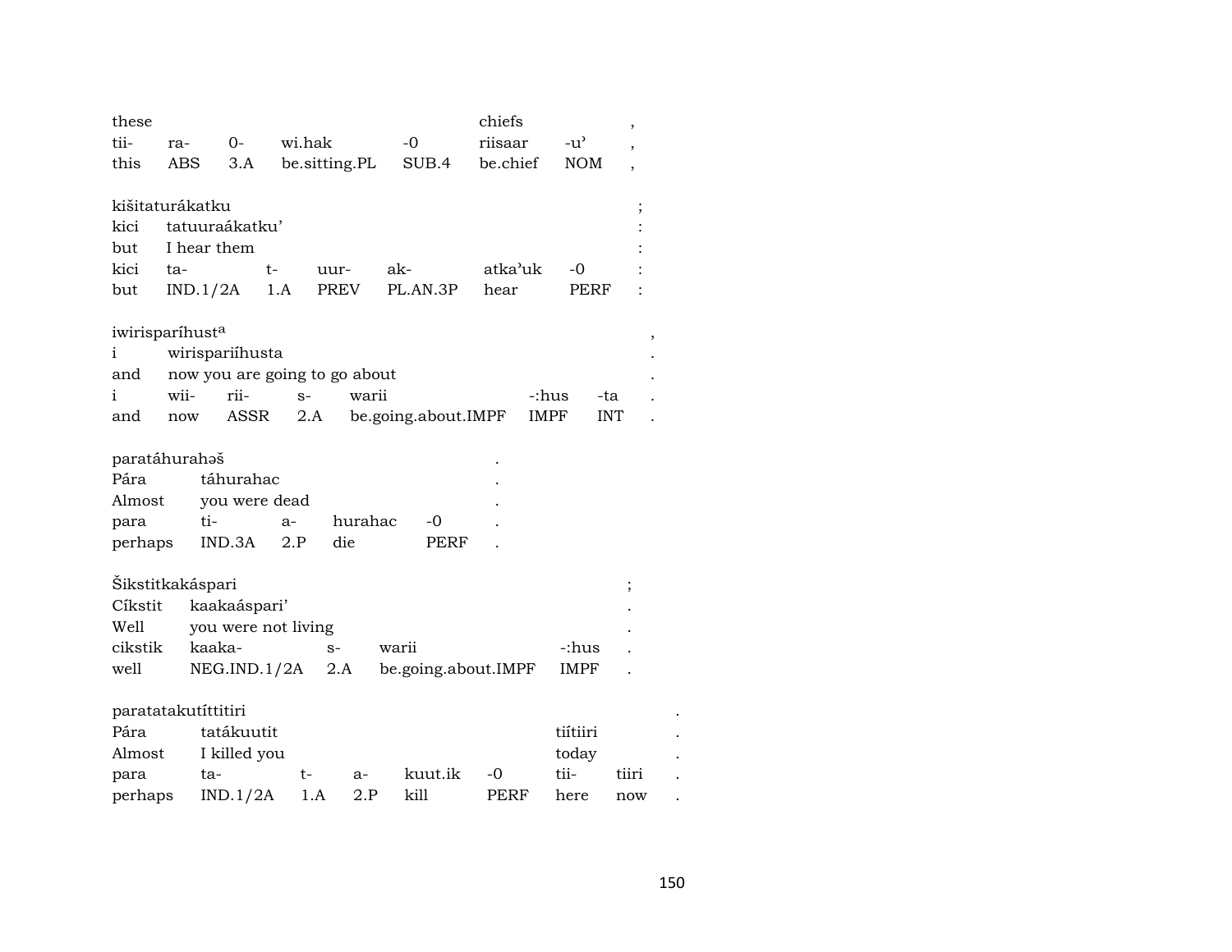| these | | | | | chiefs | | , |
|---|---|---|---|---|---|---|---|
| tii- | ra- | 0- | wi.hak | -0 | riisaar | -u’ | , |
| this | ABS | 3.A | be.sitting.PL | SUB.4 | be.chief | NOM | , |

| kišitaturákatku | | | | | | ; |
|---|---|---|---|---|---|---|
| kici | tatuuraákatku’ | | | | | : |
| but | I hear them | | | | | : |
| kici | ta- | t- | uur- | ak- | atka’uk | -0 | : |
| but | IND.1/2A | 1.A | PREV | PL.AN.3P | hear | PERF | : |

| iwirisparíhust[a] | | | | | | | , |
|---|---|---|---|---|---|---|---|
| i | wirispariíhusta | | | | | | . |
| and | now you are going to go about | | | | | | . |
| i | wii- | rii- | s- | warii | -:hus | -ta | . |
| and | now | ASSR | 2.A | be.going.about.IMPF | IMPF | INT | . |

| paratáhurahəš | | | | | . |
|---|---|---|---|---|---|
| Pára | táhurahac | | | | . |
| Almost | you were dead | | | | . |
| para | ti- | a- | hurahac | -0 | . |
| perhaps | IND.3A | 2.P | die | PERF | . |

| Šikstitkakáspari | | | | | ; |
|---|---|---|---|---|---|
| Cíkstit | kaakaáspari’ | | | | . |
| Well | you were not living | | | | . |
| cikstik | kaaka- | s- | warii | -:hus | . |
| well | NEG.IND.1/2A | 2.A | be.going.about.IMPF | IMPF | . |

| paratatakutíttitiri | | | | | | | | . |
|---|---|---|---|---|---|---|---|---|
| Pára | tatákuutit | | | | | tiítiiri | | . |
| Almost | I killed you | | | | | today | | . |
| para | ta- | t- | a- | kuut.ik | -0 | tii- | tiiri | . |
| perhaps | IND.1/2A | 1.A | 2.P | kill | PERF | here | now | . |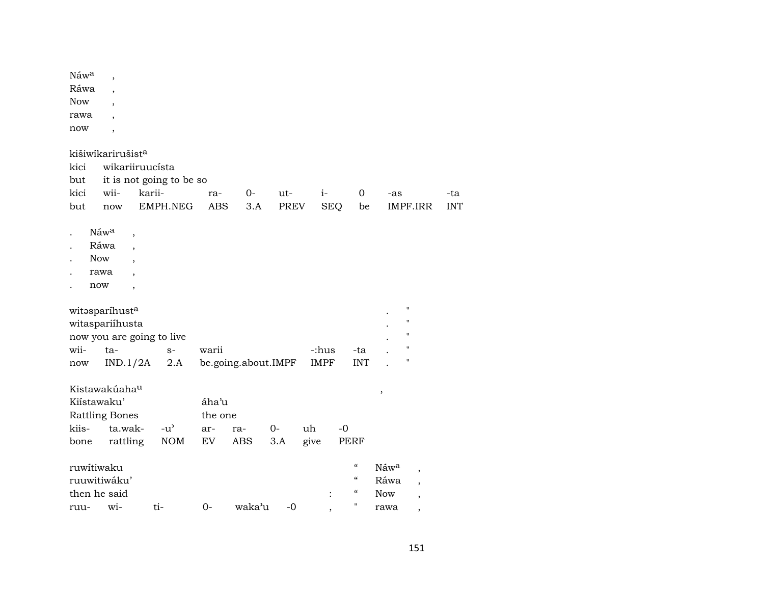| Náw[a] | , |
|---|---|
| Ráwa | , |
| Now | , |
| rawa | , |
| now | , |

kišiwíkarirušist[a]

| kici | wikariiruucísta | | | | | | | | |
|---|---|---|---|---|---|---|---|---|---|
| but | it is not going to be so | | | | | | | | |
| kici | wii- | karii- | ra- | 0- | ut- | i- | 0 | -as | -ta |
| but | now | EMPH.NEG | ABS | 3.A | PREV | SEQ | be | IMPF.IRR | INT |

| . | Náw[a] | , |
|---|---|---|
| . | Ráwa | , |
| . | Now | , |
| . | rawa | , |
| . | now | , |

| witəsparíhust[a] | | | | | | . | " |
|---|---|---|---|---|---|---|---|
| witaspariíhusta | | | | | | . | " |
| now you are going to live | | | | | | . | " |
| wii- | ta- | s- | warii | -:hus | -ta | . | " |
| now | IND.1/2A | 2.A | be.going.about.IMPF | IMPF | INT | . | " |

| Kistawakúaha[u] | | | | | | | | , |
|---|---|---|---|---|---|---|---|---|
| Kiístawaku’ | | | áha’u | | | | | |
| Rattling Bones | | | the one | | | | | |
| kiis- | ta.wak- | -u’ | ar- | ra- | 0- | uh | -0 | |
| bone | rattling | NOM | EV | ABS | 3.A | give | PERF | |

| ruwítiwaku | | | | | | “ | Náw[a] | , |
|---|---|---|---|---|---|---|---|---|
| ruuwitiwáku’ | | | | | | “ | Ráwa | , |
| then he said | | | | | : | “ | Now | , |
| ruu- | wi- | ti- | 0- | waka’u | -0 , | " | rawa | , |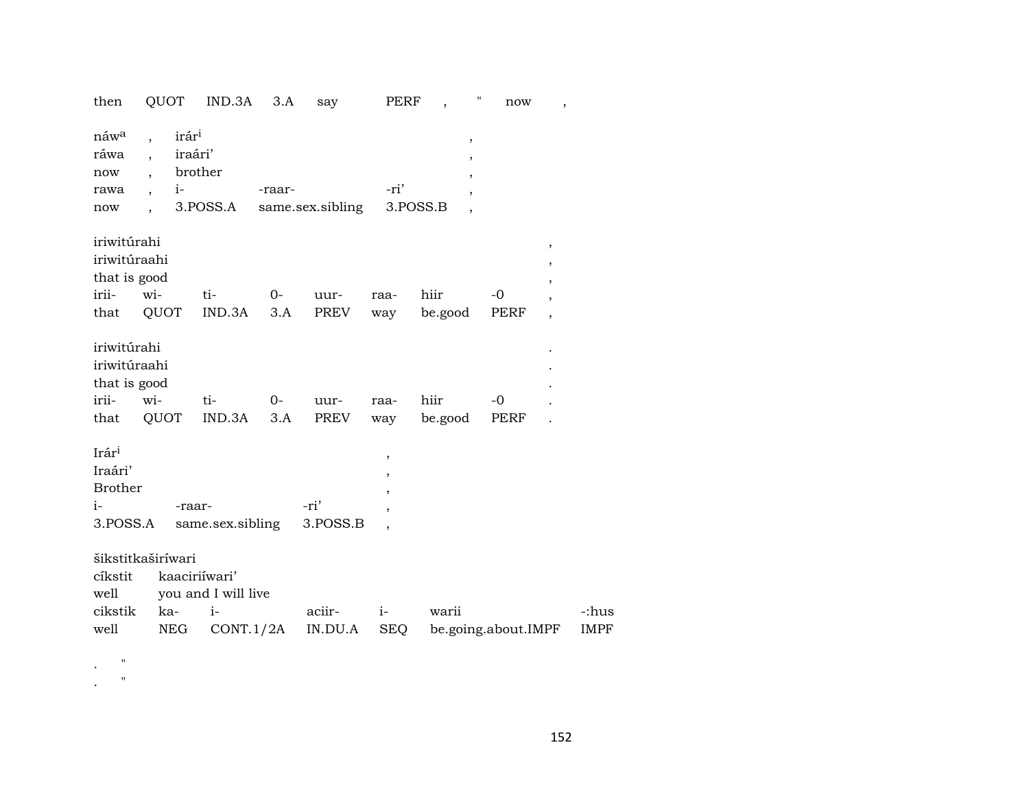| then | QUOT | IND.3A | 3.A | say | PERF | , | " | now | , |
|---|---|---|---|---|---|---|---|---|---|

| náw[a] | , | irár[i] | | | , |
|---|---|---|---|---|---|
| ráwa | , | iraári’ | | | , |
| now | , | brother | | | , |
| rawa | , | i- | -raar- | -ri’ | , |
| now | , | 3.POSS.A | same.sex.sibling | 3.POSS.B | , |

| iriwitúrahi | | | | | | | | , |
|---|---|---|---|---|---|---|---|---|
| iriwitúraahi | | | | | | | | , |
| that is good | | | | | | | | , |
| irii- | wi- | ti- | 0- | uur- | raa- | hiir | -0 | , |
| that | QUOT | IND.3A | 3.A | PREV | way | be.good | PERF | , |

| iriwitúrahi | | | | | | | | . |
|---|---|---|---|---|---|---|---|---|
| iriwitúraahi | | | | | | | | . |
| that is good | | | | | | | | . |
| irii- | wi- | ti- | 0- | uur- | raa- | hiir | -0 | . |
| that | QUOT | IND.3A | 3.A | PREV | way | be.good | PERF | . |

| Irár[i] | | | , |
|---|---|---|---|
| Iraári’ | | | , |
| Brother | | | , |
| i- | -raar- | -ri’ | , |
| 3.POSS.A | same.sex.sibling | 3.POSS.B | , |

| šikstitkaširíwari | | | | | | |
|---|---|---|---|---|---|---|
| cíkstit | kaaciriíwari’ | | | | | |
| well | you and I will live | | | | | |
| cikstik | ka- | i- | aciir- | i- | warii | -:hus |
| well | NEG | CONT.1/2A | IN.DU.A | SEQ | be.going.about.IMPF | IMPF |

| . | " |
|---|---|
| . | " |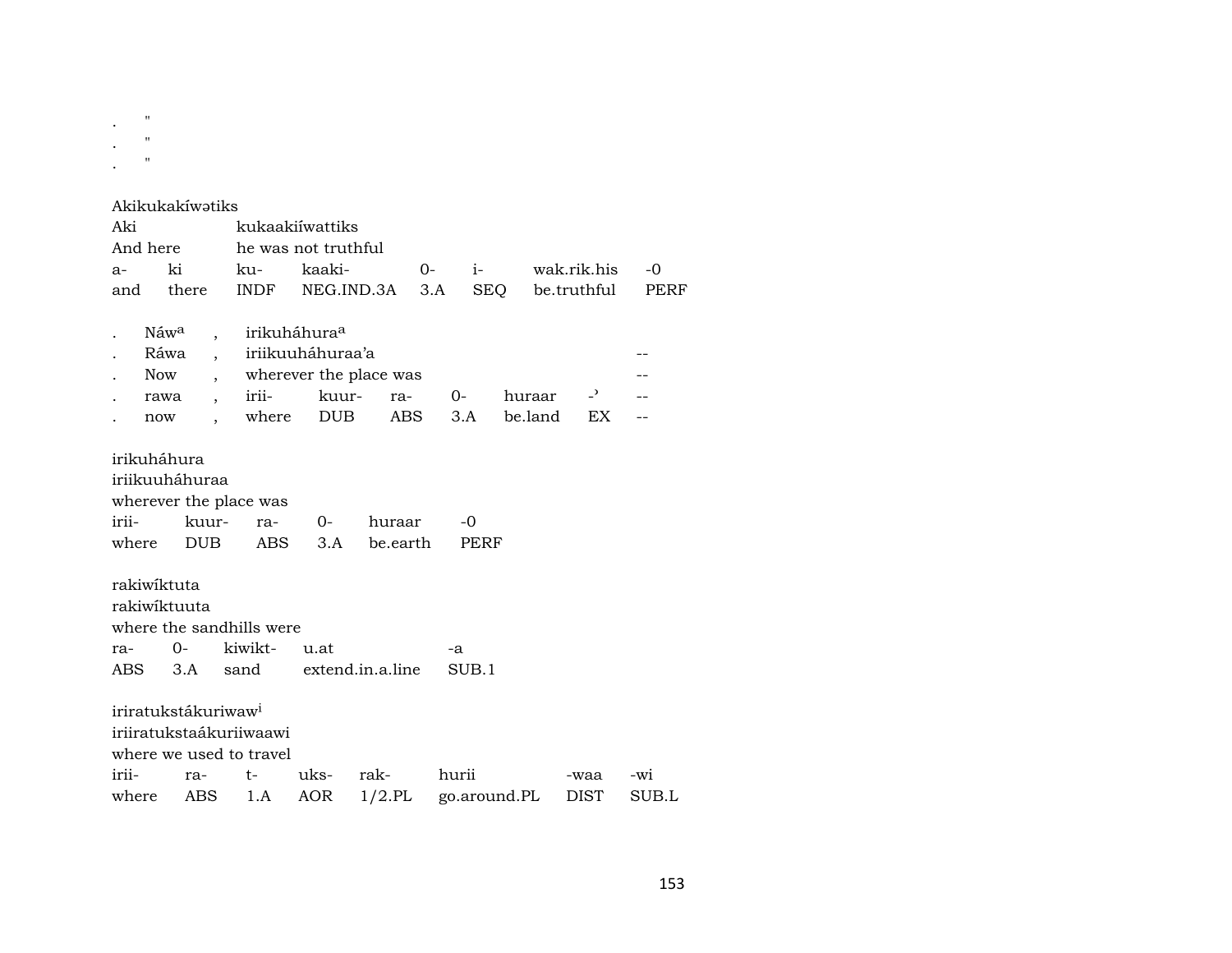. "
. "
. "

Akikukakíwətiks

| Aki | | kukaakiíwattiks | | | | | |
|---|---|---|---|---|---|---|---|
| And here | | he was not truthful | | | | | |
| a- | ki | ku- | kaaki- | 0- | i- | wak.rik.his | -0 |
| and | there | INDF | NEG.IND.3A | 3.A | SEQ | be.truthful | PERF |

| . | Náw[a] | , | irikuháhura[a] | | | | | | |
|---|---|---|---|---|---|---|---|---|---|
| . | Ráwa | , | iriikuuháhuraa'a | | | | | | -- |
| . | Now | , | wherever the place was | | | | | | -- |
| . | rawa | , | irii- | kuur- | ra- | 0- | huraar | -ʾ | -- |
| . | now | , | where | DUB | ABS | 3.A | be.land | EX | -- |

irikuháhura

| iriikuuháhuraa | | | | | |
|---|---|---|---|---|---|
| wherever the place was | | | | | |
| irii- | kuur- | ra- | 0- | huraar | -0 |
| where | DUB | ABS | 3.A | be.earth | PERF |

rakiwíktuta

| rakiwíktuuta | | | | |
|---|---|---|---|---|
| where the sandhills were | | | | |
| ra- | 0- | kiwikt- | u.at | -a |
| ABS | 3.A | sand | extend.in.a.line | SUB.1 |

iriratukstákuriwaw[i]

| iriiratukstaákuriiwaawi | | | | | | | |
|---|---|---|---|---|---|---|---|
| where we used to travel | | | | | | | |
| irii- | ra- | t- | uks- | rak- | hurii | -waa | -wi |
| where | ABS | 1.A | AOR | 1/2.PL | go.around.PL | DIST | SUB.L |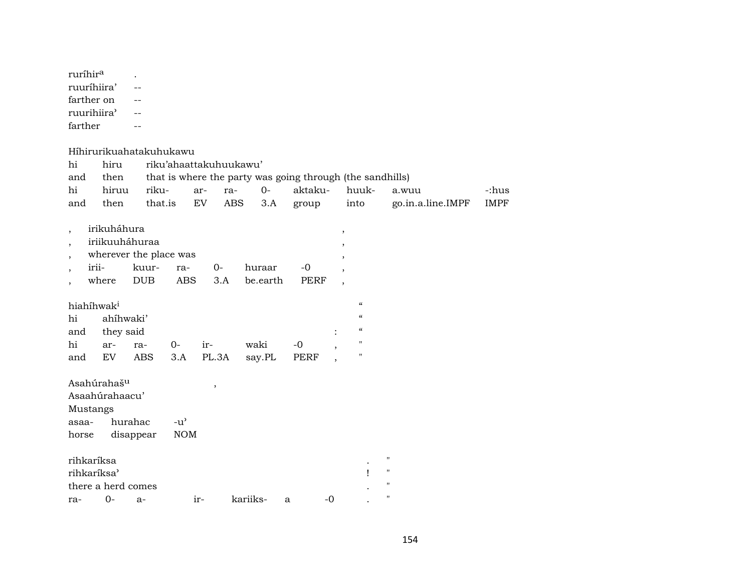ruríhir[a] .
ruuríhiira' --
farther on --
ruurihiira' --
farther --

Híhirurikuahatakuhukawu
hi hiru riku'ahaattakuhuukawu'
and then that is where the party was going through (the sandhills)

| hi | hiruu | riku- | ar- | ra- | 0- | aktaku- | huuk- | a.wuu | -:hus |
|---|---|---|---|---|---|---|---|---|---|
| and | then | that.is | EV | ABS | 3.A | group | into | go.in.a.line.IMPF | IMPF |

, irikuháhura ,
, iriikuuháhuraa ,
, wherever the place was ,

| , | irii- | kuur- | ra- | 0- | huraar | -0 | , |
|---|---|---|---|---|---|---|---|
| , | where | DUB | ABS | 3.A | be.earth | PERF | , |

hiahíhwak[i] "
hi ahíhwaki' "
and they said : "

| hi | ar- | ra- | 0- | ir- | waki | -0 | , | " |
|---|---|---|---|---|---|---|---|---|
| and | EV | ABS | 3.A | PL.3A | say.PL | PERF | , | " |

Asahúrahaš[u] ,
Asaahúrahaacu'
Mustangs

| asaa- | hurahac | -u' |
|---|---|---|
| horse | disappear | NOM |

rihkaríksa . "
rihkaríksa' ! "
there a herd comes . "

| ra- | 0- | a- | ir- | kariiks- | a | -0 | . | " |
|---|---|---|---|---|---|---|---|---|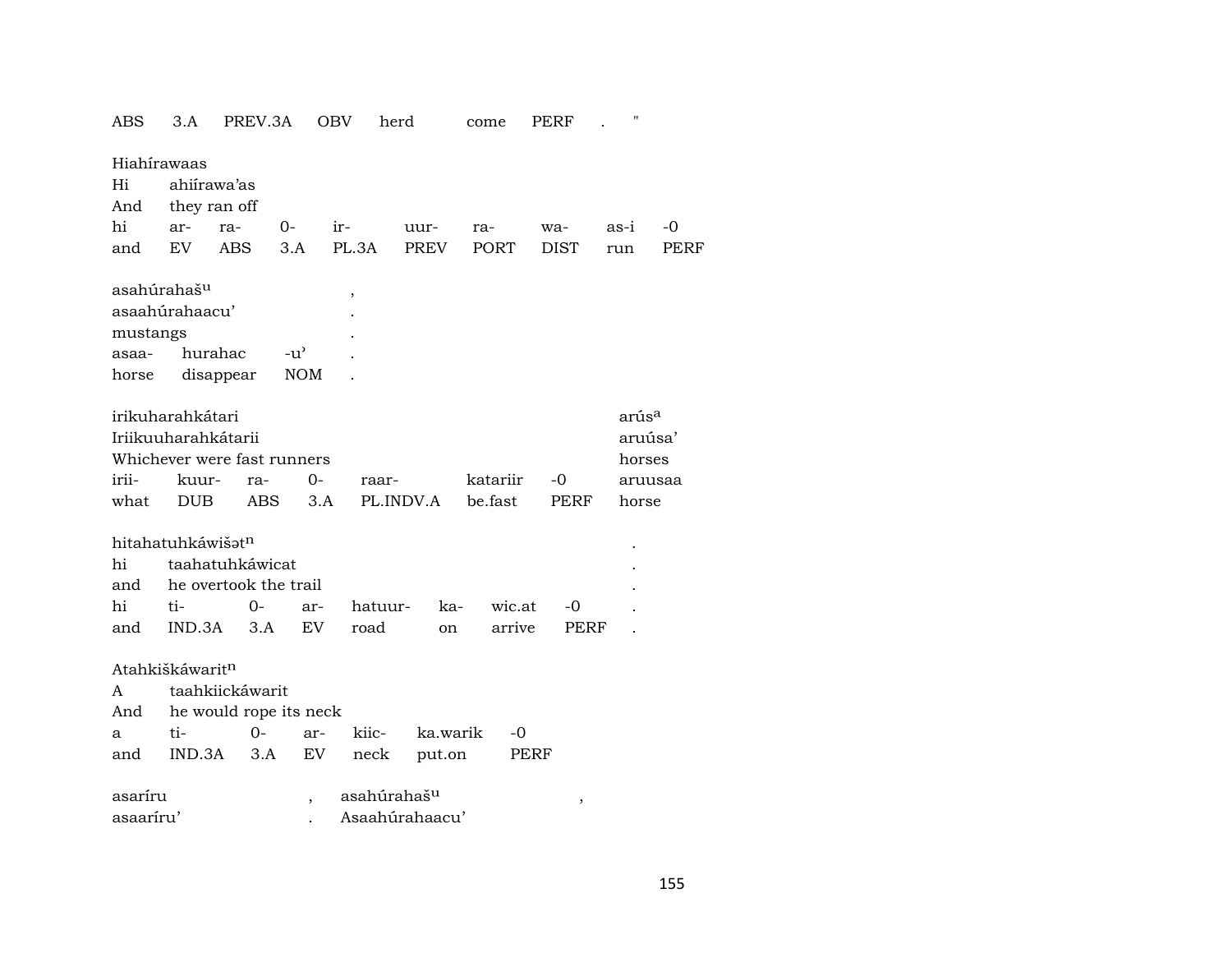ABS 3.A PREV.3A OBV herd come PERF . "

| Hiahírawaas | | | | | | | | | |
|---|---|---|---|---|---|---|---|---|---|
| Hi | ahiírawa'as | | | | | | | | |
| And | they ran off | | | | | | | | |
| hi | ar- | ra- | 0- | ir- | uur- | ra- | wa- | as-i | -0 |
| and | EV | ABS | 3.A | PL.3A | PREV | PORT | DIST | run | PERF |

| asahúrahaš^u | | | , |
|---|---|---|---|
| asaahúrahaacu' | | | . |
| mustangs | | | . |
| asaa- | hurahac | -u' | . |
| horse | disappear | NOM | . |

| irikuharahkátari | | | | | | | arús^a |
|---|---|---|---|---|---|---|---|
| Iriikuuharahkátarii | | | | | | | aruúsa' |
| Whichever were fast runners | | | | | | | horses |
| irii- | kuur- | ra- | 0- | raar- | katariir | -0 | aruusaa |
| what | DUB | ABS | 3.A | PL.INDV.A | be.fast | PERF | horse |

| hitahatuhkáwišət^n | | | | | | | | . |
|---|---|---|---|---|---|---|---|---|
| hi | taahatuhkáwicat | | | | | | | . |
| and | he overtook the trail | | | | | | | . |
| hi | ti- | 0- | ar- | hatuur- | ka- | wic.at | -0 | . |
| and | IND.3A | 3.A | EV | road | on | arrive | PERF | . |

| Atahkiškáwarit^n | | | | | | |
|---|---|---|---|---|---|---|
| A | taahkiickáwarit | | | | | |
| And | he would rope its neck | | | | | |
| a | ti- | 0- | ar- | kiic- | ka.warik | -0 |
| and | IND.3A | 3.A | EV | neck | put.on | PERF |

| asaríru | , | asahúrahaš^u | , |
|---|---|---|---|
| asaaríru' | . | Asaahúrahaacu' | |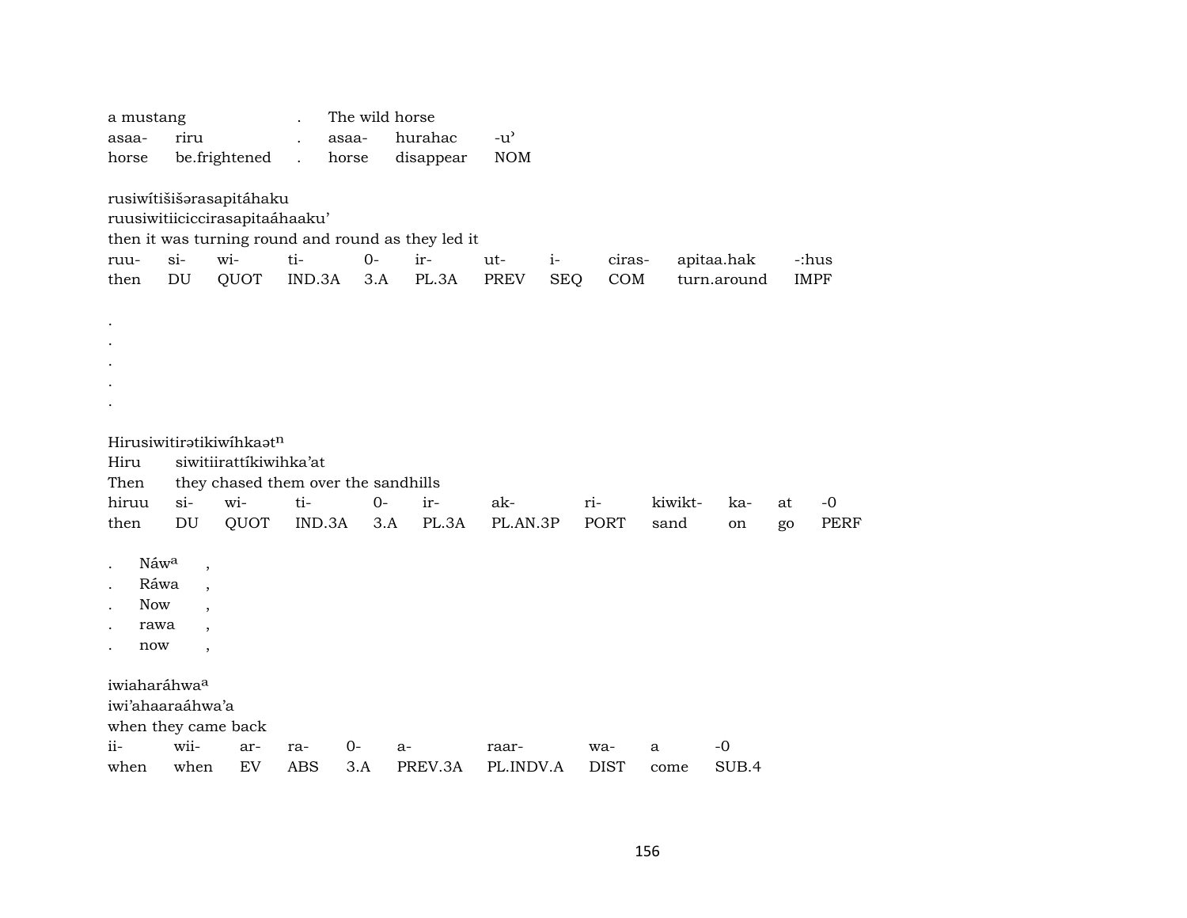a mustang . The wild horse

| asaa- | riru | . | asaa- | hurahac | -u’ |
|---|---|---|---|---|---|
| horse | be.frightened | . | horse | disappear | NOM |

rusiwítišišərasapitáhaku
ruusiwitiiciccirasapitaáhaaku’
then it was turning round and round as they led it

| ruu- | si- | wi- | ti- | 0- | ir- | ut- | i- | ciras- | apitaa.hak | -:hus |
|---|---|---|---|---|---|---|---|---|---|---|
| then | DU | QUOT | IND.3A | 3.A | PL.3A | PREV | SEQ | COM | turn.around | IMPF |

.
.
.
.
.

Hirusiwitirətikiwíhkaət^n
Hiru siwitiirattíkiwihka’at
Then they chased them over the sandhills

| hiruu | si- | wi- | ti- | 0- | ir- | ak- | ri- | kiwikt- | ka- | at | -0 |
|---|---|---|---|---|---|---|---|---|---|---|---|
| then | DU | QUOT | IND.3A | 3.A | PL.3A | PL.AN.3P | PORT | sand | on | go | PERF |

. Náw^a ,
. Ráwa ,
. Now ,
. rawa ,
. now ,

iwiaharáhwa^a
iwi’ahaaraáhwa’a
when they came back

| ii- | wii- | ar- | ra- | 0- | a- | raar- | wa- | a | -0 |
|---|---|---|---|---|---|---|---|---|---|
| when | when | EV | ABS | 3.A | PREV.3A | PL.INDV.A | DIST | come | SUB.4 |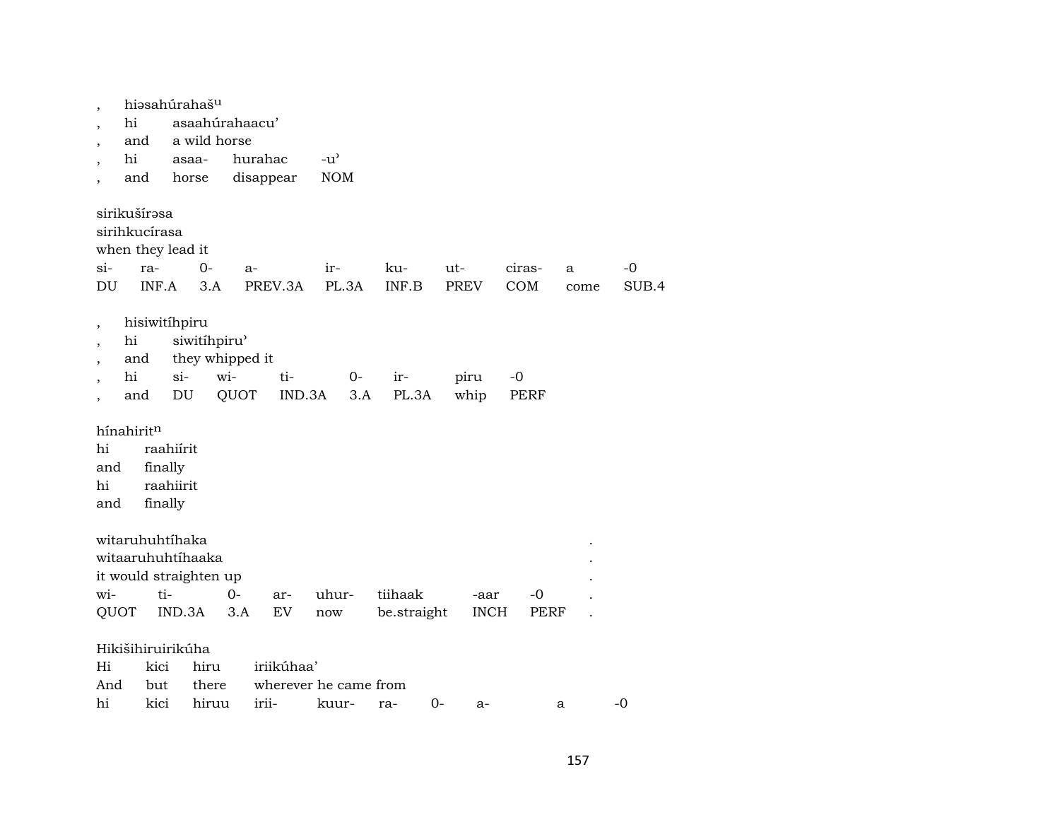, hiəsahúrahaš$^{u}$
, hi asaahúrahaacu’
, and a wild horse
, hi asaa- hurahac -u’
, and horse disappear NOM

sirikušírəsa
sirihkucírasa
when they lead it

| si- | ra- | 0- | a- | ir- | ku- | ut- | ciras- | a | -0 |
|---|---|---|---|---|---|---|---|---|---|
| DU | INF.A | 3.A | PREV.3A | PL.3A | INF.B | PREV | COM | come | SUB.4 |

, hisiwitíhpiru
, hi siwitíhpiru’
, and they whipped it

| , | hi | si- | wi- | ti- | 0- | ir- | piru | -0 |
|---|---|---|---|---|---|---|---|---|
| , | and | DU | QUOT | IND.3A | 3.A | PL.3A | whip | PERF |

hínahirit$^{n}$
hi raahiírit
and finally
hi raahiirit
and finally

witaruhuhtíhaka .
witaaruhuhtíhaaka .
it would straighten up .

| wi- | ti- | 0- | ar- | uhur- | tiihaak | -aar | -0 | . |
|---|---|---|---|---|---|---|---|---|
| QUOT | IND.3A | 3.A | EV | now | be.straight | INCH | PERF | . |

Hikišihiruirikúha
Hi kici hiru iriikúhaa’
And but there wherever he came from

| hi | kici | hiruu | irii- | kuur- | ra- | 0- | a- | a | -0 |
|---|---|---|---|---|---|---|---|---|---|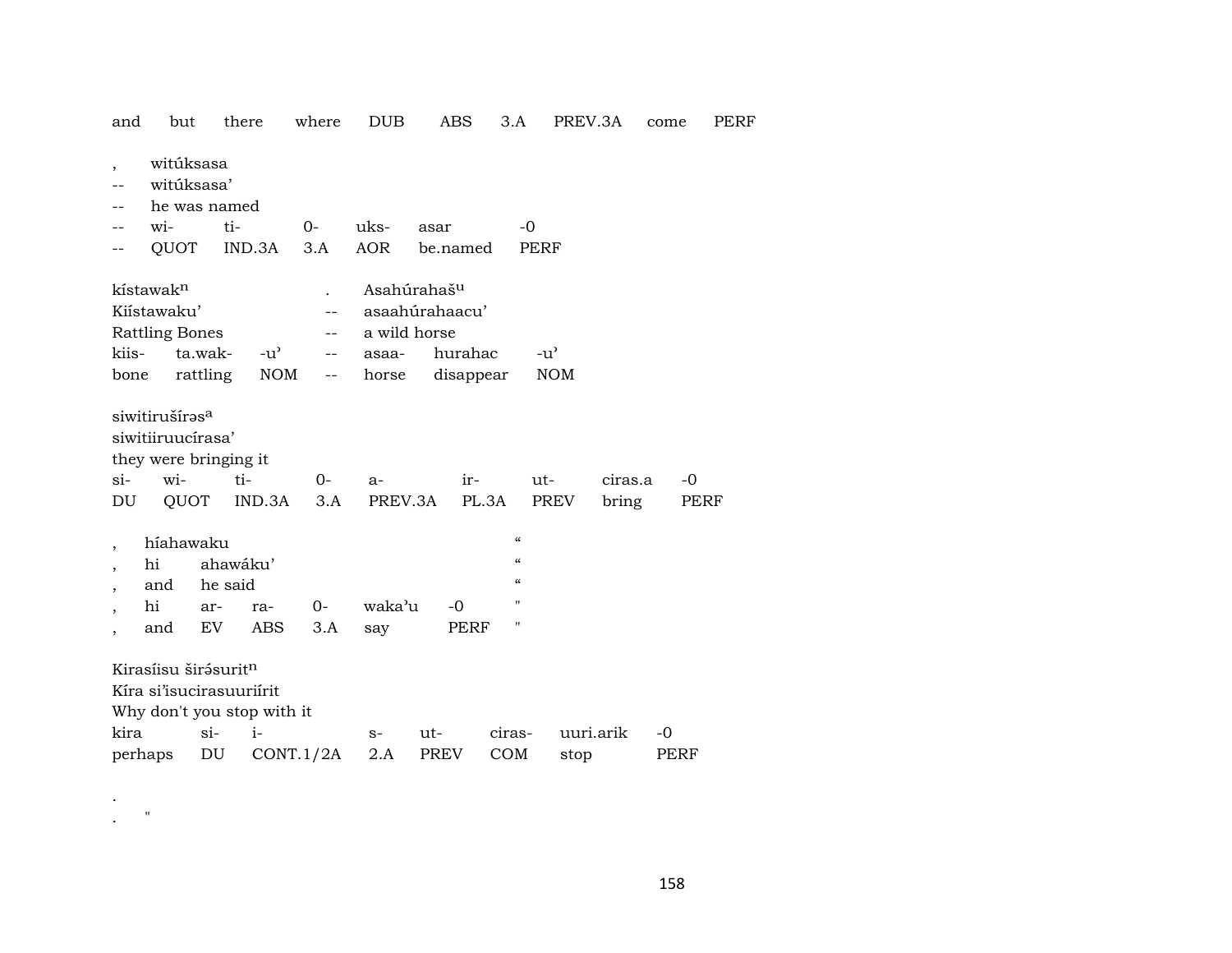| and | but | there | where | DUB | ABS | 3.A | PREV.3A | come | PERF |
|---|---|---|---|---|---|---|---|---|---|

| , | witúksasa | | | | |
|---|---|---|---|---|---|
| -- | witúksasa’ | | | | |
| -- | he was named | | | | |
| -- | wi- | ti- | 0- | uks- | asar | -0 |
| -- | QUOT | IND.3A | 3.A | AOR | be.named | PERF |

| kístawak$^{n}$ | | | . | Asahúrahaš$^{u}$ | | |
|---|---|---|---|---|---|---|
| Kiístawaku’ | | | -- | asaahúrahaacu’ | | |
| Rattling Bones | | | -- | a wild horse | | |
| kiis- | ta.wak- | -u’ | -- | asaa- | hurahac | -u’ |
| bone | rattling | NOM | -- | horse | disappear | NOM |

| siwitirušírəs$^{a}$ | | | | | | | | |
|---|---|---|---|---|---|---|---|---|
| siwitiiruucírasa’ | | | | | | | | |
| they were bringing it | | | | | | | | |
| si- | wi- | ti- | 0- | a- | ir- | ut- | ciras.a | -0 |
| DU | QUOT | IND.3A | 3.A | PREV.3A | PL.3A | PREV | bring | PERF |

| , | híahawaku | | | | | | “ |
|---|---|---|---|---|---|---|---|
| , | hi | ahawáku’ | | | | | “ |
| , | and | he said | | | | | “ |
| , | hi | ar- | ra- | 0- | waka’u | -0 | " |
| , | and | EV | ABS | 3.A | say | PERF | " |

| Kirasíisu širə́surit$^{n}$ | | | | | | | |
|---|---|---|---|---|---|---|---|
| Kíra si’isucirasuuriírit | | | | | | | |
| Why don't you stop with it | | | | | | | |
| kira | si- | i- | s- | ut- | ciras- | uuri.arik | -0 |
| perhaps | DU | CONT.1/2A | 2.A | PREV | COM | stop | PERF |

.

. "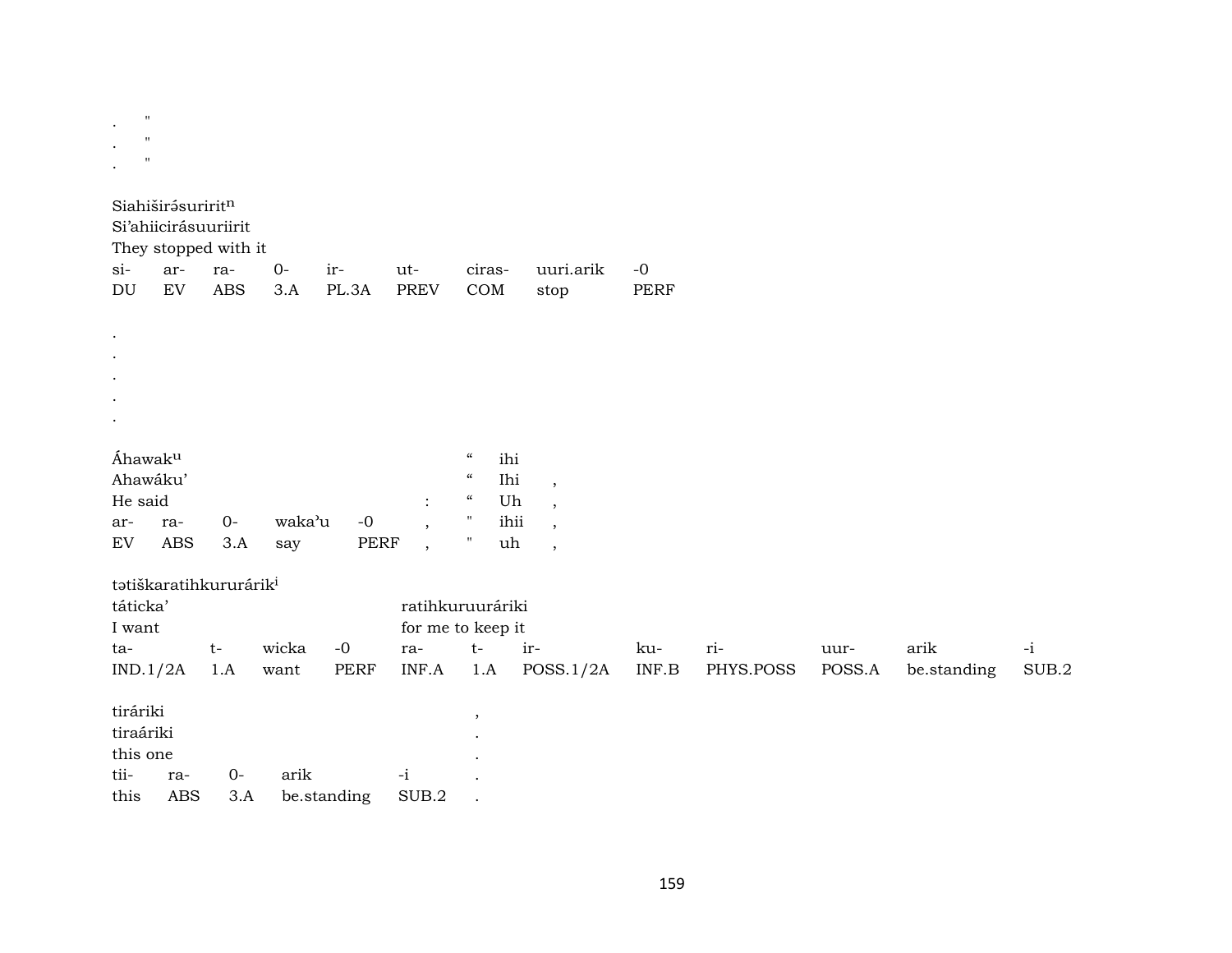. "
. "
. "

Siahiširə́suriritⁿ
Si'ahiicirásuuriirit
They stopped with it

| si- | ar- | ra- | 0- | ir- | ut- | ciras- | uuri.arik | -0 |
|---|---|---|---|---|---|---|---|---|
| DU | EV | ABS | 3.A | PL.3A | PREV | COM | stop | PERF |

.
.
.
.
.

| Áhawakᵘ | | | | | | " | ihi | |
|---|---|---|---|---|---|---|---|---|
| Ahawáku' | | | | | | " | Ihi | , |
| He said | | | | | : | " | Uh | , |
| ar- | ra- | 0- | waka'u | -0 | , | " | ihii | , |
| EV | ABS | 3.A | say | PERF | , | " | uh | , |

tətiškaratihkururárikⁱ

| táticka' | | | | ratihkuruuráriki | | | | | | | |
|---|---|---|---|---|---|---|---|---|---|---|---|
| I want | | | | for me to keep it | | | | | | | |
| ta- | t- | wicka | -0 | ra- | t- | ir- | ku- | ri- | uur- | arik | -i |
| IND.1/2A | 1.A | want | PERF | INF.A | 1.A | POSS.1/2A | INF.B | PHYS.POSS | POSS.A | be.standing | SUB.2 |

| tiráriki | | | | | , |
|---|---|---|---|---|---|
| tiraáriki | | | | | . |
| this one | | | | | . |
| tii- | ra- | 0- | arik | -i | . |
| this | ABS | 3.A | be.standing | SUB.2 | . |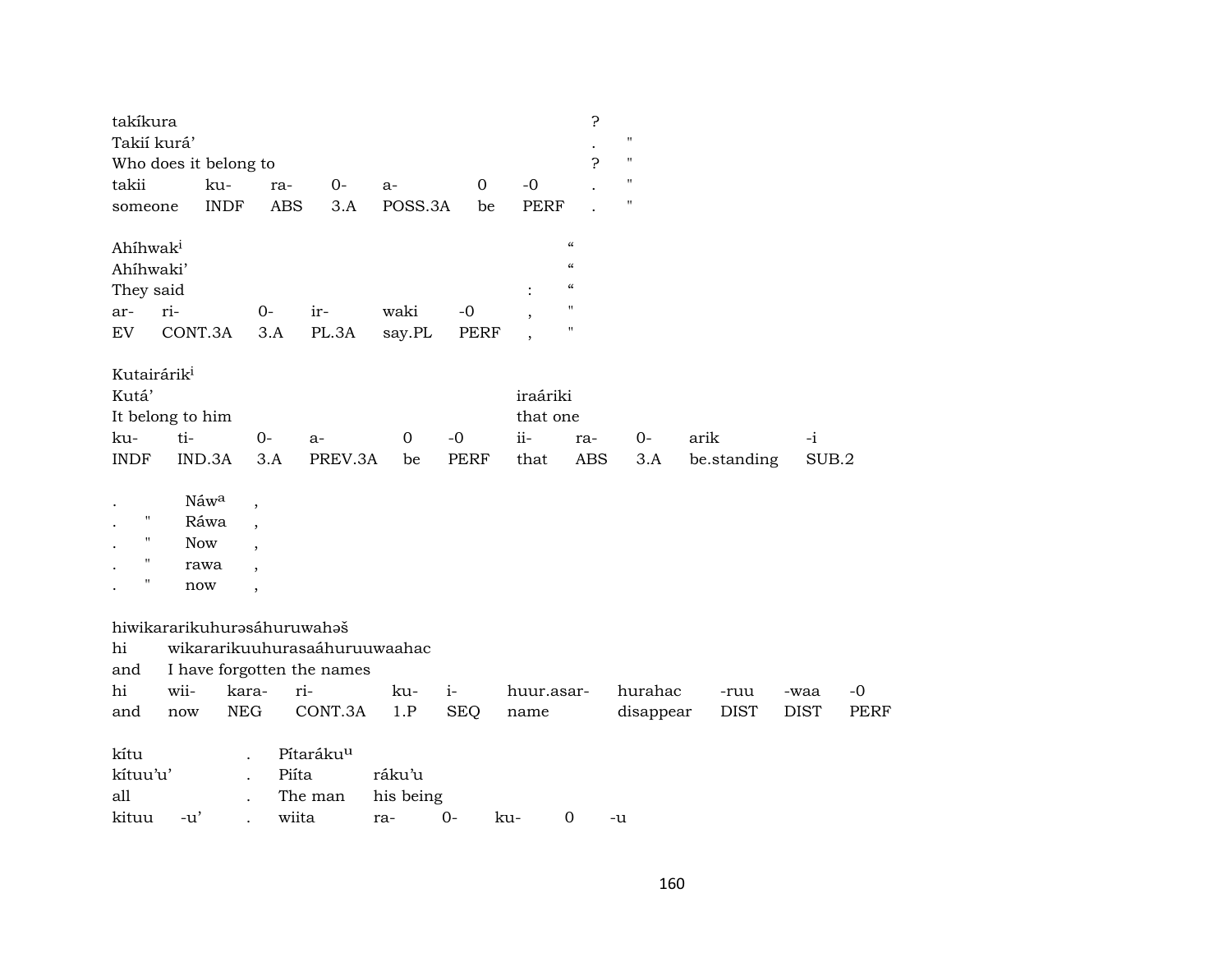| takíkura | | | | | | | ? | |
|---|---|---|---|---|---|---|---|---|
| Takií kurá' | | | | | | | . | " |
| Who does it belong to | | | | | | | ? | " |
| takii | ku- | ra- | 0- | a- | 0 | -0 | . | " |
| someone | INDF | ABS | 3.A | POSS.3A | be | PERF | . | " |

| Ahíhwak[i] | | | | | | | " |
|---|---|---|---|---|---|---|---|
| Ahíhwaki' | | | | | | | " |
| They said | | | | | | : | " |
| ar- | ri- | 0- | ir- | waki | -0 | , | " |
| EV | CONT.3A | 3.A | PL.3A | say.PL | PERF | , | " |

| Kutairárik[i] | | | | | | | | | | |
|---|---|---|---|---|---|---|---|---|---|---|
| Kutá' | | | | | | iraáriki | | | | |
| It belong to him | | | | | | that one | | | | |
| ku- | ti- | 0- | a- | 0 | -0 | ii- | ra- | 0- | arik | -i |
| INDF | IND.3A | 3.A | PREV.3A | be | PERF | that | ABS | 3.A | be.standing | SUB.2 |

| . | | Náw[a] | , |
|---|---|---|---|
| . | " | Ráwa | , |
| . | " | Now | , |
| . | " | rawa | , |
| . | " | now | , |

| hiwikararikuhurəsáhuruwahəš | | | | | | | | | | |
|---|---|---|---|---|---|---|---|---|---|---|
| hi | wikararikuuhurasaáhuruuwaahac | | | | | | | | | |
| and | I have forgotten the names | | | | | | | | | |
| hi | wii- | kara- | ri- | ku- | i- | huur.asar- | hurahac | -ruu | -waa | -0 |
| and | now | NEG | CONT.3A | 1.P | SEQ | name | disappear | DIST | DIST | PERF |

| kítu | | . | Pítaráku[u] | | | | | |
|---|---|---|---|---|---|---|---|---|
| kítuu'u' | | . | Piíta | ráku'u | | | | |
| all | | . | The man | his being | | | | |
| kituu | -u' | . | wiita | ra- | 0- | ku- | 0 | -u |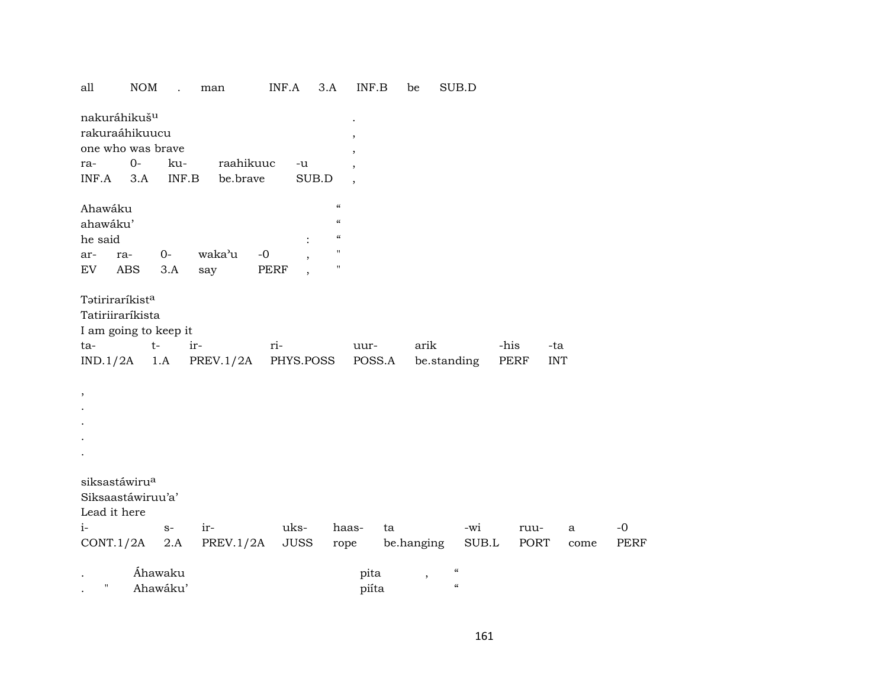all NOM . man INF.A 3.A INF.B be SUB.D

nakuráhikuš[u] .
rakuraáhikuucu ,
one who was brave ,

| ra- | 0- | ku- | raahikuuc | -u | , |
|---|---|---|---|---|---|
| INF.A | 3.A | INF.B | be.brave | SUB.D | , |

Ahawáku “
ahawáku’ “
he said : “

| ar- | ra- | 0- | waka’u | -0 | , | " |
|---|---|---|---|---|---|---|
| EV | ABS | 3.A | say | PERF | , | " |

Tətiriraríkist[a]
Tatiriiraríkista
I am going to keep it

| ta- | t- | ir- | ri- | uur- | arik | -his | -ta |
|---|---|---|---|---|---|---|---|
| IND.1/2A | 1.A | PREV.1/2A | PHYS.POSS | POSS.A | be.standing | PERF | INT |

,
.
.
.
.

siksastáwiru[a]
Siksaastáwiruu’a’
Lead it here

| i- | s- | ir- | uks- | haas- | ta | -wi | ruu- | a | -0 |
|---|---|---|---|---|---|---|---|---|---|
| CONT.1/2A | 2.A | PREV.1/2A | JUSS | rope | be.hanging | SUB.L | PORT | come | PERF |

. Áhawaku pita , “
. " Ahawáku’ piíta “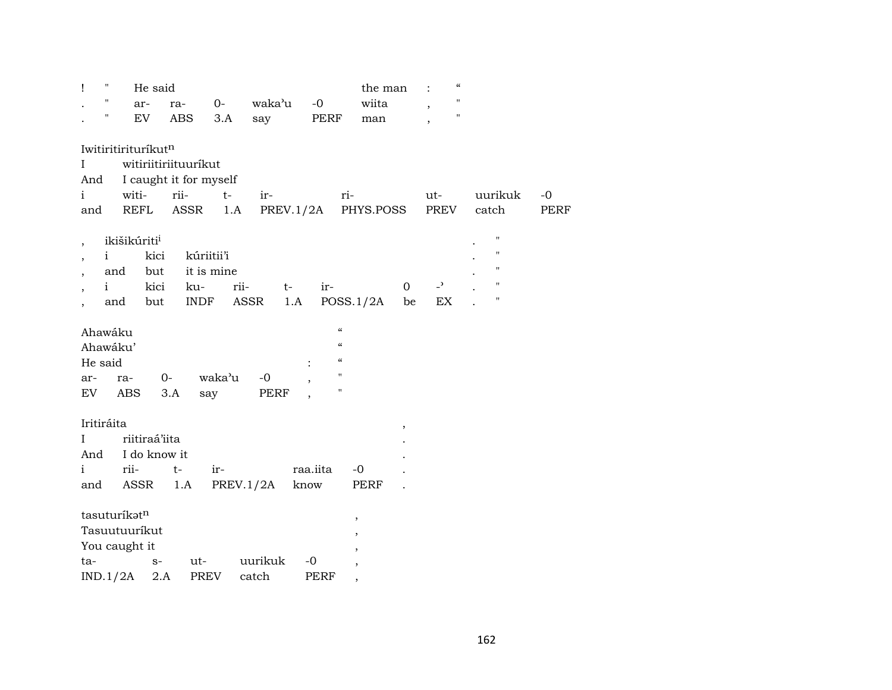| ! | " | He said | | | | | the man | : | “ |
|---|---|---|---|---|---|---|---|---|---|
| . | " | ar- | ra- | 0- | waka'u | -0 | wiita | , | " |
| . | " | EV | ABS | 3.A | say | PERF | man | , | " |

Iwitiritirituríkut$^{n}$

| I | witiriitiriituuríkut | | | | | | | |
|---|---|---|---|---|---|---|---|---|
| And | I caught it for myself | | | | | | | |
| i | witi- | rii- | t- | ir- | ri- | ut- | uurikuk | -0 |
| and | REFL | ASSR | 1.A | PREV.1/2A | PHYS.POSS | PREV | catch | PERF |

| , | ikišikúriti$^{i}$ | | | | | | | | . | " |
|---|---|---|---|---|---|---|---|---|---|---|
| , | i | kici | kúriitii'i | | | | | | . | " |
| , | and | but | it is mine | | | | | | . | " |
| , | i | kici | ku- | rii- | t- | ir- | 0 | -' | . | " |
| , | and | but | INDF | ASSR | 1.A | POSS.1/2A | be | EX | . | " |

| Ahawáku | | | | | | “ |
|---|---|---|---|---|---|---|
| Ahawáku' | | | | | | “ |
| He said | | | | | : | “ |
| ar- | ra- | 0- | waka'u | -0 | , | " |
| EV | ABS | 3.A | say | PERF | , | " |

| Iritiráita | | | | | , |
|---|---|---|---|---|---|
| I | riitiraá'iita | | | | . |
| And | I do know it | | | | . |
| i | rii- | t- | ir- | raa.iita | -0 | . |
| and | ASSR | 1.A | PREV.1/2A | know | PERF | . |

| tasuturíkət$^{n}$ | | | | | , |
|---|---|---|---|---|---|
| Tasuutuuríkut | | | | | , |
| You caught it | | | | | , |
| ta- | s- | ut- | uurikuk | -0 | , |
| IND.1/2A | 2.A | PREV | catch | PERF | , |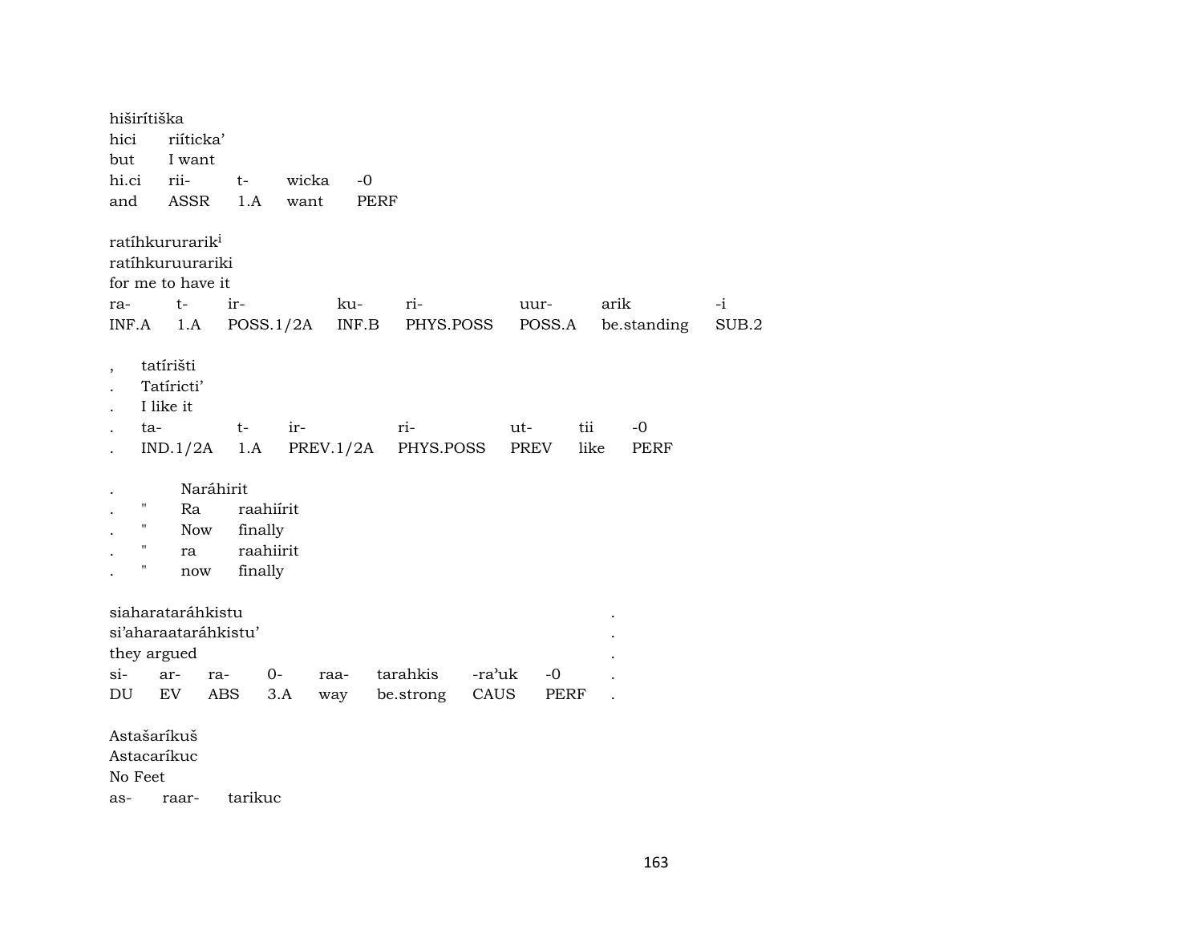hiširítiška
hici riíticka'
but I want

| hi.ci | rii- | t- | wicka | -0 |
|---|---|---|---|---|
| and | ASSR | 1.A | want | PERF |

ratíhkururarik[i]
ratíhkuruurariki
for me to have it

| ra- | t- | ir- | ku- | ri- | uur- | arik | -i |
|---|---|---|---|---|---|---|---|
| INF.A | 1.A | POSS.1/2A | INF.B | PHYS.POSS | POSS.A | be.standing | SUB.2 |

, tatírišti
. Tatíricti'
. I like it

| . | ta- | t- | ir- | ri- | ut- | tii | -0 |
|---|---|---|---|---|---|---|---|
| . | IND.1/2A | 1.A | PREV.1/2A | PHYS.POSS | PREV | like | PERF |

. Naráhirit
. " Ra raahiírit
. " Now finally
. " ra raahiirit
. " now finally

siaharataráhkistu .
si'aharaataráhkistu' .
they argued .

| si- | ar- | ra- | 0- | raa- | tarahkis | -ra'uk | -0 | . |
|---|---|---|---|---|---|---|---|---|
| DU | EV | ABS | 3.A | way | be.strong | CAUS | PERF | . |

Astašaríkuš
Astacaríkuc
No Feet
as- raar- tarikuc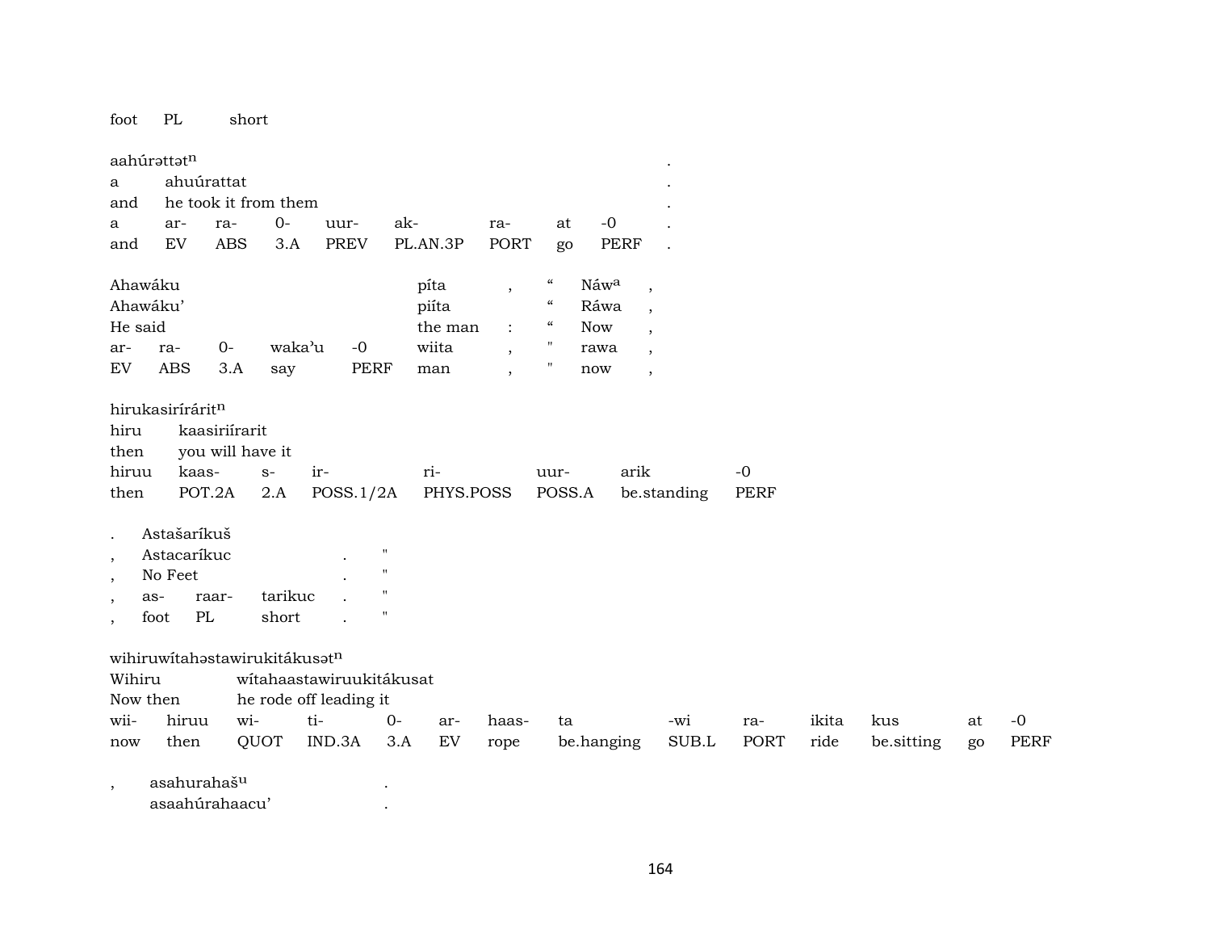| foot | PL | short |
|---|---|---|

| aahúrəttət$^{n}$ | | | | | | | | | . |
|---|---|---|---|---|---|---|---|---|---|
| a | ahuúrattat | | | | | | | | . |
| and | he took it from them | | | | | | | | . |
| a | ar- | ra- | 0- | uur- | ak- | ra- | at | -0 | . |
| and | EV | ABS | 3.A | PREV | PL.AN.3P | PORT | go | PERF | . |

| Ahawáku | | | | | píta | , | “ | Náw$^{a}$ | , |
|---|---|---|---|---|---|---|---|---|---|
| Ahawáku’ | | | | | piíta | | “ | Ráwa | , |
| He said | | | | | the man | : | “ | Now | , |
| ar- | ra- | 0- | waka’u | -0 | wiita | , | " | rawa | , |
| EV | ABS | 3.A | say | PERF | man | , | " | now | , |

| hirukasirírárit$^{n}$ | | | | | | | |
|---|---|---|---|---|---|---|---|
| hiru | kaasiriírarit | | | | | | |
| then | you will have it | | | | | | |
| hiruu | kaas- | s- | ir- | ri- | uur- | arik | -0 |
| then | POT.2A | 2.A | POSS.1/2A | PHYS.POSS | POSS.A | be.standing | PERF |

| . | Astašaríkuš | | | | |
|---|---|---|---|---|---|
| , | Astacaríkuc | | | . | " |
| , | No Feet | | | . | " |
| , | as- | raar- | tarikuc | . | " |
| , | foot | PL | short | . | " |

| wihiruwítahəstawirukitákusət$^{n}$ | | | | | | | | | | | | | |
|---|---|---|---|---|---|---|---|---|---|---|---|---|---|
| Wihiru | | wítahaastawiruukitákusat | | | | | | | | | | | |
| Now then | | he rode off leading it | | | | | | | | | | | |
| wii- | hiruu | wi- | ti- | 0- | ar- | haas- | ta | -wi | ra- | ikita | kus | at | -0 |
| now | then | QUOT | IND.3A | 3.A | EV | rope | be.hanging | SUB.L | PORT | ride | be.sitting | go | PERF |

| , | asahurahaš$^{u}$ | . |
|---|---|---|
| | asaahúrahaacu’ | . |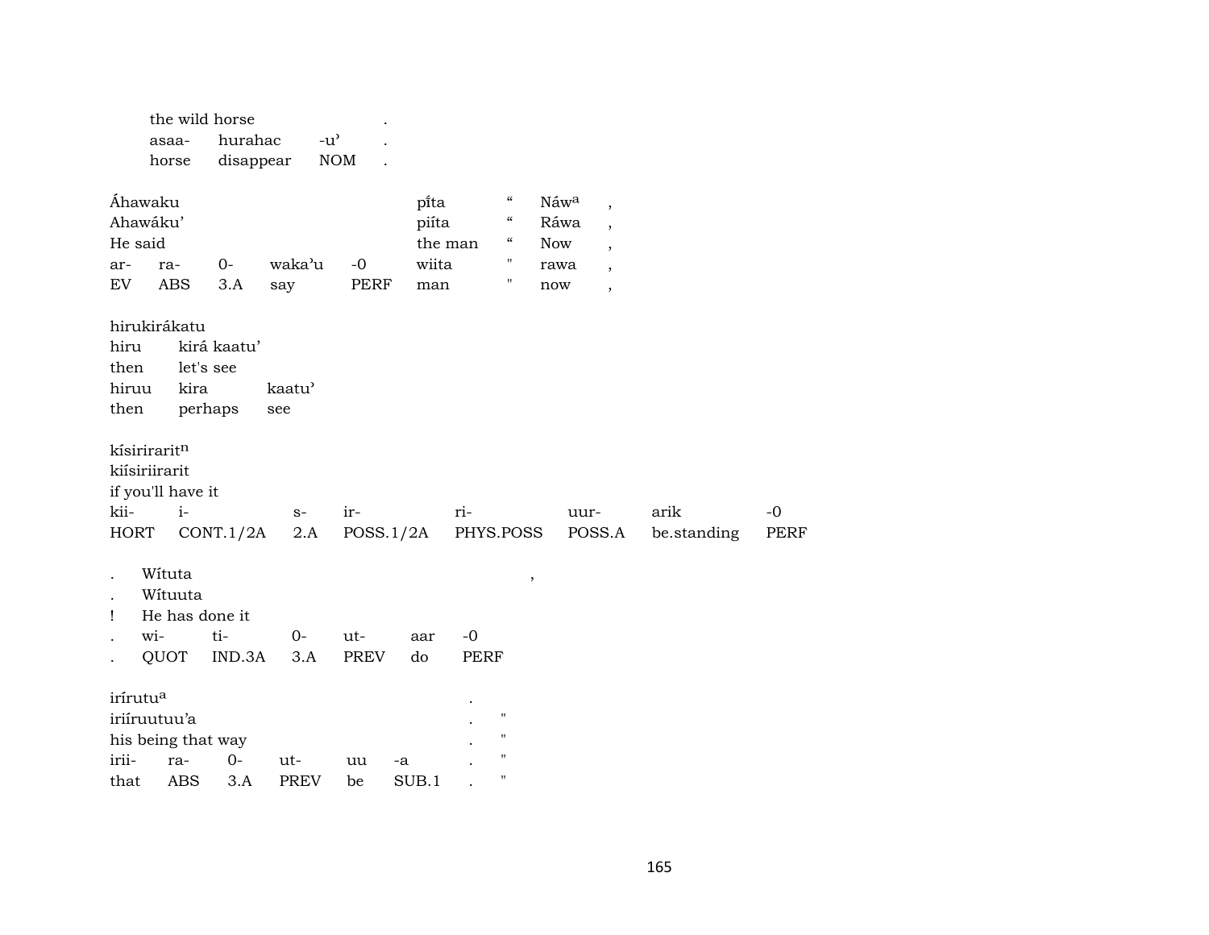| the wild horse | | | . |
|---|---|---|---|
| asaa- | hurahac | -u’ | . |
| horse | disappear | NOM | . |

| Áhawaku | | | | | pi̊ta | “ | Náwa | , |
|---|---|---|---|---|---|---|---|---|
| Ahawáku’ | | | | | piíta | “ | Ráwa | , |
| He said | | | | | the man | “ | Now | , |
| ar- | ra- | 0- | waka’u | -0 | wiita | " | rawa | , |
| EV | ABS | 3.A | say | PERF | man | " | now | , |

| hirukirákatu | | |
|---|---|---|
| hiru | kirá kaatu’ | |
| then | let's see | |
| hiruu | kira | kaatu’ |
| then | perhaps | see |

| kísirirarit$^{n}$ | | | | | | | |
|---|---|---|---|---|---|---|---|
| kiísiriirarit | | | | | | | |
| if you'll have it | | | | | | | |
| kii- | i- | s- | ir- | ri- | uur- | arik | -0 |
| HORT | CONT.1/2A | 2.A | POSS.1/2A | PHYS.POSS | POSS.A | be.standing | PERF |

| . | Wítuta | | | | | , |
|---|---|---|---|---|---|---|
| . | Wítuuta | | | | | |
| ! | He has done it | | | | | |
| . | wi- | ti- | 0- | ut- | aar | -0 |
| . | QUOT | IND.3A | 3.A | PREV | do | PERF |

| irírutu$^{a}$ | | | | | | . | |
|---|---|---|---|---|---|---|---|
| iriíruutuu’a | | | | | | . | " |
| his being that way | | | | | | . | " |
| irii- | ra- | 0- | ut- | uu | -a | . | " |
| that | ABS | 3.A | PREV | be | SUB.1 | . | " |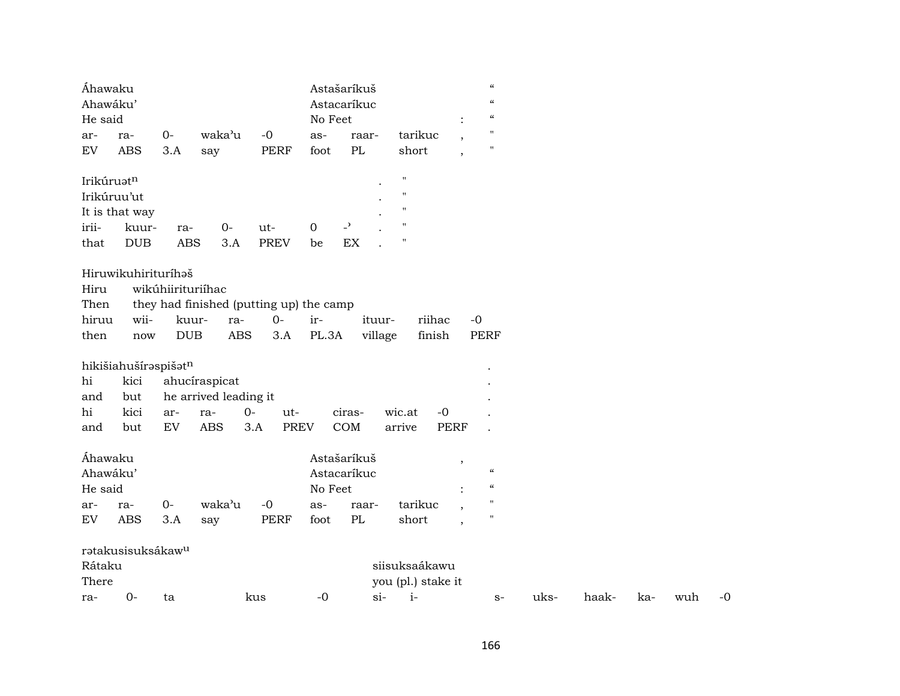| Áhawaku | | | | | Astašaríkuš | | | | “ |
|---|---|---|---|---|---|---|---|---|---|
| Ahawáku’ | | | | | Astacaríkuc | | | | “ |
| He said | | | | | No Feet | | | : | “ |
| ar- | ra- | 0- | waka’u | -0 | as- | raar- | tarikuc | , | " |
| EV | ABS | 3.A | say | PERF | foot | PL | short | , | " |

| Irikúruət^n | | | | | | | . | " |
|---|---|---|---|---|---|---|---|---|
| Irikúruu’ut | | | | | | | . | " |
| It is that way | | | | | | | . | " |
| irii- | kuur- | ra- | 0- | ut- | 0 | -’ | . | " |
| that | DUB | ABS | 3.A | PREV | be | EX | . | " |

| Hiruwikuhirituríhəš | | | | | | | | |
|---|---|---|---|---|---|---|---|---|
| Hiru | wikúhiirituriíhac | | | | | | | |
| Then | they had finished (putting up) the camp | | | | | | | |
| hiruu | wii- | kuur- | ra- | 0- | ir- | ituur- | riihac | -0 |
| then | now | DUB | ABS | 3.A | PL.3A | village | finish | PERF |

| hikišiahušírəspišət^n | | | | | | | | | |
|---|---|---|---|---|---|---|---|---|---|
| hi | kici | ahucíraspicat | | | | | | | . |
| and | but | he arrived leading it | | | | | | | . |
| hi | kici | ar- | ra- | 0- | ut- | ciras- | wic.at | -0 | . |
| and | but | EV | ABS | 3.A | PREV | COM | arrive | PERF | . |

| Áhawaku | | | | | Astašaríkuš | | | , | |
|---|---|---|---|---|---|---|---|---|---|
| Ahawáku’ | | | | | Astacaríkuc | | | | “ |
| He said | | | | | No Feet | | | : | “ |
| ar- | ra- | 0- | waka’u | -0 | as- | raar- | tarikuc | , | " |
| EV | ABS | 3.A | say | PERF | foot | PL | short | , | " |

| rətakusisuksákaw^u | | | | | | | | | | | |
|---|---|---|---|---|---|---|---|---|---|---|---|
| Rátaku | | | | | siisuksaákawu | | | | | | |
| There | | | | | you (pl.) stake it | | | | | | |
| ra- | 0- | ta | kus | -0 | si- | i- | s- | uks- | haak- | ka- | wuh | -0 |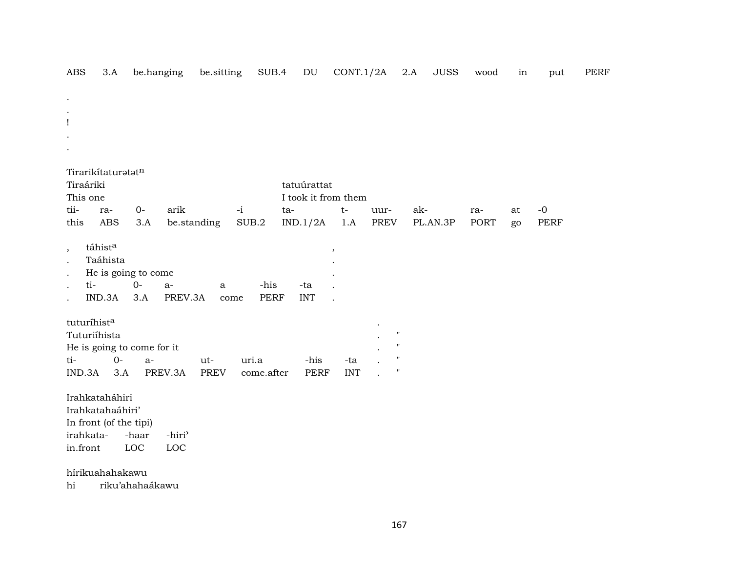ABS 3.A be.hanging be.sitting SUB.4 DU CONT.1/2A 2.A JUSS wood in put PERF

.
.
!
.
.

Tirarikítaturətət[n]
Tiraáriki tatuúrattat
This one I took it from them

| tii- | ra- | 0- | arik | -i | ta- | t- | uur- | ak- | ra- | at | -0 |
|---|---|---|---|---|---|---|---|---|---|---|---|
| this | ABS | 3.A | be.standing | SUB.2 | IND.1/2A | 1.A | PREV | PL.AN.3P | PORT | go | PERF |

| , | táhist[a] | | | | | | , |
|---|---|---|---|---|---|---|---|
| . | Taáhista | | | | | | . |
| . | He is going to come | | | | | | . |
| . | ti- | 0- | a- | a | -his | -ta | . |
| . | IND.3A | 3.A | PREV.3A | come | PERF | INT | . |

| tuturíhist[a] | | | | | | | . | |
|---|---|---|---|---|---|---|---|---|
| Tuturiíhista | | | | | | | . | " |
| He is going to come for it | | | | | | | . | " |
| ti- | 0- | a- | ut- | uri.a | -his | -ta | . | " |
| IND.3A | 3.A | PREV.3A | PREV | come.after | PERF | INT | . | " |

Irahkatah※áhiri
Irahkatahaáhiri'
In front (of the tipi)

| irahkata- | -haar | -hiri' |
|---|---|---|
| in.front | LOC | LOC |

hírikuahahakawu
hi riku'ahahaákawu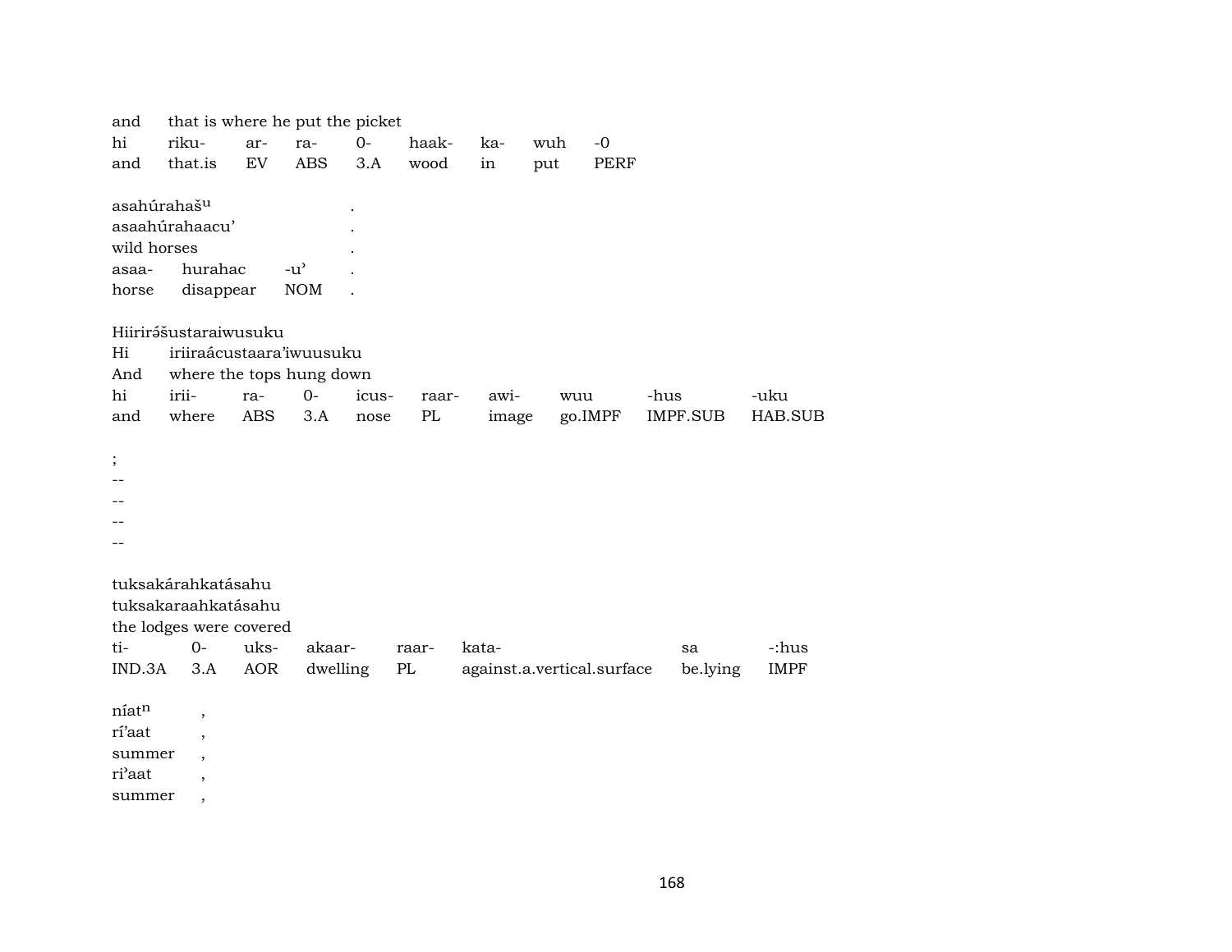and that is where he put the picket

| hi | riku- | ar- | ra- | 0- | haak- | ka- | wuh | -0 |
|---|---|---|---|---|---|---|---|---|
| and | that.is | EV | ABS | 3.A | wood | in | put | PERF |

asahúrahaš$^{u}$ .
asaahúrahaacu' .
wild horses .

| asaa- | hurahac | -u' | . |
|---|---|---|---|
| horse | disappear | NOM | . |

Hiirirə́šustaraiwusuku
Hi iriiraácustaara'iwuusuku
And where the tops hung down

| hi | irii- | ra- | 0- | icus- | raar- | awi- | wuu | -hus | -uku |
|---|---|---|---|---|---|---|---|---|---|
| and | where | ABS | 3.A | nose | PL | image | go.IMPF | IMPF.SUB | HAB.SUB |

;
--
--
--
--

tuksakárahkatásahu
tuksakaraahkatásahu
the lodges were covered

| ti- | 0- | uks- | akaar- | raar- | kata- | sa | -:hus |
|---|---|---|---|---|---|---|---|
| IND.3A | 3.A | AOR | dwelling | PL | against.a.vertical.surface | be.lying | IMPF |

níat$^{n}$ ,
rí'aat ,
summer ,
ri'aat ,
summer ,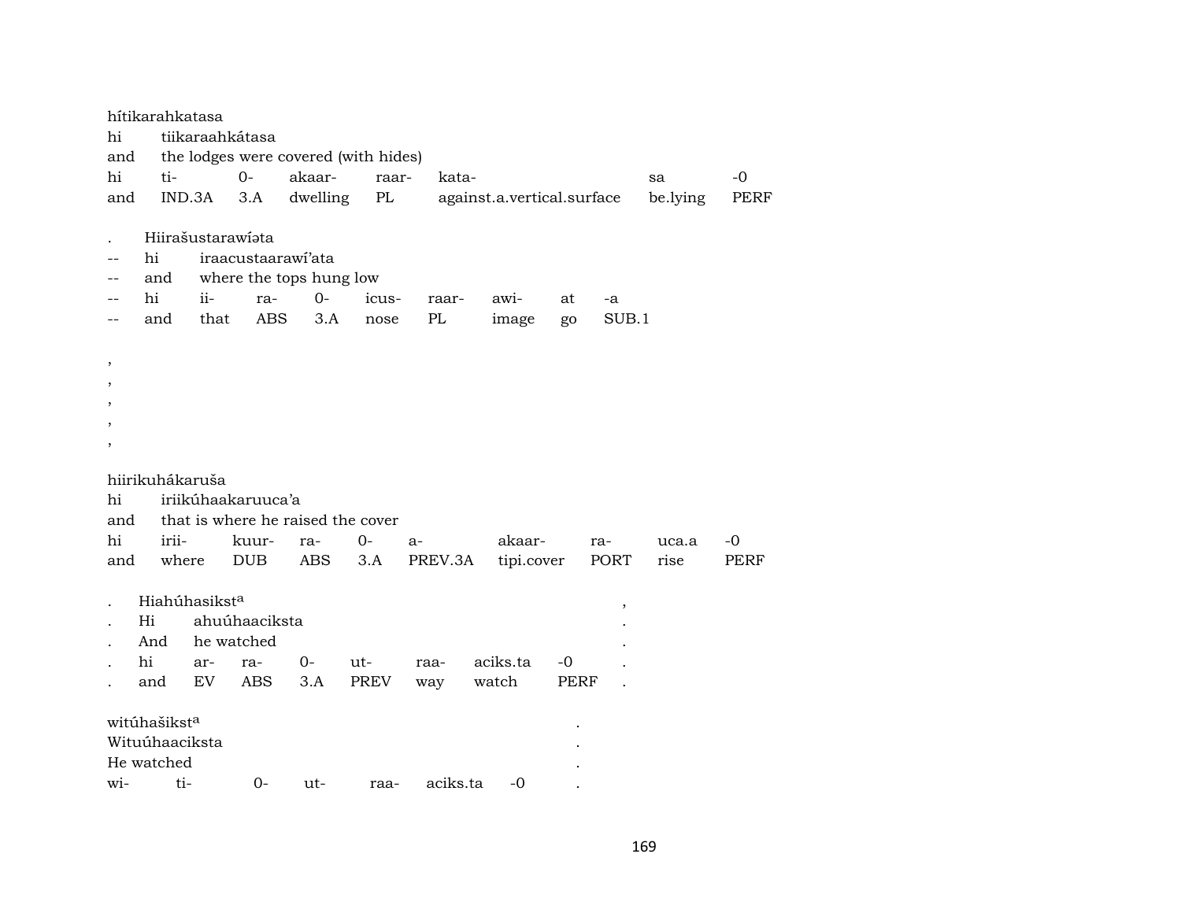hítikarahkatasa
hi tiikaraahkátasa
and the lodges were covered (with hides)

| hi | ti- | 0- | akaar- | raar- | kata- | sa | -0 |
|---|---|---|---|---|---|---|---|
| and | IND.3A | 3.A | dwelling | PL | against.a.vertical.surface | be.lying | PERF |

. Hiirašustarawíəta
-- hi iraacustaarawí’ata
-- and where the tops hung low

| -- | hi | ii- | ra- | 0- | icus- | raar- | awi- | at | -a |
|---|---|---|---|---|---|---|---|---|---|
| -- | and | that | ABS | 3.A | nose | PL | image | go | SUB.1 |

,
,
,
,
,

hiirikuhákaruša
hi iriikúhaakaruuca’a
and that is where he raised the cover

| hi | irii- | kuur- | ra- | 0- | a- | akaar- | ra- | uca.a | -0 |
|---|---|---|---|---|---|---|---|---|---|
| and | where | DUB | ABS | 3.A | PREV.3A | tipi.cover | PORT | rise | PERF |

. Hiahúhasikst[a] ,
. Hi ahuúhaaciksta .
. And he watched .

| . | hi | ar- | ra- | 0- | ut- | raa- | aciks.ta | -0 | . |
|---|---|---|---|---|---|---|---|---|---|
| . | and | EV | ABS | 3.A | PREV | way | watch | PERF | . |

witúhašikst[a] .
Wituúhaaciksta .
He watched .

| wi- | ti- | 0- | ut- | raa- | aciks.ta | -0 | . |
|---|---|---|---|---|---|---|---|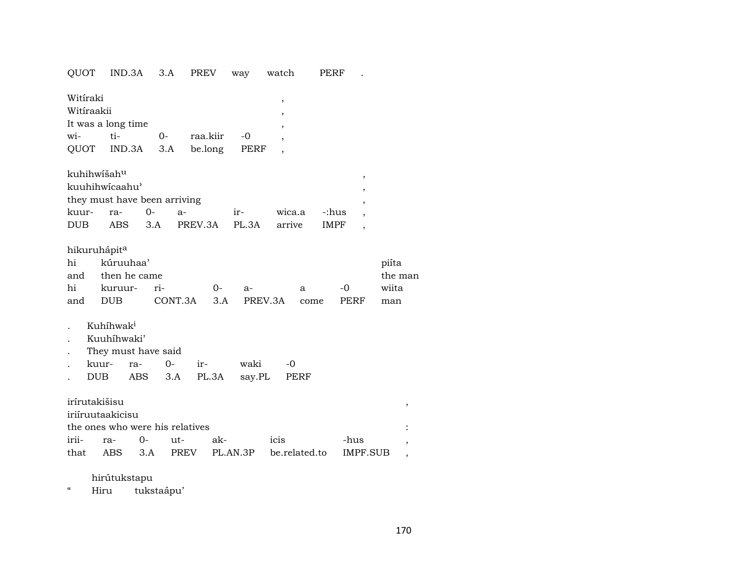| QUOT | IND.3A | 3.A | PREV | way | watch | PERF | . |
|---|---|---|---|---|---|---|---|

Witíraki ,
Witíraakii ,
It was a long time ,

| wi- | ti- | 0- | raa.kiir | -0 | , |
|---|---|---|---|---|---|
| QUOT | IND.3A | 3.A | be.long | PERF | , |

kuhihwíšah[u] ,
kuuhihwícaahu' ,
they must have been arriving ,

| kuur- | ra- | 0- | a- | ir- | wica.a | -:hus | , |
|---|---|---|---|---|---|---|---|
| DUB | ABS | 3.A | PREV.3A | PL.3A | arrive | IMPF | , |

hikuruhápit[a]

| hi | kúruuhaa' | | | | | | piíta |
|---|---|---|---|---|---|---|---|
| and | then he came | | | | | | the man |
| hi | kuruur- | ri- | 0- | a- | a | -0 | wiita |
| and | DUB | CONT.3A | 3.A | PREV.3A | come | PERF | man |

. Kuhíhwak[i]
. Kuuhíhwaki'
. They must have said

| . | kuur- | ra- | 0- | ir- | waki | -0 |
|---|---|---|---|---|---|---|
| . | DUB | ABS | 3.A | PL.3A | say.PL | PERF |

irírutakišisu ,
iriíruutaakicisu
the ones who were his relatives :

| irii- | ra- | 0- | ut- | ak- | icis | -hus | , |
|---|---|---|---|---|---|---|---|
| that | ABS | 3.A | PREV | PL.AN.3P | be.related.to | IMPF.SUB | , |

hirútukstapu
" Hiru tukstaápu'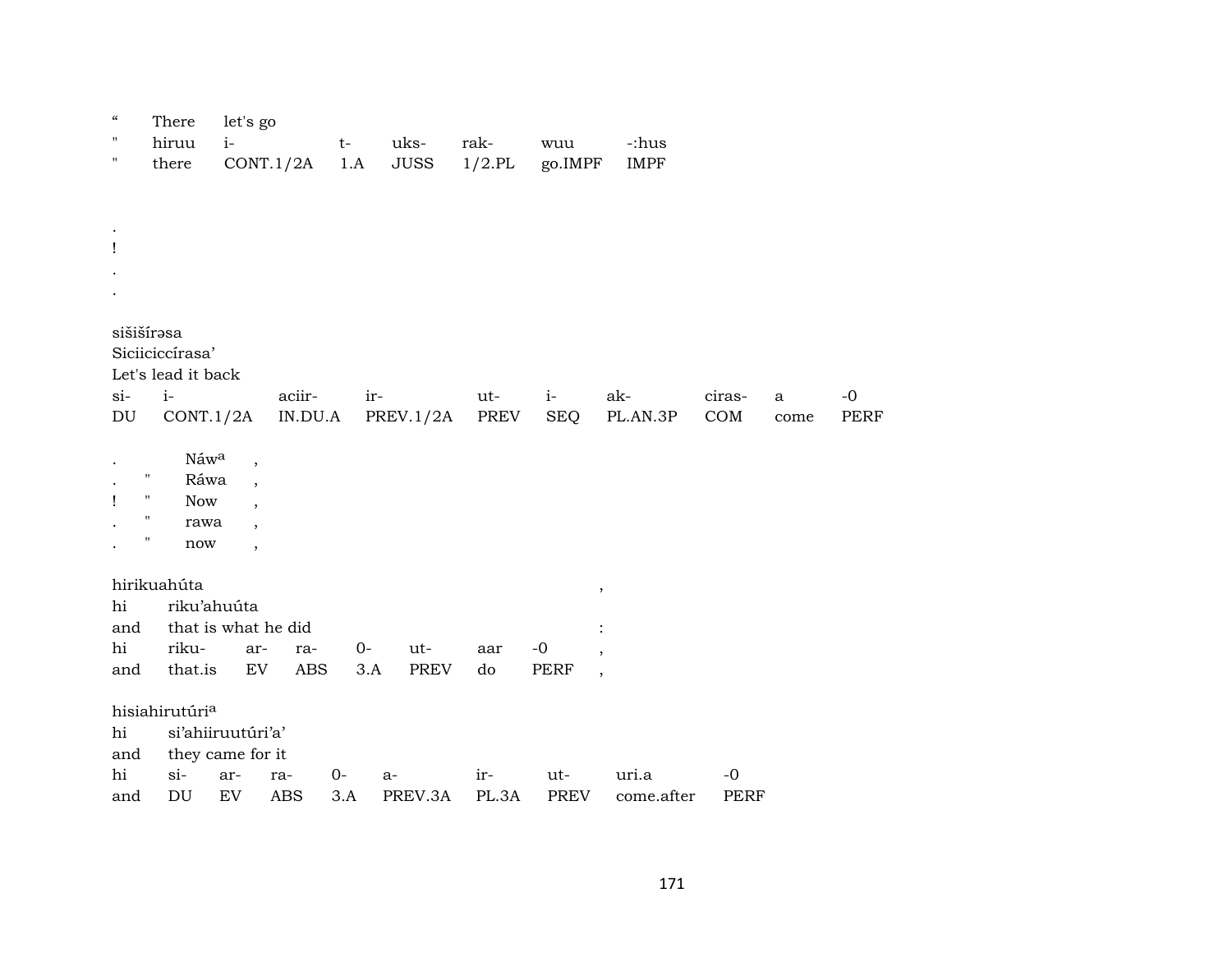| " | There | let's go | | | | | |
|---|---|---|---|---|---|---|---|
| " | hiruu | i- | t- | uks- | rak- | wuu | -:hus |
| " | there | CONT.1/2A | 1.A | JUSS | 1/2.PL | go.IMPF | IMPF |

.
!
.
.

sišišírəsa
Siciiciccírasa'
Let's lead it back

| si- | i- | aciir- | ir- | ut- | i- | ak- | ciras- | a | -0 |
|---|---|---|---|---|---|---|---|---|---|
| DU | CONT.1/2A | IN.DU.A | PREV.1/2A | PREV | SEQ | PL.AN.3P | COM | come | PERF |

| . | | Náwᵃ | , |
|---|---|---|---|
| . | " | Ráwa | , |
| ! | " | Now | , |
| . | " | rawa | , |
| . | " | now | , |

hirikuahúta ,
hi riku'ahuúta
and that is what he did :

| hi | riku- | ar- | ra- | 0- | ut- | aar | -0 | , |
|---|---|---|---|---|---|---|---|---|
| and | that.is | EV | ABS | 3.A | PREV | do | PERF | , |

hisiahirutúriᵃ
hi si'ahiiruutúri'a'
and they came for it

| hi | si- | ar- | ra- | 0- | a- | ir- | ut- | uri.a | -0 |
|---|---|---|---|---|---|---|---|---|---|
| and | DU | EV | ABS | 3.A | PREV.3A | PL.3A | PREV | come.after | PERF |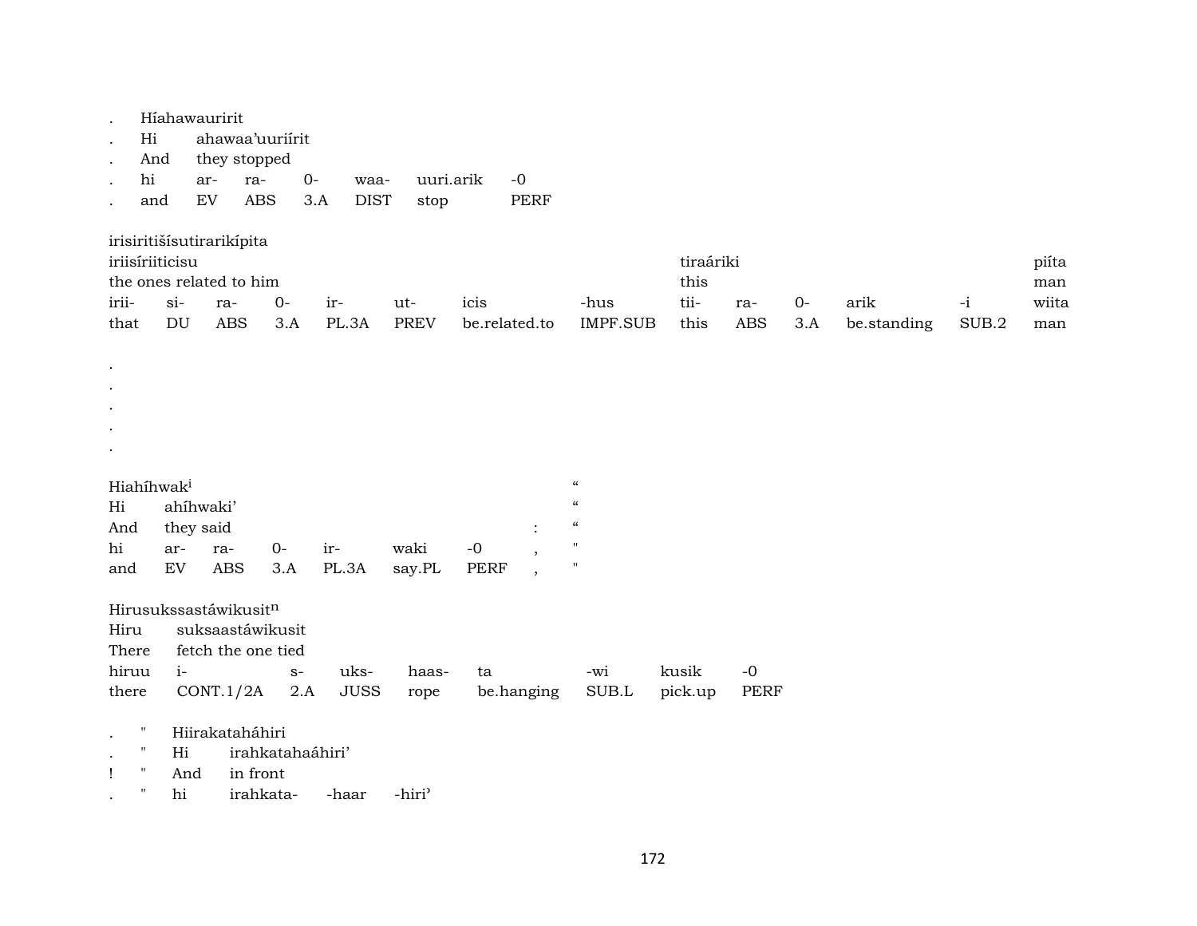| . | Híahawauririt | | | | | |
|---|---|---|---|---|---|---|
| . | Hi | ahawaa'uuriírit | | | | |
| . | And | they stopped | | | | |
| . | hi | ar- | ra- | 0- | waa- | uuri.arik | -0 |
| . | and | EV | ABS | 3.A | DIST | stop | PERF |

irisiritišísutirarikípita

| iriisíriiticisu | | | | | | | | tiraáriki | | | | | piíta |
|---|---|---|---|---|---|---|---|---|---|---|---|---|---|
| the ones related to him | | | | | | | | this | | | | | man |
| irii- | si- | ra- | 0- | ir- | ut- | icis | -hus | tii- | ra- | 0- | arik | -i | wiita |
| that | DU | ABS | 3.A | PL.3A | PREV | be.related.to | IMPF.SUB | this | ABS | 3.A | be.standing | SUB.2 | man |

.
.
.
.
.

| Hiahíhwak[i] | | | | | | | “ |
|---|---|---|---|---|---|---|---|
| Hi | ahíhwaki' | | | | | | “ |
| And | they said | | | | | : | “ |
| hi | ar- | ra- | 0- | ir- | waki | -0 , | " |
| and | EV | ABS | 3.A | PL.3A | say.PL | PERF , | " |

Hirusukssastáwikusit[n]

| Hiru | suksaastáwikusit | | | | | | | |
|---|---|---|---|---|---|---|---|---|
| There | fetch the one tied | | | | | | | |
| hiruu | i- | s- | uks- | haas- | ta | -wi | kusik | -0 |
| there | CONT.1/2A | 2.A | JUSS | rope | be.hanging | SUB.L | pick.up | PERF |

| . | " | Hiirakatahá hiri | | | |
|---|---|---|---|---|---|
| . | " | Hi | irahkatahaáhiri' | | |
| ! | " | And | in front | | |
| . | " | hi | irahkata- | -haar | -hiri' |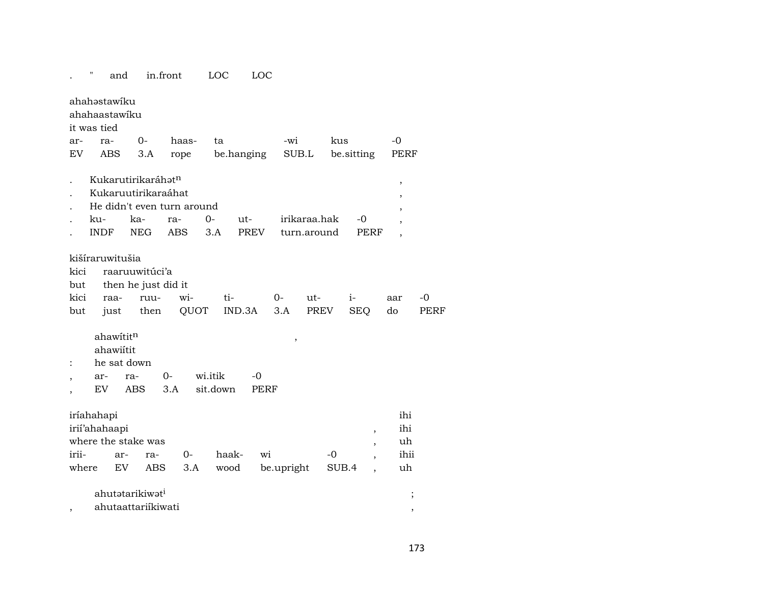| . | " | and | in.front | LOC | LOC |
|---|---|---|---|---|---|

ahahəstawíku
ahahaastawíku
it was tied

| ar- | ra- | 0- | haas- | ta | -wi | kus | -0 |
|---|---|---|---|---|---|---|---|
| EV | ABS | 3.A | rope | be.hanging | SUB.L | be.sitting | PERF |

| . | Kukarutirikaráhət$^{n}$ | | | | | | | , |
|---|---|---|---|---|---|---|---|---|
| . | Kukaruutirikaraáhat | | | | | | | , |
| . | He didn't even turn around | | | | | | | , |
| . | ku- | ka- | ra- | 0- | ut- | irikaraa.hak | -0 | , |
| . | INDF | NEG | ABS | 3.A | PREV | turn.around | PERF | , |

kišíraruwitušia
kici raaruuwitúci'a
but then he just did it

| kici | raa- | ruu- | wi- | ti- | 0- | ut- | i- | aar | -0 |
|---|---|---|---|---|---|---|---|---|---|
| but | just | then | QUOT | IND.3A | 3.A | PREV | SEQ | do | PERF |

| | ahawítit$^{n}$ | | | | | , |
|---|---|---|---|---|---|---|
| | ahawiítit | | | | | |
| : | he sat down | | | | | |
| , | ar- | ra- | 0- | wi.itik | -0 | |
| , | EV | ABS | 3.A | sit.down | PERF | |

| iríahahapi | | | | | | | | ihi |
|---|---|---|---|---|---|---|---|---|
| irií'ahahaapi | | | | | | | , | ihi |
| where the stake was | | | | | | | , | uh |
| irii- | ar- | ra- | 0- | haak- | wi | -0 | , | ihii |
| where | EV | ABS | 3.A | wood | be.upright | SUB.4 | , | uh |

| | ahutətarikiwət$^{i}$ | ; |
|---|---|---|
| , | ahutaattariíkiwati | , |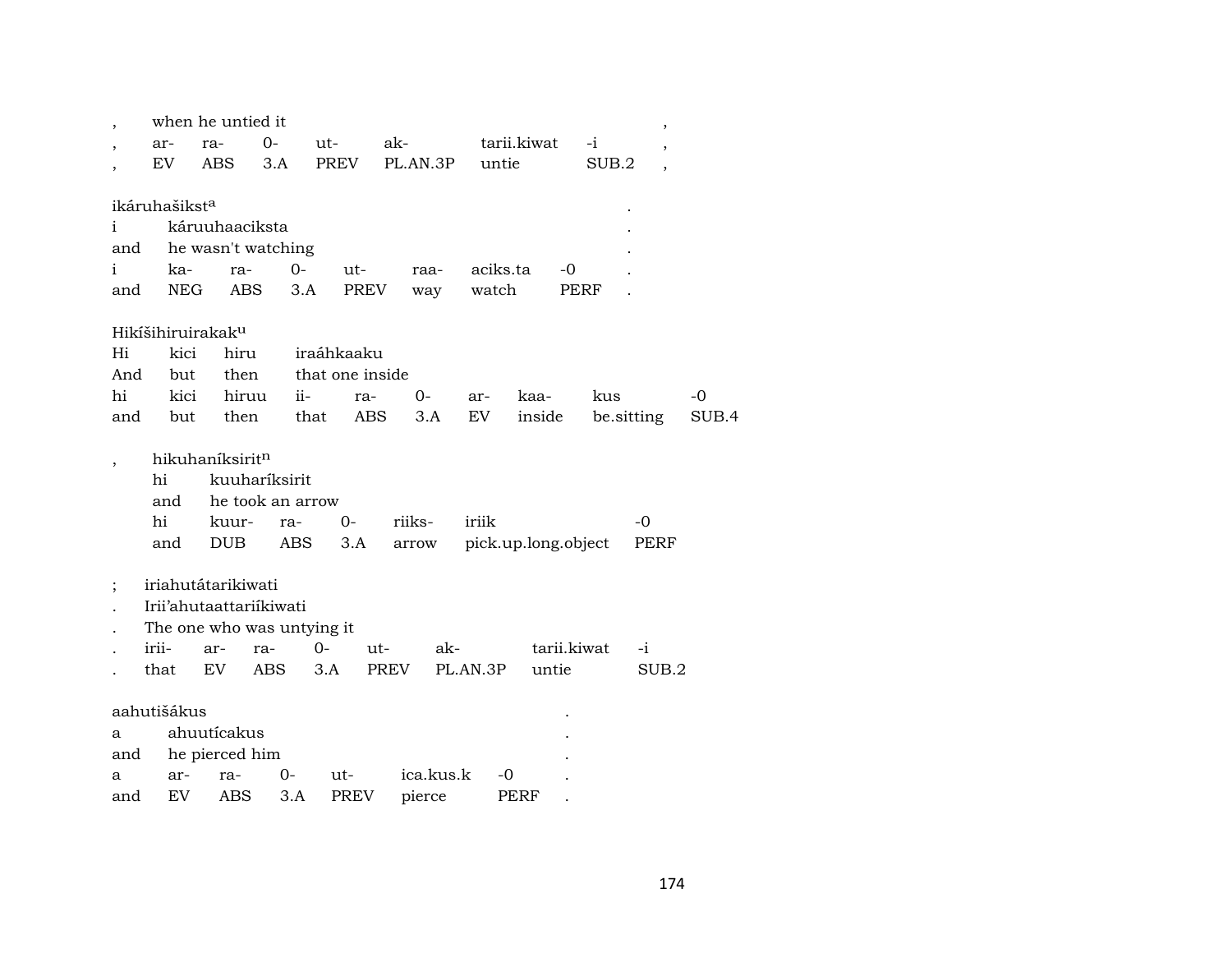| , | when he untied it | | | | | | , |
|---|---|---|---|---|---|---|---|
| , | ar- | ra- | 0- | ut- | ak- | tarii.kiwat | -i | ,
| , | EV | ABS | 3.A | PREV | PL.AN.3P | untie | SUB.2 | ,

ikáruhašiksta .

| i | káruuhaaciksta | | | | | | .
|---|---|---|---|---|---|---|---|
| and | he wasn't watching | | | | | | .
| i | ka- | ra- | 0- | ut- | raa- | aciks.ta | -0 | .
| and | NEG | ABS | 3.A | PREV | way | watch | PERF | .

Hikíšihiruirakaku

| Hi | kici | hiru | iraáhkaaku | | | | | |
|---|---|---|---|---|---|---|---|---|
| And | but | then | that one inside | | | | | |
| hi | kici | hiruu | ii- | ra- | 0- | ar- | kaa- | kus | -0
| and | but | then | that | ABS | 3.A | EV | inside | be.sitting | SUB.4

, hikuhaníksiritn

| hi | kuuharíksirit | | | | | |
|---|---|---|---|---|---|---|
| and | he took an arrow | | | | | |
| hi | kuur- | ra- | 0- | riiks- | iriik | -0 |
| and | DUB | ABS | 3.A | arrow | pick.up.long.object | PERF |

; iriahutátarikiwati

| . | Irii'ahutaattariíkiwati | | | | | | |
|---|---|---|---|---|---|---|---|
| . | The one who was untying it | | | | | | |
| . | irii- | ar- | ra- | 0- | ut- | ak- | tarii.kiwat | -i
| . | that | EV | ABS | 3.A | PREV | PL.AN.3P | untie | SUB.2

aahutišákus .

| a | ahuutícakus | | | | | | .
|---|---|---|---|---|---|---|---|
| and | he pierced him | | | | | | .
| a | ar- | ra- | 0- | ut- | ica.kus.k | -0 | .
| and | EV | ABS | 3.A | PREV | pierce | PERF | .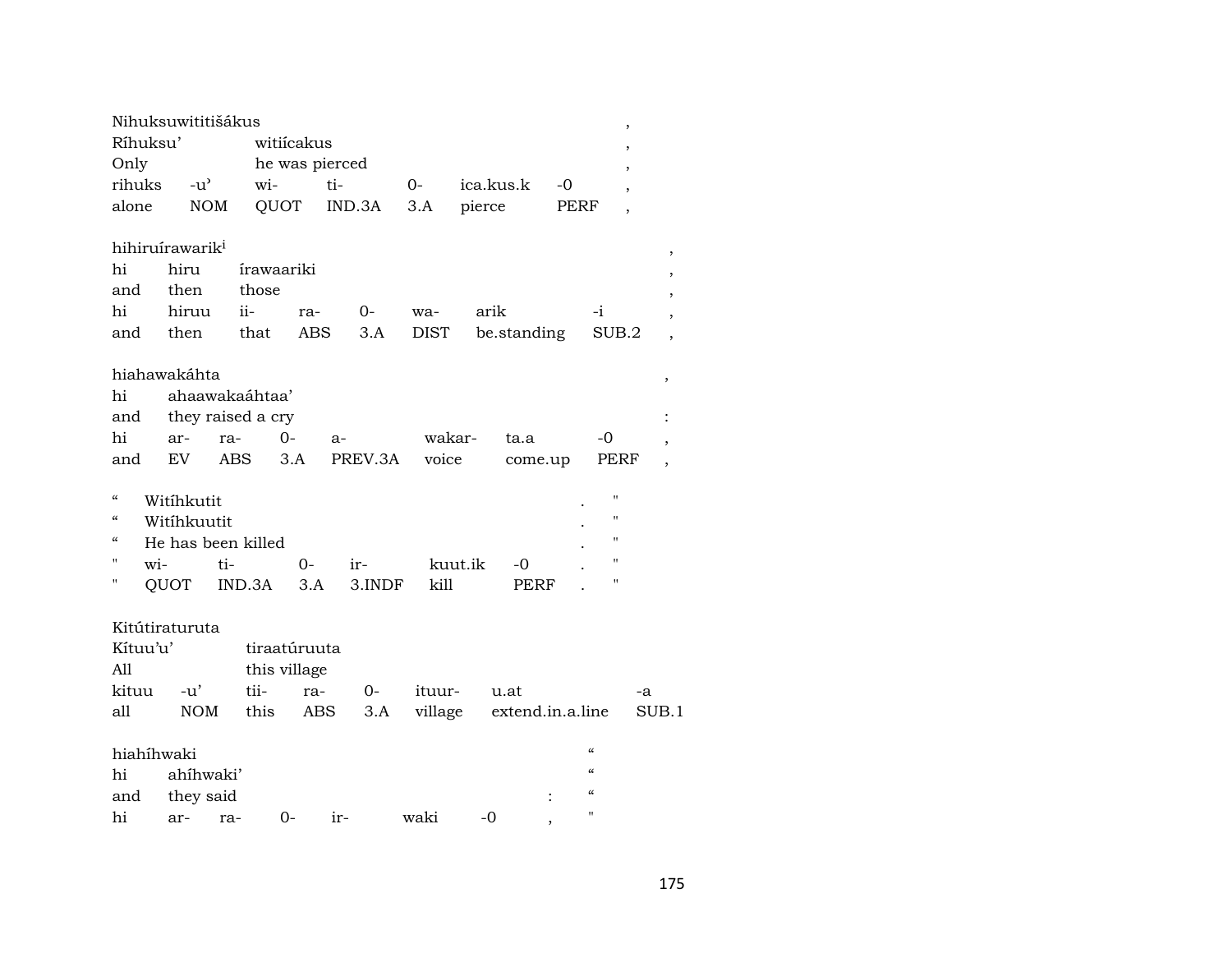Nihuksuwititišákus ,
Ríhuksu' witiícakus ,
Only he was pierced ,

| rihuks | -u' | wi- | ti- | 0- | ica.kus.k | -0 | , |
|---|---|---|---|---|---|---|---|
| alone | NOM | QUOT | IND.3A | 3.A | pierce | PERF | , |

hihiruírawarik[i] ,
hi hiru írawaariki ,
and then those ,

| hi | hiruu | ii- | ra- | 0- | wa- | arik | -i | , |
|---|---|---|---|---|---|---|---|---|
| and | then | that | ABS | 3.A | DIST | be.standing | SUB.2 | , |

hiahawakáhta ,
hi ahaawakaáhtaa' 
and they raised a cry :

| hi | ar- | ra- | 0- | a- | wakar- | ta.a | -0 | , |
|---|---|---|---|---|---|---|---|---|
| and | EV | ABS | 3.A | PREV.3A | voice | come.up | PERF | , |

" Witíhkutit . "
" Witíhkuutit . "
" He has been killed . "

| " | wi- | ti- | 0- | ir- | kuut.ik | -0 | . | " |
|---|---|---|---|---|---|---|---|---|
| " | QUOT | IND.3A | 3.A | 3.INDF | kill | PERF | . | " |

Kitútiraturuta
Kítuu'u' tiraatúruuta
All this village

| kituu | -u' | tii- | ra- | 0- | ituur- | u.at | -a |
|---|---|---|---|---|---|---|---|
| all | NOM | this | ABS | 3.A | village | extend.in.a.line | SUB.1 |

hiahíhwaki "
hi ahíhwaki' "
and they said : "

| hi | ar- | ra- | 0- | ir- | waki | -0 | , | " |
|---|---|---|---|---|---|---|---|---|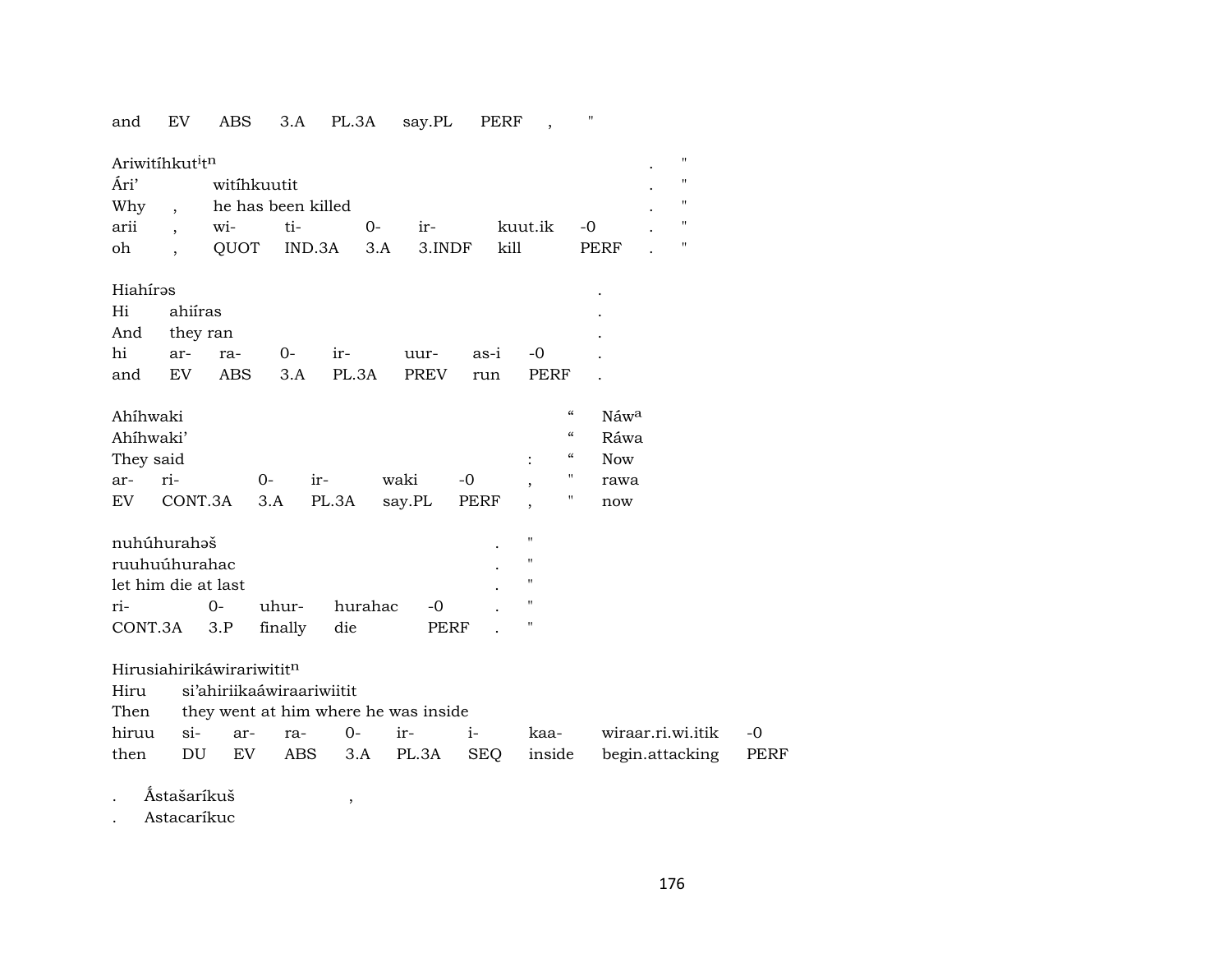and EV ABS 3.A PL.3A say.PL PERF , "

Ariwitíhkut[i]t[n] . "
Ári' witíhkuutit . "
Why , he has been killed . "
arii , wi- ti- 0- ir- kuut.ik -0 . "
oh , QUOT IND.3A 3.A 3.INDF kill PERF . "

Hiahírəs .
Hi ahiíras .
And they ran .
hi ar- ra- 0- ir- uur- as-i -0 .
and EV ABS 3.A PL.3A PREV run PERF .

Ahíhwaki " Náw[a]
Ahíhwaki' " Ráwa
They said : " Now
ar- ri- 0- ir- waki -0 , " rawa
EV CONT.3A 3.A PL.3A say.PL PERF , " now

nuhúhurahəš . "
ruuhuúhurahac . "
let him die at last . "
ri- 0- uhur- hurahac -0 . "
CONT.3A 3.P finally die PERF . "

Hirusiahirikáwirariwitit[n]
Hiru si'ahiriikaáwiraariwiitit
Then they went at him where he was inside
hiruu si- ar- ra- 0- ir- i- kaa- wiraar.ri.wi.itik -0
then DU EV ABS 3.A PL.3A SEQ inside begin.attacking PERF

. Ấstašaríkuš ,
. Astacaríkuc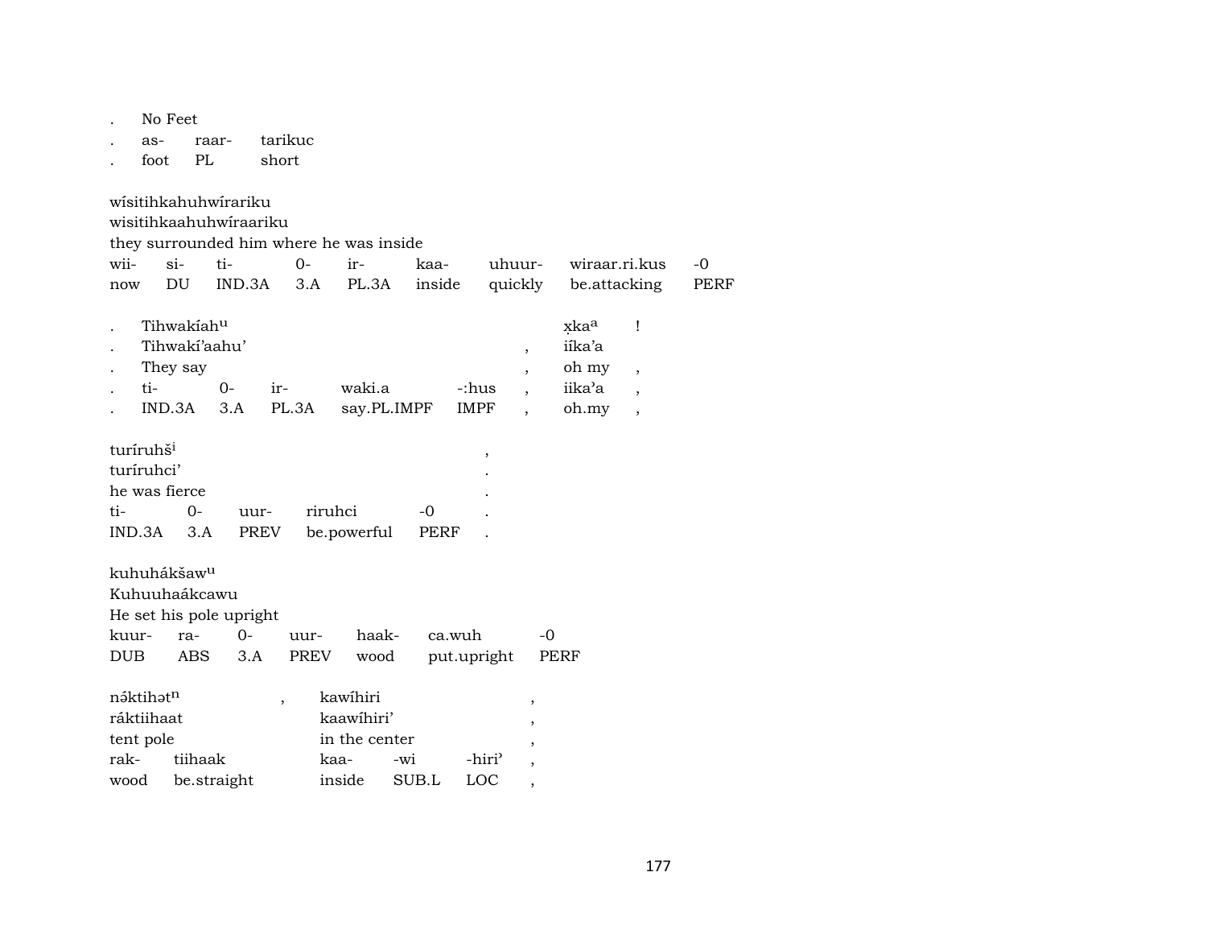. No Feet
. as- raar- tarikuc
. foot PL short

wísitihkahuhwírariku
wisitihkaahuhwíraariku
they surrounded him where he was inside

| wii- | si- | ti- | 0- | ir- | kaa- | uhuur- | wiraar.ri.kus | -0 |
|---|---|---|---|---|---|---|---|---|
| now | DU | IND.3A | 3.A | PL.3A | inside | quickly | be.attacking | PERF |

| . | Tihwakíah$^{u}$ | | | | | | x̣ka$^{a}$ | ! |
|---|---|---|---|---|---|---|---|---|
| . | Tihwakí’aahu’ | | | | | , | iíka’a | |
| . | They say | | | | | , | oh my | , |
| . | ti- | 0- | ir- | waki.a | -:hus | , | iika’a | , |
| . | IND.3A | 3.A | PL.3A | say.PL.IMPF | IMPF | , | oh.my | , |

turíruhš$^{i}$ ,
turíruhci’ .
he was fierce .

| ti- | 0- | uur- | riruhci | -0 | . |
|---|---|---|---|---|---|
| IND.3A | 3.A | PREV | be.powerful | PERF | . |

kuhuhákšaw$^{u}$
Kuhuuhaákcawu
He set his pole upright

| kuur- | ra- | 0- | uur- | haak- | ca.wuh | -0 |
|---|---|---|---|---|---|---|
| DUB | ABS | 3.A | PREV | wood | put.upright | PERF |

| nə́ktihət$^{n}$ | | , | kawíhiri | | | , |
|---|---|---|---|---|---|---|
| ráktiihaat | | | kaawíhiri’ | | | , |
| tent pole | | | in the center | | | , |
| rak- | tiihaak | | kaa- | -wi | -hiri’ | , |
| wood | be.straight | | inside | SUB.L | LOC | , |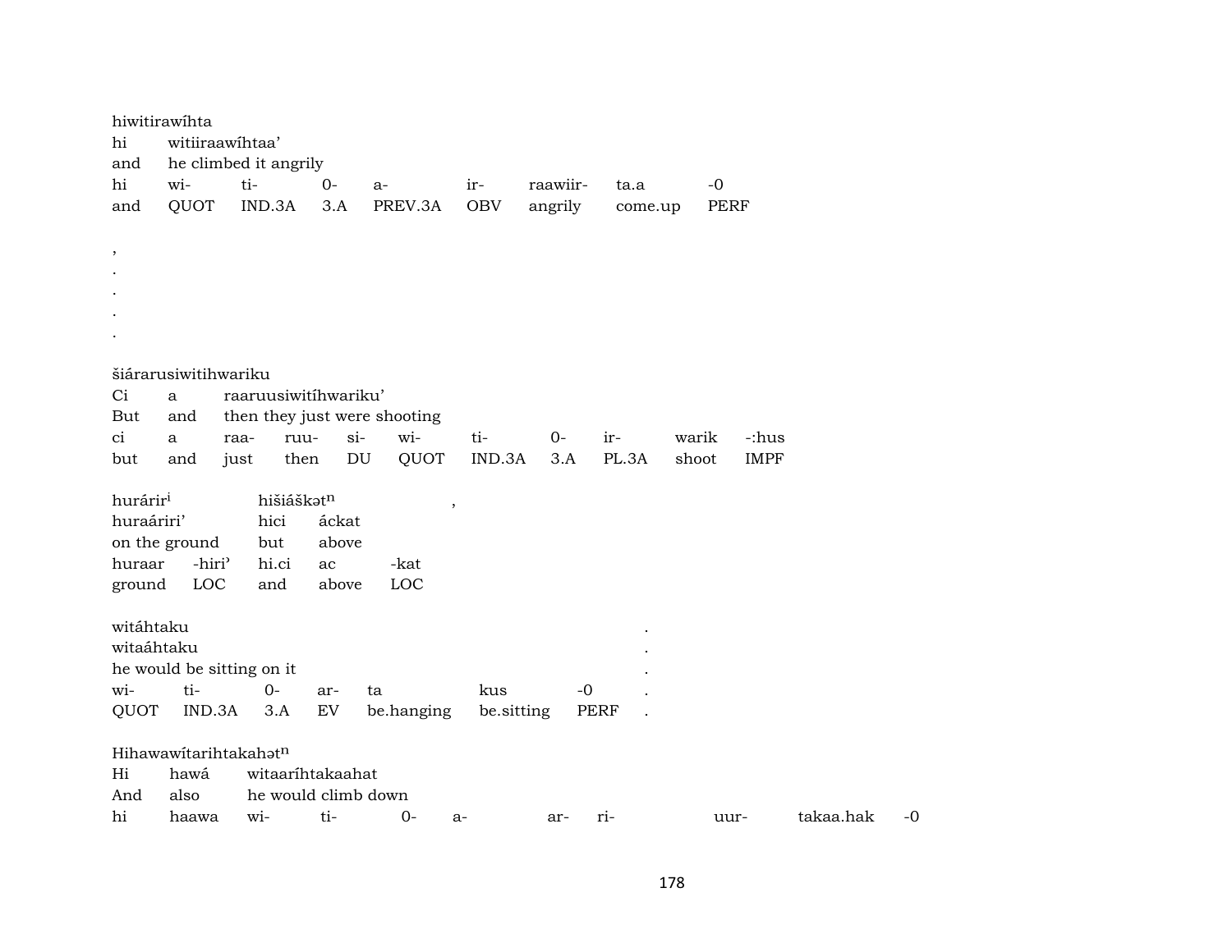hiwitirawíhta
hi witiiraawíhtaa'
and he climbed it angrily

| hi | wi- | ti- | 0- | a- | ir- | raawiir- | ta.a | -0 |
|---|---|---|---|---|---|---|---|---|
| and | QUOT | IND.3A | 3.A | PREV.3A | OBV | angrily | come.up | PERF |

,
.
.
.
.

šiárarusiwitihwariku
Ci a raaruusiwitíhwariku'
But and then they just were shooting

| ci | a | raa- | ruu- | si- | wi- | ti- | 0- | ir- | warik | -:hus |
|---|---|---|---|---|---|---|---|---|---|---|
| but | and | just | then | DU | QUOT | IND.3A | 3.A | PL.3A | shoot | IMPF |

hurárir[i] hišiáškət[n] ,
huraáriri' hici áckat
on the ground but above

| huraar | -hiri' | hi.ci | ac | -kat |
|---|---|---|---|---|
| ground | LOC | and | above | LOC |

witáhtaku .
witaáhtaku .
he would be sitting on it .

| wi- | ti- | 0- | ar- | ta | kus | -0 | . |
|---|---|---|---|---|---|---|---|
| QUOT | IND.3A | 3.A | EV | be.hanging | be.sitting | PERF | . |

Hihawawítarihtakahət[n]
Hi hawá witaaríhtakaahat
And also he would climb down

| hi | haawa | wi- | ti- | 0- | a- | ar- | ri- | uur- | takaa.hak | -0 |
|---|---|---|---|---|---|---|---|---|---|---|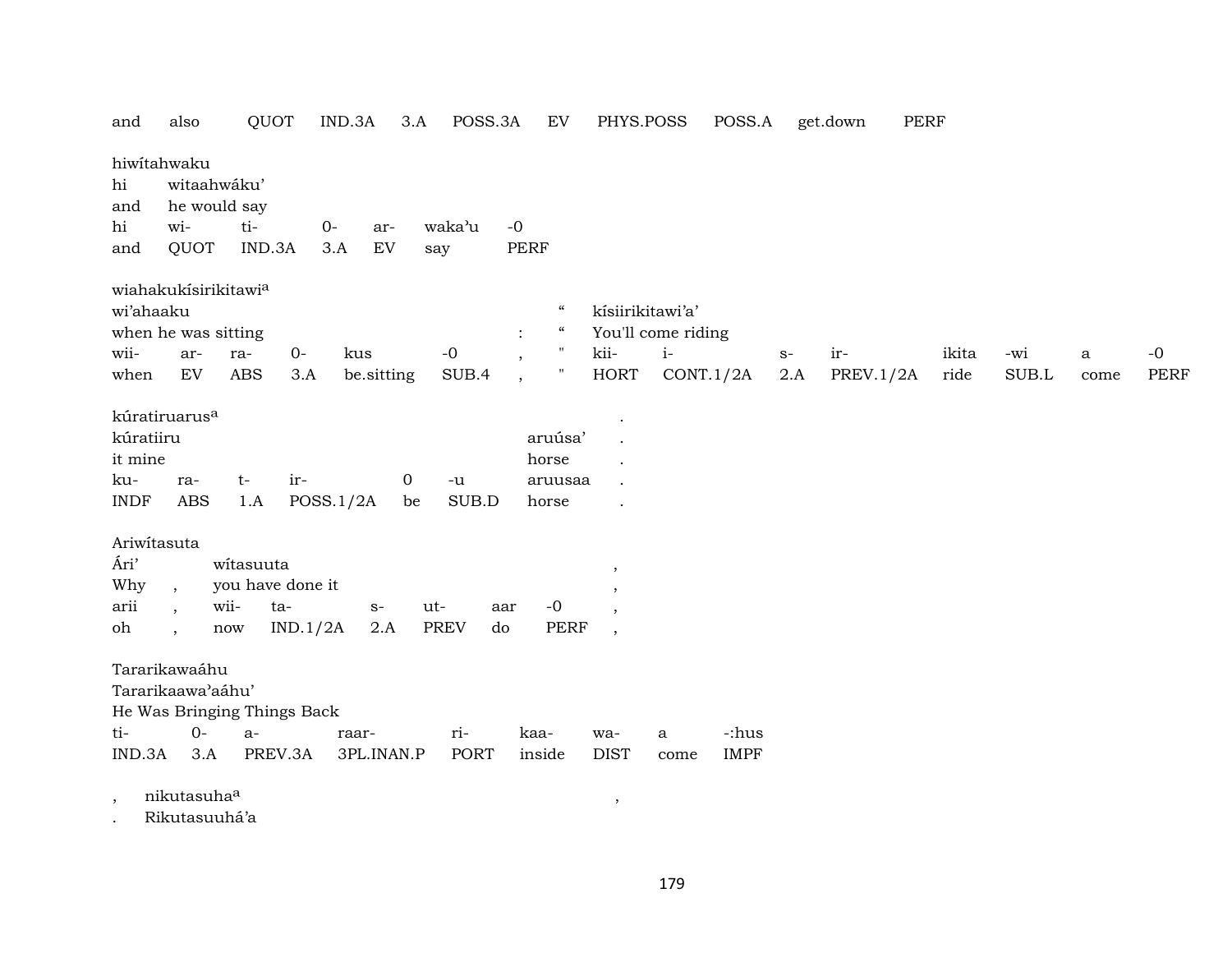and also QUOT IND.3A 3.A POSS.3A EV PHYS.POSS POSS.A get.down PERF

hiwítahwaku
hi witaahwáku'
and he would say

| hi | wi- | ti- | 0- | ar- | waka'u | -0 |
|---|---|---|---|---|---|---|
| and | QUOT | IND.3A | 3.A | EV | say | PERF |

wiahakukísirikitawi[a]
wi'ahaaku : " kísiirikitawi'a'
when he was sitting : " You'll come riding

| wii- | ar- | ra- | 0- | kus | -0 | , | " | kii- | i- | s- | ir- | ikita | -wi | a | -0 |
|---|---|---|---|---|---|---|---|---|---|---|---|---|---|---|---|
| when | EV | ABS | 3.A | be.sitting | SUB.4 | , | " | HORT | CONT.1/2A | 2.A | PREV.1/2A | ride | SUB.L | come | PERF |

kúratiruarus[a] .
kúratiiru aruúsa' .
it mine horse .

| ku- | ra- | t- | ir- | 0 | -u | aruusaa | . |
|---|---|---|---|---|---|---|---|
| INDF | ABS | 1.A | POSS.1/2A | be | SUB.D | horse | . |

Ariwítasuta
Ári' wítasuuta ,
Why , you have done it ,

| arii | , | wii- | ta- | s- | ut- | aar | -0 | , |
|---|---|---|---|---|---|---|---|---|
| oh | , | now | IND.1/2A | 2.A | PREV | do | PERF | , |

Tararikawaáhu
Tararikaawa'aáhu'
He Was Bringing Things Back

| ti- | 0- | a- | raar- | ri- | kaa- | wa- | a | -:hus |
|---|---|---|---|---|---|---|---|---|
| IND.3A | 3.A | PREV.3A | 3PL.INAN.P | PORT | inside | DIST | come | IMPF |

, nikutasuha[a] ,
. Rikutasuuhá'a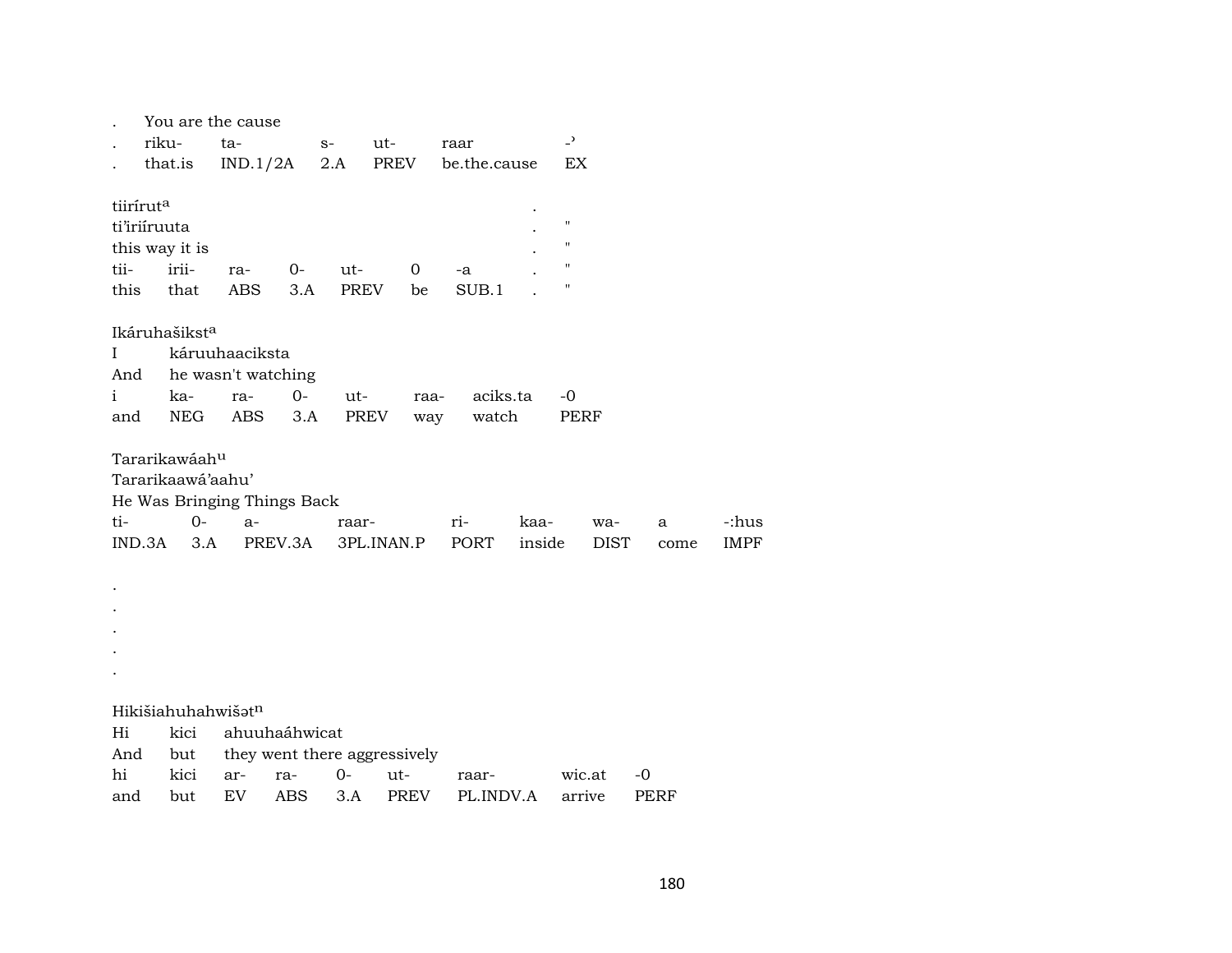. You are the cause
. riku- ta- s- ut- raar -ʾ
. that.is IND.1/2A 2.A PREV be.the.cause EX

tiiríruta .
ti'iriíruuta . "
this way it is . "
tii- irii- ra- 0- ut- 0 -a . "
this that ABS 3.A PREV be SUB.1 . "

Ikáruhašiksta
I káruuhaaciksta
And he wasn't watching
i ka- ra- 0- ut- raa- aciks.ta -0
and NEG ABS 3.A PREV way watch PERF

Tararikawáahu
Tararikaawá'aahu'
He Was Bringing Things Back
ti- 0- a- raar- ri- kaa- wa- a -:hus
IND.3A 3.A PREV.3A 3PL.INAN.P PORT inside DIST come IMPF

.
.
.
.
.

Hikišiahuhahwišən
Hi kici ahuuhaáhwicat
And but they went there aggressively
hi kici ar- ra- 0- ut- raar- wic.at -0
and but EV ABS 3.A PREV PL.INDV.A arrive PERF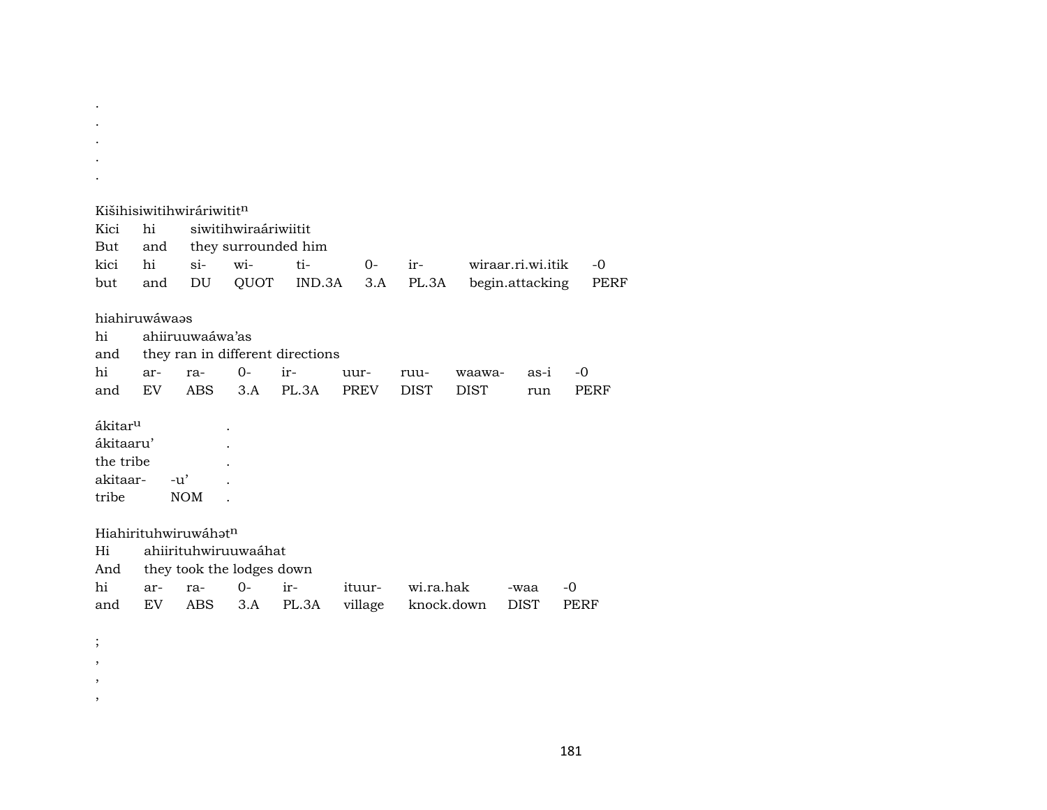.
.
.
.
.

Kišihisiwitihwiráriwitit$^{n}$

| Kici | hi | siwitihwiraáriwiitit | | | | | |
|---|---|---|---|---|---|---|---|
| But | and | they surrounded him | | | | | |
| kici | hi | si- | wi- | ti- | 0- | ir- | wiraar.ri.wi.itik | -0 |
| but | and | DU | QUOT | IND.3A | 3.A | PL.3A | begin.attacking | PERF |

hiahiruwáwaəs

| hi | ahiiruuwaáwa'as | | | | | | | | |
|---|---|---|---|---|---|---|---|---|---|
| and | they ran in different directions | | | | | | | | |
| hi | ar- | ra- | 0- | ir- | uur- | ruu- | waawa- | as-i | -0 |
| and | EV | ABS | 3.A | PL.3A | PREV | DIST | DIST | run | PERF |

ákitar$^{u}$ .

| ákitaaru' | | . |
|---|---|---|
| the tribe | | . |
| akitaar- | -u' | . |
| tribe | NOM | . |

Hiahirituhwiruwáhət$^{n}$

| Hi | ahiirituhwiruuwaáhat | | | | | | | |
|---|---|---|---|---|---|---|---|---|
| And | they took the lodges down | | | | | | | |
| hi | ar- | ra- | 0- | ir- | ituur- | wi.ra.hak | -waa | -0 |
| and | EV | ABS | 3.A | PL.3A | village | knock.down | DIST | PERF |

;
,
,
,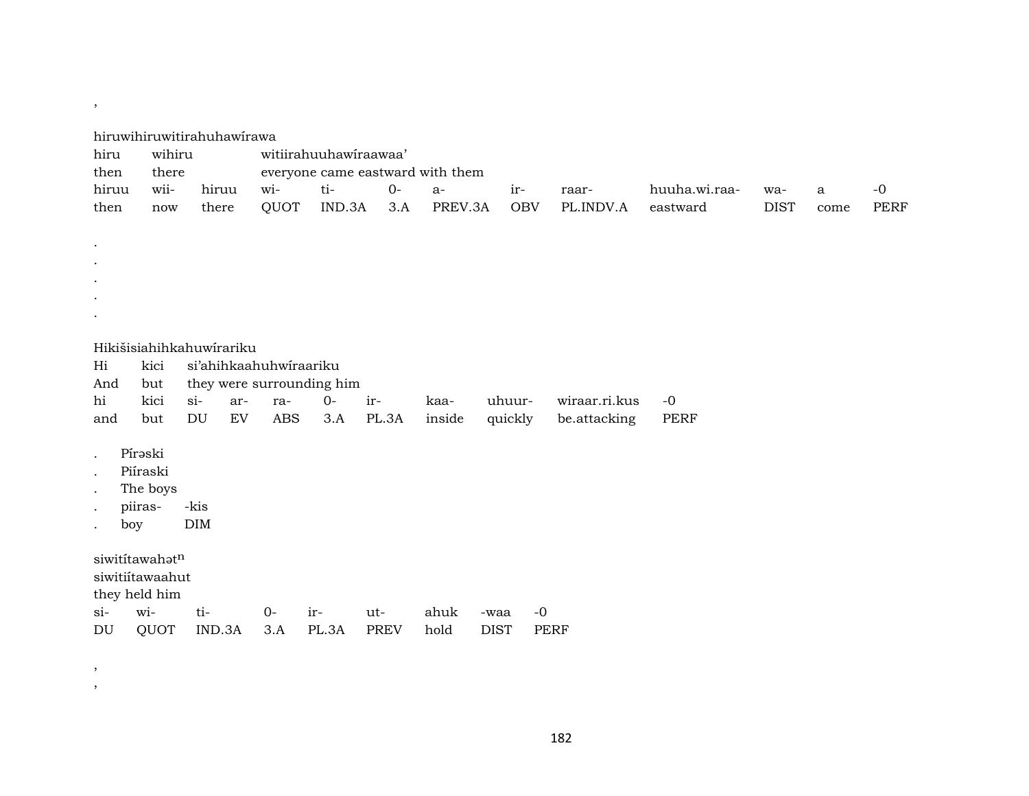,

hiruwihiruwitirahuhawírawa

| hiru | wihiru | | witiirahuuhawíraawaa’ | | | | | | | | | |
|---|---|---|---|---|---|---|---|---|---|---|---|---|
| then | there | | everyone came eastward with them | | | | | | | | | |
| hiruu | wii- | hiruu | wi- | ti- | 0- | a- | ir- | raar- | huuha.wi.raa- | wa- | a | -0 |
| then | now | there | QUOT | IND.3A | 3.A | PREV.3A | OBV | PL.INDV.A | eastward | DIST | come | PERF |

.
.
.
.
.

Hikišisiahihkahuwírariku

| Hi | kici | si’ahihkaahuhwíraariku | | | | | | | | |
|---|---|---|---|---|---|---|---|---|---|---|
| And | but | they were surrounding him | | | | | | | | |
| hi | kici | si- | ar- | ra- | 0- | ir- | kaa- | uhuur- | wiraar.ri.kus | -0 |
| and | but | DU | EV | ABS | 3.A | PL.3A | inside | quickly | be.attacking | PERF |

. Pírəski
. Piíraski
. The boys
. piiras- -kis
. boy DIM

siwitítawahət$^{n}$

siwitiítawaahut

they held him

| si- | wi- | ti- | 0- | ir- | ut- | ahuk | -waa | -0 |
|---|---|---|---|---|---|---|---|---|
| DU | QUOT | IND.3A | 3.A | PL.3A | PREV | hold | DIST | PERF |

,
,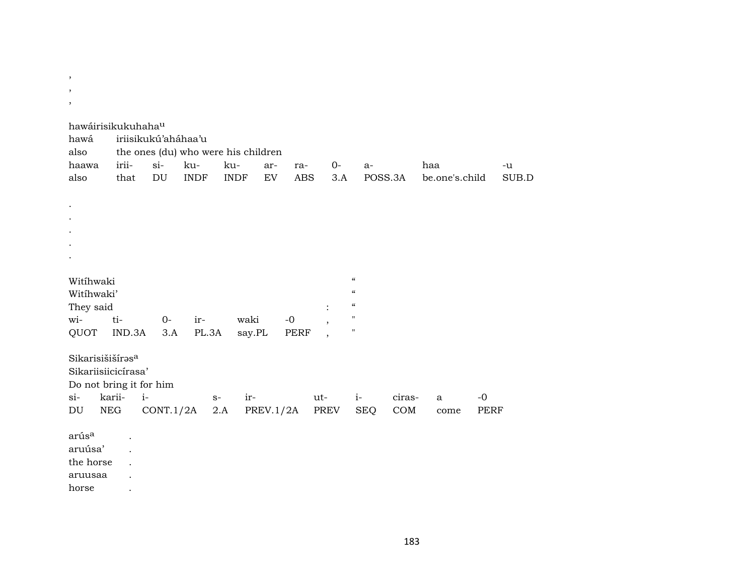,
,
,

hawáirisikukuhaha[u]
hawá iriisikukú'aháhaa'u
also the ones (du) who were his children

| haawa | irii- | si- | ku- | ku- | ar- | ra- | 0- | a- | haa | -u |
|---|---|---|---|---|---|---|---|---|---|---|
| also | that | DU | INDF | INDF | EV | ABS | 3.A | POSS.3A | be.one's.child | SUB.D |

.
.
.
.
.

Witíhwaki "
Witíhwaki' "
They said : "

| wi- | ti- | 0- | ir- | waki | -0 | , | " |
|---|---|---|---|---|---|---|---|
| QUOT | IND.3A | 3.A | PL.3A | say.PL | PERF | , | " |

Sikarisišišírǝs[a]
Sikariisiicicírasa'
Do not bring it for him

| si- | karii- | i- | s- | ir- | ut- | i- | ciras- | a | -0 |
|---|---|---|---|---|---|---|---|---|---|
| DU | NEG | CONT.1/2A | 2.A | PREV.1/2A | PREV | SEQ | COM | come | PERF |

arús[a] .
aruúsa' .
the horse .
aruusaa .
horse .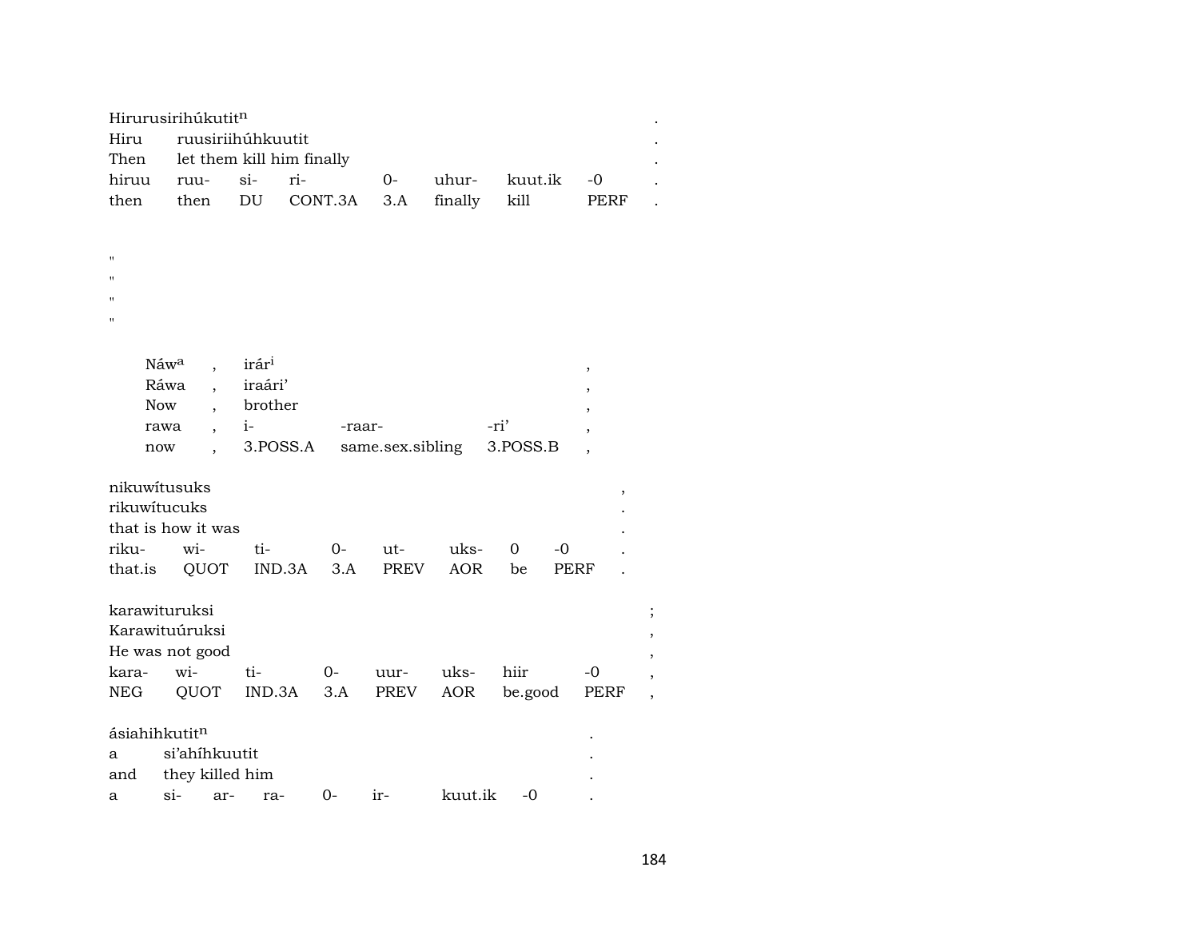Hirurusirihúkutit$^{n}$ .
Hiru ruusiriihúhkuutit .
Then let them kill him finally .

| hiruu | ruu- | si- | ri- | 0- | uhur- | kuut.ik | -0 | . |
|---|---|---|---|---|---|---|---|---|
| then | then | DU | CONT.3A | 3.A | finally | kill | PERF | . |

"
"
"
"

Náw$^{a}$ , irár$^{i}$ ,
Ráwa , iraári' ,
Now , brother ,

| rawa | , | i- | -raar- | -ri' | , |
|---|---|---|---|---|---|
| now | , | 3.POSS.A | same.sex.sibling | 3.POSS.B | , |

nikuwítusuks ,
rikuwítucuks .
that is how it was .

| riku- | wi- | ti- | 0- | ut- | uks- | 0 | -0 | . |
|---|---|---|---|---|---|---|---|---|
| that.is | QUOT | IND.3A | 3.A | PREV | AOR | be | PERF | . |

karawituruksi ;
Karawituúruksi ,
He was not good ,

| kara- | wi- | ti- | 0- | uur- | uks- | hiir | -0 | , |
|---|---|---|---|---|---|---|---|---|
| NEG | QUOT | IND.3A | 3.A | PREV | AOR | be.good | PERF | , |

ásiahihkutit$^{n}$ .
a si'ahíhkuutit .
and they killed him .

| a | si- | ar- | ra- | 0- | ir- | kuut.ik | -0 | . |
|---|---|---|---|---|---|---|---|---|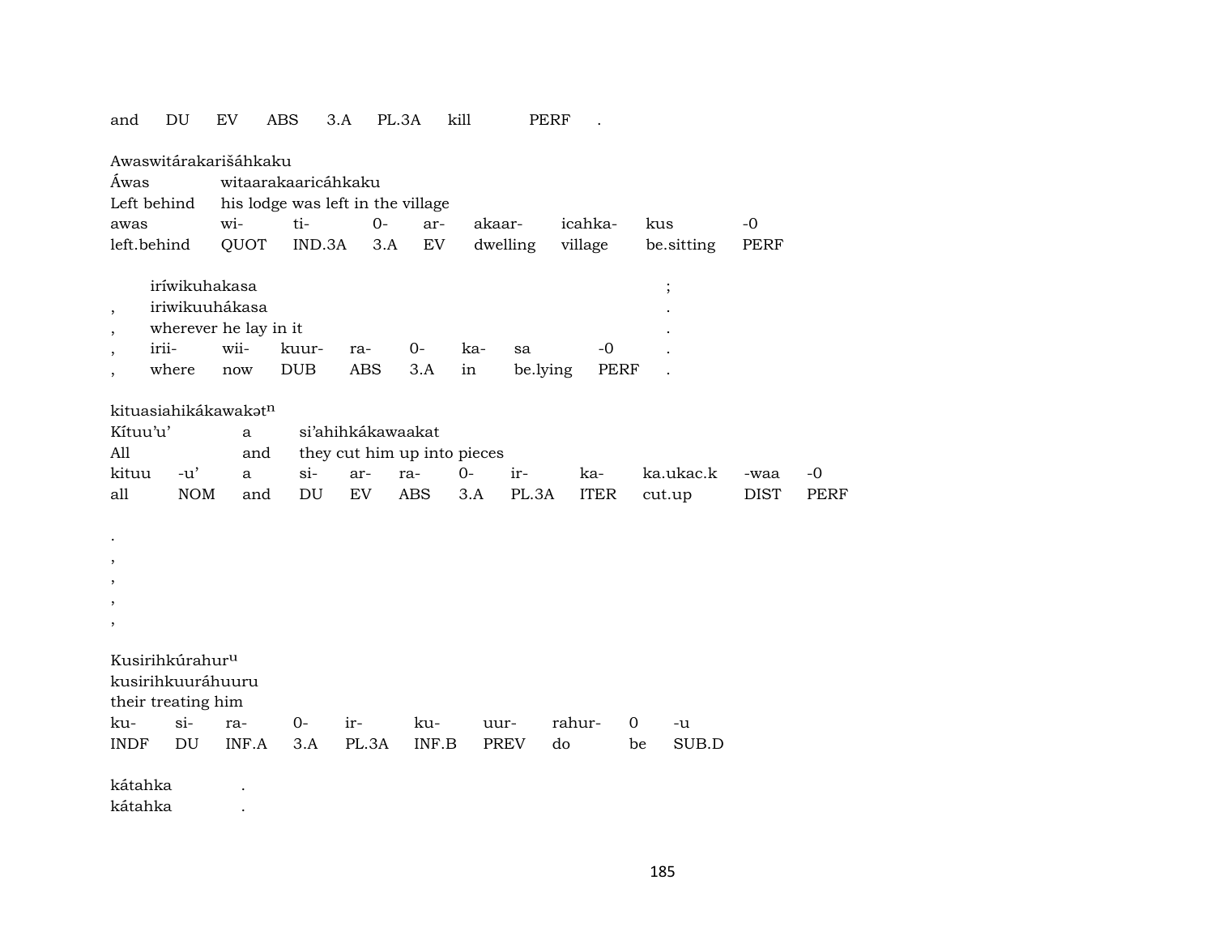| and | DU | EV | ABS | 3.A | PL.3A | kill | PERF | . |
|---|---|---|---|---|---|---|---|---|

Awaswitárakarišáhkaku

| Áwas | witaarakaaricáhkaku | | | | | | | |
|---|---|---|---|---|---|---|---|---|
| Left behind | his lodge was left in the village | | | | | | | |
| awas | wi- | ti- | 0- | ar- | akaar- | icahka- | kus | -0 |
| left.behind | QUOT | IND.3A | 3.A | EV | dwelling | village | be.sitting | PERF |

| | iríwikuhakasa | | | | | | | | ; |
|---|---|---|---|---|---|---|---|---|---|
| , | iriwikuuhákasa | | | | | | | | . |
| , | wherever he lay in it | | | | | | | | . |
| , | irii- | wii- | kuur- | ra- | 0- | ka- | sa | -0 | . |
| , | where | now | DUB | ABS | 3.A | in | be.lying | PERF | . |

kituasiahikákawakət$^{n}$

| Kítuu'u' | | a | si'ahihkákawaakat | | | | | | | |
|---|---|---|---|---|---|---|---|---|---|---|
| All | | and | they cut him up into pieces | | | | | | | |
| kituu | -u' | a | si- | ar- | ra- | 0- | ir- | ka- | ka.ukac.k | -waa | -0 |
| all | NOM | and | DU | EV | ABS | 3.A | PL.3A | ITER | cut.up | DIST | PERF |

.
,
,
,
,

Kusirihkúrahur$^{u}$

| kusirihkuuráhuuru | | | | | | | | | |
|---|---|---|---|---|---|---|---|---|---|
| their treating him | | | | | | | | | |
| ku- | si- | ra- | 0- | ir- | ku- | uur- | rahur- | 0 | -u |
| INDF | DU | INF.A | 3.A | PL.3A | INF.B | PREV | do | be | SUB.D |

kátahka .
kátahka .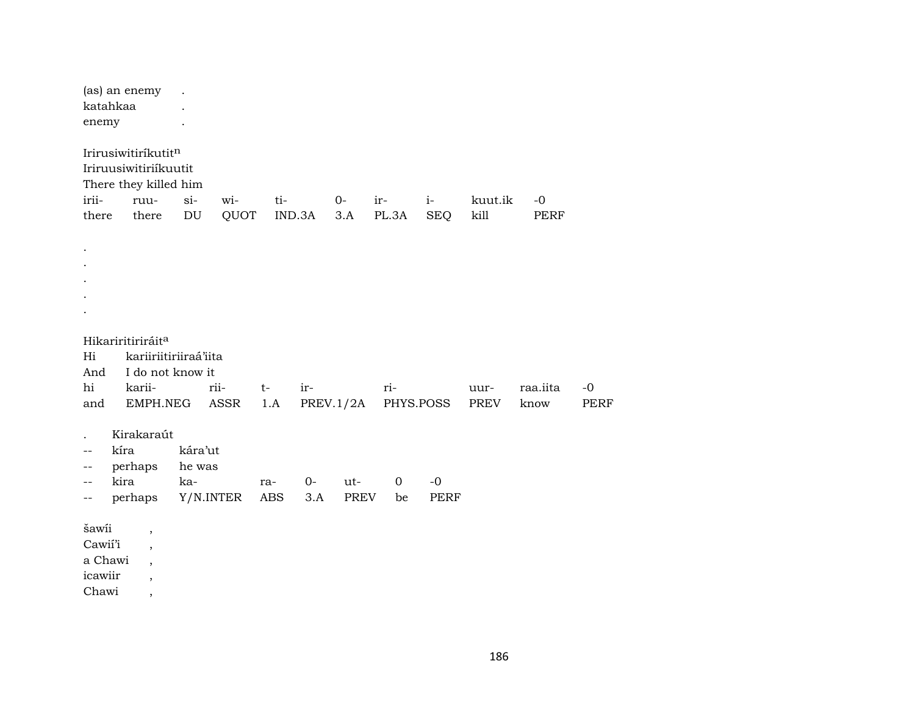(as) an enemy .
katahkaa .
enemy .

Irirusiwitiríkutit$^{n}$
Iriruusiwitiriíkuutit
There they killed him

| irii- | ruu- | si- | wi- | ti- | 0- | ir- | i- | kuut.ik | -0 |
|---|---|---|---|---|---|---|---|---|---|
| there | there | DU | QUOT | IND.3A | 3.A | PL.3A | SEQ | kill | PERF |

.
.
.
.
.

Hikariritiriráit$^{a}$
Hi kariiriitiriiraá'iita
And I do not know it

| hi | karii- | rii- | t- | ir- | ri- | uur- | raa.iita | -0 |
|---|---|---|---|---|---|---|---|---|
| and | EMPH.NEG | ASSR | 1.A | PREV.1/2A | PHYS.POSS | PREV | know | PERF |

| . | Kirakaraút | | | | | | |
|---|---|---|---|---|---|---|---|
| -- | kíra | kára'ut | | | | | |
| -- | perhaps | he was | | | | | |
| -- | kira | ka- | ra- | 0- | ut- | 0 | -0 |
| -- | perhaps | Y/N.INTER | ABS | 3.A | PREV | be | PERF |

šawíi ,
Cawií'i ,
a Chawi ,
icawiir ,
Chawi ,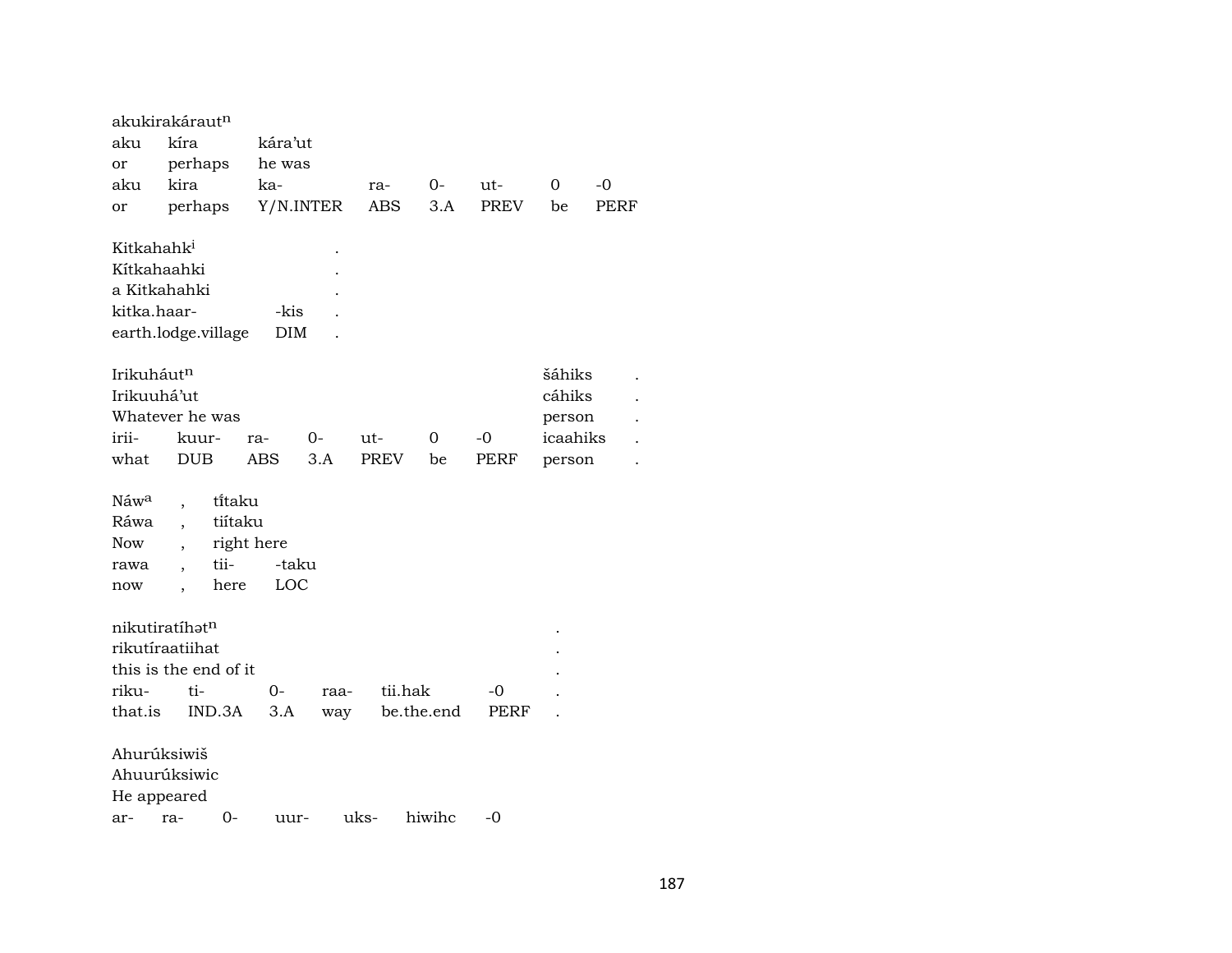akukirakárautⁿ

| aku | kíra | kára'ut | | | | | |
|---|---|---|---|---|---|---|---|
| or | perhaps | he was | | | | | |
| aku | kira | ka- | ra- | 0- | ut- | 0 | -0 |
| or | perhaps | Y/N.INTER | ABS | 3.A | PREV | be | PERF |

| Kitkahahkⁱ | | . |
|---|---|---|
| Kítkahaahki | | . |
| a Kitkahahki | | . |
| kitka.haar- | -kis | . |
| earth.lodge.village | DIM | . |

| Irikuhá utⁿ | | | | | | | šáhiks | . |
|---|---|---|---|---|---|---|---|---|
| Irikuuhá'ut | | | | | | | cáhiks | . |
| Whatever he was | | | | | | | person | . |
| irii- | kuur- | ra- | 0- | ut- | 0 | -0 | icaahiks | . |
| what | DUB | ABS | 3.A | PREV | be | PERF | person | . |

| Náwᵃ | , | tī́taku | |
|---|---|---|---|
| Ráwa | , | tiítaku | |
| Now | , | right here | |
| rawa | , | tii- | -taku |
| now | , | here | LOC |

| nikutiratíhətⁿ | | | | | | . |
|---|---|---|---|---|---|---|
| rikutíraatiihat | | | | | | . |
| this is the end of it | | | | | | . |
| riku- | ti- | 0- | raa- | tii.hak | -0 | . |
| that.is | IND.3A | 3.A | way | be.the.end | PERF | . |

| Ahurúksiwiš | | | | | | |
|---|---|---|---|---|---|---|
| Ahuurúksiwic | | | | | | |
| He appeared | | | | | | |
| ar- | ra- | 0- | uur- | uks- | hiwihc | -0 |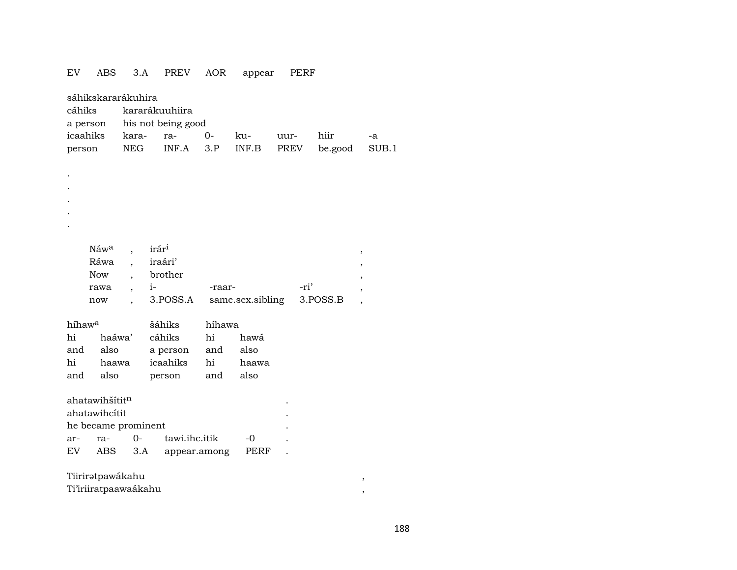EV ABS 3.A PREV AOR appear PERF

sáhikskararákuhira

| cáhiks | kararákuuhiira | | | | | | |
|---|---|---|---|---|---|---|---|
| a person | his not being good | | | | | | |
| icaahiks | kara- | ra- | 0- | ku- | uur- | hiir | -a |
| person | NEG | INF.A | 3.P | INF.B | PREV | be.good | SUB.1 |

.
.
.
.
.

| Náw[a] | , | irár[i] | | | , |
|---|---|---|---|---|---|
| Ráwa | , | iraári' | | | , |
| Now | , | brother | | | , |
| rawa | , | i- | -raar- | -ri' | , |
| now | , | 3.POSS.A | same.sex.sibling | 3.POSS.B | , |

| híhaw[a] | | šáhiks | híhawa | |
|---|---|---|---|---|
| hi | haáwa' | cáhiks | hi | hawá |
| and | also | a person | and | also |
| hi | haawa | icaahiks | hi | haawa |
| and | also | person | and | also |

| ahatawihšítit[n] | | | | | . |
|---|---|---|---|---|---|
| ahatawihcítit | | | | | . |
| he became prominent | | | | | . |
| ar- | ra- | 0- | tawi.ihc.itik | -0 | . |
| EV | ABS | 3.A | appear.among | PERF | . |

Tiirirətpawákahu ,
Ti'iriiratpaawaákahu ,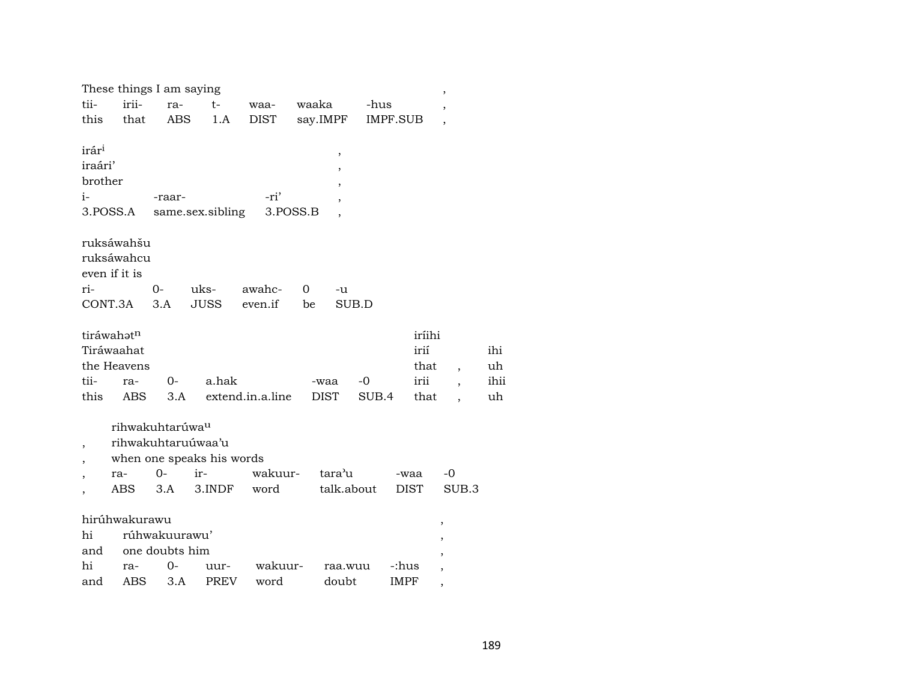| These things I am saying | | | | | | | , |
|---|---|---|---|---|---|---|---|
| tii- | irii- | ra- | t- | waa- | waaka | -hus | , |
| this | that | ABS | 1.A | DIST | say.IMPF | IMPF.SUB | , |

| irár[i] | | | , |
|---|---|---|---|
| iraári’ | | | , |
| brother | | | , |
| i- | -raar- | -ri’ | , |
| 3.POSS.A | same.sex.sibling | 3.POSS.B | , |

| ruksáwahšu | | | | | |
|---|---|---|---|---|---|
| ruksáwahcu | | | | | |
| even if it is | | | | | |
| ri- | 0- | uks- | awahc- | 0 | -u |
| CONT.3A | 3.A | JUSS | even.if | be | SUB.D |

| tiráwahət[n] | | | | | | iríihi | | |
|---|---|---|---|---|---|---|---|---|
| Tiráwaahat | | | | | | irií | | ihi |
| the Heavens | | | | | | that | , | uh |
| tii- | ra- | 0- | a.hak | -waa | -0 | irii | , | ihii |
| this | ABS | 3.A | extend.in.a.line | DIST | SUB.4 | that | , | uh |

| | rihwakuhtarúwa[u] | | | | | | |
|---|---|---|---|---|---|---|---|
| , | rihwakuhtaruúwaa’u | | | | | | |
| , | when one speaks his words | | | | | | |
| , | ra- | 0- | ir- | wakuur- | tara’u | -waa | -0 |
| , | ABS | 3.A | 3.INDF | word | talk.about | DIST | SUB.3 |

| hirúhwakurawu | | | | | | | , |
|---|---|---|---|---|---|---|---|
| hi | rúhwakuurawu’ | | | | | | , |
| and | one doubts him | | | | | | , |
| hi | ra- | 0- | uur- | wakuur- | raa.wuu | -:hus | , |
| and | ABS | 3.A | PREV | word | doubt | IMPF | , |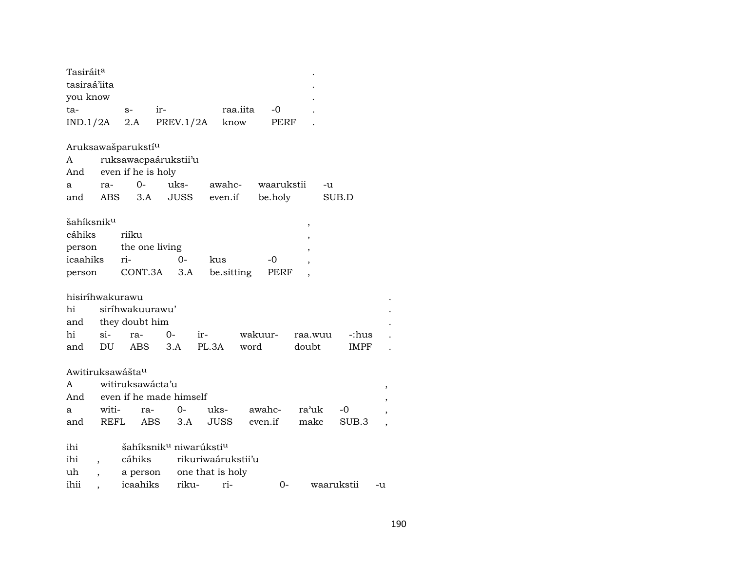Tasiráit[a] .
tasiraá'iita .
you know .

| ta- | s- | ir- | raa.iita | -0 | . |
|---|---|---|---|---|---|
| IND.1/2A | 2.A | PREV.1/2A | know | PERF | . |

Aruksawašparukstí[u]
A ruksawacpaárukstii'u
And even if he is holy

| a | ra- | 0- | uks- | awahc- | waarukstii | -u |
|---|---|---|---|---|---|---|
| and | ABS | 3.A | JUSS | even.if | be.holy | SUB.D |

šahíksnik[u] ,
cáhiks riíku ,
person the one living ,

| icaahiks | ri- | 0- | kus | -0 | , |
|---|---|---|---|---|---|
| person | CONT.3A | 3.A | be.sitting | PERF | , |

hisiríhwakurawu .
hi siríhwakuurawu' .
and they doubt him .

| hi | si- | ra- | 0- | ir- | wakuur- | raa.wuu | -:hus | . |
|---|---|---|---|---|---|---|---|---|
| and | DU | ABS | 3.A | PL.3A | word | doubt | IMPF | . |

Awitiruksawášta[u]
A witiruksawácta'u ,
And even if he made himself ,

| a | witi- | ra- | 0- | uks- | awahc- | ra'uk | -0 | , |
|---|---|---|---|---|---|---|---|---|
| and | REFL | ABS | 3.A | JUSS | even.if | make | SUB.3 | , |

ihi šahíksnik[u] niwarúksti[u]
ihi , cáhiks rikuriwaárukstii'u
uh , a person one that is holy

| ihii | , | icaahiks | riku- | ri- | 0- | waarukstii | -u |
|---|---|---|---|---|---|---|---|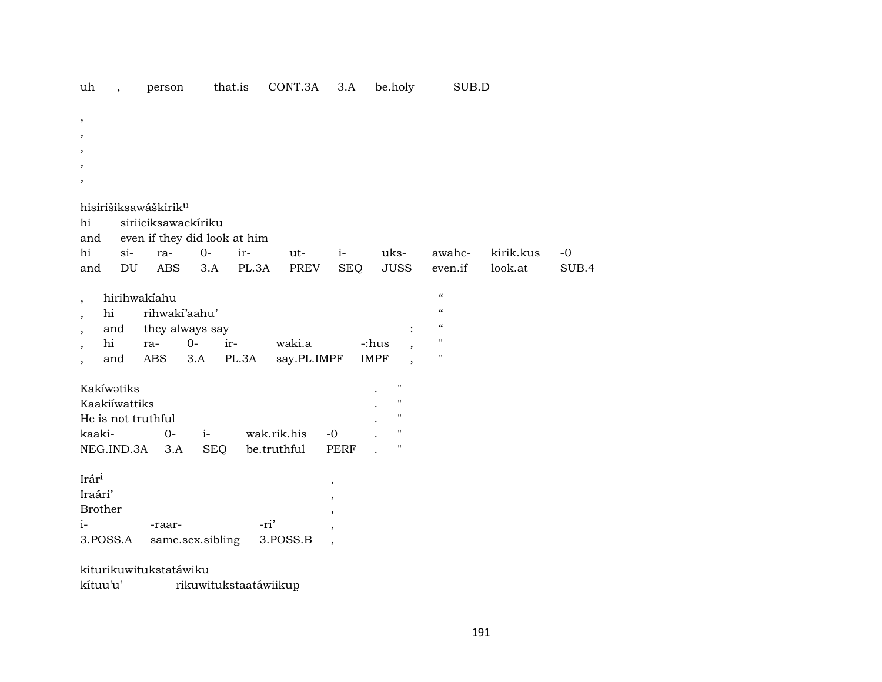uh , person that.is CONT.3A 3.A be.holy SUB.D

,
,
,
,
,

hisirišiksawáškirik$^{u}$
hi siriiciksawackíriku
and even if they did look at him
hi si- ra- 0- ir- ut- i- uks- awahc- kirik.kus -0
and DU ABS 3.A PL.3A PREV SEQ JUSS even.if look.at SUB.4

, hirihwakíahu "
, hi rihwakí'aahu' "
, and they always say : "
, hi ra- 0- ir- waki.a -:hus , "
, and ABS 3.A PL.3A say.PL.IMPF IMPF , "

Kakíwətiks . "
Kaakiíwattiks . "
He is not truthful . "
kaaki- 0- i- wak.rik.his -0 . "
NEG.IND.3A 3.A SEQ be.truthful PERF . "

Irár$^{i}$ ,
Iraári' ,
Brother ,
i- -raar- -ri' ,
3.POSS.A same.sex.sibling 3.POSS.B ,

kiturikuwitukstatáwiku
kítuu'u' rikuwitukstaatáwiikup̣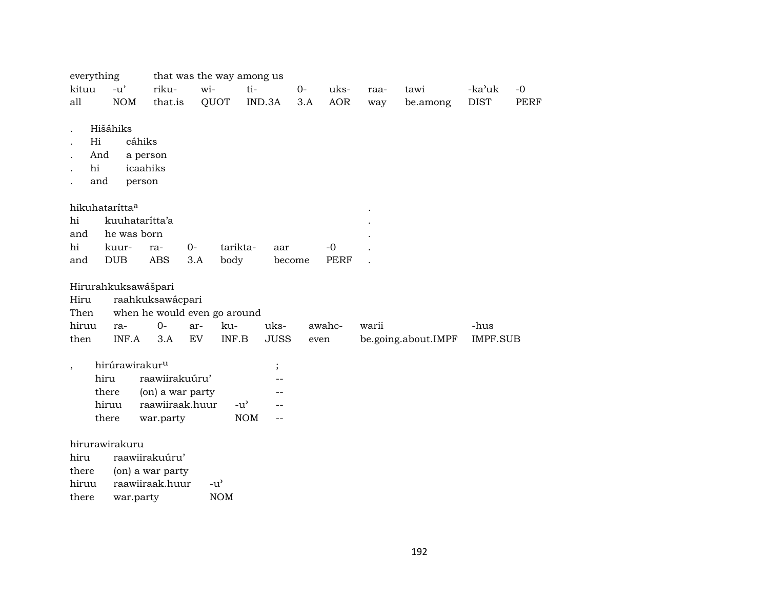| everything | | that was the way among us | | | | | | | | |
|---|---|---|---|---|---|---|---|---|---|---|
| kituu | -u’ | riku- | wi- | ti- | 0- | uks- | raa- | tawi | -ka’uk | -0 |
| all | NOM | that.is | QUOT | IND.3A | 3.A | AOR | way | be.among | DIST | PERF |

| . | Hišáhiks | |
|---|---|---|
| . | Hi | cáhiks |
| . | And | a person |
| . | hi | icaahiks |
| . | and | person |

| hikuhatarítta[a] | | | | | | | . |
|---|---|---|---|---|---|---|---|
| hi | kuuhatarítta’a | | | | | | . |
| and | he was born | | | | | | . |
| hi | kuur- | ra- | 0- | tarikta- | aar | -0 | . |
| and | DUB | ABS | 3.A | body | become | PERF | . |

| Hirurahkuksawášpari | | | | | | | | |
|---|---|---|---|---|---|---|---|---|
| Hiru | raahkuksawácpari | | | | | | | |
| Then | when he would even go around | | | | | | | |
| hiruu | ra- | 0- | ar- | ku- | uks- | awahc- | warii | -hus |
| then | INF.A | 3.A | EV | INF.B | JUSS | even | be.going.about.IMPF | IMPF.SUB |

| , | hirúrawirakur[u] | | | ; |
|---|---|---|---|---|
| | hiru | raawiirakuúru’ | | -- |
| | there | (on) a war party | | -- |
| | hiruu | raawiiraak.huur | -u’ | -- |
| | there | war.party | NOM | -- |

| hirurawirakuru | | |
|---|---|---|
| hiru | raawiirakuúru’ | |
| there | (on) a war party | |
| hiruu | raawiiraak.huur | -u’ |
| there | war.party | NOM |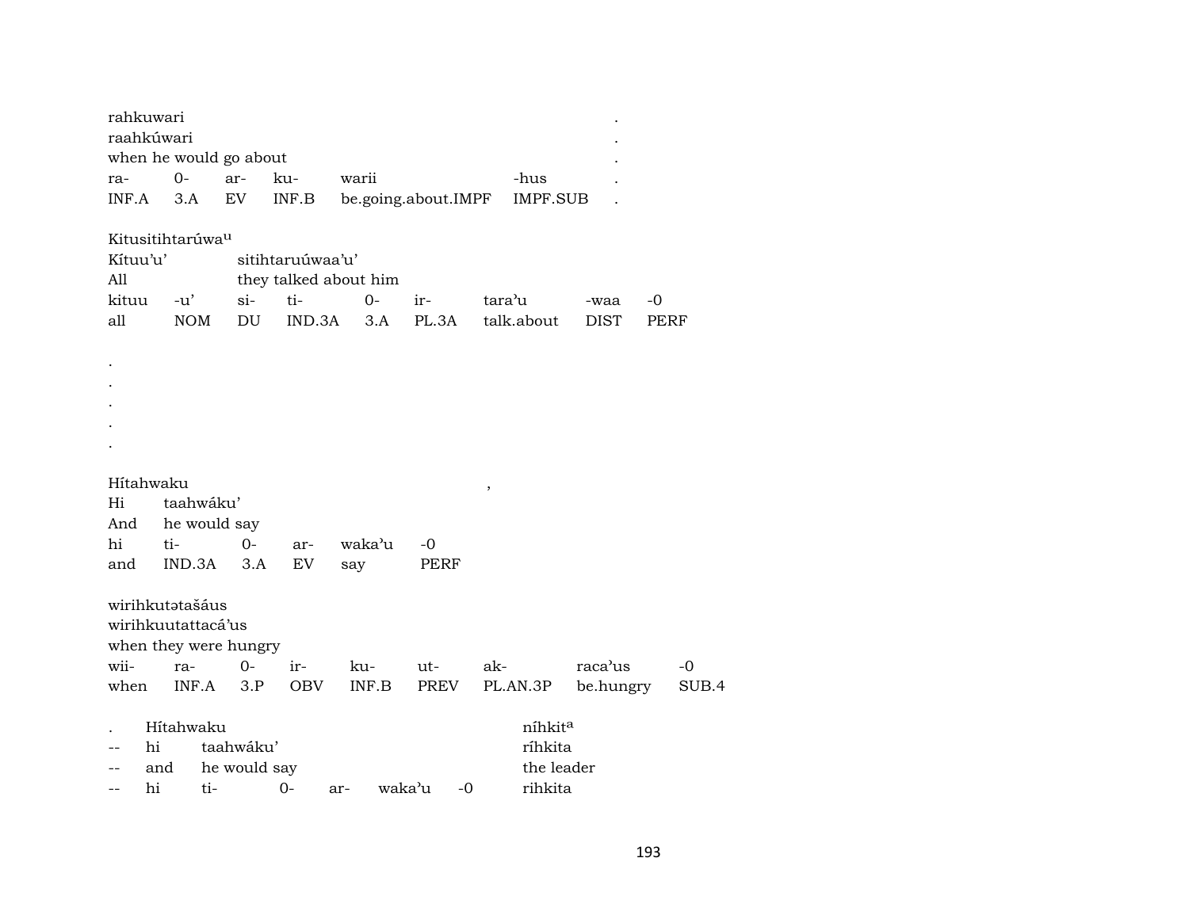rahkuwari
raahkúwari
when he would go about

| ra- | 0- | ar- | ku- | warii | -hus | . |
|---|---|---|---|---|---|---|
| INF.A | 3.A | EV | INF.B | be.going.about.IMPF | IMPF.SUB | . |

Kitusitihtarúwa[u]
Kítuu'u' sitihtaruúwaa'u'
All they talked about him

| kituu | -u' | si- | ti- | 0- | ir- | tara'u | -waa | -0 |
|---|---|---|---|---|---|---|---|---|
| all | NOM | DU | IND.3A | 3.A | PL.3A | talk.about | DIST | PERF |

.
.
.
.
.

Hítahwaku ,
Hi taahwáku'
And he would say

| hi | ti- | 0- | ar- | waka'u | -0 |
|---|---|---|---|---|---|
| and | IND.3A | 3.A | EV | say | PERF |

wirihkutətašáus
wirihkuutattacá'us
when they were hungry

| wii- | ra- | 0- | ir- | ku- | ut- | ak- | raca'us | -0 |
|---|---|---|---|---|---|---|---|---|
| when | INF.A | 3.P | OBV | INF.B | PREV | PL.AN.3P | be.hungry | SUB.4 |

. Hítahwaku níhkit[a]
-- hi taahwáku' ríhkita
-- and he would say the leader
-- hi ti- 0- ar- waka'u -0 rihkita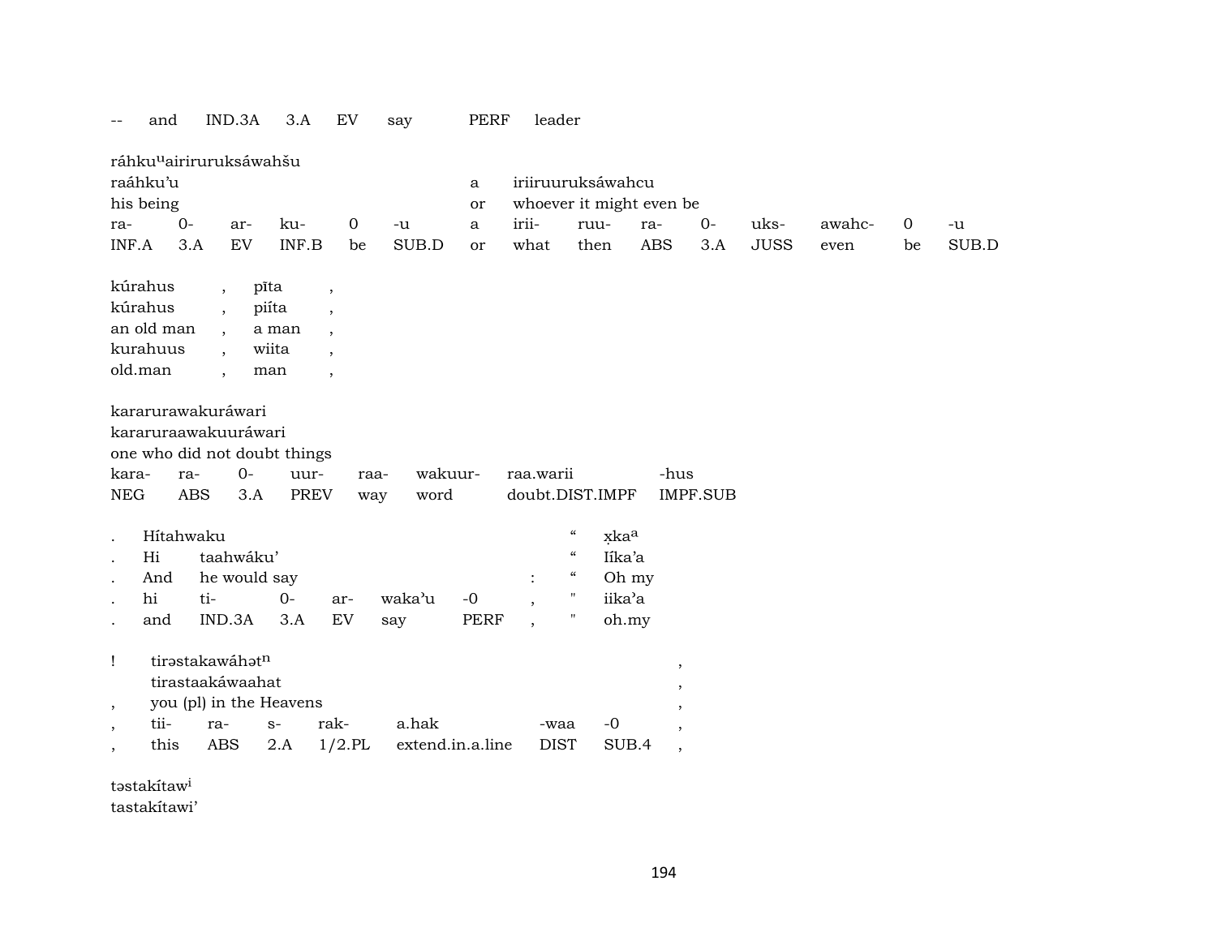| -- | and | IND.3A | 3.A | EV | say | PERF | leader |
|---|---|---|---|---|---|---|---|

ráhkuᵘairiruruksáwahšu

| raáhku'u | | | | | | a | iriiruuruksáwahcu | | | | | | | |
|---|---|---|---|---|---|---|---|---|---|---|---|---|---|---|
| his being | | | | | | or | whoever it might even be | | | | | | | |
| ra- | 0- | ar- | ku- | 0 | -u | a | irii- | ruu- | ra- | 0- | uks- | awahc- | 0 | -u |
| INF.A | 3.A | EV | INF.B | be | SUB.D | or | what | then | ABS | 3.A | JUSS | even | be | SUB.D |

| kúrahus | , | pīta | , |
|---|---|---|---|
| kúrahus | , | piíta | , |
| an old man | , | a man | , |
| kurahuus | , | wiita | , |
| old.man | , | man | , |

kararurawakuráwari
kararuraawakuuráwari
one who did not doubt things

| kara- | ra- | 0- | uur- | raa- | wakuur- | raa.warii | -hus |
|---|---|---|---|---|---|---|---|
| NEG | ABS | 3.A | PREV | way | word | doubt.DIST.IMPF | IMPF.SUB |

| . | Hítahwaku | | | | | | | " | x̣kaᵃ |
|---|---|---|---|---|---|---|---|---|---|
| . | Hi | taahwáku' | | | | | | " | Iíka'a |
| . | And | he would say | | | | | : | " | Oh my |
| . | hi | ti- | 0- | ar- | waka'u | -0 | , | " | iika'a |
| . | and | IND.3A | 3.A | EV | say | PERF | , | " | oh.my |

| ! | tirəstakawáhətⁿ | | | | | | , |
|---|---|---|---|---|---|---|---|
| | tirastaakáwaahat | | | | | | , |
| , | you (pl) in the Heavens | | | | | | , |
| , | tii- | ra- | s- | rak- | a.hak | -waa | -0 | , |
| , | this | ABS | 2.A | 1/2.PL | extend.in.a.line | DIST | SUB.4 | , |

təstakítawⁱ
tastakítawi'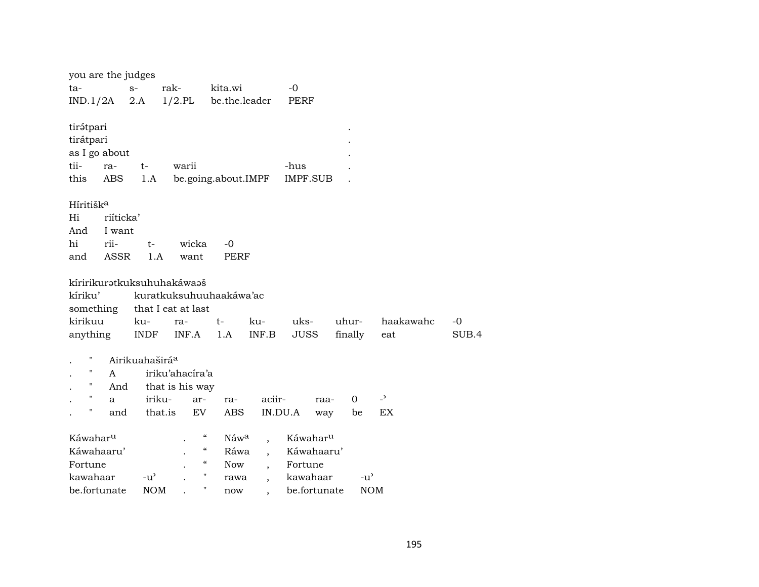you are the judges

| ta- | s- | rak- | kita.wi | -0 |
|---|---|---|---|---|
| IND.1/2A | 2.A | 1/2.PL | be.the.leader | PERF |

tirətpari .
tirátpari .
as I go about .

| tii- | ra- | t- | warii | -hus | . |
|---|---|---|---|---|---|
| this | ABS | 1.A | be.going.about.IMPF | IMPF.SUB | . |

Híritišk[a]

| Hi | riíticka' | | | |
|---|---|---|---|---|
| And | I want | | | |
| hi | rii- | t- | wicka | -0 |
| and | ASSR | 1.A | want | PERF |

kíririkurətkuksuhuhakáwaəš

| kíriku' | kuratkuksuhuuhaakáwa'ac | | | | | | | |
|---|---|---|---|---|---|---|---|---|
| something | that I eat at last | | | | | | | |
| kirikuu | ku- | ra- | t- | ku- | uks- | uhur- | haakawahc | -0 |
| anything | INDF | INF.A | 1.A | INF.B | JUSS | finally | eat | SUB.4 |

| . | " | Airikuahaširá[a] | | | | | | |
|---|---|---|---|---|---|---|---|---|
| . | " | A | iriku'ahacíra'a | | | | | |
| . | " | And | that is his way | | | | | |
| . | " | a | iriku- | ar- | ra- | aciir- | raa- | 0 | -' |
| . | " | and | that.is | EV | ABS | IN.DU.A | way | be | EX |

| Káwahar[u] | | . | " | Náw[a] | , | Káwahar[u] | |
|---|---|---|---|---|---|---|---|
| Káwahaaru' | | . | " | Ráwa | , | Káwahaaru' | |
| Fortune | | . | " | Now | , | Fortune | |
| kawahaar | -u' | . | " | rawa | , | kawahaar | -u' |
| be.fortunate | NOM | . | " | now | , | be.fortunate | NOM |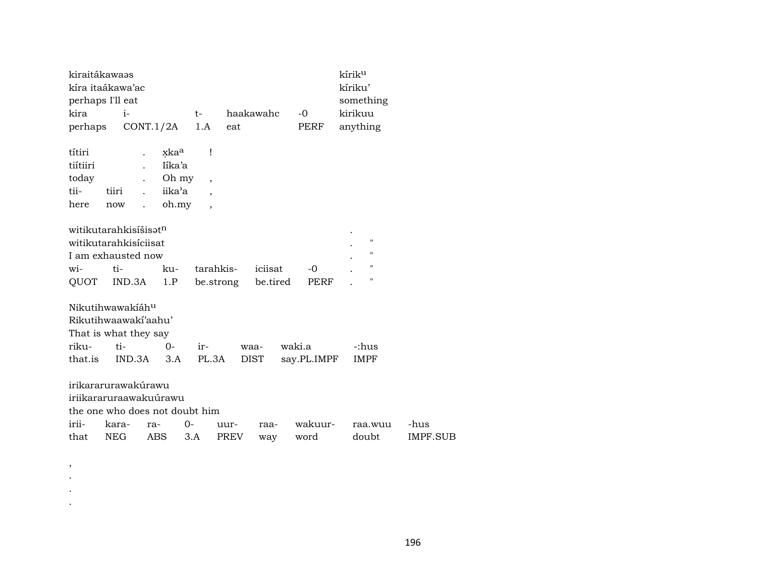| kiraitákawaəs | | | | | kírik[u] |
|---|---|---|---|---|---|
| kíra itaákawa'ac | | | | | kíriku' |
| perhaps I'll eat | | | | | something |
| kira | i- | t- | haakawahc | -0 | kirikuu |
| perhaps | CONT.1/2A | 1.A | eat | PERF | anything |

| títiri | | . | x̣ka[a] | ! |
|---|---|---|---|---|
| tiítiiri | | . | Iíka'a | |
| today | | . | Oh my | , |
| tii- | tiiri | . | iika'a | , |
| here | now | . | oh.my | , |

| witikutarahkisíšisət[n] | | | | | | . | |
|---|---|---|---|---|---|---|---|
| witikutarahkisíciisat | | | | | | . | " |
| I am exhausted now | | | | | | . | " |
| wi- | ti- | ku- | tarahkis- | iciisat | -0 | . | " |
| QUOT | IND.3A | 1.P | be.strong | be.tired | PERF | . | " |

| Nikutihwawakíáh[u] | | | | | | |
|---|---|---|---|---|---|---|
| Rikutihwaawakí'aahu' | | | | | | |
| That is what they say | | | | | | |
| riku- | ti- | 0- | ir- | waa- | waki.a | -:hus |
| that.is | IND.3A | 3.A | PL.3A | DIST | say.PL.IMPF | IMPF |

| irikararurawakúrawu | | | | | | | | |
|---|---|---|---|---|---|---|---|---|
| iriikararuraawakuúrawu | | | | | | | | |
| the one who does not doubt him | | | | | | | | |
| irii- | kara- | ra- | 0- | uur- | raa- | wakuur- | raa.wuu | -hus |
| that | NEG | ABS | 3.A | PREV | way | word | doubt | IMPF.SUB |

,
.
.
.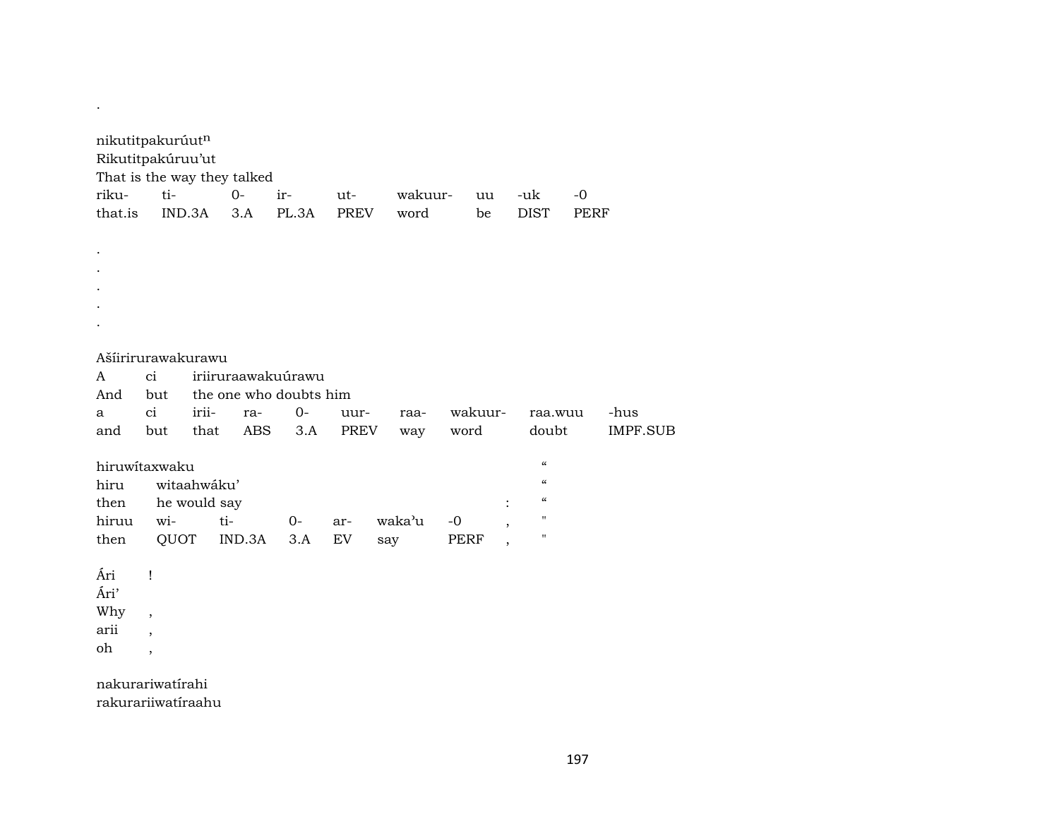.

nikutitpakurúut$^{n}$
Rikutitpakúruu'ut
That is the way they talked

| riku- | ti- | 0- | ir- | ut- | wakuur- | uu | -uk | -0 |
|---|---|---|---|---|---|---|---|---|
| that.is | IND.3A | 3.A | PL.3A | PREV | word | be | DIST | PERF |

.
.
.
.
.

Ašíirirurawakurawu
A ci iriiruraawakuúrawu
And but the one who doubts him

| a | ci | irii- | ra- | 0- | uur- | raa- | wakuur- | raa.wuu | -hus |
|---|---|---|---|---|---|---|---|---|---|
| and | but | that | ABS | 3.A | PREV | way | word | doubt | IMPF.SUB |

hiruwítaxwaku "
hiru witaahwáku' "
then he would say : "

| hiruu | wi- | ti- | 0- | ar- | waka'u | -0 | , | " |
|---|---|---|---|---|---|---|---|---|
| then | QUOT | IND.3A | 3.A | EV | say | PERF | , | " |

Ári !
Ári'
Why ,
arii ,
oh ,

nakurariwatírahi
rakurariiwatíraahu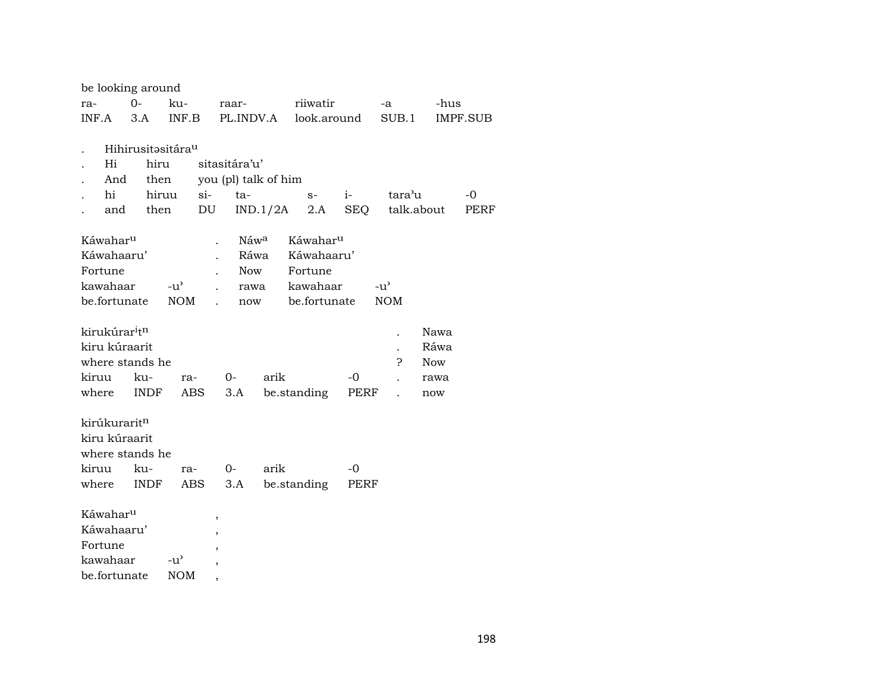be looking around

| ra- | 0- | ku- | raar- | riiwatir | -a | -hus |
|---|---|---|---|---|---|---|
| INF.A | 3.A | INF.B | PL.INDV.A | look.around | SUB.1 | IMPF.SUB |

| . | Hihirusitəsitára^u | | | | | | |
|---|---|---|---|---|---|---|---|
| . | Hi | hiru | sitasitára'u' | | | | |
| . | And | then | you (pl) talk of him | | | | |
| . | hi | hiruu | si- | ta- | s- | i- | tara'u | -0 |
| . | and | then | DU | IND.1/2A | 2.A | SEQ | talk.about | PERF |

| Káwahar^u | | . | Náw^a | Káwahar^u | |
|---|---|---|---|---|---|
| Káwahaaru' | | . | Ráwa | Káwahaaru' | |
| Fortune | | . | Now | Fortune | |
| kawahaar | -u' | . | rawa | kawahaar | -u' |
| be.fortunate | NOM | . | now | be.fortunate | NOM |

| kirukúrar^it^n | | | | | | . | Nawa |
|---|---|---|---|---|---|---|---|
| kiru kúraarit | | | | | | . | Ráwa |
| where stands he | | | | | | ? | Now |
| kiruu | ku- | ra- | 0- | arik | -0 | . | rawa |
| where | INDF | ABS | 3.A | be.standing | PERF | . | now |

| kirúkurarit^n | | | | | |
|---|---|---|---|---|---|
| kiru kúraarit | | | | | |
| where stands he | | | | | |
| kiruu | ku- | ra- | 0- | arik | -0 |
| where | INDF | ABS | 3.A | be.standing | PERF |

| Káwahar^u | | , |
|---|---|---|
| Káwahaaru' | | , |
| Fortune | | , |
| kawahaar | -u' | , |
| be.fortunate | NOM | , |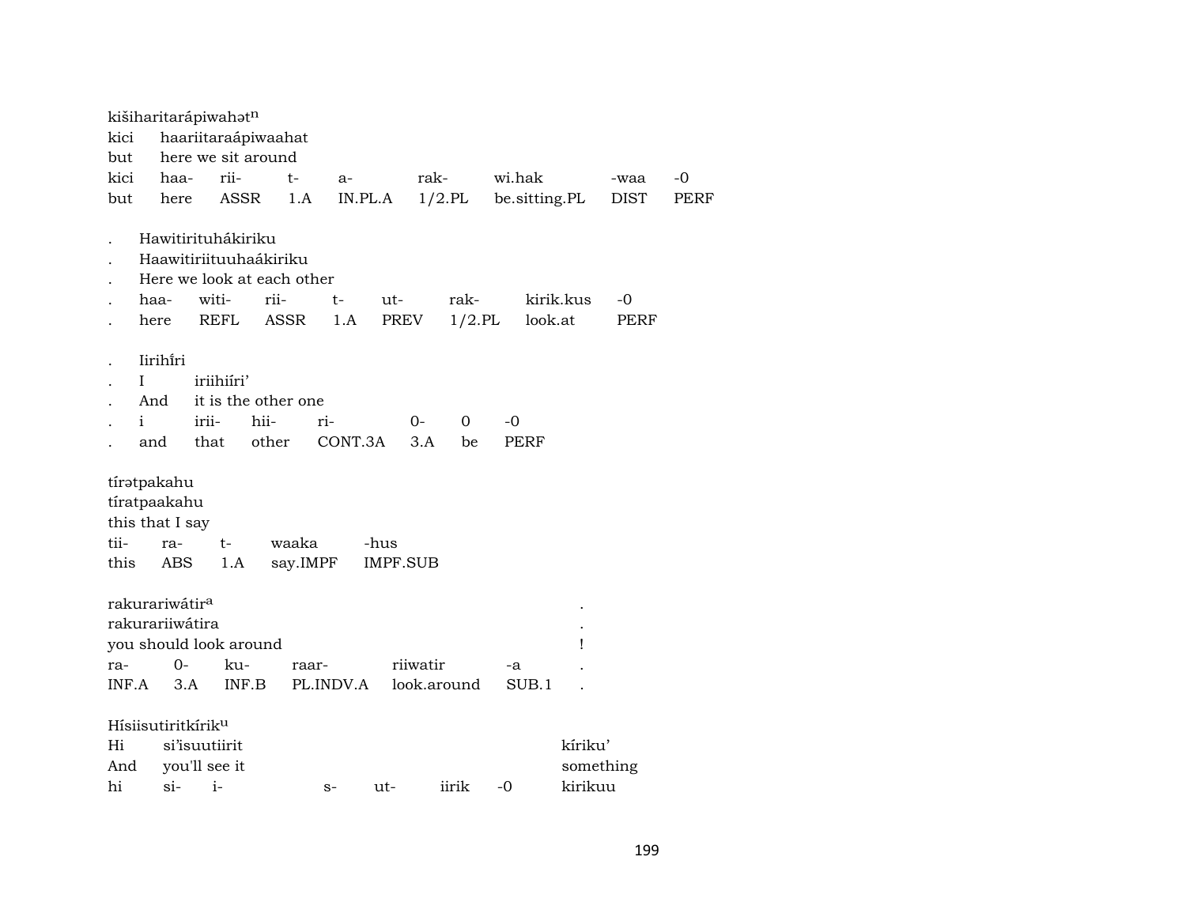kišiharitarápiwahət$^{n}$
kici haariitaraápiwaahat
but here we sit around

| kici | haa- | rii- | t- | a- | rak- | wi.hak | -waa | -0 |
|---|---|---|---|---|---|---|---|---|
| but | here | ASSR | 1.A | IN.PL.A | 1/2.PL | be.sitting.PL | DIST | PERF |

. Hawitirituhákiriku
. Haawitiriituuhaákiriku
. Here we look at each other

| . | haa- | witi- | rii- | t- | ut- | rak- | kirik.kus | -0 |
|---|---|---|---|---|---|---|---|---|
| . | here | REFL | ASSR | 1.A | PREV | 1/2.PL | look.at | PERF |

. Iirihíri
. I iriihiíri'
. And it is the other one

| . | i | irii- | hii- | ri- | 0- | 0 | -0 |
|---|---|---|---|---|---|---|---|
| . | and | that | other | CONT.3A | 3.A | be | PERF |

tírətpakahu
tíratpaakahu
this that I say

| tii- | ra- | t- | waaka | -hus |
|---|---|---|---|---|
| this | ABS | 1.A | say.IMPF | IMPF.SUB |

rakurariwátir$^{a}$ .
rakurariiwátira .
you should look around !

| ra- | 0- | ku- | raar- | riiwatir | -a | . |
|---|---|---|---|---|---|---|
| INF.A | 3.A | INF.B | PL.INDV.A | look.around | SUB.1 | . |

Hísiisutiritkírik$^{u}$
Hi si'isuutiirit kíriku'
And you'll see it something

| hi | si- | i- | s- | ut- | iirik | -0 | kirikuu |
|---|---|---|---|---|---|---|---|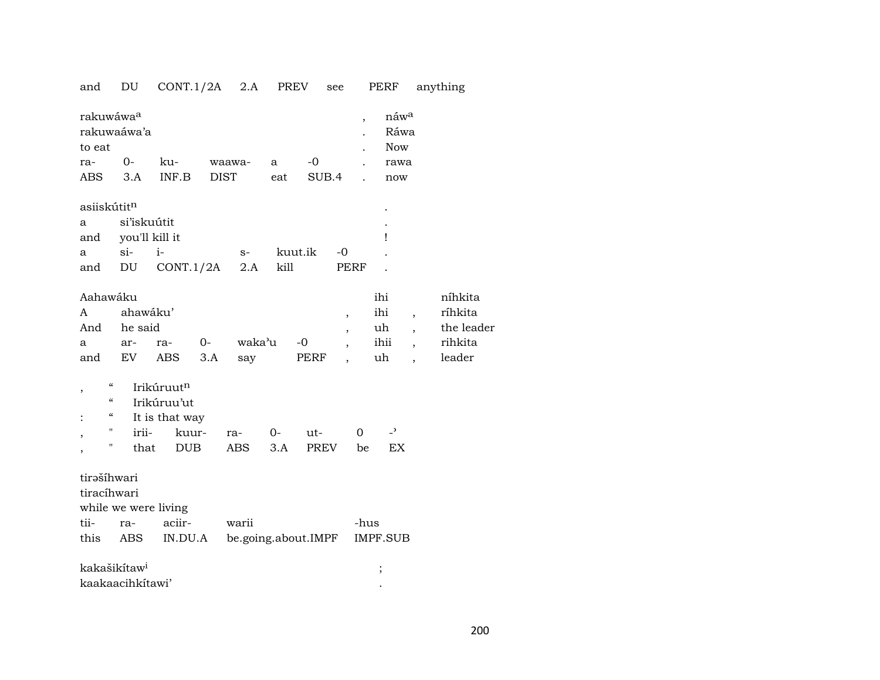and DU CONT.1/2A 2.A PREV see PERF anything

| rakuwáwa[a] | | | | | | , | náw[a] |
|---|---|---|---|---|---|---|---|
| rakuwaáwa'a | | | | | | . | Ráwa |
| to eat | | | | | | . | Now |
| ra- | 0- | ku- | waawa- | a | -0 | . | rawa |
| ABS | 3.A | INF.B | DIST | eat | SUB.4 | . | now |

| asiiskútit[n] | | | | | | . |
|---|---|---|---|---|---|---|
| a | si'iskuútit | | | | | . |
| and | you'll kill it | | | | | ! |
| a | si- | i- | s- | kuut.ik | -0 | . |
| and | DU | CONT.1/2A | 2.A | kill | PERF | . |

| Aahawáku | | | | | | | ihi | | níhkita |
|---|---|---|---|---|---|---|---|---|---|
| A | ahawáku' | | | | | , | ihi | , | ríhkita |
| And | he said | | | | | , | uh | , | the leader |
| a | ar- | ra- | 0- | waka'u | -0 | , | ihii | , | rihkita |
| and | EV | ABS | 3.A | say | PERF | , | uh | , | leader |

| , | " | Irikúruut[n] | | | | | | |
|---|---|---|---|---|---|---|---|---|
| | " | Irikúruu'ut | | | | | | |
| : | " | It is that way | | | | | | |
| , | " | irii- | kuur- | ra- | 0- | ut- | 0 | -ʾ |
| , | " | that | DUB | ABS | 3.A | PREV | be | EX |

| tirəšíhwari | | | | |
|---|---|---|---|---|
| tiracíhwari | | | | |
| while we were living | | | | |
| tii- | ra- | aciir- | warii | -hus |
| this | ABS | IN.DU.A | be.going.about.IMPF | IMPF.SUB |

kakašikítaw[i] ;

kaakaacihkítawi' .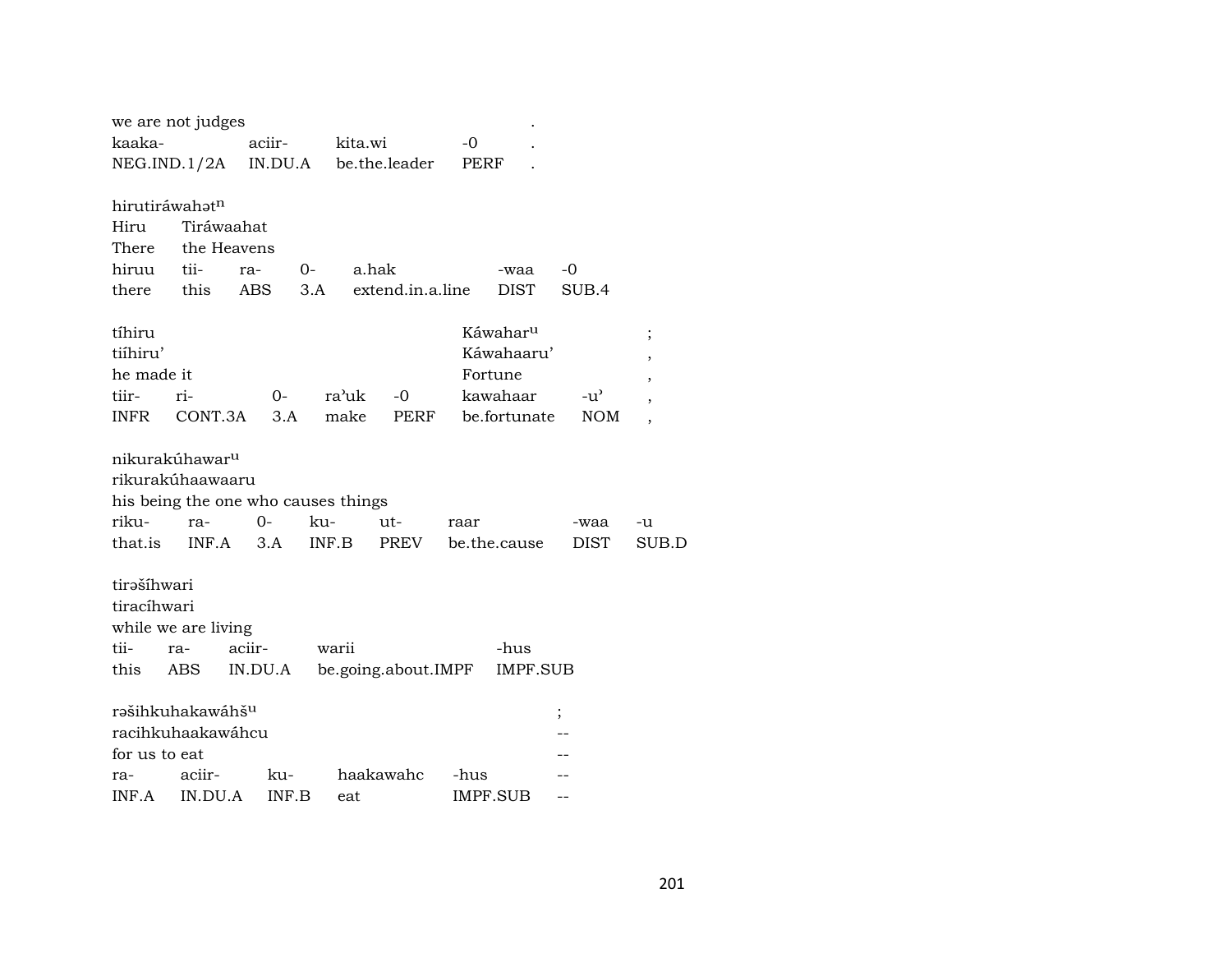we are not judges .

| kaaka- | aciir- | kita.wi | -0 | . |
|---|---|---|---|---|
| NEG.IND.1/2A | IN.DU.A | be.the.leader | PERF | . |

hirutiráwahət$^{n}$
Hiru Tiráwaahat
There the Heavens

| hiruu | tii- | ra- | 0- | a.hak | -waa | -0 |
|---|---|---|---|---|---|---|
| there | this | ABS | 3.A | extend.in.a.line | DIST | SUB.4 |

| tíhiru | | | | | Káwahar$^{u}$ | | ; |
|---|---|---|---|---|---|---|---|
| tiíhiru' | | | | | Káwahaaru' | | , |
| he made it | | | | | Fortune | | , |
| tiir- | ri- | 0- | ra'uk | -0 | kawahaar | -u' | , |
| INFR | CONT.3A | 3.A | make | PERF | be.fortunate | NOM | , |

nikurakúhawar$^{u}$
rikurakúhaawaaru
his being the one who causes things

| riku- | ra- | 0- | ku- | ut- | raar | -waa | -u |
|---|---|---|---|---|---|---|---|
| that.is | INF.A | 3.A | INF.B | PREV | be.the.cause | DIST | SUB.D |

tirəšíhwari
tiracíhwari
while we are living

| tii- | ra- | aciir- | warii | -hus |
|---|---|---|---|---|
| this | ABS | IN.DU.A | be.going.about.IMPF | IMPF.SUB |

| rəšihkuhakawáhš$^{u}$ | | | | | ; |
|---|---|---|---|---|---|
| racihkuhaakawáhcu | | | | | -- |
| for us to eat | | | | | -- |
| ra- | aciir- | ku- | haakawahc | -hus | -- |
| INF.A | IN.DU.A | INF.B | eat | IMPF.SUB | -- |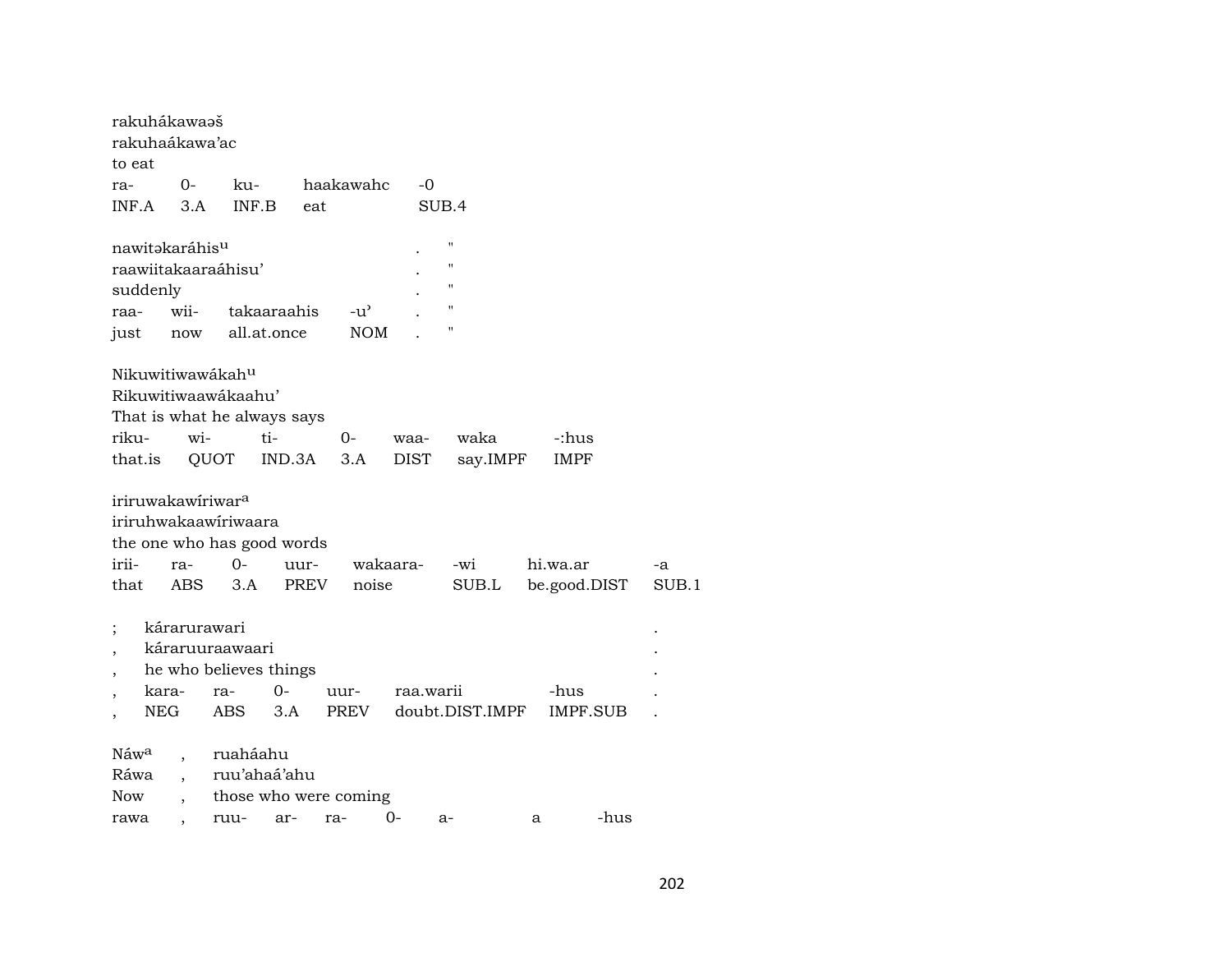rakuhákawaəš
rakuhaákawa’ac
to eat

| ra- | 0- | ku- | haakawahc | -0 |
|---|---|---|---|---|
| INF.A | 3.A | INF.B | eat | SUB.4 |

nawitəkaráhis^u . "
raawiitakaaraáhisu’ . "
suddenly . "

| raa- | wii- | takaaraahis | -u’ | . | " |
|---|---|---|---|---|---|
| just | now | all.at.once | NOM | . | " |

Nikuwitiwawákah^u
Rikuwitiwaawákaahu’
That is what he always says

| riku- | wi- | ti- | 0- | waa- | waka | -:hus |
|---|---|---|---|---|---|---|
| that.is | QUOT | IND.3A | 3.A | DIST | say.IMPF | IMPF |

iriruwakawíriwar^a
iriruhwakaawíriwaara
the one who has good words

| irii- | ra- | 0- | uur- | wakaara- | -wi | hi.wa.ar | -a |
|---|---|---|---|---|---|---|---|
| that | ABS | 3.A | PREV | noise | SUB.L | be.good.DIST | SUB.1 |

; kárarurawari .
, káraruuraawaari .
, he who believes things .

| , | kara- | ra- | 0- | uur- | raa.warii | -hus | . |
|---|---|---|---|---|---|---|---|
| , | NEG | ABS | 3.A | PREV | doubt.DIST.IMPF | IMPF.SUB | . |

Náw^a , ruaháahu
Ráwa , ruu’ahaá’ahu
Now , those who were coming

| rawa | , | ruu- | ar- | ra- | 0- | a- | a | -hus |
|---|---|---|---|---|---|---|---|---|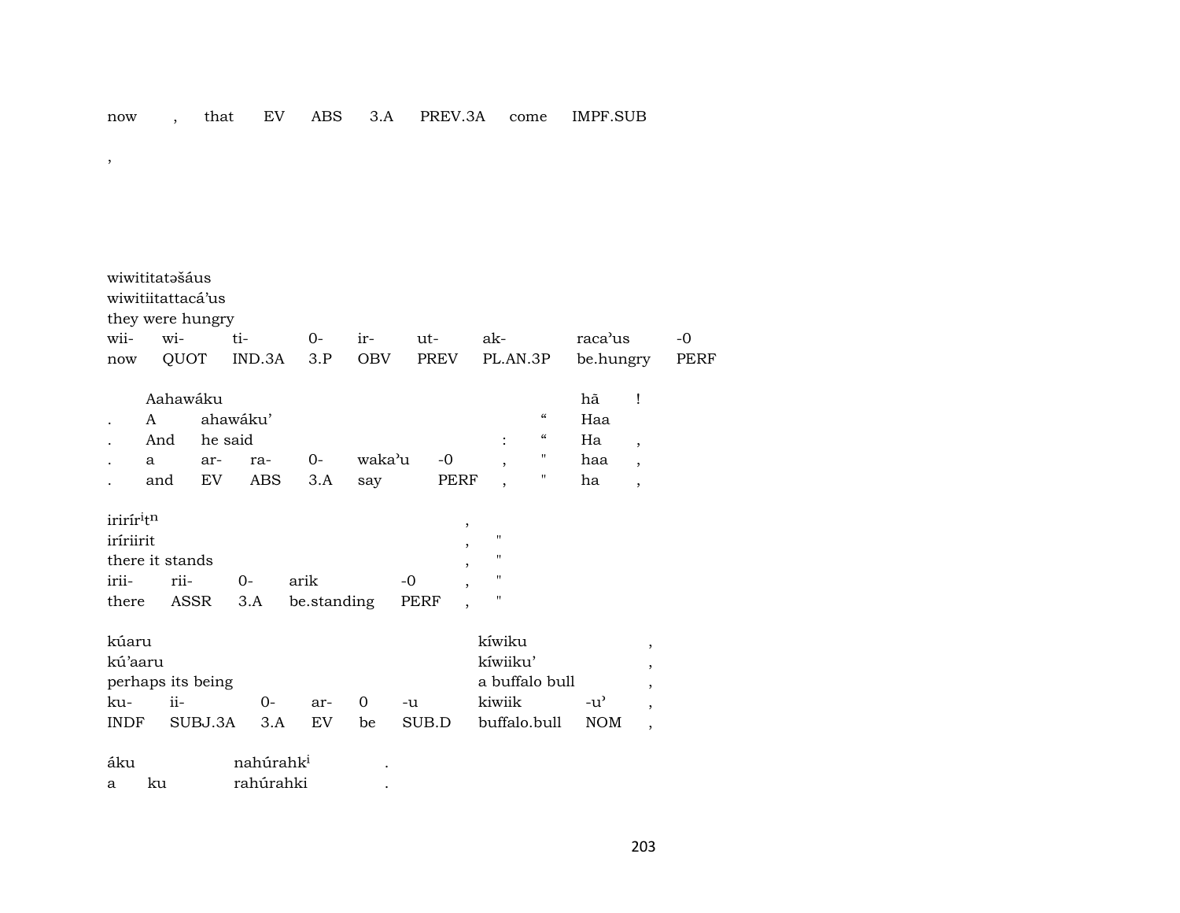now , that EV ABS 3.A PREV.3A come IMPF.SUB

,

wiwititatəšáus
wiwitiitattacá'us
they were hungry

| wii- | wi- | ti- | 0- | ir- | ut- | ak- | raca'us | -0 |
|---|---|---|---|---|---|---|---|---|
| now | QUOT | IND.3A | 3.P | OBV | PREV | PL.AN.3P | be.hungry | PERF |

| | Aahawáku | | | | | | | hã | ! |
|---|---|---|---|---|---|---|---|---|---|
| . | A | ahawáku' | | | | | “ | Haa | |
| . | And | he said | | | | : | “ | Ha | , |
| . | a | ar- | ra- | 0- | waka'u | -0 , | " | haa | , |
| . | and | EV | ABS | 3.A | say | PERF , | " | ha | , |

irirír$^{i}$t$^{n}$ ,
iríriirit , "
there it stands , "

| irii- | rii- | 0- | arik | -0 | , | " |
|---|---|---|---|---|---|---|
| there | ASSR | 3.A | be.standing | PERF | , | " |

kúaru kíwiku ,
kú'aaru kíwiiku' ,
perhaps its being a buffalo bull ,

| ku- | ii- | 0- | ar- | 0 | -u | kiwiik | -u' | , |
|---|---|---|---|---|---|---|---|---|
| INDF | SUBJ.3A | 3.A | EV | be | SUB.D | buffalo.bull | NOM | , |

áku nahúrahk$^{i}$ .
a ku rahúrahki .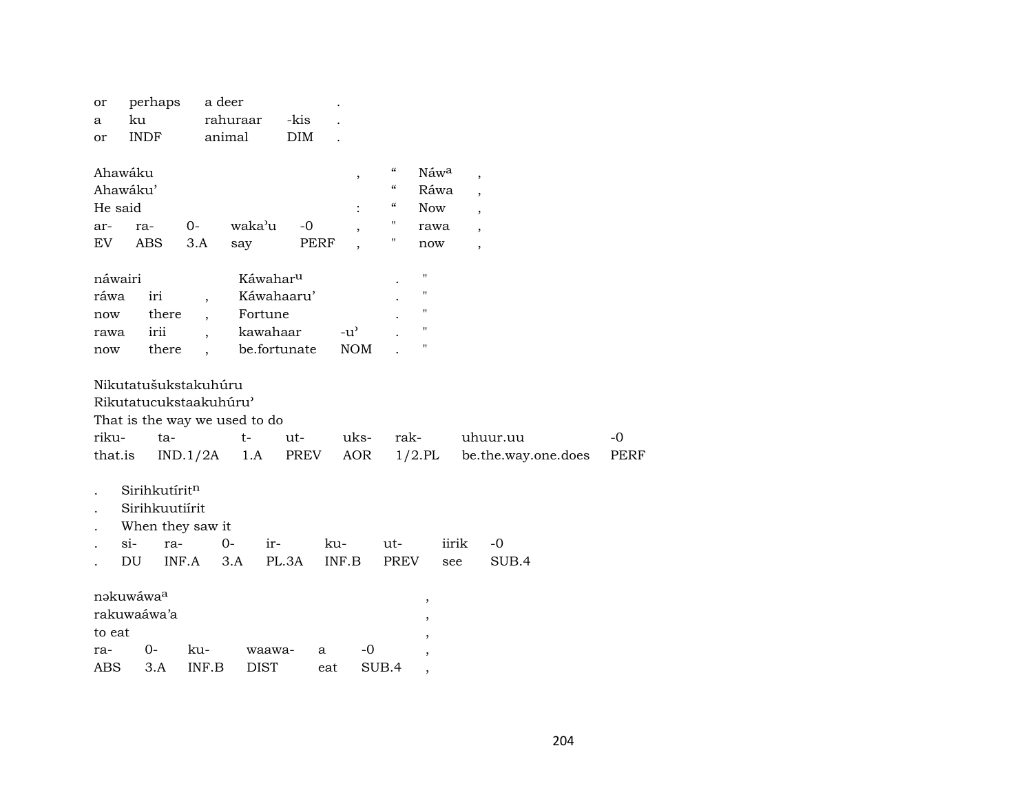| or | perhaps | a deer | | . |
|---|---|---|---|---|
| a | ku | rahuraar | -kis | . |
| or | INDF | animal | DIM | . |

| Ahawáku | | | | | , | “ | Náw[a] | , |
|---|---|---|---|---|---|---|---|---|
| Ahawáku’ | | | | | | “ | Ráwa | , |
| He said | | | | | : | “ | Now | , |
| ar- | ra- | 0- | waka’u | -0 | , | " | rawa | , |
| EV | ABS | 3.A | say | PERF | , | " | now | , |

| náwairi | | | Káwahar[u] | | . | " |
|---|---|---|---|---|---|---|
| ráwa | iri | , | Káwahaaru’ | | . | " |
| now | there | , | Fortune | | . | " |
| rawa | irii | , | kawahaar | -u’ | . | " |
| now | there | , | be.fortunate | NOM | . | " |

| Nikutatušukstakuhúru | | | | | | | |
|---|---|---|---|---|---|---|---|
| Rikutatucukstaakuhúru’ | | | | | | | |
| That is the way we used to do | | | | | | | |
| riku- | ta- | t- | ut- | uks- | rak- | uhuur.uu | -0 |
| that.is | IND.1/2A | 1.A | PREV | AOR | 1/2.PL | be.the.way.one.does | PERF |

| . | Sirihkutírit[n] | | | | | | |
|---|---|---|---|---|---|---|---|
| . | Sirihkuutiírit | | | | | | |
| . | When they saw it | | | | | | |
| . | si- | ra- | 0- | ir- | ku- | ut- | iirik | -0 |
| . | DU | INF.A | 3.A | PL.3A | INF.B | PREV | see | SUB.4 |

| nəkuwáwa[a] | | | | | | , |
|---|---|---|---|---|---|---|
| rakuwaáwa’a | | | | | | , |
| to eat | | | | | | , |
| ra- | 0- | ku- | waawa- | a | -0 | , |
| ABS | 3.A | INF.B | DIST | eat | SUB.4 | , |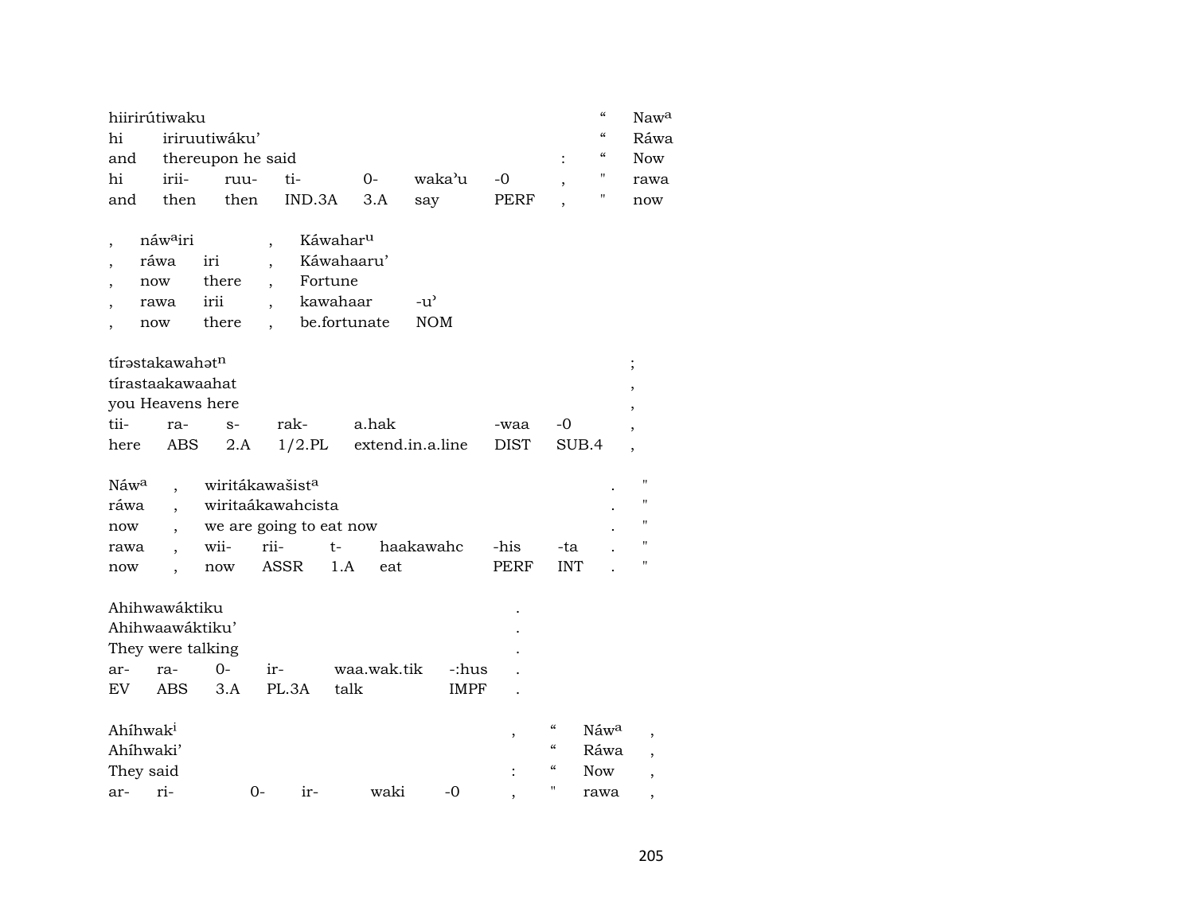| hiirirútiwaku | | | | | | | | “ | Naw^a |
|---|---|---|---|---|---|---|---|---|---|
| hi | iriruutiwáku’ | | | | | | | “ | Ráwa |
| and | thereupon he said | | | | | | : | “ | Now |
| hi | irii- | ruu- | ti- | 0- | waka’u | -0 | , | " | rawa |
| and | then | then | IND.3A | 3.A | say | PERF | , | " | now |

| , | náw^airi | | , | Káwahar^u | |
|---|---|---|---|---|---|
| , | ráwa | iri | , | Káwahaaru’ | |
| , | now | there | , | Fortune | |
| , | rawa | irii | , | kawahaar | -u’ |
| , | now | there | , | be.fortunate | NOM |

| tírəstakawahət^n | | | | | | | ; |
|---|---|---|---|---|---|---|---|
| tírastaakawaahat | | | | | | | , |
| you Heavens here | | | | | | | , |
| tii- | ra- | s- | rak- | a.hak | -waa | -0 | , |
| here | ABS | 2.A | 1/2.PL | extend.in.a.line | DIST | SUB.4 | , |

| Náw^a | , | wiritákawašist^a | | | | | | . | " |
|---|---|---|---|---|---|---|---|---|---|
| ráwa | , | wiritaákawahcista | | | | | | . | " |
| now | , | we are going to eat now | | | | | | . | " |
| rawa | , | wii- | rii- | t- | haakawahc | -his | -ta | . | " |
| now | , | now | ASSR | 1.A | eat | PERF | INT | . | " |

| Ahihwawáktiku | | | | | | . |
|---|---|---|---|---|---|---|
| Ahihwaawáktiku’ | | | | | | . |
| They were talking | | | | | | . |
| ar- | ra- | 0- | ir- | waa.wak.tik | -:hus | . |
| EV | ABS | 3.A | PL.3A | talk | IMPF | . |

| Ahíhwak^i | | | | | | , | “ | Náw^a | , |
|---|---|---|---|---|---|---|---|---|---|
| Ahíhwaki’ | | | | | | | “ | Ráwa | , |
| They said | | | | | | : | “ | Now | , |
| ar- | ri- | 0- | ir- | waki | -0 | , | " | rawa | , |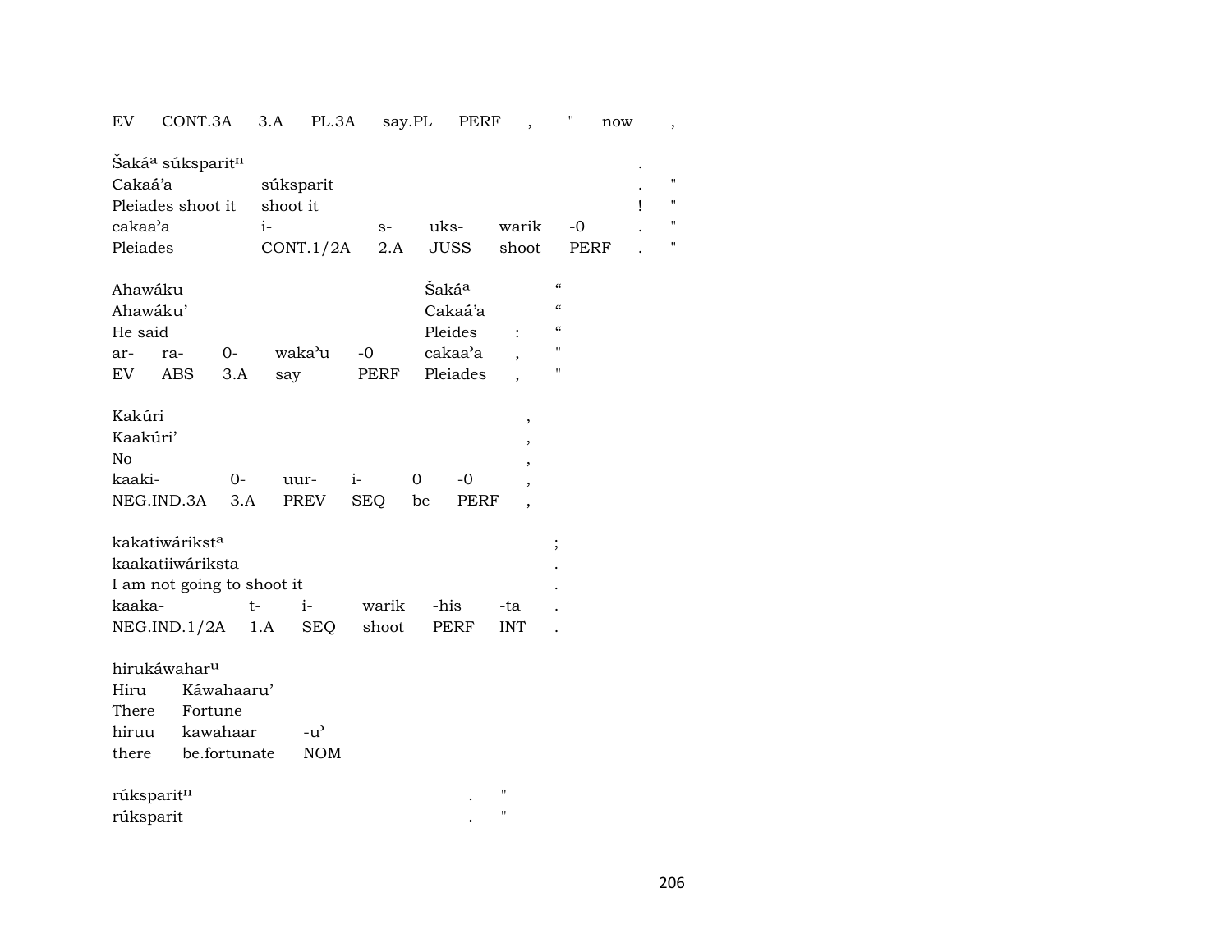EV CONT.3A 3.A PL.3A say.PL PERF , " now ,

Šakáᵃ súksparitⁿ .
Cakaá'a súksparit . "
Pleiades shoot it shoot it ! "
cakaa'a i- s- uks- warik -0 . "
Pleiades CONT.1/2A 2.A JUSS shoot PERF . "

Ahawáku Šakáᵃ "
Ahawáku' Cakaá'a "
He said Pleides : "
ar- ra- 0- waka'u -0 cakaa'a , "
EV ABS 3.A say PERF Pleiades , "

Kakúri ,
Kaakúri' ,
No ,
kaaki- 0- uur- i- 0 -0 ,
NEG.IND.3A 3.A PREV SEQ be PERF ,

kakatiwáriksᵗᵃ ;
kaakatiiwáriksta .
I am not going to shoot it .
kaaka- t- i- warik -his -ta .
NEG.IND.1/2A 1.A SEQ shoot PERF INT .

hirukáwaharᵘ
Hiru Káwahaaru'
There Fortune
hiruu kawahaar -u'
there be.fortunate NOM

rúksparitⁿ . "
rúksparit . "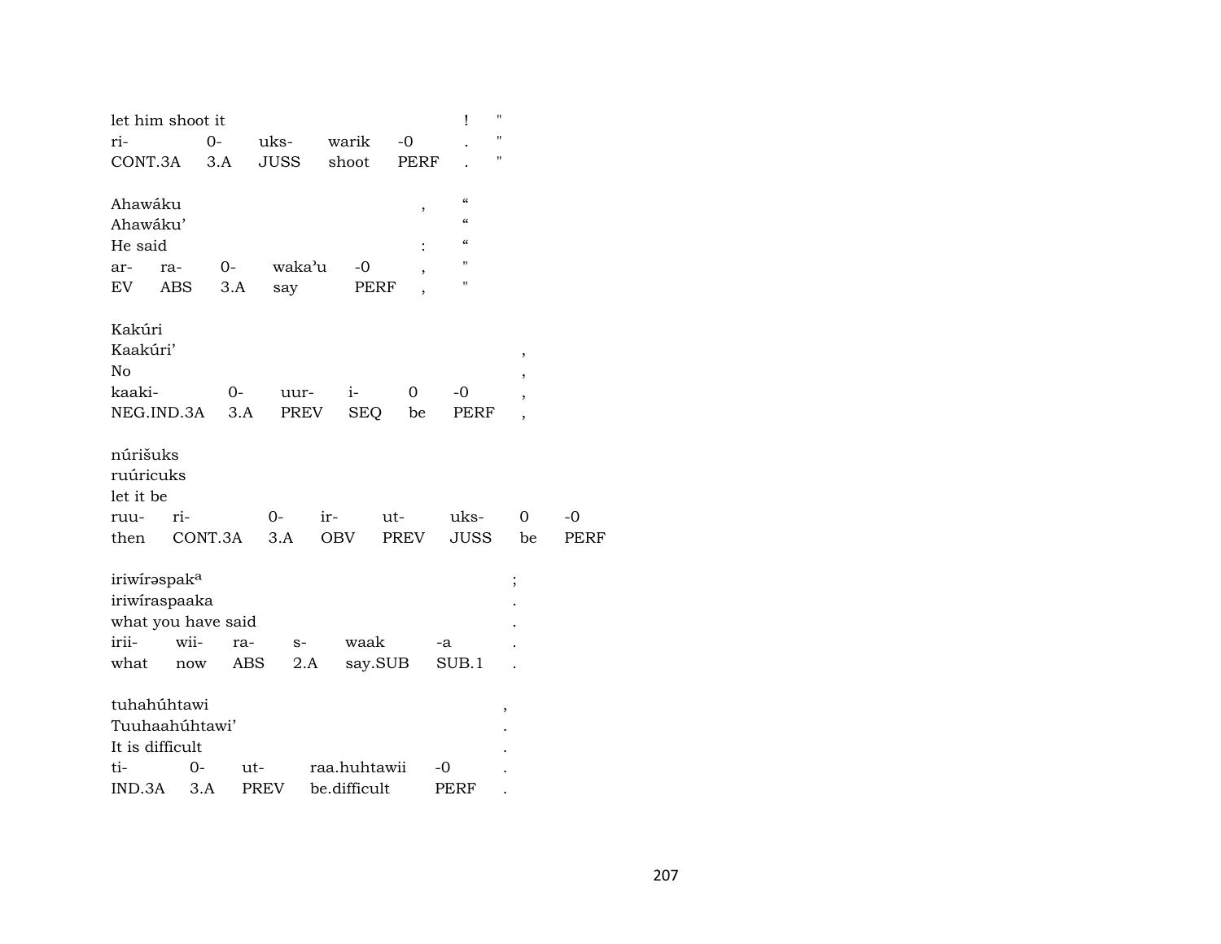| let him shoot it | | | | | ! | " |
|---|---|---|---|---|---|---|
| ri- | 0- | uks- | warik | -0 | . | " |
| CONT.3A | 3.A | JUSS | shoot | PERF | . | " |

| Ahawáku | | | | | , | “ |
|---|---|---|---|---|---|---|
| Ahawáku’ | | | | | | “ |
| He said | | | | | : | “ |
| ar- | ra- | 0- | wakaʾu | -0 | , | " |
| EV | ABS | 3.A | say | PERF | , | " |

| Kakúri | | | | | | |
|---|---|---|---|---|---|---|
| Kaakúri’ | | | | | | , |
| No | | | | | | , |
| kaaki- | 0- | uur- | i- | 0 | -0 | , |
| NEG.IND.3A | 3.A | PREV | SEQ | be | PERF | , |

| núrišuks | | | | | | | |
|---|---|---|---|---|---|---|---|
| ruúricuks | | | | | | | |
| let it be | | | | | | | |
| ruu- | ri- | 0- | ir- | ut- | uks- | 0 | -0 |
| then | CONT.3A | 3.A | OBV | PREV | JUSS | be | PERF |

| iriwírəspak[a] | | | | | | ; |
|---|---|---|---|---|---|---|
| iriwíraspaaka | | | | | | . |
| what you have said | | | | | | . |
| irii- | wii- | ra- | s- | waak | -a | . |
| what | now | ABS | 2.A | say.SUB | SUB.1 | . |

| tuhahúhtawi | | | | | , |
|---|---|---|---|---|---|
| Tuuhaahúhtawi’ | | | | | . |
| It is difficult | | | | | . |
| ti- | 0- | ut- | raa.huhtawii | -0 | . |
| IND.3A | 3.A | PREV | be.difficult | PERF | . |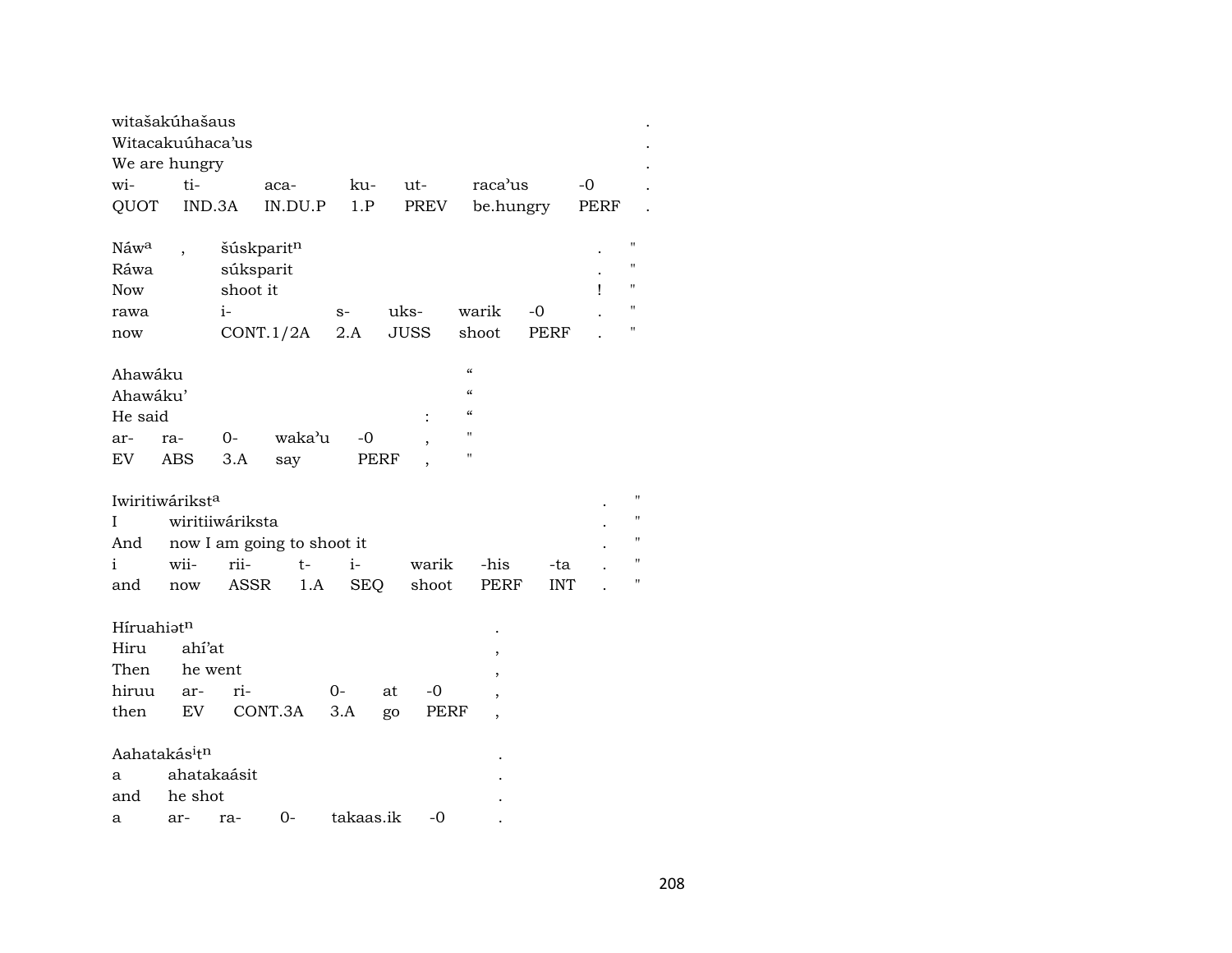| witašakúhašaus | | | | | | | . |
|---|---|---|---|---|---|---|---|
| Witacakuúhaca'us | | | | | | | . |
| We are hungry | | | | | | | . |
| wi- | ti- | aca- | ku- | ut- | raca'us | -0 | . |
| QUOT | IND.3A | IN.DU.P | 1.P | PREV | be.hungry | PERF | . |

| Náw$^{a}$ | , | šúskparit$^{n}$ | | | | | . | " |
|---|---|---|---|---|---|---|---|---|
| Ráwa | | súksparit | | | | | . | " |
| Now | | shoot it | | | | | ! | " |
| rawa | | i- | s- | uks- | warik | -0 | . | " |
| now | | CONT.1/2A | 2.A | JUSS | shoot | PERF | . | " |

| Ahawáku | | | | | | " |
|---|---|---|---|---|---|---|
| Ahawáku' | | | | | | " |
| He said | | | | | : | " |
| ar- | ra- | 0- | waka'u | -0 | , | " |
| EV | ABS | 3.A | say | PERF | , | " |

| Iwiritiwárikst$^{a}$ | | | | | | | | . | " |
|---|---|---|---|---|---|---|---|---|---|
| I | wiritiiwáriksta | | | | | | | . | " |
| And | now I am going to shoot it | | | | | | | . | " |
| i | wii- | rii- | t- | i- | warik | -his | -ta | . | " |
| and | now | ASSR | 1.A | SEQ | shoot | PERF | INT | . | " |

| Híruahiət$^{n}$ | | | | | | . |
|---|---|---|---|---|---|---|
| Hiru | ahí'at | | | | | , |
| Then | he went | | | | | , |
| hiruu | ar- | ri- | 0- | at | -0 | , |
| then | EV | CONT.3A | 3.A | go | PERF | , |

| Aahatakás$^{i}$t$^{n}$ | | | | | | . |
|---|---|---|---|---|---|---|
| a | ahatakaásit | | | | | . |
| and | he shot | | | | | . |
| a | ar- | ra- | 0- | takaas.ik | -0 | . |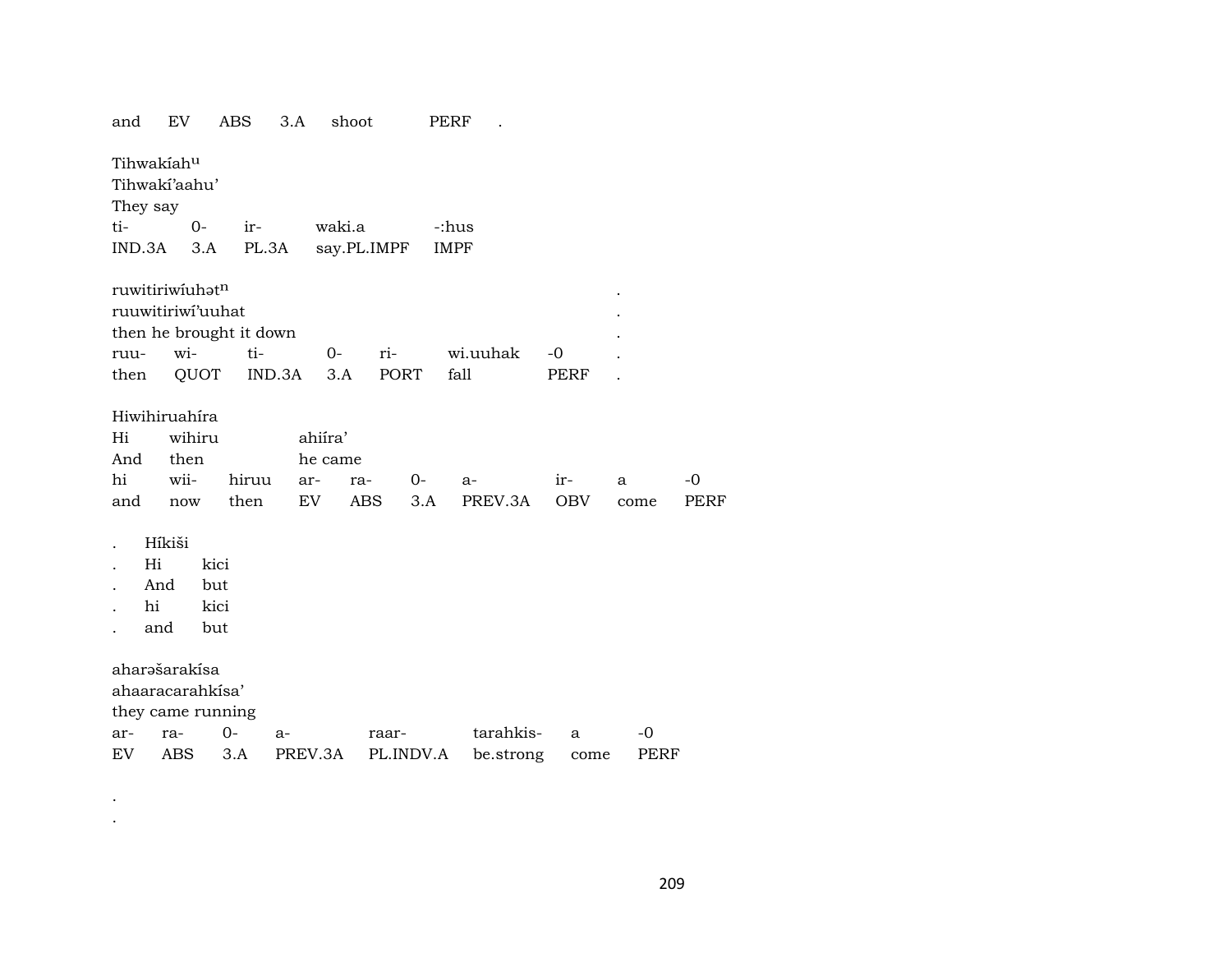and EV ABS 3.A shoot PERF .

Tihwakíahu
Tihwakí'aahu'
They say

| ti- | 0- | ir- | waki.a | -:hus |
|---|---|---|---|---|
| IND.3A | 3.A | PL.3A | say.PL.IMPF | IMPF |

ruwitiriwíuhətn .
ruuwitiriwí'uuhat .
then he brought it down .

| ruu- | wi- | ti- | 0- | ri- | wi.uuhak | -0 | . |
|---|---|---|---|---|---|---|---|
| then | QUOT | IND.3A | 3.A | PORT | fall | PERF | . |

Hiwihiruahíra
Hi wihiru ahiíra'
And then he came

| hi | wii- | hiruu | ar- | ra- | 0- | a- | ir- | a | -0 |
|---|---|---|---|---|---|---|---|---|---|
| and | now | then | EV | ABS | 3.A | PREV.3A | OBV | come | PERF |

. Híkiši
. Hi kici
. And but
. hi kici
. and but

aharəšarakísa
ahaaracarahkísa'
they came running

| ar- | ra- | 0- | a- | raar- | tarahkis- | a | -0 |
|---|---|---|---|---|---|---|---|
| EV | ABS | 3.A | PREV.3A | PL.INDV.A | be.strong | come | PERF |

.
.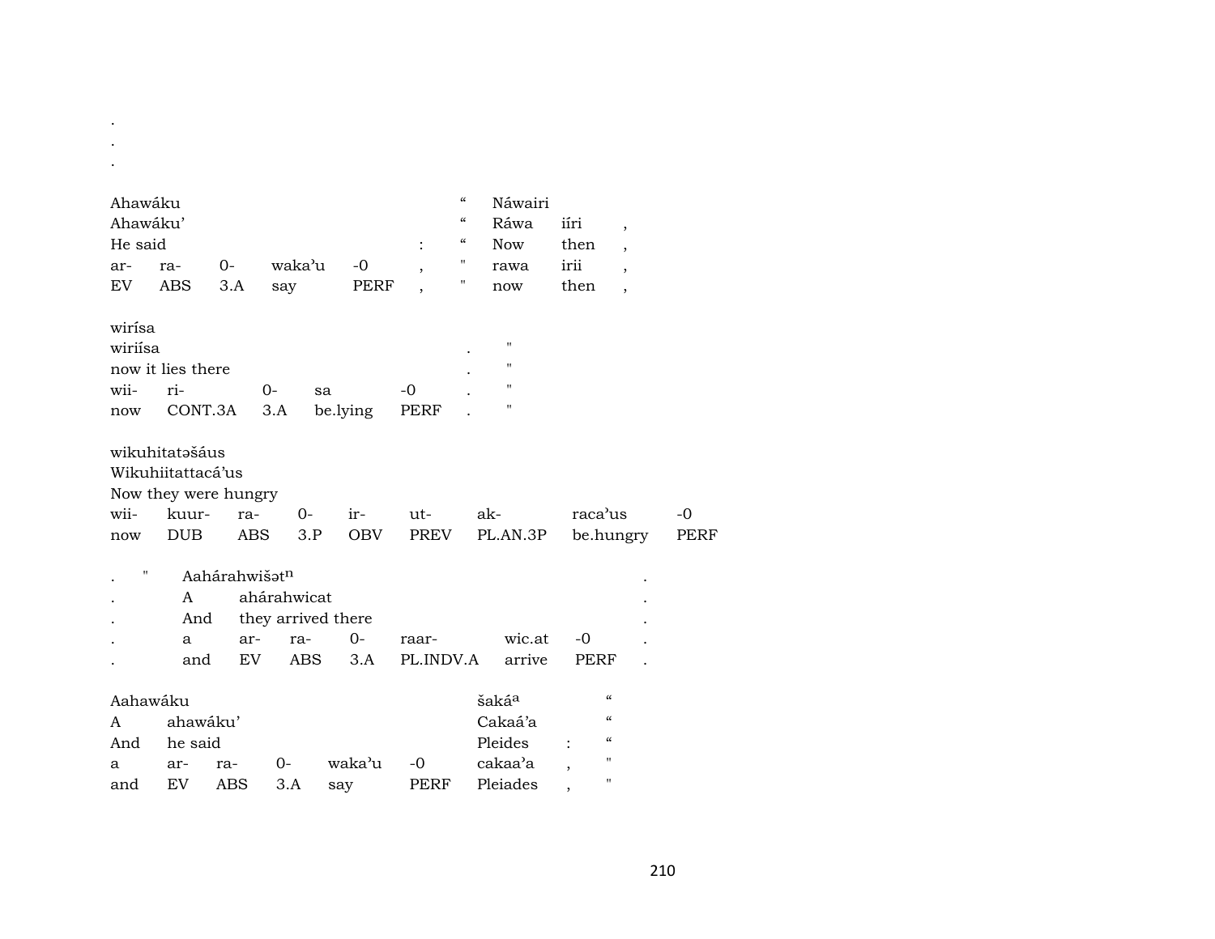.

.

.

| Ahawáku | | | | | | “ | Náwairi | | |
|---|---|---|---|---|---|---|---|---|---|
| Ahawáku’ | | | | | | “ | Ráwa | iíri | , |
| He said | | | | | : | “ | Now | then | , |
| ar- | ra- | 0- | wakaʾu | -0 | , | " | rawa | irii | , |
| EV | ABS | 3.A | say | PERF | , | " | now | then | , |

| wirísa | | | | | | |
|---|---|---|---|---|---|---|
| wiriísa | | | | | . | " |
| now it lies there | | | | | . | " |
| wii- | ri- | 0- | sa | -0 | . | " |
| now | CONT.3A | 3.A | be.lying | PERF | . | " |

| wikuhitatəšáus | | | | | | | | |
|---|---|---|---|---|---|---|---|---|
| Wikuhiitattacá’us | | | | | | | | |
| Now they were hungry | | | | | | | | |
| wii- | kuur- | ra- | 0- | ir- | ut- | ak- | racaʾus | -0 |
| now | DUB | ABS | 3.P | OBV | PREV | PL.AN.3P | be.hungry | PERF |

| . | " | Aahárahwišət$^{n}$ | | | | | | | . |
|---|---|---|---|---|---|---|---|---|---|
| . | | A | ahárahwicat | | | | | | . |
| . | | And | they arrived there | | | | | | . |
| . | | a | ar- | ra- | 0- | raar- | wic.at | -0 | . |
| . | | and | EV | ABS | 3.A | PL.INDV.A | arrive | PERF | . |

| Aahawáku | | | | | | šaká$^{a}$ | | “ |
|---|---|---|---|---|---|---|---|---|
| A | ahawáku’ | | | | | Cakaá’a | | “ |
| And | he said | | | | | Pleides | : | “ |
| a | ar- | ra- | 0- | wakaʾu | -0 | cakaaʾa | , | " |
| and | EV | ABS | 3.A | say | PERF | Pleiades | , | " |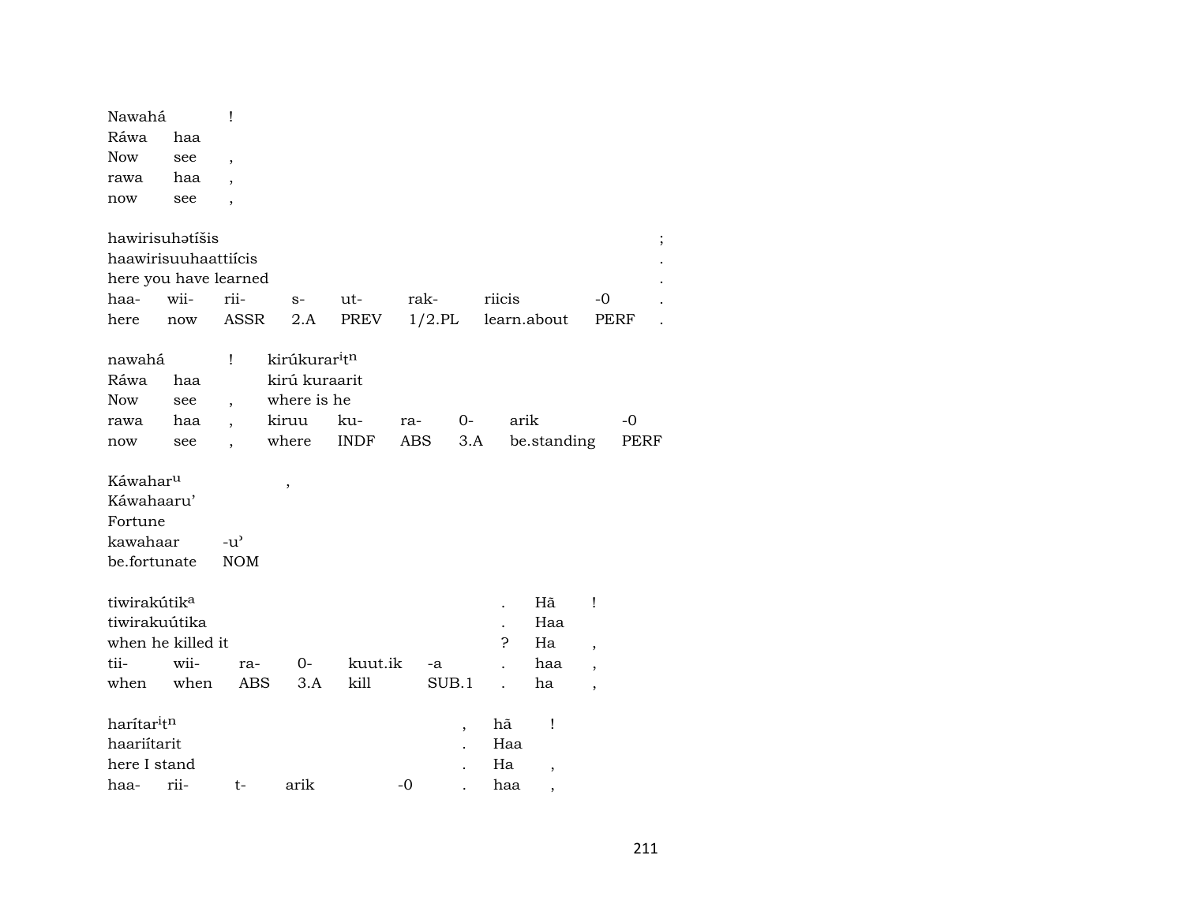Nawahá !
Ráwa haa
Now see ,
rawa haa ,
now see ,

| hawirisuhətíšis | | | | | | | | ; |
|---|---|---|---|---|---|---|---|---|
| haawirisuuhaattiícis | | | | | | | | . |
| here you have learned | | | | | | | | . |
| haa- | wii- | rii- | s- | ut- | rak- | riicis | -0 | . |
| here | now | ASSR | 2.A | PREV | 1/2.PL | learn.about | PERF | . |

| nawahá | | ! | kirúkurar$^{i}$t$^{n}$ | | | | | |
|---|---|---|---|---|---|---|---|---|
| Ráwa | haa | | kirú kuraarit | | | | | |
| Now | see | , | where is he | | | | | |
| rawa | haa | , | kiruu | ku- | ra- | 0- | arik | -0 |
| now | see | , | where | INDF | ABS | 3.A | be.standing | PERF |

| Káwahar$^{u}$ | , |
|---|---|
| Káwahaaru' | |
| Fortune | |
| kawahaar | -u' |
| be.fortunate | NOM |

| tiwirakútik$^{a}$ | | | | | | . | Hā | ! |
|---|---|---|---|---|---|---|---|---|
| tiwirakuútika | | | | | | . | Haa | |
| when he killed it | | | | | | ? | Ha | , |
| tii- | wii- | ra- | 0- | kuut.ik | -a | . | haa | , |
| when | when | ABS | 3.A | kill | SUB.1 | . | ha | , |

| harítar$^{i}$t$^{n}$ | | | | | , | hā | ! |
|---|---|---|---|---|---|---|---|
| haariítarit | | | | | . | Haa | |
| here I stand | | | | | . | Ha | , |
| haa- | rii- | t- | arik | -0 | . | haa | , |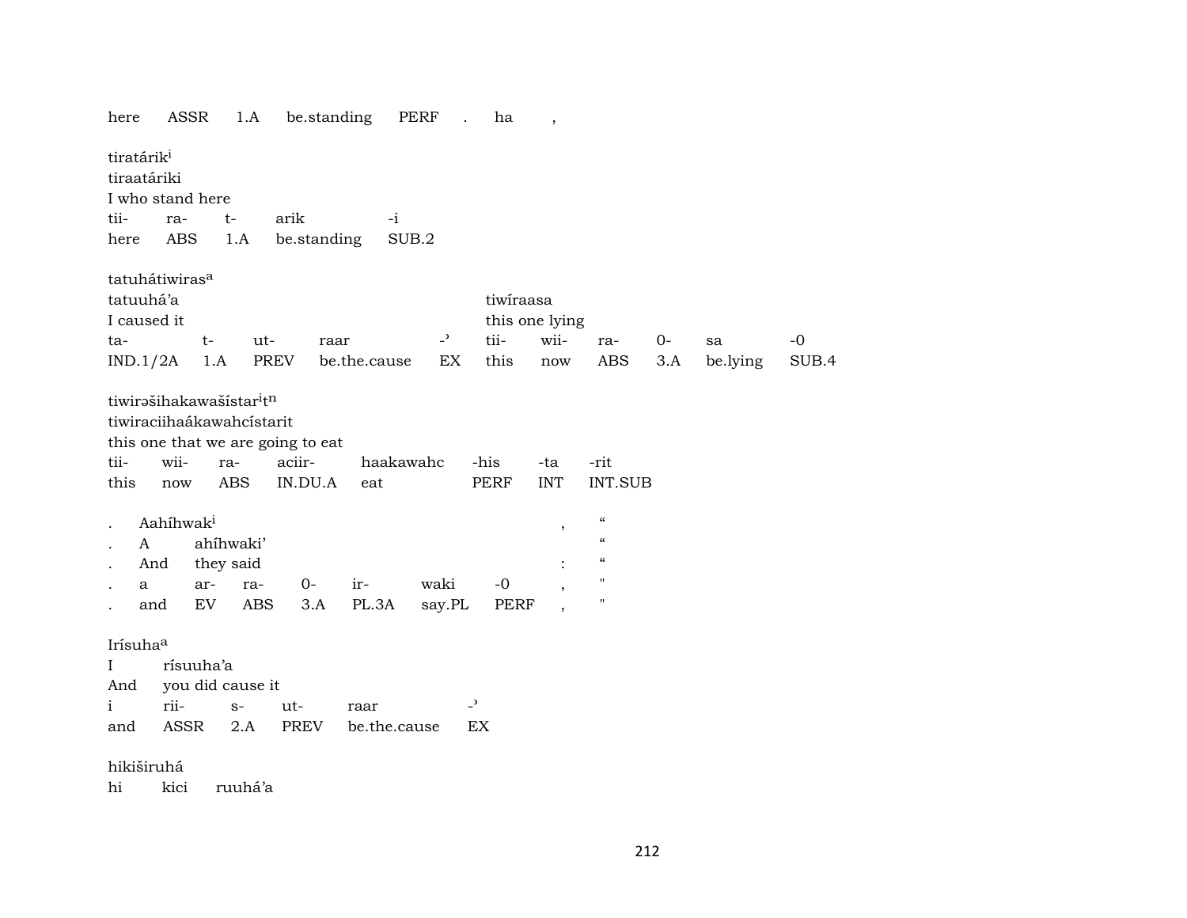here ASSR 1.A be.standing PERF . ha ,

tiratárik$^{i}$
tiraatáriki
I who stand here

| tii- | ra- | t- | arik | -i |
|---|---|---|---|---|
| here | ABS | 1.A | be.standing | SUB.2 |

tatuhátiwiras$^{a}$
tatuuhá'a tiwíraasa
I caused it this one lying

| ta- | t- | ut- | raar | -ˀ | tii- | wii- | ra- | 0- | sa | -0 |
|---|---|---|---|---|---|---|---|---|---|---|
| IND.1/2A | 1.A | PREV | be.the.cause | EX | this | now | ABS | 3.A | be.lying | SUB.4 |

tiwirəšihakawašístar$^{i}$t$^{n}$
tiwiraciihaákawahcístarit
this one that we are going to eat

| tii- | wii- | ra- | aciir- | haakawahc | -his | -ta | -rit |
|---|---|---|---|---|---|---|---|
| this | now | ABS | IN.DU.A | eat | PERF | INT | INT.SUB |

. Aahíhwak$^{i}$ , "
. A ahíhwaki' "
. And they said : "

| . | a | ar- | ra- | 0- | ir- | waki | -0 | , | " |
|---|---|---|---|---|---|---|---|---|---|
| . | and | EV | ABS | 3.A | PL.3A | say.PL | PERF | , | " |

Irísuha$^{a}$
I rísuuha'a
And you did cause it

| i | rii- | s- | ut- | raar | -ˀ |
|---|---|---|---|---|---|
| and | ASSR | 2.A | PREV | be.the.cause | EX |

hikiširuhá
hi kici ruuhá'a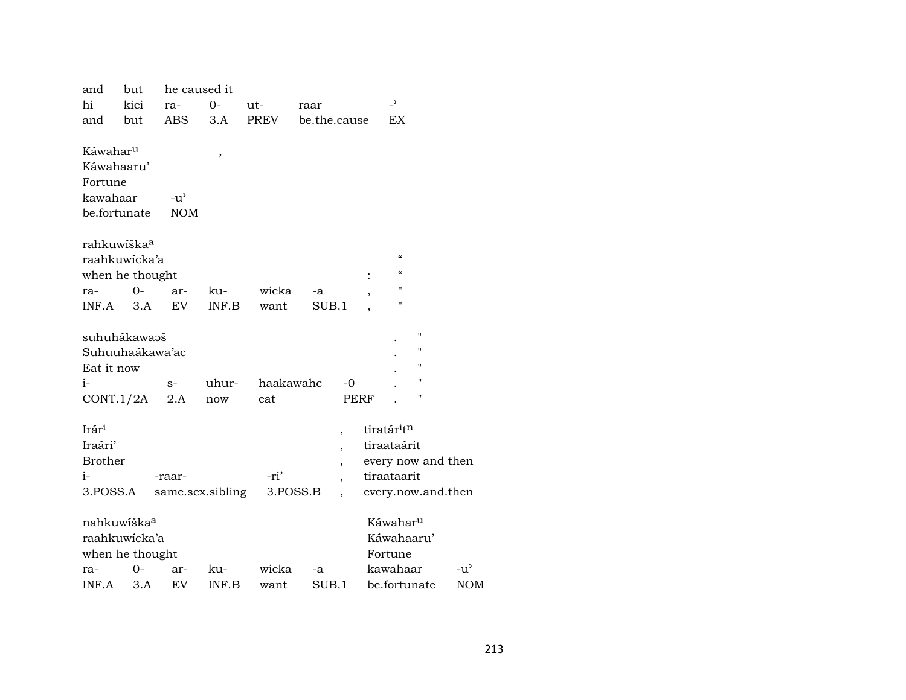| and | but | he caused it | | | | |
|---|---|---|---|---|---|---|
| hi | kici | ra- | 0- | ut- | raar | -ʾ |
| and | but | ABS | 3.A | PREV | be.the.cause | EX |

| Káwahar$^{u}$ | , |
|---|---|
| Káwahaaru' | |
| Fortune | |
| kawahaar | -u' |
| be.fortunate | NOM |

| rahkuwíška$^{a}$ | | | | | | | “ |
|---|---|---|---|---|---|---|---|
| raahkuwícka'a | | | | | | | “ |
| when he thought | | | | | | : | “ |
| ra- | 0- | ar- | ku- | wicka | -a | , | " |
| INF.A | 3.A | EV | INF.B | want | SUB.1 | , | " |

| suhuhákawaəš | | | | | . | " |
|---|---|---|---|---|---|---|
| Suhuuhaákawa'ac | | | | | . | " |
| Eat it now | | | | | . | " |
| i- | s- | uhur- | haakawahc | -0 | . | " |
| CONT.1/2A | 2.A | now | eat | PERF | . | " |

| Irár$^{i}$ | | | , | tiratár$^{i}$t$^{n}$ |
|---|---|---|---|---|
| Iraári' | | | , | tiraataárit |
| Brother | | | , | every now and then |
| i- | -raar- | -ri' | , | tiraataarit |
| 3.POSS.A | same.sex.sibling | 3.POSS.B | , | every.now.and.then |

| nahkuwíška$^{a}$ | | | | | | Káwahar$^{u}$ | |
|---|---|---|---|---|---|---|---|
| raahkuwícka'a | | | | | | Káwahaaru' | |
| when he thought | | | | | | Fortune | |
| ra- | 0- | ar- | ku- | wicka | -a | kawahaar | -u' |
| INF.A | 3.A | EV | INF.B | want | SUB.1 | be.fortunate | NOM |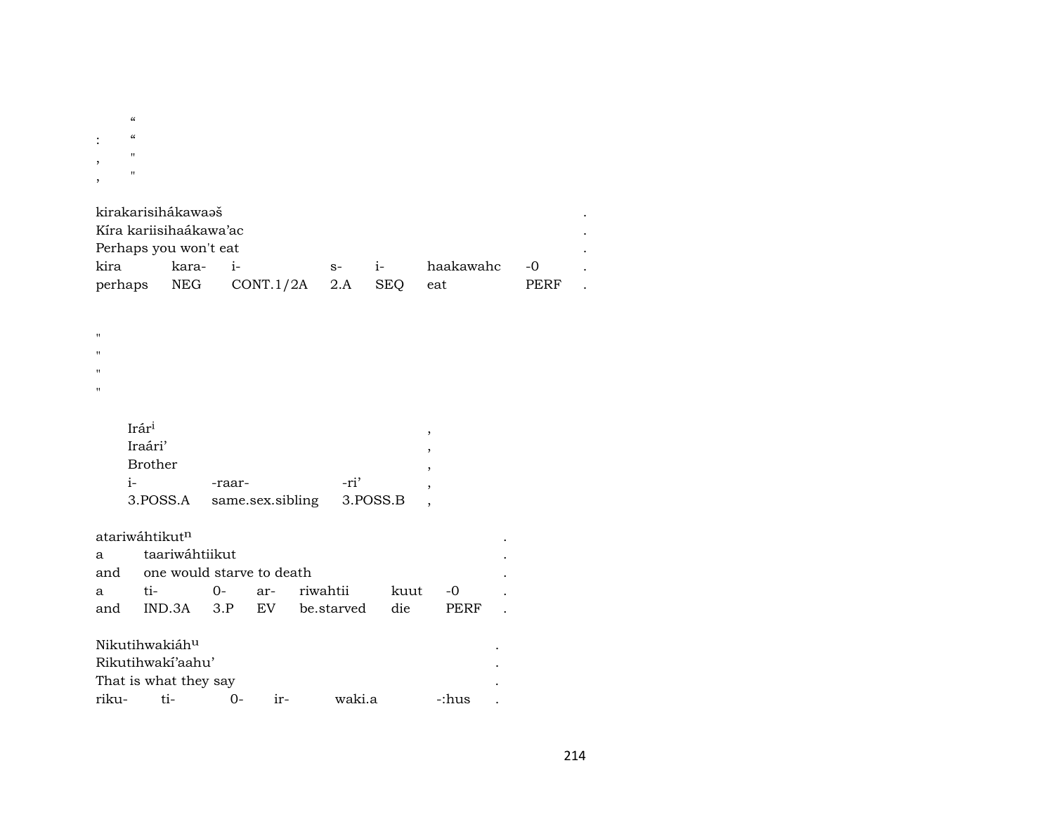“
: “
, "
, "

kirakarisihákawaəš .
Kíra kariisihaákawa’ac .
Perhaps you won't eat .

| kira | kara- | i- | s- | i- | haakawahc | -0 | . |
|---|---|---|---|---|---|---|---|
| perhaps | NEG | CONT.1/2A | 2.A | SEQ | eat | PERF | . |

"
"
"
"

Irár[i] ,
Iraári’ ,
Brother ,

| i- | -raar- | -ri’ | , |
|---|---|---|---|
| 3.POSS.A | same.sex.sibling | 3.POSS.B | , |

atariwáhtikut[n] .
a taariwáhtiikut .
and one would starve to death .

| a | ti- | 0- | ar- | riwahtii | kuut | -0 | . |
|---|---|---|---|---|---|---|---|
| and | IND.3A | 3.P | EV | be.starved | die | PERF | . |

Nikutihwakiáh[u] .
Rikutihwakí’aahu’ .
That is what they say .

| riku- | ti- | 0- | ir- | waki.a | -:hus | . |
|---|---|---|---|---|---|---|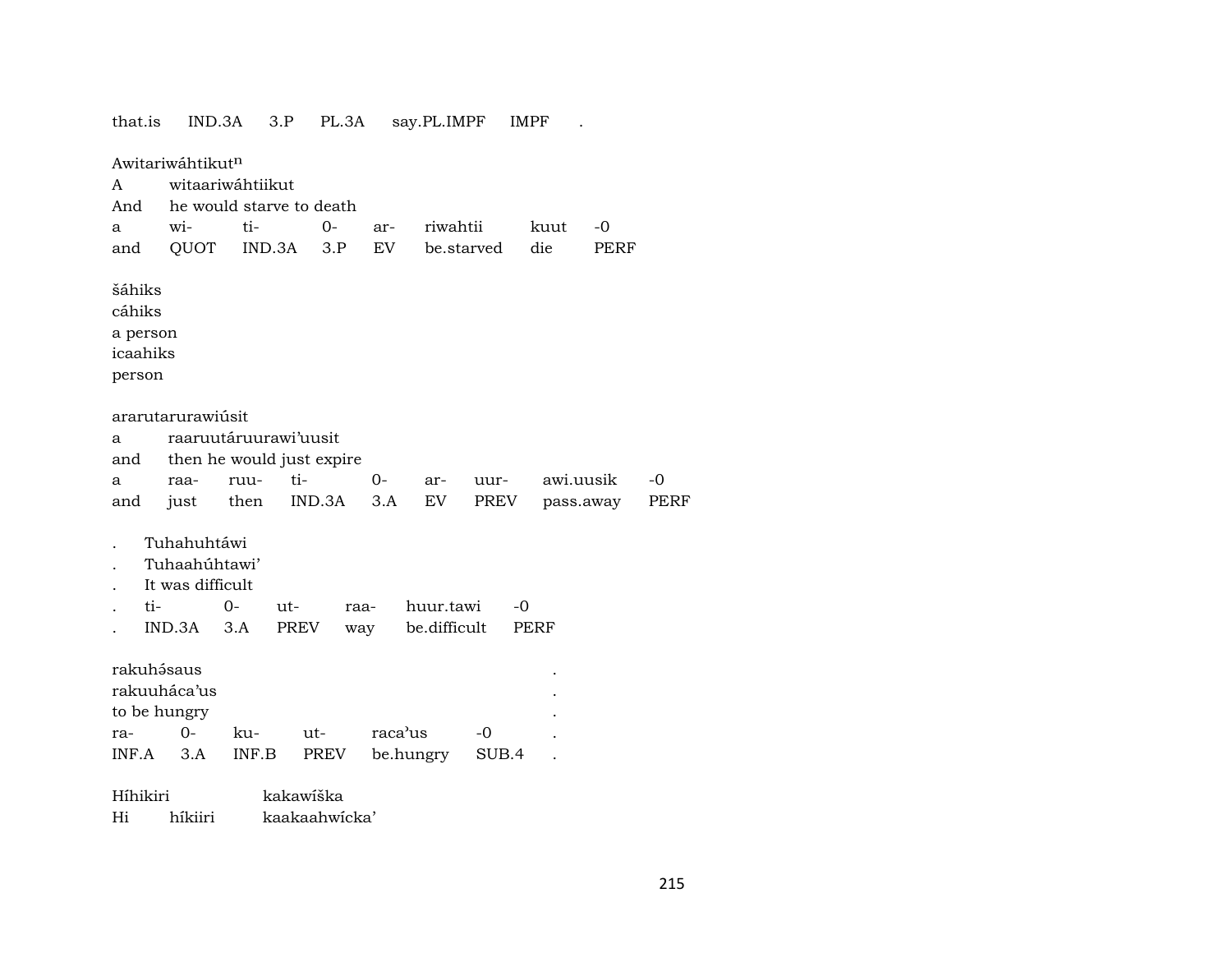that.is IND.3A 3.P PL.3A say.PL.IMPF IMPF .

| Awitariwáhtikut$^{n}$ | | | | | | | |
|---|---|---|---|---|---|---|---|
| A | witaariwáhtiikut | | | | | | |
| And | he would starve to death | | | | | | |
| a | wi- | ti- | 0- | ar- | riwahtii | kuut | -0 |
| and | QUOT | IND.3A | 3.P | EV | be.starved | die | PERF |

šáhiks
cáhiks
a person
icaahiks
person

| ararutarurawiúsit | | | | | | | | |
|---|---|---|---|---|---|---|---|---|
| a | raaruutáruurawi'uusit | | | | | | | |
| and | then he would just expire | | | | | | | |
| a | raa- | ruu- | ti- | 0- | ar- | uur- | awi.uusik | -0 |
| and | just | then | IND.3A | 3.A | EV | PREV | pass.away | PERF |

| . | Tuhahuhtáwi | | | | |
|---|---|---|---|---|---|
| . | Tuhaahúhtawi' | | | | |
| . | It was difficult | | | | |
| . | ti- | 0- | ut- | raa- | huur.tawi | -0 |
| . | IND.3A | 3.A | PREV | way | be.difficult | PERF |

| rakuhə́saus | | | | | | . |
|---|---|---|---|---|---|---|
| rakuuháca'us | | | | | | . |
| to be hungry | | | | | | . |
| ra- | 0- | ku- | ut- | raca'us | -0 | . |
| INF.A | 3.A | INF.B | PREV | be.hungry | SUB.4 | . |

Híhikiri kakawíška
Hi híkiiri kaakaahwícka'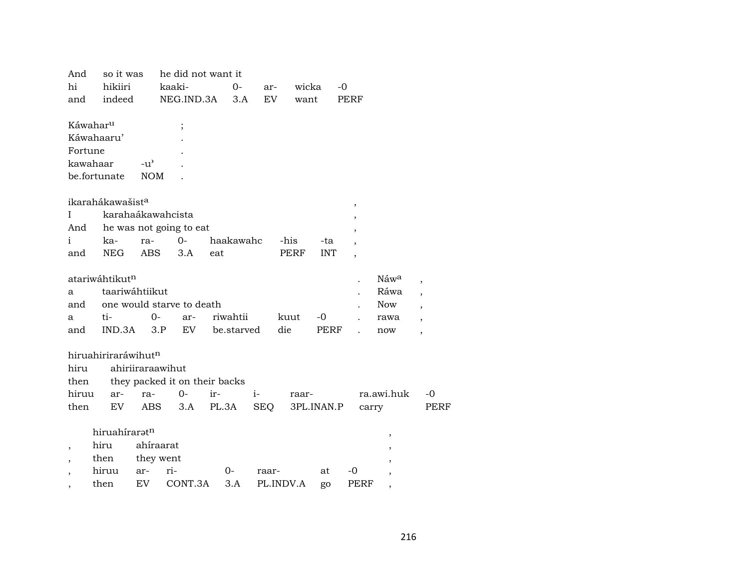| And | so it was | he did not want it | | | | |
|---|---|---|---|---|---|---|
| hi | hikiiri | kaaki- | 0- | ar- | wicka | -0 |
| and | indeed | NEG.IND.3A | 3.A | EV | want | PERF |

| Káwahar$^{u}$ | | ; |
|---|---|---|
| Káwahaaru' | | . |
| Fortune | | . |
| kawahaar | -u' | . |
| be.fortunate | NOM | . |

| ikarahákawašist$^{a}$ | | | | | | | , |
|---|---|---|---|---|---|---|---|
| I | karahaákawahcista | | | | | | , |
| And | he was not going to eat | | | | | | , |
| i | ka- | ra- | 0- | haakawahc | -his | -ta | , |
| and | NEG | ABS | 3.A | eat | PERF | INT | , |

| atariwáhtikut$^{n}$ | | | | | | | . | Náw$^{a}$ | , |
|---|---|---|---|---|---|---|---|---|---|
| a | taariwáhtiikut | | | | | | . | Ráwa | , |
| and | one would starve to death | | | | | | . | Now | , |
| a | ti- | 0- | ar- | riwahtii | kuut | -0 | . | rawa | , |
| and | IND.3A | 3.P | EV | be.starved | die | PERF | . | now | , |

| hiruahirirarawihut$^{n}$ | | | | | | | | |
|---|---|---|---|---|---|---|---|---|
| hiru | ahiriiraraawihut | | | | | | | |
| then | they packed it on their backs | | | | | | | |
| hiruu | ar- | ra- | 0- | ir- | i- | raar- | ra.awi.huk | -0 |
| then | EV | ABS | 3.A | PL.3A | SEQ | 3PL.INAN.P | carry | PERF |

| | hiruahírarət$^{n}$ | | | | | | | , |
|---|---|---|---|---|---|---|---|---|
| , | hiru | ahíraarat | | | | | | , |
| , | then | they went | | | | | | , |
| , | hiruu | ar- | ri- | 0- | raar- | at | -0 | , |
| , | then | EV | CONT.3A | 3.A | PL.INDV.A | go | PERF | , |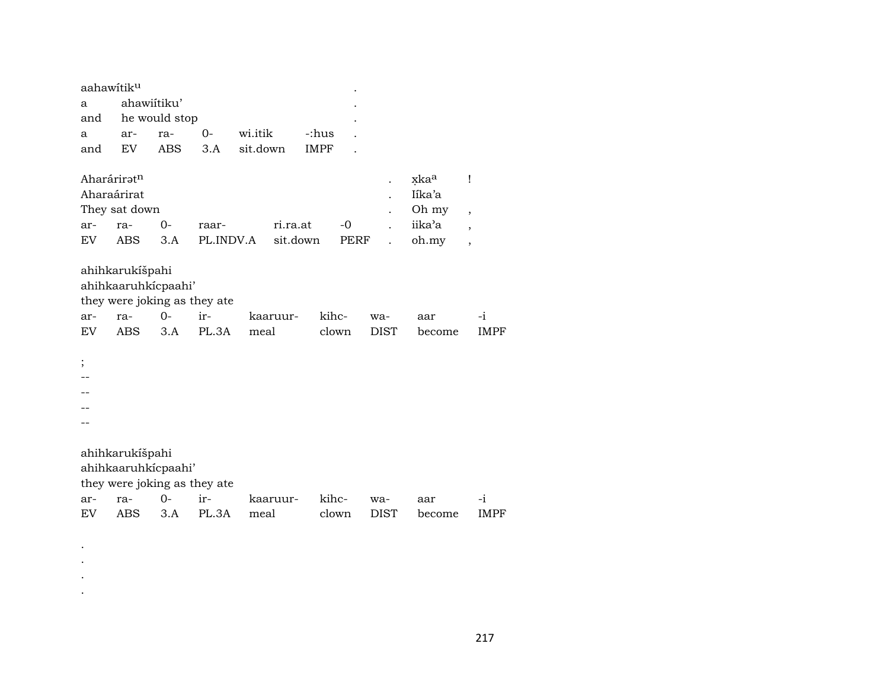| aahawítik^u | | | | | | . |
|---|---|---|---|---|---|---|
| a | ahawiítiku’ | | | | | . |
| and | he would stop | | | | | . |
| a | ar- | ra- | 0- | wi.itik | -:hus | . |
| and | EV | ABS | 3.A | sit.down | IMPF | . |

| Aharárirət^n | | | | | | . | x̣ka^a | ! |
|---|---|---|---|---|---|---|---|---|
| Aharaárirat | | | | | | . | Iíka’a | |
| They sat down | | | | | | . | Oh my | , |
| ar- | ra- | 0- | raar- | ri.ra.at | -0 | . | iika’a | , |
| EV | ABS | 3.A | PL.INDV.A | sit.down | PERF | . | oh.my | , |

| ahihkarukíšpahi | | | | | | | | |
|---|---|---|---|---|---|---|---|---|
| ahihkaaruhkícpaahi’ | | | | | | | | |
| they were joking as they ate | | | | | | | | |
| ar- | ra- | 0- | ir- | kaaruur- | kihc- | wa- | aar | -i |
| EV | ABS | 3.A | PL.3A | meal | clown | DIST | become | IMPF |

;

--

--

--

--

| ahihkarukíšpahi | | | | | | | | |
|---|---|---|---|---|---|---|---|---|
| ahihkaaruhkícpaahi’ | | | | | | | | |
| they were joking as they ate | | | | | | | | |
| ar- | ra- | 0- | ir- | kaaruur- | kihc- | wa- | aar | -i |
| EV | ABS | 3.A | PL.3A | meal | clown | DIST | become | IMPF |

.

.

.

.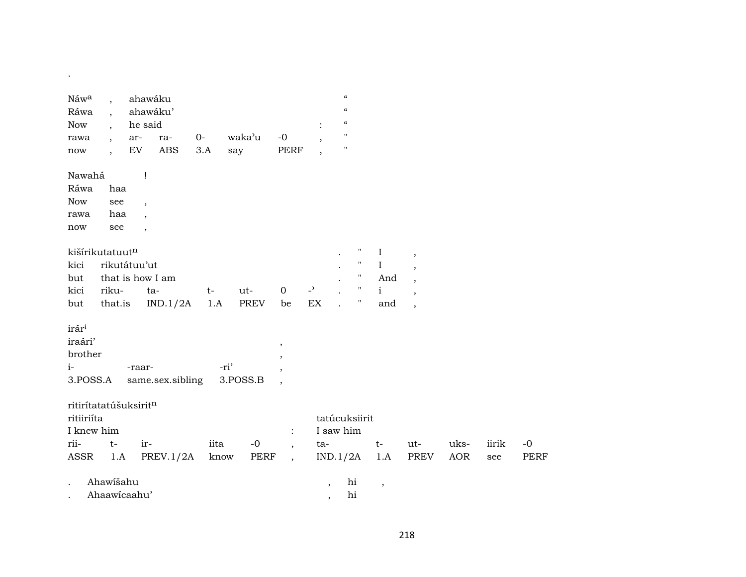.

| Náw$^{a}$ | , | ahawáku | | | | | | “ |
|---|---|---|---|---|---|---|---|---|
| Ráwa | , | ahawáku’ | | | | | | “ |
| Now | , | he said | | | | | : | “ |
| rawa | , | ar- | ra- | 0- | waka’u | -0 | , | " |
| now | , | EV | ABS | 3.A | say | PERF | , | " |

| Nawahá | ! |
|---|---|
| Ráwa | haa |
| Now | see , |
| rawa | haa , |
| now | see , |

| kišírikutatuut$^{n}$ | | | | | | | . | " | I | , |
|---|---|---|---|---|---|---|---|---|---|---|
| kici | rikutátuu’ut | | | | | | . | " | I | , |
| but | that is how I am | | | | | | . | " | And | , |
| kici | riku- | ta- | t- | ut- | 0 | -’ | . | " | i | , |
| but | that.is | IND.1/2A | 1.A | PREV | be | EX | . | " | and | , |

| irár$^{i}$ | | | |
|---|---|---|---|
| iraári’ | | | , |
| brother | | | , |
| i- | -raar- | -ri’ | , |
| 3.POSS.A | same.sex.sibling | 3.POSS.B | , |

| ritirítatatúšuksirit$^{n}$ | | | | | | | | | | | |
|---|---|---|---|---|---|---|---|---|---|---|---|
| ritiiriíta | | | | | | tatúcuksiirit | | | | | |
| I knew him | | | | | : | I saw him | | | | | |
| rii- | t- | ir- | iita | -0 | , | ta- | t- | ut- | uks- | iirik | -0 |
| ASSR | 1.A | PREV.1/2A | know | PERF | , | IND.1/2A | 1.A | PREV | AOR | see | PERF |

| . | Ahawíšahu | , | hi | , |
|---|---|---|---|---|
| . | Ahaawícaahu’ | , | hi | |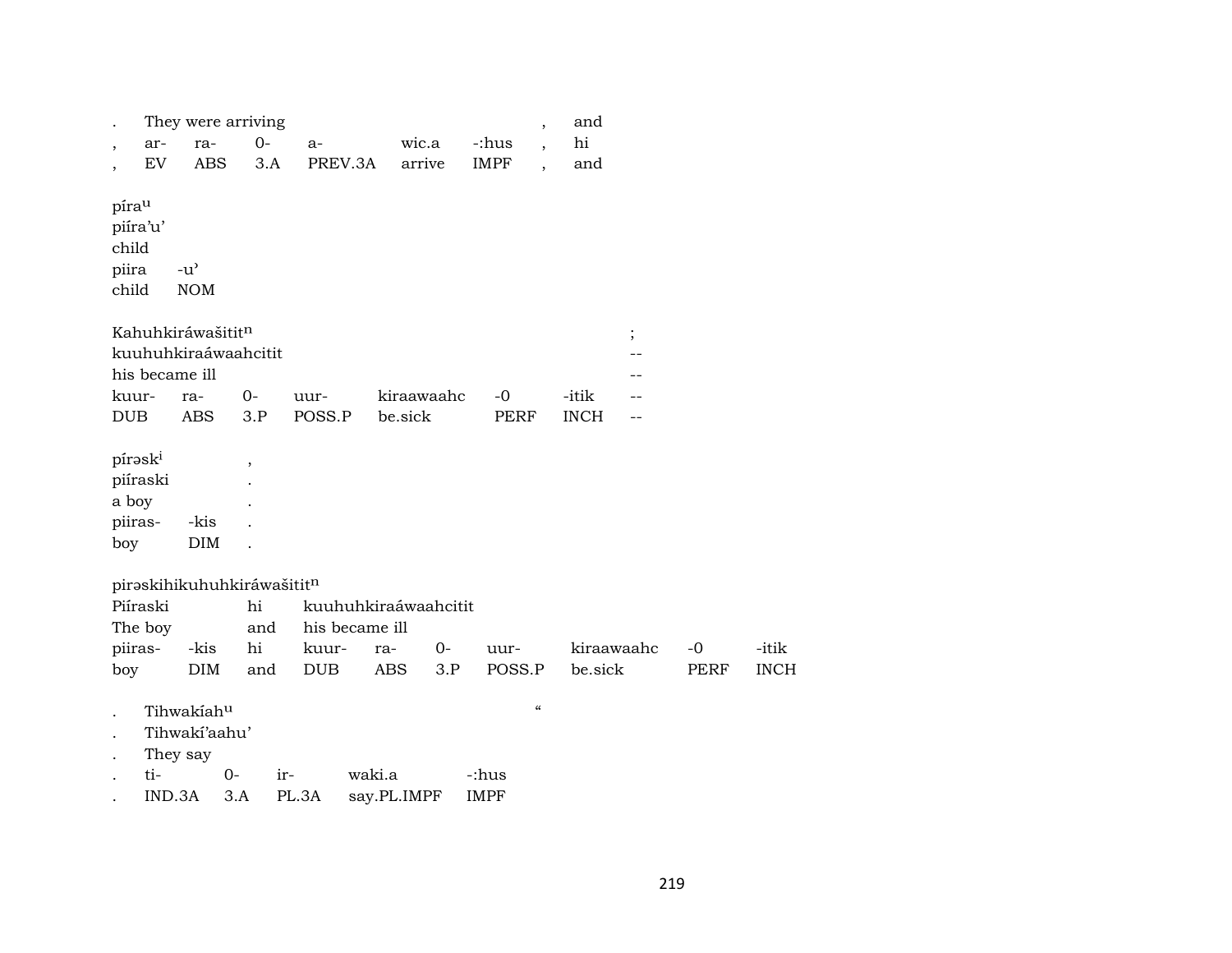| . | They were arriving | | | | | , | and |
|---|---|---|---|---|---|---|---|
| , | ar- | ra- | 0- | a- | wic.a | -:hus | , | hi |
| , | EV | ABS | 3.A | PREV.3A | arrive | IMPF | , | and |

| píraᵘ | |
|---|---|
| piíra'u' | |
| child | |
| piira | -u' |
| child | NOM |

| Kahuhkiráwašititⁿ | | | | | | | ; |
|---|---|---|---|---|---|---|---|
| kuuhuhkiraáwaahcitit | | | | | | | -- |
| his became ill | | | | | | | -- |
| kuur- | ra- | 0- | uur- | kiraawaahc | -0 | -itik | -- |
| DUB | ABS | 3.P | POSS.P | be.sick | PERF | INCH | -- |

| pírəskⁱ | | , |
|---|---|---|
| piíraski | | . |
| a boy | | . |
| piiras- | -kis | . |
| boy | DIM | . |

pirəskihikuhuhkiráwašititⁿ

| Piíraski | | hi | kuuhuhkiraáwaahcitit | | | | | | |
|---|---|---|---|---|---|---|---|---|---|
| The boy | | and | his became ill | | | | | | |
| piiras- | -kis | hi | kuur- | ra- | 0- | uur- | kiraawaahc | -0 | -itik |
| boy | DIM | and | DUB | ABS | 3.P | POSS.P | be.sick | PERF | INCH |

| . | Tihwakíahᵘ | | | | " |
|---|---|---|---|---|---|
| . | Tihwakí'aahu' | | | | |
| . | They say | | | | |
| . | ti- | 0- | ir- | waki.a | -:hus |
| . | IND.3A | 3.A | PL.3A | say.PL.IMPF | IMPF |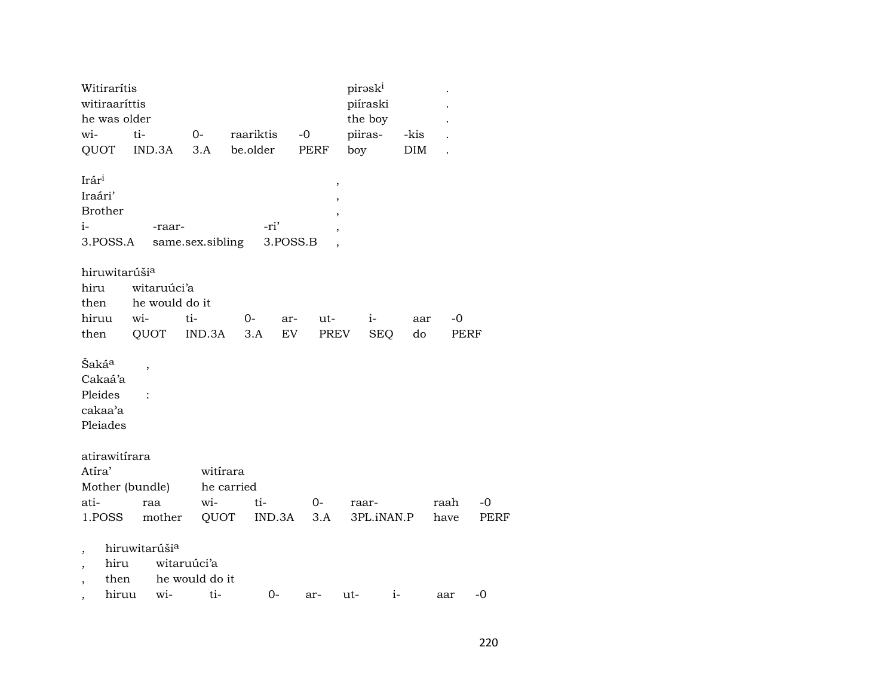Witirarítis pirəsk[i] .
witiraaríttis piíraski .
he was older the boy .

| wi- | ti- | 0- | raariktis | -0 | piiras- | -kis | . |
|---|---|---|---|---|---|---|---|
| QUOT | IND.3A | 3.A | be.older | PERF | boy | DIM | . |

Irár[i] ,
Iraári' ,
Brother ,

| i- | -raar- | -ri' | , |
|---|---|---|---|
| 3.POSS.A | same.sex.sibling | 3.POSS.B | , |

hiruwitarúši[a]
hiru witaruúci'a
then he would do it

| hiruu | wi- | ti- | 0- | ar- | ut- | i- | aar | -0 |
|---|---|---|---|---|---|---|---|---|
| then | QUOT | IND.3A | 3.A | EV | PREV | SEQ | do | PERF |

Šaká[a] ,
Cakaá'a
Pleides :
cakaa'a
Pleiades

atirawitírara
Atíra' witírara
Mother (bundle) he carried

| ati- | raa | wi- | ti- | 0- | raar- | raah | -0 |
|---|---|---|---|---|---|---|---|
| 1.POSS | mother | QUOT | IND.3A | 3.A | 3PL.iNAN.P | have | PERF |

, hiruwitarúši[a]
, hiru witaruúci'a
, then he would do it

| , | hiruu | wi- | ti- | 0- | ar- | ut- | i- | aar | -0 |
|---|---|---|---|---|---|---|---|---|---|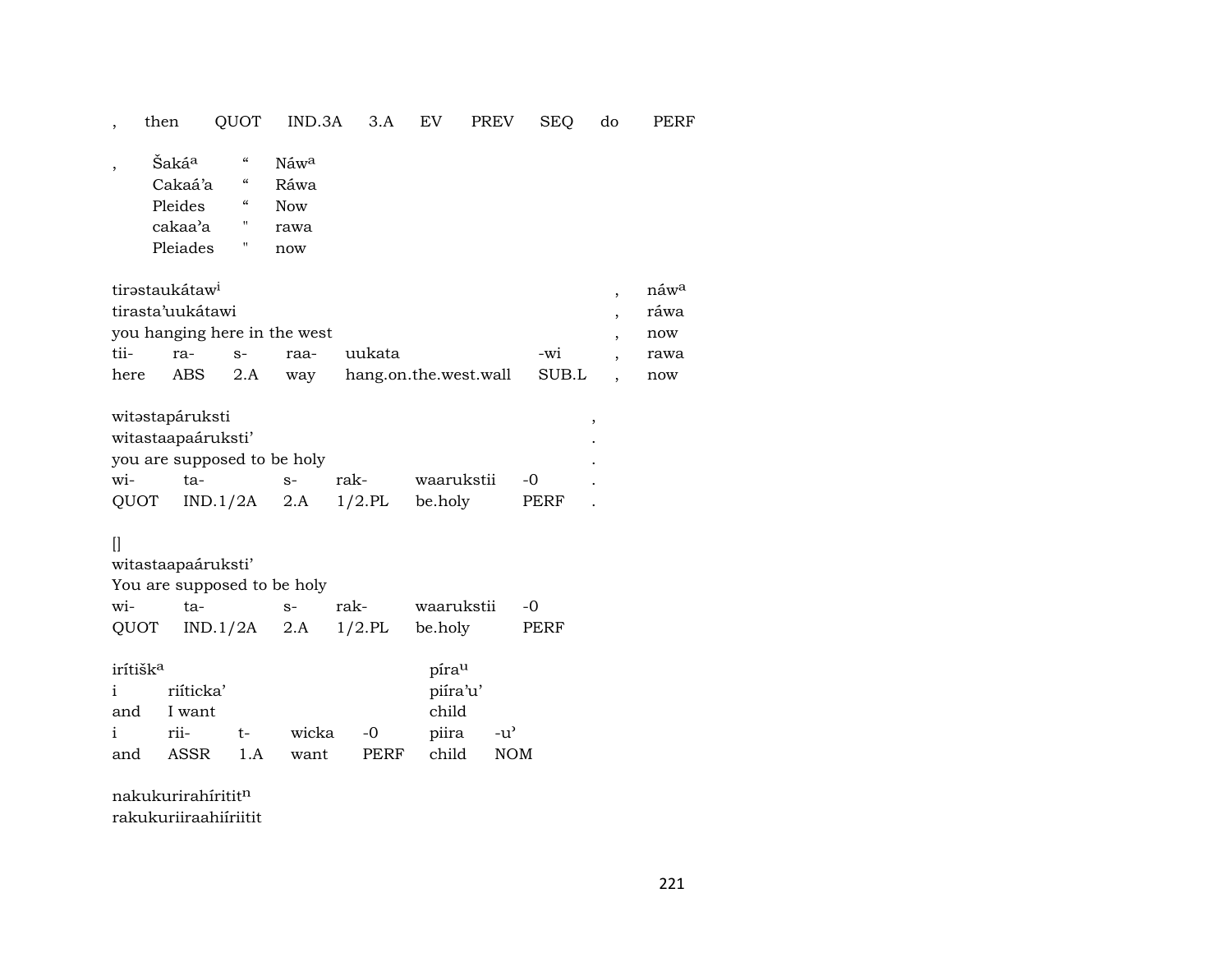| , | then | QUOT | IND.3A | 3.A | EV | PREV | SEQ | do | PERF |
|---|---|---|---|---|---|---|---|---|---|

| , | Šakáᵃ | “ | Náwᵃ |
|---|---|---|---|
| | Cakaá’a | “ | Ráwa |
| | Pleides | “ | Now |
| | cakaa’a | " | rawa |
| | Pleiades | " | now |

| tirəstaukátawⁱ | | | | | | , | náwᵃ |
|---|---|---|---|---|---|---|---|
| tirasta’uukátawi | | | | | | , | ráwa |
| you hanging here in the west | | | | | | , | now |
| tii- | ra- | s- | raa- | uukata | -wi | , | rawa |
| here | ABS | 2.A | way | hang.on.the.west.wall | SUB.L | , | now |

| witəstapáruksti | | | | | | , |
|---|---|---|---|---|---|---|
| witastaapaáruksti’ | | | | | | . |
| you are supposed to be holy | | | | | | . |
| wi- | ta- | s- | rak- | waarukstii | -0 | . |
| QUOT | IND.1/2A | 2.A | 1/2.PL | be.holy | PERF | . |

| [] | | | | | |
|---|---|---|---|---|---|
| witastaapaáruksti’ | | | | | |
| You are supposed to be holy | | | | | |
| wi- | ta- | s- | rak- | waarukstii | -0 |
| QUOT | IND.1/2A | 2.A | 1/2.PL | be.holy | PERF |

| irítiškᵃ | | | | | píraᵘ | |
|---|---|---|---|---|---|---|
| i | riíticka’ | | | | piíra’u’ | |
| and | I want | | | | child | |
| i | rii- | t- | wicka | -0 | piira | -u’ |
| and | ASSR | 1.A | want | PERF | child | NOM |

nakukurirahírititⁿ
rakukuriiraahiíriitit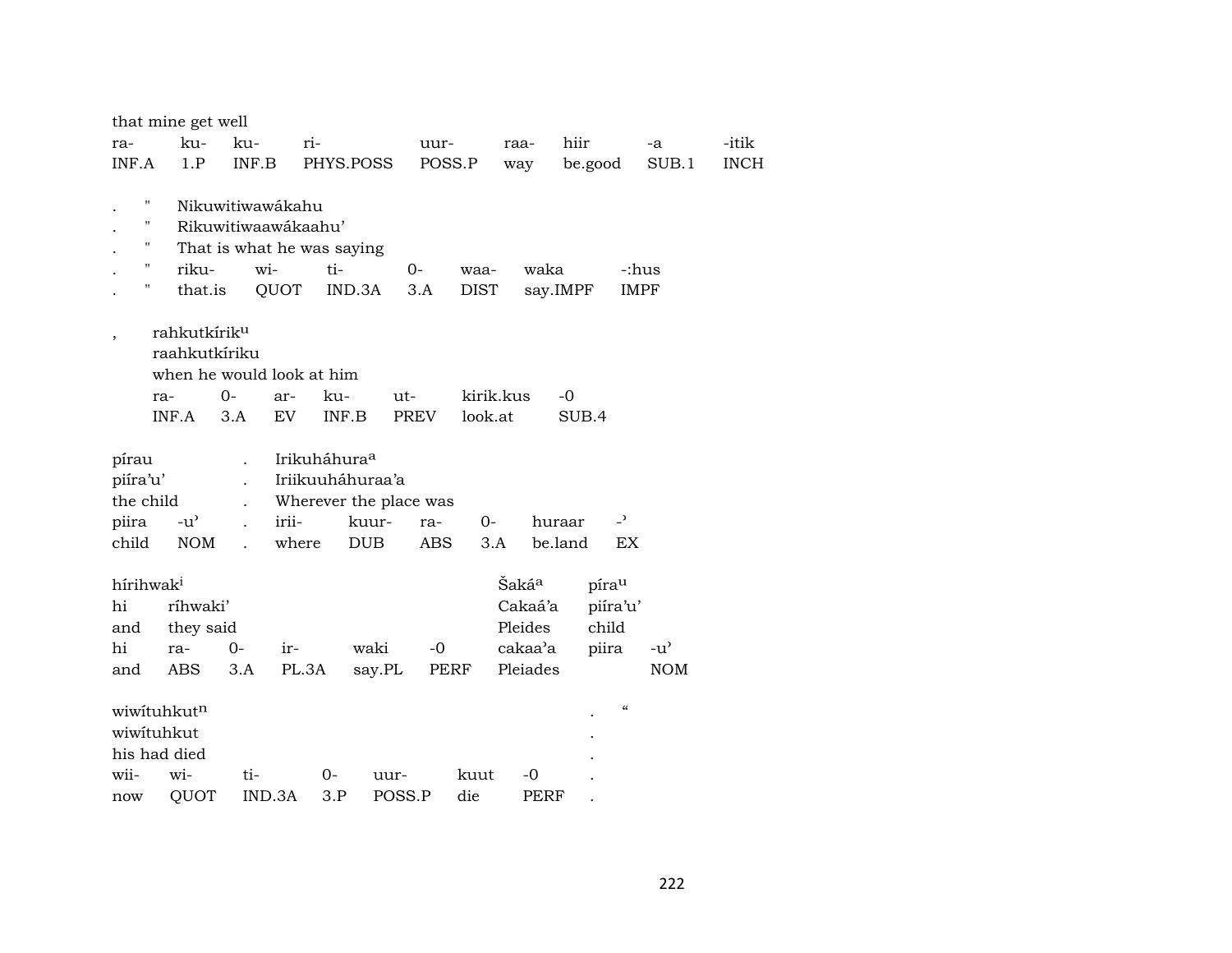that mine get well

| ra- | ku- | ku- | ri- | uur- | raa- | hiir | -a | -itik |
|---|---|---|---|---|---|---|---|---|
| INF.A | 1.P | INF.B | PHYS.POSS | POSS.P | way | be.good | SUB.1 | INCH |

. " Nikuwitiwawákahu
. " Rikuwitiwaawákaahu'
. " That is what he was saying

| . | " | riku- | wi- | ti- | 0- | waa- | waka | -:hus |
|---|---|---|---|---|---|---|---|---|
| . | " | that.is | QUOT | IND.3A | 3.A | DIST | say.IMPF | IMPF |

, rahkutkírik[u]
raahkutkíriku
when he would look at him

| ra- | 0- | ar- | ku- | ut- | kirik.kus | -0 |
|---|---|---|---|---|---|---|
| INF.A | 3.A | EV | INF.B | PREV | look.at | SUB.4 |

pírau . Irikuháhura[a]
piíra'u' . Iriikuuháhuraa'a
the child . Wherever the place was

| piira | -u' | . | irii- | kuur- | ra- | 0- | huraar | -' |
|---|---|---|---|---|---|---|---|---|
| child | NOM | . | where | DUB | ABS | 3.A | be.land | EX |

hírihwak[i] Šaká[a] píra[u]
hi ríhwaki' Cakaá'a piíra'u'
and they said Pleides child

| hi | ra- | 0- | ir- | waki | -0 | cakaa'a | piira | -u' |
|---|---|---|---|---|---|---|---|---|
| and | ABS | 3.A | PL.3A | say.PL | PERF | Pleiades | | NOM |

wiwítuhkut[n] . “
wiwítuhkut .
his had died .

| wii- | wi- | ti- | 0- | uur- | kuut | -0 | . |
|---|---|---|---|---|---|---|---|
| now | QUOT | IND.3A | 3.P | POSS.P | die | PERF | . |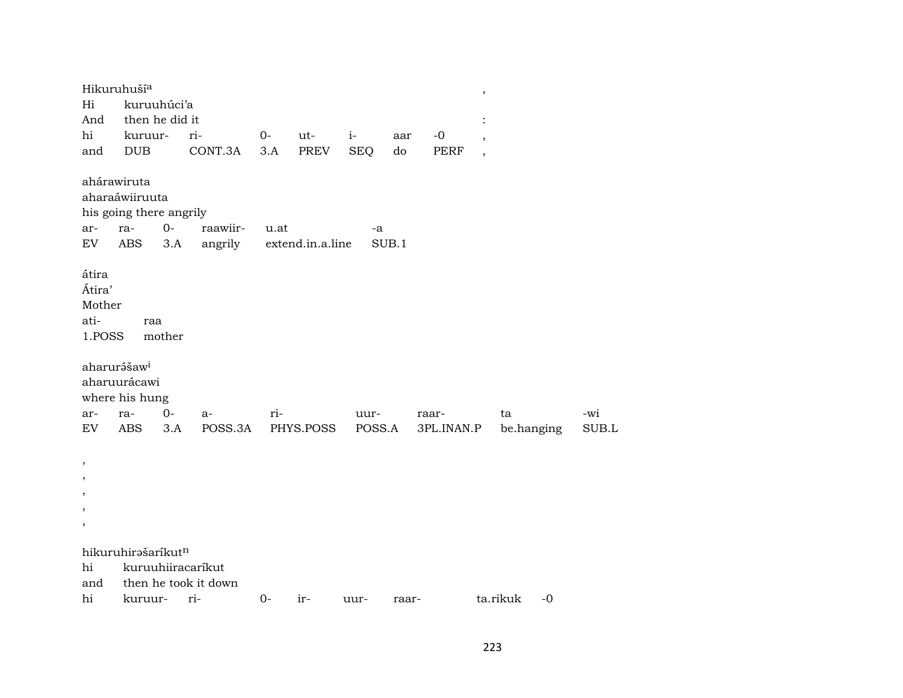Hikuruhuší[a] ,

Hi kuruuhúci'a

And then he did it :

| hi | kuruur- | ri- | 0- | ut- | i- | aar | -0 | , |
|---|---|---|---|---|---|---|---|---|
| and | DUB | CONT.3A | 3.A | PREV | SEQ | do | PERF | , |

ahárawiruta

aharaáwiiruuta

his going there angrily

| ar- | ra- | 0- | raawiir- | u.at | -a |
|---|---|---|---|---|---|
| EV | ABS | 3.A | angrily | extend.in.a.line | SUB.1 |

átira

Átira'

Mother

| ati- | raa |
|---|---|
| 1.POSS | mother |

aharurə́šaw[i]

aharuurácawi

where his hung

| ar- | ra- | 0- | a- | ri- | uur- | raar- | ta | -wi |
|---|---|---|---|---|---|---|---|---|
| EV | ABS | 3.A | POSS.3A | PHYS.POSS | POSS.A | 3PL.INAN.P | be.hanging | SUB.L |

,

,

,

,

,

hikuruhirəšaríkut[n]

hi kuruuhiiracaríkut

and then he took it down

| hi | kuruur- | ri- | 0- | ir- | uur- | raar- | ta.rikuk | -0 |
|---|---|---|---|---|---|---|---|---|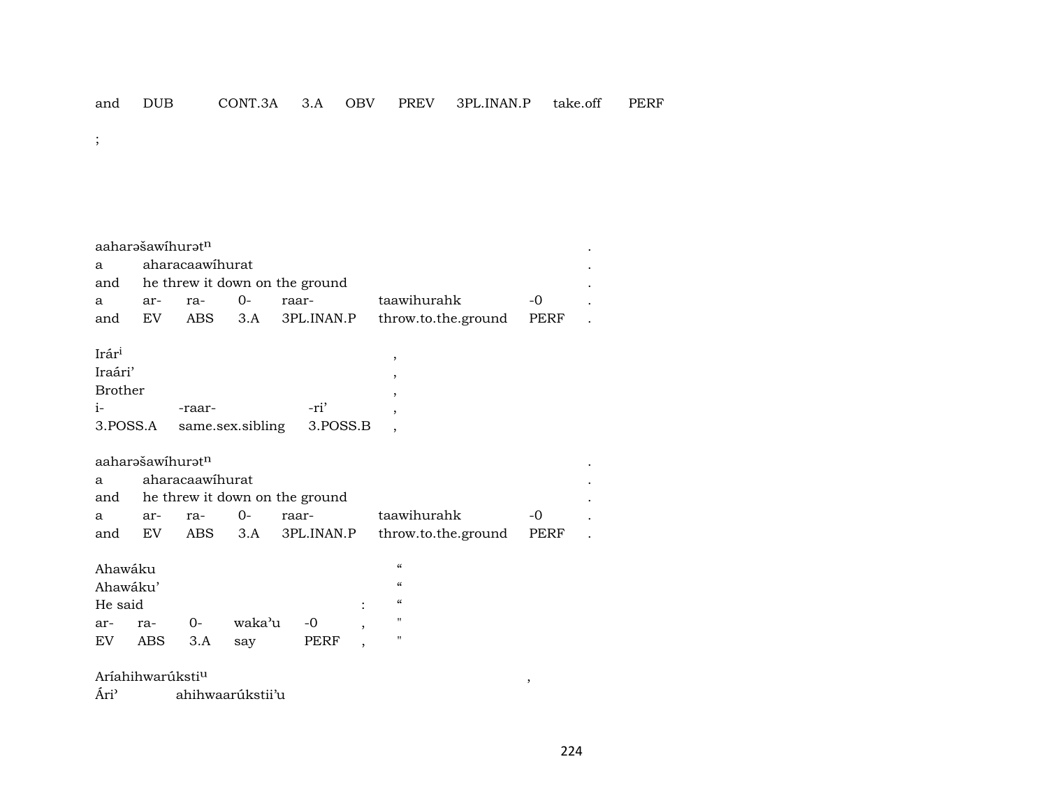and DUB CONT.3A 3.A OBV PREV 3PL.INAN.P take.off PERF

;

| aaharəšawíhurət^n | | | | | | | . |
|---|---|---|---|---|---|---|---|
| a | aharacaawíhurat | | | | | | . |
| and | he threw it down on the ground | | | | | | . |
| a | ar- | ra- | 0- | raar- | taawihurahk | -0 | . |
| and | EV | ABS | 3.A | 3PL.INAN.P | throw.to.the.ground | PERF | . |

| Irár^i | | | , |
|---|---|---|---|
| Iraári' | | | , |
| Brother | | | , |
| i- | -raar- | -ri' | , |
| 3.POSS.A | same.sex.sibling | 3.POSS.B | , |

| aaharəšawíhurət^n | | | | | | | . |
|---|---|---|---|---|---|---|---|
| a | aharacaawíhurat | | | | | | . |
| and | he threw it down on the ground | | | | | | . |
| a | ar- | ra- | 0- | raar- | taawihurahk | -0 | . |
| and | EV | ABS | 3.A | 3PL.INAN.P | throw.to.the.ground | PERF | . |

| Ahawáku | | | | | | “ |
|---|---|---|---|---|---|---|
| Ahawáku' | | | | | | “ |
| He said | | | | | : | “ |
| ar- | ra- | 0- | waka'u | -0 | , | " |
| EV | ABS | 3.A | say | PERF | , | " |

Aríahihwarúksti^u ,

Ári' ahihwaarúkstii'u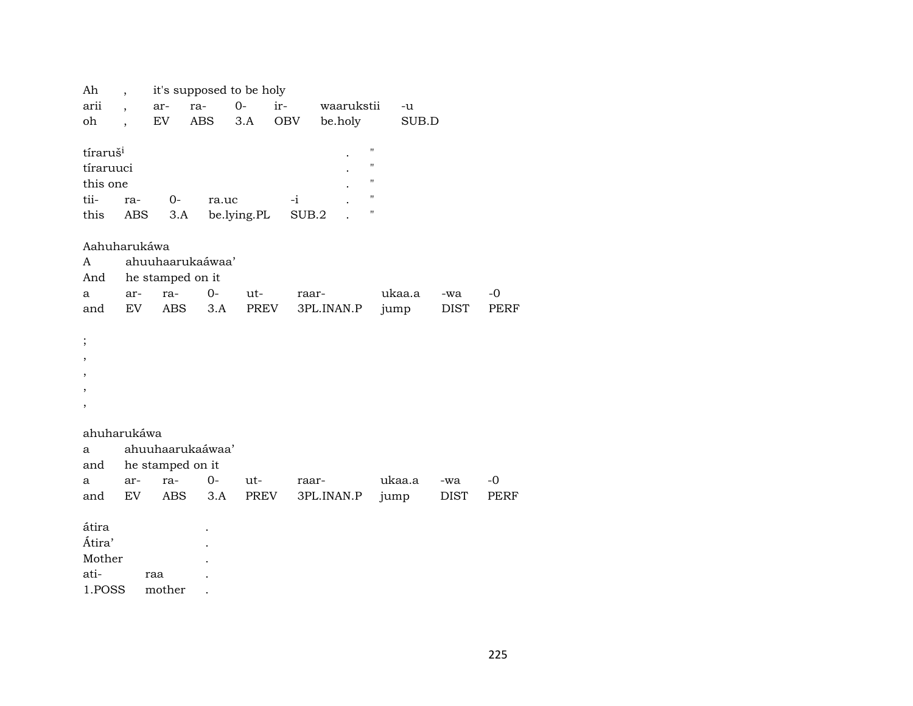| Ah | , | it's supposed to be holy | | | | | |
|---|---|---|---|---|---|---|---|
| arii | , | ar- | ra- | 0- | ir- | waarukstii | -u |
| oh | , | EV | ABS | 3.A | OBV | be.holy | SUB.D |

| tíraruš[i] | | | | | . | " |
|---|---|---|---|---|---|---|
| tíraruuci | | | | | . | " |
| this one | | | | | . | " |
| tii- | ra- | 0- | ra.uc | -i | . | " |
| this | ABS | 3.A | be.lying.PL | SUB.2 | . | " |

| Aahuharukáwa | | | | | | | | |
|---|---|---|---|---|---|---|---|---|
| A | ahuuhaarukaáwaa' | | | | | | | |
| And | he stamped on it | | | | | | | |
| a | ar- | ra- | 0- | ut- | raar- | ukaa.a | -wa | -0 |
| and | EV | ABS | 3.A | PREV | 3PL.INAN.P | jump | DIST | PERF |

;
,
,
,
,

| ahuharukáwa | | | | | | | | |
|---|---|---|---|---|---|---|---|---|
| a | ahuuhaarukaáwaa' | | | | | | | |
| and | he stamped on it | | | | | | | |
| a | ar- | ra- | 0- | ut- | raar- | ukaa.a | -wa | -0 |
| and | EV | ABS | 3.A | PREV | 3PL.INAN.P | jump | DIST | PERF |

| átira | | . |
|---|---|---|
| Átira' | | . |
| Mother | | . |
| ati- | raa | . |
| 1.POSS | mother | . |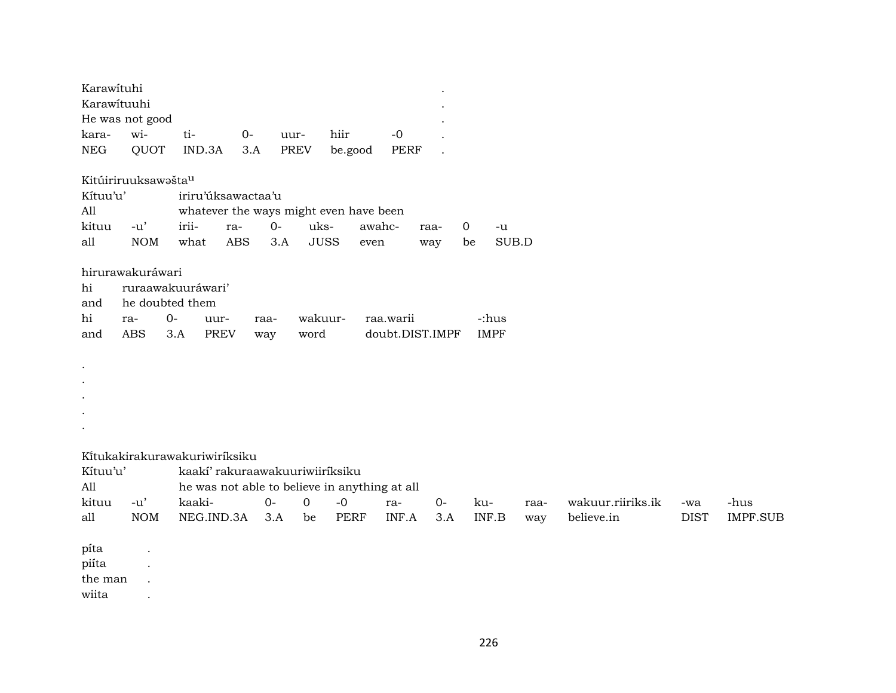Karawítuhi .
Karawítuuhi .
He was not good .

| kara- | wi- | ti- | 0- | uur- | hiir | -0 | . |
|---|---|---|---|---|---|---|---|
| NEG | QUOT | IND.3A | 3.A | PREV | be.good | PERF | . |

Kitúiriruuksawǝštaᵘ
Kítuu'u' iriru'úksawactaa'u
All whatever the ways might even have been

| kituu | -u' | irii- | ra- | 0- | uks- | awahc- | raa- | 0 | -u |
|---|---|---|---|---|---|---|---|---|---|
| all | NOM | what | ABS | 3.A | JUSS | even | way | be | SUB.D |

hirurawakuráwari
hi ruraawakuuráwari'
and he doubted them

| hi | ra- | 0- | uur- | raa- | wakuur- | raa.warii | -:hus |
|---|---|---|---|---|---|---|---|
| and | ABS | 3.A | PREV | way | word | doubt.DIST.IMPF | IMPF |

.
.
.
.
.

Kĩ́tukakirakurawakuriwiríksiku
Kítuu'u' kaakí' rakuraawakuuriwiiríksiku
All he was not able to believe in anything at all

| kituu | -u' | kaaki- | 0- | 0 | -0 | ra- | 0- | ku- | raa- | wakuur.riiriks.ik | -wa | -hus |
|---|---|---|---|---|---|---|---|---|---|---|---|---|
| all | NOM | NEG.IND.3A | 3.A | be | PERF | INF.A | 3.A | INF.B | way | believe.in | DIST | IMPF.SUB |

píta .
piíta .
the man .
wiita .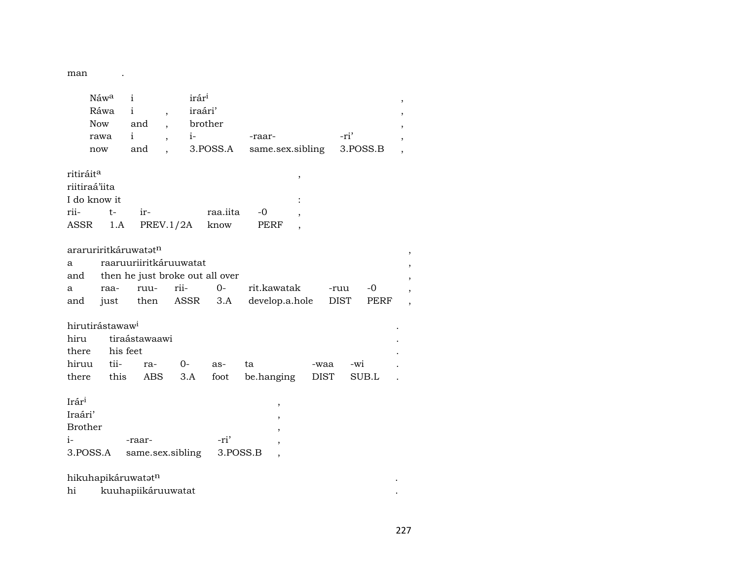man .

| Náw$^{a}$ | i | | irár$^{i}$ | | | , |
|---|---|---|---|---|---|---|
| Ráwa | i | , | iraári’ | | | , |
| Now | and | , | brother | | | , |
| rawa | i | , | i- | -raar- | -ri’ | , |
| now | and | , | 3.POSS.A | same.sex.sibling | 3.POSS.B | , |

| ritiráit$^{a}$ | | | | | , |
|---|---|---|---|---|---|
| riitiraá’iita | | | | | |
| I do know it | | | | | : |
| rii- | t- | ir- | raa.iita | -0 | , |
| ASSR | 1.A | PREV.1/2A | know | PERF | , |

| araruriritkáruwatət$^{n}$ | | | | | | | | , |
|---|---|---|---|---|---|---|---|---|
| a | raaruuriiritkáruuwatat | | | | | | | , |
| and | then he just broke out all over | | | | | | | , |
| a | raa- | ruu- | rii- | 0- | rit.kawatak | -ruu | -0 | , |
| and | just | then | ASSR | 3.A | develop.a.hole | DIST | PERF | , |

| hirutirástawaw$^{i}$ | | | | | | | | . |
|---|---|---|---|---|---|---|---|---|
| hiru | tiraástawaawi | | | | | | | . |
| there | his feet | | | | | | | . |
| hiruu | tii- | ra- | 0- | as- | ta | -waa | -wi | . |
| there | this | ABS | 3.A | foot | be.hanging | DIST | SUB.L | . |

| Irár$^{i}$ | | | , |
|---|---|---|---|
| Iraári’ | | | , |
| Brother | | | , |
| i- | -raar- | -ri’ | , |
| 3.POSS.A | same.sex.sibling | 3.POSS.B | , |

| hikuhapikáruwatət$^{n}$ | | . |
|---|---|---|
| hi | kuuhapiikáruuwatat | . |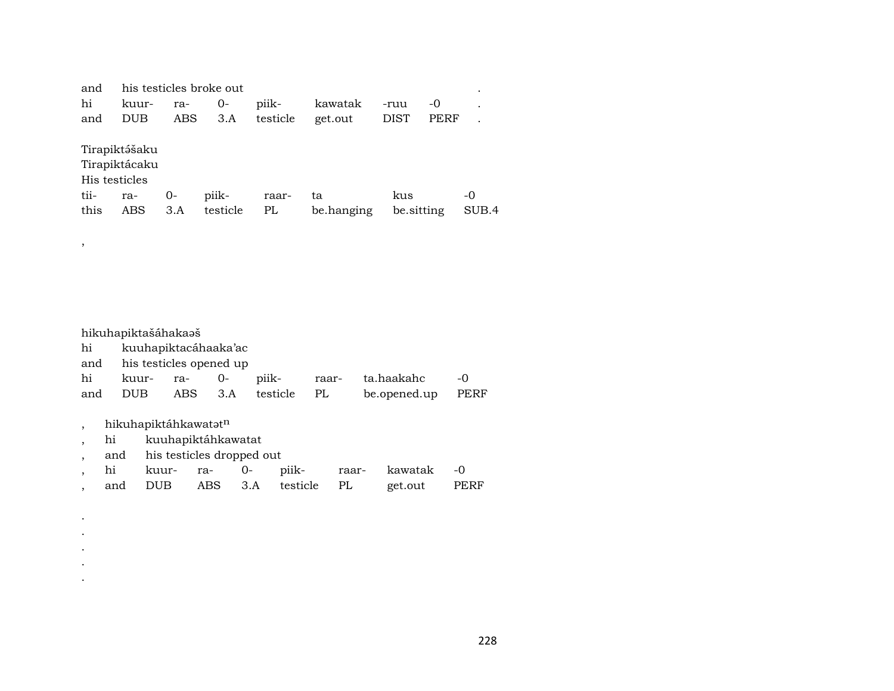and his testicles broke out .
hi kuur- ra- 0- piik- kawatak -ruu -0 .
and DUB ABS 3.A testicle get.out DIST PERF .

Tirapiktə́šaku
Tirapiktácaku
His testicles

| tii- | ra- | 0- | piik- | raar- | ta | kus | -0 |
|---|---|---|---|---|---|---|---|
| this | ABS | 3.A | testicle | PL | be.hanging | be.sitting | SUB.4 |

,

hikuhapiktašáhakaəš
hi kuuhapiktacáhaaka'ac
and his testicles opened up

| hi | kuur- | ra- | 0- | piik- | raar- | ta.haakahc | -0 |
|---|---|---|---|---|---|---|---|
| and | DUB | ABS | 3.A | testicle | PL | be.opened.up | PERF |

, hikuhapiktáhkawatət$^{n}$
, hi kuuhapiktáhkawatat
, and his testicles dropped out

| , | hi | kuur- | ra- | 0- | piik- | raar- | kawatak | -0 |
|---|---|---|---|---|---|---|---|---|
| , | and | DUB | ABS | 3.A | testicle | PL | get.out | PERF |

.
.
.
.
.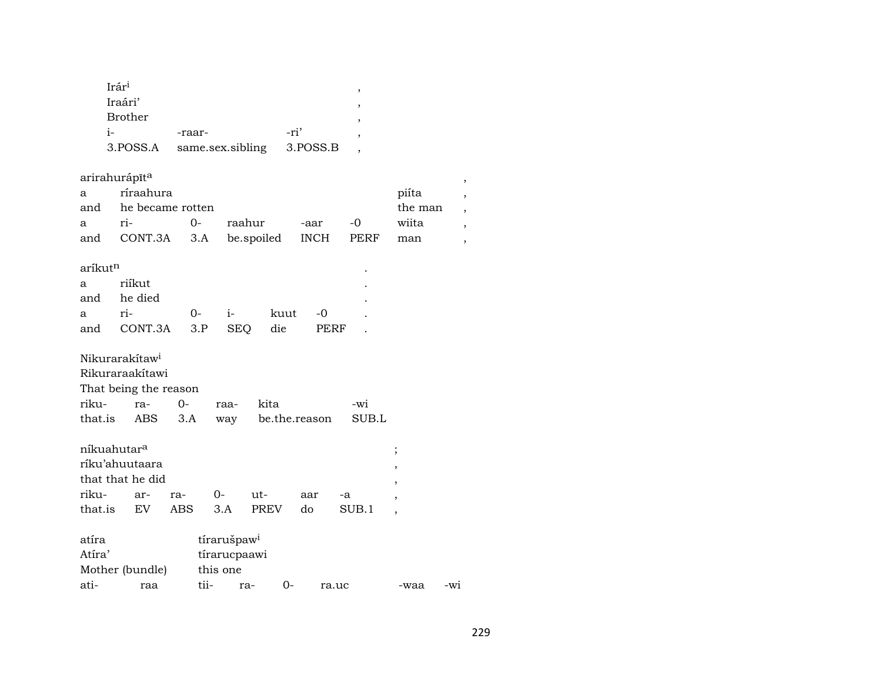| Irár[i] | | | , |
|---|---|---|---|
| Iraári’ | | | , |
| Brother | | | , |
| i- | -raar- | -ri’ | , |
| 3.POSS.A | same.sex.sibling | 3.POSS.B | , |

| arirahurápīt[a] | | | | | | | , |
|---|---|---|---|---|---|---|---|
| a | ríraahura | | | | | piíta | , |
| and | he became rotten | | | | | the man | , |
| a | ri- | 0- | raahur | -aar | -0 | wiita | , |
| and | CONT.3A | 3.A | be.spoiled | INCH | PERF | man | , |

| aríkut[n] | | | | | | . |
|---|---|---|---|---|---|---|
| a | riíkut | | | | | . |
| and | he died | | | | | . |
| a | ri- | 0- | i- | kuut | -0 | . |
| and | CONT.3A | 3.P | SEQ | die | PERF | . |

| Nikurarakítaw[i] | | | | | |
|---|---|---|---|---|---|
| Rikuraraakítawi | | | | | |
| That being the reason | | | | | |
| riku- | ra- | 0- | raa- | kita | -wi |
| that.is | ABS | 3.A | way | be.the.reason | SUB.L |

| níkuahutar[a] | | | | | | | ; |
|---|---|---|---|---|---|---|---|
| ríku’ahuutaara | | | | | | | , |
| that that he did | | | | | | | , |
| riku- | ar- | ra- | 0- | ut- | aar | -a | , |
| that.is | EV | ABS | 3.A | PREV | do | SUB.1 | , |

| atíra | | tírarušpaw[i] | | | | | |
|---|---|---|---|---|---|---|---|
| Atíra’ | | tírarucpaawi | | | | | |
| Mother (bundle) | | this one | | | | | |
| ati- | raa | tii- | ra- | 0- | ra.uc | -waa | -wi |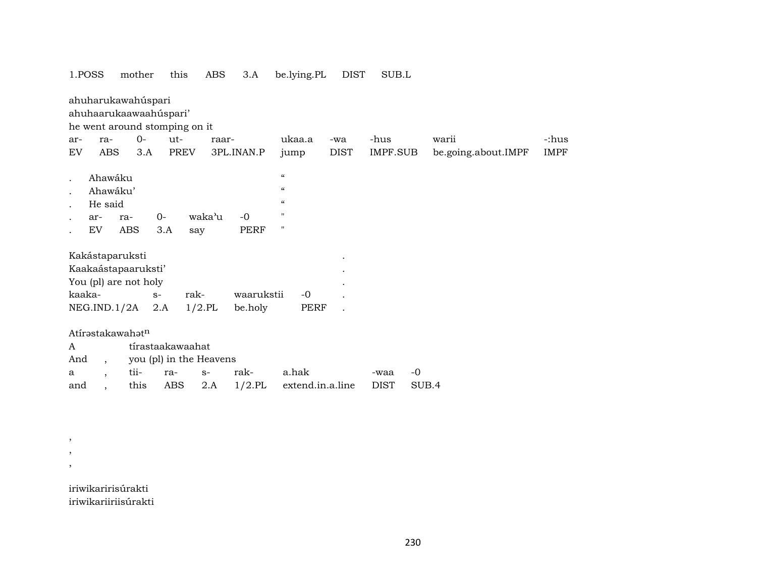| 1.POSS | mother | this | ABS | 3.A | be.lying.PL | DIST | SUB.L |
|---|---|---|---|---|---|---|---|

ahuharukawahúspari
ahuhaarukaawaahúspari'
he went around stomping on it

| ar- | ra- | 0- | ut- | raar- | ukaa.a | -wa | -hus | warii | -:hus |
|---|---|---|---|---|---|---|---|---|---|
| EV | ABS | 3.A | PREV | 3PL.INAN.P | jump | DIST | IMPF.SUB | be.going.about.IMPF | IMPF |

| . | Ahawáku | | | | " |
|---|---|---|---|---|---|
| . | Ahawáku' | | | | " |
| . | He said | | | | " |
| . | ar- | ra- | 0- | waka'u | -0 | " |
| . | EV | ABS | 3.A | say | PERF | " |

Kakástaparuksti .
Kaakaástapaaruksti' .
You (pl) are not holy .

| kaaka- | s- | rak- | waarukstii | -0 | . |
|---|---|---|---|---|---|
| NEG.IND.1/2A | 2.A | 1/2.PL | be.holy | PERF | . |

Atírəstakawahət$^{n}$

| A | | tírastaakawaahat | | | | | | |
|---|---|---|---|---|---|---|---|---|
| And | , | you (pl) in the Heavens | | | | | | |
| a | , | tii- | ra- | s- | rak- | a.hak | -waa | -0 |
| and | , | this | ABS | 2.A | 1/2.PL | extend.in.a.line | DIST | SUB.4 |

,
,
,

iriwikaririsúrakti
iriwikariiriisúrakti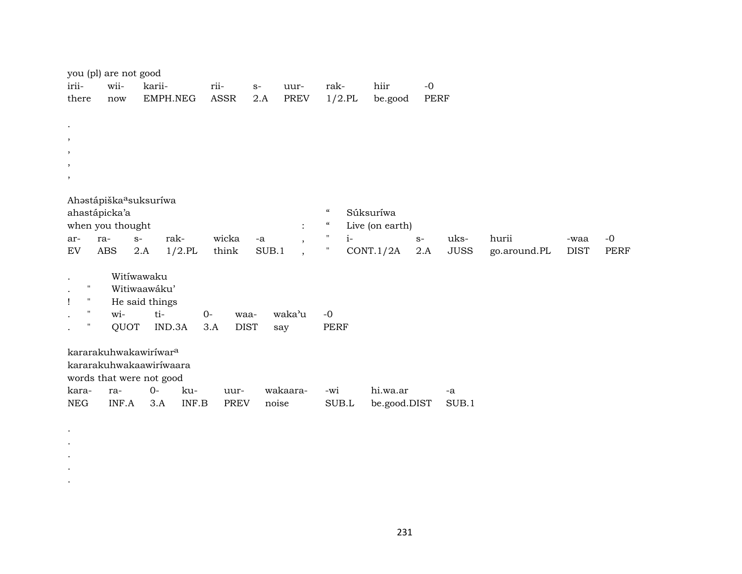you (pl) are not good

| irii- | wii- | karii- | rii- | s- | uur- | rak- | hiir | -0 |
|---|---|---|---|---|---|---|---|---|
| there | now | EMPH.NEG | ASSR | 2.A | PREV | 1/2.PL | be.good | PERF |

.
,
,
,
,

Ahəstápiškaᵃsuksuríwa

| ahastápicka'a | | | | | | | “ | Súksuríwa | | | | | |
|---|---|---|---|---|---|---|---|---|---|---|---|---|---|
| when you thought | | | | | | : | “ | Live (on earth) | | | | | |
| ar- | ra- | s- | rak- | wicka | -a | , | " | i- | s- | uks- | hurii | -waa | -0 |
| EV | ABS | 2.A | 1/2.PL | think | SUB.1 | , | " | CONT.1/2A | 2.A | JUSS | go.around.PL | DIST | PERF |

| . | | Witíwawaku | | | | | |
|---|---|---|---|---|---|---|---|
| . | " | Witiwaawáku' | | | | | |
| ! | " | He said things | | | | | |
| . | " | wi- | ti- | 0- | waa- | waka'u | -0 |
| . | " | QUOT | IND.3A | 3.A | DIST | say | PERF |

kararakuhwakawiríwarᵃ
kararakuhwakaawiríwaara
words that were not good

| kara- | ra- | 0- | ku- | uur- | wakaara- | -wi | hi.wa.ar | -a |
|---|---|---|---|---|---|---|---|---|
| NEG | INF.A | 3.A | INF.B | PREV | noise | SUB.L | be.good.DIST | SUB.1 |

.
.
.
.
.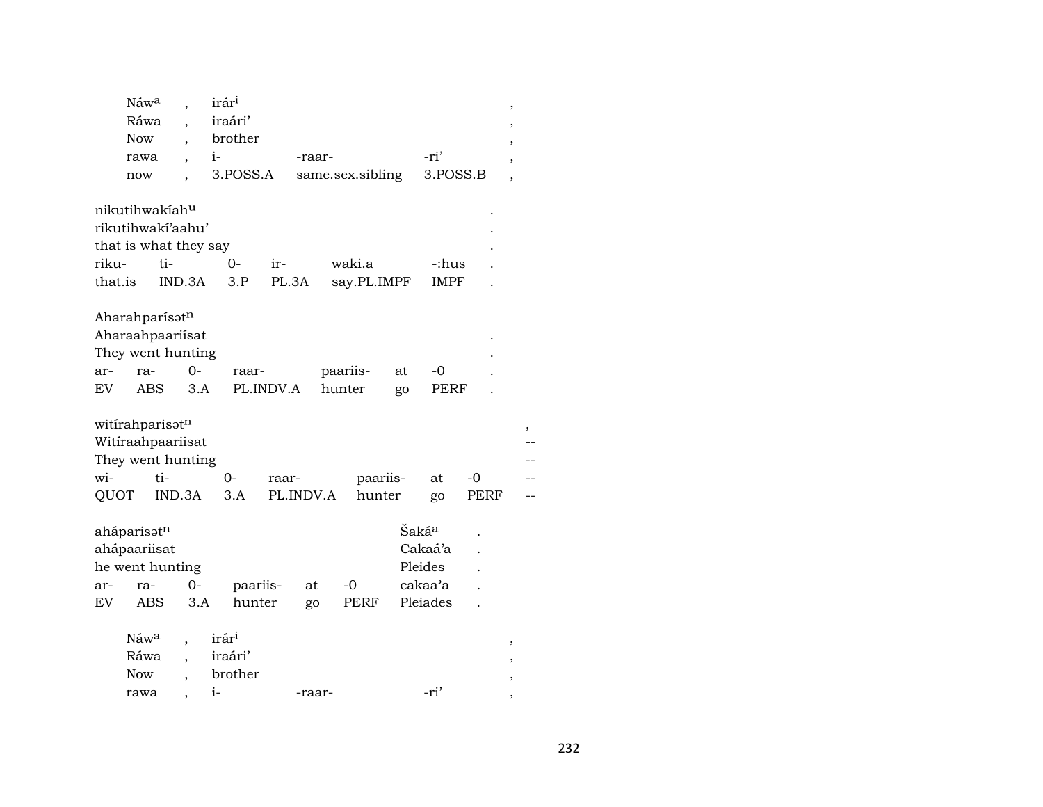| | | | | | |
|---|---|---|---|---|---|
| Náw^a | , | irár^i | | | , |
| Ráwa | , | iraári' | | | , |
| Now | , | brother | | | , |
| rawa | , | i- | -raar- | -ri' | , |
| now | , | 3.POSS.A | same.sex.sibling | 3.POSS.B | , |

| | | | | | | |
|---|---|---|---|---|---|---|
| nikutihwakíah^u | | | | | | . |
| rikutihwakí'aahu' | | | | | | . |
| that is what they say | | | | | | . |
| riku- | ti- | 0- | ir- | waki.a | -:hus | . |
| that.is | IND.3A | 3.P | PL.3A | say.PL.IMPF | IMPF | . |

| | | | | | | | |
|---|---|---|---|---|---|---|---|
| Aharahparísət^n | | | | | | | |
| Aharaahpaariísat | | | | | | | . |
| They went hunting | | | | | | | . |
| ar- | ra- | 0- | raar- | paariis- | at | -0 | . |
| EV | ABS | 3.A | PL.INDV.A | hunter | go | PERF | . |

| | | | | | | | |
|---|---|---|---|---|---|---|---|
| witírahparisət^n | | | | | | | , |
| Witíraahpaariisat | | | | | | | -- |
| They went hunting | | | | | | | -- |
| wi- | ti- | 0- | raar- | paariis- | at | -0 | -- |
| QUOT | IND.3A | 3.A | PL.INDV.A | hunter | go | PERF | -- |

| | | | | | | | |
|---|---|---|---|---|---|---|---|
| ahápariset^n | | | | | | Šaká^a | . |
| ahápaariisat | | | | | | Cakaá'a | . |
| he went hunting | | | | | | Pleides | . |
| ar- | ra- | 0- | paariis- | at | -0 | cakaa'a | . |
| EV | ABS | 3.A | hunter | go | PERF | Pleiades | . |

| | | | | | |
|---|---|---|---|---|---|
| Náw^a | , | irár^i | | | , |
| Ráwa | , | iraári' | | | , |
| Now | , | brother | | | , |
| rawa | , | i- | -raar- | -ri' | , |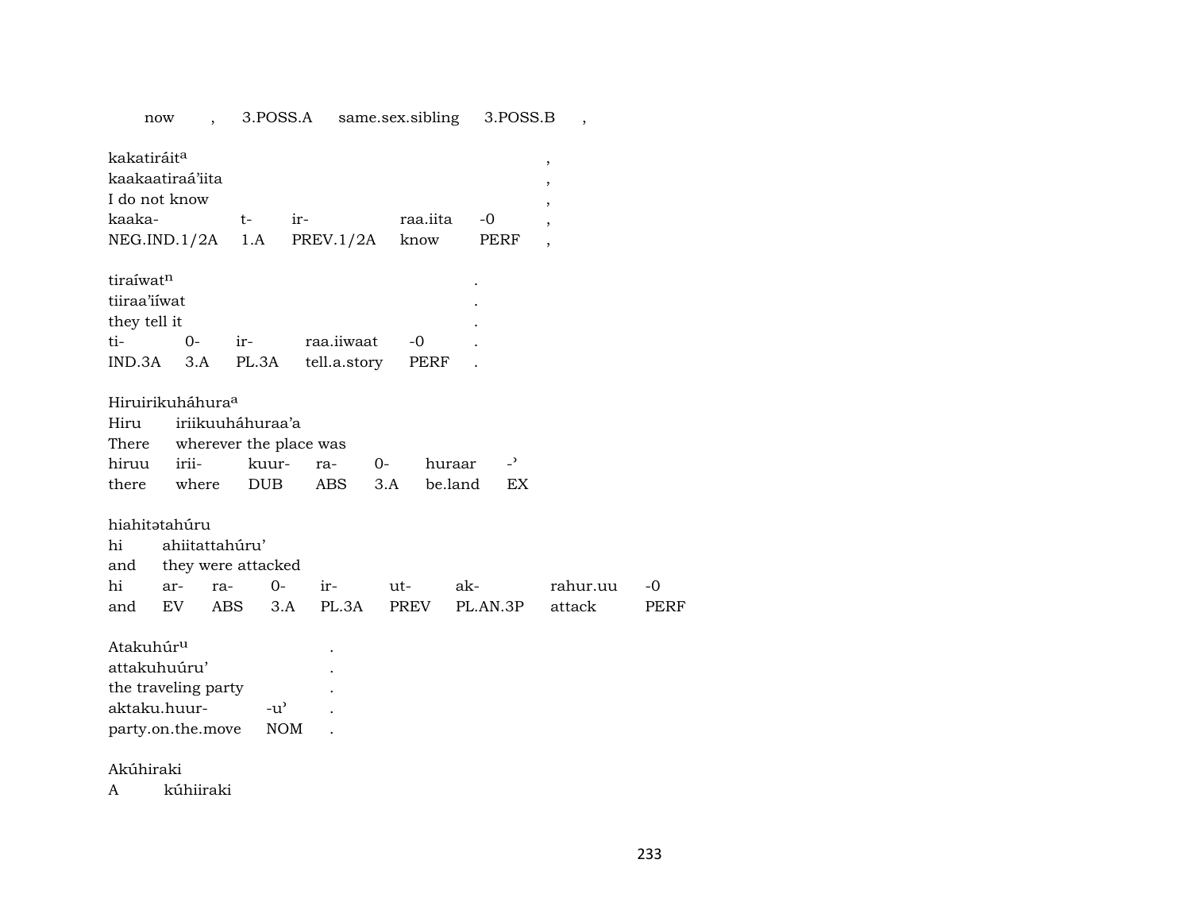| now | , | 3.POSS.A | same.sex.sibling | 3.POSS.B | , |
|---|---|---|---|---|---|

kakatiráit[a] ,
kaakaatiraá'iita ,
I do not know ,

| kaaka- | t- | ir- | raa.iita | -0 | , |
|---|---|---|---|---|---|
| NEG.IND.1/2A | 1.A | PREV.1/2A | know | PERF | , |

tiraíwat[n] .
tiiraa'iíwat .
they tell it .

| ti- | 0- | ir- | raa.iiwaat | -0 | . |
|---|---|---|---|---|---|
| IND.3A | 3.A | PL.3A | tell.a.story | PERF | . |

Hiruirikuháhura[a]

| Hiru | iriikuuháhuraa'a | | | | | |
|---|---|---|---|---|---|---|
| There | wherever the place was | | | | | |
| hiruu | irii- | kuur- | ra- | 0- | huraar | -' |
| there | where | DUB | ABS | 3.A | be.land | EX |

hiahitətahúru

| hi | ahiitattahúru' | | | | | | | |
|---|---|---|---|---|---|---|---|---|
| and | they were attacked | | | | | | | |
| hi | ar- | ra- | 0- | ir- | ut- | ak- | rahur.uu | -0 |
| and | EV | ABS | 3.A | PL.3A | PREV | PL.AN.3P | attack | PERF |

Atakuhúr[u] .
attakuhuúru' .
the traveling party .

| aktaku.huur- | -u' | . |
|---|---|---|
| party.on.the.move | NOM | . |

Akúhiraki

| A | kúhiiraki |
|---|---|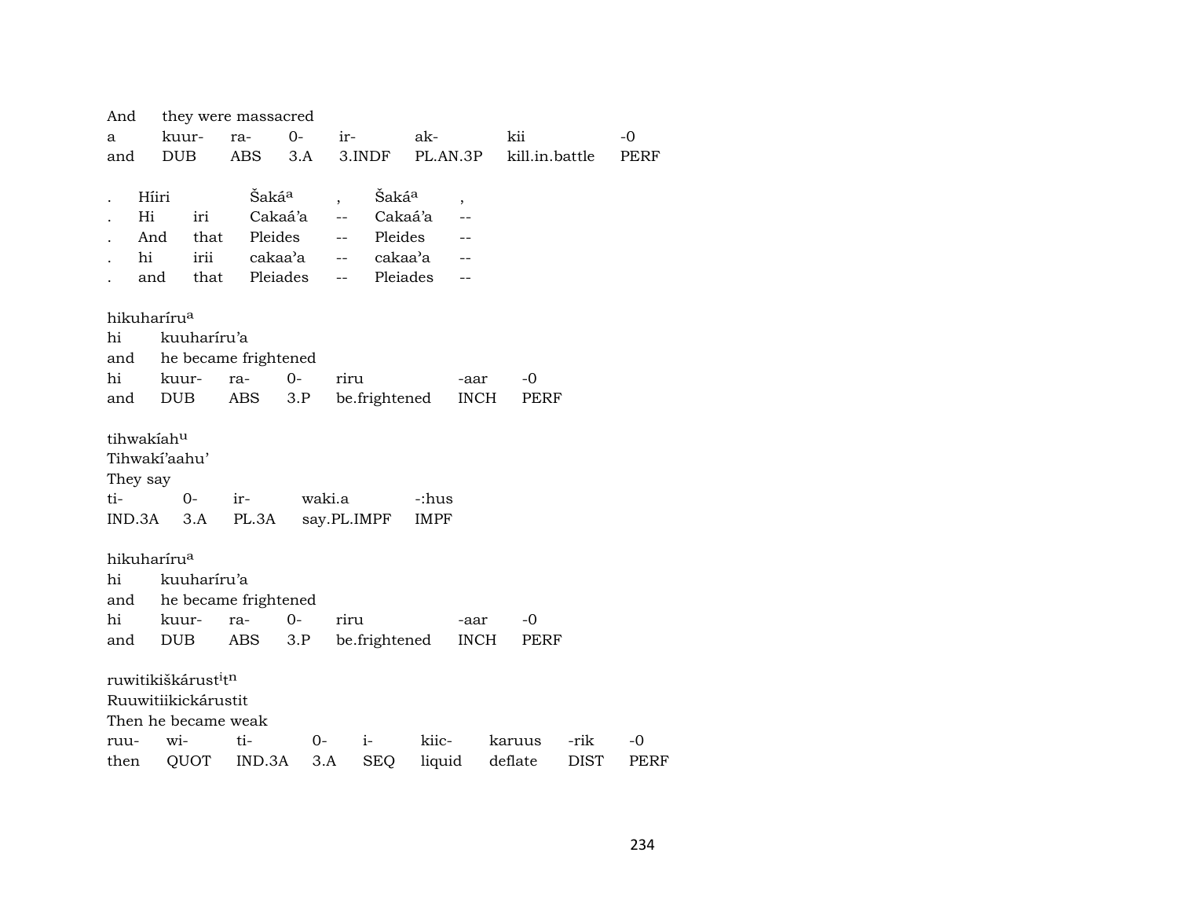| And | they were massacred | | | | | | |
|---|---|---|---|---|---|---|---|
| a | kuur- | ra- | 0- | ir- | ak- | kii | -0 |
| and | DUB | ABS | 3.A | 3.INDF | PL.AN.3P | kill.in.battle | PERF |

| . | Híiri | | Šakáa | , | Šakáa | , |
|---|---|---|---|---|---|---|
| . | Hi | iri | Cakaá'a | -- | Cakaá'a | -- |
| . | And | that | Pleides | -- | Pleides | -- |
| . | hi | irii | cakaa'a | -- | cakaa'a | -- |
| . | and | that | Pleiades | -- | Pleiades | -- |

hikuharírua

| hi | kuuharíru'a | | | | | |
|---|---|---|---|---|---|---|
| and | he became frightened | | | | | |
| hi | kuur- | ra- | 0- | riru | -aar | -0 |
| and | DUB | ABS | 3.P | be.frightened | INCH | PERF |

tihwakíahu

Tihwakí'aahu'

They say

| ti- | 0- | ir- | waki.a | -:hus |
|---|---|---|---|---|
| IND.3A | 3.A | PL.3A | say.PL.IMPF | IMPF |

hikuharírua

| hi | kuuharíru'a | | | | | |
|---|---|---|---|---|---|---|
| and | he became frightened | | | | | |
| hi | kuur- | ra- | 0- | riru | -aar | -0 |
| and | DUB | ABS | 3.P | be.frightened | INCH | PERF |

ruwitikiškárustitn

Ruuwitiikickárustit

Then he became weak

| ruu- | wi- | ti- | 0- | i- | kiic- | karuus | -rik | -0 |
|---|---|---|---|---|---|---|---|---|
| then | QUOT | IND.3A | 3.A | SEQ | liquid | deflate | DIST | PERF |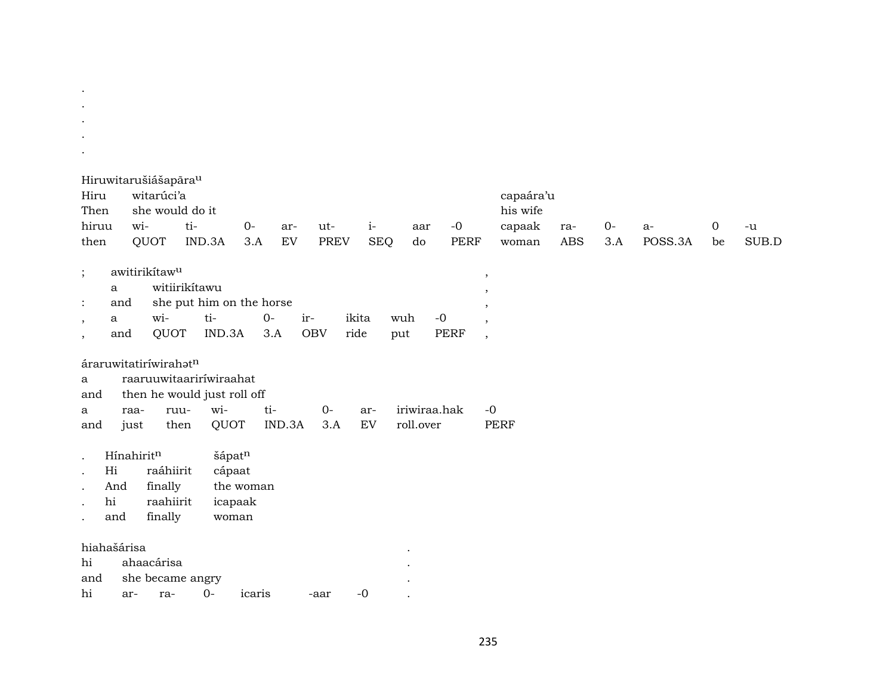.
.
.
.
.

Hiruwitarušiášapāra$^{u}$

| Hiru | witarúci'a | | | | | | | | capaára'u | | | | | |
|---|---|---|---|---|---|---|---|---|---|---|---|---|---|---|
| Then | she would do it | | | | | | | | his wife | | | | | |
| hiruu | wi- | ti- | 0- | ar- | ut- | i- | aar | -0 | capaak | ra- | 0- | a- | 0 | -u |
| then | QUOT | IND.3A | 3.A | EV | PREV | SEQ | do | PERF | woman | ABS | 3.A | POSS.3A | be | SUB.D |

| ; | awitirikítaw$^{u}$ | | | | | | | | , |
|---|---|---|---|---|---|---|---|---|---|
| | a | witiirikítawu | | | | | | | , |
| : | and | she put him on the horse | | | | | | | , |
| , | a | wi- | ti- | 0- | ir- | ikita | wuh | -0 | , |
| , | and | QUOT | IND.3A | 3.A | OBV | ride | put | PERF | , |

áraruwitatiríwirahət$^{n}$

| a | raaruuwitaariríwiraahat | | | | | | |
|---|---|---|---|---|---|---|---|
| and | then he would just roll off | | | | | | |
| a | raa- | ruu- | wi- | ti- | 0- | ar- | iriwiraa.hak | -0 |
| and | just | then | QUOT | IND.3A | 3.A | EV | roll.over | PERF |

| . | Hínahirit$^{n}$ | | šápat$^{n}$ |
|---|---|---|---|
| . | Hi | raáhiirit | cápaat |
| . | And | finally | the woman |
| . | hi | raahiirit | icapaak |
| . | and | finally | woman |

hiahašárisa .

| hi | ahaacárisa | | | | | | . |
|---|---|---|---|---|---|---|---|
| and | she became angry | | | | | | . |
| hi | ar- | ra- | 0- | icaris | -aar | -0 | . |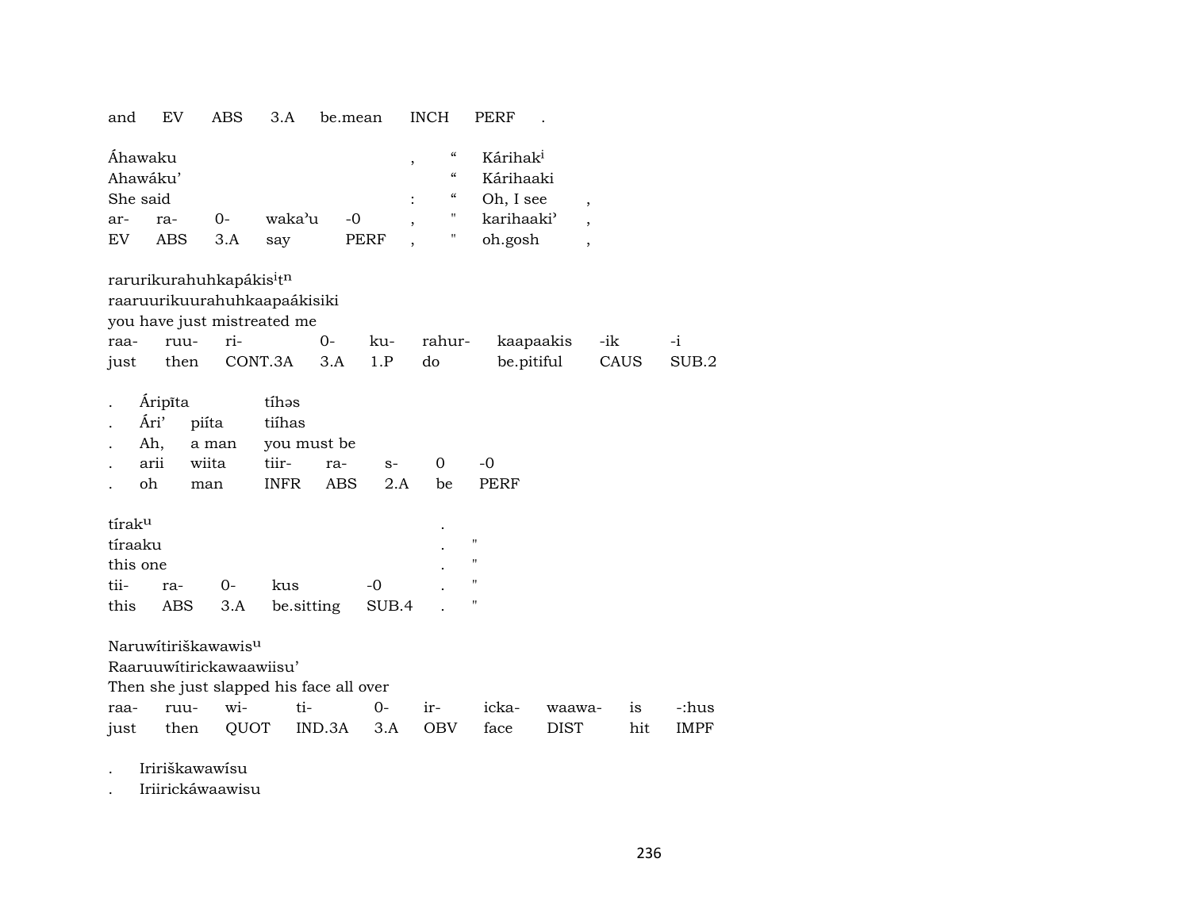| and | EV | ABS | 3.A | be.mean | INCH | PERF | . |
|---|---|---|---|---|---|---|---|

| Áhawaku | | | | | , | “ | Kárihak[i] | |
|---|---|---|---|---|---|---|---|---|
| Ahawáku’ | | | | | | “ | Kárihaaki | |
| She said | | | | | : | “ | Oh, I see | , |
| ar- | ra- | 0- | waka’u | -0 | , | " | karihaaki’ | , |
| EV | ABS | 3.A | say | PERF | , | " | oh.gosh | , |

| rarurikurahuhkapákis[i]t[n] | | | | | | | | |
|---|---|---|---|---|---|---|---|---|
| raaruurikuurahuhkaapaákisiki | | | | | | | | |
| you have just mistreated me | | | | | | | | |
| raa- | ruu- | ri- | 0- | ku- | rahur- | kaapaakis | -ik | -i |
| just | then | CONT.3A | 3.A | 1.P | do | be.pitiful | CAUS | SUB.2 |

| . | Áripīta | | tíhəs | | | | |
|---|---|---|---|---|---|---|---|
| . | Ári’ | piíta | tiíhas | | | | |
| . | Ah, | a man | you must be | | | | |
| . | arii | wiita | tiir- | ra- | s- | 0 | -0 |
| . | oh | man | INFR | ABS | 2.A | be | PERF |

| tírak[u] | | | | | . | |
|---|---|---|---|---|---|---|
| tíraaku | | | | | . | " |
| this one | | | | | . | " |
| tii- | ra- | 0- | kus | -0 | . | " |
| this | ABS | 3.A | be.sitting | SUB.4 | . | " |

| Naruwítiriškawawis[u] | | | | | | | | | |
|---|---|---|---|---|---|---|---|---|---|
| Raaruuwítirickawaawiisu’ | | | | | | | | | |
| Then she just slapped his face all over | | | | | | | | | |
| raa- | ruu- | wi- | ti- | 0- | ir- | icka- | waawa- | is | -:hus |
| just | then | QUOT | IND.3A | 3.A | OBV | face | DIST | hit | IMPF |

| . | Iririškawawísu |
|---|---|
| . | Iriirickáwaawisu |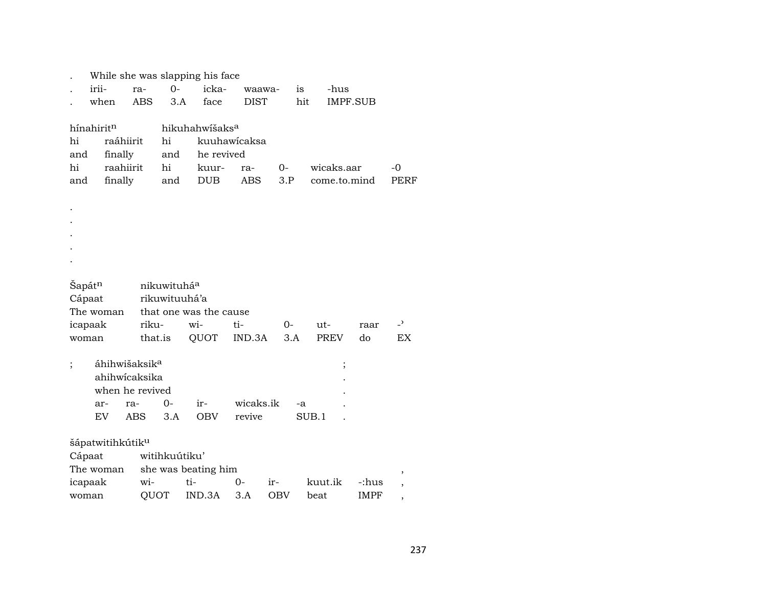| . | While she was slapping his face | | | | | |
|---|---|---|---|---|---|---|
| . | irii- | ra- | 0- | icka- | waawa- | is | -hus |
| . | when | ABS | 3.A | face | DIST | hit | IMPF.SUB |

| hínahirit$^{n}$ | | hikuhahwíšaks$^{a}$ | | | | | |
|---|---|---|---|---|---|---|---|
| hi | raáhiirit | hi | kuuhawícaksa | | | | |
| and | finally | and | he revived | | | | |
| hi | raahiirit | hi | kuur- | ra- | 0- | wicaks.aar | -0 |
| and | finally | and | DUB | ABS | 3.P | come.to.mind | PERF |

.
.
.
.
.

| Šapát$^{n}$ | nikuwituhá$^{a}$ | | | | | | |
|---|---|---|---|---|---|---|---|
| Cápaat | rikuwituuhá'a | | | | | | |
| The woman | that one was the cause | | | | | | |
| icapaak | riku- | wi- | ti- | 0- | ut- | raar | -ʾ |
| woman | that.is | QUOT | IND.3A | 3.A | PREV | do | EX |

| ; | áhihwišaksik$^{a}$ | | | | | ; |
|---|---|---|---|---|---|---|
| | ahihwícaksika | | | | | . |
| | when he revived | | | | | . |
| | ar- | ra- | 0- | ir- | wicaks.ik | -a | . |
| | EV | ABS | 3.A | OBV | revive | SUB.1 | . |

| šápatwitihkútik$^{u}$ | | | | | | | |
|---|---|---|---|---|---|---|---|
| Cápaat | witihkuútiku' | | | | | | |
| The woman | she was beating him | | | | | | , |
| icapaak | wi- | ti- | 0- | ir- | kuut.ik | -:hus | , |
| woman | QUOT | IND.3A | 3.A | OBV | beat | IMPF | , |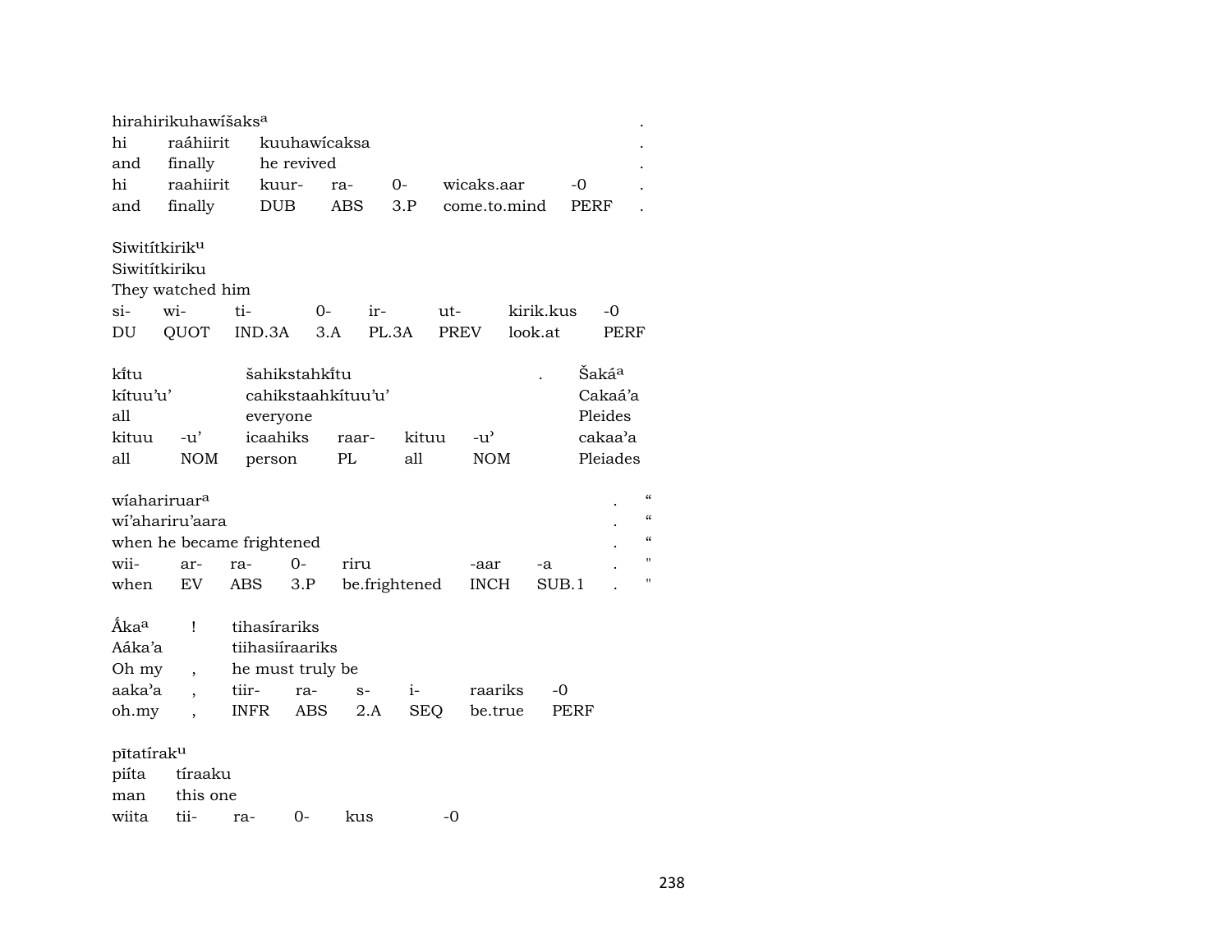| hirahirikuhawíšaks[a] | | | | | | . |
|---|---|---|---|---|---|---|
| hi | raáhiirit | kuuhawícaksa | | | | . |
| and | finally | he revived | | | | . |
| hi | raahiirit | kuur- | ra- | 0- | wicaks.aar | -0 | . |
| and | finally | DUB | ABS | 3.P | come.to.mind | PERF | . |

| Siwitítkirik[u] | | | | | | | |
|---|---|---|---|---|---|---|---|
| Siwitítkiriku | | | | | | | |
| They watched him | | | | | | | |
| si- | wi- | ti- | 0- | ir- | ut- | kirik.kus | -0 |
| DU | QUOT | IND.3A | 3.A | PL.3A | PREV | look.at | PERF |

| kĩtu | | šahikstahkĩtu | | | | . | Šaká[a] |
|---|---|---|---|---|---|---|---|
| kítuu'u' | | cahikstaahkítuu'u' | | | | | Cakaá'a |
| all | | everyone | | | | | Pleides |
| kituu | -u' | icaahiks | raar- | kituu | -u' | | cakaa'a |
| all | NOM | person | PL | all | NOM | | Pleiades |

| wíahariruar[a] | | | | | | | . | " |
|---|---|---|---|---|---|---|---|---|
| wí'ahariru'aara | | | | | | | . | " |
| when he became frightened | | | | | | | . | " |
| wii- | ar- | ra- | 0- | riru | -aar | -a | . | " |
| when | EV | ABS | 3.P | be.frightened | INCH | SUB.1 | . | " |

| Ấka[a] | ! | tihasírariks | | | | |
|---|---|---|---|---|---|---|
| Aáka'a | | tiihasiíraariks | | | | |
| Oh my | , | he must truly be | | | | |
| aaka'a | , | tiir- | ra- | s- | i- | raariks | -0 |
| oh.my | , | INFR | ABS | 2.A | SEQ | be.true | PERF |

| pĩtatírak[u] | | | | | |
|---|---|---|---|---|---|
| piíta | tíraaku | | | | |
| man | this one | | | | |
| wiita | tii- | ra- | 0- | kus | -0 |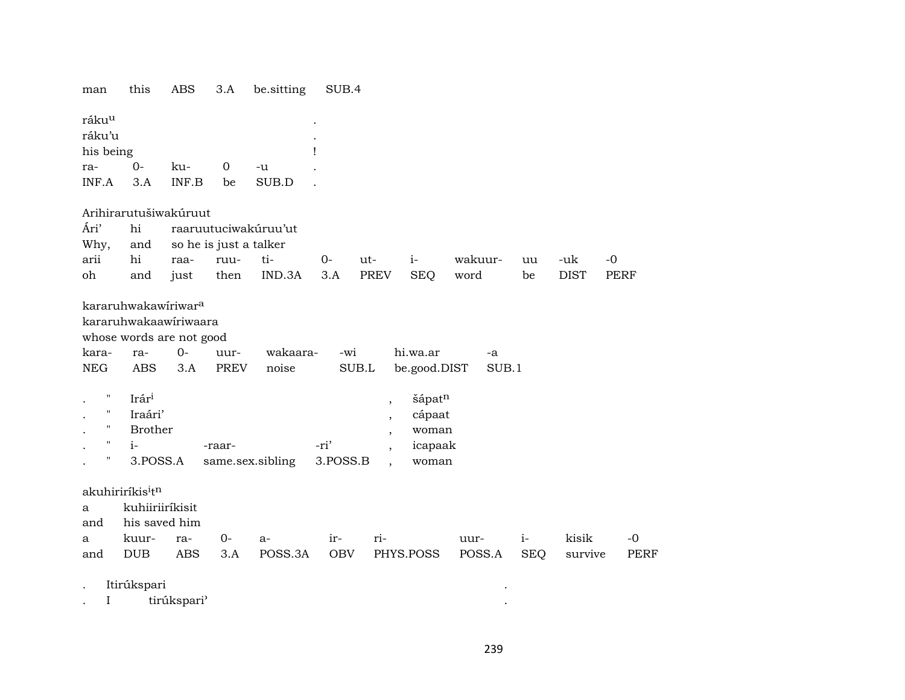man this ABS 3.A be.sitting SUB.4

ráku$^{u}$ .
ráku'u .
his being !
ra- 0- ku- 0 -u .
INF.A 3.A INF.B be SUB.D .

Arihirarutušiwakúruut
Ári' hi raaruutuciwakúruu'ut
Why, and so he is just a talker
arii hi raa- ruu- ti- 0- ut- i- wakuur- uu -uk -0
oh and just then IND.3A 3.A PREV SEQ word be DIST PERF

kararuhwakawíriwar$^{a}$
kararuhwakaawíriwaara
whose words are not good
kara- ra- 0- uur- wakaara- -wi hi.wa.ar -a
NEG ABS 3.A PREV noise SUB.L be.good.DIST SUB.1

. " Irár$^{i}$ , šápat$^{n}$
. " Iraári' , cápaat
. " Brother , woman
. " i- -raar- -ri' , icapaak
. " 3.POSS.A same.sex.sibling 3.POSS.B , woman

akuhiriríkis$^{i}$t$^{n}$
a kuhiiriiríkisit
and his saved him
a kuur- ra- 0- a- ir- ri- uur- i- kisik -0
and DUB ABS 3.A POSS.3A OBV PHYS.POSS POSS.A SEQ survive PERF

. Itirúkspari .
. I tirúkspari' .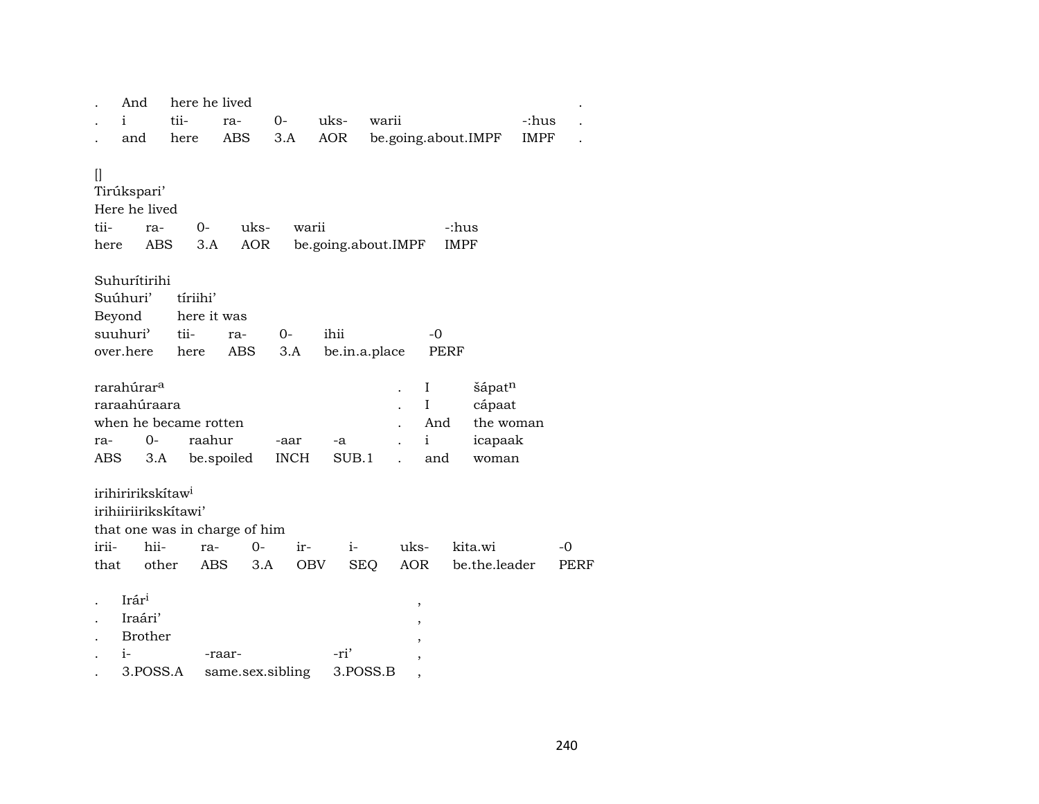| . | And | here he lived | | | | | . |
|---|---|---|---|---|---|---|---|
| . | i | tii- | ra- | 0- | uks- | warii | -:hus | . |
| . | and | here | ABS | 3.A | AOR | be.going.about.IMPF | IMPF | . |

[]
Tirúkspari'
Here he lived

| tii- | ra- | 0- | uks- | warii | -:hus |
|---|---|---|---|---|---|
| here | ABS | 3.A | AOR | be.going.about.IMPF | IMPF |

Suhurítirihi
Suúhuri' tíriihi'
Beyond here it was

| suuhuri' | tii- | ra- | 0- | ihii | -0 |
|---|---|---|---|---|---|
| over.here | here | ABS | 3.A | be.in.a.place | PERF |

| rarahúrar[a] | | | | | . | I | šápat[n] |
|---|---|---|---|---|---|---|---|
| raraahúraara | | | | | . | I | cápaat |
| when he became rotten | | | | | . | And | the woman |
| ra- | 0- | raahur | -aar | -a | . | i | icapaak |
| ABS | 3.A | be.spoiled | INCH | SUB.1 | . | and | woman |

irihiririkskítaw[i]
irihiiriirikskítawi'
that one was in charge of him

| irii- | hii- | ra- | 0- | ir- | i- | uks- | kita.wi | -0 |
|---|---|---|---|---|---|---|---|---|
| that | other | ABS | 3.A | OBV | SEQ | AOR | be.the.leader | PERF |

| . | Irár[i] | | | , |
|---|---|---|---|---|
| . | Iraári' | | | , |
| . | Brother | | | , |
| . | i- | -raar- | -ri' | , |
| . | 3.POSS.A | same.sex.sibling | 3.POSS.B | , |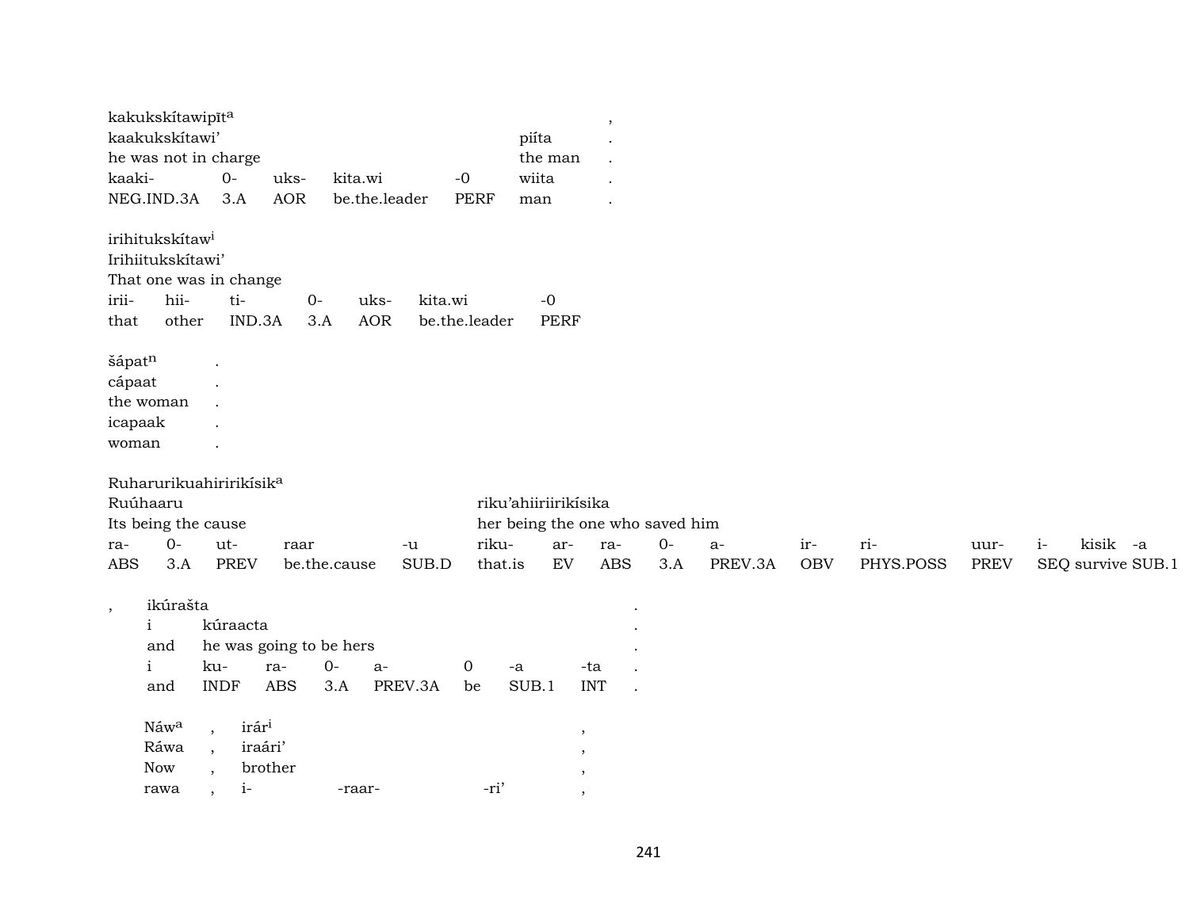| kakukskítawipīt[a] | | | | | | , |
|---|---|---|---|---|---|---|
| kaakukskítawi' | | | | | piíta | . |
| he was not in charge | | | | | the man | . |
| kaaki- | 0- | uks- | kita.wi | -0 | wiita | . |
| NEG.IND.3A | 3.A | AOR | be.the.leader | PERF | man | . |

| irihitukskítaw[i] | | | | | | |
|---|---|---|---|---|---|---|
| Irihiitukskítawi' | | | | | | |
| That one was in change | | | | | | |
| irii- | hii- | ti- | 0- | uks- | kita.wi | -0 |
| that | other | IND.3A | 3.A | AOR | be.the.leader | PERF |

| šápat[n] | . |
|---|---|
| cápaat | . |
| the woman | . |
| icapaak | . |
| woman | . |

| Ruharurikuahiririkísik[a] | | | | | | | | | | | | | | |
|---|---|---|---|---|---|---|---|---|---|---|---|---|---|---|
| Ruúhaaru | | | | | riku'ahiiriirikísika | | | | | | | | | |
| Its being the cause | | | | | her being the one who saved him | | | | | | | | | |
| ra- | 0- | ut- | raar | -u | riku- | ar- | ra- | 0- | a- | ir- | ri- | uur- | i- kisik | -a |
| ABS | 3.A | PREV | be.the.cause | SUB.D | that.is | EV | ABS | 3.A | PREV.3A | OBV | PHYS.POSS | PREV | SEQ survive | SUB.1 |

| , | ikúrašta | | | | | | | . |
|---|---|---|---|---|---|---|---|---|
| | i | kúraacta | | | | | | . |
| | and | he was going to be hers | | | | | | . |
| | i | ku- | ra- | 0- | a- | 0 | -a | -ta | . |
| | and | INDF | ABS | 3.A | PREV.3A | be | SUB.1 | INT | . |

| Náw[a] | , | irár[i] | | | , |
|---|---|---|---|---|---|
| Ráwa | , | iraári' | | | , |
| Now | , | brother | | | , |
| rawa | , | i- | -raar- | -ri' | , |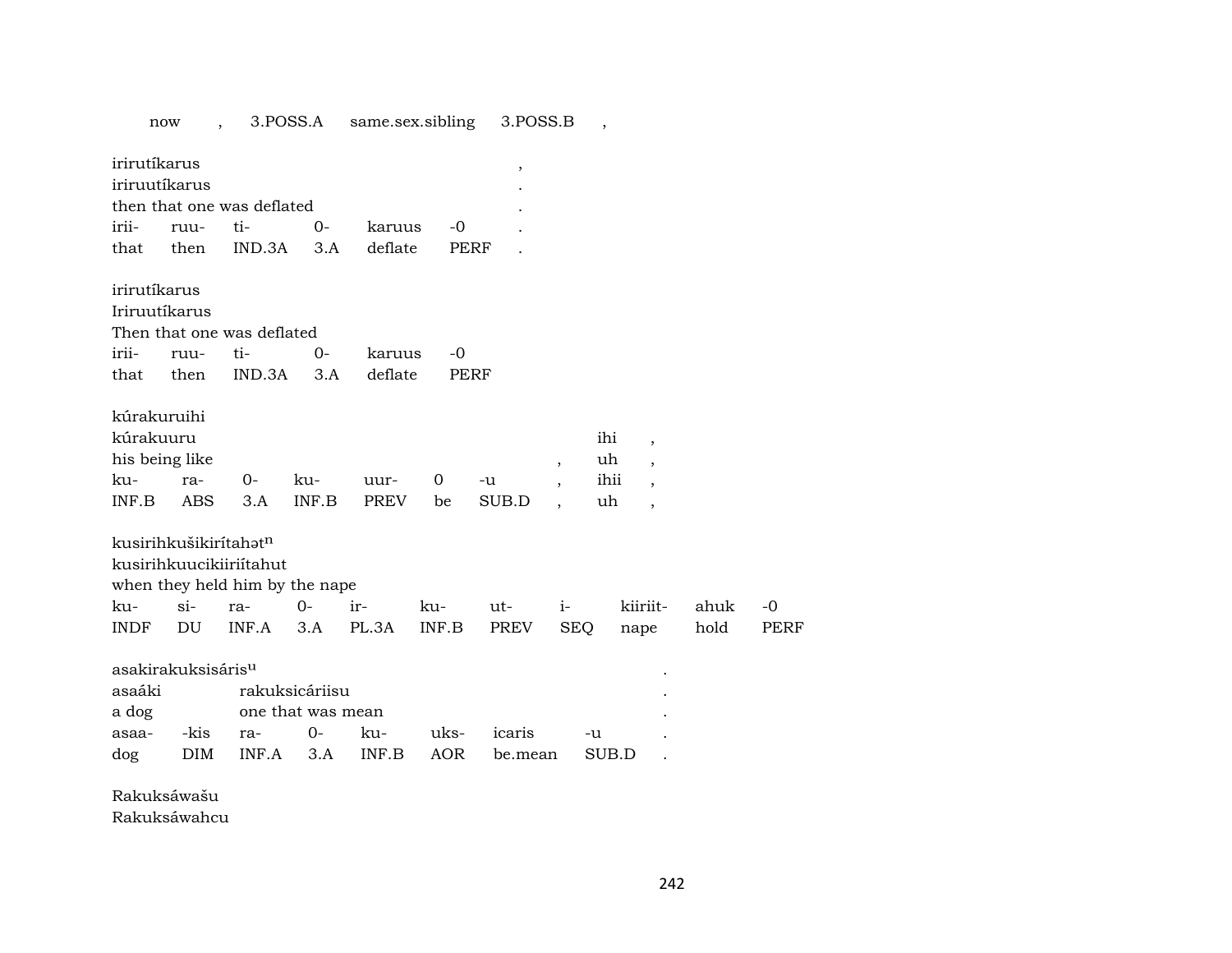now , 3.POSS.A same.sex.sibling 3.POSS.B ,

irirutíkarus ,
iriruutíkarus .
then that one was deflated .

| irii- | ruu- | ti- | 0- | karuus | -0 | . |
|---|---|---|---|---|---|---|
| that | then | IND.3A | 3.A | deflate | PERF | . |

irirutíkarus
Iriruutíkarus
Then that one was deflated

| irii- | ruu- | ti- | 0- | karuus | -0 |
|---|---|---|---|---|---|
| that | then | IND.3A | 3.A | deflate | PERF |

kúrakuruihi
kúrakuuru ihi ,
his being like , uh ,

| ku- | ra- | 0- | ku- | uur- | 0 | -u | , | ihii | , |
|---|---|---|---|---|---|---|---|---|---|
| INF.B | ABS | 3.A | INF.B | PREV | be | SUB.D | , | uh | , |

kusirihkušikirítahət$^{n}$
kusirihkuucikiiriítahut
when they held him by the nape

| ku- | si- | ra- | 0- | ir- | ku- | ut- | i- | kiiriit- | ahuk | -0 |
|---|---|---|---|---|---|---|---|---|---|---|
| INDF | DU | INF.A | 3.A | PL.3A | INF.B | PREV | SEQ | nape | hold | PERF |

asakirakuksisáris$^{u}$ .
asaáki rakuksicáriisu .
a dog one that was mean .

| asaa- | -kis | ra- | 0- | ku- | uks- | icaris | -u | . |
|---|---|---|---|---|---|---|---|---|
| dog | DIM | INF.A | 3.A | INF.B | AOR | be.mean | SUB.D | . |

Rakuksáwašu
Rakuksáwahcu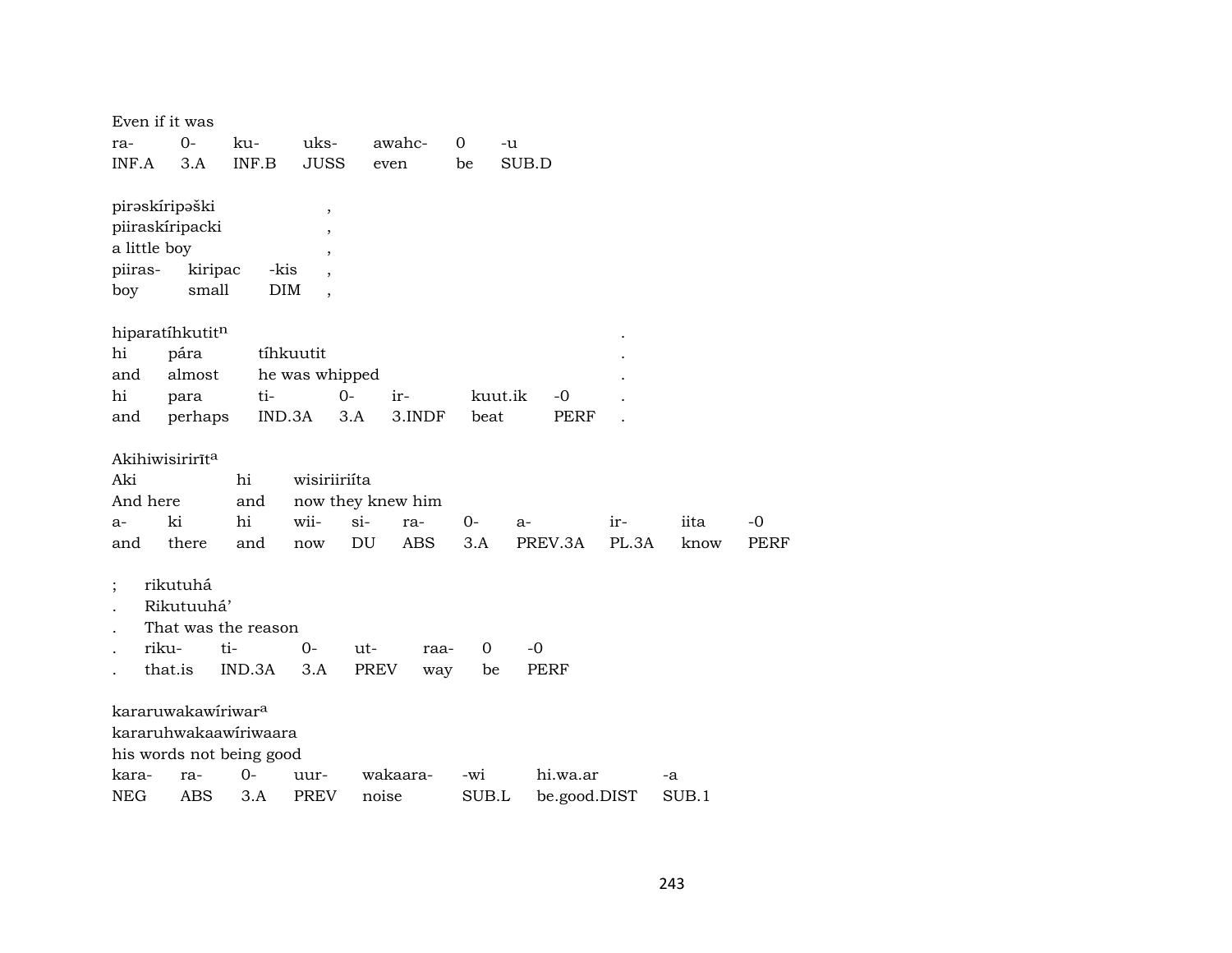Even if it was

| ra- | 0- | ku- | uks- | awahc- | 0 | -u |
|---|---|---|---|---|---|---|
| INF.A | 3.A | INF.B | JUSS | even | be | SUB.D |

pirəskíripəški ,
piiraskíripacki ,
a little boy ,

| piiras- | kiripac | -kis | , |
|---|---|---|---|
| boy | small | DIM | , |

hiparatíhkutit[n] .

| hi | pára | tíhkuutit | | | | | . |
|---|---|---|---|---|---|---|---|
| and | almost | he was whipped | | | | | . |
| hi | para | ti- | 0- | ir- | kuut.ik | -0 | . |
| and | perhaps | IND.3A | 3.A | 3.INDF | beat | PERF | . |

Akihiwisirirīt[a]

| Aki | | hi | wisiriiriíta | | | | | | | |
|---|---|---|---|---|---|---|---|---|---|---|
| And here | | and | now they knew him | | | | | | | |
| a- | ki | hi | wii- | si- | ra- | 0- | a- | ir- | iita | -0 |
| and | there | and | now | DU | ABS | 3.A | PREV.3A | PL.3A | know | PERF |

; rikutuhá
. Rikutuuhá'
. That was the reason

| . | riku- | ti- | 0- | ut- | raa- | 0 | -0 |
|---|---|---|---|---|---|---|---|
| . | that.is | IND.3A | 3.A | PREV | way | be | PERF |

kararuwakawíriwar[a]
kararuhwakaawíriwaara
his words not being good

| kara- | ra- | 0- | uur- | wakaara- | -wi | hi.wa.ar | -a |
|---|---|---|---|---|---|---|---|
| NEG | ABS | 3.A | PREV | noise | SUB.L | be.good.DIST | SUB.1 |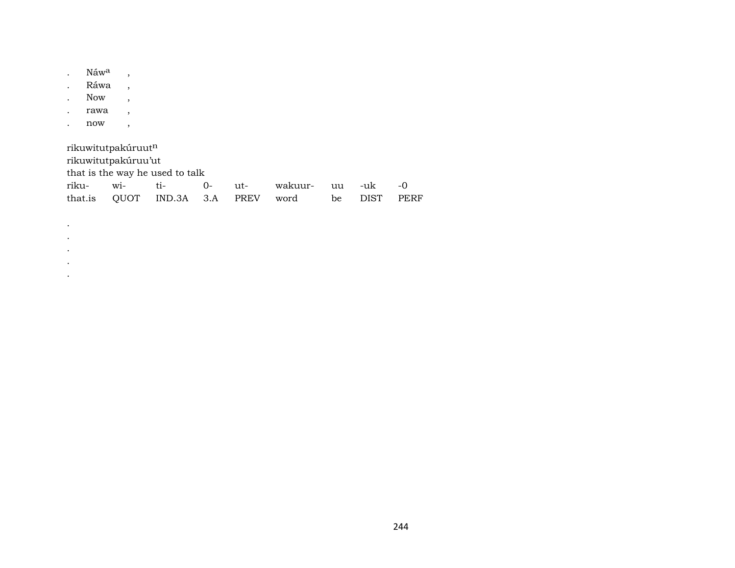. Náw[a] ,
. Ráwa ,
. Now ,
. rawa ,
. now ,

rikuwitutpakúruut[n]
rikuwitutpakúruu'ut
that is the way he used to talk

| | | | | | | | | |
|---|---|---|---|---|---|---|---|---|
| riku- | wi- | ti- | 0- | ut- | wakuur- | uu | -uk | -0 |
| that.is | QUOT | IND.3A | 3.A | PREV | word | be | DIST | PERF |

.
.
.
.
.